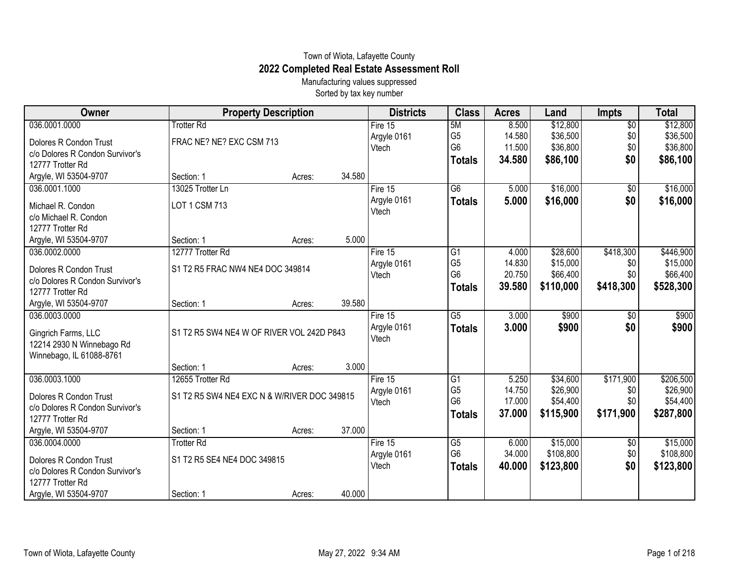Town of Wiota, Lafayette County

# 2022 Completed Real Estate Assessment Roll

Manufacturing values suppressed

Sorted by tax key number

| Owner | Property Description | Districts | Class | Acres | Land | Impts | Total |
|---|---|---|---|---|---|---|---|
| 036.0001.0000<br>Dolores R Condon Trust<br>c/o Dolores R Condon Survivor's<br>12777 Trotter Rd<br>Argyle, WI 53504-9707 | Trotter Rd<br>FRAC NE? NE? EXC CSM 713<br>Section: 1 Acres: 34.580 | Fire 15<br>Argyle 0161<br>Vtech | 5M<br>G5<br>G6<br>**Totals** | 8.500<br>14.580<br>11.500<br>**34.580** | $12,800<br>$36,500<br>$36,800<br>**$86,100** | $0<br>$0<br>$0<br>**$0** | $12,800<br>$36,500<br>$36,800<br>**$86,100** |
| 036.0001.1000<br>Michael R. Condon<br>c/o Michael R. Condon<br>12777 Trotter Rd<br>Argyle, WI 53504-9707 | 13025 Trotter Ln<br>LOT 1 CSM 713<br>Section: 1 Acres: 5.000 | Fire 15<br>Argyle 0161<br>Vtech | G6<br>**Totals** | 5.000<br>**5.000** | $16,000<br>**$16,000** | $0<br>**$0** | $16,000<br>**$16,000** |
| 036.0002.0000<br>Dolores R Condon Trust<br>c/o Dolores R Condon Survivor's<br>12777 Trotter Rd<br>Argyle, WI 53504-9707 | 12777 Trotter Rd<br>S1 T2 R5 FRAC NW4 NE4 DOC 349814<br>Section: 1 Acres: 39.580 | Fire 15<br>Argyle 0161<br>Vtech | G1<br>G5<br>G6<br>**Totals** | 4.000<br>14.830<br>20.750<br>**39.580** | $28,600<br>$15,000<br>$66,400<br>**$110,000** | $418,300<br>$0<br>$0<br>**$418,300** | $446,900<br>$15,000<br>$66,400<br>**$528,300** |
| 036.0003.0000<br>Gingrich Farms, LLC<br>12214 2930 N Winnebago Rd<br>Winnebago, IL 61088-8761 | S1 T2 R5 SW4 NE4 W OF RIVER VOL 242D P843<br>Section: 1 Acres: 3.000 | Fire 15<br>Argyle 0161<br>Vtech | G5<br>**Totals** | 3.000<br>**3.000** | $900<br>**$900** | $0<br>**$0** | $900<br>**$900** |
| 036.0003.1000<br>Dolores R Condon Trust<br>c/o Dolores R Condon Survivor's<br>12777 Trotter Rd<br>Argyle, WI 53504-9707 | 12655 Trotter Rd<br>S1 T2 R5 SW4 NE4 EXC N & W/RIVER DOC 349815<br>Section: 1 Acres: 37.000 | Fire 15<br>Argyle 0161<br>Vtech | G1<br>G5<br>G6<br>**Totals** | 5.250<br>14.750<br>17.000<br>**37.000** | $34,600<br>$26,900<br>$54,400<br>**$115,900** | $171,900<br>$0<br>$0<br>**$171,900** | $206,500<br>$26,900<br>$54,400<br>**$287,800** |
| 036.0004.0000<br>Dolores R Condon Trust<br>c/o Dolores R Condon Survivor's<br>12777 Trotter Rd<br>Argyle, WI 53504-9707 | Trotter Rd<br>S1 T2 R5 SE4 NE4 DOC 349815<br>Section: 1 Acres: 40.000 | Fire 15<br>Argyle 0161<br>Vtech | G5<br>G6<br>**Totals** | 6.000<br>34.000<br>**40.000** | $15,000<br>$108,800<br>**$123,800** | $0<br>$0<br>**$0** | $15,000<br>$108,800<br>**$123,800** |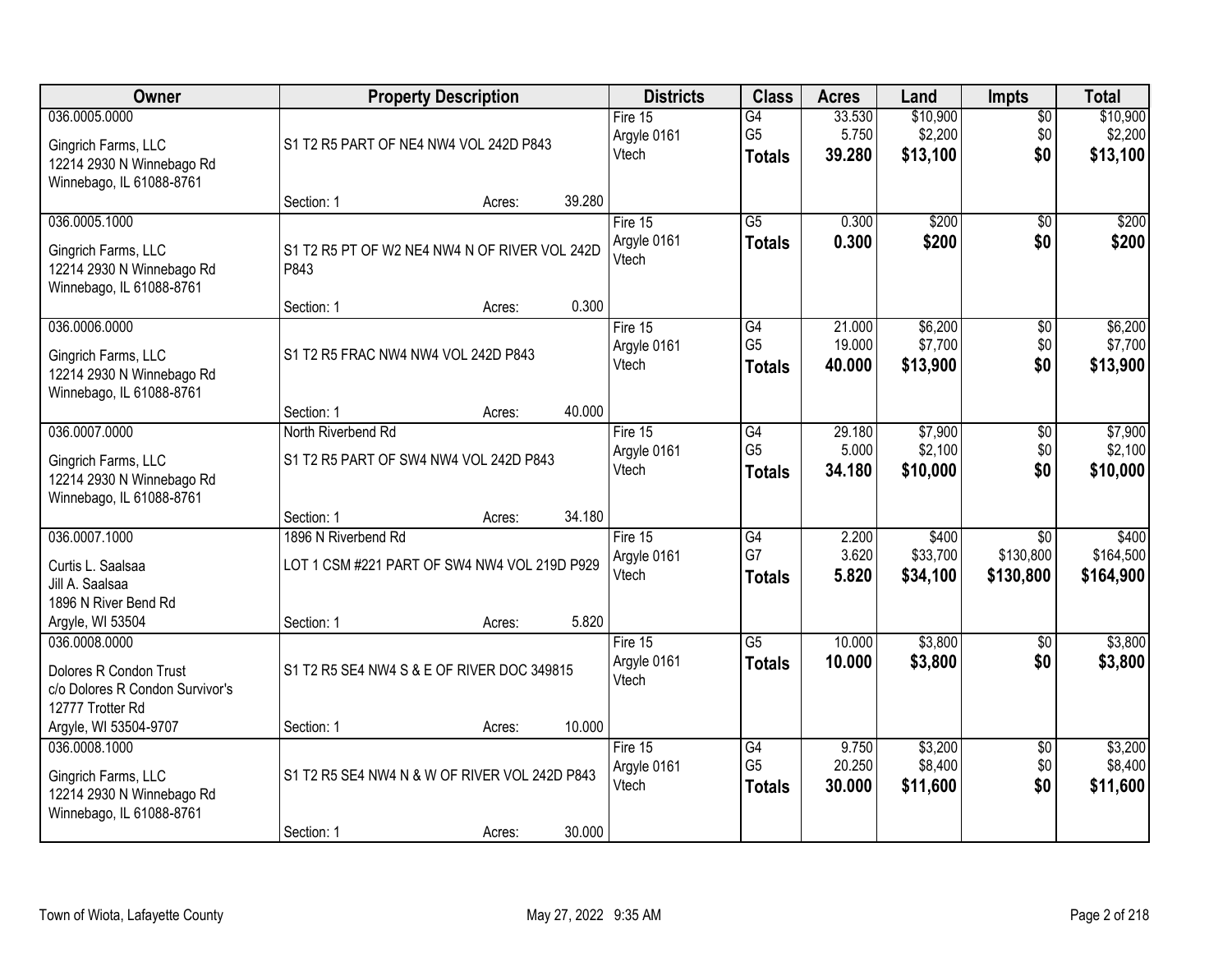| Owner | Property Description | Districts | Class | Acres | Land | Impts | Total |
|---|---|---|---|---|---|---|---|
| 036.0005.0000<br>Gingrich Farms, LLC<br>12214 2930 N Winnebago Rd<br>Winnebago, IL 61088-8761 | S1 T2 R5 PART OF NE4 NW4 VOL 242D P843<br>Section: 1 Acres: 39.280 | Fire 15<br>Argyle 0161<br>Vtech | G4<br>G5<br>**Totals** | 33.530<br>5.750<br>**39.280** | $10,900<br>$2,200<br>**$13,100** | $0<br>$0<br>**$0** | $10,900<br>$2,200<br>**$13,100** |
| 036.0005.1000<br>Gingrich Farms, LLC<br>12214 2930 N Winnebago Rd<br>Winnebago, IL 61088-8761 | S1 T2 R5 PT OF W2 NE4 NW4 N OF RIVER VOL 242D P843<br>Section: 1 Acres: 0.300 | Fire 15<br>Argyle 0161<br>Vtech | G5<br>**Totals** | 0.300<br>**0.300** | $200<br>**$200** | $0<br>**$0** | $200<br>**$200** |
| 036.0006.0000<br>Gingrich Farms, LLC<br>12214 2930 N Winnebago Rd<br>Winnebago, IL 61088-8761 | S1 T2 R5 FRAC NW4 NW4 VOL 242D P843<br>Section: 1 Acres: 40.000 | Fire 15<br>Argyle 0161<br>Vtech | G4<br>G5<br>**Totals** | 21.000<br>19.000<br>**40.000** | $6,200<br>$7,700<br>**$13,900** | $0<br>$0<br>**$0** | $6,200<br>$7,700<br>**$13,900** |
| 036.0007.0000<br>Gingrich Farms, LLC<br>12214 2930 N Winnebago Rd<br>Winnebago, IL 61088-8761 | North Riverbend Rd<br>S1 T2 R5 PART OF SW4 NW4 VOL 242D P843<br>Section: 1 Acres: 34.180 | Fire 15<br>Argyle 0161<br>Vtech | G4<br>G5<br>**Totals** | 29.180<br>5.000<br>**34.180** | $7,900<br>$2,100<br>**$10,000** | $0<br>$0<br>**$0** | $7,900<br>$2,100<br>**$10,000** |
| 036.0007.1000<br>Curtis L. Saalsaa<br>Jill A. Saalsaa<br>1896 N River Bend Rd<br>Argyle, WI 53504 | 1896 N Riverbend Rd<br>LOT 1 CSM #221 PART OF SW4 NW4 VOL 219D P929<br>Section: 1 Acres: 5.820 | Fire 15<br>Argyle 0161<br>Vtech | G4<br>G7<br>**Totals** | 2.200<br>3.620<br>**5.820** | $400<br>$33,700<br>**$34,100** | $0<br>$130,800<br>**$130,800** | $400<br>$164,500<br>**$164,900** |
| 036.0008.0000<br>Dolores R Condon Trust<br>c/o Dolores R Condon Survivor's<br>12777 Trotter Rd<br>Argyle, WI 53504-9707 | S1 T2 R5 SE4 NW4 S & E OF RIVER DOC 349815<br>Section: 1 Acres: 10.000 | Fire 15<br>Argyle 0161<br>Vtech | G5<br>**Totals** | 10.000<br>**10.000** | $3,800<br>**$3,800** | $0<br>**$0** | $3,800<br>**$3,800** |
| 036.0008.1000<br>Gingrich Farms, LLC<br>12214 2930 N Winnebago Rd<br>Winnebago, IL 61088-8761 | S1 T2 R5 SE4 NW4 N & W OF RIVER VOL 242D P843<br>Section: 1 Acres: 30.000 | Fire 15<br>Argyle 0161<br>Vtech | G4<br>G5<br>**Totals** | 9.750<br>20.250<br>**30.000** | $3,200<br>$8,400<br>**$11,600** | $0<br>$0<br>**$0** | $3,200<br>$8,400<br>**$11,600** |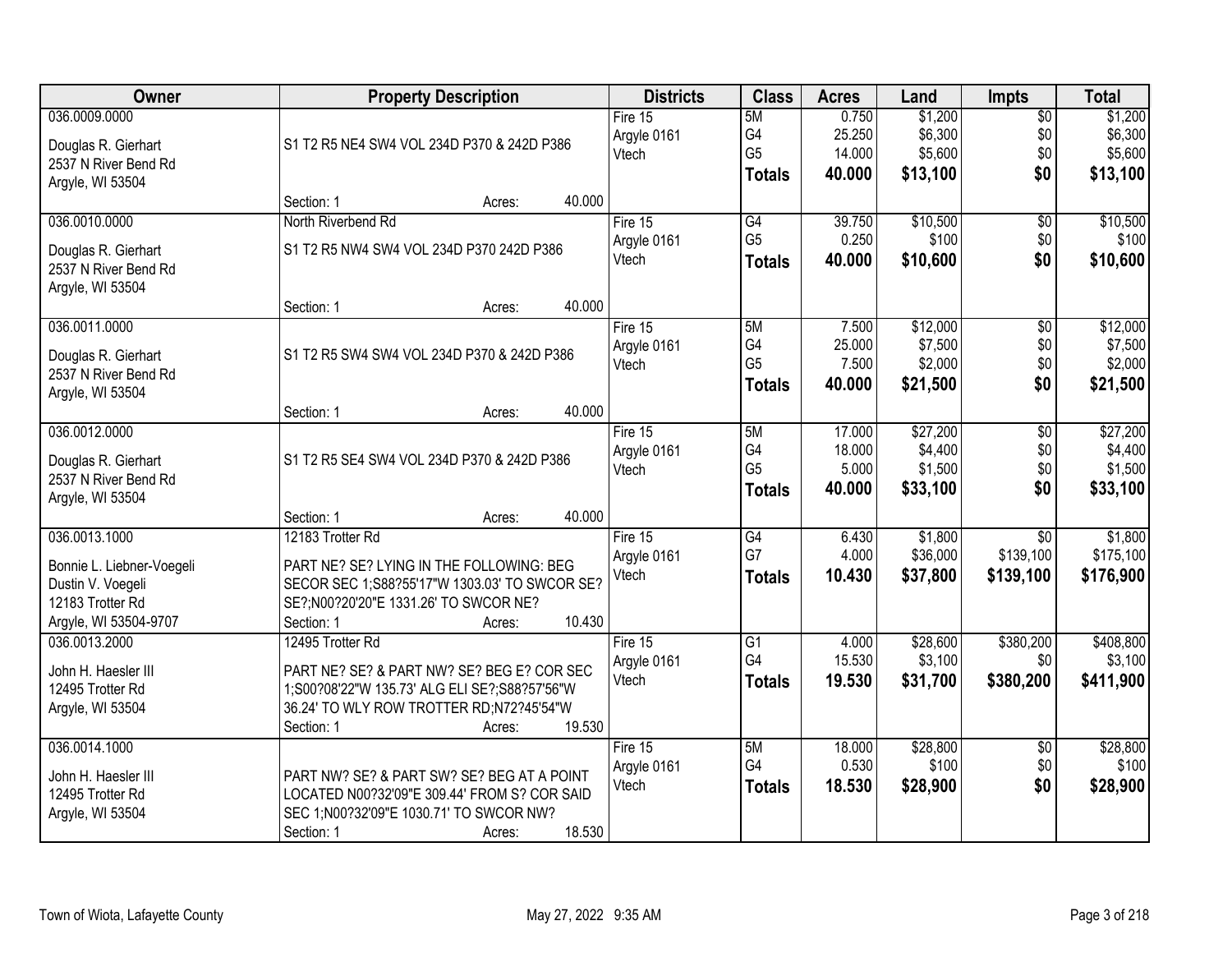| Owner | Property Description | Districts | Class | Acres | Land | Impts | Total |
|---|---|---|---|---|---|---|---|
| 036.0009.0000<br>Douglas R. Gierhart<br>2537 N River Bend Rd<br>Argyle, WI 53504 | S1 T2 R5 NE4 SW4 VOL 234D P370 & 242D P386<br>Section: 1 Acres: 40.000 | Fire 15<br>Argyle 0161<br>Vtech | 5M<br>G4<br>G5<br>**Totals** | 0.750<br>25.250<br>14.000<br>**40.000** | $1,200<br>$6,300<br>$5,600<br>**$13,100** | $0<br>$0<br>$0<br>**$0** | $1,200<br>$6,300<br>$5,600<br>**$13,100** |
| 036.0010.0000<br>Douglas R. Gierhart<br>2537 N River Bend Rd<br>Argyle, WI 53504 | North Riverbend Rd<br>S1 T2 R5 NW4 SW4 VOL 234D P370 242D P386<br>Section: 1 Acres: 40.000 | Fire 15<br>Argyle 0161<br>Vtech | G4<br>G5<br>**Totals** | 39.750<br>0.250<br>**40.000** | $10,500<br>$100<br>**$10,600** | $0<br>$0<br>**$0** | $10,500<br>$100<br>**$10,600** |
| 036.0011.0000<br>Douglas R. Gierhart<br>2537 N River Bend Rd<br>Argyle, WI 53504 | S1 T2 R5 SW4 SW4 VOL 234D P370 & 242D P386<br>Section: 1 Acres: 40.000 | Fire 15<br>Argyle 0161<br>Vtech | 5M<br>G4<br>G5<br>**Totals** | 7.500<br>25.000<br>7.500<br>**40.000** | $12,000<br>$7,500<br>$2,000<br>**$21,500** | $0<br>$0<br>$0<br>**$0** | $12,000<br>$7,500<br>$2,000<br>**$21,500** |
| 036.0012.0000<br>Douglas R. Gierhart<br>2537 N River Bend Rd<br>Argyle, WI 53504 | S1 T2 R5 SE4 SW4 VOL 234D P370 & 242D P386<br>Section: 1 Acres: 40.000 | Fire 15<br>Argyle 0161<br>Vtech | 5M<br>G4<br>G5<br>**Totals** | 17.000<br>18.000<br>5.000<br>**40.000** | $27,200<br>$4,400<br>$1,500<br>**$33,100** | $0<br>$0<br>$0<br>**$0** | $27,200<br>$4,400<br>$1,500<br>**$33,100** |
| 036.0013.1000<br>Bonnie L. Liebner-Voegeli<br>Dustin V. Voegeli<br>12183 Trotter Rd<br>Argyle, WI 53504-9707 | 12183 Trotter Rd<br>PART NE? SE? LYING IN THE FOLLOWING: BEG SECOR SEC 1;S88?55'17"W 1303.03' TO SWCOR SE? SE?;N00?20'20"E 1331.26' TO SWCOR NE?<br>Section: 1 Acres: 10.430 | Fire 15<br>Argyle 0161<br>Vtech | G4<br>G7<br>**Totals** | 6.430<br>4.000<br>**10.430** | $1,800<br>$36,000<br>**$37,800** | $0<br>$139,100<br>**$139,100** | $1,800<br>$175,100<br>**$176,900** |
| 036.0013.2000<br>John H. Haesler III<br>12495 Trotter Rd<br>Argyle, WI 53504 | 12495 Trotter Rd<br>PART NE? SE? & PART NW? SE? BEG E? COR SEC 1;S00?08'22"W 135.73' ALG ELI SE?;S88?57'56"W 36.24' TO WLY ROW TROTTER RD;N72?45'54"W<br>Section: 1 Acres: 19.530 | Fire 15<br>Argyle 0161<br>Vtech | G1<br>G4<br>**Totals** | 4.000<br>15.530<br>**19.530** | $28,600<br>$3,100<br>**$31,700** | $380,200<br>$0<br>**$380,200** | $408,800<br>$3,100<br>**$411,900** |
| 036.0014.1000<br>John H. Haesler III<br>12495 Trotter Rd<br>Argyle, WI 53504 | PART NW? SE? & PART SW? SE? BEG AT A POINT LOCATED N00?32'09"E 309.44' FROM S? COR SAID SEC 1;N00?32'09"E 1030.71' TO SWCOR NW?<br>Section: 1 Acres: 18.530 | Fire 15<br>Argyle 0161<br>Vtech | 5M<br>G4<br>**Totals** | 18.000<br>0.530<br>**18.530** | $28,800<br>$100<br>**$28,900** | $0<br>$0<br>**$0** | $28,800<br>$100<br>**$28,900** |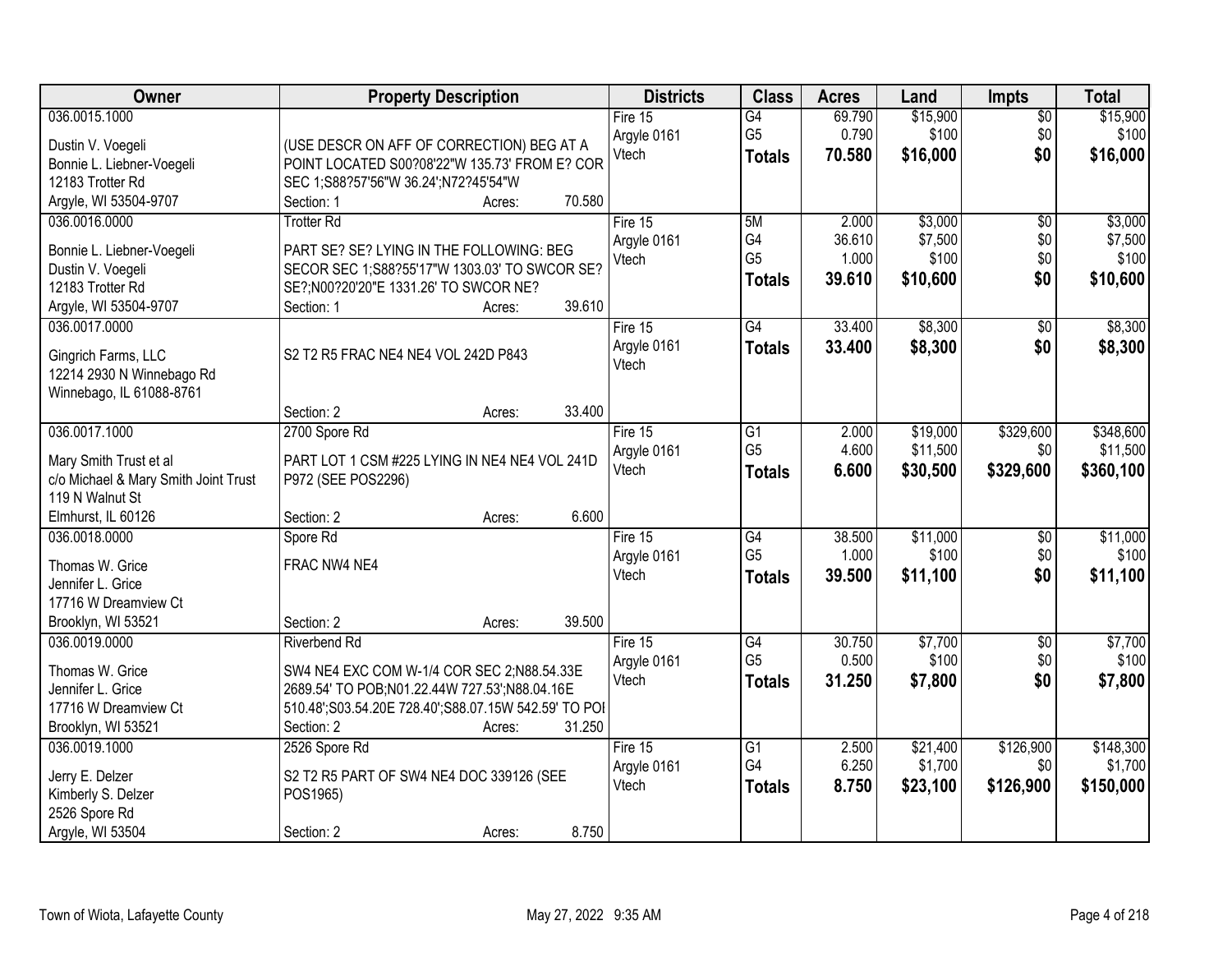| Owner | Property Description | Districts | Class | Acres | Land | Impts | Total |
|---|---|---|---|---|---|---|---|
| 036.0015.1000<br><br>Dustin V. Voegeli<br>Bonnie L. Liebner-Voegeli<br>12183 Trotter Rd<br>Argyle, WI 53504-9707 | (USE DESCR ON AFF OF CORRECTION) BEG AT A POINT LOCATED S00?08'22"W 135.73' FROM E? COR SEC 1;S88?57'56"W 36.24';N72?45'54"W<br>Section: 1 Acres: 70.580 | Fire 15<br>Argyle 0161<br>Vtech | G4<br>G5<br>**Totals** | 69.790<br>0.790<br>**70.580** | $15,900<br>$100<br>**$16,000** | $0<br>$0<br>**$0** | $15,900<br>$100<br>**$16,000** |
| 036.0016.0000<br><br>Bonnie L. Liebner-Voegeli<br>Dustin V. Voegeli<br>12183 Trotter Rd<br>Argyle, WI 53504-9707 | Trotter Rd<br><br>PART SE? SE? LYING IN THE FOLLOWING: BEG SECOR SEC 1;S88?55'17"W 1303.03' TO SWCOR SE? SE?;N00?20'20"E 1331.26' TO SWCOR NE?<br>Section: 1 Acres: 39.610 | Fire 15<br>Argyle 0161<br>Vtech | 5M<br>G4<br>G5<br>**Totals** | 2.000<br>36.610<br>1.000<br>**39.610** | $3,000<br>$7,500<br>$100<br>**$10,600** | $0<br>$0<br>$0<br>**$0** | $3,000<br>$7,500<br>$100<br>**$10,600** |
| 036.0017.0000<br><br>Gingrich Farms, LLC<br>12214 2930 N Winnebago Rd<br>Winnebago, IL 61088-8761 | S2 T2 R5 FRAC NE4 NE4 VOL 242D P843<br><br>Section: 2 Acres: 33.400 | Fire 15<br>Argyle 0161<br>Vtech | G4<br>**Totals** | 33.400<br>**33.400** | $8,300<br>**$8,300** | $0<br>**$0** | $8,300<br>**$8,300** |
| 036.0017.1000<br><br>Mary Smith Trust et al<br>c/o Michael & Mary Smith Joint Trust<br>119 N Walnut St<br>Elmhurst, IL 60126 | 2700 Spore Rd<br><br>PART LOT 1 CSM #225 LYING IN NE4 NE4 VOL 241D P972 (SEE POS2296)<br><br>Section: 2 Acres: 6.600 | Fire 15<br>Argyle 0161<br>Vtech | G1<br>G5<br>**Totals** | 2.000<br>4.600<br>**6.600** | $19,000<br>$11,500<br>**$30,500** | $329,600<br>$0<br>**$329,600** | $348,600<br>$11,500<br>**$360,100** |
| 036.0018.0000<br><br>Thomas W. Grice<br>Jennifer L. Grice<br>17716 W Dreamview Ct<br>Brooklyn, WI 53521 | Spore Rd<br><br>FRAC NW4 NE4<br><br>Section: 2 Acres: 39.500 | Fire 15<br>Argyle 0161<br>Vtech | G4<br>G5<br>**Totals** | 38.500<br>1.000<br>**39.500** | $11,000<br>$100<br>**$11,100** | $0<br>$0<br>**$0** | $11,000<br>$100<br>**$11,100** |
| 036.0019.0000<br><br>Thomas W. Grice<br>Jennifer L. Grice<br>17716 W Dreamview Ct<br>Brooklyn, WI 53521 | Riverbend Rd<br><br>SW4 NE4 EXC COM W-1/4 COR SEC 2;N88.54.33E 2689.54' TO POB;N01.22.44W 727.53';N88.04.16E 510.48';S03.54.20E 728.40';S88.07.15W 542.59' TO POI<br>Section: 2 Acres: 31.250 | Fire 15<br>Argyle 0161<br>Vtech | G4<br>G5<br>**Totals** | 30.750<br>0.500<br>**31.250** | $7,700<br>$100<br>**$7,800** | $0<br>$0<br>**$0** | $7,700<br>$100<br>**$7,800** |
| 036.0019.1000<br><br>Jerry E. Delzer<br>Kimberly S. Delzer<br>2526 Spore Rd<br>Argyle, WI 53504 | 2526 Spore Rd<br><br>S2 T2 R5 PART OF SW4 NE4 DOC 339126 (SEE POS1965)<br><br>Section: 2 Acres: 8.750 | Fire 15<br>Argyle 0161<br>Vtech | G1<br>G4<br>**Totals** | 2.500<br>6.250<br>**8.750** | $21,400<br>$1,700<br>**$23,100** | $126,900<br>$0<br>**$126,900** | $148,300<br>$1,700<br>**$150,000** |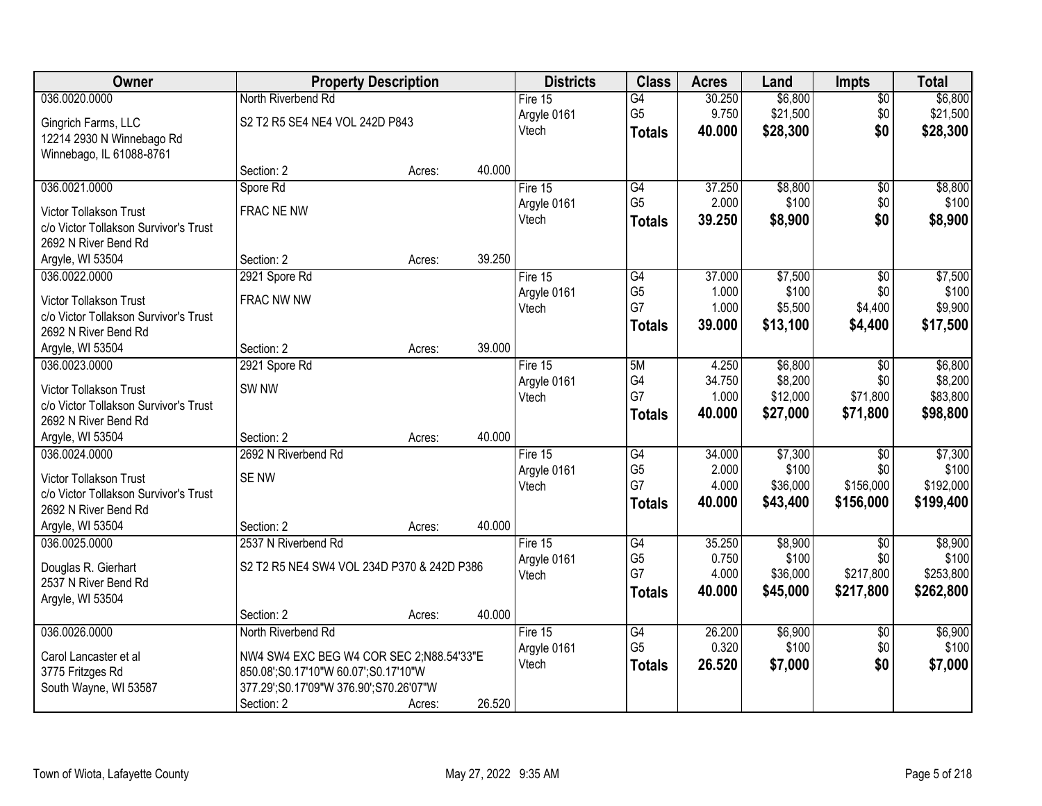| Owner | Property Description | | | Districts | Class | Acres | Land | Impts | Total |
|---|---|---|---|---|---|---|---|---|---|
| 036.0020.0000 | North Riverbend Rd | | | Fire 15 | G4 | 30.250 | $6,800 | $0 | $6,800 |
| Gingrich Farms, LLC | S2 T2 R5 SE4 NE4 VOL 242D P843 | | | Argyle 0161 | G5 | 9.750 | $21,500 | $0 | $21,500 |
| 12214 2930 N Winnebago Rd | | | | Vtech | **Totals** | **40.000** | **$28,300** | **$0** | **$28,300** |
| Winnebago, IL 61088-8761 | | | | | | | | | |
| | Section: 2 | Acres: | 40.000 | | | | | | |
| 036.0021.0000 | Spore Rd | | | Fire 15 | G4 | 37.250 | $8,800 | $0 | $8,800 |
| Victor Tollakson Trust | FRAC NE NW | | | Argyle 0161 | G5 | 2.000 | $100 | $0 | $100 |
| c/o Victor Tollakson Survivor's Trust | | | | Vtech | **Totals** | **39.250** | **$8,900** | **$0** | **$8,900** |
| 2692 N River Bend Rd | | | | | | | | | |
| Argyle, WI 53504 | Section: 2 | Acres: | 39.250 | | | | | | |
| 036.0022.0000 | 2921 Spore Rd | | | Fire 15 | G4 | 37.000 | $7,500 | $0 | $7,500 |
| Victor Tollakson Trust | FRAC NW NW | | | Argyle 0161 | G5 | 1.000 | $100 | $0 | $100 |
| c/o Victor Tollakson Survivor's Trust | | | | Vtech | G7 | 1.000 | $5,500 | $4,400 | $9,900 |
| 2692 N River Bend Rd | | | | | **Totals** | **39.000** | **$13,100** | **$4,400** | **$17,500** |
| Argyle, WI 53504 | Section: 2 | Acres: | 39.000 | | | | | | |
| 036.0023.0000 | 2921 Spore Rd | | | Fire 15 | 5M | 4.250 | $6,800 | $0 | $6,800 |
| Victor Tollakson Trust | SW NW | | | Argyle 0161 | G4 | 34.750 | $8,200 | $0 | $8,200 |
| c/o Victor Tollakson Survivor's Trust | | | | Vtech | G7 | 1.000 | $12,000 | $71,800 | $83,800 |
| 2692 N River Bend Rd | | | | | **Totals** | **40.000** | **$27,000** | **$71,800** | **$98,800** |
| Argyle, WI 53504 | Section: 2 | Acres: | 40.000 | | | | | | |
| 036.0024.0000 | 2692 N Riverbend Rd | | | Fire 15 | G4 | 34.000 | $7,300 | $0 | $7,300 |
| Victor Tollakson Trust | SE NW | | | Argyle 0161 | G5 | 2.000 | $100 | $0 | $100 |
| c/o Victor Tollakson Survivor's Trust | | | | Vtech | G7 | 4.000 | $36,000 | $156,000 | $192,000 |
| 2692 N River Bend Rd | | | | | **Totals** | **40.000** | **$43,400** | **$156,000** | **$199,400** |
| Argyle, WI 53504 | Section: 2 | Acres: | 40.000 | | | | | | |
| 036.0025.0000 | 2537 N Riverbend Rd | | | Fire 15 | G4 | 35.250 | $8,900 | $0 | $8,900 |
| Douglas R. Gierhart | S2 T2 R5 NE4 SW4 VOL 234D P370 & 242D P386 | | | Argyle 0161 | G5 | 0.750 | $100 | $0 | $100 |
| 2537 N River Bend Rd | | | | Vtech | G7 | 4.000 | $36,000 | $217,800 | $253,800 |
| Argyle, WI 53504 | | | | | **Totals** | **40.000** | **$45,000** | **$217,800** | **$262,800** |
| | Section: 2 | Acres: | 40.000 | | | | | | |
| 036.0026.0000 | North Riverbend Rd | | | Fire 15 | G4 | 26.200 | $6,900 | $0 | $6,900 |
| Carol Lancaster et al | NW4 SW4 EXC BEG W4 COR SEC 2;N88.54'33"E 850.08';S0.17'10"W 60.07';S0.17'10"W 377.29';S0.17'09"W 376.90';S70.26'07"W | | | Argyle 0161 | G5 | 0.320 | $100 | $0 | $100 |
| 3775 Fritzges Rd | | | | Vtech | **Totals** | **26.520** | **$7,000** | **$0** | **$7,000** |
| South Wayne, WI 53587 | | | | | | | | | |
| | Section: 2 | Acres: | 26.520 | | | | | | |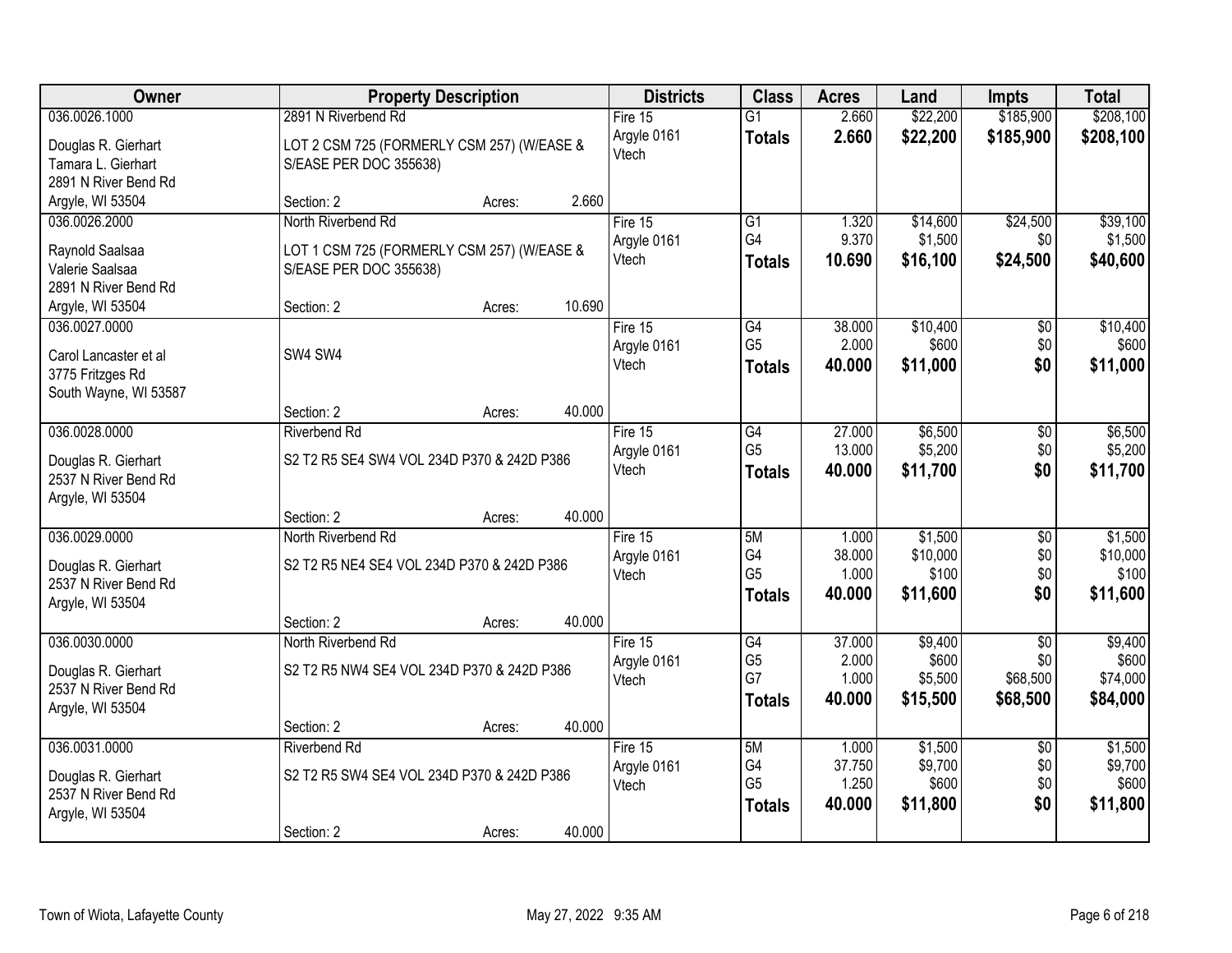| Owner | Property Description | Districts | Class | Acres | Land | Impts | Total |
|---|---|---|---|---|---|---|---|
| 036.0026.1000<br>Douglas R. Gierhart<br>Tamara L. Gierhart<br>2891 N River Bend Rd<br>Argyle, WI 53504 | 2891 N Riverbend Rd<br>LOT 2 CSM 725 (FORMERLY CSM 257) (W/EASE & S/EASE PER DOC 355638)<br>Section: 2 Acres: 2.660 | Fire 15<br>Argyle 0161<br>Vtech | G1<br>**Totals** | 2.660<br>**2.660** | \$22,200<br>**\$22,200** | \$185,900<br>**\$185,900** | \$208,100<br>**\$208,100** |
| 036.0026.2000<br>Raynold Saalsaa<br>Valerie Saalsaa<br>2891 N River Bend Rd<br>Argyle, WI 53504 | North Riverbend Rd<br>LOT 1 CSM 725 (FORMERLY CSM 257) (W/EASE & S/EASE PER DOC 355638)<br>Section: 2 Acres: 10.690 | Fire 15<br>Argyle 0161<br>Vtech | G1<br>G4<br>**Totals** | 1.320<br>9.370<br>**10.690** | \$14,600<br>\$1,500<br>**\$16,100** | \$24,500<br>\$0<br>**\$24,500** | \$39,100<br>\$1,500<br>**\$40,600** |
| 036.0027.0000<br>Carol Lancaster et al<br>3775 Fritzges Rd<br>South Wayne, WI 53587 | SW4 SW4<br>Section: 2 Acres: 40.000 | Fire 15<br>Argyle 0161<br>Vtech | G4<br>G5<br>**Totals** | 38.000<br>2.000<br>**40.000** | \$10,400<br>\$600<br>**\$11,000** | \$0<br>\$0<br>**\$0** | \$10,400<br>\$600<br>**\$11,000** |
| 036.0028.0000<br>Douglas R. Gierhart<br>2537 N River Bend Rd<br>Argyle, WI 53504 | Riverbend Rd<br>S2 T2 R5 SE4 SW4 VOL 234D P370 & 242D P386<br>Section: 2 Acres: 40.000 | Fire 15<br>Argyle 0161<br>Vtech | G4<br>G5<br>**Totals** | 27.000<br>13.000<br>**40.000** | \$6,500<br>\$5,200<br>**\$11,700** | \$0<br>\$0<br>**\$0** | \$6,500<br>\$5,200<br>**\$11,700** |
| 036.0029.0000<br>Douglas R. Gierhart<br>2537 N River Bend Rd<br>Argyle, WI 53504 | North Riverbend Rd<br>S2 T2 R5 NE4 SE4 VOL 234D P370 & 242D P386<br>Section: 2 Acres: 40.000 | Fire 15<br>Argyle 0161<br>Vtech | 5M<br>G4<br>G5<br>**Totals** | 1.000<br>38.000<br>1.000<br>**40.000** | \$1,500<br>\$10,000<br>\$100<br>**\$11,600** | \$0<br>\$0<br>\$0<br>**\$0** | \$1,500<br>\$10,000<br>\$100<br>**\$11,600** |
| 036.0030.0000<br>Douglas R. Gierhart<br>2537 N River Bend Rd<br>Argyle, WI 53504 | North Riverbend Rd<br>S2 T2 R5 NW4 SE4 VOL 234D P370 & 242D P386<br>Section: 2 Acres: 40.000 | Fire 15<br>Argyle 0161<br>Vtech | G4<br>G5<br>G7<br>**Totals** | 37.000<br>2.000<br>1.000<br>**40.000** | \$9,400<br>\$600<br>\$5,500<br>**\$15,500** | \$0<br>\$0<br>\$68,500<br>**\$68,500** | \$9,400<br>\$600<br>\$74,000<br>**\$84,000** |
| 036.0031.0000<br>Douglas R. Gierhart<br>2537 N River Bend Rd<br>Argyle, WI 53504 | Riverbend Rd<br>S2 T2 R5 SW4 SE4 VOL 234D P370 & 242D P386<br>Section: 2 Acres: 40.000 | Fire 15<br>Argyle 0161<br>Vtech | 5M<br>G4<br>G5<br>**Totals** | 1.000<br>37.750<br>1.250<br>**40.000** | \$1,500<br>\$9,700<br>\$600<br>**\$11,800** | \$0<br>\$0<br>\$0<br>**\$0** | \$1,500<br>\$9,700<br>\$600<br>**\$11,800** |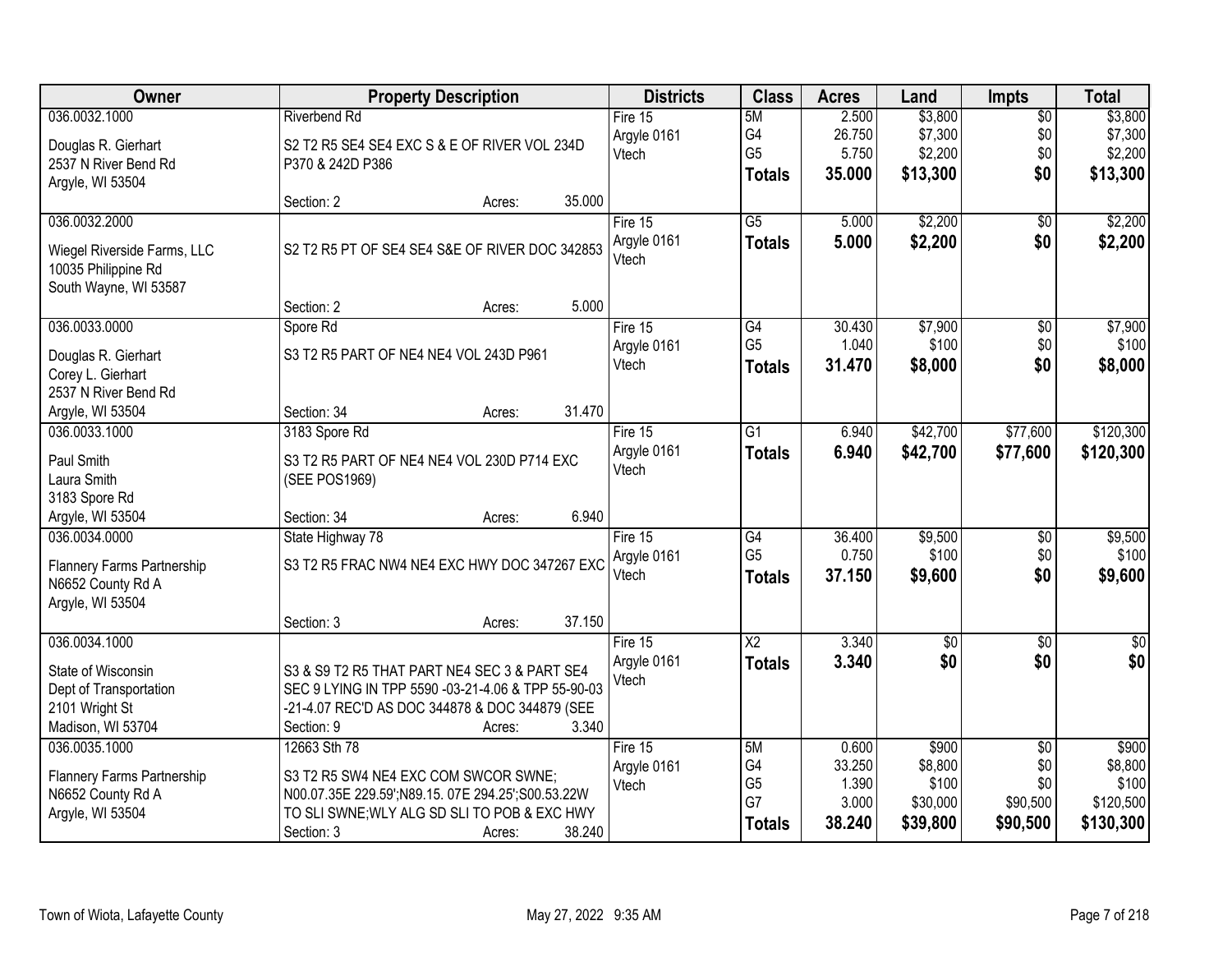| Owner | Property Description | Districts | Class | Acres | Land | Impts | Total |
|---|---|---|---|---|---|---|---|
| 036.0032.1000<br><br>Douglas R. Gierhart<br>2537 N River Bend Rd<br>Argyle, WI 53504 | Riverbend Rd<br><br>S2 T2 R5 SE4 SE4 EXC S & E OF RIVER VOL 234D P370 & 242D P386<br><br>Section: 2 Acres: 35.000 | Fire 15<br>Argyle 0161<br>Vtech | 5M<br>G4<br>G5<br>**Totals** | 2.500<br>26.750<br>5.750<br>**35.000** | $3,800<br>$7,300<br>$2,200<br>**$13,300** | $0<br>$0<br>$0<br>**$0** | $3,800<br>$7,300<br>$2,200<br>**$13,300** |
| 036.0032.2000<br><br>Wiegel Riverside Farms, LLC<br>10035 Philippine Rd<br>South Wayne, WI 53587 | S2 T2 R5 PT OF SE4 SE4 S&E OF RIVER DOC 342853<br><br>Section: 2 Acres: 5.000 | Fire 15<br>Argyle 0161<br>Vtech | G5<br>**Totals** | 5.000<br>**5.000** | $2,200<br>**$2,200** | $0<br>**$0** | $2,200<br>**$2,200** |
| 036.0033.0000<br><br>Douglas R. Gierhart<br>Corey L. Gierhart<br>2537 N River Bend Rd<br>Argyle, WI 53504 | Spore Rd<br><br>S3 T2 R5 PART OF NE4 NE4 VOL 243D P961<br><br>Section: 34 Acres: 31.470 | Fire 15<br>Argyle 0161<br>Vtech | G4<br>G5<br>**Totals** | 30.430<br>1.040<br>**31.470** | $7,900<br>$100<br>**$8,000** | $0<br>$0<br>**$0** | $7,900<br>$100<br>**$8,000** |
| 036.0033.1000<br><br>Paul Smith<br>Laura Smith<br>3183 Spore Rd<br>Argyle, WI 53504 | 3183 Spore Rd<br><br>S3 T2 R5 PART OF NE4 NE4 VOL 230D P714 EXC (SEE POS1969)<br><br>Section: 34 Acres: 6.940 | Fire 15<br>Argyle 0161<br>Vtech | G1<br>**Totals** | 6.940<br>**6.940** | $42,700<br>**$42,700** | $77,600<br>**$77,600** | $120,300<br>**$120,300** |
| 036.0034.0000<br><br>Flannery Farms Partnership<br>N6652 County Rd A<br>Argyle, WI 53504 | State Highway 78<br><br>S3 T2 R5 FRAC NW4 NE4 EXC HWY DOC 347267 EXC<br><br>Section: 3 Acres: 37.150 | Fire 15<br>Argyle 0161<br>Vtech | G4<br>G5<br>**Totals** | 36.400<br>0.750<br>**37.150** | $9,500<br>$100<br>**$9,600** | $0<br>$0<br>**$0** | $9,500<br>$100<br>**$9,600** |
| 036.0034.1000<br><br>State of Wisconsin<br>Dept of Transportation<br>2101 Wright St<br>Madison, WI 53704 | S3 & S9 T2 R5 THAT PART NE4 SEC 3 & PART SE4 SEC 9 LYING IN TPP 5590 -03-21-4.06 & TPP 55-90-03 -21-4.07 REC'D AS DOC 344878 & DOC 344879 (SEE<br>Section: 9 Acres: 3.340 | Fire 15<br>Argyle 0161<br>Vtech | X2<br>**Totals** | 3.340<br>**3.340** | $0<br>**$0** | $0<br>**$0** | $0<br>**$0** |
| 036.0035.1000<br><br>Flannery Farms Partnership<br>N6652 County Rd A<br>Argyle, WI 53504 | 12663 Sth 78<br><br>S3 T2 R5 SW4 NE4 EXC COM SWCOR SWNE; N00.07.35E 229.59';N89.15. 07E 294.25';S00.53.22W TO SLI SWNE;WLY ALG SD SLI TO POB & EXC HWY<br>Section: 3 Acres: 38.240 | Fire 15<br>Argyle 0161<br>Vtech | 5M<br>G4<br>G5<br>G7<br>**Totals** | 0.600<br>33.250<br>1.390<br>3.000<br>**38.240** | $900<br>$8,800<br>$100<br>$30,000<br>**$39,800** | $0<br>$0<br>$0<br>$90,500<br>**$90,500** | $900<br>$8,800<br>$100<br>$120,500<br>**$130,300** |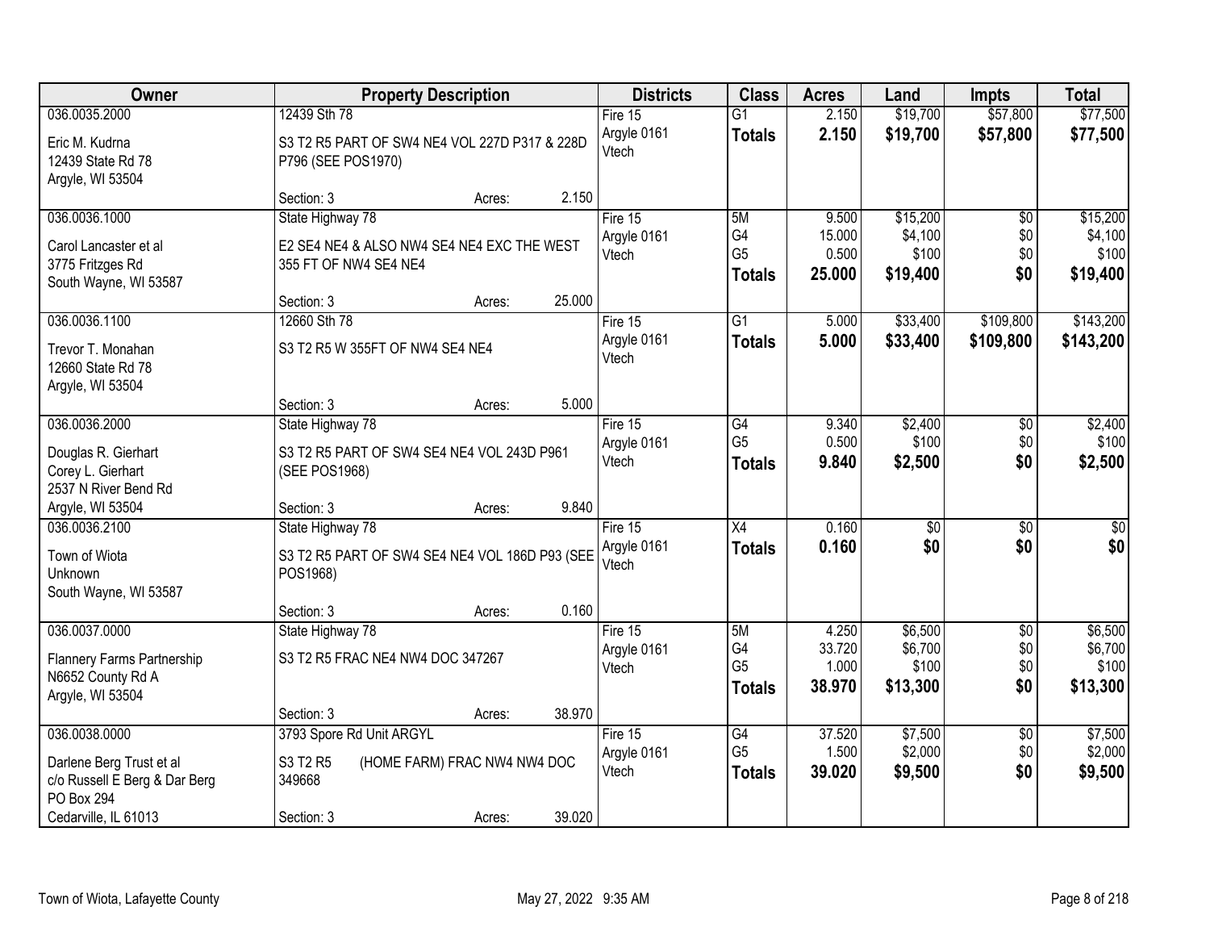| Owner | Property Description | Districts | Class | Acres | Land | Impts | Total |
|---|---|---|---|---|---|---|---|
| 036.0035.2000<br>Eric M. Kudrna<br>12439 State Rd 78<br>Argyle, WI 53504 | 12439 Sth 78<br>S3 T2 R5 PART OF SW4 NE4 VOL 227D P317 & 228D P796 (SEE POS1970)<br>Section: 3 Acres: 2.150 | Fire 15<br>Argyle 0161<br>Vtech | G1<br>**Totals** | 2.150<br>**2.150** | $19,700<br>**$19,700** | $57,800<br>**$57,800** | $77,500<br>**$77,500** |
| 036.0036.1000<br>Carol Lancaster et al<br>3775 Fritzges Rd<br>South Wayne, WI 53587 | State Highway 78<br>E2 SE4 NE4 & ALSO NW4 SE4 NE4 EXC THE WEST 355 FT OF NW4 SE4 NE4<br>Section: 3 Acres: 25.000 | Fire 15<br>Argyle 0161<br>Vtech | 5M<br>G4<br>G5<br>**Totals** | 9.500<br>15.000<br>0.500<br>**25.000** | $15,200<br>$4,100<br>$100<br>**$19,400** | $0<br>$0<br>$0<br>**$0** | $15,200<br>$4,100<br>$100<br>**$19,400** |
| 036.0036.1100<br>Trevor T. Monahan<br>12660 State Rd 78<br>Argyle, WI 53504 | 12660 Sth 78<br>S3 T2 R5 W 355FT OF NW4 SE4 NE4<br>Section: 3 Acres: 5.000 | Fire 15<br>Argyle 0161<br>Vtech | G1<br>**Totals** | 5.000<br>**5.000** | $33,400<br>**$33,400** | $109,800<br>**$109,800** | $143,200<br>**$143,200** |
| 036.0036.2000<br>Douglas R. Gierhart<br>Corey L. Gierhart<br>2537 N River Bend Rd<br>Argyle, WI 53504 | State Highway 78<br>S3 T2 R5 PART OF SW4 SE4 NE4 VOL 243D P961 (SEE POS1968)<br>Section: 3 Acres: 9.840 | Fire 15<br>Argyle 0161<br>Vtech | G4<br>G5<br>**Totals** | 9.340<br>0.500<br>**9.840** | $2,400<br>$100<br>**$2,500** | $0<br>$0<br>**$0** | $2,400<br>$100<br>**$2,500** |
| 036.0036.2100<br>Town of Wiota<br>Unknown<br>South Wayne, WI 53587 | State Highway 78<br>S3 T2 R5 PART OF SW4 SE4 NE4 VOL 186D P93 (SEE POS1968)<br>Section: 3 Acres: 0.160 | Fire 15<br>Argyle 0161<br>Vtech | X4<br>**Totals** | 0.160<br>**0.160** | $0<br>**$0** | $0<br>**$0** | $0<br>**$0** |
| 036.0037.0000<br>Flannery Farms Partnership<br>N6652 County Rd A<br>Argyle, WI 53504 | State Highway 78<br>S3 T2 R5 FRAC NE4 NW4 DOC 347267<br>Section: 3 Acres: 38.970 | Fire 15<br>Argyle 0161<br>Vtech | 5M<br>G4<br>G5<br>**Totals** | 4.250<br>33.720<br>1.000<br>**38.970** | $6,500<br>$6,700<br>$100<br>**$13,300** | $0<br>$0<br>$0<br>**$0** | $6,500<br>$6,700<br>$100<br>**$13,300** |
| 036.0038.0000<br>Darlene Berg Trust et al<br>c/o Russell E Berg & Dar Berg<br>PO Box 294<br>Cedarville, IL 61013 | 3793 Spore Rd Unit ARGYL<br>S3 T2 R5 (HOME FARM) FRAC NW4 NW4 DOC 349668<br>Section: 3 Acres: 39.020 | Fire 15<br>Argyle 0161<br>Vtech | G4<br>G5<br>**Totals** | 37.520<br>1.500<br>**39.020** | $7,500<br>$2,000<br>**$9,500** | $0<br>$0<br>**$0** | $7,500<br>$2,000<br>**$9,500** |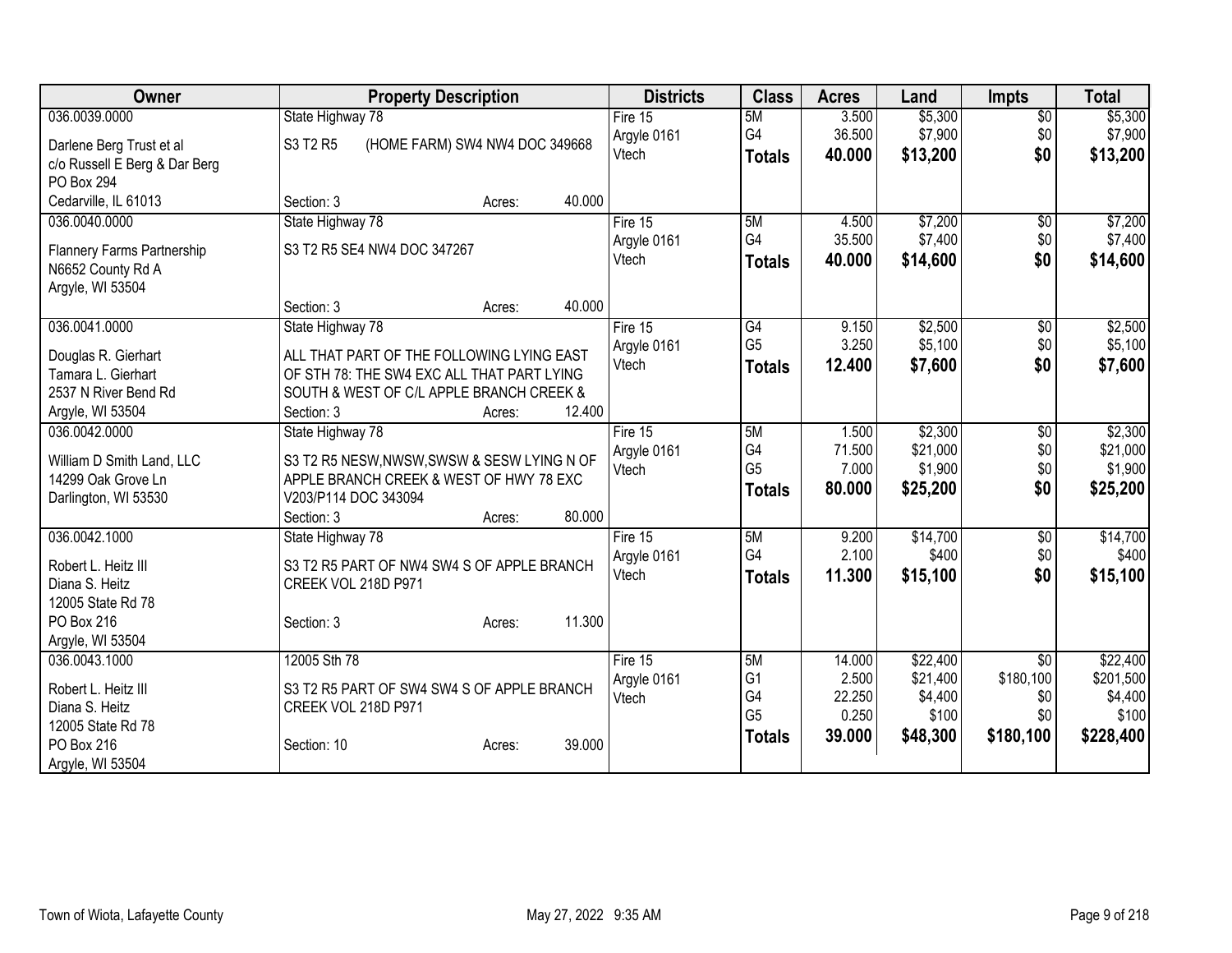| Owner | Property Description | | | Districts | Class | Acres | Land | Impts | Total |
|---|---|---|---|---|---|---|---|---|---|
| 036.0039.0000 | State Highway 78 | | | Fire 15 | 5M | 3.500 | $5,300 | $0 | $5,300 |
| Darlene Berg Trust et al | S3 T2 R5 (HOME FARM) SW4 NW4 DOC 349668 | | | Argyle 0161 | G4 | 36.500 | $7,900 | $0 | $7,900 |
| c/o Russell E Berg & Dar Berg | | | | Vtech | **Totals** | **40.000** | **$13,200** | **$0** | **$13,200** |
| PO Box 294 | | | | | | | | | |
| Cedarville, IL 61013 | Section: 3 | Acres: | 40.000 | | | | | | |
| 036.0040.0000 | State Highway 78 | | | Fire 15 | 5M | 4.500 | $7,200 | $0 | $7,200 |
| Flannery Farms Partnership | S3 T2 R5 SE4 NW4 DOC 347267 | | | Argyle 0161 | G4 | 35.500 | $7,400 | $0 | $7,400 |
| N6652 County Rd A | | | | Vtech | **Totals** | **40.000** | **$14,600** | **$0** | **$14,600** |
| Argyle, WI 53504 | | | | | | | | | |
| | Section: 3 | Acres: | 40.000 | | | | | | |
| 036.0041.0000 | State Highway 78 | | | Fire 15 | G4 | 9.150 | $2,500 | $0 | $2,500 |
| Douglas R. Gierhart | ALL THAT PART OF THE FOLLOWING LYING EAST | | | Argyle 0161 | G5 | 3.250 | $5,100 | $0 | $5,100 |
| Tamara L. Gierhart | OF STH 78: THE SW4 EXC ALL THAT PART LYING | | | Vtech | **Totals** | **12.400** | **$7,600** | **$0** | **$7,600** |
| 2537 N River Bend Rd | SOUTH & WEST OF C/L APPLE BRANCH CREEK & | | | | | | | | |
| Argyle, WI 53504 | Section: 3 | Acres: | 12.400 | | | | | | |
| 036.0042.0000 | State Highway 78 | | | Fire 15 | 5M | 1.500 | $2,300 | $0 | $2,300 |
| William D Smith Land, LLC | S3 T2 R5 NESW,NWSW,SWSW & SESW LYING N OF | | | Argyle 0161 | G4 | 71.500 | $21,000 | $0 | $21,000 |
| 14299 Oak Grove Ln | APPLE BRANCH CREEK & WEST OF HWY 78 EXC | | | Vtech | G5 | 7.000 | $1,900 | $0 | $1,900 |
| Darlington, WI 53530 | V203/P114 DOC 343094 | | | | **Totals** | **80.000** | **$25,200** | **$0** | **$25,200** |
| | Section: 3 | Acres: | 80.000 | | | | | | |
| 036.0042.1000 | State Highway 78 | | | Fire 15 | 5M | 9.200 | $14,700 | $0 | $14,700 |
| Robert L. Heitz III | S3 T2 R5 PART OF NW4 SW4 S OF APPLE BRANCH | | | Argyle 0161 | G4 | 2.100 | $400 | $0 | $400 |
| Diana S. Heitz | CREEK VOL 218D P971 | | | Vtech | **Totals** | **11.300** | **$15,100** | **$0** | **$15,100** |
| 12005 State Rd 78 | | | | | | | | | |
| PO Box 216 | Section: 3 | Acres: | 11.300 | | | | | | |
| Argyle, WI 53504 | | | | | | | | | |
| 036.0043.1000 | 12005 Sth 78 | | | Fire 15 | 5M | 14.000 | $22,400 | $0 | $22,400 |
| Robert L. Heitz III | S3 T2 R5 PART OF SW4 SW4 S OF APPLE BRANCH | | | Argyle 0161 | G1 | 2.500 | $21,400 | $180,100 | $201,500 |
| Diana S. Heitz | CREEK VOL 218D P971 | | | Vtech | G4 | 22.250 | $4,400 | $0 | $4,400 |
| 12005 State Rd 78 | | | | | G5 | 0.250 | $100 | $0 | $100 |
| PO Box 216 | Section: 10 | Acres: | 39.000 | | **Totals** | **39.000** | **$48,300** | **$180,100** | **$228,400** |
| Argyle, WI 53504 | | | | | | | | | |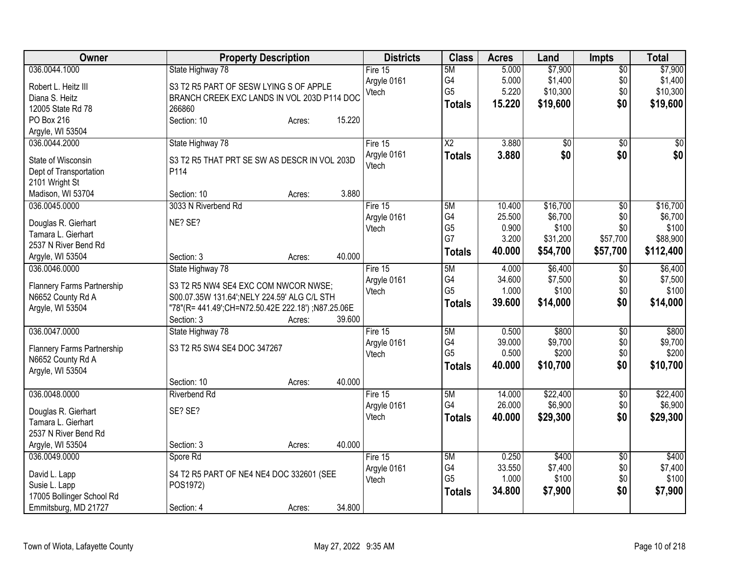| Owner | Property Description | Districts | Class | Acres | Land | Impts | Total |
|---|---|---|---|---|---|---|---|
| 036.0044.1000<br><br>Robert L. Heitz III<br>Diana S. Heitz<br>12005 State Rd 78<br>PO Box 216<br>Argyle, WI 53504 | State Highway 78<br><br>S3 T2 R5 PART OF SESW LYING S OF APPLE BRANCH CREEK EXC LANDS IN VOL 203D P114 DOC 266860<br>Section: 10 Acres: 15.220 | Fire 15<br>Argyle 0161<br>Vtech | 5M<br>G4<br>G5<br>**Totals** | 5.000<br>5.000<br>5.220<br>**15.220** | $7,900<br>$1,400<br>$10,300<br>**$19,600** | $0<br>$0<br>$0<br>**$0** | $7,900<br>$1,400<br>$10,300<br>**$19,600** |
| 036.0044.2000<br><br>State of Wisconsin<br>Dept of Transportation<br>2101 Wright St<br>Madison, WI 53704 | State Highway 78<br><br>S3 T2 R5 THAT PRT SE SW AS DESCR IN VOL 203D P114<br>Section: 10 Acres: 3.880 | Fire 15<br>Argyle 0161<br>Vtech | X2<br>**Totals** | 3.880<br>**3.880** | $0<br>**$0** | $0<br>**$0** | $0<br>**$0** |
| 036.0045.0000<br><br>Douglas R. Gierhart<br>Tamara L. Gierhart<br>2537 N River Bend Rd<br>Argyle, WI 53504 | 3033 N Riverbend Rd<br><br>NE? SE?<br>Section: 3 Acres: 40.000 | Fire 15<br>Argyle 0161<br>Vtech | 5M<br>G4<br>G5<br>G7<br>**Totals** | 10.400<br>25.500<br>0.900<br>3.200<br>**40.000** | $16,700<br>$6,700<br>$100<br>$31,200<br>**$54,700** | $0<br>$0<br>$0<br>$57,700<br>**$57,700** | $16,700<br>$6,700<br>$100<br>$88,900<br>**$112,400** |
| 036.0046.0000<br><br>Flannery Farms Partnership<br>N6652 County Rd A<br>Argyle, WI 53504 | State Highway 78<br><br>S3 T2 R5 NW4 SE4 EXC COM NWCOR NWSE; S00.07.35W 131.64';NELY 224.59' ALG C/L STH "78"(R= 441.49';CH=N72.50.42E 222.18') ;N87.25.06E<br>Section: 3 Acres: 39.600 | Fire 15<br>Argyle 0161<br>Vtech | 5M<br>G4<br>G5<br>**Totals** | 4.000<br>34.600<br>1.000<br>**39.600** | $6,400<br>$7,500<br>$100<br>**$14,000** | $0<br>$0<br>$0<br>**$0** | $6,400<br>$7,500<br>$100<br>**$14,000** |
| 036.0047.0000<br><br>Flannery Farms Partnership<br>N6652 County Rd A<br>Argyle, WI 53504 | State Highway 78<br><br>S3 T2 R5 SW4 SE4 DOC 347267<br>Section: 10 Acres: 40.000 | Fire 15<br>Argyle 0161<br>Vtech | 5M<br>G4<br>G5<br>**Totals** | 0.500<br>39.000<br>0.500<br>**40.000** | $800<br>$9,700<br>$200<br>**$10,700** | $0<br>$0<br>$0<br>**$0** | $800<br>$9,700<br>$200<br>**$10,700** |
| 036.0048.0000<br><br>Douglas R. Gierhart<br>Tamara L. Gierhart<br>2537 N River Bend Rd<br>Argyle, WI 53504 | Riverbend Rd<br><br>SE? SE?<br>Section: 3 Acres: 40.000 | Fire 15<br>Argyle 0161<br>Vtech | 5M<br>G4<br>**Totals** | 14.000<br>26.000<br>**40.000** | $22,400<br>$6,900<br>**$29,300** | $0<br>$0<br>**$0** | $22,400<br>$6,900<br>**$29,300** |
| 036.0049.0000<br><br>David L. Lapp<br>Susie L. Lapp<br>17005 Bollinger School Rd<br>Emmitsburg, MD 21727 | Spore Rd<br><br>S4 T2 R5 PART OF NE4 NE4 DOC 332601 (SEE POS1972)<br>Section: 4 Acres: 34.800 | Fire 15<br>Argyle 0161<br>Vtech | 5M<br>G4<br>G5<br>**Totals** | 0.250<br>33.550<br>1.000<br>**34.800** | $400<br>$7,400<br>$100<br>**$7,900** | $0<br>$0<br>$0<br>**$0** | $400<br>$7,400<br>$100<br>**$7,900** |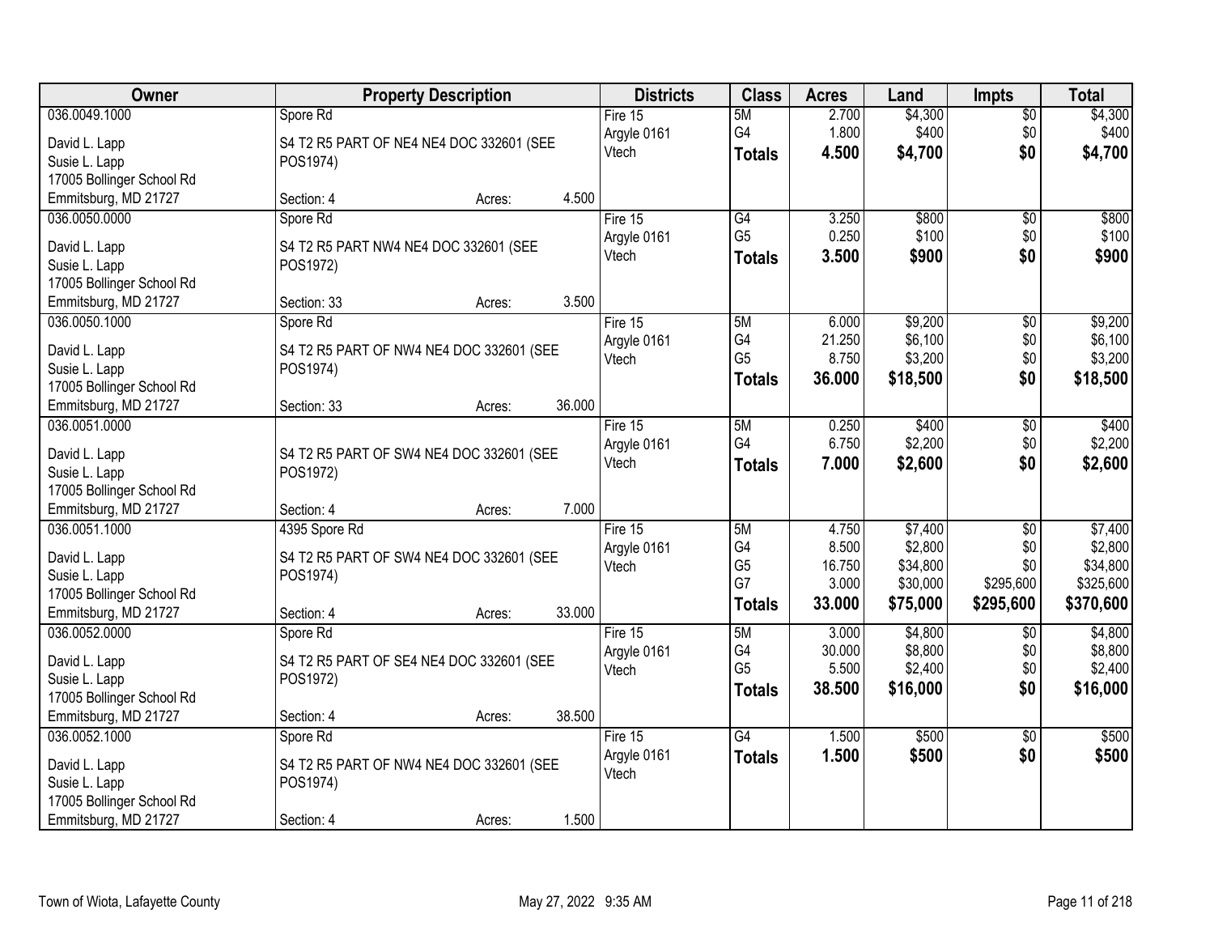| Owner | Property Description | Districts | Class | Acres | Land | Impts | Total |
|---|---|---|---|---|---|---|---|
| 036.0049.1000<br>David L. Lapp<br>Susie L. Lapp<br>17005 Bollinger School Rd<br>Emmitsburg, MD 21727 | Spore Rd<br>S4 T2 R5 PART OF NE4 NE4 DOC 332601 (SEE POS1974)<br>Section: 4 Acres: 4.500 | Fire 15<br>Argyle 0161<br>Vtech | 5M<br>G4<br>**Totals** | 2.700<br>1.800<br>**4.500** | $4,300<br>$400<br>**$4,700** | $0<br>$0<br>**$0** | $4,300<br>$400<br>**$4,700** |
| 036.0050.0000<br>David L. Lapp<br>Susie L. Lapp<br>17005 Bollinger School Rd<br>Emmitsburg, MD 21727 | Spore Rd<br>S4 T2 R5 PART NW4 NE4 DOC 332601 (SEE POS1972)<br>Section: 33 Acres: 3.500 | Fire 15<br>Argyle 0161<br>Vtech | G4<br>G5<br>**Totals** | 3.250<br>0.250<br>**3.500** | $800<br>$100<br>**$900** | $0<br>$0<br>**$0** | $800<br>$100<br>**$900** |
| 036.0050.1000<br>David L. Lapp<br>Susie L. Lapp<br>17005 Bollinger School Rd<br>Emmitsburg, MD 21727 | Spore Rd<br>S4 T2 R5 PART OF NW4 NE4 DOC 332601 (SEE POS1974)<br>Section: 33 Acres: 36.000 | Fire 15<br>Argyle 0161<br>Vtech | 5M<br>G4<br>G5<br>**Totals** | 6.000<br>21.250<br>8.750<br>**36.000** | $9,200<br>$6,100<br>$3,200<br>**$18,500** | $0<br>$0<br>$0<br>**$0** | $9,200<br>$6,100<br>$3,200<br>**$18,500** |
| 036.0051.0000<br>David L. Lapp<br>Susie L. Lapp<br>17005 Bollinger School Rd<br>Emmitsburg, MD 21727 | S4 T2 R5 PART OF SW4 NE4 DOC 332601 (SEE POS1972)<br>Section: 4 Acres: 7.000 | Fire 15<br>Argyle 0161<br>Vtech | 5M<br>G4<br>**Totals** | 0.250<br>6.750<br>**7.000** | $400<br>$2,200<br>**$2,600** | $0<br>$0<br>**$0** | $400<br>$2,200<br>**$2,600** |
| 036.0051.1000<br>David L. Lapp<br>Susie L. Lapp<br>17005 Bollinger School Rd<br>Emmitsburg, MD 21727 | 4395 Spore Rd<br>S4 T2 R5 PART OF SW4 NE4 DOC 332601 (SEE POS1974)<br>Section: 4 Acres: 33.000 | Fire 15<br>Argyle 0161<br>Vtech | 5M<br>G4<br>G5<br>G7<br>**Totals** | 4.750<br>8.500<br>16.750<br>3.000<br>**33.000** | $7,400<br>$2,800<br>$34,800<br>$30,000<br>**$75,000** | $0<br>$0<br>$0<br>$295,600<br>**$295,600** | $7,400<br>$2,800<br>$34,800<br>$325,600<br>**$370,600** |
| 036.0052.0000<br>David L. Lapp<br>Susie L. Lapp<br>17005 Bollinger School Rd<br>Emmitsburg, MD 21727 | Spore Rd<br>S4 T2 R5 PART OF SE4 NE4 DOC 332601 (SEE POS1972)<br>Section: 4 Acres: 38.500 | Fire 15<br>Argyle 0161<br>Vtech | 5M<br>G4<br>G5<br>**Totals** | 3.000<br>30.000<br>5.500<br>**38.500** | $4,800<br>$8,800<br>$2,400<br>**$16,000** | $0<br>$0<br>$0<br>**$0** | $4,800<br>$8,800<br>$2,400<br>**$16,000** |
| 036.0052.1000<br>David L. Lapp<br>Susie L. Lapp<br>17005 Bollinger School Rd<br>Emmitsburg, MD 21727 | Spore Rd<br>S4 T2 R5 PART OF NW4 NE4 DOC 332601 (SEE POS1974)<br>Section: 4 Acres: 1.500 | Fire 15<br>Argyle 0161<br>Vtech | G4<br>**Totals** | 1.500<br>**1.500** | $500<br>**$500** | $0<br>**$0** | $500<br>**$500** |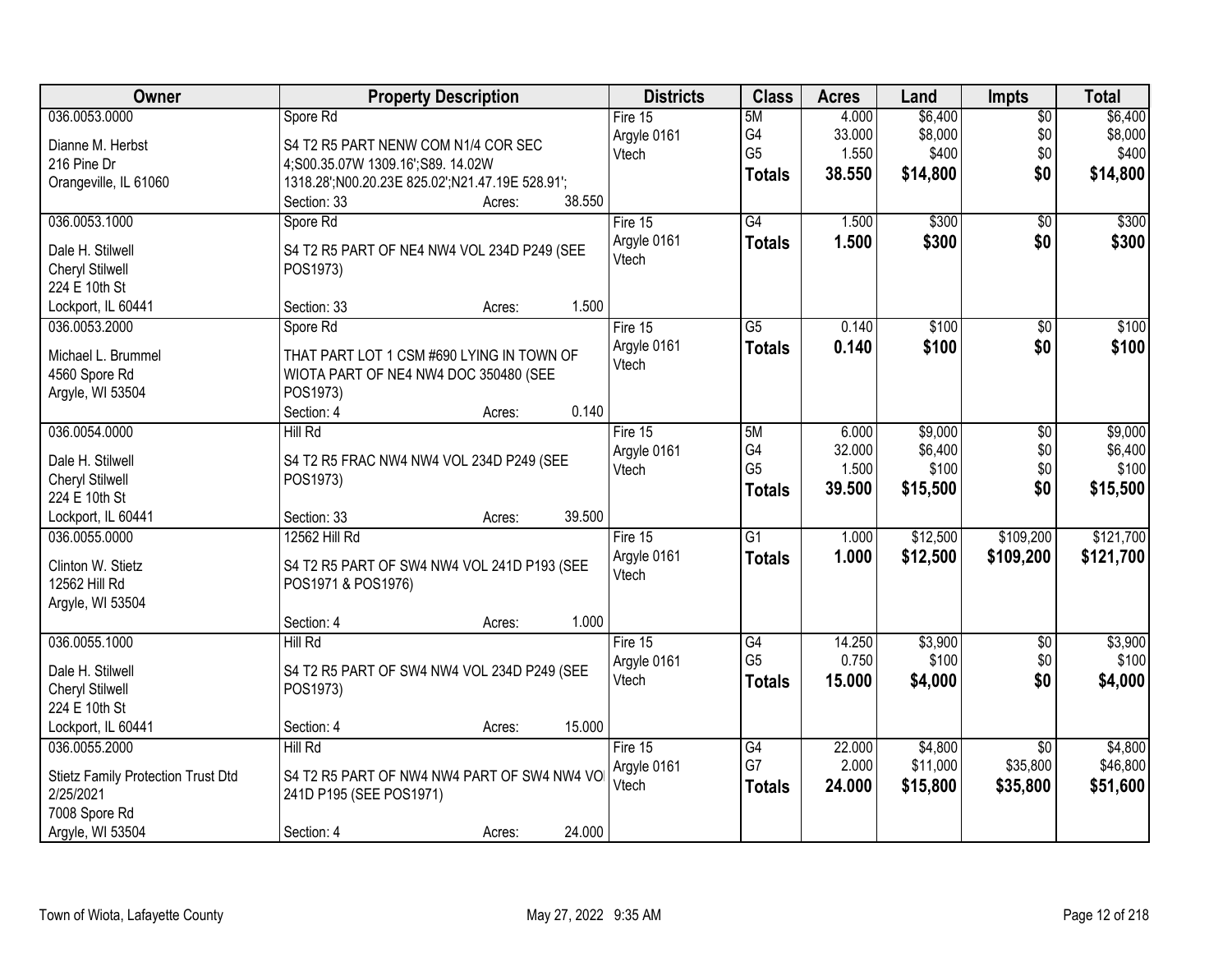| Owner | Property Description | Districts | Class | Acres | Land | Impts | Total |
|---|---|---|---|---|---|---|---|
| 036.0053.0000<br>Dianne M. Herbst<br>216 Pine Dr<br>Orangeville, IL 61060 | Spore Rd<br>S4 T2 R5 PART NENW COM N1/4 COR SEC 4;S00.35.07W 1309.16';S89. 14.02W 1318.28';N00.20.23E 825.02';N21.47.19E 528.91';<br>Section: 33 Acres: 38.550 | Fire 15<br>Argyle 0161<br>Vtech | 5M<br>G4<br>G5<br>**Totals** | 4.000<br>33.000<br>1.550<br>**38.550** | $6,400<br>$8,000<br>$400<br>**$14,800** | $0<br>$0<br>$0<br>**$0** | $6,400<br>$8,000<br>$400<br>**$14,800** |
| 036.0053.1000<br>Dale H. Stilwell<br>Cheryl Stilwell<br>224 E 10th St<br>Lockport, IL 60441 | Spore Rd<br>S4 T2 R5 PART OF NE4 NW4 VOL 234D P249 (SEE POS1973)<br>Section: 33 Acres: 1.500 | Fire 15<br>Argyle 0161<br>Vtech | G4<br>**Totals** | 1.500<br>**1.500** | $300<br>**$300** | $0<br>**$0** | $300<br>**$300** |
| 036.0053.2000<br>Michael L. Brummel<br>4560 Spore Rd<br>Argyle, WI 53504 | Spore Rd<br>THAT PART LOT 1 CSM #690 LYING IN TOWN OF WIOTA PART OF NE4 NW4 DOC 350480 (SEE POS1973)<br>Section: 4 Acres: 0.140 | Fire 15<br>Argyle 0161<br>Vtech | G5<br>**Totals** | 0.140<br>**0.140** | $100<br>**$100** | $0<br>**$0** | $100<br>**$100** |
| 036.0054.0000<br>Dale H. Stilwell<br>Cheryl Stilwell<br>224 E 10th St<br>Lockport, IL 60441 | Hill Rd<br>S4 T2 R5 FRAC NW4 NW4 VOL 234D P249 (SEE POS1973)<br>Section: 33 Acres: 39.500 | Fire 15<br>Argyle 0161<br>Vtech | 5M<br>G4<br>G5<br>**Totals** | 6.000<br>32.000<br>1.500<br>**39.500** | $9,000<br>$6,400<br>$100<br>**$15,500** | $0<br>$0<br>$0<br>**$0** | $9,000<br>$6,400<br>$100<br>**$15,500** |
| 036.0055.0000<br>Clinton W. Stietz<br>12562 Hill Rd<br>Argyle, WI 53504 | 12562 Hill Rd<br>S4 T2 R5 PART OF SW4 NW4 VOL 241D P193 (SEE POS1971 & POS1976)<br>Section: 4 Acres: 1.000 | Fire 15<br>Argyle 0161<br>Vtech | G1<br>**Totals** | 1.000<br>**1.000** | $12,500<br>**$12,500** | $109,200<br>**$109,200** | $121,700<br>**$121,700** |
| 036.0055.1000<br>Dale H. Stilwell<br>Cheryl Stilwell<br>224 E 10th St<br>Lockport, IL 60441 | Hill Rd<br>S4 T2 R5 PART OF SW4 NW4 VOL 234D P249 (SEE POS1973)<br>Section: 4 Acres: 15.000 | Fire 15<br>Argyle 0161<br>Vtech | G4<br>G5<br>**Totals** | 14.250<br>0.750<br>**15.000** | $3,900<br>$100<br>**$4,000** | $0<br>$0<br>**$0** | $3,900<br>$100<br>**$4,000** |
| 036.0055.2000<br>Stietz Family Protection Trust Dtd 2/25/2021<br>7008 Spore Rd<br>Argyle, WI 53504 | Hill Rd<br>S4 T2 R5 PART OF NW4 NW4 PART OF SW4 NW4 VOL 241D P195 (SEE POS1971)<br>Section: 4 Acres: 24.000 | Fire 15<br>Argyle 0161<br>Vtech | G4<br>G7<br>**Totals** | 22.000<br>2.000<br>**24.000** | $4,800<br>$11,000<br>**$15,800** | $0<br>$35,800<br>**$35,800** | $4,800<br>$46,800<br>**$51,600** |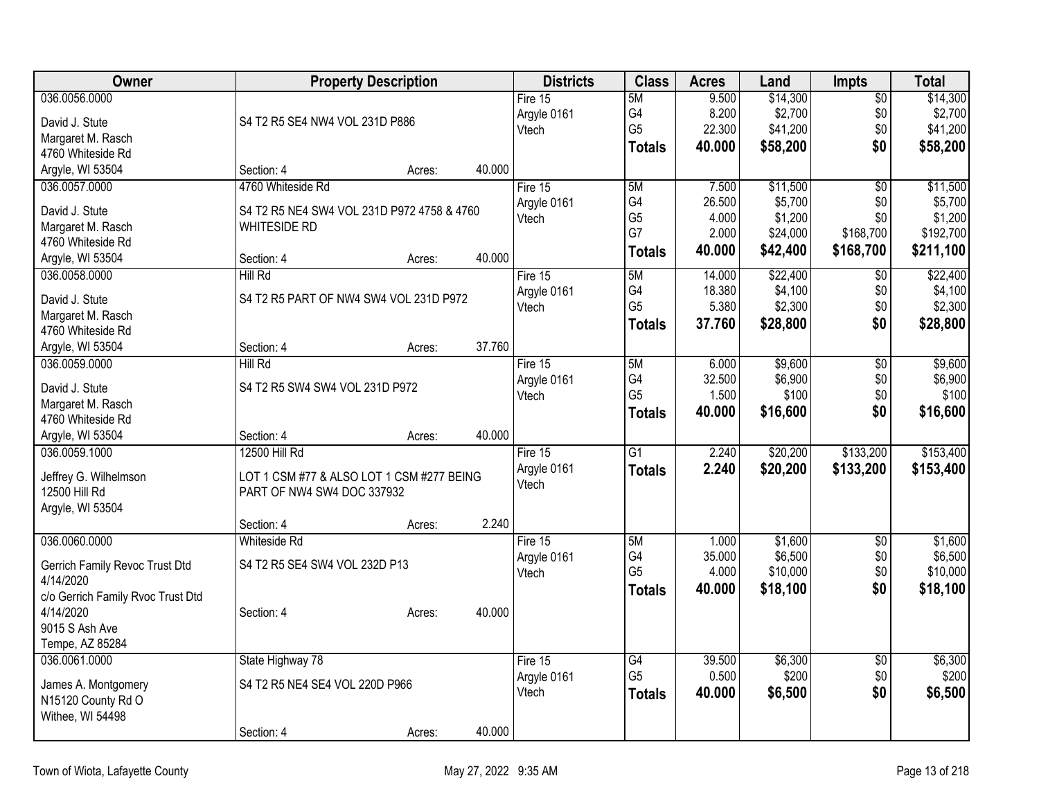| Owner | Property Description | | | Districts | Class | Acres | Land | Impts | Total |
|---|---|---|---|---|---|---|---|---|---|
| 036.0056.0000 | | | | Fire 15 | 5M | 9.500 | $14,300 | $0 | $14,300 |
| David J. Stute | S4 T2 R5 SE4 NW4 VOL 231D P886 | | | Argyle 0161 | G4 | 8.200 | $2,700 | $0 | $2,700 |
| Margaret M. Rasch | | | | Vtech | G5 | 22.300 | $41,200 | $0 | $41,200 |
| 4760 Whiteside Rd | | | | | **Totals** | **40.000** | **$58,200** | **$0** | **$58,200** |
| Argyle, WI 53504 | Section: 4 | Acres: | 40.000 | | | | | | |
| 036.0057.0000 | 4760 Whiteside Rd | | | Fire 15 | 5M | 7.500 | $11,500 | $0 | $11,500 |
| David J. Stute | S4 T2 R5 NE4 SW4 VOL 231D P972 4758 & 4760 | | | Argyle 0161 | G4 | 26.500 | $5,700 | $0 | $5,700 |
| Margaret M. Rasch | WHITESIDE RD | | | Vtech | G5 | 4.000 | $1,200 | $0 | $1,200 |
| 4760 Whiteside Rd | | | | | G7 | 2.000 | $24,000 | $168,700 | $192,700 |
| Argyle, WI 53504 | Section: 4 | Acres: | 40.000 | | **Totals** | **40.000** | **$42,400** | **$168,700** | **$211,100** |
| 036.0058.0000 | Hill Rd | | | Fire 15 | 5M | 14.000 | $22,400 | $0 | $22,400 |
| David J. Stute | S4 T2 R5 PART OF NW4 SW4 VOL 231D P972 | | | Argyle 0161 | G4 | 18.380 | $4,100 | $0 | $4,100 |
| Margaret M. Rasch | | | | Vtech | G5 | 5.380 | $2,300 | $0 | $2,300 |
| 4760 Whiteside Rd | | | | | **Totals** | **37.760** | **$28,800** | **$0** | **$28,800** |
| Argyle, WI 53504 | Section: 4 | Acres: | 37.760 | | | | | | |
| 036.0059.0000 | Hill Rd | | | Fire 15 | 5M | 6.000 | $9,600 | $0 | $9,600 |
| David J. Stute | S4 T2 R5 SW4 SW4 VOL 231D P972 | | | Argyle 0161 | G4 | 32.500 | $6,900 | $0 | $6,900 |
| Margaret M. Rasch | | | | Vtech | G5 | 1.500 | $100 | $0 | $100 |
| 4760 Whiteside Rd | | | | | **Totals** | **40.000** | **$16,600** | **$0** | **$16,600** |
| Argyle, WI 53504 | Section: 4 | Acres: | 40.000 | | | | | | |
| 036.0059.1000 | 12500 Hill Rd | | | Fire 15 | G1 | 2.240 | $20,200 | $133,200 | $153,400 |
| Jeffrey G. Wilhelmson | LOT 1 CSM #77 & ALSO LOT 1 CSM #277 BEING | | | Argyle 0161 | **Totals** | **2.240** | **$20,200** | **$133,200** | **$153,400** |
| 12500 Hill Rd | PART OF NW4 SW4 DOC 337932 | | | Vtech | | | | | |
| Argyle, WI 53504 | | | | | | | | | |
| | Section: 4 | Acres: | 2.240 | | | | | | |
| 036.0060.0000 | Whiteside Rd | | | Fire 15 | 5M | 1.000 | $1,600 | $0 | $1,600 |
| Gerrich Family Revoc Trust Dtd | S4 T2 R5 SE4 SW4 VOL 232D P13 | | | Argyle 0161 | G4 | 35.000 | $6,500 | $0 | $6,500 |
| 4/14/2020 | | | | Vtech | G5 | 4.000 | $10,000 | $0 | $10,000 |
| c/o Gerrich Family Rvoc Trust Dtd | | | | | **Totals** | **40.000** | **$18,100** | **$0** | **$18,100** |
| 4/14/2020 | Section: 4 | Acres: | 40.000 | | | | | | |
| 9015 S Ash Ave | | | | | | | | | |
| Tempe, AZ 85284 | | | | | | | | | |
| 036.0061.0000 | State Highway 78 | | | Fire 15 | G4 | 39.500 | $6,300 | $0 | $6,300 |
| James A. Montgomery | S4 T2 R5 NE4 SE4 VOL 220D P966 | | | Argyle 0161 | G5 | 0.500 | $200 | $0 | $200 |
| N15120 County Rd O | | | | Vtech | **Totals** | **40.000** | **$6,500** | **$0** | **$6,500** |
| Withee, WI 54498 | | | | | | | | | |
| | Section: 4 | Acres: | 40.000 | | | | | | |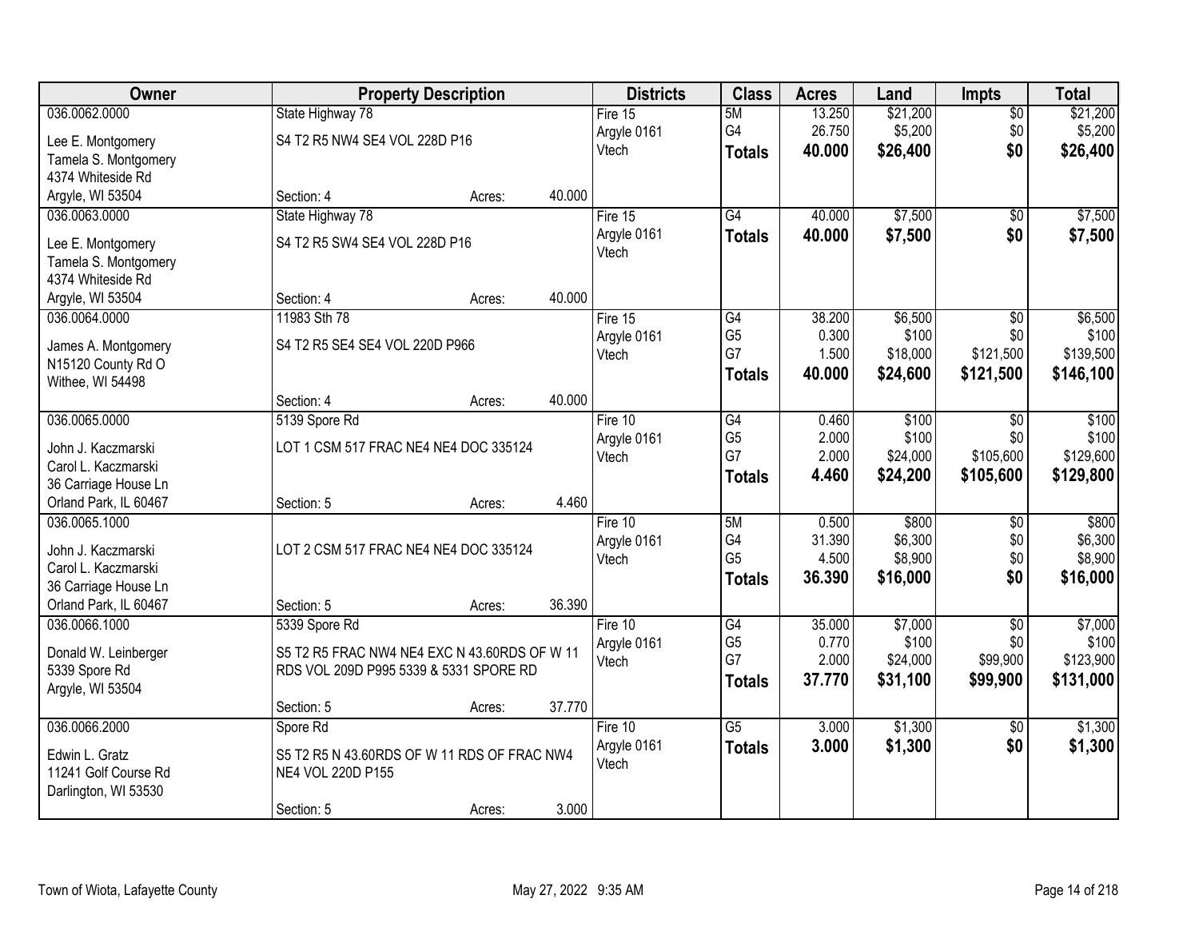| Owner | Property Description | | | Districts | Class | Acres | Land | Impts | Total |
|---|---|---|---|---|---|---|---|---|---|
| 036.0062.0000 | State Highway 78 | | | Fire 15 | 5M | 13.250 | $21,200 | $0 | $21,200 |
| Lee E. Montgomery | S4 T2 R5 NW4 SE4 VOL 228D P16 | | | Argyle 0161 | G4 | 26.750 | $5,200 | $0 | $5,200 |
| Tamela S. Montgomery | | | | Vtech | **Totals** | **40.000** | **$26,400** | **$0** | **$26,400** |
| 4374 Whiteside Rd | | | | | | | | | |
| Argyle, WI 53504 | Section: 4 | Acres: | 40.000 | | | | | | |
| 036.0063.0000 | State Highway 78 | | | Fire 15 | G4 | 40.000 | $7,500 | $0 | $7,500 |
| Lee E. Montgomery | S4 T2 R5 SW4 SE4 VOL 228D P16 | | | Argyle 0161 | **Totals** | **40.000** | **$7,500** | **$0** | **$7,500** |
| Tamela S. Montgomery | | | | Vtech | | | | | |
| 4374 Whiteside Rd | | | | | | | | | |
| Argyle, WI 53504 | Section: 4 | Acres: | 40.000 | | | | | | |
| 036.0064.0000 | 11983 Sth 78 | | | Fire 15 | G4 | 38.200 | $6,500 | $0 | $6,500 |
| James A. Montgomery | S4 T2 R5 SE4 SE4 VOL 220D P966 | | | Argyle 0161 | G5 | 0.300 | $100 | $0 | $100 |
| N15120 County Rd O | | | | Vtech | G7 | 1.500 | $18,000 | $121,500 | $139,500 |
| Withee, WI 54498 | | | | | **Totals** | **40.000** | **$24,600** | **$121,500** | **$146,100** |
| | Section: 4 | Acres: | 40.000 | | | | | | |
| 036.0065.0000 | 5139 Spore Rd | | | Fire 10 | G4 | 0.460 | $100 | $0 | $100 |
| John J. Kaczmarski | LOT 1 CSM 517 FRAC NE4 NE4 DOC 335124 | | | Argyle 0161 | G5 | 2.000 | $100 | $0 | $100 |
| Carol L. Kaczmarski | | | | Vtech | G7 | 2.000 | $24,000 | $105,600 | $129,600 |
| 36 Carriage House Ln | | | | | **Totals** | **4.460** | **$24,200** | **$105,600** | **$129,800** |
| Orland Park, IL 60467 | Section: 5 | Acres: | 4.460 | | | | | | |
| 036.0065.1000 | | | | Fire 10 | 5M | 0.500 | $800 | $0 | $800 |
| John J. Kaczmarski | LOT 2 CSM 517 FRAC NE4 NE4 DOC 335124 | | | Argyle 0161 | G4 | 31.390 | $6,300 | $0 | $6,300 |
| Carol L. Kaczmarski | | | | Vtech | G5 | 4.500 | $8,900 | $0 | $8,900 |
| 36 Carriage House Ln | | | | | **Totals** | **36.390** | **$16,000** | **$0** | **$16,000** |
| Orland Park, IL 60467 | Section: 5 | Acres: | 36.390 | | | | | | |
| 036.0066.1000 | 5339 Spore Rd | | | Fire 10 | G4 | 35.000 | $7,000 | $0 | $7,000 |
| Donald W. Leinberger | S5 T2 R5 FRAC NW4 NE4 EXC N 43.60RDS OF W 11 RDS VOL 209D P995 5339 & 5331 SPORE RD | | | Argyle 0161 | G5 | 0.770 | $100 | $0 | $100 |
| 5339 Spore Rd | | | | Vtech | G7 | 2.000 | $24,000 | $99,900 | $123,900 |
| Argyle, WI 53504 | | | | | **Totals** | **37.770** | **$31,100** | **$99,900** | **$131,000** |
| | Section: 5 | Acres: | 37.770 | | | | | | |
| 036.0066.2000 | Spore Rd | | | Fire 10 | G5 | 3.000 | $1,300 | $0 | $1,300 |
| Edwin L. Gratz | S5 T2 R5 N 43.60RDS OF W 11 RDS OF FRAC NW4 NE4 VOL 220D P155 | | | Argyle 0161 | **Totals** | **3.000** | **$1,300** | **$0** | **$1,300** |
| 11241 Golf Course Rd | | | | Vtech | | | | | |
| Darlington, WI 53530 | | | | | | | | | |
| | Section: 5 | Acres: | 3.000 | | | | | | |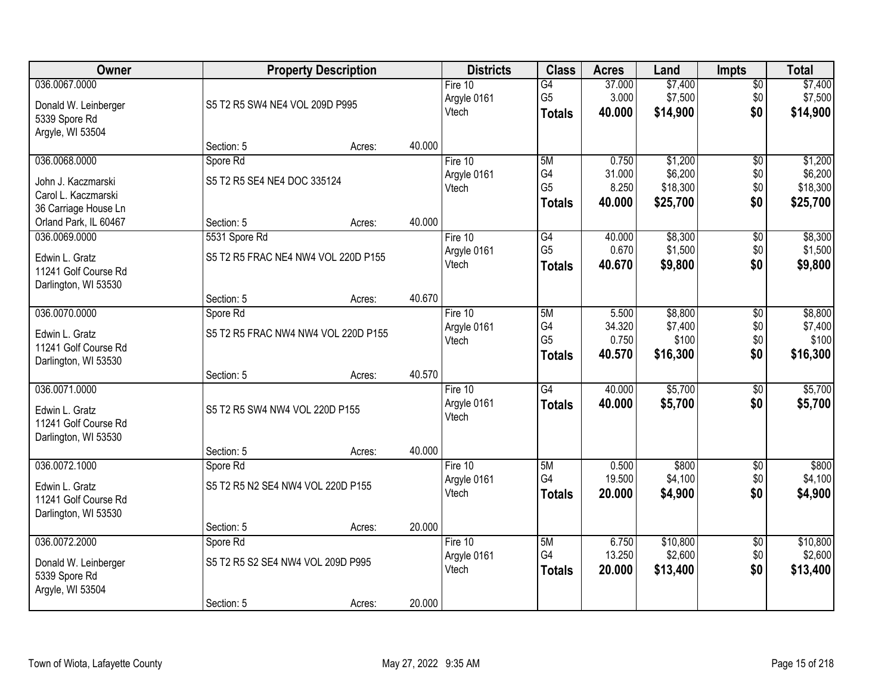| Owner | Property Description | | | Districts | Class | Acres | Land | Impts | Total |
|---|---|---|---|---|---|---|---|---|---|
| 036.0067.0000 | | | | Fire 10 | G4 | 37.000 | $7,400 | $0 | $7,400 |
| Donald W. Leinberger | S5 T2 R5 SW4 NE4 VOL 209D P995 | | | Argyle 0161 | G5 | 3.000 | $7,500 | $0 | $7,500 |
| 5339 Spore Rd | | | | Vtech | **Totals** | **40.000** | **$14,900** | **$0** | **$14,900** |
| Argyle, WI 53504 | | | | | | | | | |
| | Section: 5 | Acres: | 40.000 | | | | | | |
| 036.0068.0000 | Spore Rd | | | Fire 10 | 5M | 0.750 | $1,200 | $0 | $1,200 |
| John J. Kaczmarski | S5 T2 R5 SE4 NE4 DOC 335124 | | | Argyle 0161 | G4 | 31.000 | $6,200 | $0 | $6,200 |
| Carol L. Kaczmarski | | | | Vtech | G5 | 8.250 | $18,300 | $0 | $18,300 |
| 36 Carriage House Ln | | | | | **Totals** | **40.000** | **$25,700** | **$0** | **$25,700** |
| Orland Park, IL 60467 | Section: 5 | Acres: | 40.000 | | | | | | |
| 036.0069.0000 | 5531 Spore Rd | | | Fire 10 | G4 | 40.000 | $8,300 | $0 | $8,300 |
| Edwin L. Gratz | S5 T2 R5 FRAC NE4 NW4 VOL 220D P155 | | | Argyle 0161 | G5 | 0.670 | $1,500 | $0 | $1,500 |
| 11241 Golf Course Rd | | | | Vtech | **Totals** | **40.670** | **$9,800** | **$0** | **$9,800** |
| Darlington, WI 53530 | | | | | | | | | |
| | Section: 5 | Acres: | 40.670 | | | | | | |
| 036.0070.0000 | Spore Rd | | | Fire 10 | 5M | 5.500 | $8,800 | $0 | $8,800 |
| Edwin L. Gratz | S5 T2 R5 FRAC NW4 NW4 VOL 220D P155 | | | Argyle 0161 | G4 | 34.320 | $7,400 | $0 | $7,400 |
| 11241 Golf Course Rd | | | | Vtech | G5 | 0.750 | $100 | $0 | $100 |
| Darlington, WI 53530 | | | | | **Totals** | **40.570** | **$16,300** | **$0** | **$16,300** |
| | Section: 5 | Acres: | 40.570 | | | | | | |
| 036.0071.0000 | | | | Fire 10 | G4 | 40.000 | $5,700 | $0 | $5,700 |
| Edwin L. Gratz | S5 T2 R5 SW4 NW4 VOL 220D P155 | | | Argyle 0161 | **Totals** | **40.000** | **$5,700** | **$0** | **$5,700** |
| 11241 Golf Course Rd | | | | Vtech | | | | | |
| Darlington, WI 53530 | | | | | | | | | |
| | Section: 5 | Acres: | 40.000 | | | | | | |
| 036.0072.1000 | Spore Rd | | | Fire 10 | 5M | 0.500 | $800 | $0 | $800 |
| Edwin L. Gratz | S5 T2 R5 N2 SE4 NW4 VOL 220D P155 | | | Argyle 0161 | G4 | 19.500 | $4,100 | $0 | $4,100 |
| 11241 Golf Course Rd | | | | Vtech | **Totals** | **20.000** | **$4,900** | **$0** | **$4,900** |
| Darlington, WI 53530 | | | | | | | | | |
| | Section: 5 | Acres: | 20.000 | | | | | | |
| 036.0072.2000 | Spore Rd | | | Fire 10 | 5M | 6.750 | $10,800 | $0 | $10,800 |
| Donald W. Leinberger | S5 T2 R5 S2 SE4 NW4 VOL 209D P995 | | | Argyle 0161 | G4 | 13.250 | $2,600 | $0 | $2,600 |
| 5339 Spore Rd | | | | Vtech | **Totals** | **20.000** | **$13,400** | **$0** | **$13,400** |
| Argyle, WI 53504 | | | | | | | | | |
| | Section: 5 | Acres: | 20.000 | | | | | | |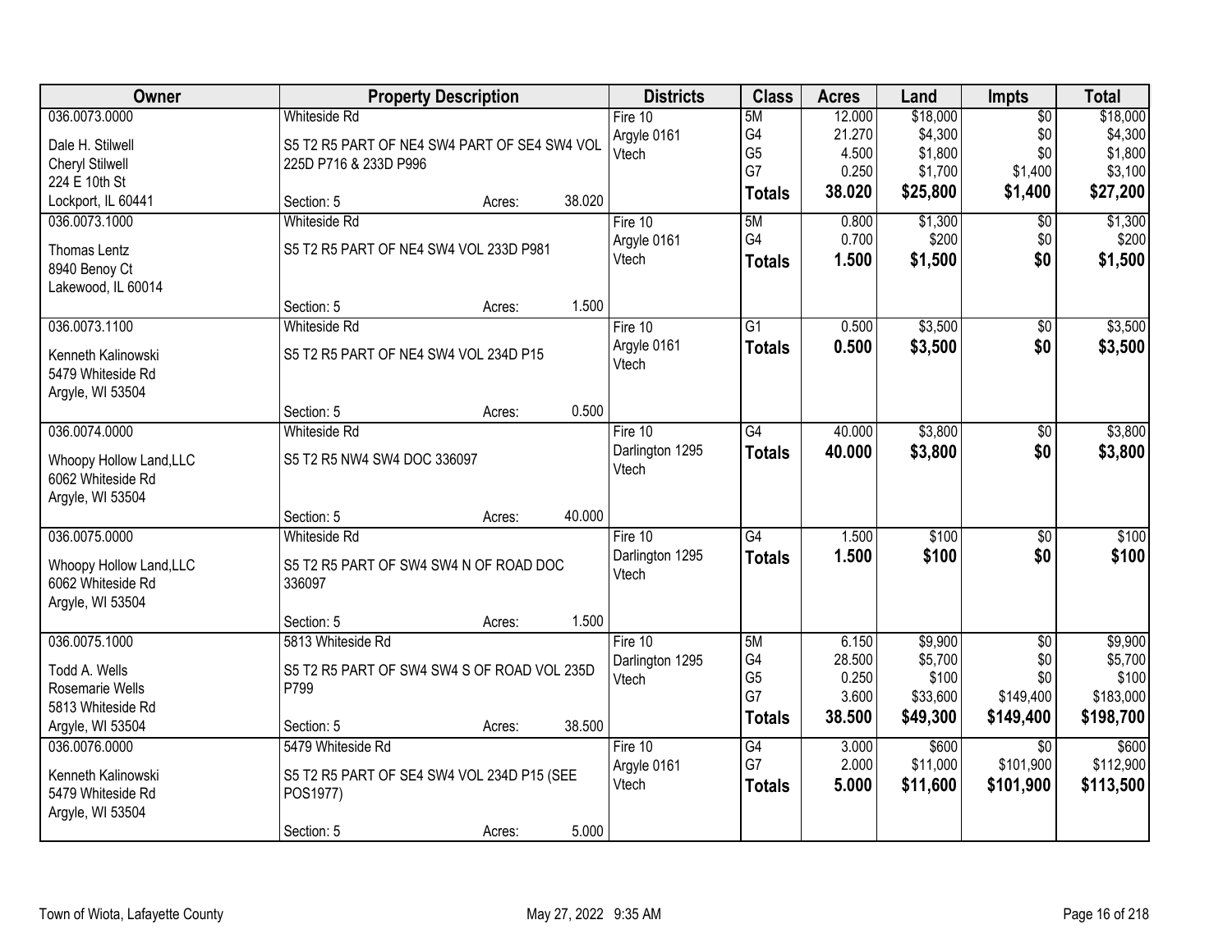| Owner | Property Description | Districts | Class | Acres | Land | Impts | Total |
|---|---|---|---|---|---|---|---|
| 036.0073.0000<br><br>Dale H. Stilwell<br>Cheryl Stilwell<br>224 E 10th St<br>Lockport, IL 60441 | Whiteside Rd<br><br>S5 T2 R5 PART OF NE4 SW4 PART OF SE4 SW4 VOL 225D P716 & 233D P996<br><br>Section: 5 Acres: 38.020 | Fire 10<br>Argyle 0161<br>Vtech | 5M<br>G4<br>G5<br>G7<br>**Totals** | 12.000<br>21.270<br>4.500<br>0.250<br>**38.020** | $18,000<br>$4,300<br>$1,800<br>$1,700<br>**$25,800** | $0<br>$0<br>$0<br>$1,400<br>**$1,400** | $18,000<br>$4,300<br>$1,800<br>$3,100<br>**$27,200** |
| 036.0073.1000<br><br>Thomas Lentz<br>8940 Benoy Ct<br>Lakewood, IL 60014 | Whiteside Rd<br><br>S5 T2 R5 PART OF NE4 SW4 VOL 233D P981<br><br>Section: 5 Acres: 1.500 | Fire 10<br>Argyle 0161<br>Vtech | 5M<br>G4<br>**Totals** | 0.800<br>0.700<br>**1.500** | $1,300<br>$200<br>**$1,500** | $0<br>$0<br>**$0** | $1,300<br>$200<br>**$1,500** |
| 036.0073.1100<br><br>Kenneth Kalinowski<br>5479 Whiteside Rd<br>Argyle, WI 53504 | Whiteside Rd<br><br>S5 T2 R5 PART OF NE4 SW4 VOL 234D P15<br><br>Section: 5 Acres: 0.500 | Fire 10<br>Argyle 0161<br>Vtech | G1<br>**Totals** | 0.500<br>**0.500** | $3,500<br>**$3,500** | $0<br>**$0** | $3,500<br>**$3,500** |
| 036.0074.0000<br><br>Whoopy Hollow Land,LLC<br>6062 Whiteside Rd<br>Argyle, WI 53504 | Whiteside Rd<br><br>S5 T2 R5 NW4 SW4 DOC 336097<br><br>Section: 5 Acres: 40.000 | Fire 10<br>Darlington 1295<br>Vtech | G4<br>**Totals** | 40.000<br>**40.000** | $3,800<br>**$3,800** | $0<br>**$0** | $3,800<br>**$3,800** |
| 036.0075.0000<br><br>Whoopy Hollow Land,LLC<br>6062 Whiteside Rd<br>Argyle, WI 53504 | Whiteside Rd<br><br>S5 T2 R5 PART OF SW4 SW4 N OF ROAD DOC 336097<br><br>Section: 5 Acres: 1.500 | Fire 10<br>Darlington 1295<br>Vtech | G4<br>**Totals** | 1.500<br>**1.500** | $100<br>**$100** | $0<br>**$0** | $100<br>**$100** |
| 036.0075.1000<br><br>Todd A. Wells<br>Rosemarie Wells<br>5813 Whiteside Rd<br>Argyle, WI 53504 | 5813 Whiteside Rd<br><br>S5 T2 R5 PART OF SW4 SW4 S OF ROAD VOL 235D P799<br><br>Section: 5 Acres: 38.500 | Fire 10<br>Darlington 1295<br>Vtech | 5M<br>G4<br>G5<br>G7<br>**Totals** | 6.150<br>28.500<br>0.250<br>3.600<br>**38.500** | $9,900<br>$5,700<br>$100<br>$33,600<br>**$49,300** | $0<br>$0<br>$0<br>$149,400<br>**$149,400** | $9,900<br>$5,700<br>$100<br>$183,000<br>**$198,700** |
| 036.0076.0000<br><br>Kenneth Kalinowski<br>5479 Whiteside Rd<br>Argyle, WI 53504 | 5479 Whiteside Rd<br><br>S5 T2 R5 PART OF SE4 SW4 VOL 234D P15 (SEE POS1977)<br><br>Section: 5 Acres: 5.000 | Fire 10<br>Argyle 0161<br>Vtech | G4<br>G7<br>**Totals** | 3.000<br>2.000<br>**5.000** | $600<br>$11,000<br>**$11,600** | $0<br>$101,900<br>**$101,900** | $600<br>$112,900<br>**$113,500** |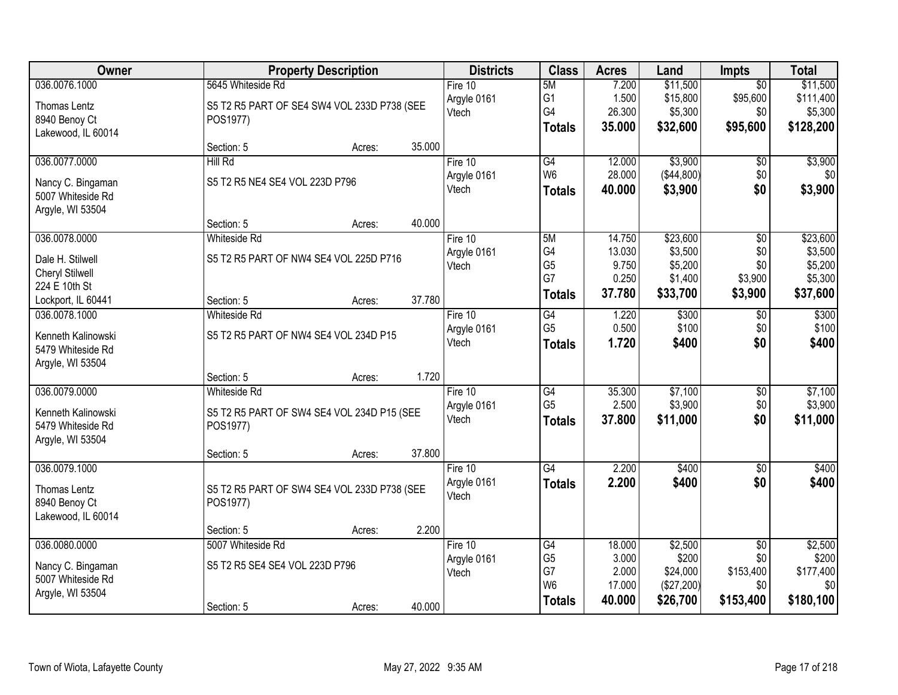| Owner | Property Description | | | Districts | Class | Acres | Land | Impts | Total |
|---|---|---|---|---|---|---|---|---|---|
| 036.0076.1000<br><br>Thomas Lentz<br>8940 Benoy Ct<br>Lakewood, IL 60014 | 5645 Whiteside Rd<br><br>S5 T2 R5 PART OF SE4 SW4 VOL 233D P738 (SEE POS1977)<br><br>Section: 5 | Acres: | 35.000 | Fire 10<br>Argyle 0161<br>Vtech | 5M<br>G1<br>G4<br>**Totals** | 7.200<br>1.500<br>26.300<br>**35.000** | $11,500<br>$15,800<br>$5,300<br>**$32,600** | $0<br>$95,600<br>$0<br>**$95,600** | $11,500<br>$111,400<br>$5,300<br>**$128,200** |
| 036.0077.0000<br><br>Nancy C. Bingaman<br>5007 Whiteside Rd<br>Argyle, WI 53504 | Hill Rd<br><br>S5 T2 R5 NE4 SE4 VOL 223D P796<br><br>Section: 5 | Acres: | 40.000 | Fire 10<br>Argyle 0161<br>Vtech | G4<br>W6<br>**Totals** | 12.000<br>28.000<br>**40.000** | $3,900<br>($44,800)<br>**$3,900** | $0<br>$0<br>**$0** | $3,900<br>$0<br>**$3,900** |
| 036.0078.0000<br><br>Dale H. Stilwell<br>Cheryl Stilwell<br>224 E 10th St<br>Lockport, IL 60441 | Whiteside Rd<br><br>S5 T2 R5 PART OF NW4 SE4 VOL 225D P716<br><br>Section: 5 | Acres: | 37.780 | Fire 10<br>Argyle 0161<br>Vtech | 5M<br>G4<br>G5<br>G7<br>**Totals** | 14.750<br>13.030<br>9.750<br>0.250<br>**37.780** | $23,600<br>$3,500<br>$5,200<br>$1,400<br>**$33,700** | $0<br>$0<br>$0<br>$3,900<br>**$3,900** | $23,600<br>$3,500<br>$5,200<br>$5,300<br>**$37,600** |
| 036.0078.1000<br><br>Kenneth Kalinowski<br>5479 Whiteside Rd<br>Argyle, WI 53504 | Whiteside Rd<br><br>S5 T2 R5 PART OF NW4 SE4 VOL 234D P15<br><br>Section: 5 | Acres: | 1.720 | Fire 10<br>Argyle 0161<br>Vtech | G4<br>G5<br>**Totals** | 1.220<br>0.500<br>**1.720** | $300<br>$100<br>**$400** | $0<br>$0<br>**$0** | $300<br>$100<br>**$400** |
| 036.0079.0000<br><br>Kenneth Kalinowski<br>5479 Whiteside Rd<br>Argyle, WI 53504 | Whiteside Rd<br><br>S5 T2 R5 PART OF SW4 SE4 VOL 234D P15 (SEE POS1977)<br><br>Section: 5 | Acres: | 37.800 | Fire 10<br>Argyle 0161<br>Vtech | G4<br>G5<br>**Totals** | 35.300<br>2.500<br>**37.800** | $7,100<br>$3,900<br>**$11,000** | $0<br>$0<br>**$0** | $7,100<br>$3,900<br>**$11,000** |
| 036.0079.1000<br><br>Thomas Lentz<br>8940 Benoy Ct<br>Lakewood, IL 60014 | S5 T2 R5 PART OF SW4 SE4 VOL 233D P738 (SEE POS1977)<br><br>Section: 5 | Acres: | 2.200 | Fire 10<br>Argyle 0161<br>Vtech | G4<br>**Totals** | 2.200<br>**2.200** | $400<br>**$400** | $0<br>**$0** | $400<br>**$400** |
| 036.0080.0000<br><br>Nancy C. Bingaman<br>5007 Whiteside Rd<br>Argyle, WI 53504 | 5007 Whiteside Rd<br><br>S5 T2 R5 SE4 SE4 VOL 223D P796<br><br>Section: 5 | Acres: | 40.000 | Fire 10<br>Argyle 0161<br>Vtech | G4<br>G5<br>G7<br>W6<br>**Totals** | 18.000<br>3.000<br>2.000<br>17.000<br>**40.000** | $2,500<br>$200<br>$24,000<br>($27,200)<br>**$26,700** | $0<br>$0<br>$153,400<br>$0<br>**$153,400** | $2,500<br>$200<br>$177,400<br>$0<br>**$180,100** |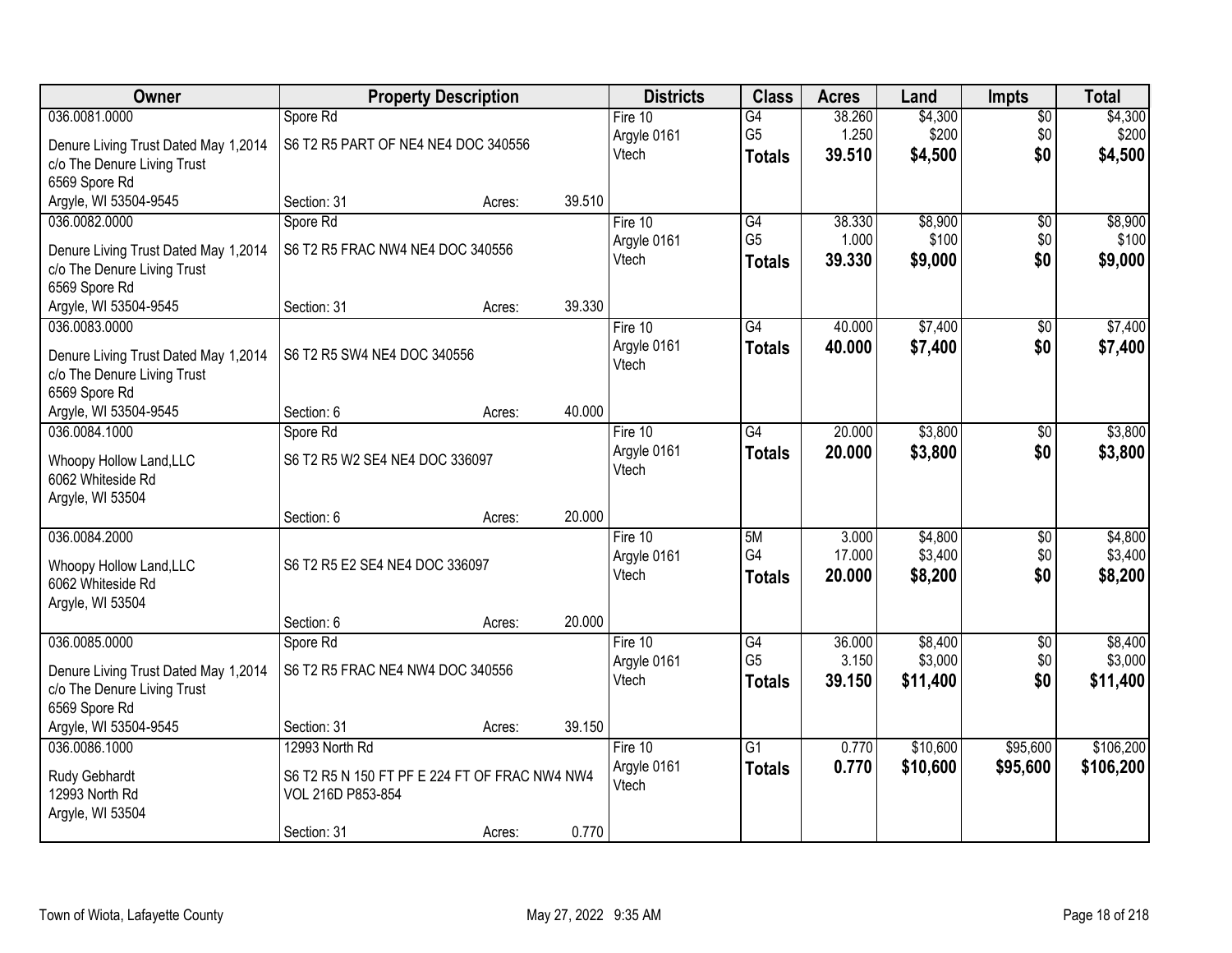| Owner | Property Description | | | Districts | Class | Acres | Land | Impts | Total |
|---|---|---|---|---|---|---|---|---|---|
| 036.0081.0000 | Spore Rd | | | Fire 10 | G4 | 38.260 | $4,300 | $0 | $4,300 |
| Denure Living Trust Dated May 1,2014 | S6 T2 R5 PART OF NE4 NE4 DOC 340556 | | | Argyle 0161 | G5 | 1.250 | $200 | $0 | $200 |
| c/o The Denure Living Trust | | | | Vtech | **Totals** | **39.510** | **$4,500** | **$0** | **$4,500** |
| 6569 Spore Rd | | | | | | | | | |
| Argyle, WI 53504-9545 | Section: 31 | Acres: | 39.510 | | | | | | |
| 036.0082.0000 | Spore Rd | | | Fire 10 | G4 | 38.330 | $8,900 | $0 | $8,900 |
| Denure Living Trust Dated May 1,2014 | S6 T2 R5 FRAC NW4 NE4 DOC 340556 | | | Argyle 0161 | G5 | 1.000 | $100 | $0 | $100 |
| c/o The Denure Living Trust | | | | Vtech | **Totals** | **39.330** | **$9,000** | **$0** | **$9,000** |
| 6569 Spore Rd | | | | | | | | | |
| Argyle, WI 53504-9545 | Section: 31 | Acres: | 39.330 | | | | | | |
| 036.0083.0000 | | | | Fire 10 | G4 | 40.000 | $7,400 | $0 | $7,400 |
| Denure Living Trust Dated May 1,2014 | S6 T2 R5 SW4 NE4 DOC 340556 | | | Argyle 0161 | **Totals** | **40.000** | **$7,400** | **$0** | **$7,400** |
| c/o The Denure Living Trust | | | | Vtech | | | | | |
| 6569 Spore Rd | | | | | | | | | |
| Argyle, WI 53504-9545 | Section: 6 | Acres: | 40.000 | | | | | | |
| 036.0084.1000 | Spore Rd | | | Fire 10 | G4 | 20.000 | $3,800 | $0 | $3,800 |
| Whoopy Hollow Land,LLC | S6 T2 R5 W2 SE4 NE4 DOC 336097 | | | Argyle 0161 | **Totals** | **20.000** | **$3,800** | **$0** | **$3,800** |
| 6062 Whiteside Rd | | | | Vtech | | | | | |
| Argyle, WI 53504 | | | | | | | | | |
| | Section: 6 | Acres: | 20.000 | | | | | | |
| 036.0084.2000 | | | | Fire 10 | 5M | 3.000 | $4,800 | $0 | $4,800 |
| Whoopy Hollow Land,LLC | S6 T2 R5 E2 SE4 NE4 DOC 336097 | | | Argyle 0161 | G4 | 17.000 | $3,400 | $0 | $3,400 |
| 6062 Whiteside Rd | | | | Vtech | **Totals** | **20.000** | **$8,200** | **$0** | **$8,200** |
| Argyle, WI 53504 | | | | | | | | | |
| | Section: 6 | Acres: | 20.000 | | | | | | |
| 036.0085.0000 | Spore Rd | | | Fire 10 | G4 | 36.000 | $8,400 | $0 | $8,400 |
| Denure Living Trust Dated May 1,2014 | S6 T2 R5 FRAC NE4 NW4 DOC 340556 | | | Argyle 0161 | G5 | 3.150 | $3,000 | $0 | $3,000 |
| c/o The Denure Living Trust | | | | Vtech | **Totals** | **39.150** | **$11,400** | **$0** | **$11,400** |
| 6569 Spore Rd | | | | | | | | | |
| Argyle, WI 53504-9545 | Section: 31 | Acres: | 39.150 | | | | | | |
| 036.0086.1000 | 12993 North Rd | | | Fire 10 | G1 | 0.770 | $10,600 | $95,600 | $106,200 |
| Rudy Gebhardt | S6 T2 R5 N 150 FT PF E 224 FT OF FRAC NW4 NW4 | | | Argyle 0161 | **Totals** | **0.770** | **$10,600** | **$95,600** | **$106,200** |
| 12993 North Rd | VOL 216D P853-854 | | | Vtech | | | | | |
| Argyle, WI 53504 | | | | | | | | | |
| | Section: 31 | Acres: | 0.770 | | | | | | |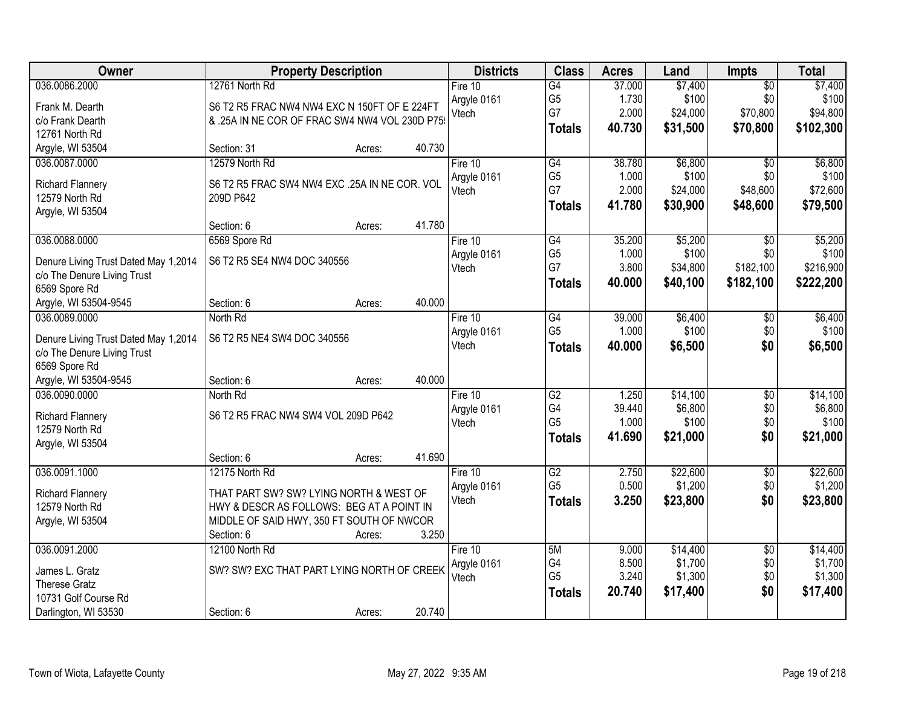| Owner | Property Description | Districts | Class | Acres | Land | Impts | Total |
|---|---|---|---|---|---|---|---|
| 036.0086.2000<br>Frank M. Dearth<br>c/o Frank Dearth<br>12761 North Rd<br>Argyle, WI 53504 | 12761 North Rd<br>S6 T2 R5 FRAC NW4 NW4 EXC N 150FT OF E 224FT & .25A IN NE COR OF FRAC SW4 NW4 VOL 230D P75!<br>Section: 31 Acres: 40.730 | Fire 10<br>Argyle 0161<br>Vtech | G4<br>G5<br>G7<br>**Totals** | 37.000<br>1.730<br>2.000<br>**40.730** | $7,400<br>$100<br>$24,000<br>**$31,500** | $0<br>$0<br>$70,800<br>**$70,800** | $7,400<br>$100<br>$94,800<br>**$102,300** |
| 036.0087.0000<br>Richard Flannery<br>12579 North Rd<br>Argyle, WI 53504 | 12579 North Rd<br>S6 T2 R5 FRAC SW4 NW4 EXC .25A IN NE COR. VOL 209D P642<br>Section: 6 Acres: 41.780 | Fire 10<br>Argyle 0161<br>Vtech | G4<br>G5<br>G7<br>**Totals** | 38.780<br>1.000<br>2.000<br>**41.780** | $6,800<br>$100<br>$24,000<br>**$30,900** | $0<br>$0<br>$48,600<br>**$48,600** | $6,800<br>$100<br>$72,600<br>**$79,500** |
| 036.0088.0000<br>Denure Living Trust Dated May 1,2014<br>c/o The Denure Living Trust<br>6569 Spore Rd<br>Argyle, WI 53504-9545 | 6569 Spore Rd<br>S6 T2 R5 SE4 NW4 DOC 340556<br>Section: 6 Acres: 40.000 | Fire 10<br>Argyle 0161<br>Vtech | G4<br>G5<br>G7<br>**Totals** | 35.200<br>1.000<br>3.800<br>**40.000** | $5,200<br>$100<br>$34,800<br>**$40,100** | $0<br>$0<br>$182,100<br>**$182,100** | $5,200<br>$100<br>$216,900<br>**$222,200** |
| 036.0089.0000<br>Denure Living Trust Dated May 1,2014<br>c/o The Denure Living Trust<br>6569 Spore Rd<br>Argyle, WI 53504-9545 | North Rd<br>S6 T2 R5 NE4 SW4 DOC 340556<br>Section: 6 Acres: 40.000 | Fire 10<br>Argyle 0161<br>Vtech | G4<br>G5<br>**Totals** | 39.000<br>1.000<br>**40.000** | $6,400<br>$100<br>**$6,500** | $0<br>$0<br>**$0** | $6,400<br>$100<br>**$6,500** |
| 036.0090.0000<br>Richard Flannery<br>12579 North Rd<br>Argyle, WI 53504 | North Rd<br>S6 T2 R5 FRAC NW4 SW4 VOL 209D P642<br>Section: 6 Acres: 41.690 | Fire 10<br>Argyle 0161<br>Vtech | G2<br>G4<br>G5<br>**Totals** | 1.250<br>39.440<br>1.000<br>**41.690** | $14,100<br>$6,800<br>$100<br>**$21,000** | $0<br>$0<br>$0<br>**$0** | $14,100<br>$6,800<br>$100<br>**$21,000** |
| 036.0091.1000<br>Richard Flannery<br>12579 North Rd<br>Argyle, WI 53504 | 12175 North Rd<br>THAT PART SW? SW? LYING NORTH & WEST OF HWY & DESCR AS FOLLOWS: BEG AT A POINT IN MIDDLE OF SAID HWY, 350 FT SOUTH OF NWCOR<br>Section: 6 Acres: 3.250 | Fire 10<br>Argyle 0161<br>Vtech | G2<br>G5<br>**Totals** | 2.750<br>0.500<br>**3.250** | $22,600<br>$1,200<br>**$23,800** | $0<br>$0<br>**$0** | $22,600<br>$1,200<br>**$23,800** |
| 036.0091.2000<br>James L. Gratz<br>Therese Gratz<br>10731 Golf Course Rd<br>Darlington, WI 53530 | 12100 North Rd<br>SW? SW? EXC THAT PART LYING NORTH OF CREEK<br>Section: 6 Acres: 20.740 | Fire 10<br>Argyle 0161<br>Vtech | 5M<br>G4<br>G5<br>**Totals** | 9.000<br>8.500<br>3.240<br>**20.740** | $14,400<br>$1,700<br>$1,300<br>**$17,400** | $0<br>$0<br>$0<br>**$0** | $14,400<br>$1,700<br>$1,300<br>**$17,400** |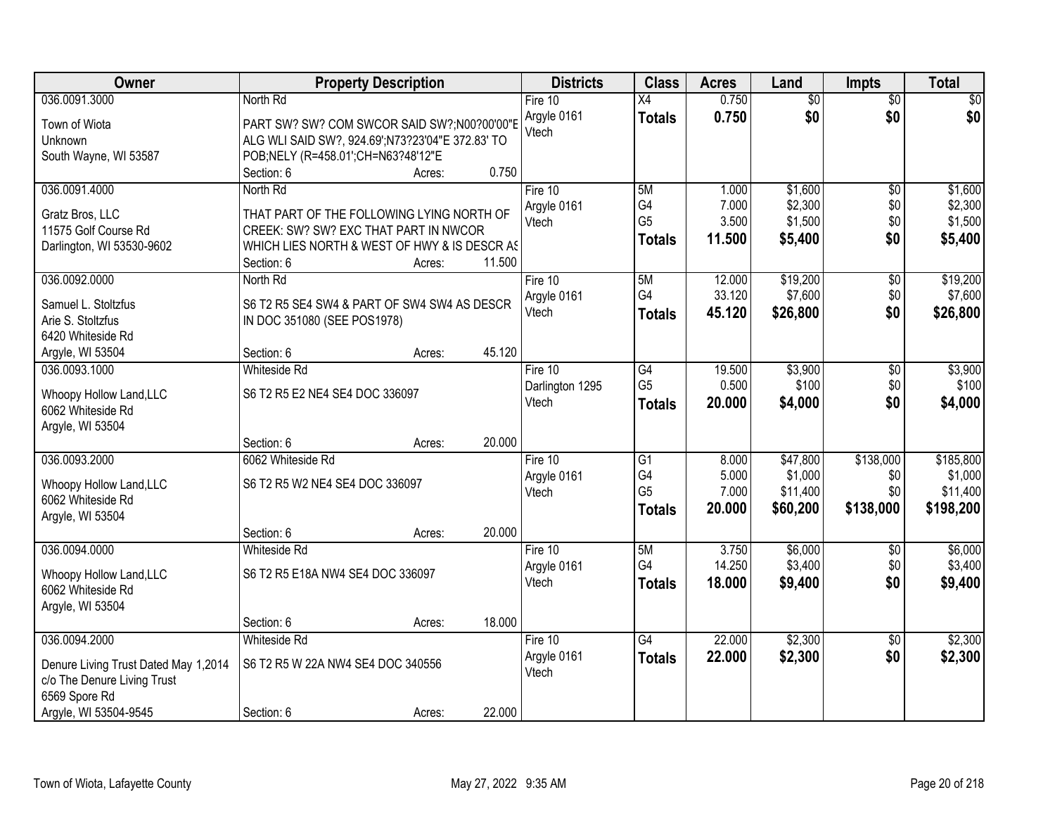| Owner | Property Description | Districts | Class | Acres | Land | Impts | Total |
|---|---|---|---|---|---|---|---|
| 036.0091.3000<br>Town of Wiota<br>Unknown<br>South Wayne, WI 53587 | North Rd<br>PART SW? SW? COM SWCOR SAID SW?;N00?00'00"E ALG WLI SAID SW?, 924.69';N73?23'04"E 372.83' TO POB;NELY (R=458.01';CH=N63?48'12"E<br>Section: 6 Acres: 0.750 | Fire 10<br>Argyle 0161<br>Vtech | X4<br>**Totals** | 0.750<br>**0.750** | $0<br>**$0** | $0<br>**$0** | $0<br>**$0** |
| 036.0091.4000<br>Gratz Bros, LLC<br>11575 Golf Course Rd<br>Darlington, WI 53530-9602 | North Rd<br>THAT PART OF THE FOLLOWING LYING NORTH OF CREEK: SW? SW? EXC THAT PART IN NWCOR WHICH LIES NORTH & WEST OF HWY & IS DESCR AS<br>Section: 6 Acres: 11.500 | Fire 10<br>Argyle 0161<br>Vtech | 5M<br>G4<br>G5<br>**Totals** | 1.000<br>7.000<br>3.500<br>**11.500** | $1,600<br>$2,300<br>$1,500<br>**$5,400** | $0<br>$0<br>$0<br>**$0** | $1,600<br>$2,300<br>$1,500<br>**$5,400** |
| 036.0092.0000<br>Samuel L. Stoltzfus<br>Arie S. Stoltzfus<br>6420 Whiteside Rd<br>Argyle, WI 53504 | North Rd<br>S6 T2 R5 SE4 SW4 & PART OF SW4 SW4 AS DESCR IN DOC 351080 (SEE POS1978)<br>Section: 6 Acres: 45.120 | Fire 10<br>Argyle 0161<br>Vtech | 5M<br>G4<br>**Totals** | 12.000<br>33.120<br>**45.120** | $19,200<br>$7,600<br>**$26,800** | $0<br>$0<br>**$0** | $19,200<br>$7,600<br>**$26,800** |
| 036.0093.1000<br>Whoopy Hollow Land,LLC<br>6062 Whiteside Rd<br>Argyle, WI 53504 | Whiteside Rd<br>S6 T2 R5 E2 NE4 SE4 DOC 336097<br>Section: 6 Acres: 20.000 | Fire 10<br>Darlington 1295<br>Vtech | G4<br>G5<br>**Totals** | 19.500<br>0.500<br>**20.000** | $3,900<br>$100<br>**$4,000** | $0<br>$0<br>**$0** | $3,900<br>$100<br>**$4,000** |
| 036.0093.2000<br>Whoopy Hollow Land,LLC<br>6062 Whiteside Rd<br>Argyle, WI 53504 | 6062 Whiteside Rd<br>S6 T2 R5 W2 NE4 SE4 DOC 336097<br>Section: 6 Acres: 20.000 | Fire 10<br>Argyle 0161<br>Vtech | G1<br>G4<br>G5<br>**Totals** | 8.000<br>5.000<br>7.000<br>**20.000** | $47,800<br>$1,000<br>$11,400<br>**$60,200** | $138,000<br>$0<br>$0<br>**$138,000** | $185,800<br>$1,000<br>$11,400<br>**$198,200** |
| 036.0094.0000<br>Whoopy Hollow Land,LLC<br>6062 Whiteside Rd<br>Argyle, WI 53504 | Whiteside Rd<br>S6 T2 R5 E18A NW4 SE4 DOC 336097<br>Section: 6 Acres: 18.000 | Fire 10<br>Argyle 0161<br>Vtech | 5M<br>G4<br>**Totals** | 3.750<br>14.250<br>**18.000** | $6,000<br>$3,400<br>**$9,400** | $0<br>$0<br>**$0** | $6,000<br>$3,400<br>**$9,400** |
| 036.0094.2000<br>Denure Living Trust Dated May 1,2014<br>c/o The Denure Living Trust<br>6569 Spore Rd<br>Argyle, WI 53504-9545 | Whiteside Rd<br>S6 T2 R5 W 22A NW4 SE4 DOC 340556<br>Section: 6 Acres: 22.000 | Fire 10<br>Argyle 0161<br>Vtech | G4<br>**Totals** | 22.000<br>**22.000** | $2,300<br>**$2,300** | $0<br>**$0** | $2,300<br>**$2,300** |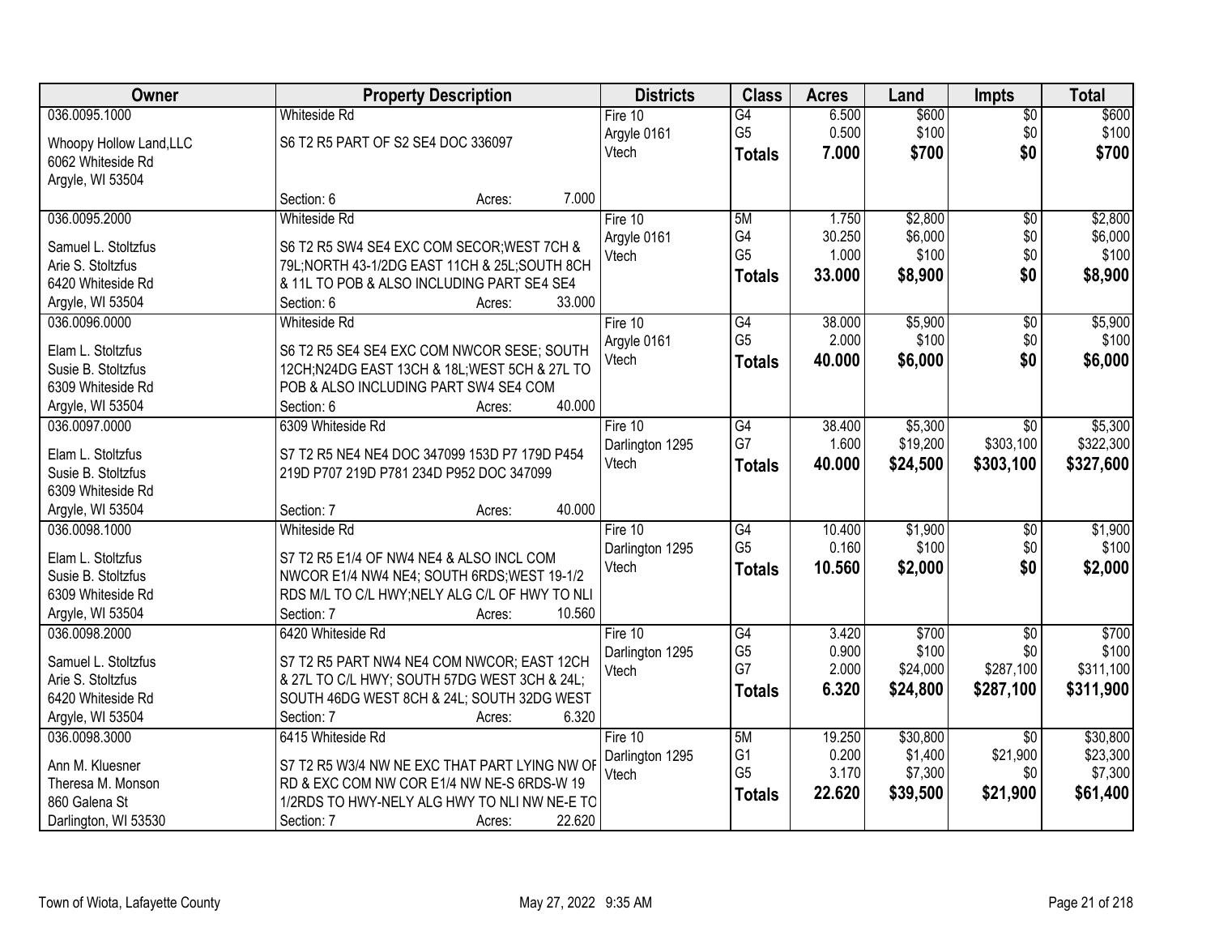| Owner | Property Description | Districts | Class | Acres | Land | Impts | Total |
|---|---|---|---|---|---|---|---|
| 036.0095.1000<br><br>Whoopy Hollow Land,LLC<br>6062 Whiteside Rd<br>Argyle, WI 53504 | Whiteside Rd<br><br>S6 T2 R5 PART OF S2 SE4 DOC 336097<br><br>Section: 6 Acres: 7.000 | Fire 10<br>Argyle 0161<br>Vtech | G4<br>G5<br>**Totals** | 6.500<br>0.500<br>**7.000** | $600<br>$100<br>**$700** | $0<br>$0<br>**$0** | $600<br>$100<br>**$700** |
| 036.0095.2000<br><br>Samuel L. Stoltzfus<br>Arie S. Stoltzfus<br>6420 Whiteside Rd<br>Argyle, WI 53504 | Whiteside Rd<br><br>S6 T2 R5 SW4 SE4 EXC COM SECOR;WEST 7CH & 79L;NORTH 43-1/2DG EAST 11CH & 25L;SOUTH 8CH & 11L TO POB & ALSO INCLUDING PART SE4 SE4<br>Section: 6 Acres: 33.000 | Fire 10<br>Argyle 0161<br>Vtech | 5M<br>G4<br>G5<br>**Totals** | 1.750<br>30.250<br>1.000<br>**33.000** | $2,800<br>$6,000<br>$100<br>**$8,900** | $0<br>$0<br>$0<br>**$0** | $2,800<br>$6,000<br>$100<br>**$8,900** |
| 036.0096.0000<br><br>Elam L. Stoltzfus<br>Susie B. Stoltzfus<br>6309 Whiteside Rd<br>Argyle, WI 53504 | Whiteside Rd<br><br>S6 T2 R5 SE4 SE4 EXC COM NWCOR SESE; SOUTH 12CH;N24DG EAST 13CH & 18L;WEST 5CH & 27L TO POB & ALSO INCLUDING PART SW4 SE4 COM<br>Section: 6 Acres: 40.000 | Fire 10<br>Argyle 0161<br>Vtech | G4<br>G5<br>**Totals** | 38.000<br>2.000<br>**40.000** | $5,900<br>$100<br>**$6,000** | $0<br>$0<br>**$0** | $5,900<br>$100<br>**$6,000** |
| 036.0097.0000<br><br>Elam L. Stoltzfus<br>Susie B. Stoltzfus<br>6309 Whiteside Rd<br>Argyle, WI 53504 | 6309 Whiteside Rd<br><br>S7 T2 R5 NE4 NE4 DOC 347099 153D P7 179D P454 219D P707 219D P781 234D P952 DOC 347099<br><br>Section: 7 Acres: 40.000 | Fire 10<br>Darlington 1295<br>Vtech | G4<br>G7<br>**Totals** | 38.400<br>1.600<br>**40.000** | $5,300<br>$19,200<br>**$24,500** | $0<br>$303,100<br>**$303,100** | $5,300<br>$322,300<br>**$327,600** |
| 036.0098.1000<br><br>Elam L. Stoltzfus<br>Susie B. Stoltzfus<br>6309 Whiteside Rd<br>Argyle, WI 53504 | Whiteside Rd<br><br>S7 T2 R5 E1/4 OF NW4 NE4 & ALSO INCL COM NWCOR E1/4 NW4 NE4; SOUTH 6RDS;WEST 19-1/2 RDS M/L TO C/L HWY;NELY ALG C/L OF HWY TO NLI<br>Section: 7 Acres: 10.560 | Fire 10<br>Darlington 1295<br>Vtech | G4<br>G5<br>**Totals** | 10.400<br>0.160<br>**10.560** | $1,900<br>$100<br>**$2,000** | $0<br>$0<br>**$0** | $1,900<br>$100<br>**$2,000** |
| 036.0098.2000<br><br>Samuel L. Stoltzfus<br>Arie S. Stoltzfus<br>6420 Whiteside Rd<br>Argyle, WI 53504 | 6420 Whiteside Rd<br><br>S7 T2 R5 PART NW4 NE4 COM NWCOR; EAST 12CH & 27L TO C/L HWY; SOUTH 57DG WEST 3CH & 24L; SOUTH 46DG WEST 8CH & 24L; SOUTH 32DG WEST<br>Section: 7 Acres: 6.320 | Fire 10<br>Darlington 1295<br>Vtech | G4<br>G5<br>G7<br>**Totals** | 3.420<br>0.900<br>2.000<br>**6.320** | $700<br>$100<br>$24,000<br>**$24,800** | $0<br>$0<br>$287,100<br>**$287,100** | $700<br>$100<br>$311,100<br>**$311,900** |
| 036.0098.3000<br><br>Ann M. Kluesner<br>Theresa M. Monson<br>860 Galena St<br>Darlington, WI 53530 | 6415 Whiteside Rd<br><br>S7 T2 R5 W3/4 NW NE EXC THAT PART LYING NW OF RD & EXC COM NW COR E1/4 NW NE-S 6RDS-W 19 1/2RDS TO HWY-NELY ALG HWY TO NLI NW NE-E TO<br>Section: 7 Acres: 22.620 | Fire 10<br>Darlington 1295<br>Vtech | 5M<br>G1<br>G5<br>**Totals** | 19.250<br>0.200<br>3.170<br>**22.620** | $30,800<br>$1,400<br>$7,300<br>**$39,500** | $0<br>$21,900<br>$0<br>**$21,900** | $30,800<br>$23,300<br>$7,300<br>**$61,400** |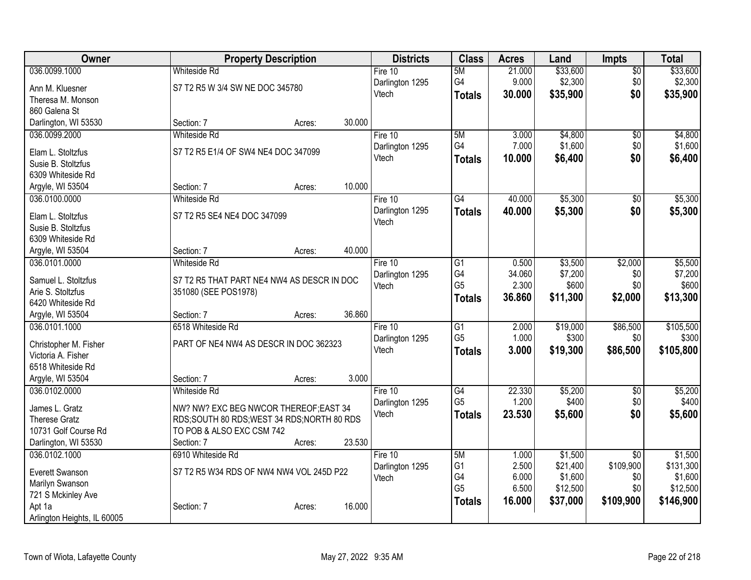| Owner | Property Description | Districts | Class | Acres | Land | Impts | Total |
|---|---|---|---|---|---|---|---|
| 036.0099.1000<br>Ann M. Kluesner<br>Theresa M. Monson<br>860 Galena St<br>Darlington, WI 53530 | Whiteside Rd<br>S7 T2 R5 W 3/4 SW NE DOC 345780<br>Section: 7 Acres: 30.000 | Fire 10<br>Darlington 1295<br>Vtech | 5M<br>G4<br>**Totals** | 21.000<br>9.000<br>**30.000** | $33,600<br>$2,300<br>**$35,900** | $0<br>$0<br>**$0** | $33,600<br>$2,300<br>**$35,900** |
| 036.0099.2000<br>Elam L. Stoltzfus<br>Susie B. Stoltzfus<br>6309 Whiteside Rd<br>Argyle, WI 53504 | Whiteside Rd<br>S7 T2 R5 E1/4 OF SW4 NE4 DOC 347099<br>Section: 7 Acres: 10.000 | Fire 10<br>Darlington 1295<br>Vtech | 5M<br>G4<br>**Totals** | 3.000<br>7.000<br>**10.000** | $4,800<br>$1,600<br>**$6,400** | $0<br>$0<br>**$0** | $4,800<br>$1,600<br>**$6,400** |
| 036.0100.0000<br>Elam L. Stoltzfus<br>Susie B. Stoltzfus<br>6309 Whiteside Rd<br>Argyle, WI 53504 | Whiteside Rd<br>S7 T2 R5 SE4 NE4 DOC 347099<br>Section: 7 Acres: 40.000 | Fire 10<br>Darlington 1295<br>Vtech | G4<br>**Totals** | 40.000<br>**40.000** | $5,300<br>**$5,300** | $0<br>**$0** | $5,300<br>**$5,300** |
| 036.0101.0000<br>Samuel L. Stoltzfus<br>Arie S. Stoltzfus<br>6420 Whiteside Rd<br>Argyle, WI 53504 | Whiteside Rd<br>S7 T2 R5 THAT PART NE4 NW4 AS DESCR IN DOC 351080 (SEE POS1978)<br>Section: 7 Acres: 36.860 | Fire 10<br>Darlington 1295<br>Vtech | G1<br>G4<br>G5<br>**Totals** | 0.500<br>34.060<br>2.300<br>**36.860** | $3,500<br>$7,200<br>$600<br>**$11,300** | $2,000<br>$0<br>$0<br>**$2,000** | $5,500<br>$7,200<br>$600<br>**$13,300** |
| 036.0101.1000<br>Christopher M. Fisher<br>Victoria A. Fisher<br>6518 Whiteside Rd<br>Argyle, WI 53504 | 6518 Whiteside Rd<br>PART OF NE4 NW4 AS DESCR IN DOC 362323<br>Section: 7 Acres: 3.000 | Fire 10<br>Darlington 1295<br>Vtech | G1<br>G5<br>**Totals** | 2.000<br>1.000<br>**3.000** | $19,000<br>$300<br>**$19,300** | $86,500<br>$0<br>**$86,500** | $105,500<br>$300<br>**$105,800** |
| 036.0102.0000<br>James L. Gratz<br>Therese Gratz<br>10731 Golf Course Rd<br>Darlington, WI 53530 | Whiteside Rd<br>NW? NW? EXC BEG NWCOR THEREOF;EAST 34 RDS;SOUTH 80 RDS;WEST 34 RDS;NORTH 80 RDS TO POB & ALSO EXC CSM 742<br>Section: 7 Acres: 23.530 | Fire 10<br>Darlington 1295<br>Vtech | G4<br>G5<br>**Totals** | 22.330<br>1.200<br>**23.530** | $5,200<br>$400<br>**$5,600** | $0<br>$0<br>**$0** | $5,200<br>$400<br>**$5,600** |
| 036.0102.1000<br>Everett Swanson<br>Marilyn Swanson<br>721 S Mckinley Ave<br>Apt 1a<br>Arlington Heights, IL 60005 | 6910 Whiteside Rd<br>S7 T2 R5 W34 RDS OF NW4 NW4 VOL 245D P22<br>Section: 7 Acres: 16.000 | Fire 10<br>Darlington 1295<br>Vtech | 5M<br>G1<br>G4<br>G5<br>**Totals** | 1.000<br>2.500<br>6.000<br>6.500<br>**16.000** | $1,500<br>$21,400<br>$1,600<br>$12,500<br>**$37,000** | $0<br>$109,900<br>$0<br>$0<br>**$109,900** | $1,500<br>$131,300<br>$1,600<br>$12,500<br>**$146,900** |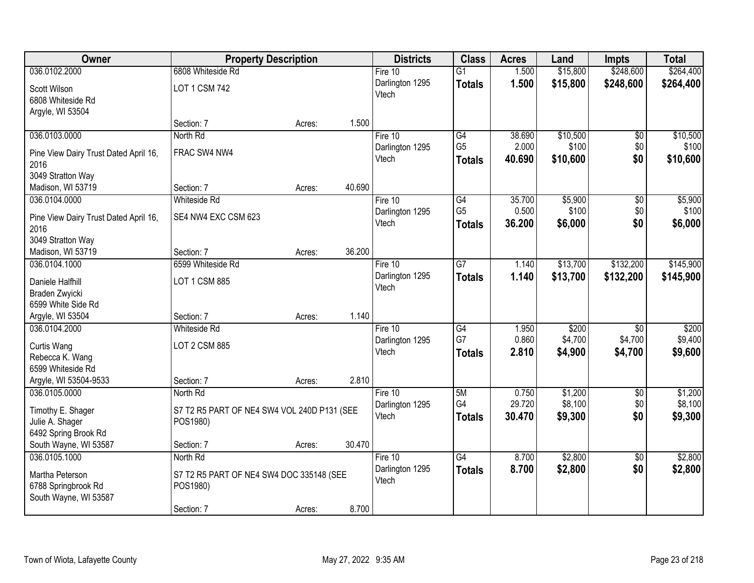| Owner | Property Description | | | Districts | Class | Acres | Land | Impts | Total |
|---|---|---|---|---|---|---|---|---|---|
| 036.0102.2000 | 6808 Whiteside Rd | | | Fire 10 | G1 | 1.500 | $15,800 | $248,600 | $264,400 |
| Scott Wilson<br>6808 Whiteside Rd<br>Argyle, WI 53504 | LOT 1 CSM 742 | | | Darlington 1295<br>Vtech | **Totals** | **1.500** | **$15,800** | **$248,600** | **$264,400** |
| | Section: 7 | Acres: | 1.500 | | | | | | |
| 036.0103.0000 | North Rd | | | Fire 10 | G4 | 38.690 | $10,500 | $0 | $10,500 |
| Pine View Dairy Trust Dated April 16, 2016<br>3049 Stratton Way<br>Madison, WI 53719 | FRAC SW4 NW4 | | | Darlington 1295<br>Vtech | G5 | 2.000 | $100 | $0 | $100 |
| | | | | | **Totals** | **40.690** | **$10,600** | **$0** | **$10,600** |
| | Section: 7 | Acres: | 40.690 | | | | | | |
| 036.0104.0000 | Whiteside Rd | | | Fire 10 | G4 | 35.700 | $5,900 | $0 | $5,900 |
| Pine View Dairy Trust Dated April 16, 2016<br>3049 Stratton Way<br>Madison, WI 53719 | SE4 NW4 EXC CSM 623 | | | Darlington 1295<br>Vtech | G5 | 0.500 | $100 | $0 | $100 |
| | | | | | **Totals** | **36.200** | **$6,000** | **$0** | **$6,000** |
| | Section: 7 | Acres: | 36.200 | | | | | | |
| 036.0104.1000 | 6599 Whiteside Rd | | | Fire 10 | G7 | 1.140 | $13,700 | $132,200 | $145,900 |
| Daniele Halfhill<br>Braden Zwyicki<br>6599 White Side Rd<br>Argyle, WI 53504 | LOT 1 CSM 885 | | | Darlington 1295<br>Vtech | **Totals** | **1.140** | **$13,700** | **$132,200** | **$145,900** |
| | Section: 7 | Acres: | 1.140 | | | | | | |
| 036.0104.2000 | Whiteside Rd | | | Fire 10 | G4 | 1.950 | $200 | $0 | $200 |
| Curtis Wang<br>Rebecca K. Wang<br>6599 Whiteside Rd<br>Argyle, WI 53504-9533 | LOT 2 CSM 885 | | | Darlington 1295<br>Vtech | G7 | 0.860 | $4,700 | $4,700 | $9,400 |
| | | | | | **Totals** | **2.810** | **$4,900** | **$4,700** | **$9,600** |
| | Section: 7 | Acres: | 2.810 | | | | | | |
| 036.0105.0000 | North Rd | | | Fire 10 | 5M | 0.750 | $1,200 | $0 | $1,200 |
| Timothy E. Shager<br>Julie A. Shager<br>6492 Spring Brook Rd<br>South Wayne, WI 53587 | S7 T2 R5 PART OF NE4 SW4 VOL 240D P131 (SEE POS1980) | | | Darlington 1295<br>Vtech | G4 | 29.720 | $8,100 | $0 | $8,100 |
| | | | | | **Totals** | **30.470** | **$9,300** | **$0** | **$9,300** |
| | Section: 7 | Acres: | 30.470 | | | | | | |
| 036.0105.1000 | North Rd | | | Fire 10 | G4 | 8.700 | $2,800 | $0 | $2,800 |
| Martha Peterson<br>6788 Springbrook Rd<br>South Wayne, WI 53587 | S7 T2 R5 PART OF NE4 SW4 DOC 335148 (SEE POS1980) | | | Darlington 1295<br>Vtech | **Totals** | **8.700** | **$2,800** | **$0** | **$2,800** |
| | Section: 7 | Acres: | 8.700 | | | | | | |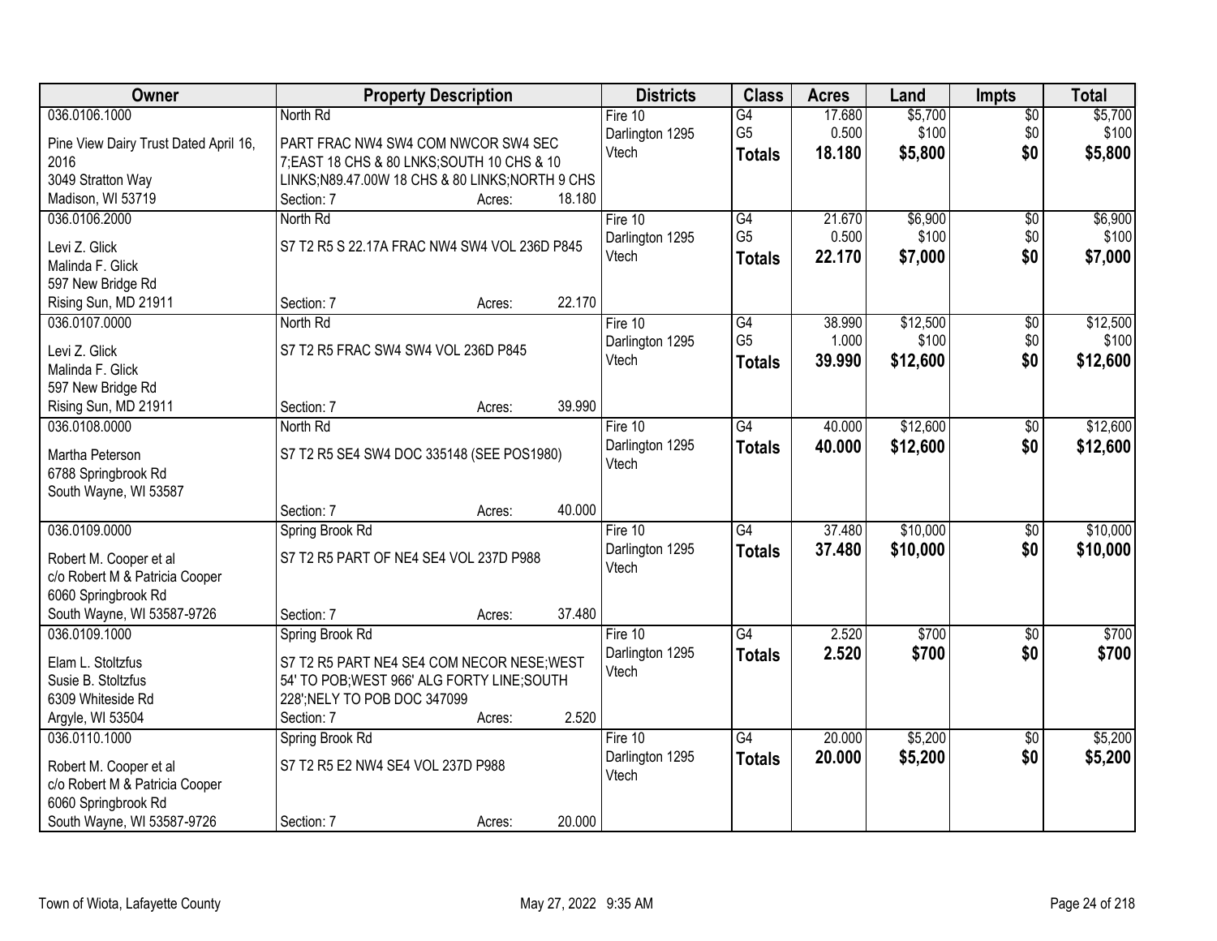| Owner | Property Description | Districts | Class | Acres | Land | Impts | Total |
|---|---|---|---|---|---|---|---|
| 036.0106.1000<br>Pine View Dairy Trust Dated April 16, 2016<br>3049 Stratton Way<br>Madison, WI 53719 | North Rd<br>PART FRAC NW4 SW4 COM NWCOR SW4 SEC 7;EAST 18 CHS & 80 LNKS;SOUTH 10 CHS & 10 LINKS;N89.47.00W 18 CHS & 80 LINKS;NORTH 9 CHS<br>Section: 7 Acres: 18.180 | Fire 10<br>Darlington 1295<br>Vtech | G4<br>G5<br>**Totals** | 17.680<br>0.500<br>**18.180** | $5,700<br>$100<br>**$5,800** | $0<br>$0<br>**$0** | $5,700<br>$100<br>**$5,800** |
| 036.0106.2000<br>Levi Z. Glick<br>Malinda F. Glick<br>597 New Bridge Rd<br>Rising Sun, MD 21911 | North Rd<br>S7 T2 R5 S 22.17A FRAC NW4 SW4 VOL 236D P845<br>Section: 7 Acres: 22.170 | Fire 10<br>Darlington 1295<br>Vtech | G4<br>G5<br>**Totals** | 21.670<br>0.500<br>**22.170** | $6,900<br>$100<br>**$7,000** | $0<br>$0<br>**$0** | $6,900<br>$100<br>**$7,000** |
| 036.0107.0000<br>Levi Z. Glick<br>Malinda F. Glick<br>597 New Bridge Rd<br>Rising Sun, MD 21911 | North Rd<br>S7 T2 R5 FRAC SW4 SW4 VOL 236D P845<br>Section: 7 Acres: 39.990 | Fire 10<br>Darlington 1295<br>Vtech | G4<br>G5<br>**Totals** | 38.990<br>1.000<br>**39.990** | $12,500<br>$100<br>**$12,600** | $0<br>$0<br>**$0** | $12,500<br>$100<br>**$12,600** |
| 036.0108.0000<br>Martha Peterson<br>6788 Springbrook Rd<br>South Wayne, WI 53587 | North Rd<br>S7 T2 R5 SE4 SW4 DOC 335148 (SEE POS1980)<br>Section: 7 Acres: 40.000 | Fire 10<br>Darlington 1295<br>Vtech | G4<br>**Totals** | 40.000<br>**40.000** | $12,600<br>**$12,600** | $0<br>**$0** | $12,600<br>**$12,600** |
| 036.0109.0000<br>Robert M. Cooper et al<br>c/o Robert M & Patricia Cooper<br>6060 Springbrook Rd<br>South Wayne, WI 53587-9726 | Spring Brook Rd<br>S7 T2 R5 PART OF NE4 SE4 VOL 237D P988<br>Section: 7 Acres: 37.480 | Fire 10<br>Darlington 1295<br>Vtech | G4<br>**Totals** | 37.480<br>**37.480** | $10,000<br>**$10,000** | $0<br>**$0** | $10,000<br>**$10,000** |
| 036.0109.1000<br>Elam L. Stoltzfus<br>Susie B. Stoltzfus<br>6309 Whiteside Rd<br>Argyle, WI 53504 | Spring Brook Rd<br>S7 T2 R5 PART NE4 SE4 COM NECOR NESE;WEST 54' TO POB;WEST 966' ALG FORTY LINE;SOUTH 228';NELY TO POB DOC 347099<br>Section: 7 Acres: 2.520 | Fire 10<br>Darlington 1295<br>Vtech | G4<br>**Totals** | 2.520<br>**2.520** | $700<br>**$700** | $0<br>**$0** | $700<br>**$700** |
| 036.0110.1000<br>Robert M. Cooper et al<br>c/o Robert M & Patricia Cooper<br>6060 Springbrook Rd<br>South Wayne, WI 53587-9726 | Spring Brook Rd<br>S7 T2 R5 E2 NW4 SE4 VOL 237D P988<br>Section: 7 Acres: 20.000 | Fire 10<br>Darlington 1295<br>Vtech | G4<br>**Totals** | 20.000<br>**20.000** | $5,200<br>**$5,200** | $0<br>**$0** | $5,200<br>**$5,200** |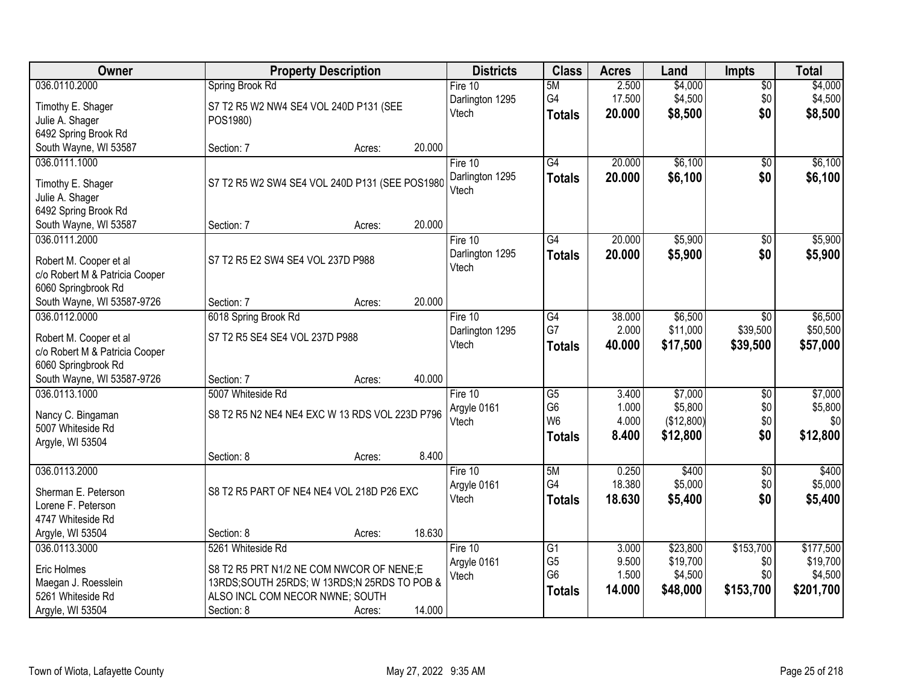| Owner | Property Description | | | Districts | Class | Acres | Land | Impts | Total |
|---|---|---|---|---|---|---|---|---|---|
| 036.0110.2000<br>Timothy E. Shager<br>Julie A. Shager<br>6492 Spring Brook Rd<br>South Wayne, WI 53587 | Spring Brook Rd<br>S7 T2 R5 W2 NW4 SE4 VOL 240D P131 (SEE POS1980)<br>Section: 7 | Acres: | 20.000 | Fire 10<br>Darlington 1295<br>Vtech | 5M<br>G4<br>**Totals** | 2.500<br>17.500<br>**20.000** | $4,000<br>$4,500<br>**$8,500** | $0<br>$0<br>**$0** | $4,000<br>$4,500<br>**$8,500** |
| 036.0111.1000<br>Timothy E. Shager<br>Julie A. Shager<br>6492 Spring Brook Rd<br>South Wayne, WI 53587 | S7 T2 R5 W2 SW4 SE4 VOL 240D P131 (SEE POS1980<br>Section: 7 | Acres: | 20.000 | Fire 10<br>Darlington 1295<br>Vtech | G4<br>**Totals** | 20.000<br>**20.000** | $6,100<br>**$6,100** | $0<br>**$0** | $6,100<br>**$6,100** |
| 036.0111.2000<br>Robert M. Cooper et al<br>c/o Robert M & Patricia Cooper<br>6060 Springbrook Rd<br>South Wayne, WI 53587-9726 | S7 T2 R5 E2 SW4 SE4 VOL 237D P988<br>Section: 7 | Acres: | 20.000 | Fire 10<br>Darlington 1295<br>Vtech | G4<br>**Totals** | 20.000<br>**20.000** | $5,900<br>**$5,900** | $0<br>**$0** | $5,900<br>**$5,900** |
| 036.0112.0000<br>Robert M. Cooper et al<br>c/o Robert M & Patricia Cooper<br>6060 Springbrook Rd<br>South Wayne, WI 53587-9726 | 6018 Spring Brook Rd<br>S7 T2 R5 SE4 SE4 VOL 237D P988<br>Section: 7 | Acres: | 40.000 | Fire 10<br>Darlington 1295<br>Vtech | G4<br>G7<br>**Totals** | 38.000<br>2.000<br>**40.000** | $6,500<br>$11,000<br>**$17,500** | $0<br>$39,500<br>**$39,500** | $6,500<br>$50,500<br>**$57,000** |
| 036.0113.1000<br>Nancy C. Bingaman<br>5007 Whiteside Rd<br>Argyle, WI 53504 | 5007 Whiteside Rd<br>S8 T2 R5 N2 NE4 NE4 EXC W 13 RDS VOL 223D P796<br>Section: 8 | Acres: | 8.400 | Fire 10<br>Argyle 0161<br>Vtech | G5<br>G6<br>W6<br>**Totals** | 3.400<br>1.000<br>4.000<br>**8.400** | $7,000<br>$5,800<br>($12,800)<br>**$12,800** | $0<br>$0<br>$0<br>**$0** | $7,000<br>$5,800<br>$0<br>**$12,800** |
| 036.0113.2000<br>Sherman E. Peterson<br>Lorene F. Peterson<br>4747 Whiteside Rd<br>Argyle, WI 53504 | S8 T2 R5 PART OF NE4 NE4 VOL 218D P26 EXC<br>Section: 8 | Acres: | 18.630 | Fire 10<br>Argyle 0161<br>Vtech | 5M<br>G4<br>**Totals** | 0.250<br>18.380<br>**18.630** | $400<br>$5,000<br>**$5,400** | $0<br>$0<br>**$0** | $400<br>$5,000<br>**$5,400** |
| 036.0113.3000<br>Eric Holmes<br>Maegan J. Roesslein<br>5261 Whiteside Rd<br>Argyle, WI 53504 | 5261 Whiteside Rd<br>S8 T2 R5 PRT N1/2 NE COM NWCOR OF NENE;E 13RDS;SOUTH 25RDS; W 13RDS;N 25RDS TO POB & ALSO INCL COM NECOR NWNE; SOUTH<br>Section: 8 | Acres: | 14.000 | Fire 10<br>Argyle 0161<br>Vtech | G1<br>G5<br>G6<br>**Totals** | 3.000<br>9.500<br>1.500<br>**14.000** | $23,800<br>$19,700<br>$4,500<br>**$48,000** | $153,700<br>$0<br>$0<br>**$153,700** | $177,500<br>$19,700<br>$4,500<br>**$201,700** |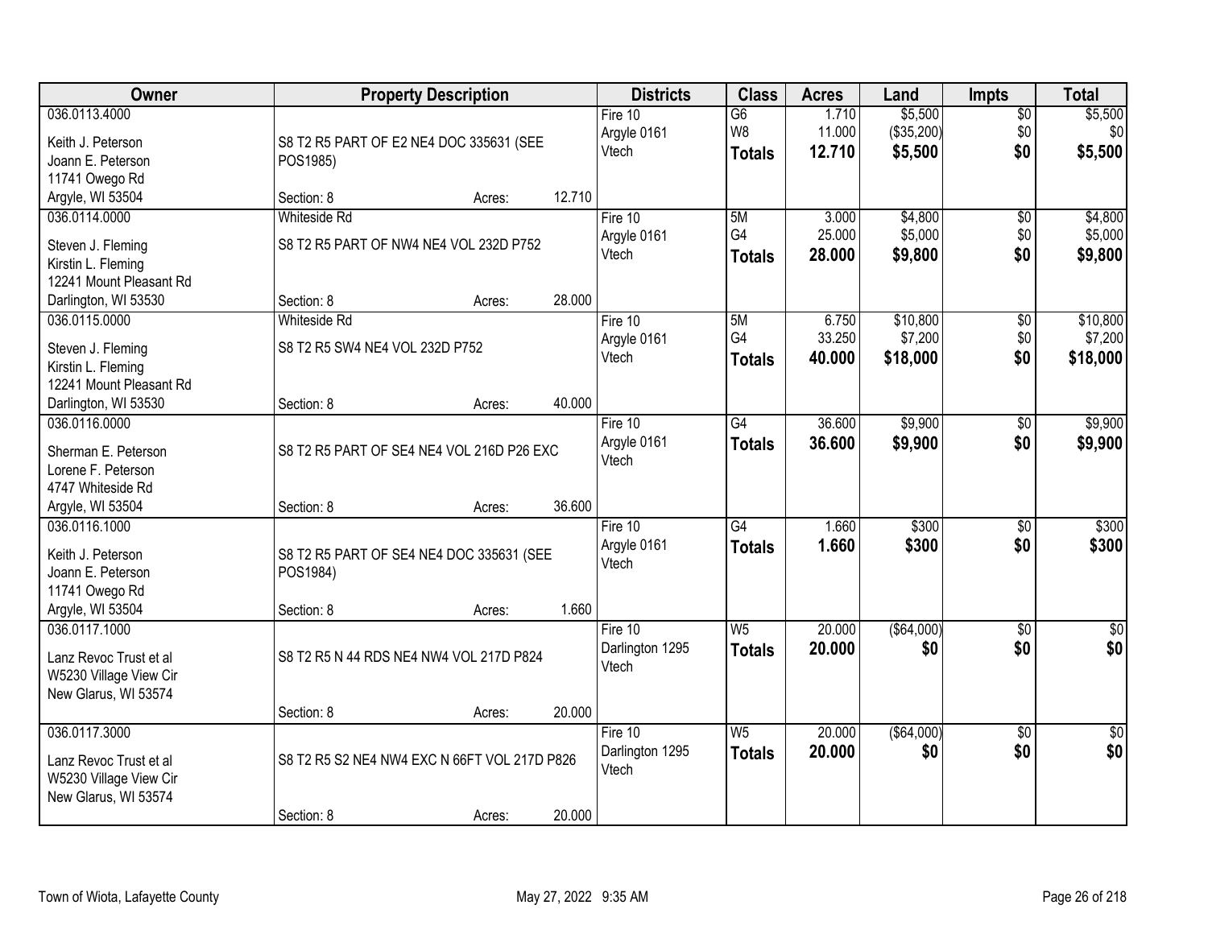| Owner | Property Description | Districts | Class | Acres | Land | Impts | Total |
|---|---|---|---|---|---|---|---|
| 036.0113.4000<br>Keith J. Peterson<br>Joann E. Peterson<br>11741 Owego Rd<br>Argyle, WI 53504 | S8 T2 R5 PART OF E2 NE4 DOC 335631 (SEE POS1985)<br>Section: 8 Acres: 12.710 | Fire 10<br>Argyle 0161<br>Vtech | G6<br>W8<br>**Totals** | 1.710<br>11.000<br>**12.710** | $5,500<br>($35,200)<br>**$5,500** | $0<br>$0<br>**$0** | $5,500<br>$0<br>**$5,500** |
| 036.0114.0000<br>Steven J. Fleming<br>Kirstin L. Fleming<br>12241 Mount Pleasant Rd<br>Darlington, WI 53530 | Whiteside Rd<br>S8 T2 R5 PART OF NW4 NE4 VOL 232D P752<br>Section: 8 Acres: 28.000 | Fire 10<br>Argyle 0161<br>Vtech | 5M<br>G4<br>**Totals** | 3.000<br>25.000<br>**28.000** | $4,800<br>$5,000<br>**$9,800** | $0<br>$0<br>**$0** | $4,800<br>$5,000<br>**$9,800** |
| 036.0115.0000<br>Steven J. Fleming<br>Kirstin L. Fleming<br>12241 Mount Pleasant Rd<br>Darlington, WI 53530 | Whiteside Rd<br>S8 T2 R5 SW4 NE4 VOL 232D P752<br>Section: 8 Acres: 40.000 | Fire 10<br>Argyle 0161<br>Vtech | 5M<br>G4<br>**Totals** | 6.750<br>33.250<br>**40.000** | $10,800<br>$7,200<br>**$18,000** | $0<br>$0<br>**$0** | $10,800<br>$7,200<br>**$18,000** |
| 036.0116.0000<br>Sherman E. Peterson<br>Lorene F. Peterson<br>4747 Whiteside Rd<br>Argyle, WI 53504 | S8 T2 R5 PART OF SE4 NE4 VOL 216D P26 EXC<br>Section: 8 Acres: 36.600 | Fire 10<br>Argyle 0161<br>Vtech | G4<br>**Totals** | 36.600<br>**36.600** | $9,900<br>**$9,900** | $0<br>**$0** | $9,900<br>**$9,900** |
| 036.0116.1000<br>Keith J. Peterson<br>Joann E. Peterson<br>11741 Owego Rd<br>Argyle, WI 53504 | S8 T2 R5 PART OF SE4 NE4 DOC 335631 (SEE POS1984)<br>Section: 8 Acres: 1.660 | Fire 10<br>Argyle 0161<br>Vtech | G4<br>**Totals** | 1.660<br>**1.660** | $300<br>**$300** | $0<br>**$0** | $300<br>**$300** |
| 036.0117.1000<br>Lanz Revoc Trust et al<br>W5230 Village View Cir<br>New Glarus, WI 53574 | S8 T2 R5 N 44 RDS NE4 NW4 VOL 217D P824<br>Section: 8 Acres: 20.000 | Fire 10<br>Darlington 1295<br>Vtech | W5<br>**Totals** | 20.000<br>**20.000** | ($64,000)<br>**$0** | $0<br>**$0** | $0<br>**$0** |
| 036.0117.3000<br>Lanz Revoc Trust et al<br>W5230 Village View Cir<br>New Glarus, WI 53574 | S8 T2 R5 S2 NE4 NW4 EXC N 66FT VOL 217D P826<br>Section: 8 Acres: 20.000 | Fire 10<br>Darlington 1295<br>Vtech | W5<br>**Totals** | 20.000<br>**20.000** | ($64,000)<br>**$0** | $0<br>**$0** | $0<br>**$0** |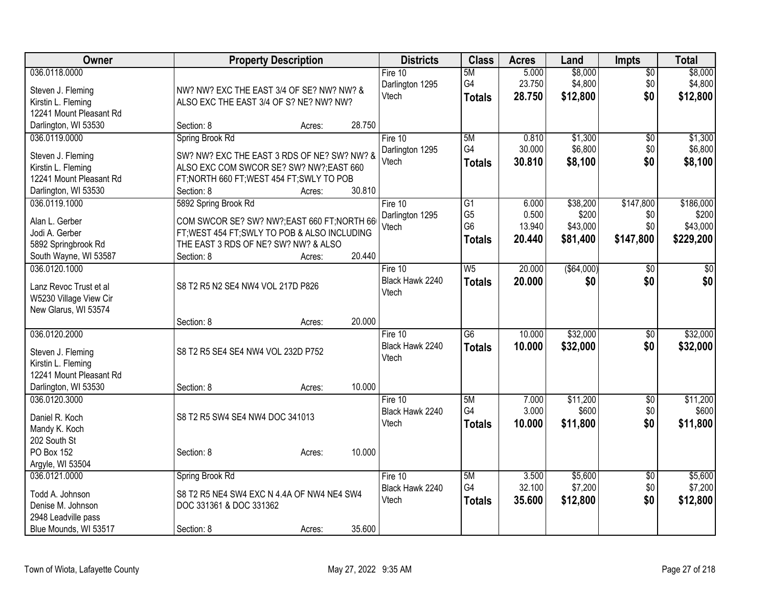| Owner | Property Description | Districts | Class | Acres | Land | Impts | Total |
|---|---|---|---|---|---|---|---|
| 036.0118.0000<br><br>Steven J. Fleming<br>Kirstin L. Fleming<br>12241 Mount Pleasant Rd<br>Darlington, WI 53530 | NW? NW? EXC THE EAST 3/4 OF SE? NW? NW? & ALSO EXC THE EAST 3/4 OF S? NE? NW? NW?<br>Section: 8 Acres: 28.750 | Fire 10<br>Darlington 1295<br>Vtech | 5M<br>G4<br>**Totals** | 5.000<br>23.750<br>**28.750** | $8,000<br>$4,800<br>**$12,800** | $0<br>$0<br>**$0** | $8,000<br>$4,800<br>**$12,800** |
| 036.0119.0000<br><br>Steven J. Fleming<br>Kirstin L. Fleming<br>12241 Mount Pleasant Rd<br>Darlington, WI 53530 | Spring Brook Rd<br>SW? NW? EXC THE EAST 3 RDS OF NE? SW? NW? & ALSO EXC COM SWCOR SE? SW? NW?;EAST 660 FT;NORTH 660 FT;WEST 454 FT;SWLY TO POB<br>Section: 8 Acres: 30.810 | Fire 10<br>Darlington 1295<br>Vtech | 5M<br>G4<br>**Totals** | 0.810<br>30.000<br>**30.810** | $1,300<br>$6,800<br>**$8,100** | $0<br>$0<br>**$0** | $1,300<br>$6,800<br>**$8,100** |
| 036.0119.1000<br><br>Alan L. Gerber<br>Jodi A. Gerber<br>5892 Springbrook Rd<br>South Wayne, WI 53587 | 5892 Spring Brook Rd<br>COM SWCOR SE? SW? NW?;EAST 660 FT;NORTH 66 FT;WEST 454 FT;SWLY TO POB & ALSO INCLUDING THE EAST 3 RDS OF NE? SW? NW? & ALSO<br>Section: 8 Acres: 20.440 | Fire 10<br>Darlington 1295<br>Vtech | G1<br>G5<br>G6<br>**Totals** | 6.000<br>0.500<br>13.940<br>**20.440** | $38,200<br>$200<br>$43,000<br>**$81,400** | $147,800<br>$0<br>$0<br>**$147,800** | $186,000<br>$200<br>$43,000<br>**$229,200** |
| 036.0120.1000<br><br>Lanz Revoc Trust et al<br>W5230 Village View Cir<br>New Glarus, WI 53574 | S8 T2 R5 N2 SE4 NW4 VOL 217D P826<br>Section: 8 Acres: 20.000 | Fire 10<br>Black Hawk 2240<br>Vtech | W5<br>**Totals** | 20.000<br>**20.000** | ($64,000)<br>**$0** | $0<br>**$0** | $0<br>**$0** |
| 036.0120.2000<br><br>Steven J. Fleming<br>Kirstin L. Fleming<br>12241 Mount Pleasant Rd<br>Darlington, WI 53530 | S8 T2 R5 SE4 SE4 NW4 VOL 232D P752<br>Section: 8 Acres: 10.000 | Fire 10<br>Black Hawk 2240<br>Vtech | G6<br>**Totals** | 10.000<br>**10.000** | $32,000<br>**$32,000** | $0<br>**$0** | $32,000<br>**$32,000** |
| 036.0120.3000<br><br>Daniel R. Koch<br>Mandy K. Koch<br>202 South St<br>PO Box 152<br>Argyle, WI 53504 | S8 T2 R5 SW4 SE4 NW4 DOC 341013<br>Section: 8 Acres: 10.000 | Fire 10<br>Black Hawk 2240<br>Vtech | 5M<br>G4<br>**Totals** | 7.000<br>3.000<br>**10.000** | $11,200<br>$600<br>**$11,800** | $0<br>$0<br>**$0** | $11,200<br>$600<br>**$11,800** |
| 036.0121.0000<br><br>Todd A. Johnson<br>Denise M. Johnson<br>2948 Leadville pass<br>Blue Mounds, WI 53517 | Spring Brook Rd<br>S8 T2 R5 NE4 SW4 EXC N 4.4A OF NW4 NE4 SW4 DOC 331361 & DOC 331362<br>Section: 8 Acres: 35.600 | Fire 10<br>Black Hawk 2240<br>Vtech | 5M<br>G4<br>**Totals** | 3.500<br>32.100<br>**35.600** | $5,600<br>$7,200<br>**$12,800** | $0<br>$0<br>**$0** | $5,600<br>$7,200<br>**$12,800** |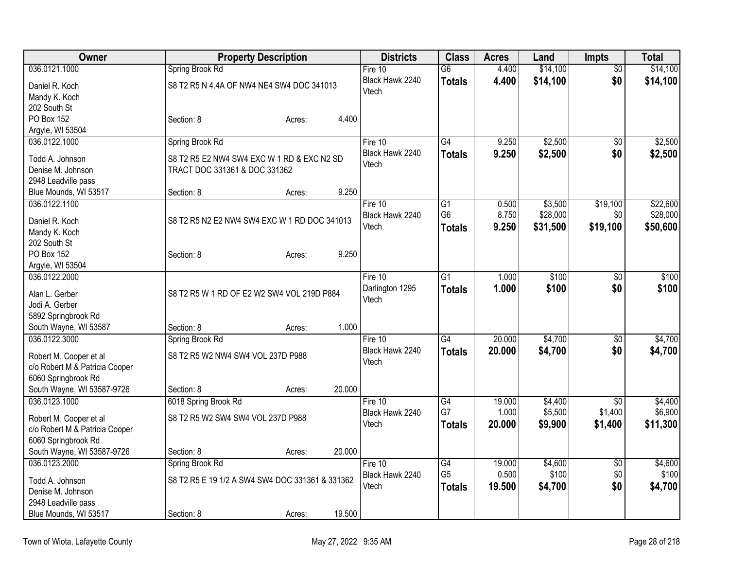| Owner | Property Description | Districts | Class | Acres | Land | Impts | Total |
|---|---|---|---|---|---|---|---|
| 036.0121.1000 | Spring Brook Rd | Fire 10 | G6 | 4.400 | $14,100 | $0 | $14,100 |
| Daniel R. Koch<br>Mandy K. Koch<br>202 South St<br>PO Box 152<br>Argyle, WI 53504 | S8 T2 R5 N 4.4A OF NW4 NE4 SW4 DOC 341013<br>Section: 8 Acres: 4.400 | Black Hawk 2240<br>Vtech | **Totals** | **4.400** | **$14,100** | **$0** | **$14,100** |
| 036.0122.1000 | Spring Brook Rd | Fire 10 | G4 | 9.250 | $2,500 | $0 | $2,500 |
| Todd A. Johnson<br>Denise M. Johnson<br>2948 Leadville pass<br>Blue Mounds, WI 53517 | S8 T2 R5 E2 NW4 SW4 EXC W 1 RD & EXC N2 SD TRACT DOC 331361 & DOC 331362<br>Section: 8 Acres: 9.250 | Black Hawk 2240<br>Vtech | **Totals** | **9.250** | **$2,500** | **$0** | **$2,500** |
| 036.0122.1100 | | Fire 10 | G1 | 0.500 | $3,500 | $19,100 | $22,600 |
| | | Black Hawk 2240 | G6 | 8.750 | $28,000 | $0 | $28,000 |
| Daniel R. Koch<br>Mandy K. Koch<br>202 South St<br>PO Box 152<br>Argyle, WI 53504 | S8 T2 R5 N2 E2 NW4 SW4 EXC W 1 RD DOC 341013<br>Section: 8 Acres: 9.250 | Vtech | **Totals** | **9.250** | **$31,500** | **$19,100** | **$50,600** |
| 036.0122.2000 | | Fire 10 | G1 | 1.000 | $100 | $0 | $100 |
| Alan L. Gerber<br>Jodi A. Gerber<br>5892 Springbrook Rd<br>South Wayne, WI 53587 | S8 T2 R5 W 1 RD OF E2 W2 SW4 VOL 219D P884<br>Section: 8 Acres: 1.000 | Darlington 1295<br>Vtech | **Totals** | **1.000** | **$100** | **$0** | **$100** |
| 036.0122.3000 | Spring Brook Rd | Fire 10 | G4 | 20.000 | $4,700 | $0 | $4,700 |
| Robert M. Cooper et al<br>c/o Robert M & Patricia Cooper<br>6060 Springbrook Rd<br>South Wayne, WI 53587-9726 | S8 T2 R5 W2 NW4 SW4 VOL 237D P988<br>Section: 8 Acres: 20.000 | Black Hawk 2240<br>Vtech | **Totals** | **20.000** | **$4,700** | **$0** | **$4,700** |
| 036.0123.1000 | 6018 Spring Brook Rd | Fire 10 | G4 | 19.000 | $4,400 | $0 | $4,400 |
| | | Black Hawk 2240 | G7 | 1.000 | $5,500 | $1,400 | $6,900 |
| Robert M. Cooper et al<br>c/o Robert M & Patricia Cooper<br>6060 Springbrook Rd<br>South Wayne, WI 53587-9726 | S8 T2 R5 W2 SW4 SW4 VOL 237D P988<br>Section: 8 Acres: 20.000 | Vtech | **Totals** | **20.000** | **$9,900** | **$1,400** | **$11,300** |
| 036.0123.2000 | Spring Brook Rd | Fire 10 | G4 | 19.000 | $4,600 | $0 | $4,600 |
| | | Black Hawk 2240 | G5 | 0.500 | $100 | $0 | $100 |
| Todd A. Johnson<br>Denise M. Johnson<br>2948 Leadville pass<br>Blue Mounds, WI 53517 | S8 T2 R5 E 19 1/2 A SW4 SW4 DOC 331361 & 331362<br>Section: 8 Acres: 19.500 | Vtech | **Totals** | **19.500** | **$4,700** | **$0** | **$4,700** |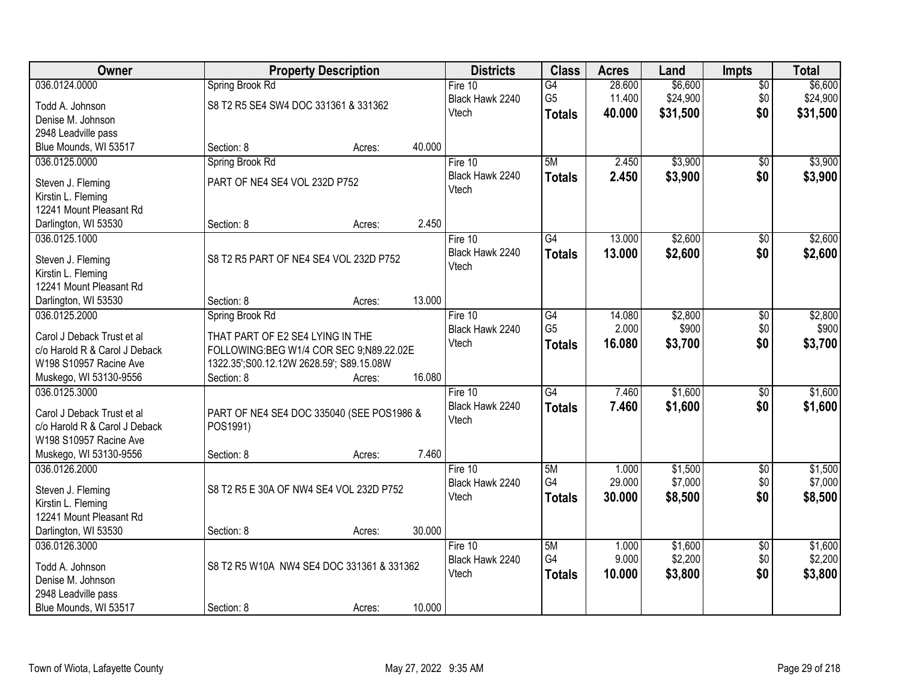| Owner | Property Description | Districts | Class | Acres | Land | Impts | Total |
|---|---|---|---|---|---|---|---|
| 036.0124.0000<br>Todd A. Johnson<br>Denise M. Johnson<br>2948 Leadville pass<br>Blue Mounds, WI 53517 | Spring Brook Rd<br>S8 T2 R5 SE4 SW4 DOC 331361 & 331362<br>Section: 8 Acres: 40.000 | Fire 10<br>Black Hawk 2240<br>Vtech | G4<br>G5<br>**Totals** | 28.600<br>11.400<br>**40.000** | $6,600<br>$24,900<br>**$31,500** | $0<br>$0<br>**$0** | $6,600<br>$24,900<br>**$31,500** |
| 036.0125.0000<br>Steven J. Fleming<br>Kirstin L. Fleming<br>12241 Mount Pleasant Rd<br>Darlington, WI 53530 | Spring Brook Rd<br>PART OF NE4 SE4 VOL 232D P752<br>Section: 8 Acres: 2.450 | Fire 10<br>Black Hawk 2240<br>Vtech | 5M<br>**Totals** | 2.450<br>**2.450** | $3,900<br>**$3,900** | $0<br>**$0** | $3,900<br>**$3,900** |
| 036.0125.1000<br>Steven J. Fleming<br>Kirstin L. Fleming<br>12241 Mount Pleasant Rd<br>Darlington, WI 53530 | S8 T2 R5 PART OF NE4 SE4 VOL 232D P752<br>Section: 8 Acres: 13.000 | Fire 10<br>Black Hawk 2240<br>Vtech | G4<br>**Totals** | 13.000<br>**13.000** | $2,600<br>**$2,600** | $0<br>**$0** | $2,600<br>**$2,600** |
| 036.0125.2000<br>Carol J Deback Trust et al<br>c/o Harold R & Carol J Deback<br>W198 S10957 Racine Ave<br>Muskego, WI 53130-9556 | Spring Brook Rd<br>THAT PART OF E2 SE4 LYING IN THE FOLLOWING:BEG W1/4 COR SEC 9;N89.22.02E 1322.35';S00.12.12W 2628.59'; S89.15.08W<br>Section: 8 Acres: 16.080 | Fire 10<br>Black Hawk 2240<br>Vtech | G4<br>G5<br>**Totals** | 14.080<br>2.000<br>**16.080** | $2,800<br>$900<br>**$3,700** | $0<br>$0<br>**$0** | $2,800<br>$900<br>**$3,700** |
| 036.0125.3000<br>Carol J Deback Trust et al<br>c/o Harold R & Carol J Deback<br>W198 S10957 Racine Ave<br>Muskego, WI 53130-9556 | PART OF NE4 SE4 DOC 335040 (SEE POS1986 & POS1991)<br>Section: 8 Acres: 7.460 | Fire 10<br>Black Hawk 2240<br>Vtech | G4<br>**Totals** | 7.460<br>**7.460** | $1,600<br>**$1,600** | $0<br>**$0** | $1,600<br>**$1,600** |
| 036.0126.2000<br>Steven J. Fleming<br>Kirstin L. Fleming<br>12241 Mount Pleasant Rd<br>Darlington, WI 53530 | S8 T2 R5 E 30A OF NW4 SE4 VOL 232D P752<br>Section: 8 Acres: 30.000 | Fire 10<br>Black Hawk 2240<br>Vtech | 5M<br>G4<br>**Totals** | 1.000<br>29.000<br>**30.000** | $1,500<br>$7,000<br>**$8,500** | $0<br>$0<br>**$0** | $1,500<br>$7,000<br>**$8,500** |
| 036.0126.3000<br>Todd A. Johnson<br>Denise M. Johnson<br>2948 Leadville pass<br>Blue Mounds, WI 53517 | S8 T2 R5 W10A NW4 SE4 DOC 331361 & 331362<br>Section: 8 Acres: 10.000 | Fire 10<br>Black Hawk 2240<br>Vtech | 5M<br>G4<br>**Totals** | 1.000<br>9.000<br>**10.000** | $1,600<br>$2,200<br>**$3,800** | $0<br>$0<br>**$0** | $1,600<br>$2,200<br>**$3,800** |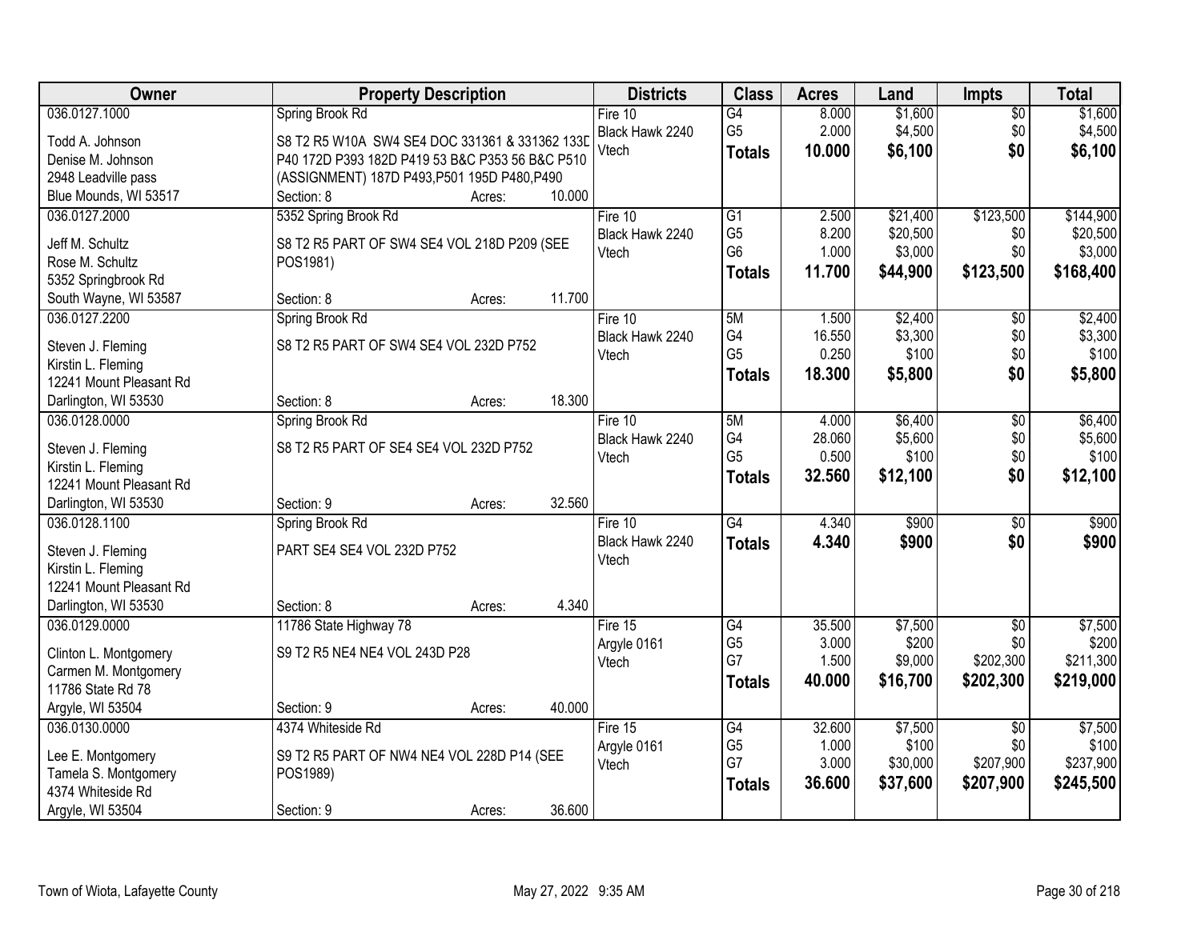| Owner | Property Description | | | Districts | Class | Acres | Land | Impts | Total |
|---|---|---|---|---|---|---|---|---|---|
| 036.0127.1000<br>Todd A. Johnson<br>Denise M. Johnson<br>2948 Leadville pass<br>Blue Mounds, WI 53517 | Spring Brook Rd<br>S8 T2 R5 W10A SW4 SE4 DOC 331361 & 331362 133D P40 172D P393 182D P419 53 B&C P353 56 B&C P510 (ASSIGNMENT) 187D P493,P501 195D P480,P490<br>Section: 8 | Acres: | 10.000 | Fire 10<br>Black Hawk 2240<br>Vtech | G4<br>G5<br>**Totals** | 8.000<br>2.000<br>**10.000** | $1,600<br>$4,500<br>**$6,100** | $0<br>$0<br>**$0** | $1,600<br>$4,500<br>**$6,100** |
| 036.0127.2000<br>Jeff M. Schultz<br>Rose M. Schultz<br>5352 Springbrook Rd<br>South Wayne, WI 53587 | 5352 Spring Brook Rd<br>S8 T2 R5 PART OF SW4 SE4 VOL 218D P209 (SEE POS1981)<br>Section: 8 | Acres: | 11.700 | Fire 10<br>Black Hawk 2240<br>Vtech | G1<br>G5<br>G6<br>**Totals** | 2.500<br>8.200<br>1.000<br>**11.700** | $21,400<br>$20,500<br>$3,000<br>**$44,900** | $123,500<br>$0<br>$0<br>**$123,500** | $144,900<br>$20,500<br>$3,000<br>**$168,400** |
| 036.0127.2200<br>Steven J. Fleming<br>Kirstin L. Fleming<br>12241 Mount Pleasant Rd<br>Darlington, WI 53530 | Spring Brook Rd<br>S8 T2 R5 PART OF SW4 SE4 VOL 232D P752<br>Section: 8 | Acres: | 18.300 | Fire 10<br>Black Hawk 2240<br>Vtech | 5M<br>G4<br>G5<br>**Totals** | 1.500<br>16.550<br>0.250<br>**18.300** | $2,400<br>$3,300<br>$100<br>**$5,800** | $0<br>$0<br>$0<br>**$0** | $2,400<br>$3,300<br>$100<br>**$5,800** |
| 036.0128.0000<br>Steven J. Fleming<br>Kirstin L. Fleming<br>12241 Mount Pleasant Rd<br>Darlington, WI 53530 | Spring Brook Rd<br>S8 T2 R5 PART OF SE4 SE4 VOL 232D P752<br>Section: 9 | Acres: | 32.560 | Fire 10<br>Black Hawk 2240<br>Vtech | 5M<br>G4<br>G5<br>**Totals** | 4.000<br>28.060<br>0.500<br>**32.560** | $6,400<br>$5,600<br>$100<br>**$12,100** | $0<br>$0<br>$0<br>**$0** | $6,400<br>$5,600<br>$100<br>**$12,100** |
| 036.0128.1100<br>Steven J. Fleming<br>Kirstin L. Fleming<br>12241 Mount Pleasant Rd<br>Darlington, WI 53530 | Spring Brook Rd<br>PART SE4 SE4 VOL 232D P752<br>Section: 8 | Acres: | 4.340 | Fire 10<br>Black Hawk 2240<br>Vtech | G4<br>**Totals** | 4.340<br>**4.340** | $900<br>**$900** | $0<br>**$0** | $900<br>**$900** |
| 036.0129.0000<br>Clinton L. Montgomery<br>Carmen M. Montgomery<br>11786 State Rd 78<br>Argyle, WI 53504 | 11786 State Highway 78<br>S9 T2 R5 NE4 NE4 VOL 243D P28<br>Section: 9 | Acres: | 40.000 | Fire 15<br>Argyle 0161<br>Vtech | G4<br>G5<br>G7<br>**Totals** | 35.500<br>3.000<br>1.500<br>**40.000** | $7,500<br>$200<br>$9,000<br>**$16,700** | $0<br>$0<br>$202,300<br>**$202,300** | $7,500<br>$200<br>$211,300<br>**$219,000** |
| 036.0130.0000<br>Lee E. Montgomery<br>Tamela S. Montgomery<br>4374 Whiteside Rd<br>Argyle, WI 53504 | 4374 Whiteside Rd<br>S9 T2 R5 PART OF NW4 NE4 VOL 228D P14 (SEE POS1989)<br>Section: 9 | Acres: | 36.600 | Fire 15<br>Argyle 0161<br>Vtech | G4<br>G5<br>G7<br>**Totals** | 32.600<br>1.000<br>3.000<br>**36.600** | $7,500<br>$100<br>$30,000<br>**$37,600** | $0<br>$0<br>$207,900<br>**$207,900** | $7,500<br>$100<br>$237,900<br>**$245,500** |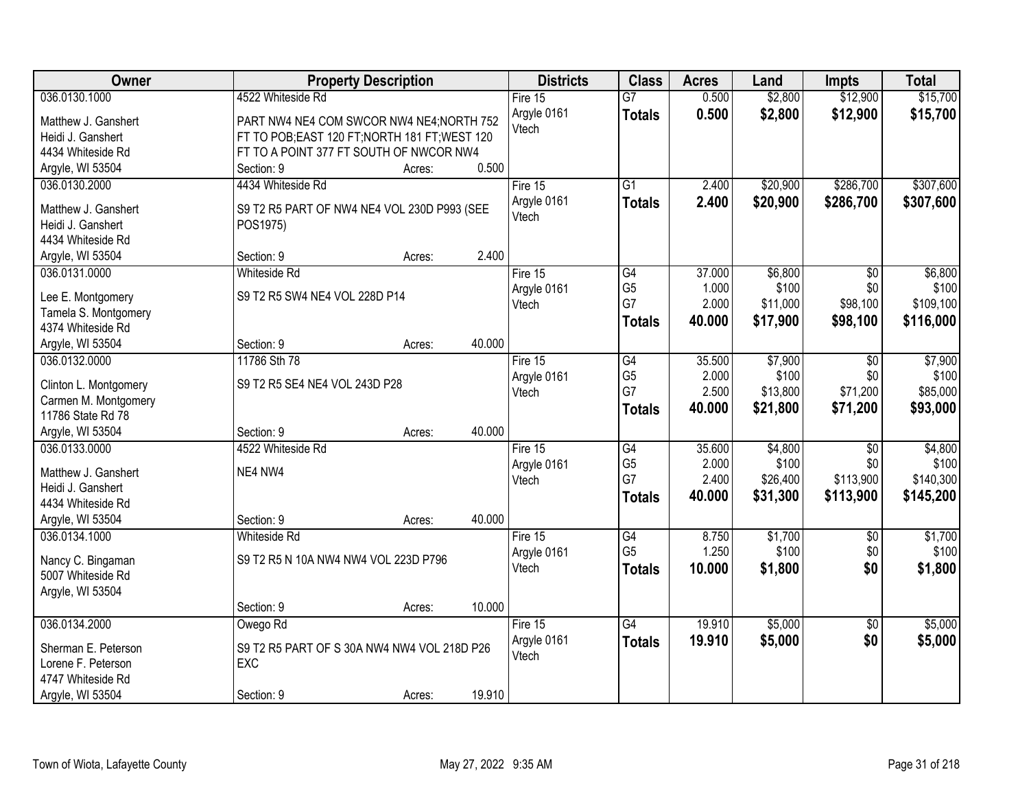| Owner | Property Description | Districts | Class | Acres | Land | Impts | Total |
|---|---|---|---|---|---|---|---|
| 036.0130.1000<br>Matthew J. Ganshert<br>Heidi J. Ganshert<br>4434 Whiteside Rd<br>Argyle, WI 53504 | 4522 Whiteside Rd<br>PART NW4 NE4 COM SWCOR NW4 NE4;NORTH 752 FT TO POB;EAST 120 FT;NORTH 181 FT;WEST 120 FT TO A POINT 377 FT SOUTH OF NWCOR NW4<br>Section: 9 Acres: 0.500 | Fire 15<br>Argyle 0161<br>Vtech | G7<br>**Totals** | 0.500<br>**0.500** | $2,800<br>**$2,800** | $12,900<br>**$12,900** | $15,700<br>**$15,700** |
| 036.0130.2000<br>Matthew J. Ganshert<br>Heidi J. Ganshert<br>4434 Whiteside Rd<br>Argyle, WI 53504 | 4434 Whiteside Rd<br>S9 T2 R5 PART OF NW4 NE4 VOL 230D P993 (SEE POS1975)<br>Section: 9 Acres: 2.400 | Fire 15<br>Argyle 0161<br>Vtech | G1<br>**Totals** | 2.400<br>**2.400** | $20,900<br>**$20,900** | $286,700<br>**$286,700** | $307,600<br>**$307,600** |
| 036.0131.0000<br>Lee E. Montgomery<br>Tamela S. Montgomery<br>4374 Whiteside Rd<br>Argyle, WI 53504 | Whiteside Rd<br>S9 T2 R5 SW4 NE4 VOL 228D P14<br>Section: 9 Acres: 40.000 | Fire 15<br>Argyle 0161<br>Vtech | G4<br>G5<br>G7<br>**Totals** | 37.000<br>1.000<br>2.000<br>**40.000** | $6,800<br>$100<br>$11,000<br>**$17,900** | $0<br>$0<br>$98,100<br>**$98,100** | $6,800<br>$100<br>$109,100<br>**$116,000** |
| 036.0132.0000<br>Clinton L. Montgomery<br>Carmen M. Montgomery<br>11786 State Rd 78<br>Argyle, WI 53504 | 11786 Sth 78<br>S9 T2 R5 SE4 NE4 VOL 243D P28<br>Section: 9 Acres: 40.000 | Fire 15<br>Argyle 0161<br>Vtech | G4<br>G5<br>G7<br>**Totals** | 35.500<br>2.000<br>2.500<br>**40.000** | $7,900<br>$100<br>$13,800<br>**$21,800** | $0<br>$0<br>$71,200<br>**$71,200** | $7,900<br>$100<br>$85,000<br>**$93,000** |
| 036.0133.0000<br>Matthew J. Ganshert<br>Heidi J. Ganshert<br>4434 Whiteside Rd<br>Argyle, WI 53504 | 4522 Whiteside Rd<br>NE4 NW4<br>Section: 9 Acres: 40.000 | Fire 15<br>Argyle 0161<br>Vtech | G4<br>G5<br>G7<br>**Totals** | 35.600<br>2.000<br>2.400<br>**40.000** | $4,800<br>$100<br>$26,400<br>**$31,300** | $0<br>$0<br>$113,900<br>**$113,900** | $4,800<br>$100<br>$140,300<br>**$145,200** |
| 036.0134.1000<br>Nancy C. Bingaman<br>5007 Whiteside Rd<br>Argyle, WI 53504 | Whiteside Rd<br>S9 T2 R5 N 10A NW4 NW4 VOL 223D P796<br>Section: 9 Acres: 10.000 | Fire 15<br>Argyle 0161<br>Vtech | G4<br>G5<br>**Totals** | 8.750<br>1.250<br>**10.000** | $1,700<br>$100<br>**$1,800** | $0<br>$0<br>**$0** | $1,700<br>$100<br>**$1,800** |
| 036.0134.2000<br>Sherman E. Peterson<br>Lorene F. Peterson<br>4747 Whiteside Rd<br>Argyle, WI 53504 | Owego Rd<br>S9 T2 R5 PART OF S 30A NW4 NW4 VOL 218D P26 EXC<br>Section: 9 Acres: 19.910 | Fire 15<br>Argyle 0161<br>Vtech | G4<br>**Totals** | 19.910<br>**19.910** | $5,000<br>**$5,000** | $0<br>**$0** | $5,000<br>**$5,000** |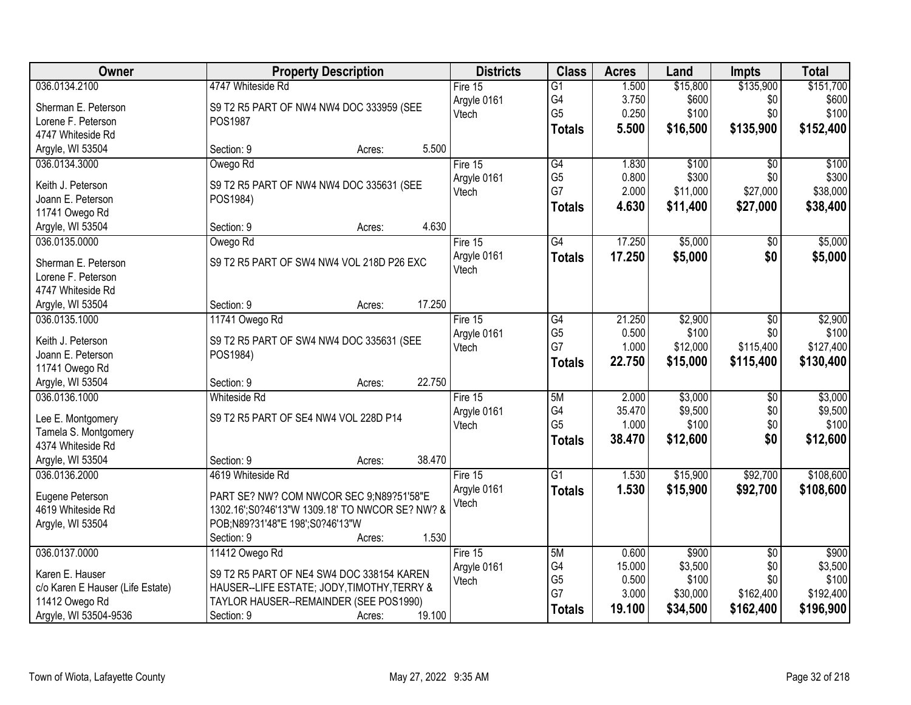| Owner | Property Description | Districts | Class | Acres | Land | Impts | Total |
|---|---|---|---|---|---|---|---|
| 036.0134.2100<br>Sherman E. Peterson<br>Lorene F. Peterson<br>4747 Whiteside Rd<br>Argyle, WI 53504 | 4747 Whiteside Rd<br>S9 T2 R5 PART OF NW4 NW4 DOC 333959 (SEE POS1987<br>Section: 9 Acres: 5.500 | Fire 15<br>Argyle 0161<br>Vtech | G1<br>G4<br>G5<br>**Totals** | 1.500<br>3.750<br>0.250<br>**5.500** | $15,800<br>$600<br>$100<br>**$16,500** | $135,900<br>$0<br>$0<br>**$135,900** | $151,700<br>$600<br>$100<br>**$152,400** |
| 036.0134.3000<br>Keith J. Peterson<br>Joann E. Peterson<br>11741 Owego Rd<br>Argyle, WI 53504 | Owego Rd<br>S9 T2 R5 PART OF NW4 NW4 DOC 335631 (SEE POS1984)<br>Section: 9 Acres: 4.630 | Fire 15<br>Argyle 0161<br>Vtech | G4<br>G5<br>G7<br>**Totals** | 1.830<br>0.800<br>2.000<br>**4.630** | $100<br>$300<br>$11,000<br>**$11,400** | $0<br>$0<br>$27,000<br>**$27,000** | $100<br>$300<br>$38,000<br>**$38,400** |
| 036.0135.0000<br>Sherman E. Peterson<br>Lorene F. Peterson<br>4747 Whiteside Rd<br>Argyle, WI 53504 | Owego Rd<br>S9 T2 R5 PART OF SW4 NW4 VOL 218D P26 EXC<br>Section: 9 Acres: 17.250 | Fire 15<br>Argyle 0161<br>Vtech | G4<br>**Totals** | 17.250<br>**17.250** | $5,000<br>**$5,000** | $0<br>**$0** | $5,000<br>**$5,000** |
| 036.0135.1000<br>Keith J. Peterson<br>Joann E. Peterson<br>11741 Owego Rd<br>Argyle, WI 53504 | 11741 Owego Rd<br>S9 T2 R5 PART OF SW4 NW4 DOC 335631 (SEE POS1984)<br>Section: 9 Acres: 22.750 | Fire 15<br>Argyle 0161<br>Vtech | G4<br>G5<br>G7<br>**Totals** | 21.250<br>0.500<br>1.000<br>**22.750** | $2,900<br>$100<br>$12,000<br>**$15,000** | $0<br>$0<br>$115,400<br>**$115,400** | $2,900<br>$100<br>$127,400<br>**$130,400** |
| 036.0136.1000<br>Lee E. Montgomery<br>Tamela S. Montgomery<br>4374 Whiteside Rd<br>Argyle, WI 53504 | Whiteside Rd<br>S9 T2 R5 PART OF SE4 NW4 VOL 228D P14<br>Section: 9 Acres: 38.470 | Fire 15<br>Argyle 0161<br>Vtech | 5M<br>G4<br>G5<br>**Totals** | 2.000<br>35.470<br>1.000<br>**38.470** | $3,000<br>$9,500<br>$100<br>**$12,600** | $0<br>$0<br>$0<br>**$0** | $3,000<br>$9,500<br>$100<br>**$12,600** |
| 036.0136.2000<br>Eugene Peterson<br>4619 Whiteside Rd<br>Argyle, WI 53504 | 4619 Whiteside Rd<br>PART SE? NW? COM NWCOR SEC 9;N89?51'58"E 1302.16';S0?46'13"W 1309.18' TO NWCOR SE? NW? & POB;N89?31'48"E 198';S0?46'13"W<br>Section: 9 Acres: 1.530 | Fire 15<br>Argyle 0161<br>Vtech | G1<br>**Totals** | 1.530<br>**1.530** | $15,900<br>**$15,900** | $92,700<br>**$92,700** | $108,600<br>**$108,600** |
| 036.0137.0000<br>Karen E. Hauser<br>c/o Karen E Hauser (Life Estate)<br>11412 Owego Rd<br>Argyle, WI 53504-9536 | 11412 Owego Rd<br>S9 T2 R5 PART OF NE4 SW4 DOC 338154 KAREN HAUSER--LIFE ESTATE; JODY,TIMOTHY,TERRY & TAYLOR HAUSER--REMAINDER (SEE POS1990)<br>Section: 9 Acres: 19.100 | Fire 15<br>Argyle 0161<br>Vtech | 5M<br>G4<br>G5<br>G7<br>**Totals** | 0.600<br>15.000<br>0.500<br>3.000<br>**19.100** | $900<br>$3,500<br>$100<br>$30,000<br>**$34,500** | $0<br>$0<br>$0<br>$162,400<br>**$162,400** | $900<br>$3,500<br>$100<br>$192,400<br>**$196,900** |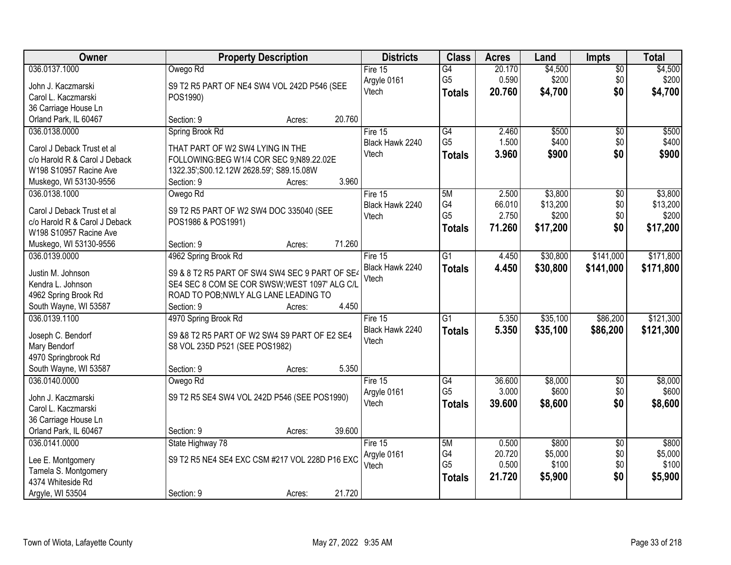| Owner | Property Description | Districts | Class | Acres | Land | Impts | Total |
|---|---|---|---|---|---|---|---|
| 036.0137.1000<br>John J. Kaczmarski<br>Carol L. Kaczmarski<br>36 Carriage House Ln<br>Orland Park, IL 60467 | Owego Rd<br>S9 T2 R5 PART OF NE4 SW4 VOL 242D P546 (SEE POS1990)<br>Section: 9 Acres: 20.760 | Fire 15<br>Argyle 0161<br>Vtech | G4<br>G5<br>**Totals** | 20.170<br>0.590<br>**20.760** | $4,500<br>$200<br>**$4,700** | $0<br>$0<br>**$0** | $4,500<br>$200<br>**$4,700** |
| 036.0138.0000<br>Carol J Deback Trust et al<br>c/o Harold R & Carol J Deback<br>W198 S10957 Racine Ave<br>Muskego, WI 53130-9556 | Spring Brook Rd<br>THAT PART OF W2 SW4 LYING IN THE FOLLOWING:BEG W1/4 COR SEC 9;N89.22.02E 1322.35';S00.12.12W 2628.59'; S89.15.08W<br>Section: 9 Acres: 3.960 | Fire 15<br>Black Hawk 2240<br>Vtech | G4<br>G5<br>**Totals** | 2.460<br>1.500<br>**3.960** | $500<br>$400<br>**$900** | $0<br>$0<br>**$0** | $500<br>$400<br>**$900** |
| 036.0138.1000<br>Carol J Deback Trust et al<br>c/o Harold R & Carol J Deback<br>W198 S10957 Racine Ave<br>Muskego, WI 53130-9556 | Owego Rd<br>S9 T2 R5 PART OF W2 SW4 DOC 335040 (SEE POS1986 & POS1991)<br>Section: 9 Acres: 71.260 | Fire 15<br>Black Hawk 2240<br>Vtech | 5M<br>G4<br>G5<br>**Totals** | 2.500<br>66.010<br>2.750<br>**71.260** | $3,800<br>$13,200<br>$200<br>**$17,200** | $0<br>$0<br>$0<br>**$0** | $3,800<br>$13,200<br>$200<br>**$17,200** |
| 036.0139.0000<br>Justin M. Johnson<br>Kendra L. Johnson<br>4962 Spring Brook Rd<br>South Wayne, WI 53587 | 4962 Spring Brook Rd<br>S9 & 8 T2 R5 PART OF SW4 SW4 SEC 9 PART OF SE4 SE4 SEC 8 COM SE COR SWSW;WEST 1097' ALG C/L ROAD TO POB;NWLY ALG LANE LEADING TO<br>Section: 9 Acres: 4.450 | Fire 15<br>Black Hawk 2240<br>Vtech | G1<br>**Totals** | 4.450<br>**4.450** | $30,800<br>**$30,800** | $141,000<br>**$141,000** | $171,800<br>**$171,800** |
| 036.0139.1100<br>Joseph C. Bendorf<br>Mary Bendorf<br>4970 Springbrook Rd<br>South Wayne, WI 53587 | 4970 Spring Brook Rd<br>S9 &8 T2 R5 PART OF W2 SW4 S9 PART OF E2 SE4 S8 VOL 235D P521 (SEE POS1982)<br>Section: 9 Acres: 5.350 | Fire 15<br>Black Hawk 2240<br>Vtech | G1<br>**Totals** | 5.350<br>**5.350** | $35,100<br>**$35,100** | $86,200<br>**$86,200** | $121,300<br>**$121,300** |
| 036.0140.0000<br>John J. Kaczmarski<br>Carol L. Kaczmarski<br>36 Carriage House Ln<br>Orland Park, IL 60467 | Owego Rd<br>S9 T2 R5 SE4 SW4 VOL 242D P546 (SEE POS1990)<br>Section: 9 Acres: 39.600 | Fire 15<br>Argyle 0161<br>Vtech | G4<br>G5<br>**Totals** | 36.600<br>3.000<br>**39.600** | $8,000<br>$600<br>**$8,600** | $0<br>$0<br>**$0** | $8,000<br>$600<br>**$8,600** |
| 036.0141.0000<br>Lee E. Montgomery<br>Tamela S. Montgomery<br>4374 Whiteside Rd<br>Argyle, WI 53504 | State Highway 78<br>S9 T2 R5 NE4 SE4 EXC CSM #217 VOL 228D P16 EXC<br>Section: 9 Acres: 21.720 | Fire 15<br>Argyle 0161<br>Vtech | 5M<br>G4<br>G5<br>**Totals** | 0.500<br>20.720<br>0.500<br>**21.720** | $800<br>$5,000<br>$100<br>**$5,900** | $0<br>$0<br>$0<br>**$0** | $800<br>$5,000<br>$100<br>**$5,900** |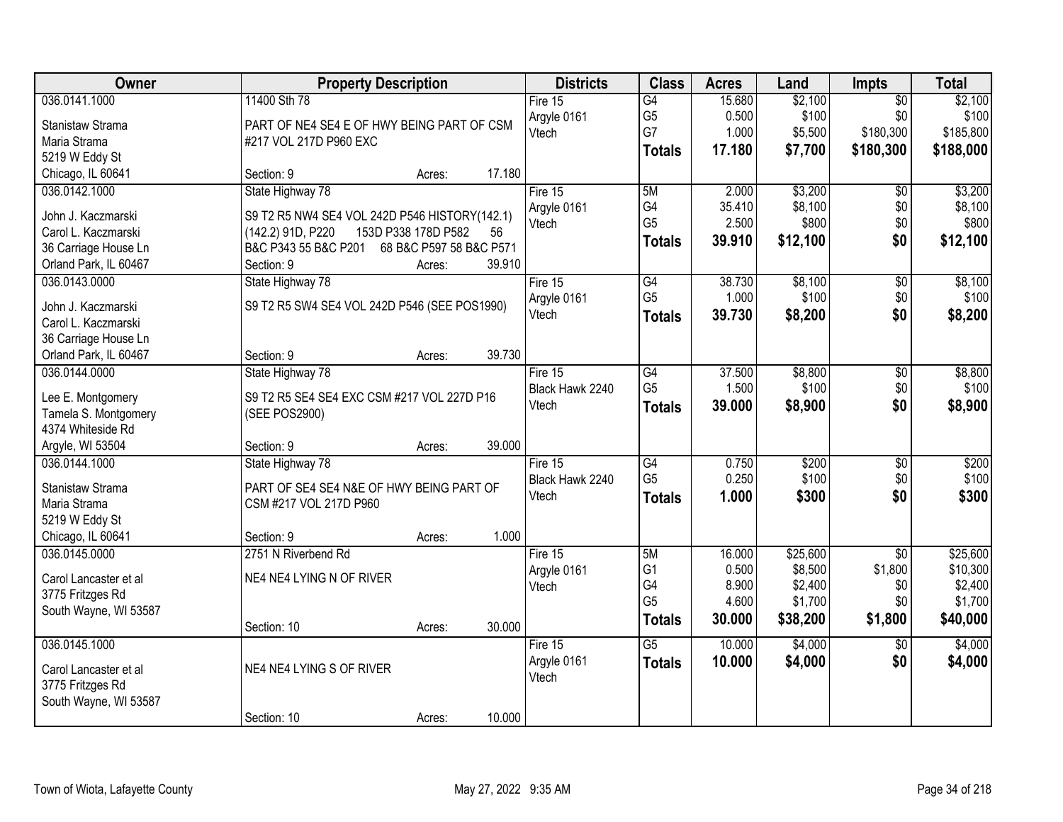| Owner | Property Description | Districts | Class | Acres | Land | Impts | Total |
|---|---|---|---|---|---|---|---|
| 036.0141.1000<br>Stanistaw Strama<br>Maria Strama<br>5219 W Eddy St<br>Chicago, IL 60641 | 11400 Sth 78<br>PART OF NE4 SE4 E OF HWY BEING PART OF CSM #217 VOL 217D P960 EXC<br>Section: 9 Acres: 17.180 | Fire 15<br>Argyle 0161<br>Vtech | G4<br>G5<br>G7<br>**Totals** | 15.680<br>0.500<br>1.000<br>**17.180** | $2,100<br>$100<br>$5,500<br>**$7,700** | $0<br>$0<br>$180,300<br>**$180,300** | $2,100<br>$100<br>$185,800<br>**$188,000** |
| 036.0142.1000<br>John J. Kaczmarski<br>Carol L. Kaczmarski<br>36 Carriage House Ln<br>Orland Park, IL 60467 | State Highway 78<br>S9 T2 R5 NW4 SE4 VOL 242D P546 HISTORY(142.1) (142.2) 91D, P220 153D P338 178D P582 56 B&C P343 55 B&C P201 68 B&C P597 58 B&C P571<br>Section: 9 Acres: 39.910 | Fire 15<br>Argyle 0161<br>Vtech | 5M<br>G4<br>G5<br>**Totals** | 2.000<br>35.410<br>2.500<br>**39.910** | $3,200<br>$8,100<br>$800<br>**$12,100** | $0<br>$0<br>$0<br>**$0** | $3,200<br>$8,100<br>$800<br>**$12,100** |
| 036.0143.0000<br>John J. Kaczmarski<br>Carol L. Kaczmarski<br>36 Carriage House Ln<br>Orland Park, IL 60467 | State Highway 78<br>S9 T2 R5 SW4 SE4 VOL 242D P546 (SEE POS1990)<br>Section: 9 Acres: 39.730 | Fire 15<br>Argyle 0161<br>Vtech | G4<br>G5<br>**Totals** | 38.730<br>1.000<br>**39.730** | $8,100<br>$100<br>**$8,200** | $0<br>$0<br>**$0** | $8,100<br>$100<br>**$8,200** |
| 036.0144.0000<br>Lee E. Montgomery<br>Tamela S. Montgomery<br>4374 Whiteside Rd<br>Argyle, WI 53504 | State Highway 78<br>S9 T2 R5 SE4 SE4 EXC CSM #217 VOL 227D P16 (SEE POS2900)<br>Section: 9 Acres: 39.000 | Fire 15<br>Black Hawk 2240<br>Vtech | G4<br>G5<br>**Totals** | 37.500<br>1.500<br>**39.000** | $8,800<br>$100<br>**$8,900** | $0<br>$0<br>**$0** | $8,800<br>$100<br>**$8,900** |
| 036.0144.1000<br>Stanistaw Strama<br>Maria Strama<br>5219 W Eddy St<br>Chicago, IL 60641 | State Highway 78<br>PART OF SE4 SE4 N&E OF HWY BEING PART OF CSM #217 VOL 217D P960<br>Section: 9 Acres: 1.000 | Fire 15<br>Black Hawk 2240<br>Vtech | G4<br>G5<br>**Totals** | 0.750<br>0.250<br>**1.000** | $200<br>$100<br>**$300** | $0<br>$0<br>**$0** | $200<br>$100<br>**$300** |
| 036.0145.0000<br>Carol Lancaster et al<br>3775 Fritzges Rd<br>South Wayne, WI 53587 | 2751 N Riverbend Rd<br>NE4 NE4 LYING N OF RIVER<br>Section: 10 Acres: 30.000 | Fire 15<br>Argyle 0161<br>Vtech | 5M<br>G1<br>G4<br>G5<br>**Totals** | 16.000<br>0.500<br>8.900<br>4.600<br>**30.000** | $25,600<br>$8,500<br>$2,400<br>$1,700<br>**$38,200** | $0<br>$1,800<br>$0<br>$0<br>**$1,800** | $25,600<br>$10,300<br>$2,400<br>$1,700<br>**$40,000** |
| 036.0145.1000<br>Carol Lancaster et al<br>3775 Fritzges Rd<br>South Wayne, WI 53587 | NE4 NE4 LYING S OF RIVER<br>Section: 10 Acres: 10.000 | Fire 15<br>Argyle 0161<br>Vtech | G5<br>**Totals** | 10.000<br>**10.000** | $4,000<br>**$4,000** | $0<br>**$0** | $4,000<br>**$4,000** |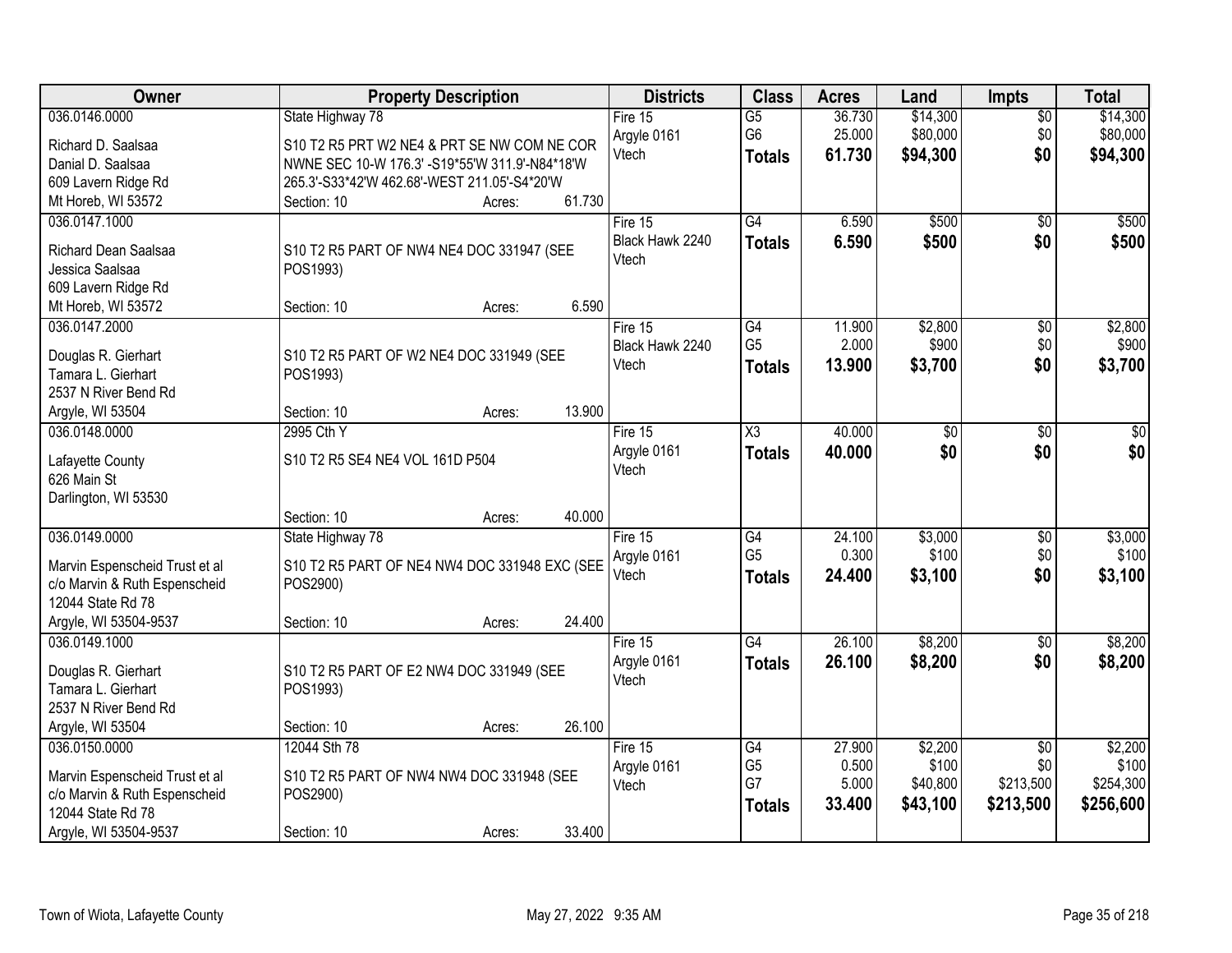| Owner | Property Description | Districts | Class | Acres | Land | Impts | Total |
|---|---|---|---|---|---|---|---|
| 036.0146.0000<br>Richard D. Saalsaa<br>Danial D. Saalsaa<br>609 Lavern Ridge Rd<br>Mt Horeb, WI 53572 | State Highway 78<br>S10 T2 R5 PRT W2 NE4 & PRT SE NW COM NE COR NWNE SEC 10-W 176.3' -S19*55'W 311.9'-N84*18'W 265.3'-S33*42'W 462.68'-WEST 211.05'-S4*20'W<br>Section: 10 Acres: 61.730 | Fire 15<br>Argyle 0161<br>Vtech | G5<br>G6<br>**Totals** | 36.730<br>25.000<br>**61.730** | $14,300<br>$80,000<br>**$94,300** | $0<br>$0<br>**$0** | $14,300<br>$80,000<br>**$94,300** |
| 036.0147.1000<br>Richard Dean Saalsaa<br>Jessica Saalsaa<br>609 Lavern Ridge Rd<br>Mt Horeb, WI 53572 | S10 T2 R5 PART OF NW4 NE4 DOC 331947 (SEE POS1993)<br>Section: 10 Acres: 6.590 | Fire 15<br>Black Hawk 2240<br>Vtech | G4<br>**Totals** | 6.590<br>**6.590** | $500<br>**$500** | $0<br>**$0** | $500<br>**$500** |
| 036.0147.2000<br>Douglas R. Gierhart<br>Tamara L. Gierhart<br>2537 N River Bend Rd<br>Argyle, WI 53504 | S10 T2 R5 PART OF W2 NE4 DOC 331949 (SEE POS1993)<br>Section: 10 Acres: 13.900 | Fire 15<br>Black Hawk 2240<br>Vtech | G4<br>G5<br>**Totals** | 11.900<br>2.000<br>**13.900** | $2,800<br>$900<br>**$3,700** | $0<br>$0<br>**$0** | $2,800<br>$900<br>**$3,700** |
| 036.0148.0000<br>Lafayette County<br>626 Main St<br>Darlington, WI 53530 | 2995 Cth Y<br>S10 T2 R5 SE4 NE4 VOL 161D P504<br>Section: 10 Acres: 40.000 | Fire 15<br>Argyle 0161<br>Vtech | X3<br>**Totals** | 40.000<br>**40.000** | $0<br>**$0** | $0<br>**$0** | $0<br>**$0** |
| 036.0149.0000<br>Marvin Espenscheid Trust et al<br>c/o Marvin & Ruth Espenscheid<br>12044 State Rd 78<br>Argyle, WI 53504-9537 | State Highway 78<br>S10 T2 R5 PART OF NE4 NW4 DOC 331948 EXC (SEE POS2900)<br>Section: 10 Acres: 24.400 | Fire 15<br>Argyle 0161<br>Vtech | G4<br>G5<br>**Totals** | 24.100<br>0.300<br>**24.400** | $3,000<br>$100<br>**$3,100** | $0<br>$0<br>**$0** | $3,000<br>$100<br>**$3,100** |
| 036.0149.1000<br>Douglas R. Gierhart<br>Tamara L. Gierhart<br>2537 N River Bend Rd<br>Argyle, WI 53504 | S10 T2 R5 PART OF E2 NW4 DOC 331949 (SEE POS1993)<br>Section: 10 Acres: 26.100 | Fire 15<br>Argyle 0161<br>Vtech | G4<br>**Totals** | 26.100<br>**26.100** | $8,200<br>**$8,200** | $0<br>**$0** | $8,200<br>**$8,200** |
| 036.0150.0000<br>Marvin Espenscheid Trust et al<br>c/o Marvin & Ruth Espenscheid<br>12044 State Rd 78<br>Argyle, WI 53504-9537 | 12044 Sth 78<br>S10 T2 R5 PART OF NW4 NW4 DOC 331948 (SEE POS2900)<br>Section: 10 Acres: 33.400 | Fire 15<br>Argyle 0161<br>Vtech | G4<br>G5<br>G7<br>**Totals** | 27.900<br>0.500<br>5.000<br>**33.400** | $2,200<br>$100<br>$40,800<br>**$43,100** | $0<br>$0<br>$213,500<br>**$213,500** | $2,200<br>$100<br>$254,300<br>**$256,600** |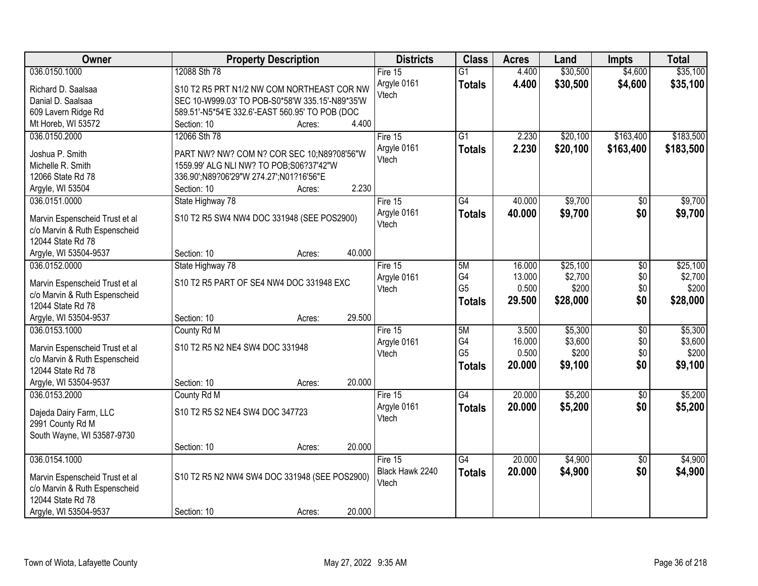| Owner | Property Description | Districts | Class | Acres | Land | Impts | Total |
|---|---|---|---|---|---|---|---|
| 036.0150.1000<br>Richard D. Saalsaa<br>Danial D. Saalsaa<br>609 Lavern Ridge Rd<br>Mt Horeb, WI 53572 | 12088 Sth 78<br>S10 T2 R5 PRT N1/2 NW COM NORTHEAST COR NW SEC 10-W999.03' TO POB-S0*58'W 335.15'-N89*35'W 589.51'-N5*54'E 332.6'-EAST 560.95' TO POB (DOC<br>Section: 10 Acres: 4.400 | Fire 15<br>Argyle 0161<br>Vtech | G1<br>**Totals** | 4.400<br>**4.400** | $30,500<br>**$30,500** | $4,600<br>**$4,600** | $35,100<br>**$35,100** |
| 036.0150.2000<br>Joshua P. Smith<br>Michelle R. Smith<br>12066 State Rd 78<br>Argyle, WI 53504 | 12066 Sth 78<br>PART NW? NW? COM N? COR SEC 10;N89?08'56"W 1559.99' ALG NLI NW? TO POB;S06?37'42"W 336.90';N89?06'29"W 274.27';N01?16'56"E<br>Section: 10 Acres: 2.230 | Fire 15<br>Argyle 0161<br>Vtech | G1<br>**Totals** | 2.230<br>**2.230** | $20,100<br>**$20,100** | $163,400<br>**$163,400** | $183,500<br>**$183,500** |
| 036.0151.0000<br>Marvin Espenscheid Trust et al<br>c/o Marvin & Ruth Espenscheid<br>12044 State Rd 78<br>Argyle, WI 53504-9537 | State Highway 78<br>S10 T2 R5 SW4 NW4 DOC 331948 (SEE POS2900)<br>Section: 10 Acres: 40.000 | Fire 15<br>Argyle 0161<br>Vtech | G4<br>**Totals** | 40.000<br>**40.000** | $9,700<br>**$9,700** | $0<br>**$0** | $9,700<br>**$9,700** |
| 036.0152.0000<br>Marvin Espenscheid Trust et al<br>c/o Marvin & Ruth Espenscheid<br>12044 State Rd 78<br>Argyle, WI 53504-9537 | State Highway 78<br>S10 T2 R5 PART OF SE4 NW4 DOC 331948 EXC<br>Section: 10 Acres: 29.500 | Fire 15<br>Argyle 0161<br>Vtech | 5M<br>G4<br>G5<br>**Totals** | 16.000<br>13.000<br>0.500<br>**29.500** | $25,100<br>$2,700<br>$200<br>**$28,000** | $0<br>$0<br>$0<br>**$0** | $25,100<br>$2,700<br>$200<br>**$28,000** |
| 036.0153.1000<br>Marvin Espenscheid Trust et al<br>c/o Marvin & Ruth Espenscheid<br>12044 State Rd 78<br>Argyle, WI 53504-9537 | County Rd M<br>S10 T2 R5 N2 NE4 SW4 DOC 331948<br>Section: 10 Acres: 20.000 | Fire 15<br>Argyle 0161<br>Vtech | 5M<br>G4<br>G5<br>**Totals** | 3.500<br>16.000<br>0.500<br>**20.000** | $5,300<br>$3,600<br>$200<br>**$9,100** | $0<br>$0<br>$0<br>**$0** | $5,300<br>$3,600<br>$200<br>**$9,100** |
| 036.0153.2000<br>Dajeda Dairy Farm, LLC<br>2991 County Rd M<br>South Wayne, WI 53587-9730 | County Rd M<br>S10 T2 R5 S2 NE4 SW4 DOC 347723<br>Section: 10 Acres: 20.000 | Fire 15<br>Argyle 0161<br>Vtech | G4<br>**Totals** | 20.000<br>**20.000** | $5,200<br>**$5,200** | $0<br>**$0** | $5,200<br>**$5,200** |
| 036.0154.1000<br>Marvin Espenscheid Trust et al<br>c/o Marvin & Ruth Espenscheid<br>12044 State Rd 78<br>Argyle, WI 53504-9537 | S10 T2 R5 N2 NW4 SW4 DOC 331948 (SEE POS2900)<br>Section: 10 Acres: 20.000 | Fire 15<br>Black Hawk 2240<br>Vtech | G4<br>**Totals** | 20.000<br>**20.000** | $4,900<br>**$4,900** | $0<br>**$0** | $4,900<br>**$4,900** |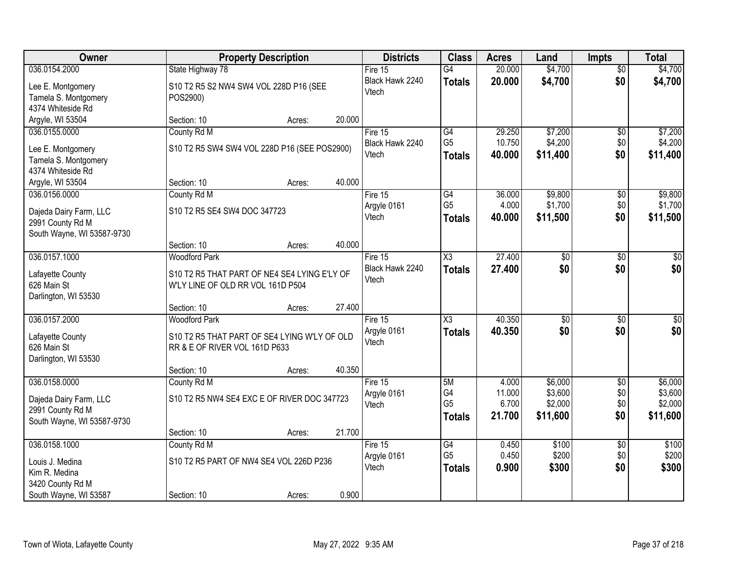| Owner | Property Description | Districts | Class | Acres | Land | Impts | Total |
|---|---|---|---|---|---|---|---|
| 036.0154.2000<br>Lee E. Montgomery<br>Tamela S. Montgomery<br>4374 Whiteside Rd<br>Argyle, WI 53504 | State Highway 78<br>S10 T2 R5 S2 NW4 SW4 VOL 228D P16 (SEE POS2900)<br>Section: 10 Acres: 20.000 | Fire 15<br>Black Hawk 2240<br>Vtech | G4<br>**Totals** | 20.000<br>**20.000** | $4,700<br>**$4,700** | $0<br>**$0** | $4,700<br>**$4,700** |
| 036.0155.0000<br>Lee E. Montgomery<br>Tamela S. Montgomery<br>4374 Whiteside Rd<br>Argyle, WI 53504 | County Rd M<br>S10 T2 R5 SW4 SW4 VOL 228D P16 (SEE POS2900)<br>Section: 10 Acres: 40.000 | Fire 15<br>Black Hawk 2240<br>Vtech | G4<br>G5<br>**Totals** | 29.250<br>10.750<br>**40.000** | $7,200<br>$4,200<br>**$11,400** | $0<br>$0<br>**$0** | $7,200<br>$4,200<br>**$11,400** |
| 036.0156.0000<br>Dajeda Dairy Farm, LLC<br>2991 County Rd M<br>South Wayne, WI 53587-9730 | County Rd M<br>S10 T2 R5 SE4 SW4 DOC 347723<br>Section: 10 Acres: 40.000 | Fire 15<br>Argyle 0161<br>Vtech | G4<br>G5<br>**Totals** | 36.000<br>4.000<br>**40.000** | $9,800<br>$1,700<br>**$11,500** | $0<br>$0<br>**$0** | $9,800<br>$1,700<br>**$11,500** |
| 036.0157.1000<br>Lafayette County<br>626 Main St<br>Darlington, WI 53530 | Woodford Park<br>S10 T2 R5 THAT PART OF NE4 SE4 LYING E'LY OF W'LY LINE OF OLD RR VOL 161D P504<br>Section: 10 Acres: 27.400 | Fire 15<br>Black Hawk 2240<br>Vtech | X3<br>**Totals** | 27.400<br>**27.400** | $0<br>**$0** | $0<br>**$0** | $0<br>**$0** |
| 036.0157.2000<br>Lafayette County<br>626 Main St<br>Darlington, WI 53530 | Woodford Park<br>S10 T2 R5 THAT PART OF SE4 LYING W'LY OF OLD RR & E OF RIVER VOL 161D P633<br>Section: 10 Acres: 40.350 | Fire 15<br>Argyle 0161<br>Vtech | X3<br>**Totals** | 40.350<br>**40.350** | $0<br>**$0** | $0<br>**$0** | $0<br>**$0** |
| 036.0158.0000<br>Dajeda Dairy Farm, LLC<br>2991 County Rd M<br>South Wayne, WI 53587-9730 | County Rd M<br>S10 T2 R5 NW4 SE4 EXC E OF RIVER DOC 347723<br>Section: 10 Acres: 21.700 | Fire 15<br>Argyle 0161<br>Vtech | 5M<br>G4<br>G5<br>**Totals** | 4.000<br>11.000<br>6.700<br>**21.700** | $6,000<br>$3,600<br>$2,000<br>**$11,600** | $0<br>$0<br>$0<br>**$0** | $6,000<br>$3,600<br>$2,000<br>**$11,600** |
| 036.0158.1000<br>Louis J. Medina<br>Kim R. Medina<br>3420 County Rd M<br>South Wayne, WI 53587 | County Rd M<br>S10 T2 R5 PART OF NW4 SE4 VOL 226D P236<br>Section: 10 Acres: 0.900 | Fire 15<br>Argyle 0161<br>Vtech | G4<br>G5<br>**Totals** | 0.450<br>0.450<br>**0.900** | $100<br>$200<br>**$300** | $0<br>$0<br>**$0** | $100<br>$200<br>**$300** |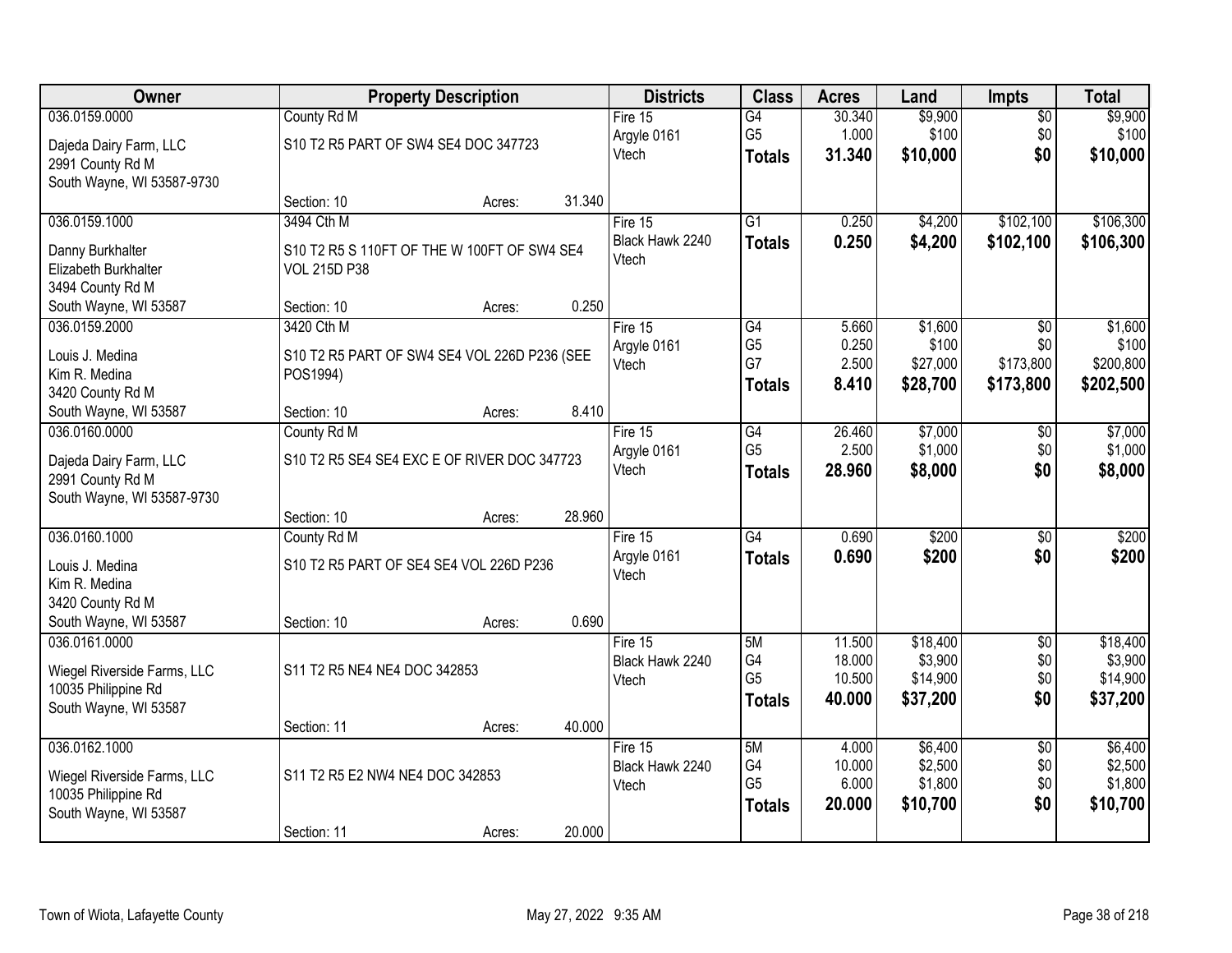| Owner | Property Description | Districts | Class | Acres | Land | Impts | Total |
|---|---|---|---|---|---|---|---|
| 036.0159.0000<br>Dajeda Dairy Farm, LLC<br>2991 County Rd M<br>South Wayne, WI 53587-9730 | County Rd M<br>S10 T2 R5 PART OF SW4 SE4 DOC 347723<br>Section: 10 Acres: 31.340 | Fire 15<br>Argyle 0161<br>Vtech | G4<br>G5<br>**Totals** | 30.340<br>1.000<br>**31.340** | \$9,900<br>\$100<br>**\$10,000** | \$0<br>\$0<br>**\$0** | \$9,900<br>\$100<br>**\$10,000** |
| 036.0159.1000<br>Danny Burkhalter<br>Elizabeth Burkhalter<br>3494 County Rd M<br>South Wayne, WI 53587 | 3494 Cth M<br>S10 T2 R5 S 110FT OF THE W 100FT OF SW4 SE4 VOL 215D P38<br>Section: 10 Acres: 0.250 | Fire 15<br>Black Hawk 2240<br>Vtech | G1<br>**Totals** | 0.250<br>**0.250** | \$4,200<br>**\$4,200** | \$102,100<br>**\$102,100** | \$106,300<br>**\$106,300** |
| 036.0159.2000<br>Louis J. Medina<br>Kim R. Medina<br>3420 County Rd M<br>South Wayne, WI 53587 | 3420 Cth M<br>S10 T2 R5 PART OF SW4 SE4 VOL 226D P236 (SEE POS1994)<br>Section: 10 Acres: 8.410 | Fire 15<br>Argyle 0161<br>Vtech | G4<br>G5<br>G7<br>**Totals** | 5.660<br>0.250<br>2.500<br>**8.410** | \$1,600<br>\$100<br>\$27,000<br>**\$28,700** | \$0<br>\$0<br>\$173,800<br>**\$173,800** | \$1,600<br>\$100<br>\$200,800<br>**\$202,500** |
| 036.0160.0000<br>Dajeda Dairy Farm, LLC<br>2991 County Rd M<br>South Wayne, WI 53587-9730 | County Rd M<br>S10 T2 R5 SE4 SE4 EXC E OF RIVER DOC 347723<br>Section: 10 Acres: 28.960 | Fire 15<br>Argyle 0161<br>Vtech | G4<br>G5<br>**Totals** | 26.460<br>2.500<br>**28.960** | \$7,000<br>\$1,000<br>**\$8,000** | \$0<br>\$0<br>**\$0** | \$7,000<br>\$1,000<br>**\$8,000** |
| 036.0160.1000<br>Louis J. Medina<br>Kim R. Medina<br>3420 County Rd M<br>South Wayne, WI 53587 | County Rd M<br>S10 T2 R5 PART OF SE4 SE4 VOL 226D P236<br>Section: 10 Acres: 0.690 | Fire 15<br>Argyle 0161<br>Vtech | G4<br>**Totals** | 0.690<br>**0.690** | \$200<br>**\$200** | \$0<br>**\$0** | \$200<br>**\$200** |
| 036.0161.0000<br>Wiegel Riverside Farms, LLC<br>10035 Philippine Rd<br>South Wayne, WI 53587 | S11 T2 R5 NE4 NE4 DOC 342853<br>Section: 11 Acres: 40.000 | Fire 15<br>Black Hawk 2240<br>Vtech | 5M<br>G4<br>G5<br>**Totals** | 11.500<br>18.000<br>10.500<br>**40.000** | \$18,400<br>\$3,900<br>\$14,900<br>**\$37,200** | \$0<br>\$0<br>\$0<br>**\$0** | \$18,400<br>\$3,900<br>\$14,900<br>**\$37,200** |
| 036.0162.1000<br>Wiegel Riverside Farms, LLC<br>10035 Philippine Rd<br>South Wayne, WI 53587 | S11 T2 R5 E2 NW4 NE4 DOC 342853<br>Section: 11 Acres: 20.000 | Fire 15<br>Black Hawk 2240<br>Vtech | 5M<br>G4<br>G5<br>**Totals** | 4.000<br>10.000<br>6.000<br>**20.000** | \$6,400<br>\$2,500<br>\$1,800<br>**\$10,700** | \$0<br>\$0<br>\$0<br>**\$0** | \$6,400<br>\$2,500<br>\$1,800<br>**\$10,700** |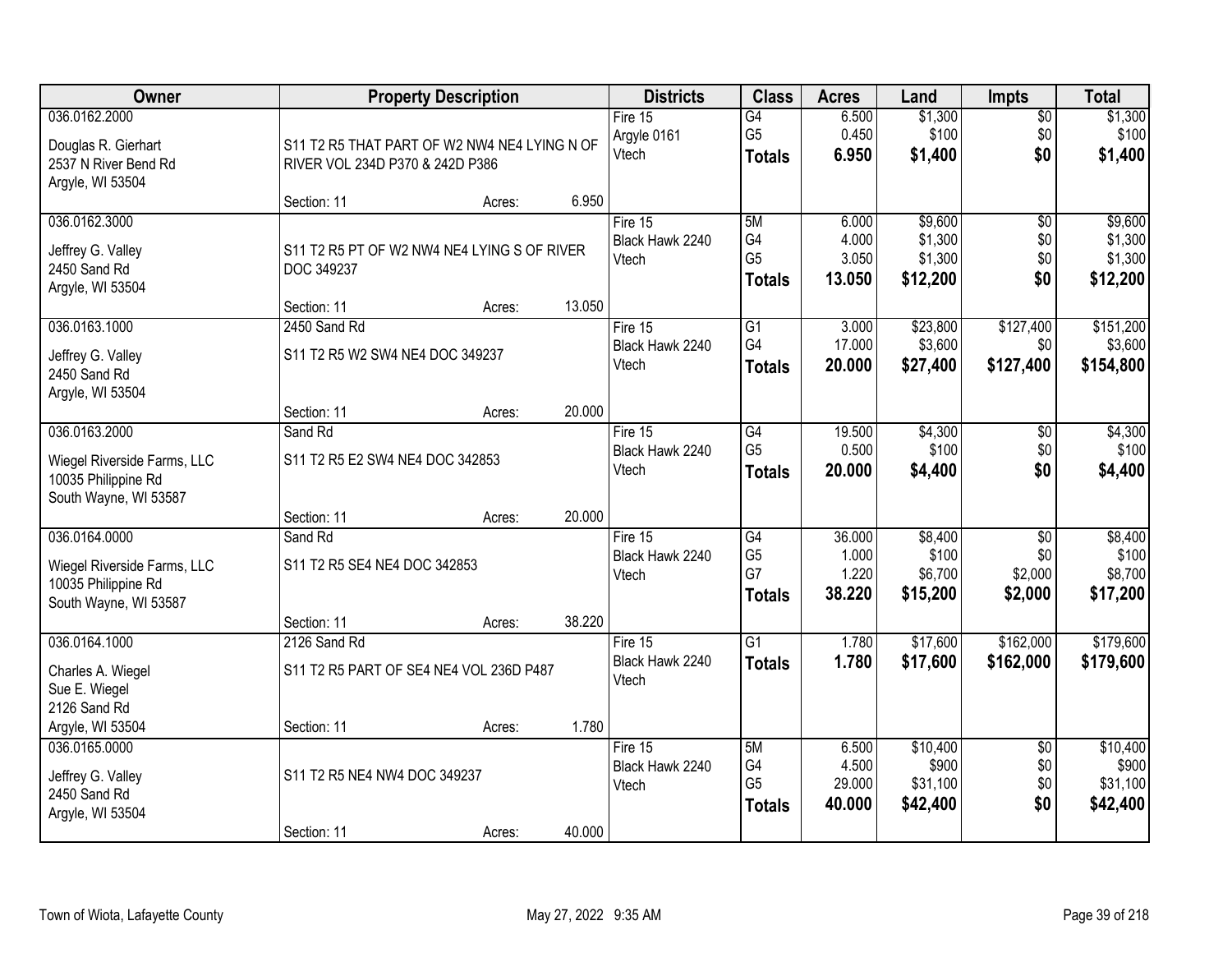| Owner | Property Description | Districts | Class | Acres | Land | Impts | Total |
|---|---|---|---|---|---|---|---|
| 036.0162.2000<br><br>Douglas R. Gierhart<br>2537 N River Bend Rd<br>Argyle, WI 53504 | S11 T2 R5 THAT PART OF W2 NW4 NE4 LYING N OF RIVER VOL 234D P370 & 242D P386<br><br>Section: 11 Acres: 6.950 | Fire 15<br>Argyle 0161<br>Vtech | G4<br>G5<br>**Totals** | 6.500<br>0.450<br>**6.950** | $1,300<br>$100<br>**$1,400** | $0<br>$0<br>**$0** | $1,300<br>$100<br>**$1,400** |
| 036.0162.3000<br><br>Jeffrey G. Valley<br>2450 Sand Rd<br>Argyle, WI 53504 | S11 T2 R5 PT OF W2 NW4 NE4 LYING S OF RIVER DOC 349237<br><br>Section: 11 Acres: 13.050 | Fire 15<br>Black Hawk 2240<br>Vtech | 5M<br>G4<br>G5<br>**Totals** | 6.000<br>4.000<br>3.050<br>**13.050** | $9,600<br>$1,300<br>$1,300<br>**$12,200** | $0<br>$0<br>$0<br>**$0** | $9,600<br>$1,300<br>$1,300<br>**$12,200** |
| 036.0163.1000<br><br>Jeffrey G. Valley<br>2450 Sand Rd<br>Argyle, WI 53504 | 2450 Sand Rd<br>S11 T2 R5 W2 SW4 NE4 DOC 349237<br><br>Section: 11 Acres: 20.000 | Fire 15<br>Black Hawk 2240<br>Vtech | G1<br>G4<br>**Totals** | 3.000<br>17.000<br>**20.000** | $23,800<br>$3,600<br>**$27,400** | $127,400<br>$0<br>**$127,400** | $151,200<br>$3,600<br>**$154,800** |
| 036.0163.2000<br><br>Wiegel Riverside Farms, LLC<br>10035 Philippine Rd<br>South Wayne, WI 53587 | Sand Rd<br>S11 T2 R5 E2 SW4 NE4 DOC 342853<br><br>Section: 11 Acres: 20.000 | Fire 15<br>Black Hawk 2240<br>Vtech | G4<br>G5<br>**Totals** | 19.500<br>0.500<br>**20.000** | $4,300<br>$100<br>**$4,400** | $0<br>$0<br>**$0** | $4,300<br>$100<br>**$4,400** |
| 036.0164.0000<br><br>Wiegel Riverside Farms, LLC<br>10035 Philippine Rd<br>South Wayne, WI 53587 | Sand Rd<br>S11 T2 R5 SE4 NE4 DOC 342853<br><br>Section: 11 Acres: 38.220 | Fire 15<br>Black Hawk 2240<br>Vtech | G4<br>G5<br>G7<br>**Totals** | 36.000<br>1.000<br>1.220<br>**38.220** | $8,400<br>$100<br>$6,700<br>**$15,200** | $0<br>$0<br>$2,000<br>**$2,000** | $8,400<br>$100<br>$8,700<br>**$17,200** |
| 036.0164.1000<br><br>Charles A. Wiegel<br>Sue E. Wiegel<br>2126 Sand Rd<br>Argyle, WI 53504 | 2126 Sand Rd<br>S11 T2 R5 PART OF SE4 NE4 VOL 236D P487<br><br>Section: 11 Acres: 1.780 | Fire 15<br>Black Hawk 2240<br>Vtech | G1<br>**Totals** | 1.780<br>**1.780** | $17,600<br>**$17,600** | $162,000<br>**$162,000** | $179,600<br>**$179,600** |
| 036.0165.0000<br><br>Jeffrey G. Valley<br>2450 Sand Rd<br>Argyle, WI 53504 | S11 T2 R5 NE4 NW4 DOC 349237<br><br>Section: 11 Acres: 40.000 | Fire 15<br>Black Hawk 2240<br>Vtech | 5M<br>G4<br>G5<br>**Totals** | 6.500<br>4.500<br>29.000<br>**40.000** | $10,400<br>$900<br>$31,100<br>**$42,400** | $0<br>$0<br>$0<br>**$0** | $10,400<br>$900<br>$31,100<br>**$42,400** |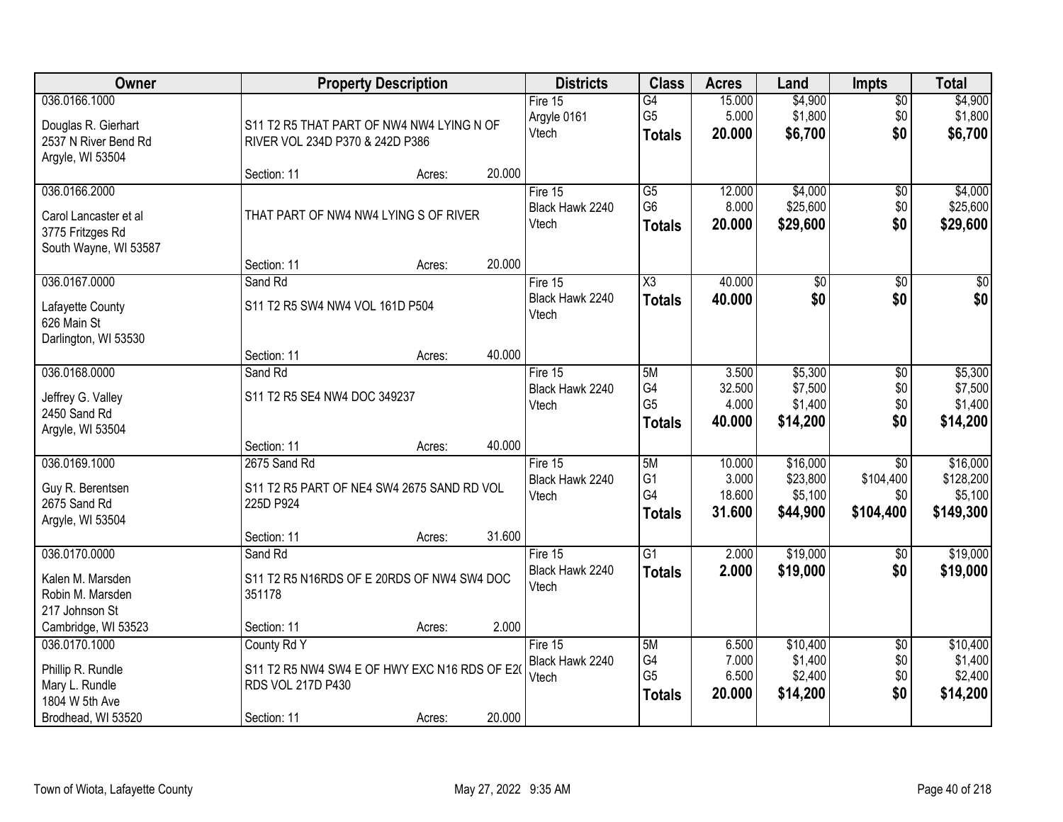| Owner | Property Description | | | Districts | Class | Acres | Land | Impts | Total |
|---|---|---|---|---|---|---|---|---|---|
| 036.0166.1000<br><br>Douglas R. Gierhart<br>2537 N River Bend Rd<br>Argyle, WI 53504 | S11 T2 R5 THAT PART OF NW4 NW4 LYING N OF RIVER VOL 234D P370 & 242D P386 | | | Fire 15<br>Argyle 0161<br>Vtech | G4<br>G5<br>**Totals** | 15.000<br>5.000<br>**20.000** | $4,900<br>$1,800<br>**$6,700** | $0<br>$0<br>**$0** | $4,900<br>$1,800<br>**$6,700** |
| | Section: 11 | Acres: | 20.000 | | | | | | |
| 036.0166.2000<br><br>Carol Lancaster et al<br>3775 Fritzges Rd<br>South Wayne, WI 53587 | THAT PART OF NW4 NW4 LYING S OF RIVER | | | Fire 15<br>Black Hawk 2240<br>Vtech | G5<br>G6<br>**Totals** | 12.000<br>8.000<br>**20.000** | $4,000<br>$25,600<br>**$29,600** | $0<br>$0<br>**$0** | $4,000<br>$25,600<br>**$29,600** |
| | Section: 11 | Acres: | 20.000 | | | | | | |
| 036.0167.0000<br><br>Lafayette County<br>626 Main St<br>Darlington, WI 53530 | Sand Rd<br>S11 T2 R5 SW4 NW4 VOL 161D P504 | | | Fire 15<br>Black Hawk 2240<br>Vtech | X3<br>**Totals** | 40.000<br>**40.000** | $0<br>**$0** | $0<br>**$0** | $0<br>**$0** |
| | Section: 11 | Acres: | 40.000 | | | | | | |
| 036.0168.0000<br><br>Jeffrey G. Valley<br>2450 Sand Rd<br>Argyle, WI 53504 | Sand Rd<br>S11 T2 R5 SE4 NW4 DOC 349237 | | | Fire 15<br>Black Hawk 2240<br>Vtech | 5M<br>G4<br>G5<br>**Totals** | 3.500<br>32.500<br>4.000<br>**40.000** | $5,300<br>$7,500<br>$1,400<br>**$14,200** | $0<br>$0<br>$0<br>**$0** | $5,300<br>$7,500<br>$1,400<br>**$14,200** |
| | Section: 11 | Acres: | 40.000 | | | | | | |
| 036.0169.1000<br><br>Guy R. Berentsen<br>2675 Sand Rd<br>Argyle, WI 53504 | 2675 Sand Rd<br>S11 T2 R5 PART OF NE4 SW4 2675 SAND RD VOL 225D P924 | | | Fire 15<br>Black Hawk 2240<br>Vtech | 5M<br>G1<br>G4<br>**Totals** | 10.000<br>3.000<br>18.600<br>**31.600** | $16,000<br>$23,800<br>$5,100<br>**$44,900** | $0<br>$104,400<br>$0<br>**$104,400** | $16,000<br>$128,200<br>$5,100<br>**$149,300** |
| | Section: 11 | Acres: | 31.600 | | | | | | |
| 036.0170.0000<br><br>Kalen M. Marsden<br>Robin M. Marsden<br>217 Johnson St<br>Cambridge, WI 53523 | Sand Rd<br>S11 T2 R5 N16RDS OF E 20RDS OF NW4 SW4 DOC 351178 | | | Fire 15<br>Black Hawk 2240<br>Vtech | G1<br>**Totals** | 2.000<br>**2.000** | $19,000<br>**$19,000** | $0<br>**$0** | $19,000<br>**$19,000** |
| | Section: 11 | Acres: | 2.000 | | | | | | |
| 036.0170.1000<br><br>Phillip R. Rundle<br>Mary L. Rundle<br>1804 W 5th Ave<br>Brodhead, WI 53520 | County Rd Y<br>S11 T2 R5 NW4 SW4 E OF HWY EXC N16 RDS OF E20 RDS VOL 217D P430 | | | Fire 15<br>Black Hawk 2240<br>Vtech | 5M<br>G4<br>G5<br>**Totals** | 6.500<br>7.000<br>6.500<br>**20.000** | $10,400<br>$1,400<br>$2,400<br>**$14,200** | $0<br>$0<br>$0<br>**$0** | $10,400<br>$1,400<br>$2,400<br>**$14,200** |
| | Section: 11 | Acres: | 20.000 | | | | | | |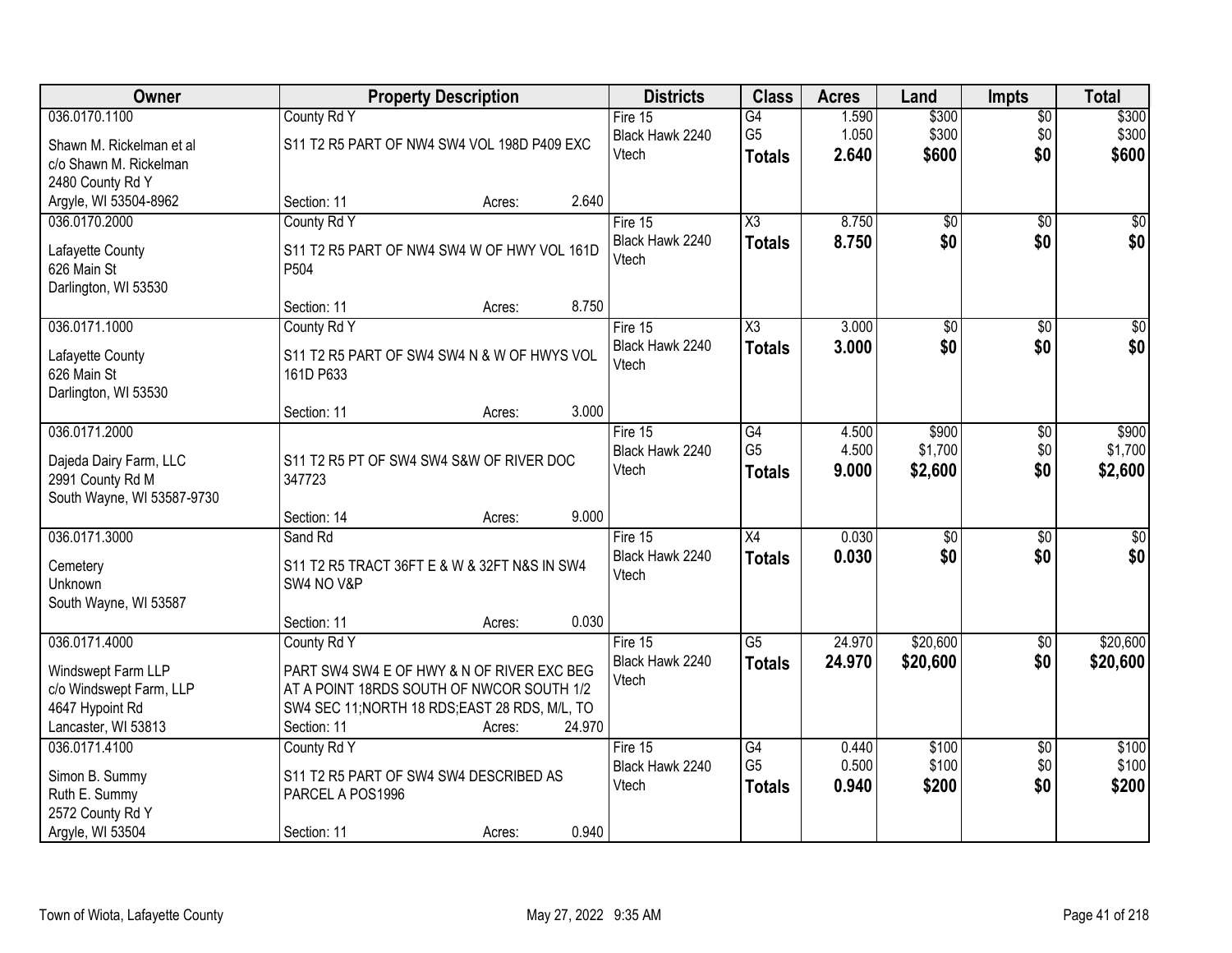| Owner | Property Description | Districts | Class | Acres | Land | Impts | Total |
|---|---|---|---|---|---|---|---|
| 036.0170.1100<br>Shawn M. Rickelman et al<br>c/o Shawn M. Rickelman<br>2480 County Rd Y<br>Argyle, WI 53504-8962 | County Rd Y<br>S11 T2 R5 PART OF NW4 SW4 VOL 198D P409 EXC<br>Section: 11 Acres: 2.640 | Fire 15<br>Black Hawk 2240<br>Vtech | G4<br>G5<br>**Totals** | 1.590<br>1.050<br>**2.640** | $300<br>$300<br>**$600** | $0<br>$0<br>**$0** | $300<br>$300<br>**$600** |
| 036.0170.2000<br>Lafayette County<br>626 Main St<br>Darlington, WI 53530 | County Rd Y<br>S11 T2 R5 PART OF NW4 SW4 W OF HWY VOL 161D P504<br>Section: 11 Acres: 8.750 | Fire 15<br>Black Hawk 2240<br>Vtech | X3<br>**Totals** | 8.750<br>**8.750** | $0<br>**$0** | $0<br>**$0** | $0<br>**$0** |
| 036.0171.1000<br>Lafayette County<br>626 Main St<br>Darlington, WI 53530 | County Rd Y<br>S11 T2 R5 PART OF SW4 SW4 N & W OF HWYS VOL 161D P633<br>Section: 11 Acres: 3.000 | Fire 15<br>Black Hawk 2240<br>Vtech | X3<br>**Totals** | 3.000<br>**3.000** | $0<br>**$0** | $0<br>**$0** | $0<br>**$0** |
| 036.0171.2000<br>Dajeda Dairy Farm, LLC<br>2991 County Rd M<br>South Wayne, WI 53587-9730 | S11 T2 R5 PT OF SW4 SW4 S&W OF RIVER DOC 347723<br>Section: 14 Acres: 9.000 | Fire 15<br>Black Hawk 2240<br>Vtech | G4<br>G5<br>**Totals** | 4.500<br>4.500<br>**9.000** | $900<br>$1,700<br>**$2,600** | $0<br>$0<br>**$0** | $900<br>$1,700<br>**$2,600** |
| 036.0171.3000<br>Cemetery<br>Unknown<br>South Wayne, WI 53587 | Sand Rd<br>S11 T2 R5 TRACT 36FT E & W & 32FT N&S IN SW4 SW4 NO V&P<br>Section: 11 Acres: 0.030 | Fire 15<br>Black Hawk 2240<br>Vtech | X4<br>**Totals** | 0.030<br>**0.030** | $0<br>**$0** | $0<br>**$0** | $0<br>**$0** |
| 036.0171.4000<br>Windswept Farm LLP<br>c/o Windswept Farm, LLP<br>4647 Hypoint Rd<br>Lancaster, WI 53813 | County Rd Y<br>PART SW4 SW4 E OF HWY & N OF RIVER EXC BEG AT A POINT 18RDS SOUTH OF NWCOR SOUTH 1/2 SW4 SEC 11;NORTH 18 RDS;EAST 28 RDS, M/L, TO<br>Section: 11 Acres: 24.970 | Fire 15<br>Black Hawk 2240<br>Vtech | G5<br>**Totals** | 24.970<br>**24.970** | $20,600<br>**$20,600** | $0<br>**$0** | $20,600<br>**$20,600** |
| 036.0171.4100<br>Simon B. Summy<br>Ruth E. Summy<br>2572 County Rd Y<br>Argyle, WI 53504 | County Rd Y<br>S11 T2 R5 PART OF SW4 SW4 DESCRIBED AS PARCEL A POS1996<br>Section: 11 Acres: 0.940 | Fire 15<br>Black Hawk 2240<br>Vtech | G4<br>G5<br>**Totals** | 0.440<br>0.500<br>**0.940** | $100<br>$100<br>**$200** | $0<br>$0<br>**$0** | $100<br>$100<br>**$200** |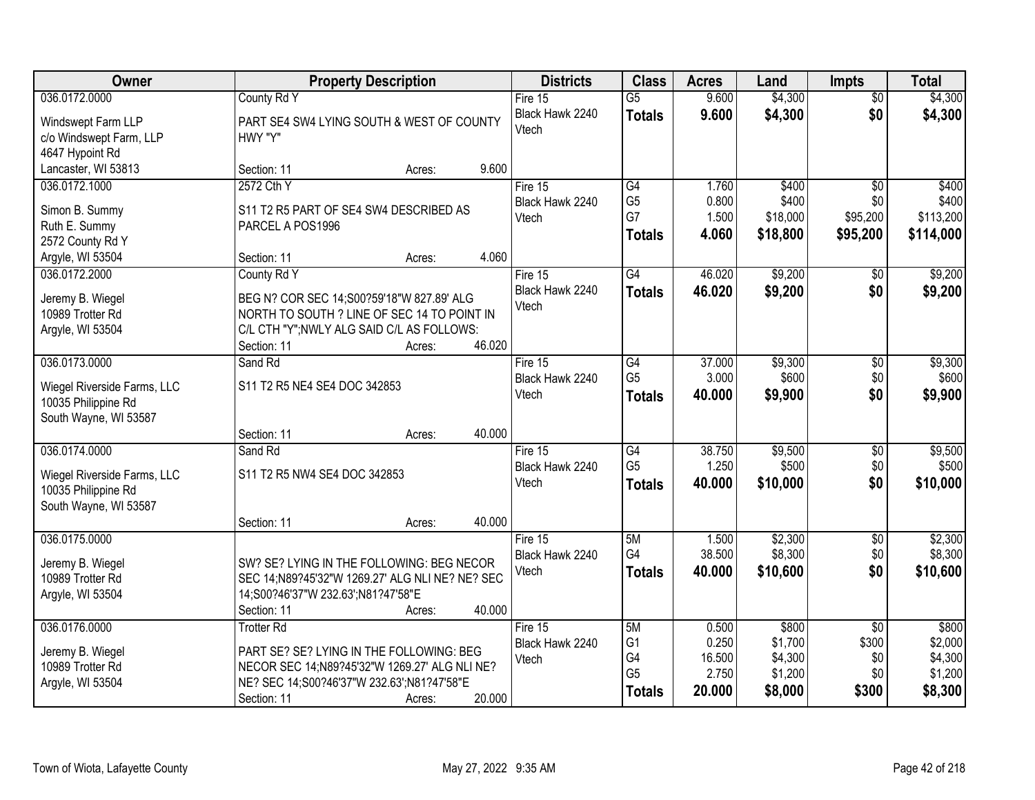| Owner | Property Description | Districts | Class | Acres | Land | Impts | Total |
|---|---|---|---|---|---|---|---|
| 036.0172.0000<br>Windswept Farm LLP<br>c/o Windswept Farm, LLP<br>4647 Hypoint Rd<br>Lancaster, WI 53813 | County Rd Y<br>PART SE4 SW4 LYING SOUTH & WEST OF COUNTY HWY "Y"<br>Section: 11 Acres: 9.600 | Fire 15<br>Black Hawk 2240<br>Vtech | G5<br>**Totals** | 9.600<br>**9.600** | $4,300<br>**$4,300** | $0<br>**$0** | $4,300<br>**$4,300** |
| 036.0172.1000<br>Simon B. Summy<br>Ruth E. Summy<br>2572 County Rd Y<br>Argyle, WI 53504 | 2572 Cth Y<br>S11 T2 R5 PART OF SE4 SW4 DESCRIBED AS PARCEL A POS1996<br>Section: 11 Acres: 4.060 | Fire 15<br>Black Hawk 2240<br>Vtech | G4<br>G5<br>G7<br>**Totals** | 1.760<br>0.800<br>1.500<br>**4.060** | $400<br>$400<br>$18,000<br>**$18,800** | $0<br>$0<br>$95,200<br>**$95,200** | $400<br>$400<br>$113,200<br>**$114,000** |
| 036.0172.2000<br>Jeremy B. Wiegel<br>10989 Trotter Rd<br>Argyle, WI 53504 | County Rd Y<br>BEG N? COR SEC 14;S00?59'18"W 827.89' ALG NORTH TO SOUTH ? LINE OF SEC 14 TO POINT IN C/L CTH "Y";NWLY ALG SAID C/L AS FOLLOWS:<br>Section: 11 Acres: 46.020 | Fire 15<br>Black Hawk 2240<br>Vtech | G4<br>**Totals** | 46.020<br>**46.020** | $9,200<br>**$9,200** | $0<br>**$0** | $9,200<br>**$9,200** |
| 036.0173.0000<br>Wiegel Riverside Farms, LLC<br>10035 Philippine Rd<br>South Wayne, WI 53587 | Sand Rd<br>S11 T2 R5 NE4 SE4 DOC 342853<br>Section: 11 Acres: 40.000 | Fire 15<br>Black Hawk 2240<br>Vtech | G4<br>G5<br>**Totals** | 37.000<br>3.000<br>**40.000** | $9,300<br>$600<br>**$9,900** | $0<br>$0<br>**$0** | $9,300<br>$600<br>**$9,900** |
| 036.0174.0000<br>Wiegel Riverside Farms, LLC<br>10035 Philippine Rd<br>South Wayne, WI 53587 | Sand Rd<br>S11 T2 R5 NW4 SE4 DOC 342853<br>Section: 11 Acres: 40.000 | Fire 15<br>Black Hawk 2240<br>Vtech | G4<br>G5<br>**Totals** | 38.750<br>1.250<br>**40.000** | $9,500<br>$500<br>**$10,000** | $0<br>$0<br>**$0** | $9,500<br>$500<br>**$10,000** |
| 036.0175.0000<br>Jeremy B. Wiegel<br>10989 Trotter Rd<br>Argyle, WI 53504 | SW? SE? LYING IN THE FOLLOWING: BEG NECOR SEC 14;N89?45'32"W 1269.27' ALG NLI NE? NE? SEC 14;S00?46'37"W 232.63';N81?47'58"E<br>Section: 11 Acres: 40.000 | Fire 15<br>Black Hawk 2240<br>Vtech | 5M<br>G4<br>**Totals** | 1.500<br>38.500<br>**40.000** | $2,300<br>$8,300<br>**$10,600** | $0<br>$0<br>**$0** | $2,300<br>$8,300<br>**$10,600** |
| 036.0176.0000<br>Jeremy B. Wiegel<br>10989 Trotter Rd<br>Argyle, WI 53504 | Trotter Rd<br>PART SE? SE? LYING IN THE FOLLOWING: BEG NECOR SEC 14;N89?45'32"W 1269.27' ALG NLI NE? NE? SEC 14;S00?46'37"W 232.63';N81?47'58"E<br>Section: 11 Acres: 20.000 | Fire 15<br>Black Hawk 2240<br>Vtech | 5M<br>G1<br>G4<br>G5<br>**Totals** | 0.500<br>0.250<br>16.500<br>2.750<br>**20.000** | $800<br>$1,700<br>$4,300<br>$1,200<br>**$8,000** | $0<br>$300<br>$0<br>$0<br>**$300** | $800<br>$2,000<br>$4,300<br>$1,200<br>**$8,300** |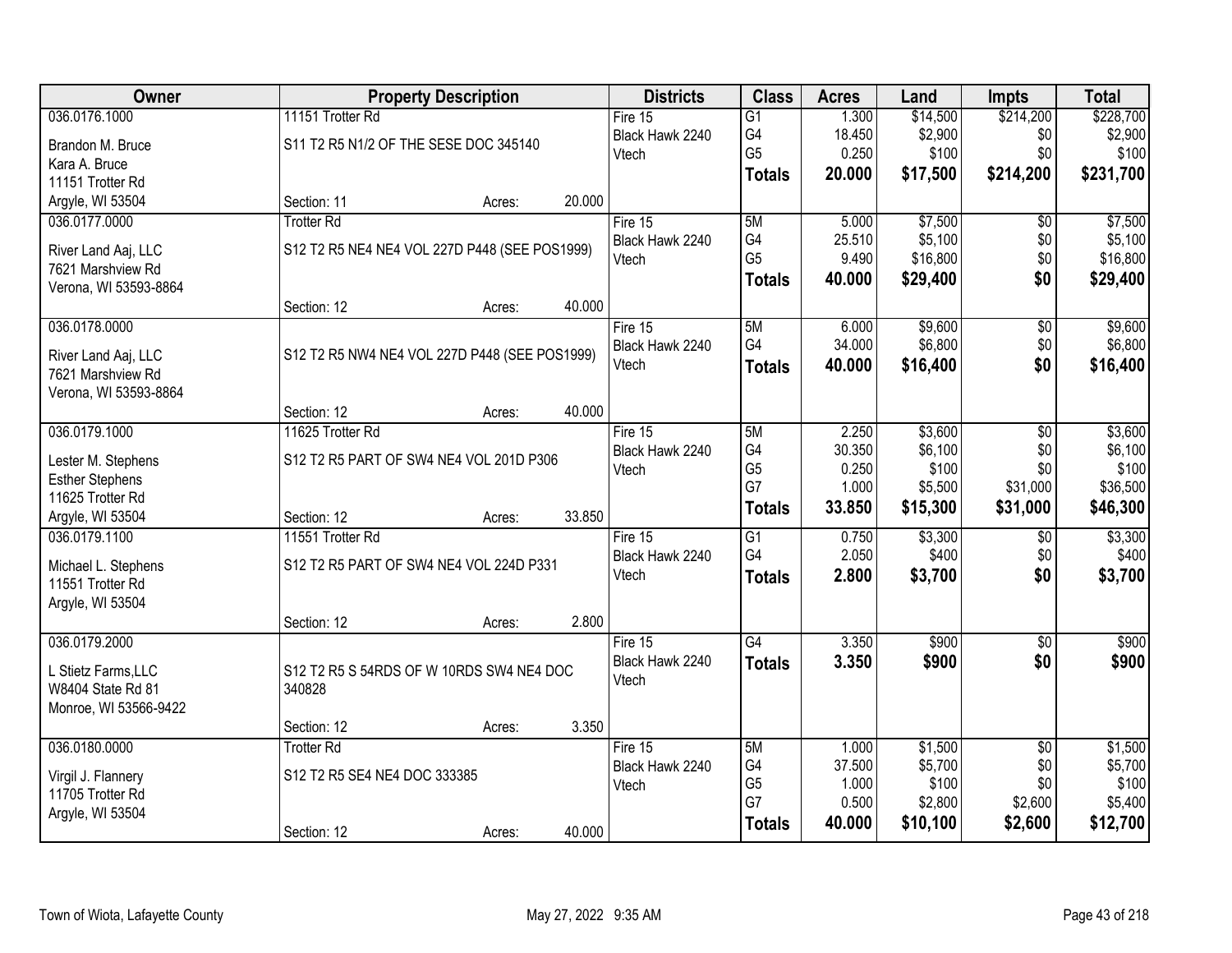| Owner | Property Description | | Districts | Class | Acres | Land | Impts | Total |
|---|---|---|---|---|---|---|---|---|
| 036.0176.1000 | 11151 Trotter Rd | | Fire 15 | G1 | 1.300 | $14,500 | $214,200 | $228,700 |
| Brandon M. Bruce | S11 T2 R5 N1/2 OF THE SESE DOC 345140 | | Black Hawk 2240 | G4 | 18.450 | $2,900 | $0 | $2,900 |
| Kara A. Bruce | | | Vtech | G5 | 0.250 | $100 | $0 | $100 |
| 11151 Trotter Rd | | | | **Totals** | **20.000** | **$17,500** | **$214,200** | **$231,700** |
| Argyle, WI 53504 | Section: 11 | Acres: 20.000 | | | | | | |
| 036.0177.0000 | Trotter Rd | | Fire 15 | 5M | 5.000 | $7,500 | $0 | $7,500 |
| River Land Aaj, LLC | S12 T2 R5 NE4 NE4 VOL 227D P448 (SEE POS1999) | | Black Hawk 2240 | G4 | 25.510 | $5,100 | $0 | $5,100 |
| 7621 Marshview Rd | | | Vtech | G5 | 9.490 | $16,800 | $0 | $16,800 |
| Verona, WI 53593-8864 | | | | **Totals** | **40.000** | **$29,400** | **$0** | **$29,400** |
| | Section: 12 | Acres: 40.000 | | | | | | |
| 036.0178.0000 | | | Fire 15 | 5M | 6.000 | $9,600 | $0 | $9,600 |
| River Land Aaj, LLC | S12 T2 R5 NW4 NE4 VOL 227D P448 (SEE POS1999) | | Black Hawk 2240 | G4 | 34.000 | $6,800 | $0 | $6,800 |
| 7621 Marshview Rd | | | Vtech | **Totals** | **40.000** | **$16,400** | **$0** | **$16,400** |
| Verona, WI 53593-8864 | | | | | | | | |
| | Section: 12 | Acres: 40.000 | | | | | | |
| 036.0179.1000 | 11625 Trotter Rd | | Fire 15 | 5M | 2.250 | $3,600 | $0 | $3,600 |
| Lester M. Stephens | S12 T2 R5 PART OF SW4 NE4 VOL 201D P306 | | Black Hawk 2240 | G4 | 30.350 | $6,100 | $0 | $6,100 |
| Esther Stephens | | | Vtech | G5 | 0.250 | $100 | $0 | $100 |
| 11625 Trotter Rd | | | | G7 | 1.000 | $5,500 | $31,000 | $36,500 |
| Argyle, WI 53504 | Section: 12 | Acres: 33.850 | | **Totals** | **33.850** | **$15,300** | **$31,000** | **$46,300** |
| 036.0179.1100 | 11551 Trotter Rd | | Fire 15 | G1 | 0.750 | $3,300 | $0 | $3,300 |
| Michael L. Stephens | S12 T2 R5 PART OF SW4 NE4 VOL 224D P331 | | Black Hawk 2240 | G4 | 2.050 | $400 | $0 | $400 |
| 11551 Trotter Rd | | | Vtech | **Totals** | **2.800** | **$3,700** | **$0** | **$3,700** |
| Argyle, WI 53504 | | | | | | | | |
| | Section: 12 | Acres: 2.800 | | | | | | |
| 036.0179.2000 | | | Fire 15 | G4 | 3.350 | $900 | $0 | $900 |
| L Stietz Farms,LLC | S12 T2 R5 S 54RDS OF W 10RDS SW4 NE4 DOC 340828 | | Black Hawk 2240 | **Totals** | **3.350** | **$900** | **$0** | **$900** |
| W8404 State Rd 81 | | | Vtech | | | | | |
| Monroe, WI 53566-9422 | | | | | | | | |
| | Section: 12 | Acres: 3.350 | | | | | | |
| 036.0180.0000 | Trotter Rd | | Fire 15 | 5M | 1.000 | $1,500 | $0 | $1,500 |
| Virgil J. Flannery | S12 T2 R5 SE4 NE4 DOC 333385 | | Black Hawk 2240 | G4 | 37.500 | $5,700 | $0 | $5,700 |
| 11705 Trotter Rd | | | Vtech | G5 | 1.000 | $100 | $0 | $100 |
| Argyle, WI 53504 | | | | G7 | 0.500 | $2,800 | $2,600 | $5,400 |
| | Section: 12 | Acres: 40.000 | | **Totals** | **40.000** | **$10,100** | **$2,600** | **$12,700** |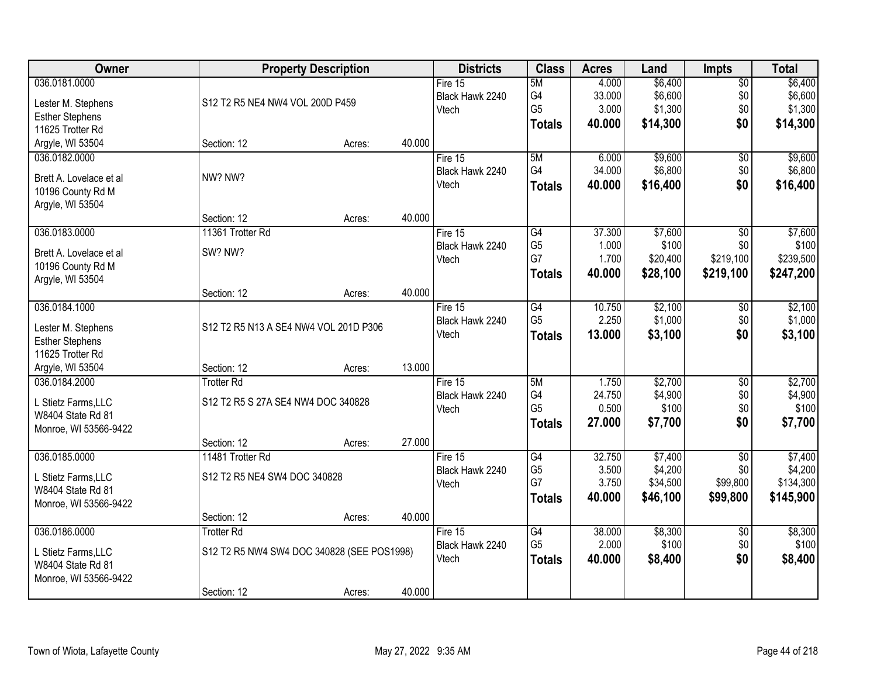| Owner | Property Description | | | Districts | Class | Acres | Land | Impts | Total |
|---|---|---|---|---|---|---|---|---|---|
| 036.0181.0000 | | | | Fire 15 | 5M | 4.000 | $6,400 | $0 | $6,400 |
| Lester M. Stephens | S12 T2 R5 NE4 NW4 VOL 200D P459 | | | Black Hawk 2240 | G4 | 33.000 | $6,600 | $0 | $6,600 |
| Esther Stephens | | | | Vtech | G5 | 3.000 | $1,300 | $0 | $1,300 |
| 11625 Trotter Rd | | | | | **Totals** | **40.000** | **$14,300** | **$0** | **$14,300** |
| Argyle, WI 53504 | Section: 12 | Acres: | 40.000 | | | | | | |
| 036.0182.0000 | | | | Fire 15 | 5M | 6.000 | $9,600 | $0 | $9,600 |
| Brett A. Lovelace et al | NW? NW? | | | Black Hawk 2240 | G4 | 34.000 | $6,800 | $0 | $6,800 |
| 10196 County Rd M | | | | Vtech | **Totals** | **40.000** | **$16,400** | **$0** | **$16,400** |
| Argyle, WI 53504 | | | | | | | | | |
| | Section: 12 | Acres: | 40.000 | | | | | | |
| 036.0183.0000 | 11361 Trotter Rd | | | Fire 15 | G4 | 37.300 | $7,600 | $0 | $7,600 |
| Brett A. Lovelace et al | SW? NW? | | | Black Hawk 2240 | G5 | 1.000 | $100 | $0 | $100 |
| 10196 County Rd M | | | | Vtech | G7 | 1.700 | $20,400 | $219,100 | $239,500 |
| Argyle, WI 53504 | | | | | **Totals** | **40.000** | **$28,100** | **$219,100** | **$247,200** |
| | Section: 12 | Acres: | 40.000 | | | | | | |
| 036.0184.1000 | | | | Fire 15 | G4 | 10.750 | $2,100 | $0 | $2,100 |
| Lester M. Stephens | S12 T2 R5 N13 A SE4 NW4 VOL 201D P306 | | | Black Hawk 2240 | G5 | 2.250 | $1,000 | $0 | $1,000 |
| Esther Stephens | | | | Vtech | **Totals** | **13.000** | **$3,100** | **$0** | **$3,100** |
| 11625 Trotter Rd | | | | | | | | | |
| Argyle, WI 53504 | Section: 12 | Acres: | 13.000 | | | | | | |
| 036.0184.2000 | Trotter Rd | | | Fire 15 | 5M | 1.750 | $2,700 | $0 | $2,700 |
| L Stietz Farms,LLC | S12 T2 R5 S 27A SE4 NW4 DOC 340828 | | | Black Hawk 2240 | G4 | 24.750 | $4,900 | $0 | $4,900 |
| W8404 State Rd 81 | | | | Vtech | G5 | 0.500 | $100 | $0 | $100 |
| Monroe, WI 53566-9422 | | | | | **Totals** | **27.000** | **$7,700** | **$0** | **$7,700** |
| | Section: 12 | Acres: | 27.000 | | | | | | |
| 036.0185.0000 | 11481 Trotter Rd | | | Fire 15 | G4 | 32.750 | $7,400 | $0 | $7,400 |
| L Stietz Farms,LLC | S12 T2 R5 NE4 SW4 DOC 340828 | | | Black Hawk 2240 | G5 | 3.500 | $4,200 | $0 | $4,200 |
| W8404 State Rd 81 | | | | Vtech | G7 | 3.750 | $34,500 | $99,800 | $134,300 |
| Monroe, WI 53566-9422 | | | | | **Totals** | **40.000** | **$46,100** | **$99,800** | **$145,900** |
| | Section: 12 | Acres: | 40.000 | | | | | | |
| 036.0186.0000 | Trotter Rd | | | Fire 15 | G4 | 38.000 | $8,300 | $0 | $8,300 |
| L Stietz Farms,LLC | S12 T2 R5 NW4 SW4 DOC 340828 (SEE POS1998) | | | Black Hawk 2240 | G5 | 2.000 | $100 | $0 | $100 |
| W8404 State Rd 81 | | | | Vtech | **Totals** | **40.000** | **$8,400** | **$0** | **$8,400** |
| Monroe, WI 53566-9422 | | | | | | | | | |
| | Section: 12 | Acres: | 40.000 | | | | | | |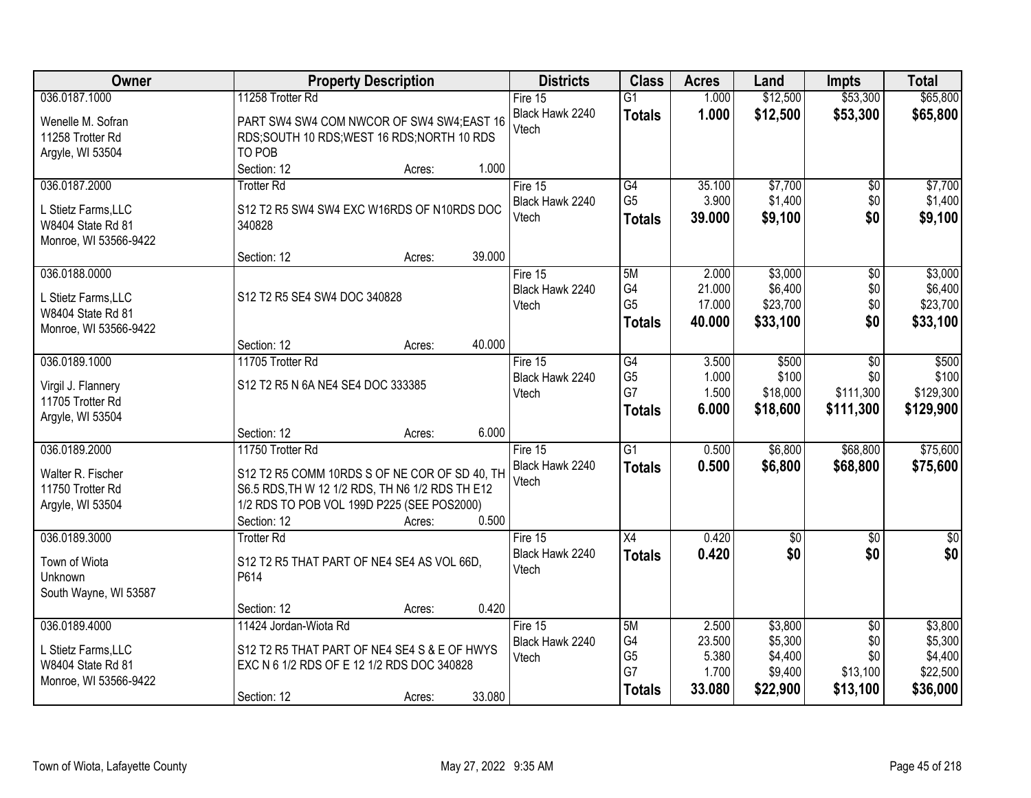| Owner | Property Description | Districts | Class | Acres | Land | Impts | Total |
|---|---|---|---|---|---|---|---|
| 036.0187.1000<br><br>Wenelle M. Sofran<br>11258 Trotter Rd<br>Argyle, WI 53504 | 11258 Trotter Rd<br><br>PART SW4 SW4 COM NWCOR OF SW4 SW4;EAST 16 RDS;SOUTH 10 RDS;WEST 16 RDS;NORTH 10 RDS TO POB<br>Section: 12 Acres: 1.000 | Fire 15<br>Black Hawk 2240<br>Vtech | G1<br>**Totals** | 1.000<br>**1.000** | $12,500<br>**$12,500** | $53,300<br>**$53,300** | $65,800<br>**$65,800** |
| 036.0187.2000<br><br>L Stietz Farms,LLC<br>W8404 State Rd 81<br>Monroe, WI 53566-9422 | Trotter Rd<br><br>S12 T2 R5 SW4 SW4 EXC W16RDS OF N10RDS DOC 340828<br>Section: 12 Acres: 39.000 | Fire 15<br>Black Hawk 2240<br>Vtech | G4<br>G5<br>**Totals** | 35.100<br>3.900<br>**39.000** | $7,700<br>$1,400<br>**$9,100** | $0<br>$0<br>**$0** | $7,700<br>$1,400<br>**$9,100** |
| 036.0188.0000<br><br>L Stietz Farms,LLC<br>W8404 State Rd 81<br>Monroe, WI 53566-9422 | S12 T2 R5 SE4 SW4 DOC 340828<br>Section: 12 Acres: 40.000 | Fire 15<br>Black Hawk 2240<br>Vtech | 5M<br>G4<br>G5<br>**Totals** | 2.000<br>21.000<br>17.000<br>**40.000** | $3,000<br>$6,400<br>$23,700<br>**$33,100** | $0<br>$0<br>$0<br>**$0** | $3,000<br>$6,400<br>$23,700<br>**$33,100** |
| 036.0189.1000<br><br>Virgil J. Flannery<br>11705 Trotter Rd<br>Argyle, WI 53504 | 11705 Trotter Rd<br><br>S12 T2 R5 N 6A NE4 SE4 DOC 333385<br>Section: 12 Acres: 6.000 | Fire 15<br>Black Hawk 2240<br>Vtech | G4<br>G5<br>G7<br>**Totals** | 3.500<br>1.000<br>1.500<br>**6.000** | $500<br>$100<br>$18,000<br>**$18,600** | $0<br>$0<br>$111,300<br>**$111,300** | $500<br>$100<br>$129,300<br>**$129,900** |
| 036.0189.2000<br><br>Walter R. Fischer<br>11750 Trotter Rd<br>Argyle, WI 53504 | 11750 Trotter Rd<br><br>S12 T2 R5 COMM 10RDS S OF NE COR OF SD 40, TH S6.5 RDS,TH W 12 1/2 RDS, TH N6 1/2 RDS TH E12 1/2 RDS TO POB VOL 199D P225 (SEE POS2000)<br>Section: 12 Acres: 0.500 | Fire 15<br>Black Hawk 2240<br>Vtech | G1<br>**Totals** | 0.500<br>**0.500** | $6,800<br>**$6,800** | $68,800<br>**$68,800** | $75,600<br>**$75,600** |
| 036.0189.3000<br><br>Town of Wiota<br>Unknown<br>South Wayne, WI 53587 | Trotter Rd<br><br>S12 T2 R5 THAT PART OF NE4 SE4 AS VOL 66D, P614<br>Section: 12 Acres: 0.420 | Fire 15<br>Black Hawk 2240<br>Vtech | X4<br>**Totals** | 0.420<br>**0.420** | $0<br>**$0** | $0<br>**$0** | $0<br>**$0** |
| 036.0189.4000<br><br>L Stietz Farms,LLC<br>W8404 State Rd 81<br>Monroe, WI 53566-9422 | 11424 Jordan-Wiota Rd<br><br>S12 T2 R5 THAT PART OF NE4 SE4 S & E OF HWYS EXC N 6 1/2 RDS OF E 12 1/2 RDS DOC 340828<br>Section: 12 Acres: 33.080 | Fire 15<br>Black Hawk 2240<br>Vtech | 5M<br>G4<br>G5<br>G7<br>**Totals** | 2.500<br>23.500<br>5.380<br>1.700<br>**33.080** | $3,800<br>$5,300<br>$4,400<br>$9,400<br>**$22,900** | $0<br>$0<br>$0<br>$13,100<br>**$13,100** | $3,800<br>$5,300<br>$4,400<br>$22,500<br>**$36,000** |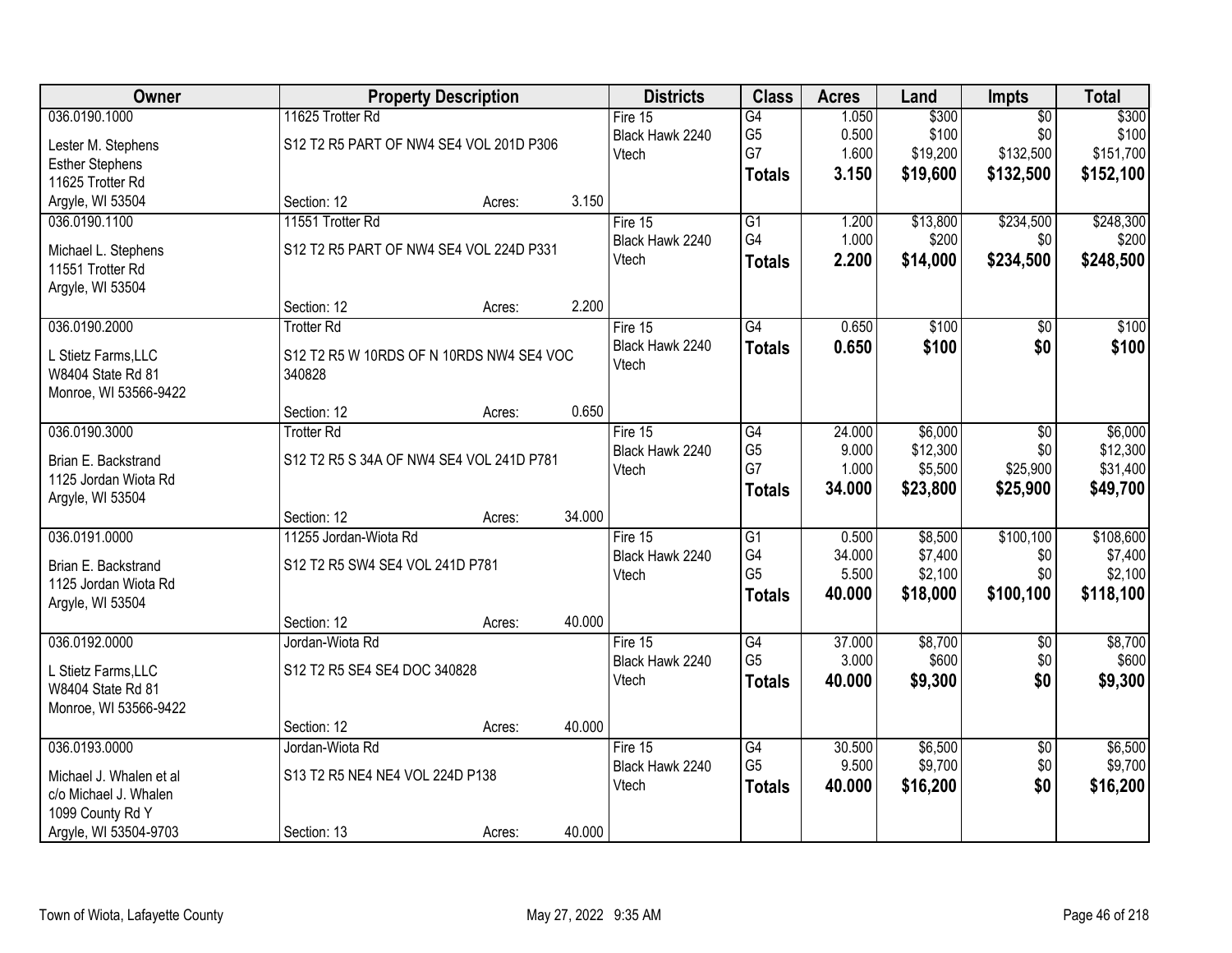| Owner | Property Description | | | Districts | Class | Acres | Land | Impts | Total |
|---|---|---|---|---|---|---|---|---|---|
| 036.0190.1000 | 11625 Trotter Rd | | | Fire 15 | G4 | 1.050 | $300 | $0 | $300 |
| Lester M. Stephens | S12 T2 R5 PART OF NW4 SE4 VOL 201D P306 | | | Black Hawk 2240 | G5 | 0.500 | $100 | $0 | $100 |
| Esther Stephens | | | | Vtech | G7 | 1.600 | $19,200 | $132,500 | $151,700 |
| 11625 Trotter Rd | | | | | **Totals** | **3.150** | **$19,600** | **$132,500** | **$152,100** |
| Argyle, WI 53504 | Section: 12 | Acres: | 3.150 | | | | | | |
| 036.0190.1100 | 11551 Trotter Rd | | | Fire 15 | G1 | 1.200 | $13,800 | $234,500 | $248,300 |
| Michael L. Stephens | S12 T2 R5 PART OF NW4 SE4 VOL 224D P331 | | | Black Hawk 2240 | G4 | 1.000 | $200 | $0 | $200 |
| 11551 Trotter Rd | | | | Vtech | **Totals** | **2.200** | **$14,000** | **$234,500** | **$248,500** |
| Argyle, WI 53504 | | | | | | | | | |
| | Section: 12 | Acres: | 2.200 | | | | | | |
| 036.0190.2000 | Trotter Rd | | | Fire 15 | G4 | 0.650 | $100 | $0 | $100 |
| L Stietz Farms,LLC | S12 T2 R5 W 10RDS OF N 10RDS NW4 SE4 VOC 340828 | | | Black Hawk 2240 | **Totals** | **0.650** | **$100** | **$0** | **$100** |
| W8404 State Rd 81 | | | | Vtech | | | | | |
| Monroe, WI 53566-9422 | | | | | | | | | |
| | Section: 12 | Acres: | 0.650 | | | | | | |
| 036.0190.3000 | Trotter Rd | | | Fire 15 | G4 | 24.000 | $6,000 | $0 | $6,000 |
| Brian E. Backstrand | S12 T2 R5 S 34A OF NW4 SE4 VOL 241D P781 | | | Black Hawk 2240 | G5 | 9.000 | $12,300 | $0 | $12,300 |
| 1125 Jordan Wiota Rd | | | | Vtech | G7 | 1.000 | $5,500 | $25,900 | $31,400 |
| Argyle, WI 53504 | | | | | **Totals** | **34.000** | **$23,800** | **$25,900** | **$49,700** |
| | Section: 12 | Acres: | 34.000 | | | | | | |
| 036.0191.0000 | 11255 Jordan-Wiota Rd | | | Fire 15 | G1 | 0.500 | $8,500 | $100,100 | $108,600 |
| Brian E. Backstrand | S12 T2 R5 SW4 SE4 VOL 241D P781 | | | Black Hawk 2240 | G4 | 34.000 | $7,400 | $0 | $7,400 |
| 1125 Jordan Wiota Rd | | | | Vtech | G5 | 5.500 | $2,100 | $0 | $2,100 |
| Argyle, WI 53504 | | | | | **Totals** | **40.000** | **$18,000** | **$100,100** | **$118,100** |
| | Section: 12 | Acres: | 40.000 | | | | | | |
| 036.0192.0000 | Jordan-Wiota Rd | | | Fire 15 | G4 | 37.000 | $8,700 | $0 | $8,700 |
| L Stietz Farms,LLC | S12 T2 R5 SE4 SE4 DOC 340828 | | | Black Hawk 2240 | G5 | 3.000 | $600 | $0 | $600 |
| W8404 State Rd 81 | | | | Vtech | **Totals** | **40.000** | **$9,300** | **$0** | **$9,300** |
| Monroe, WI 53566-9422 | | | | | | | | | |
| | Section: 12 | Acres: | 40.000 | | | | | | |
| 036.0193.0000 | Jordan-Wiota Rd | | | Fire 15 | G4 | 30.500 | $6,500 | $0 | $6,500 |
| Michael J. Whalen et al | S13 T2 R5 NE4 NE4 VOL 224D P138 | | | Black Hawk 2240 | G5 | 9.500 | $9,700 | $0 | $9,700 |
| c/o Michael J. Whalen | | | | Vtech | **Totals** | **40.000** | **$16,200** | **$0** | **$16,200** |
| 1099 County Rd Y | | | | | | | | | |
| Argyle, WI 53504-9703 | Section: 13 | Acres: | 40.000 | | | | | | |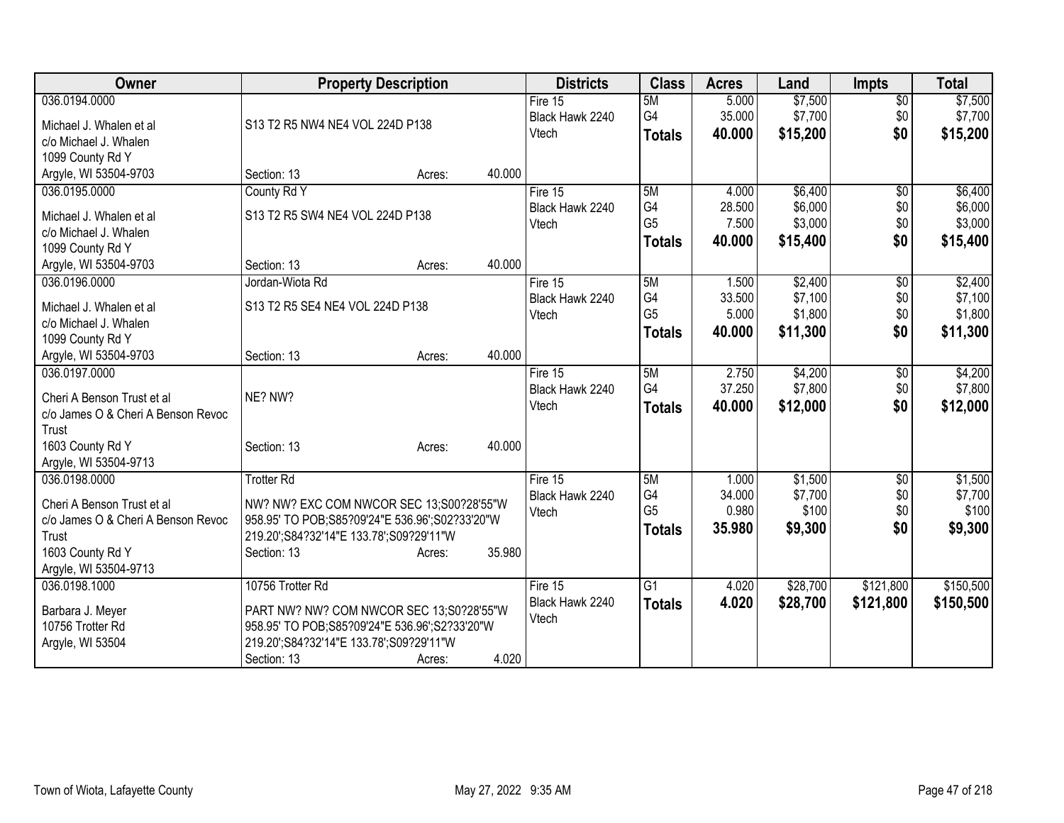| Owner | Property Description | Districts | Class | Acres | Land | Impts | Total |
|---|---|---|---|---|---|---|---|
| 036.0194.0000<br>Michael J. Whalen et al<br>c/o Michael J. Whalen<br>1099 County Rd Y<br>Argyle, WI 53504-9703 | S13 T2 R5 NW4 NE4 VOL 224D P138<br>Section: 13 Acres: 40.000 | Fire 15<br>Black Hawk 2240<br>Vtech | 5M<br>G4<br>**Totals** | 5.000<br>35.000<br>**40.000** | $7,500<br>$7,700<br>**$15,200** | $0<br>$0<br>**$0** | $7,500<br>$7,700<br>**$15,200** |
| 036.0195.0000<br>Michael J. Whalen et al<br>c/o Michael J. Whalen<br>1099 County Rd Y<br>Argyle, WI 53504-9703 | County Rd Y<br>S13 T2 R5 SW4 NE4 VOL 224D P138<br>Section: 13 Acres: 40.000 | Fire 15<br>Black Hawk 2240<br>Vtech | 5M<br>G4<br>G5<br>**Totals** | 4.000<br>28.500<br>7.500<br>**40.000** | $6,400<br>$6,000<br>$3,000<br>**$15,400** | $0<br>$0<br>$0<br>**$0** | $6,400<br>$6,000<br>$3,000<br>**$15,400** |
| 036.0196.0000<br>Michael J. Whalen et al<br>c/o Michael J. Whalen<br>1099 County Rd Y<br>Argyle, WI 53504-9703 | Jordan-Wiota Rd<br>S13 T2 R5 SE4 NE4 VOL 224D P138<br>Section: 13 Acres: 40.000 | Fire 15<br>Black Hawk 2240<br>Vtech | 5M<br>G4<br>G5<br>**Totals** | 1.500<br>33.500<br>5.000<br>**40.000** | $2,400<br>$7,100<br>$1,800<br>**$11,300** | $0<br>$0<br>$0<br>**$0** | $2,400<br>$7,100<br>$1,800<br>**$11,300** |
| 036.0197.0000<br>Cheri A Benson Trust et al<br>c/o James O & Cheri A Benson Revoc Trust<br>1603 County Rd Y<br>Argyle, WI 53504-9713 | NE? NW?<br>Section: 13 Acres: 40.000 | Fire 15<br>Black Hawk 2240<br>Vtech | 5M<br>G4<br>**Totals** | 2.750<br>37.250<br>**40.000** | $4,200<br>$7,800<br>**$12,000** | $0<br>$0<br>**$0** | $4,200<br>$7,800<br>**$12,000** |
| 036.0198.0000<br>Cheri A Benson Trust et al<br>c/o James O & Cheri A Benson Revoc Trust<br>1603 County Rd Y<br>Argyle, WI 53504-9713 | Trotter Rd<br>NW? NW? EXC COM NWCOR SEC 13;S00?28'55"W 958.95' TO POB;S85?09'24"E 536.96';S02?33'20"W 219.20';S84?32'14"E 133.78';S09?29'11"W<br>Section: 13 Acres: 35.980 | Fire 15<br>Black Hawk 2240<br>Vtech | 5M<br>G4<br>G5<br>**Totals** | 1.000<br>34.000<br>0.980<br>**35.980** | $1,500<br>$7,700<br>$100<br>**$9,300** | $0<br>$0<br>$0<br>**$0** | $1,500<br>$7,700<br>$100<br>**$9,300** |
| 036.0198.1000<br>Barbara J. Meyer<br>10756 Trotter Rd<br>Argyle, WI 53504 | 10756 Trotter Rd<br>PART NW? NW? COM NWCOR SEC 13;S0?28'55"W 958.95' TO POB;S85?09'24"E 536.96';S2?33'20"W 219.20';S84?32'14"E 133.78';S09?29'11"W<br>Section: 13 Acres: 4.020 | Fire 15<br>Black Hawk 2240<br>Vtech | G1<br>**Totals** | 4.020<br>**4.020** | $28,700<br>**$28,700** | $121,800<br>**$121,800** | $150,500<br>**$150,500** |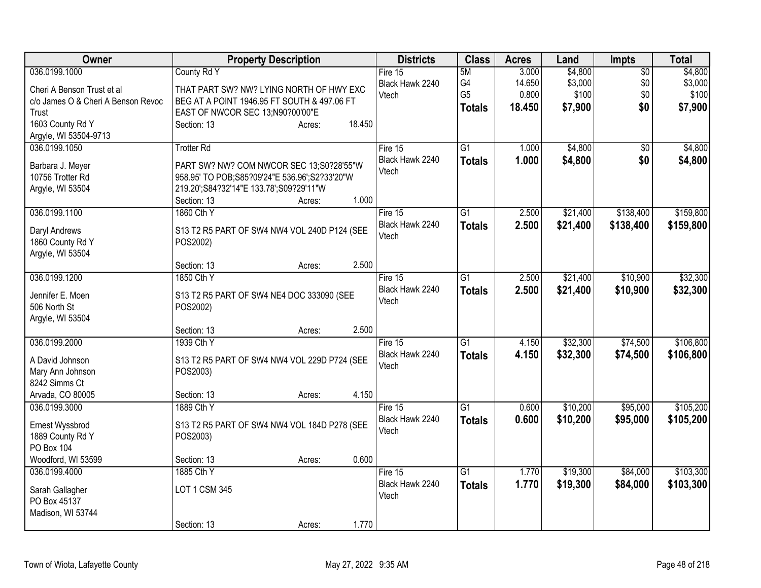| Owner | Property Description | Districts | Class | Acres | Land | Impts | Total |
|---|---|---|---|---|---|---|---|
| 036.0199.1000<br><br>Cheri A Benson Trust et al<br>c/o James O & Cheri A Benson Revoc Trust<br>1603 County Rd Y<br>Argyle, WI 53504-9713 | County Rd Y<br><br>THAT PART SW? NW? LYING NORTH OF HWY EXC BEG AT A POINT 1946.95 FT SOUTH & 497.06 FT EAST OF NWCOR SEC 13;N90?00'00"E<br>Section: 13 Acres: 18.450 | Fire 15<br>Black Hawk 2240<br>Vtech | 5M<br>G4<br>G5<br>**Totals** | 3.000<br>14.650<br>0.800<br>**18.450** | $4,800<br>$3,000<br>$100<br>**$7,900** | $0<br>$0<br>$0<br>**$0** | $4,800<br>$3,000<br>$100<br>**$7,900** |
| 036.0199.1050<br><br>Barbara J. Meyer<br>10756 Trotter Rd<br>Argyle, WI 53504 | Trotter Rd<br><br>PART SW? NW? COM NWCOR SEC 13;S0?28'55"W 958.95' TO POB;S85?09'24"E 536.96';S2?33'20"W 219.20';S84?32'14"E 133.78';S09?29'11"W<br>Section: 13 Acres: 1.000 | Fire 15<br>Black Hawk 2240<br>Vtech | G1<br>**Totals** | 1.000<br>**1.000** | $4,800<br>**$4,800** | $0<br>**$0** | $4,800<br>**$4,800** |
| 036.0199.1100<br><br>Daryl Andrews<br>1860 County Rd Y<br>Argyle, WI 53504 | 1860 Cth Y<br><br>S13 T2 R5 PART OF SW4 NW4 VOL 240D P124 (SEE POS2002)<br><br>Section: 13 Acres: 2.500 | Fire 15<br>Black Hawk 2240<br>Vtech | G1<br>**Totals** | 2.500<br>**2.500** | $21,400<br>**$21,400** | $138,400<br>**$138,400** | $159,800<br>**$159,800** |
| 036.0199.1200<br><br>Jennifer E. Moen<br>506 North St<br>Argyle, WI 53504 | 1850 Cth Y<br><br>S13 T2 R5 PART OF SW4 NE4 DOC 333090 (SEE POS2002)<br><br>Section: 13 Acres: 2.500 | Fire 15<br>Black Hawk 2240<br>Vtech | G1<br>**Totals** | 2.500<br>**2.500** | $21,400<br>**$21,400** | $10,900<br>**$10,900** | $32,300<br>**$32,300** |
| 036.0199.2000<br><br>A David Johnson<br>Mary Ann Johnson<br>8242 Simms Ct<br>Arvada, CO 80005 | 1939 Cth Y<br><br>S13 T2 R5 PART OF SW4 NW4 VOL 229D P724 (SEE POS2003)<br><br>Section: 13 Acres: 4.150 | Fire 15<br>Black Hawk 2240<br>Vtech | G1<br>**Totals** | 4.150<br>**4.150** | $32,300<br>**$32,300** | $74,500<br>**$74,500** | $106,800<br>**$106,800** |
| 036.0199.3000<br><br>Ernest Wyssbrod<br>1889 County Rd Y<br>PO Box 104<br>Woodford, WI 53599 | 1889 Cth Y<br><br>S13 T2 R5 PART OF SW4 NW4 VOL 184D P278 (SEE POS2003)<br><br>Section: 13 Acres: 0.600 | Fire 15<br>Black Hawk 2240<br>Vtech | G1<br>**Totals** | 0.600<br>**0.600** | $10,200<br>**$10,200** | $95,000<br>**$95,000** | $105,200<br>**$105,200** |
| 036.0199.4000<br><br>Sarah Gallagher<br>PO Box 45137<br>Madison, WI 53744 | 1885 Cth Y<br><br>LOT 1 CSM 345<br><br>Section: 13 Acres: 1.770 | Fire 15<br>Black Hawk 2240<br>Vtech | G1<br>**Totals** | 1.770<br>**1.770** | $19,300<br>**$19,300** | $84,000<br>**$84,000** | $103,300<br>**$103,300** |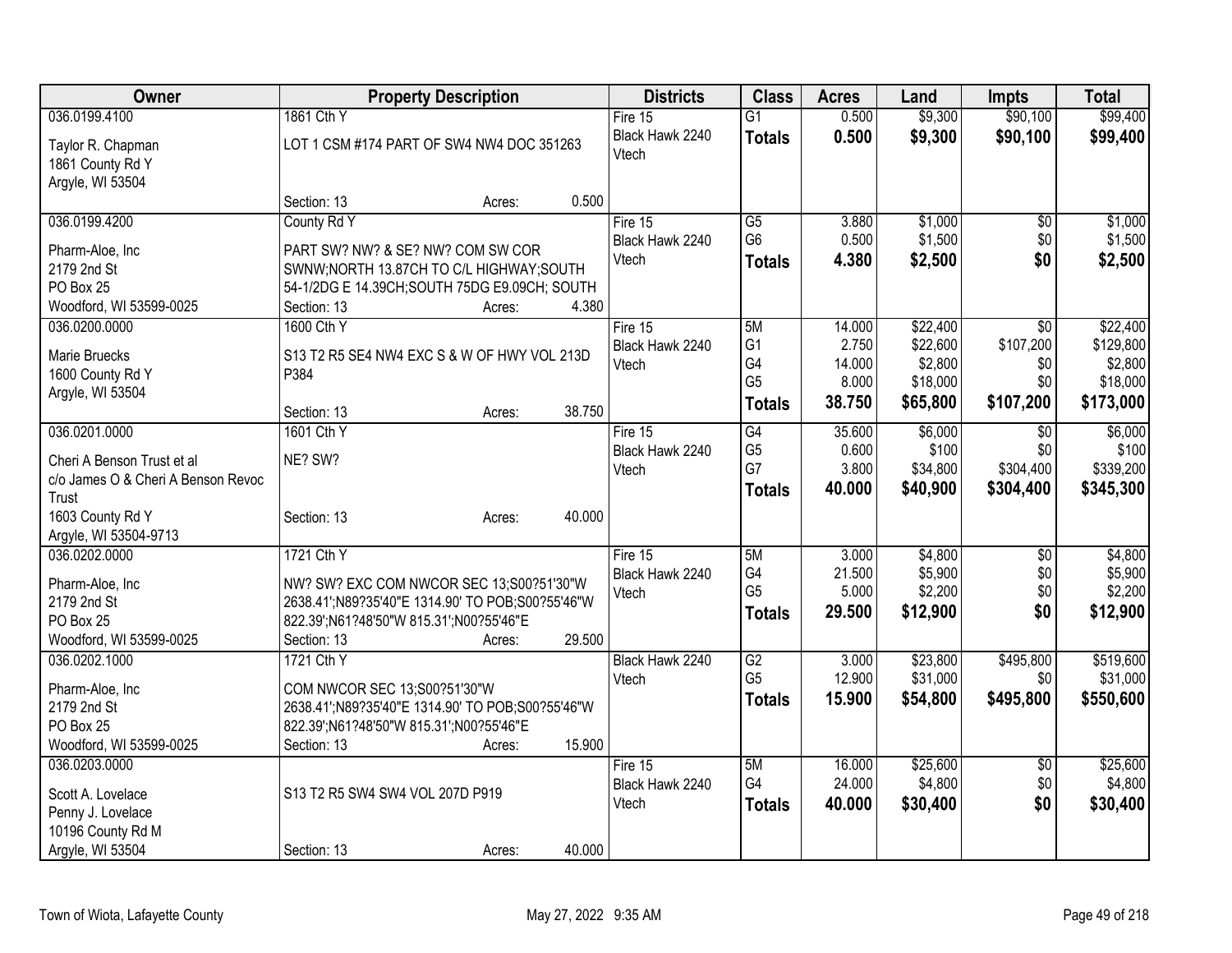| Owner | Property Description | Districts | Class | Acres | Land | Impts | Total |
|---|---|---|---|---|---|---|---|
| 036.0199.4100<br>Taylor R. Chapman<br>1861 County Rd Y<br>Argyle, WI 53504 | 1861 Cth Y<br>LOT 1 CSM #174 PART OF SW4 NW4 DOC 351263<br>Section: 13 Acres: 0.500 | Fire 15<br>Black Hawk 2240<br>Vtech | G1<br>**Totals** | 0.500<br>**0.500** | \$9,300<br>**\$9,300** | \$90,100<br>**\$90,100** | \$99,400<br>**\$99,400** |
| 036.0199.4200<br>Pharm-Aloe, Inc<br>2179 2nd St<br>PO Box 25<br>Woodford, WI 53599-0025 | County Rd Y<br>PART SW? NW? & SE? NW? COM SW COR SWNW;NORTH 13.87CH TO C/L HIGHWAY;SOUTH 54-1/2DG E 14.39CH;SOUTH 75DG E9.09CH; SOUTH<br>Section: 13 Acres: 4.380 | Fire 15<br>Black Hawk 2240<br>Vtech | G5<br>G6<br>**Totals** | 3.880<br>0.500<br>**4.380** | \$1,000<br>\$1,500<br>**\$2,500** | \$0<br>\$0<br>**\$0** | \$1,000<br>\$1,500<br>**\$2,500** |
| 036.0200.0000<br>Marie Bruecks<br>1600 County Rd Y<br>Argyle, WI 53504 | 1600 Cth Y<br>S13 T2 R5 SE4 NW4 EXC S & W OF HWY VOL 213D P384<br>Section: 13 Acres: 38.750 | Fire 15<br>Black Hawk 2240<br>Vtech | 5M<br>G1<br>G4<br>G5<br>**Totals** | 14.000<br>2.750<br>14.000<br>8.000<br>**38.750** | \$22,400<br>\$22,600<br>\$2,800<br>\$18,000<br>**\$65,800** | \$0<br>\$107,200<br>\$0<br>\$0<br>**\$107,200** | \$22,400<br>\$129,800<br>\$2,800<br>\$18,000<br>**\$173,000** |
| 036.0201.0000<br>Cheri A Benson Trust et al<br>c/o James O & Cheri A Benson Revoc Trust<br>1603 County Rd Y<br>Argyle, WI 53504-9713 | 1601 Cth Y<br>NE? SW?<br>Section: 13 Acres: 40.000 | Fire 15<br>Black Hawk 2240<br>Vtech | G4<br>G5<br>G7<br>**Totals** | 35.600<br>0.600<br>3.800<br>**40.000** | \$6,000<br>\$100<br>\$34,800<br>**\$40,900** | \$0<br>\$0<br>\$304,400<br>**\$304,400** | \$6,000<br>\$100<br>\$339,200<br>**\$345,300** |
| 036.0202.0000<br>Pharm-Aloe, Inc<br>2179 2nd St<br>PO Box 25<br>Woodford, WI 53599-0025 | 1721 Cth Y<br>NW? SW? EXC COM NWCOR SEC 13;S00?51'30"W 2638.41';N89?35'40"E 1314.90' TO POB;S00?55'46"W 822.39';N61?48'50"W 815.31';N00?55'46"E<br>Section: 13 Acres: 29.500 | Fire 15<br>Black Hawk 2240<br>Vtech | 5M<br>G4<br>G5<br>**Totals** | 3.000<br>21.500<br>5.000<br>**29.500** | \$4,800<br>\$5,900<br>\$2,200<br>**\$12,900** | \$0<br>\$0<br>\$0<br>**\$0** | \$4,800<br>\$5,900<br>\$2,200<br>**\$12,900** |
| 036.0202.1000<br>Pharm-Aloe, Inc<br>2179 2nd St<br>PO Box 25<br>Woodford, WI 53599-0025 | 1721 Cth Y<br>COM NWCOR SEC 13;S00?51'30"W 2638.41';N89?35'40"E 1314.90' TO POB;S00?55'46"W 822.39';N61?48'50"W 815.31';N00?55'46"E<br>Section: 13 Acres: 15.900 | Black Hawk 2240<br>Vtech | G2<br>G5<br>**Totals** | 3.000<br>12.900<br>**15.900** | \$23,800<br>\$31,000<br>**\$54,800** | \$495,800<br>\$0<br>**\$495,800** | \$519,600<br>\$31,000<br>**\$550,600** |
| 036.0203.0000<br>Scott A. Lovelace<br>Penny J. Lovelace<br>10196 County Rd M<br>Argyle, WI 53504 | S13 T2 R5 SW4 SW4 VOL 207D P919<br>Section: 13 Acres: 40.000 | Fire 15<br>Black Hawk 2240<br>Vtech | 5M<br>G4<br>**Totals** | 16.000<br>24.000<br>**40.000** | \$25,600<br>\$4,800<br>**\$30,400** | \$0<br>\$0<br>**\$0** | \$25,600<br>\$4,800<br>**\$30,400** |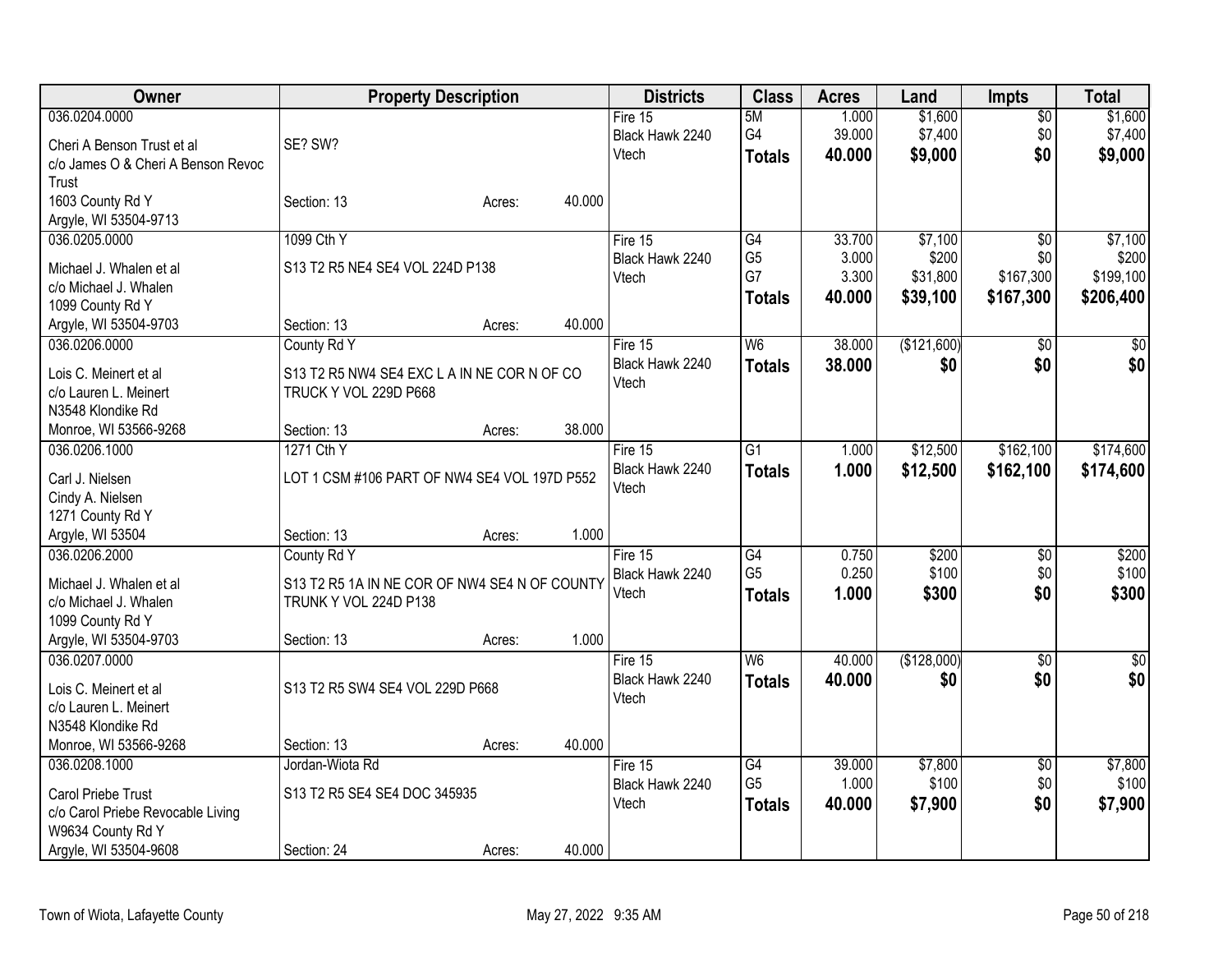| Owner | Property Description | Districts | Class | Acres | Land | Impts | Total |
|---|---|---|---|---|---|---|---|
| 036.0204.0000<br>Cheri A Benson Trust et al<br>c/o James O & Cheri A Benson Revoc Trust<br>1603 County Rd Y<br>Argyle, WI 53504-9713 | SE? SW?<br>Section: 13 Acres: 40.000 | Fire 15<br>Black Hawk 2240<br>Vtech | 5M<br>G4<br>**Totals** | 1.000<br>39.000<br>**40.000** | $1,600<br>$7,400<br>**$9,000** | $0<br>$0<br>**$0** | $1,600<br>$7,400<br>**$9,000** |
| 036.0205.0000<br>Michael J. Whalen et al<br>c/o Michael J. Whalen<br>1099 County Rd Y<br>Argyle, WI 53504-9703 | 1099 Cth Y<br>S13 T2 R5 NE4 SE4 VOL 224D P138<br>Section: 13 Acres: 40.000 | Fire 15<br>Black Hawk 2240<br>Vtech | G4<br>G5<br>G7<br>**Totals** | 33.700<br>3.000<br>3.300<br>**40.000** | $7,100<br>$200<br>$31,800<br>**$39,100** | $0<br>$0<br>$167,300<br>**$167,300** | $7,100<br>$200<br>$199,100<br>**$206,400** |
| 036.0206.0000<br>Lois C. Meinert et al<br>c/o Lauren L. Meinert<br>N3548 Klondike Rd<br>Monroe, WI 53566-9268 | County Rd Y<br>S13 T2 R5 NW4 SE4 EXC L A IN NE COR N OF CO TRUCK Y VOL 229D P668<br>Section: 13 Acres: 38.000 | Fire 15<br>Black Hawk 2240<br>Vtech | W6<br>**Totals** | 38.000<br>**38.000** | ($121,600)<br>**$0** | $0<br>**$0** | $0<br>**$0** |
| 036.0206.1000<br>Carl J. Nielsen<br>Cindy A. Nielsen<br>1271 County Rd Y<br>Argyle, WI 53504 | 1271 Cth Y<br>LOT 1 CSM #106 PART OF NW4 SE4 VOL 197D P552<br>Section: 13 Acres: 1.000 | Fire 15<br>Black Hawk 2240<br>Vtech | G1<br>**Totals** | 1.000<br>**1.000** | $12,500<br>**$12,500** | $162,100<br>**$162,100** | $174,600<br>**$174,600** |
| 036.0206.2000<br>Michael J. Whalen et al<br>c/o Michael J. Whalen<br>1099 County Rd Y<br>Argyle, WI 53504-9703 | County Rd Y<br>S13 T2 R5 1A IN NE COR OF NW4 SE4 N OF COUNTY TRUNK Y VOL 224D P138<br>Section: 13 Acres: 1.000 | Fire 15<br>Black Hawk 2240<br>Vtech | G4<br>G5<br>**Totals** | 0.750<br>0.250<br>**1.000** | $200<br>$100<br>**$300** | $0<br>$0<br>**$0** | $200<br>$100<br>**$300** |
| 036.0207.0000<br>Lois C. Meinert et al<br>c/o Lauren L. Meinert<br>N3548 Klondike Rd<br>Monroe, WI 53566-9268 | S13 T2 R5 SW4 SE4 VOL 229D P668<br>Section: 13 Acres: 40.000 | Fire 15<br>Black Hawk 2240<br>Vtech | W6<br>**Totals** | 40.000<br>**40.000** | ($128,000)<br>**$0** | $0<br>**$0** | $0<br>**$0** |
| 036.0208.1000<br>Carol Priebe Trust<br>c/o Carol Priebe Revocable Living<br>W9634 County Rd Y<br>Argyle, WI 53504-9608 | Jordan-Wiota Rd<br>S13 T2 R5 SE4 SE4 DOC 345935<br>Section: 24 Acres: 40.000 | Fire 15<br>Black Hawk 2240<br>Vtech | G4<br>G5<br>**Totals** | 39.000<br>1.000<br>**40.000** | $7,800<br>$100<br>**$7,900** | $0<br>$0<br>**$0** | $7,800<br>$100<br>**$7,900** |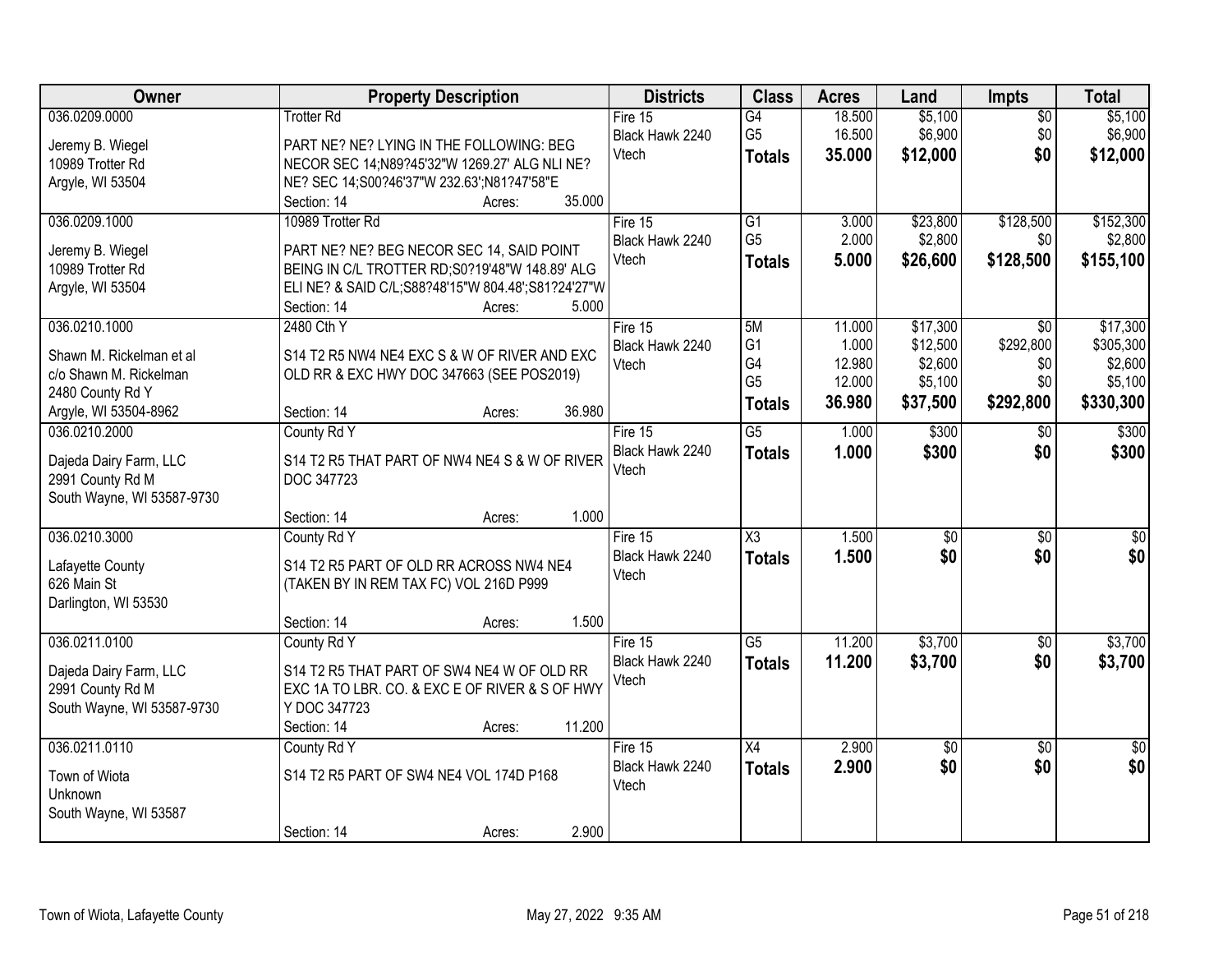| Owner | Property Description | Districts | Class | Acres | Land | Impts | Total |
|---|---|---|---|---|---|---|---|
| 036.0209.0000<br><br>Jeremy B. Wiegel<br>10989 Trotter Rd<br>Argyle, WI 53504 | Trotter Rd<br><br>PART NE? NE? LYING IN THE FOLLOWING: BEG NECOR SEC 14;N89?45'32"W 1269.27' ALG NLI NE? NE? SEC 14;S00?46'37"W 232.63';N81?47'58"E<br>Section: 14 Acres: 35.000 | Fire 15<br>Black Hawk 2240<br>Vtech | G4<br>G5<br>**Totals** | 18.500<br>16.500<br>**35.000** | $5,100<br>$6,900<br>**$12,000** | $0<br>$0<br>**$0** | $5,100<br>$6,900<br>**$12,000** |
| 036.0209.1000<br><br>Jeremy B. Wiegel<br>10989 Trotter Rd<br>Argyle, WI 53504 | 10989 Trotter Rd<br><br>PART NE? NE? BEG NECOR SEC 14, SAID POINT BEING IN C/L TROTTER RD;S0?19'48"W 148.89' ALG ELI NE? & SAID C/L;S88?48'15"W 804.48';S81?24'27"W<br>Section: 14 Acres: 5.000 | Fire 15<br>Black Hawk 2240<br>Vtech | G1<br>G5<br>**Totals** | 3.000<br>2.000<br>**5.000** | $23,800<br>$2,800<br>**$26,600** | $128,500<br>$0<br>**$128,500** | $152,300<br>$2,800<br>**$155,100** |
| 036.0210.1000<br><br>Shawn M. Rickelman et al<br>c/o Shawn M. Rickelman<br>2480 County Rd Y<br>Argyle, WI 53504-8962 | 2480 Cth Y<br><br>S14 T2 R5 NW4 NE4 EXC S & W OF RIVER AND EXC OLD RR & EXC HWY DOC 347663 (SEE POS2019)<br>Section: 14 Acres: 36.980 | Fire 15<br>Black Hawk 2240<br>Vtech | 5M<br>G1<br>G4<br>G5<br>**Totals** | 11.000<br>1.000<br>12.980<br>12.000<br>**36.980** | $17,300<br>$12,500<br>$2,600<br>$5,100<br>**$37,500** | $0<br>$292,800<br>$0<br>$0<br>**$292,800** | $17,300<br>$305,300<br>$2,600<br>$5,100<br>**$330,300** |
| 036.0210.2000<br><br>Dajeda Dairy Farm, LLC<br>2991 County Rd M<br>South Wayne, WI 53587-9730 | County Rd Y<br><br>S14 T2 R5 THAT PART OF NW4 NE4 S & W OF RIVER DOC 347723<br>Section: 14 Acres: 1.000 | Fire 15<br>Black Hawk 2240<br>Vtech | G5<br>**Totals** | 1.000<br>**1.000** | $300<br>**$300** | $0<br>**$0** | $300<br>**$300** |
| 036.0210.3000<br><br>Lafayette County<br>626 Main St<br>Darlington, WI 53530 | County Rd Y<br><br>S14 T2 R5 PART OF OLD RR ACROSS NW4 NE4 (TAKEN BY IN REM TAX FC) VOL 216D P999<br>Section: 14 Acres: 1.500 | Fire 15<br>Black Hawk 2240<br>Vtech | X3<br>**Totals** | 1.500<br>**1.500** | $0<br>**$0** | $0<br>**$0** | $0<br>**$0** |
| 036.0211.0100<br><br>Dajeda Dairy Farm, LLC<br>2991 County Rd M<br>South Wayne, WI 53587-9730 | County Rd Y<br><br>S14 T2 R5 THAT PART OF SW4 NE4 W OF OLD RR EXC 1A TO LBR. CO. & EXC E OF RIVER & S OF HWY Y DOC 347723<br>Section: 14 Acres: 11.200 | Fire 15<br>Black Hawk 2240<br>Vtech | G5<br>**Totals** | 11.200<br>**11.200** | $3,700<br>**$3,700** | $0<br>**$0** | $3,700<br>**$3,700** |
| 036.0211.0110<br><br>Town of Wiota<br>Unknown<br>South Wayne, WI 53587 | County Rd Y<br><br>S14 T2 R5 PART OF SW4 NE4 VOL 174D P168<br>Section: 14 Acres: 2.900 | Fire 15<br>Black Hawk 2240<br>Vtech | X4<br>**Totals** | 2.900<br>**2.900** | $0<br>**$0** | $0<br>**$0** | $0<br>**$0** |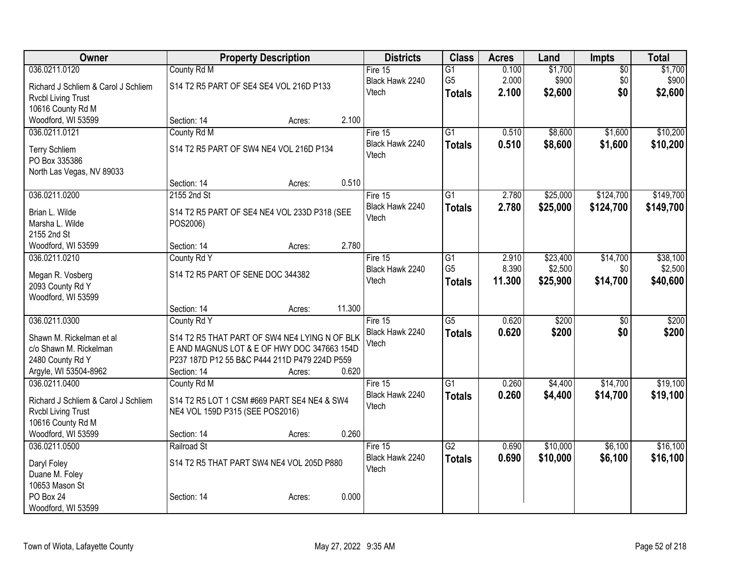| Owner | Property Description | Districts | Class | Acres | Land | Impts | Total |
|---|---|---|---|---|---|---|---|
| 036.0211.0120<br>Richard J Schliem & Carol J Schliem<br>Rvcbl Living Trust<br>10616 County Rd M<br>Woodford, WI 53599 | County Rd M<br>S14 T2 R5 PART OF SE4 SE4 VOL 216D P133<br>Section: 14 Acres: 2.100 | Fire 15<br>Black Hawk 2240<br>Vtech | G1<br>G5<br>**Totals** | 0.100<br>2.000<br>**2.100** | $1,700<br>$900<br>**$2,600** | $0<br>$0<br>**$0** | $1,700<br>$900<br>**$2,600** |
| 036.0211.0121<br>Terry Schliem<br>PO Box 335386<br>North Las Vegas, NV 89033 | County Rd M<br>S14 T2 R5 PART OF SW4 NE4 VOL 216D P134<br>Section: 14 Acres: 0.510 | Fire 15<br>Black Hawk 2240<br>Vtech | G1<br>**Totals** | 0.510<br>**0.510** | $8,600<br>**$8,600** | $1,600<br>**$1,600** | $10,200<br>**$10,200** |
| 036.0211.0200<br>Brian L. Wilde<br>Marsha L. Wilde<br>2155 2nd St<br>Woodford, WI 53599 | 2155 2nd St<br>S14 T2 R5 PART OF SE4 NE4 VOL 233D P318 (SEE POS2006)<br>Section: 14 Acres: 2.780 | Fire 15<br>Black Hawk 2240<br>Vtech | G1<br>**Totals** | 2.780<br>**2.780** | $25,000<br>**$25,000** | $124,700<br>**$124,700** | $149,700<br>**$149,700** |
| 036.0211.0210<br>Megan R. Vosberg<br>2093 County Rd Y<br>Woodford, WI 53599 | County Rd Y<br>S14 T2 R5 PART OF SENE DOC 344382<br>Section: 14 Acres: 11.300 | Fire 15<br>Black Hawk 2240<br>Vtech | G1<br>G5<br>**Totals** | 2.910<br>8.390<br>**11.300** | $23,400<br>$2,500<br>**$25,900** | $14,700<br>$0<br>**$14,700** | $38,100<br>$2,500<br>**$40,600** |
| 036.0211.0300<br>Shawn M. Rickelman et al<br>c/o Shawn M. Rickelman<br>2480 County Rd Y<br>Argyle, WI 53504-8962 | County Rd Y<br>S14 T2 R5 THAT PART OF SW4 NE4 LYING N OF BLK E AND MAGNUS LOT & E OF HWY DOC 347663 154D P237 187D P12 55 B&C P444 211D P479 224D P559<br>Section: 14 Acres: 0.620 | Fire 15<br>Black Hawk 2240<br>Vtech | G5<br>**Totals** | 0.620<br>**0.620** | $200<br>**$200** | $0<br>**$0** | $200<br>**$200** |
| 036.0211.0400<br>Richard J Schliem & Carol J Schliem<br>Rvcbl Living Trust<br>10616 County Rd M<br>Woodford, WI 53599 | County Rd M<br>S14 T2 R5 LOT 1 CSM #669 PART SE4 NE4 & SW4 NE4 VOL 159D P315 (SEE POS2016)<br>Section: 14 Acres: 0.260 | Fire 15<br>Black Hawk 2240<br>Vtech | G1<br>**Totals** | 0.260<br>**0.260** | $4,400<br>**$4,400** | $14,700<br>**$14,700** | $19,100<br>**$19,100** |
| 036.0211.0500<br>Daryl Foley<br>Duane M. Foley<br>10653 Mason St<br>PO Box 24<br>Woodford, WI 53599 | Railroad St<br>S14 T2 R5 THAT PART SW4 NE4 VOL 205D P880<br>Section: 14 Acres: 0.000 | Fire 15<br>Black Hawk 2240<br>Vtech | G2<br>**Totals** | 0.690<br>**0.690** | $10,000<br>**$10,000** | $6,100<br>**$6,100** | $16,100<br>**$16,100** |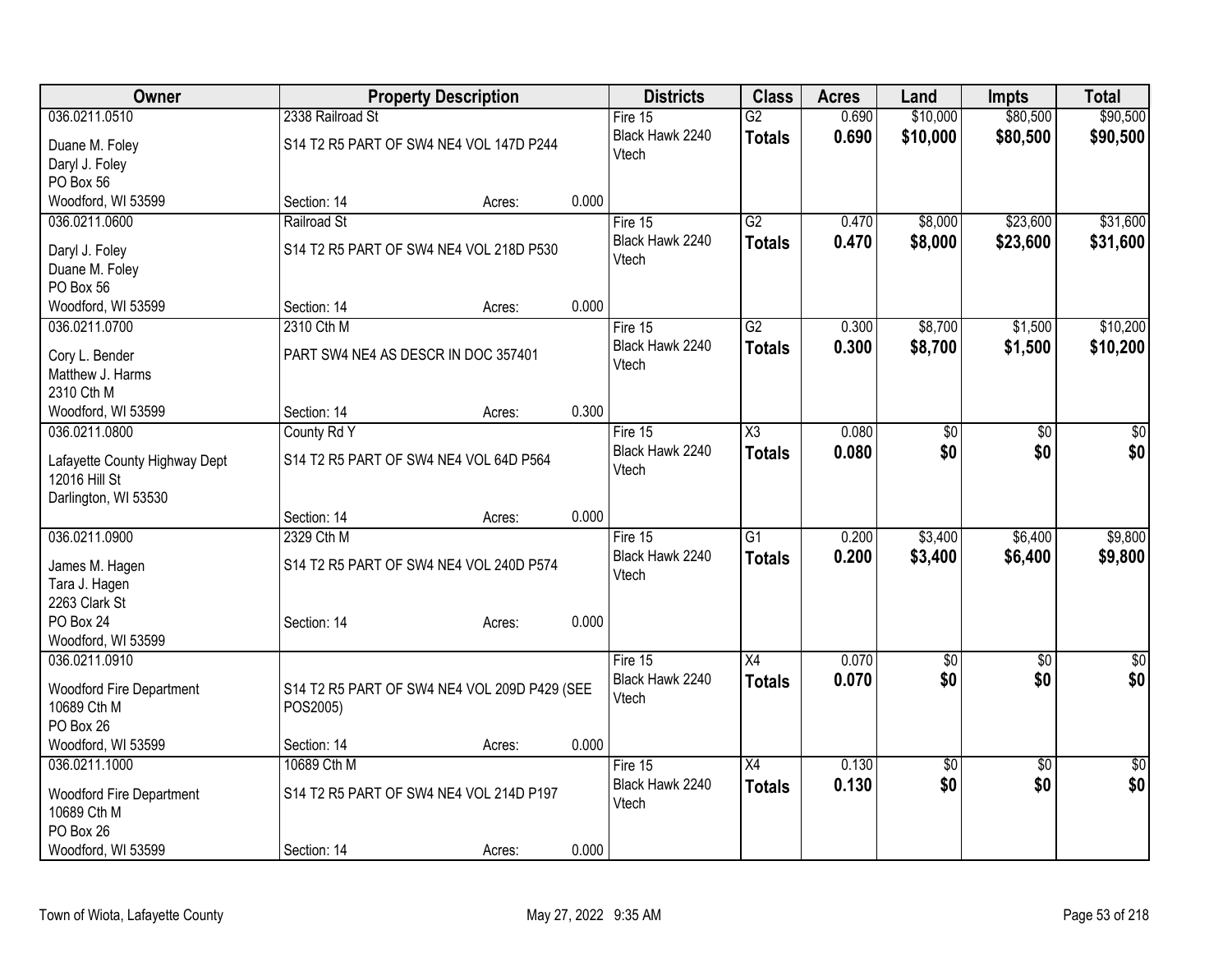| Owner | Property Description | | | Districts | Class | Acres | Land | Impts | Total |
|---|---|---|---|---|---|---|---|---|---|
| 036.0211.0510 | 2338 Railroad St | | | Fire 15 | G2 | 0.690 | $10,000 | $80,500 | $90,500 |
| Duane M. Foley<br>Daryl J. Foley<br>PO Box 56<br>Woodford, WI 53599 | S14 T2 R5 PART OF SW4 NE4 VOL 147D P244 | | | Black Hawk 2240<br>Vtech | **Totals** | **0.690** | **$10,000** | **$80,500** | **$90,500** |
| | Section: 14 | Acres: | 0.000 | | | | | | |
| 036.0211.0600 | Railroad St | | | Fire 15 | G2 | 0.470 | $8,000 | $23,600 | $31,600 |
| Daryl J. Foley<br>Duane M. Foley<br>PO Box 56<br>Woodford, WI 53599 | S14 T2 R5 PART OF SW4 NE4 VOL 218D P530 | | | Black Hawk 2240<br>Vtech | **Totals** | **0.470** | **$8,000** | **$23,600** | **$31,600** |
| | Section: 14 | Acres: | 0.000 | | | | | | |
| 036.0211.0700 | 2310 Cth M | | | Fire 15 | G2 | 0.300 | $8,700 | $1,500 | $10,200 |
| Cory L. Bender<br>Matthew J. Harms<br>2310 Cth M<br>Woodford, WI 53599 | PART SW4 NE4 AS DESCR IN DOC 357401 | | | Black Hawk 2240<br>Vtech | **Totals** | **0.300** | **$8,700** | **$1,500** | **$10,200** |
| | Section: 14 | Acres: | 0.300 | | | | | | |
| 036.0211.0800 | County Rd Y | | | Fire 15 | X3 | 0.080 | $0 | $0 | $0 |
| Lafayette County Highway Dept<br>12016 Hill St<br>Darlington, WI 53530 | S14 T2 R5 PART OF SW4 NE4 VOL 64D P564 | | | Black Hawk 2240<br>Vtech | **Totals** | **0.080** | **$0** | **$0** | **$0** |
| | Section: 14 | Acres: | 0.000 | | | | | | |
| 036.0211.0900 | 2329 Cth M | | | Fire 15 | G1 | 0.200 | $3,400 | $6,400 | $9,800 |
| James M. Hagen<br>Tara J. Hagen<br>2263 Clark St<br>PO Box 24<br>Woodford, WI 53599 | S14 T2 R5 PART OF SW4 NE4 VOL 240D P574 | | | Black Hawk 2240<br>Vtech | **Totals** | **0.200** | **$3,400** | **$6,400** | **$9,800** |
| | Section: 14 | Acres: | 0.000 | | | | | | |
| 036.0211.0910 | | | | Fire 15 | X4 | 0.070 | $0 | $0 | $0 |
| Woodford Fire Department<br>10689 Cth M<br>PO Box 26<br>Woodford, WI 53599 | S14 T2 R5 PART OF SW4 NE4 VOL 209D P429 (SEE POS2005) | | | Black Hawk 2240<br>Vtech | **Totals** | **0.070** | **$0** | **$0** | **$0** |
| | Section: 14 | Acres: | 0.000 | | | | | | |
| 036.0211.1000 | 10689 Cth M | | | Fire 15 | X4 | 0.130 | $0 | $0 | $0 |
| Woodford Fire Department<br>10689 Cth M<br>PO Box 26<br>Woodford, WI 53599 | S14 T2 R5 PART OF SW4 NE4 VOL 214D P197 | | | Black Hawk 2240<br>Vtech | **Totals** | **0.130** | **$0** | **$0** | **$0** |
| | Section: 14 | Acres: | 0.000 | | | | | | |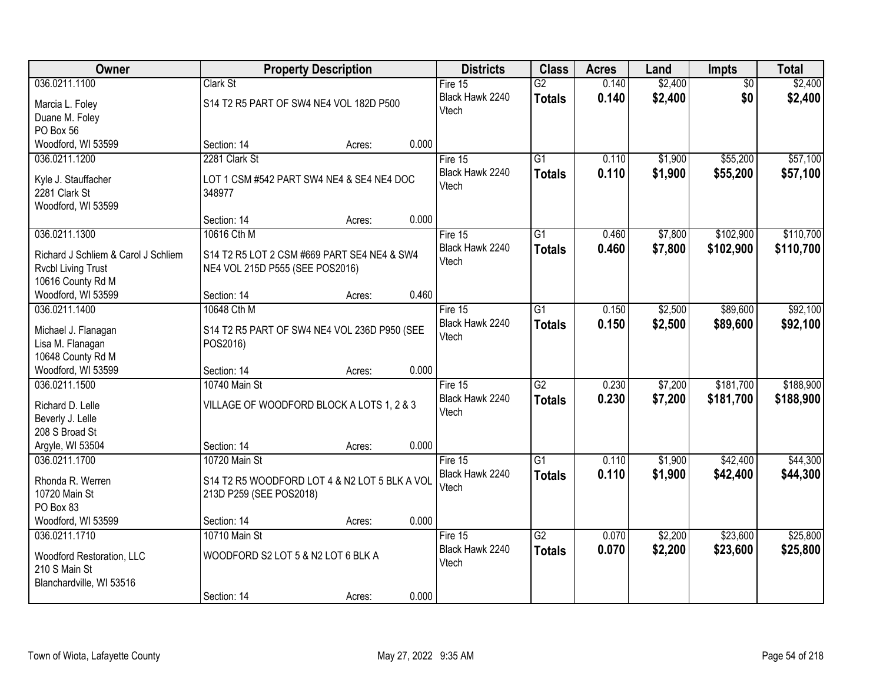| Owner | Property Description | Districts | Class | Acres | Land | Impts | Total |
|---|---|---|---|---|---|---|---|
| 036.0211.1100<br>Marcia L. Foley<br>Duane M. Foley<br>PO Box 56<br>Woodford, WI 53599 | Clark St<br>S14 T2 R5 PART OF SW4 NE4 VOL 182D P500<br>Section: 14 Acres: 0.000 | Fire 15<br>Black Hawk 2240<br>Vtech | G2<br>**Totals** | 0.140<br>**0.140** | $2,400<br>**$2,400** | $0<br>**$0** | $2,400<br>**$2,400** |
| 036.0211.1200<br>Kyle J. Stauffacher<br>2281 Clark St<br>Woodford, WI 53599 | 2281 Clark St<br>LOT 1 CSM #542 PART SW4 NE4 & SE4 NE4 DOC 348977<br>Section: 14 Acres: 0.000 | Fire 15<br>Black Hawk 2240<br>Vtech | G1<br>**Totals** | 0.110<br>**0.110** | $1,900<br>**$1,900** | $55,200<br>**$55,200** | $57,100<br>**$57,100** |
| 036.0211.1300<br>Richard J Schliem & Carol J Schliem<br>Rvcbl Living Trust<br>10616 County Rd M<br>Woodford, WI 53599 | 10616 Cth M<br>S14 T2 R5 LOT 2 CSM #669 PART SE4 NE4 & SW4 NE4 VOL 215D P555 (SEE POS2016)<br>Section: 14 Acres: 0.460 | Fire 15<br>Black Hawk 2240<br>Vtech | G1<br>**Totals** | 0.460<br>**0.460** | $7,800<br>**$7,800** | $102,900<br>**$102,900** | $110,700<br>**$110,700** |
| 036.0211.1400<br>Michael J. Flanagan<br>Lisa M. Flanagan<br>10648 County Rd M<br>Woodford, WI 53599 | 10648 Cth M<br>S14 T2 R5 PART OF SW4 NE4 VOL 236D P950 (SEE POS2016)<br>Section: 14 Acres: 0.000 | Fire 15<br>Black Hawk 2240<br>Vtech | G1<br>**Totals** | 0.150<br>**0.150** | $2,500<br>**$2,500** | $89,600<br>**$89,600** | $92,100<br>**$92,100** |
| 036.0211.1500<br>Richard D. Lelle<br>Beverly J. Lelle<br>208 S Broad St<br>Argyle, WI 53504 | 10740 Main St<br>VILLAGE OF WOODFORD BLOCK A LOTS 1, 2 & 3<br>Section: 14 Acres: 0.000 | Fire 15<br>Black Hawk 2240<br>Vtech | G2<br>**Totals** | 0.230<br>**0.230** | $7,200<br>**$7,200** | $181,700<br>**$181,700** | $188,900<br>**$188,900** |
| 036.0211.1700<br>Rhonda R. Werren<br>10720 Main St<br>PO Box 83<br>Woodford, WI 53599 | 10720 Main St<br>S14 T2 R5 WOODFORD LOT 4 & N2 LOT 5 BLK A VOL 213D P259 (SEE POS2018)<br>Section: 14 Acres: 0.000 | Fire 15<br>Black Hawk 2240<br>Vtech | G1<br>**Totals** | 0.110<br>**0.110** | $1,900<br>**$1,900** | $42,400<br>**$42,400** | $44,300<br>**$44,300** |
| 036.0211.1710<br>Woodford Restoration, LLC<br>210 S Main St<br>Blanchardville, WI 53516 | 10710 Main St<br>WOODFORD S2 LOT 5 & N2 LOT 6 BLK A<br>Section: 14 Acres: 0.000 | Fire 15<br>Black Hawk 2240<br>Vtech | G2<br>**Totals** | 0.070<br>**0.070** | $2,200<br>**$2,200** | $23,600<br>**$23,600** | $25,800<br>**$25,800** |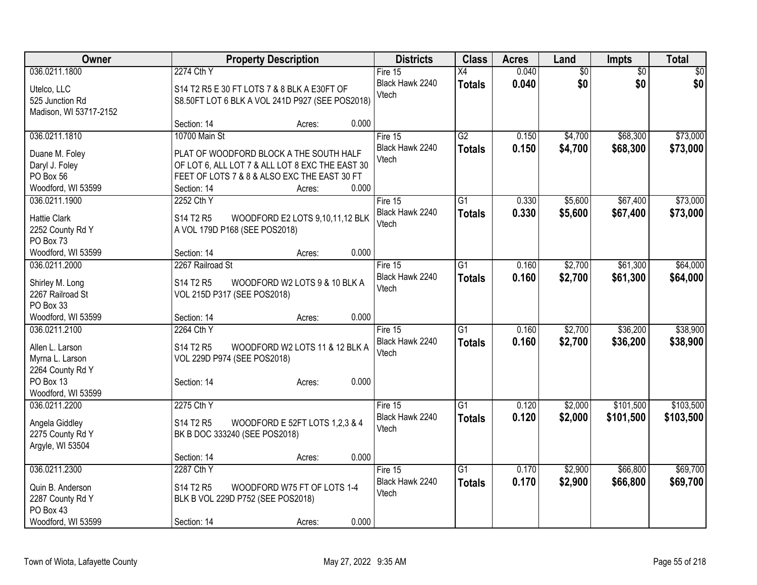| Owner | Property Description | Districts | Class | Acres | Land | Impts | Total |
|---|---|---|---|---|---|---|---|
| 036.0211.1800<br>Utelco, LLC<br>525 Junction Rd<br>Madison, WI 53717-2152 | 2274 Cth Y<br>S14 T2 R5 E 30 FT LOTS 7 & 8 BLK A E30FT OF S8.50FT LOT 6 BLK A VOL 241D P927 (SEE POS2018)<br>Section: 14 Acres: 0.000 | Fire 15<br>Black Hawk 2240<br>Vtech | X4<br>**Totals** | 0.040<br>**0.040** | $0<br>**$0** | $0<br>**$0** | $0<br>**$0** |
| 036.0211.1810<br>Duane M. Foley<br>Daryl J. Foley<br>PO Box 56<br>Woodford, WI 53599 | 10700 Main St<br>PLAT OF WOODFORD BLOCK A THE SOUTH HALF OF LOT 6, ALL LOT 7 & ALL LOT 8 EXC THE EAST 30 FEET OF LOTS 7 & 8 & ALSO EXC THE EAST 30 FT<br>Section: 14 Acres: 0.000 | Fire 15<br>Black Hawk 2240<br>Vtech | G2<br>**Totals** | 0.150<br>**0.150** | $4,700<br>**$4,700** | $68,300<br>**$68,300** | $73,000<br>**$73,000** |
| 036.0211.1900<br>Hattie Clark<br>2252 County Rd Y<br>PO Box 73<br>Woodford, WI 53599 | 2252 Cth Y<br>S14 T2 R5 WOODFORD E2 LOTS 9,10,11,12 BLK A VOL 179D P168 (SEE POS2018)<br>Section: 14 Acres: 0.000 | Fire 15<br>Black Hawk 2240<br>Vtech | G1<br>**Totals** | 0.330<br>**0.330** | $5,600<br>**$5,600** | $67,400<br>**$67,400** | $73,000<br>**$73,000** |
| 036.0211.2000<br>Shirley M. Long<br>2267 Railroad St<br>PO Box 33<br>Woodford, WI 53599 | 2267 Railroad St<br>S14 T2 R5 WOODFORD W2 LOTS 9 & 10 BLK A VOL 215D P317 (SEE POS2018)<br>Section: 14 Acres: 0.000 | Fire 15<br>Black Hawk 2240<br>Vtech | G1<br>**Totals** | 0.160<br>**0.160** | $2,700<br>**$2,700** | $61,300<br>**$61,300** | $64,000<br>**$64,000** |
| 036.0211.2100<br>Allen L. Larson<br>Myrna L. Larson<br>2264 County Rd Y<br>PO Box 13<br>Woodford, WI 53599 | 2264 Cth Y<br>S14 T2 R5 WOODFORD W2 LOTS 11 & 12 BLK A VOL 229D P974 (SEE POS2018)<br>Section: 14 Acres: 0.000 | Fire 15<br>Black Hawk 2240<br>Vtech | G1<br>**Totals** | 0.160<br>**0.160** | $2,700<br>**$2,700** | $36,200<br>**$36,200** | $38,900<br>**$38,900** |
| 036.0211.2200<br>Angela Giddley<br>2275 County Rd Y<br>Argyle, WI 53504 | 2275 Cth Y<br>S14 T2 R5 WOODFORD E 52FT LOTS 1,2,3 & 4 BK B DOC 333240 (SEE POS2018)<br>Section: 14 Acres: 0.000 | Fire 15<br>Black Hawk 2240<br>Vtech | G1<br>**Totals** | 0.120<br>**0.120** | $2,000<br>**$2,000** | $101,500<br>**$101,500** | $103,500<br>**$103,500** |
| 036.0211.2300<br>Quin B. Anderson<br>2287 County Rd Y<br>PO Box 43<br>Woodford, WI 53599 | 2287 Cth Y<br>S14 T2 R5 WOODFORD W75 FT OF LOTS 1-4 BLK B VOL 229D P752 (SEE POS2018)<br>Section: 14 Acres: 0.000 | Fire 15<br>Black Hawk 2240<br>Vtech | G1<br>**Totals** | 0.170<br>**0.170** | $2,900<br>**$2,900** | $66,800<br>**$66,800** | $69,700<br>**$69,700** |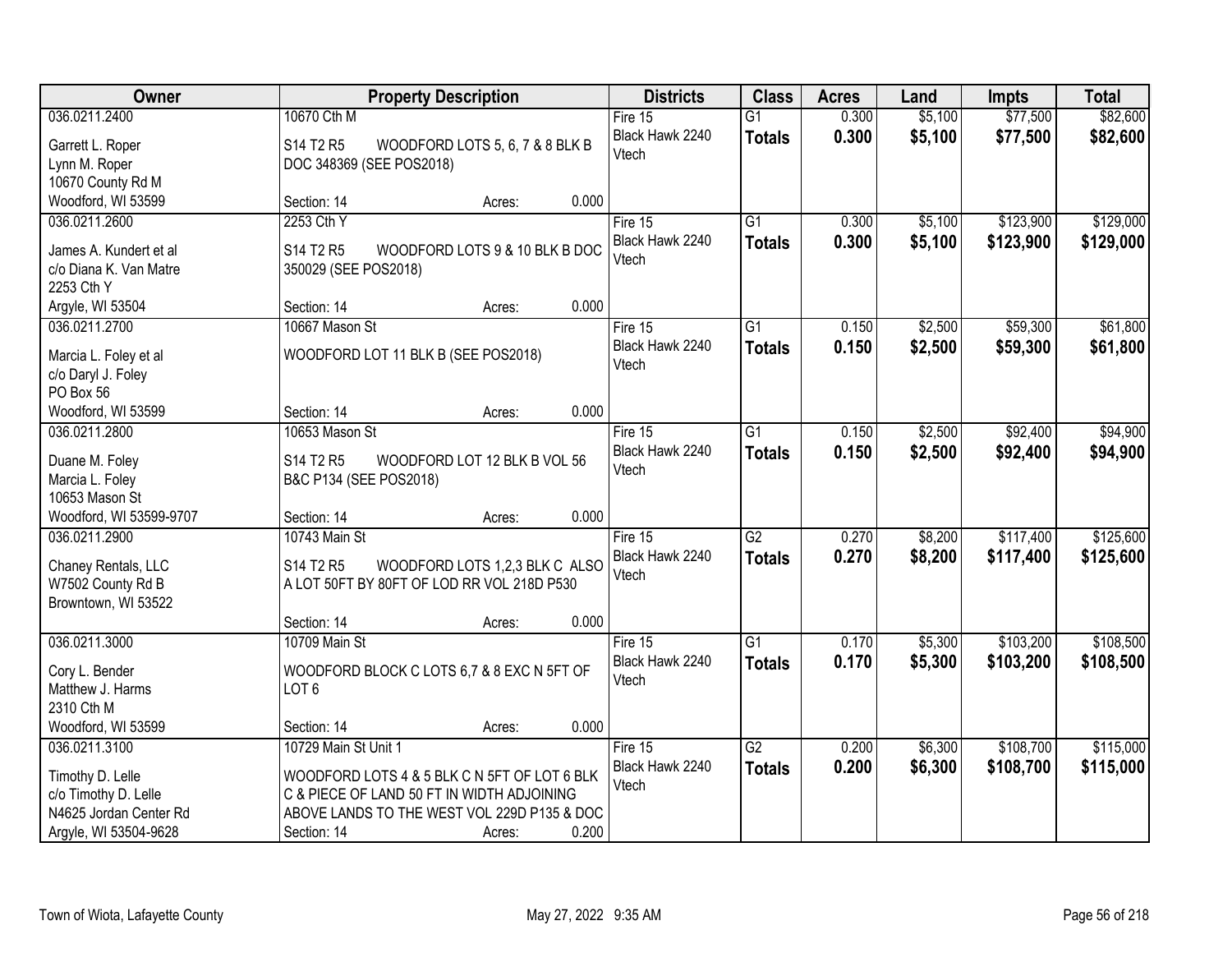| Owner | Property Description | Districts | Class | Acres | Land | Impts | Total |
|---|---|---|---|---|---|---|---|
| 036.0211.2400<br>Garrett L. Roper<br>Lynn M. Roper<br>10670 County Rd M<br>Woodford, WI 53599 | 10670 Cth M<br>S14 T2 R5 WOODFORD LOTS 5, 6, 7 & 8 BLK B DOC 348369 (SEE POS2018)<br>Section: 14 Acres: 0.000 | Fire 15<br>Black Hawk 2240<br>Vtech | G1<br>**Totals** | 0.300<br>**0.300** | $5,100<br>**$5,100** | $77,500<br>**$77,500** | $82,600<br>**$82,600** |
| 036.0211.2600<br>James A. Kundert et al<br>c/o Diana K. Van Matre<br>2253 Cth Y<br>Argyle, WI 53504 | 2253 Cth Y<br>S14 T2 R5 WOODFORD LOTS 9 & 10 BLK B DOC 350029 (SEE POS2018)<br>Section: 14 Acres: 0.000 | Fire 15<br>Black Hawk 2240<br>Vtech | G1<br>**Totals** | 0.300<br>**0.300** | $5,100<br>**$5,100** | $123,900<br>**$123,900** | $129,000<br>**$129,000** |
| 036.0211.2700<br>Marcia L. Foley et al<br>c/o Daryl J. Foley<br>PO Box 56<br>Woodford, WI 53599 | 10667 Mason St<br>WOODFORD LOT 11 BLK B (SEE POS2018)<br>Section: 14 Acres: 0.000 | Fire 15<br>Black Hawk 2240<br>Vtech | G1<br>**Totals** | 0.150<br>**0.150** | $2,500<br>**$2,500** | $59,300<br>**$59,300** | $61,800<br>**$61,800** |
| 036.0211.2800<br>Duane M. Foley<br>Marcia L. Foley<br>10653 Mason St<br>Woodford, WI 53599-9707 | 10653 Mason St<br>S14 T2 R5 WOODFORD LOT 12 BLK B VOL 56 B&C P134 (SEE POS2018)<br>Section: 14 Acres: 0.000 | Fire 15<br>Black Hawk 2240<br>Vtech | G1<br>**Totals** | 0.150<br>**0.150** | $2,500<br>**$2,500** | $92,400<br>**$92,400** | $94,900<br>**$94,900** |
| 036.0211.2900<br>Chaney Rentals, LLC<br>W7502 County Rd B<br>Browntown, WI 53522 | 10743 Main St<br>S14 T2 R5 WOODFORD LOTS 1,2,3 BLK C ALSO A LOT 50FT BY 80FT OF LOD RR VOL 218D P530<br>Section: 14 Acres: 0.000 | Fire 15<br>Black Hawk 2240<br>Vtech | G2<br>**Totals** | 0.270<br>**0.270** | $8,200<br>**$8,200** | $117,400<br>**$117,400** | $125,600<br>**$125,600** |
| 036.0211.3000<br>Cory L. Bender<br>Matthew J. Harms<br>2310 Cth M<br>Woodford, WI 53599 | 10709 Main St<br>WOODFORD BLOCK C LOTS 6,7 & 8 EXC N 5FT OF LOT 6<br>Section: 14 Acres: 0.000 | Fire 15<br>Black Hawk 2240<br>Vtech | G1<br>**Totals** | 0.170<br>**0.170** | $5,300<br>**$5,300** | $103,200<br>**$103,200** | $108,500<br>**$108,500** |
| 036.0211.3100<br>Timothy D. Lelle<br>c/o Timothy D. Lelle<br>N4625 Jordan Center Rd<br>Argyle, WI 53504-9628 | 10729 Main St Unit 1<br>WOODFORD LOTS 4 & 5 BLK C N 5FT OF LOT 6 BLK C & PIECE OF LAND 50 FT IN WIDTH ADJOINING ABOVE LANDS TO THE WEST VOL 229D P135 & DOC<br>Section: 14 Acres: 0.200 | Fire 15<br>Black Hawk 2240<br>Vtech | G2<br>**Totals** | 0.200<br>**0.200** | $6,300<br>**$6,300** | $108,700<br>**$108,700** | $115,000<br>**$115,000** |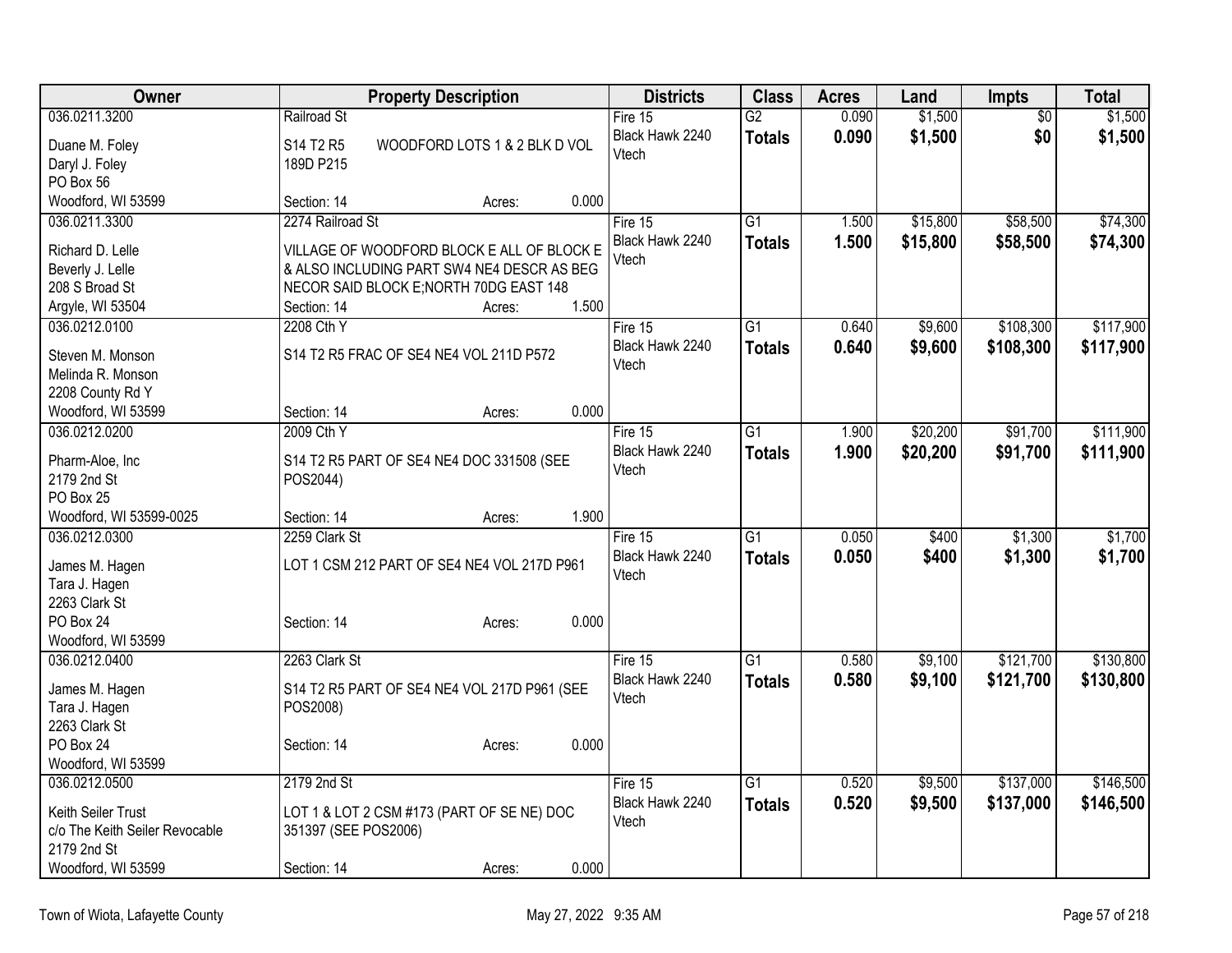| Owner | Property Description | Districts | Class | Acres | Land | Impts | Total |
|---|---|---|---|---|---|---|---|
| 036.0211.3200<br>Duane M. Foley<br>Daryl J. Foley<br>PO Box 56<br>Woodford, WI 53599 | Railroad St<br>S14 T2 R5 WOODFORD LOTS 1 & 2 BLK D VOL 189D P215<br>Section: 14 Acres: 0.000 | Fire 15<br>Black Hawk 2240<br>Vtech | G2<br>**Totals** | 0.090<br>**0.090** | $1,500<br>**$1,500** | $0<br>**$0** | $1,500<br>**$1,500** |
| 036.0211.3300<br>Richard D. Lelle<br>Beverly J. Lelle<br>208 S Broad St<br>Argyle, WI 53504 | 2274 Railroad St<br>VILLAGE OF WOODFORD BLOCK E ALL OF BLOCK E & ALSO INCLUDING PART SW4 NE4 DESCR AS BEG NECOR SAID BLOCK E;NORTH 70DG EAST 148<br>Section: 14 Acres: 1.500 | Fire 15<br>Black Hawk 2240<br>Vtech | G1<br>**Totals** | 1.500<br>**1.500** | $15,800<br>**$15,800** | $58,500<br>**$58,500** | $74,300<br>**$74,300** |
| 036.0212.0100<br>Steven M. Monson<br>Melinda R. Monson<br>2208 County Rd Y<br>Woodford, WI 53599 | 2208 Cth Y<br>S14 T2 R5 FRAC OF SE4 NE4 VOL 211D P572<br>Section: 14 Acres: 0.000 | Fire 15<br>Black Hawk 2240<br>Vtech | G1<br>**Totals** | 0.640<br>**0.640** | $9,600<br>**$9,600** | $108,300<br>**$108,300** | $117,900<br>**$117,900** |
| 036.0212.0200<br>Pharm-Aloe, Inc<br>2179 2nd St<br>PO Box 25<br>Woodford, WI 53599-0025 | 2009 Cth Y<br>S14 T2 R5 PART OF SE4 NE4 DOC 331508 (SEE POS2044)<br>Section: 14 Acres: 1.900 | Fire 15<br>Black Hawk 2240<br>Vtech | G1<br>**Totals** | 1.900<br>**1.900** | $20,200<br>**$20,200** | $91,700<br>**$91,700** | $111,900<br>**$111,900** |
| 036.0212.0300<br>James M. Hagen<br>Tara J. Hagen<br>2263 Clark St<br>PO Box 24<br>Woodford, WI 53599 | 2259 Clark St<br>LOT 1 CSM 212 PART OF SE4 NE4 VOL 217D P961<br>Section: 14 Acres: 0.000 | Fire 15<br>Black Hawk 2240<br>Vtech | G1<br>**Totals** | 0.050<br>**0.050** | $400<br>**$400** | $1,300<br>**$1,300** | $1,700<br>**$1,700** |
| 036.0212.0400<br>James M. Hagen<br>Tara J. Hagen<br>2263 Clark St<br>PO Box 24<br>Woodford, WI 53599 | 2263 Clark St<br>S14 T2 R5 PART OF SE4 NE4 VOL 217D P961 (SEE POS2008)<br>Section: 14 Acres: 0.000 | Fire 15<br>Black Hawk 2240<br>Vtech | G1<br>**Totals** | 0.580<br>**0.580** | $9,100<br>**$9,100** | $121,700<br>**$121,700** | $130,800<br>**$130,800** |
| 036.0212.0500<br>Keith Seiler Trust<br>c/o The Keith Seiler Revocable<br>2179 2nd St<br>Woodford, WI 53599 | 2179 2nd St<br>LOT 1 & LOT 2 CSM #173 (PART OF SE NE) DOC 351397 (SEE POS2006)<br>Section: 14 Acres: 0.000 | Fire 15<br>Black Hawk 2240<br>Vtech | G1<br>**Totals** | 0.520<br>**0.520** | $9,500<br>**$9,500** | $137,000<br>**$137,000** | $146,500<br>**$146,500** |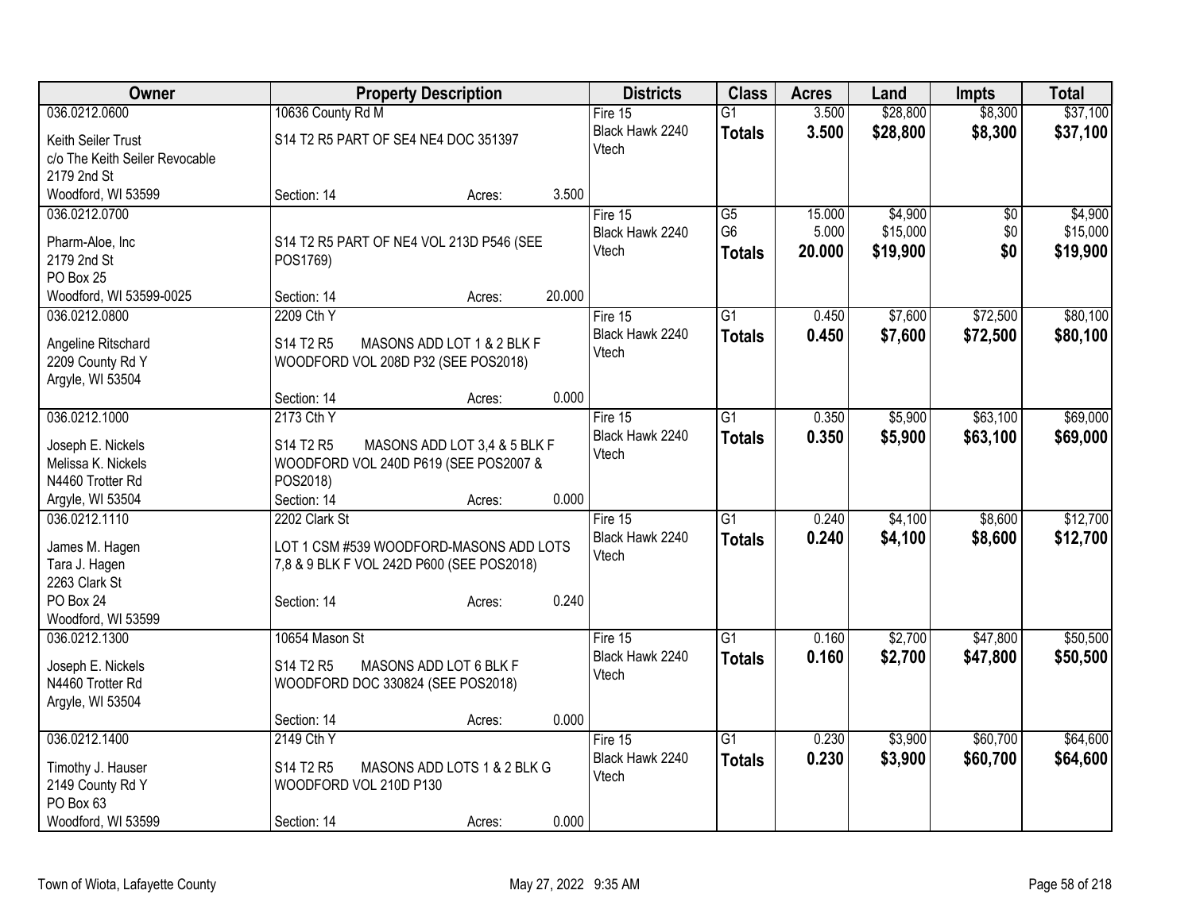| Owner | Property Description | Districts | Class | Acres | Land | Impts | Total |
|---|---|---|---|---|---|---|---|
| 036.0212.0600<br>Keith Seiler Trust<br>c/o The Keith Seiler Revocable<br>2179 2nd St<br>Woodford, WI 53599 | 10636 County Rd M<br>S14 T2 R5 PART OF SE4 NE4 DOC 351397<br>Section: 14 Acres: 3.500 | Fire 15<br>Black Hawk 2240<br>Vtech | G1<br>**Totals** | 3.500<br>**3.500** | $28,800<br>**$28,800** | $8,300<br>**$8,300** | $37,100<br>**$37,100** |
| 036.0212.0700<br>Pharm-Aloe, Inc<br>2179 2nd St<br>PO Box 25<br>Woodford, WI 53599-0025 | S14 T2 R5 PART OF NE4 VOL 213D P546 (SEE POS1769)<br>Section: 14 Acres: 20.000 | Fire 15<br>Black Hawk 2240<br>Vtech | G5<br>G6<br>**Totals** | 15.000<br>5.000<br>**20.000** | $4,900<br>$15,000<br>**$19,900** | $0<br>$0<br>**$0** | $4,900<br>$15,000<br>**$19,900** |
| 036.0212.0800<br>Angeline Ritschard<br>2209 County Rd Y<br>Argyle, WI 53504 | 2209 Cth Y<br>S14 T2 R5 MASONS ADD LOT 1 & 2 BLK F WOODFORD VOL 208D P32 (SEE POS2018)<br>Section: 14 Acres: 0.000 | Fire 15<br>Black Hawk 2240<br>Vtech | G1<br>**Totals** | 0.450<br>**0.450** | $7,600<br>**$7,600** | $72,500<br>**$72,500** | $80,100<br>**$80,100** |
| 036.0212.1000<br>Joseph E. Nickels<br>Melissa K. Nickels<br>N4460 Trotter Rd<br>Argyle, WI 53504 | 2173 Cth Y<br>S14 T2 R5 MASONS ADD LOT 3,4 & 5 BLK F WOODFORD VOL 240D P619 (SEE POS2007 & POS2018)<br>Section: 14 Acres: 0.000 | Fire 15<br>Black Hawk 2240<br>Vtech | G1<br>**Totals** | 0.350<br>**0.350** | $5,900<br>**$5,900** | $63,100<br>**$63,100** | $69,000<br>**$69,000** |
| 036.0212.1110<br>James M. Hagen<br>Tara J. Hagen<br>2263 Clark St<br>PO Box 24<br>Woodford, WI 53599 | 2202 Clark St<br>LOT 1 CSM #539 WOODFORD-MASONS ADD LOTS 7,8 & 9 BLK F VOL 242D P600 (SEE POS2018)<br>Section: 14 Acres: 0.240 | Fire 15<br>Black Hawk 2240<br>Vtech | G1<br>**Totals** | 0.240<br>**0.240** | $4,100<br>**$4,100** | $8,600<br>**$8,600** | $12,700<br>**$12,700** |
| 036.0212.1300<br>Joseph E. Nickels<br>N4460 Trotter Rd<br>Argyle, WI 53504 | 10654 Mason St<br>S14 T2 R5 MASONS ADD LOT 6 BLK F WOODFORD DOC 330824 (SEE POS2018)<br>Section: 14 Acres: 0.000 | Fire 15<br>Black Hawk 2240<br>Vtech | G1<br>**Totals** | 0.160<br>**0.160** | $2,700<br>**$2,700** | $47,800<br>**$47,800** | $50,500<br>**$50,500** |
| 036.0212.1400<br>Timothy J. Hauser<br>2149 County Rd Y<br>PO Box 63<br>Woodford, WI 53599 | 2149 Cth Y<br>S14 T2 R5 MASONS ADD LOTS 1 & 2 BLK G WOODFORD VOL 210D P130<br>Section: 14 Acres: 0.000 | Fire 15<br>Black Hawk 2240<br>Vtech | G1<br>**Totals** | 0.230<br>**0.230** | $3,900<br>**$3,900** | $60,700<br>**$60,700** | $64,600<br>**$64,600** |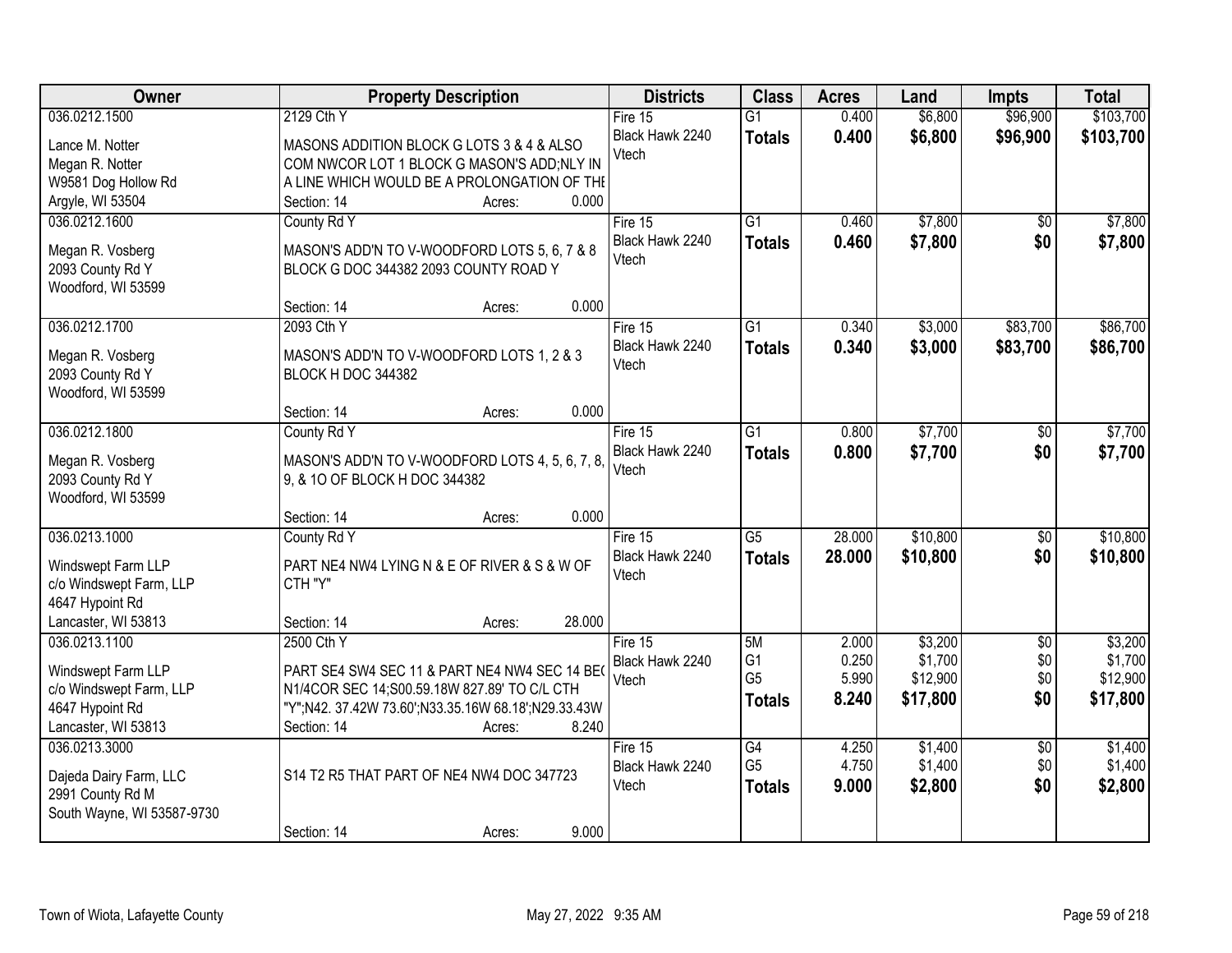| Owner | Property Description | Districts | Class | Acres | Land | Impts | Total |
|---|---|---|---|---|---|---|---|
| 036.0212.1500<br>Lance M. Notter<br>Megan R. Notter<br>W9581 Dog Hollow Rd<br>Argyle, WI 53504 | 2129 Cth Y<br>MASONS ADDITION BLOCK G LOTS 3 & 4 & ALSO COM NWCOR LOT 1 BLOCK G MASON'S ADD;NLY IN A LINE WHICH WOULD BE A PROLONGATION OF THE<br>Section: 14 Acres: 0.000 | Fire 15<br>Black Hawk 2240<br>Vtech | G1<br>**Totals** | 0.400<br>**0.400** | $6,800<br>**$6,800** | $96,900<br>**$96,900** | $103,700<br>**$103,700** |
| 036.0212.1600<br>Megan R. Vosberg<br>2093 County Rd Y<br>Woodford, WI 53599 | County Rd Y<br>MASON'S ADD'N TO V-WOODFORD LOTS 5, 6, 7 & 8 BLOCK G DOC 344382 2093 COUNTY ROAD Y<br>Section: 14 Acres: 0.000 | Fire 15<br>Black Hawk 2240<br>Vtech | G1<br>**Totals** | 0.460<br>**0.460** | $7,800<br>**$7,800** | $0<br>**$0** | $7,800<br>**$7,800** |
| 036.0212.1700<br>Megan R. Vosberg<br>2093 County Rd Y<br>Woodford, WI 53599 | 2093 Cth Y<br>MASON'S ADD'N TO V-WOODFORD LOTS 1, 2 & 3 BLOCK H DOC 344382<br>Section: 14 Acres: 0.000 | Fire 15<br>Black Hawk 2240<br>Vtech | G1<br>**Totals** | 0.340<br>**0.340** | $3,000<br>**$3,000** | $83,700<br>**$83,700** | $86,700<br>**$86,700** |
| 036.0212.1800<br>Megan R. Vosberg<br>2093 County Rd Y<br>Woodford, WI 53599 | County Rd Y<br>MASON'S ADD'N TO V-WOODFORD LOTS 4, 5, 6, 7, 8, 9, & 1O OF BLOCK H DOC 344382<br>Section: 14 Acres: 0.000 | Fire 15<br>Black Hawk 2240<br>Vtech | G1<br>**Totals** | 0.800<br>**0.800** | $7,700<br>**$7,700** | $0<br>**$0** | $7,700<br>**$7,700** |
| 036.0213.1000<br>Windswept Farm LLP<br>c/o Windswept Farm, LLP<br>4647 Hypoint Rd<br>Lancaster, WI 53813 | County Rd Y<br>PART NE4 NW4 LYING N & E OF RIVER & S & W OF CTH "Y"<br>Section: 14 Acres: 28.000 | Fire 15<br>Black Hawk 2240<br>Vtech | G5<br>**Totals** | 28.000<br>**28.000** | $10,800<br>**$10,800** | $0<br>**$0** | $10,800<br>**$10,800** |
| 036.0213.1100<br>Windswept Farm LLP<br>c/o Windswept Farm, LLP<br>4647 Hypoint Rd<br>Lancaster, WI 53813 | 2500 Cth Y<br>PART SE4 SW4 SEC 11 & PART NE4 NW4 SEC 14 BEG N1/4COR SEC 14;S00.59.18W 827.89' TO C/L CTH "Y";N42. 37.42W 73.60';N33.35.16W 68.18';N29.33.43W<br>Section: 14 Acres: 8.240 | Fire 15<br>Black Hawk 2240<br>Vtech | 5M<br>G1<br>G5<br>**Totals** | 2.000<br>0.250<br>5.990<br>**8.240** | $3,200<br>$1,700<br>$12,900<br>**$17,800** | $0<br>$0<br>$0<br>**$0** | $3,200<br>$1,700<br>$12,900<br>**$17,800** |
| 036.0213.3000<br>Dajeda Dairy Farm, LLC<br>2991 County Rd M<br>South Wayne, WI 53587-9730 | S14 T2 R5 THAT PART OF NE4 NW4 DOC 347723<br>Section: 14 Acres: 9.000 | Fire 15<br>Black Hawk 2240<br>Vtech | G4<br>G5<br>**Totals** | 4.250<br>4.750<br>**9.000** | $1,400<br>$1,400<br>**$2,800** | $0<br>$0<br>**$0** | $1,400<br>$1,400<br>**$2,800** |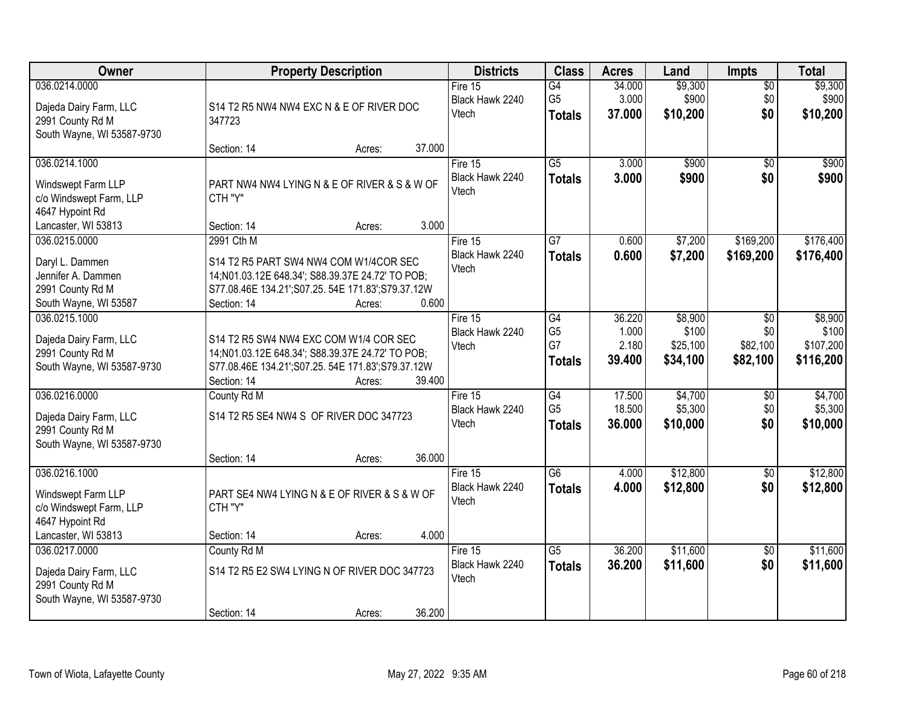| Owner | Property Description | Districts | Class | Acres | Land | Impts | Total |
|---|---|---|---|---|---|---|---|
| 036.0214.0000<br><br>Dajeda Dairy Farm, LLC<br>2991 County Rd M<br>South Wayne, WI 53587-9730 | S14 T2 R5 NW4 NW4 EXC N & E OF RIVER DOC 347723<br><br>Section: 14 Acres: 37.000 | Fire 15<br>Black Hawk 2240<br>Vtech | G4<br>G5<br>**Totals** | 34.000<br>3.000<br>**37.000** | $9,300<br>$900<br>**$10,200** | $0<br>$0<br>**$0** | $9,300<br>$900<br>**$10,200** |
| 036.0214.1000<br><br>Windswept Farm LLP<br>c/o Windswept Farm, LLP<br>4647 Hypoint Rd<br>Lancaster, WI 53813 | PART NW4 NW4 LYING N & E OF RIVER & S & W OF CTH "Y"<br><br>Section: 14 Acres: 3.000 | Fire 15<br>Black Hawk 2240<br>Vtech | G5<br>**Totals** | 3.000<br>**3.000** | $900<br>**$900** | $0<br>**$0** | $900<br>**$900** |
| 036.0215.0000<br><br>Daryl L. Dammen<br>Jennifer A. Dammen<br>2991 County Rd M<br>South Wayne, WI 53587 | 2991 Cth M<br>S14 T2 R5 PART SW4 NW4 COM W1/4COR SEC 14;N01.03.12E 648.34'; S88.39.37E 24.72' TO POB; S77.08.46E 134.21';S07.25. 54E 171.83';S79.37.12W<br>Section: 14 Acres: 0.600 | Fire 15<br>Black Hawk 2240<br>Vtech | G7<br>**Totals** | 0.600<br>**0.600** | $7,200<br>**$7,200** | $169,200<br>**$169,200** | $176,400<br>**$176,400** |
| 036.0215.1000<br><br>Dajeda Dairy Farm, LLC<br>2991 County Rd M<br>South Wayne, WI 53587-9730 | S14 T2 R5 SW4 NW4 EXC COM W1/4 COR SEC 14;N01.03.12E 648.34'; S88.39.37E 24.72' TO POB; S77.08.46E 134.21';S07.25. 54E 171.83';S79.37.12W<br>Section: 14 Acres: 39.400 | Fire 15<br>Black Hawk 2240<br>Vtech | G4<br>G5<br>G7<br>**Totals** | 36.220<br>1.000<br>2.180<br>**39.400** | $8,900<br>$100<br>$25,100<br>**$34,100** | $0<br>$0<br>$82,100<br>**$82,100** | $8,900<br>$100<br>$107,200<br>**$116,200** |
| 036.0216.0000<br><br>Dajeda Dairy Farm, LLC<br>2991 County Rd M<br>South Wayne, WI 53587-9730 | County Rd M<br>S14 T2 R5 SE4 NW4 S OF RIVER DOC 347723<br><br>Section: 14 Acres: 36.000 | Fire 15<br>Black Hawk 2240<br>Vtech | G4<br>G5<br>**Totals** | 17.500<br>18.500<br>**36.000** | $4,700<br>$5,300<br>**$10,000** | $0<br>$0<br>**$0** | $4,700<br>$5,300<br>**$10,000** |
| 036.0216.1000<br><br>Windswept Farm LLP<br>c/o Windswept Farm, LLP<br>4647 Hypoint Rd<br>Lancaster, WI 53813 | PART SE4 NW4 LYING N & E OF RIVER & S & W OF CTH "Y"<br><br>Section: 14 Acres: 4.000 | Fire 15<br>Black Hawk 2240<br>Vtech | G6<br>**Totals** | 4.000<br>**4.000** | $12,800<br>**$12,800** | $0<br>**$0** | $12,800<br>**$12,800** |
| 036.0217.0000<br><br>Dajeda Dairy Farm, LLC<br>2991 County Rd M<br>South Wayne, WI 53587-9730 | County Rd M<br>S14 T2 R5 E2 SW4 LYING N OF RIVER DOC 347723<br><br>Section: 14 Acres: 36.200 | Fire 15<br>Black Hawk 2240<br>Vtech | G5<br>**Totals** | 36.200<br>**36.200** | $11,600<br>**$11,600** | $0<br>**$0** | $11,600<br>**$11,600** |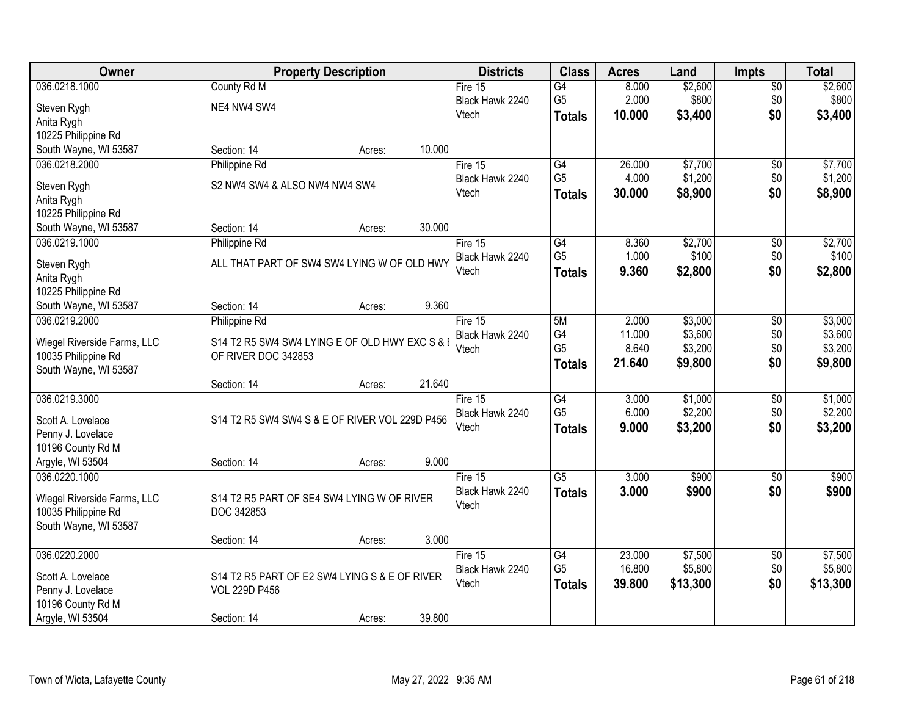| Owner | Property Description | Districts | Class | Acres | Land | Impts | Total |
|---|---|---|---|---|---|---|---|
| 036.0218.1000<br>Steven Rygh<br>Anita Rygh<br>10225 Philippine Rd<br>South Wayne, WI 53587 | County Rd M<br>NE4 NW4 SW4<br>Section: 14 Acres: 10.000 | Fire 15<br>Black Hawk 2240<br>Vtech | G4<br>G5<br>**Totals** | 8.000<br>2.000<br>**10.000** | $2,600<br>$800<br>**$3,400** | $0<br>$0<br>**$0** | $2,600<br>$800<br>**$3,400** |
| 036.0218.2000<br>Steven Rygh<br>Anita Rygh<br>10225 Philippine Rd<br>South Wayne, WI 53587 | Philippine Rd<br>S2 NW4 SW4 & ALSO NW4 NW4 SW4<br>Section: 14 Acres: 30.000 | Fire 15<br>Black Hawk 2240<br>Vtech | G4<br>G5<br>**Totals** | 26.000<br>4.000<br>**30.000** | $7,700<br>$1,200<br>**$8,900** | $0<br>$0<br>**$0** | $7,700<br>$1,200<br>**$8,900** |
| 036.0219.1000<br>Steven Rygh<br>Anita Rygh<br>10225 Philippine Rd<br>South Wayne, WI 53587 | Philippine Rd<br>ALL THAT PART OF SW4 SW4 LYING W OF OLD HWY<br>Section: 14 Acres: 9.360 | Fire 15<br>Black Hawk 2240<br>Vtech | G4<br>G5<br>**Totals** | 8.360<br>1.000<br>**9.360** | $2,700<br>$100<br>**$2,800** | $0<br>$0<br>**$0** | $2,700<br>$100<br>**$2,800** |
| 036.0219.2000<br>Wiegel Riverside Farms, LLC<br>10035 Philippine Rd<br>South Wayne, WI 53587 | Philippine Rd<br>S14 T2 R5 SW4 SW4 LYING E OF OLD HWY EXC S & E OF RIVER DOC 342853<br>Section: 14 Acres: 21.640 | Fire 15<br>Black Hawk 2240<br>Vtech | 5M<br>G4<br>G5<br>**Totals** | 2.000<br>11.000<br>8.640<br>**21.640** | $3,000<br>$3,600<br>$3,200<br>**$9,800** | $0<br>$0<br>$0<br>**$0** | $3,000<br>$3,600<br>$3,200<br>**$9,800** |
| 036.0219.3000<br>Scott A. Lovelace<br>Penny J. Lovelace<br>10196 County Rd M<br>Argyle, WI 53504 | S14 T2 R5 SW4 SW4 S & E OF RIVER VOL 229D P456<br>Section: 14 Acres: 9.000 | Fire 15<br>Black Hawk 2240<br>Vtech | G4<br>G5<br>**Totals** | 3.000<br>6.000<br>**9.000** | $1,000<br>$2,200<br>**$3,200** | $0<br>$0<br>**$0** | $1,000<br>$2,200<br>**$3,200** |
| 036.0220.1000<br>Wiegel Riverside Farms, LLC<br>10035 Philippine Rd<br>South Wayne, WI 53587 | S14 T2 R5 PART OF SE4 SW4 LYING W OF RIVER DOC 342853<br>Section: 14 Acres: 3.000 | Fire 15<br>Black Hawk 2240<br>Vtech | G5<br>**Totals** | 3.000<br>**3.000** | $900<br>**$900** | $0<br>**$0** | $900<br>**$900** |
| 036.0220.2000<br>Scott A. Lovelace<br>Penny J. Lovelace<br>10196 County Rd M<br>Argyle, WI 53504 | S14 T2 R5 PART OF E2 SW4 LYING S & E OF RIVER VOL 229D P456<br>Section: 14 Acres: 39.800 | Fire 15<br>Black Hawk 2240<br>Vtech | G4<br>G5<br>**Totals** | 23.000<br>16.800<br>**39.800** | $7,500<br>$5,800<br>**$13,300** | $0<br>$0<br>**$0** | $7,500<br>$5,800<br>**$13,300** |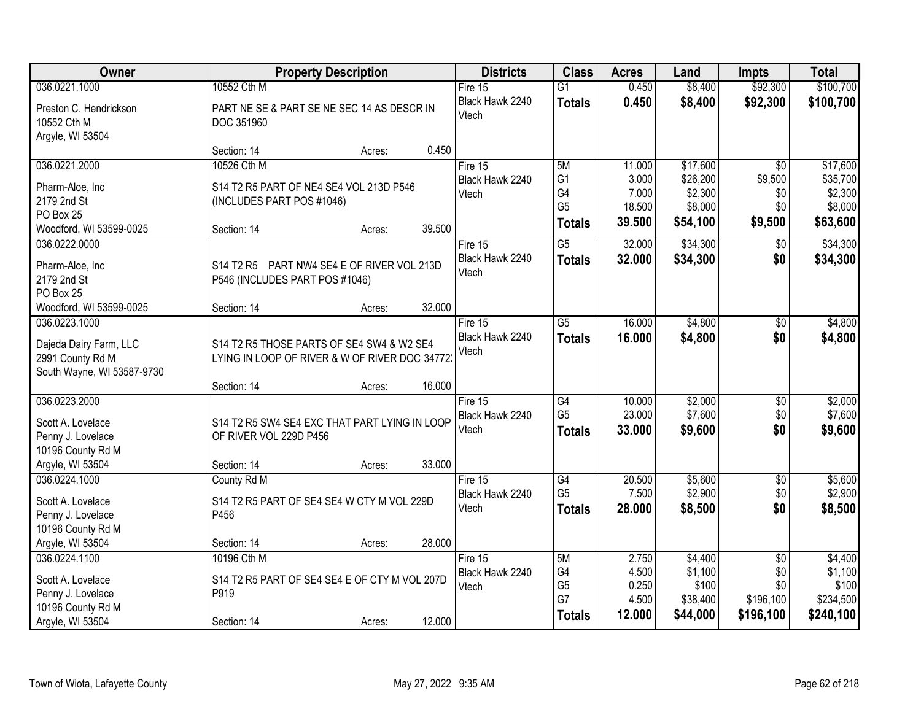| Owner | Property Description | Districts | Class | Acres | Land | Impts | Total |
|---|---|---|---|---|---|---|---|
| 036.0221.1000<br><br>Preston C. Hendrickson<br>10552 Cth M<br>Argyle, WI 53504 | 10552 Cth M<br><br>PART NE SE & PART SE NE SEC 14 AS DESCR IN DOC 351960<br><br>Section: 14 Acres: 0.450 | Fire 15<br>Black Hawk 2240<br>Vtech | G1<br>**Totals** | 0.450<br>**0.450** | $8,400<br>**$8,400** | $92,300<br>**$92,300** | $100,700<br>**$100,700** |
| 036.0221.2000<br><br>Pharm-Aloe, Inc<br>2179 2nd St<br>PO Box 25<br>Woodford, WI 53599-0025 | 10526 Cth M<br><br>S14 T2 R5 PART OF NE4 SE4 VOL 213D P546 (INCLUDES PART POS #1046)<br><br>Section: 14 Acres: 39.500 | Fire 15<br>Black Hawk 2240<br>Vtech | 5M<br>G1<br>G4<br>G5<br>**Totals** | 11.000<br>3.000<br>7.000<br>18.500<br>**39.500** | $17,600<br>$26,200<br>$2,300<br>$8,000<br>**$54,100** | $0<br>$9,500<br>$0<br>$0<br>**$9,500** | $17,600<br>$35,700<br>$2,300<br>$8,000<br>**$63,600** |
| 036.0222.0000<br><br>Pharm-Aloe, Inc<br>2179 2nd St<br>PO Box 25<br>Woodford, WI 53599-0025 | S14 T2 R5 PART NW4 SE4 E OF RIVER VOL 213D P546 (INCLUDES PART POS #1046)<br><br>Section: 14 Acres: 32.000 | Fire 15<br>Black Hawk 2240<br>Vtech | G5<br>**Totals** | 32.000<br>**32.000** | $34,300<br>**$34,300** | $0<br>**$0** | $34,300<br>**$34,300** |
| 036.0223.1000<br><br>Dajeda Dairy Farm, LLC<br>2991 County Rd M<br>South Wayne, WI 53587-9730 | S14 T2 R5 THOSE PARTS OF SE4 SW4 & W2 SE4 LYING IN LOOP OF RIVER & W OF RIVER DOC 34772<br><br>Section: 14 Acres: 16.000 | Fire 15<br>Black Hawk 2240<br>Vtech | G5<br>**Totals** | 16.000<br>**16.000** | $4,800<br>**$4,800** | $0<br>**$0** | $4,800<br>**$4,800** |
| 036.0223.2000<br><br>Scott A. Lovelace<br>Penny J. Lovelace<br>10196 County Rd M<br>Argyle, WI 53504 | S14 T2 R5 SW4 SE4 EXC THAT PART LYING IN LOOP OF RIVER VOL 229D P456<br><br>Section: 14 Acres: 33.000 | Fire 15<br>Black Hawk 2240<br>Vtech | G4<br>G5<br>**Totals** | 10.000<br>23.000<br>**33.000** | $2,000<br>$7,600<br>**$9,600** | $0<br>$0<br>**$0** | $2,000<br>$7,600<br>**$9,600** |
| 036.0224.1000<br><br>Scott A. Lovelace<br>Penny J. Lovelace<br>10196 County Rd M<br>Argyle, WI 53504 | County Rd M<br><br>S14 T2 R5 PART OF SE4 SE4 W CTY M VOL 229D P456<br><br>Section: 14 Acres: 28.000 | Fire 15<br>Black Hawk 2240<br>Vtech | G4<br>G5<br>**Totals** | 20.500<br>7.500<br>**28.000** | $5,600<br>$2,900<br>**$8,500** | $0<br>$0<br>**$0** | $5,600<br>$2,900<br>**$8,500** |
| 036.0224.1100<br><br>Scott A. Lovelace<br>Penny J. Lovelace<br>10196 County Rd M<br>Argyle, WI 53504 | 10196 Cth M<br><br>S14 T2 R5 PART OF SE4 SE4 E OF CTY M VOL 207D P919<br><br>Section: 14 Acres: 12.000 | Fire 15<br>Black Hawk 2240<br>Vtech | 5M<br>G4<br>G5<br>G7<br>**Totals** | 2.750<br>4.500<br>0.250<br>4.500<br>**12.000** | $4,400<br>$1,100<br>$100<br>$38,400<br>**$44,000** | $0<br>$0<br>$0<br>$196,100<br>**$196,100** | $4,400<br>$1,100<br>$100<br>$234,500<br>**$240,100** |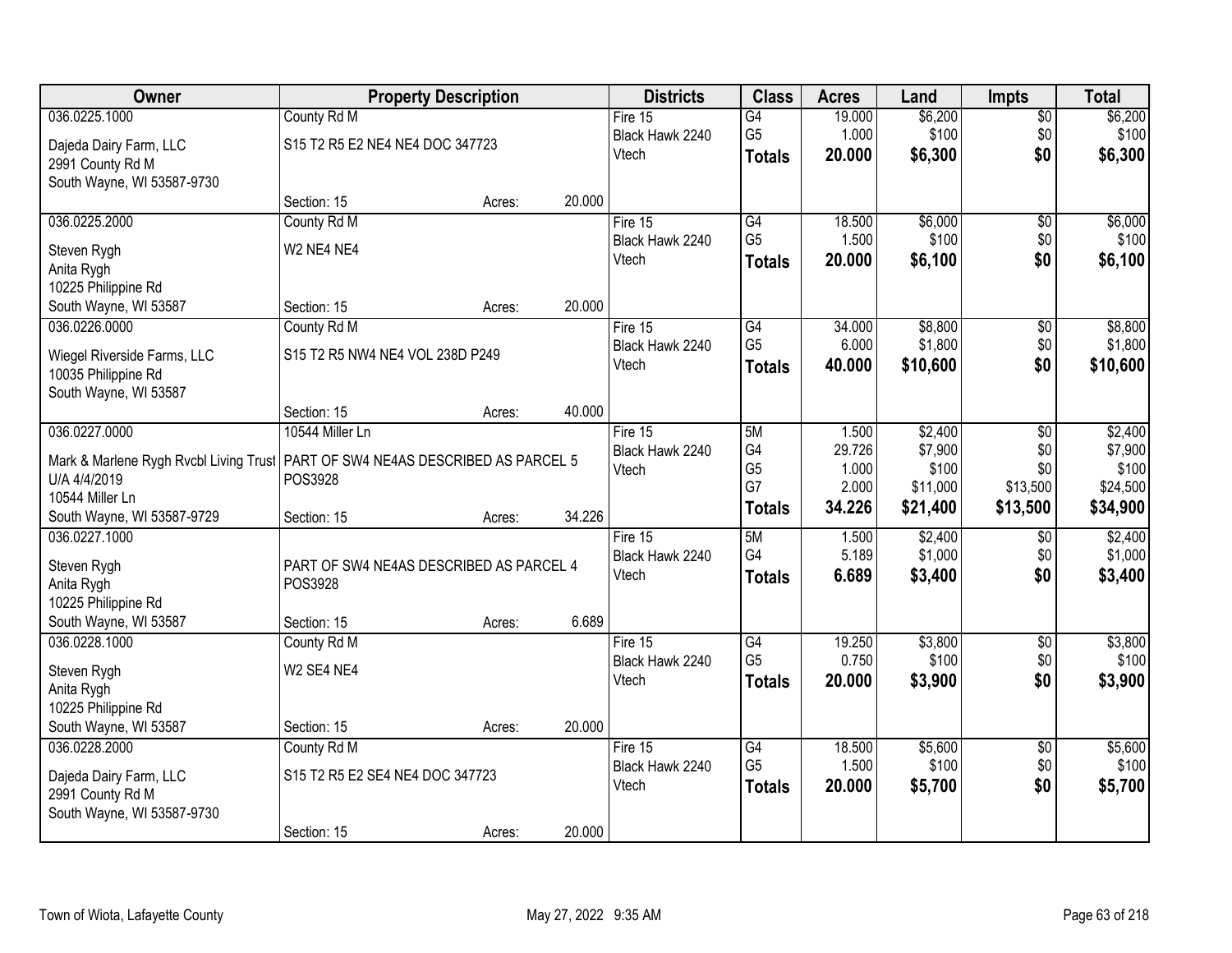| Owner | Property Description | | | Districts | Class | Acres | Land | Impts | Total |
|---|---|---|---|---|---|---|---|---|---|
| 036.0225.1000 | County Rd M | | | Fire 15 | G4 | 19.000 | $6,200 | $0 | $6,200 |
| Dajeda Dairy Farm, LLC | S15 T2 R5 E2 NE4 NE4 DOC 347723 | | | Black Hawk 2240 | G5 | 1.000 | $100 | $0 | $100 |
| 2991 County Rd M | | | | Vtech | **Totals** | **20.000** | **$6,300** | **$0** | **$6,300** |
| South Wayne, WI 53587-9730 | | | | | | | | | |
| | Section: 15 | Acres: | 20.000 | | | | | | |
| 036.0225.2000 | County Rd M | | | Fire 15 | G4 | 18.500 | $6,000 | $0 | $6,000 |
| Steven Rygh | W2 NE4 NE4 | | | Black Hawk 2240 | G5 | 1.500 | $100 | $0 | $100 |
| Anita Rygh | | | | Vtech | **Totals** | **20.000** | **$6,100** | **$0** | **$6,100** |
| 10225 Philippine Rd | | | | | | | | | |
| South Wayne, WI 53587 | Section: 15 | Acres: | 20.000 | | | | | | |
| 036.0226.0000 | County Rd M | | | Fire 15 | G4 | 34.000 | $8,800 | $0 | $8,800 |
| Wiegel Riverside Farms, LLC | S15 T2 R5 NW4 NE4 VOL 238D P249 | | | Black Hawk 2240 | G5 | 6.000 | $1,800 | $0 | $1,800 |
| 10035 Philippine Rd | | | | Vtech | **Totals** | **40.000** | **$10,600** | **$0** | **$10,600** |
| South Wayne, WI 53587 | | | | | | | | | |
| | Section: 15 | Acres: | 40.000 | | | | | | |
| 036.0227.0000 | 10544 Miller Ln | | | Fire 15 | 5M | 1.500 | $2,400 | $0 | $2,400 |
| Mark & Marlene Rygh Rvcbl Living Trust | PART OF SW4 NE4AS DESCRIBED AS PARCEL 5 | | | Black Hawk 2240 | G4 | 29.726 | $7,900 | $0 | $7,900 |
| U/A 4/4/2019 | POS3928 | | | Vtech | G5 | 1.000 | $100 | $0 | $100 |
| 10544 Miller Ln | | | | | G7 | 2.000 | $11,000 | $13,500 | $24,500 |
| South Wayne, WI 53587-9729 | Section: 15 | Acres: | 34.226 | | **Totals** | **34.226** | **$21,400** | **$13,500** | **$34,900** |
| 036.0227.1000 | | | | Fire 15 | 5M | 1.500 | $2,400 | $0 | $2,400 |
| Steven Rygh | PART OF SW4 NE4AS DESCRIBED AS PARCEL 4 | | | Black Hawk 2240 | G4 | 5.189 | $1,000 | $0 | $1,000 |
| Anita Rygh | POS3928 | | | Vtech | **Totals** | **6.689** | **$3,400** | **$0** | **$3,400** |
| 10225 Philippine Rd | | | | | | | | | |
| South Wayne, WI 53587 | Section: 15 | Acres: | 6.689 | | | | | | |
| 036.0228.1000 | County Rd M | | | Fire 15 | G4 | 19.250 | $3,800 | $0 | $3,800 |
| Steven Rygh | W2 SE4 NE4 | | | Black Hawk 2240 | G5 | 0.750 | $100 | $0 | $100 |
| Anita Rygh | | | | Vtech | **Totals** | **20.000** | **$3,900** | **$0** | **$3,900** |
| 10225 Philippine Rd | | | | | | | | | |
| South Wayne, WI 53587 | Section: 15 | Acres: | 20.000 | | | | | | |
| 036.0228.2000 | County Rd M | | | Fire 15 | G4 | 18.500 | $5,600 | $0 | $5,600 |
| Dajeda Dairy Farm, LLC | S15 T2 R5 E2 SE4 NE4 DOC 347723 | | | Black Hawk 2240 | G5 | 1.500 | $100 | $0 | $100 |
| 2991 County Rd M | | | | Vtech | **Totals** | **20.000** | **$5,700** | **$0** | **$5,700** |
| South Wayne, WI 53587-9730 | | | | | | | | | |
| | Section: 15 | Acres: | 20.000 | | | | | | |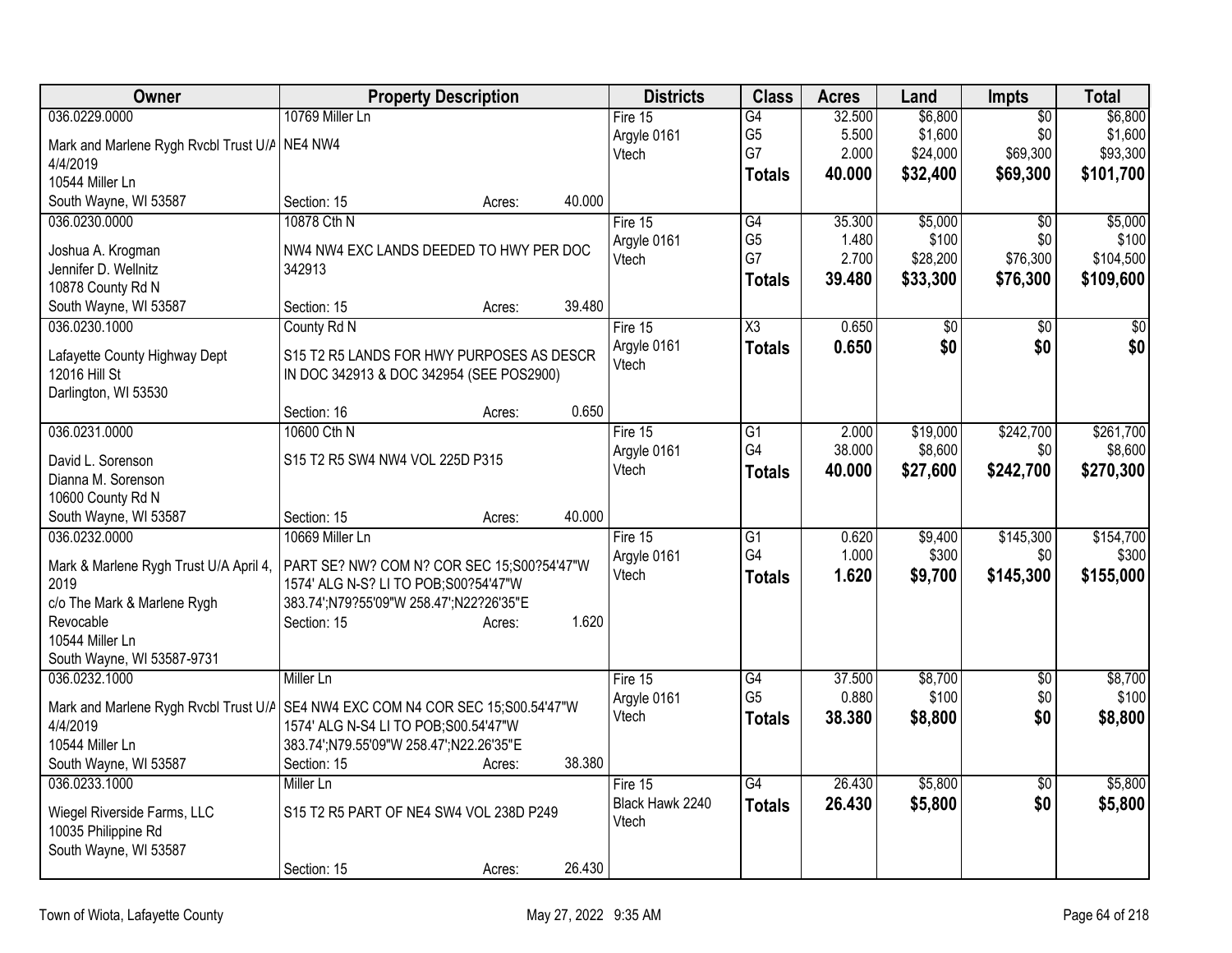| Owner | Property Description | Districts | Class | Acres | Land | Impts | Total |
|---|---|---|---|---|---|---|---|
| 036.0229.0000<br>Mark and Marlene Rygh Rvcbl Trust U/A 4/4/2019<br>10544 Miller Ln<br>South Wayne, WI 53587 | 10769 Miller Ln<br>NE4 NW4<br>Section: 15 Acres: 40.000 | Fire 15<br>Argyle 0161<br>Vtech | G4<br>G5<br>G7<br>**Totals** | 32.500<br>5.500<br>2.000<br>**40.000** | $6,800<br>$1,600<br>$24,000<br>**$32,400** | $0<br>$0<br>$69,300<br>**$69,300** | $6,800<br>$1,600<br>$93,300<br>**$101,700** |
| 036.0230.0000<br>Joshua A. Krogman<br>Jennifer D. Wellnitz<br>10878 County Rd N<br>South Wayne, WI 53587 | 10878 Cth N<br>NW4 NW4 EXC LANDS DEEDED TO HWY PER DOC 342913<br>Section: 15 Acres: 39.480 | Fire 15<br>Argyle 0161<br>Vtech | G4<br>G5<br>G7<br>**Totals** | 35.300<br>1.480<br>2.700<br>**39.480** | $5,000<br>$100<br>$28,200<br>**$33,300** | $0<br>$0<br>$76,300<br>**$76,300** | $5,000<br>$100<br>$104,500<br>**$109,600** |
| 036.0230.1000<br>Lafayette County Highway Dept<br>12016 Hill St<br>Darlington, WI 53530 | County Rd N<br>S15 T2 R5 LANDS FOR HWY PURPOSES AS DESCR IN DOC 342913 & DOC 342954 (SEE POS2900)<br>Section: 16 Acres: 0.650 | Fire 15<br>Argyle 0161<br>Vtech | X3<br>**Totals** | 0.650<br>**0.650** | $0<br>**$0** | $0<br>**$0** | $0<br>**$0** |
| 036.0231.0000<br>David L. Sorenson<br>Dianna M. Sorenson<br>10600 County Rd N<br>South Wayne, WI 53587 | 10600 Cth N<br>S15 T2 R5 SW4 NW4 VOL 225D P315<br>Section: 15 Acres: 40.000 | Fire 15<br>Argyle 0161<br>Vtech | G1<br>G4<br>**Totals** | 2.000<br>38.000<br>**40.000** | $19,000<br>$8,600<br>**$27,600** | $242,700<br>$0<br>**$242,700** | $261,700<br>$8,600<br>**$270,300** |
| 036.0232.0000<br>Mark & Marlene Rygh Trust U/A April 4, 2019<br>c/o The Mark & Marlene Rygh Revocable<br>10544 Miller Ln<br>South Wayne, WI 53587-9731 | 10669 Miller Ln<br>PART SE? NW? COM N? COR SEC 15;S00?54'47"W 1574' ALG N-S? LI TO POB;S00?54'47"W 383.74';N79?55'09"W 258.47';N22?26'35"E<br>Section: 15 Acres: 1.620 | Fire 15<br>Argyle 0161<br>Vtech | G1<br>G4<br>**Totals** | 0.620<br>1.000<br>**1.620** | $9,400<br>$300<br>**$9,700** | $145,300<br>$0<br>**$145,300** | $154,700<br>$300<br>**$155,000** |
| 036.0232.1000<br>Mark and Marlene Rygh Rvcbl Trust U/A 4/4/2019<br>10544 Miller Ln<br>South Wayne, WI 53587 | Miller Ln<br>SE4 NW4 EXC COM N4 COR SEC 15;S00.54'47"W 1574' ALG N-S4 LI TO POB;S00.54'47"W 383.74';N79.55'09"W 258.47';N22.26'35"E<br>Section: 15 Acres: 38.380 | Fire 15<br>Argyle 0161<br>Vtech | G4<br>G5<br>**Totals** | 37.500<br>0.880<br>**38.380** | $8,700<br>$100<br>**$8,800** | $0<br>$0<br>**$0** | $8,700<br>$100<br>**$8,800** |
| 036.0233.1000<br>Wiegel Riverside Farms, LLC<br>10035 Philippine Rd<br>South Wayne, WI 53587 | Miller Ln<br>S15 T2 R5 PART OF NE4 SW4 VOL 238D P249<br>Section: 15 Acres: 26.430 | Fire 15<br>Black Hawk 2240<br>Vtech | G4<br>**Totals** | 26.430<br>**26.430** | $5,800<br>**$5,800** | $0<br>**$0** | $5,800<br>**$5,800** |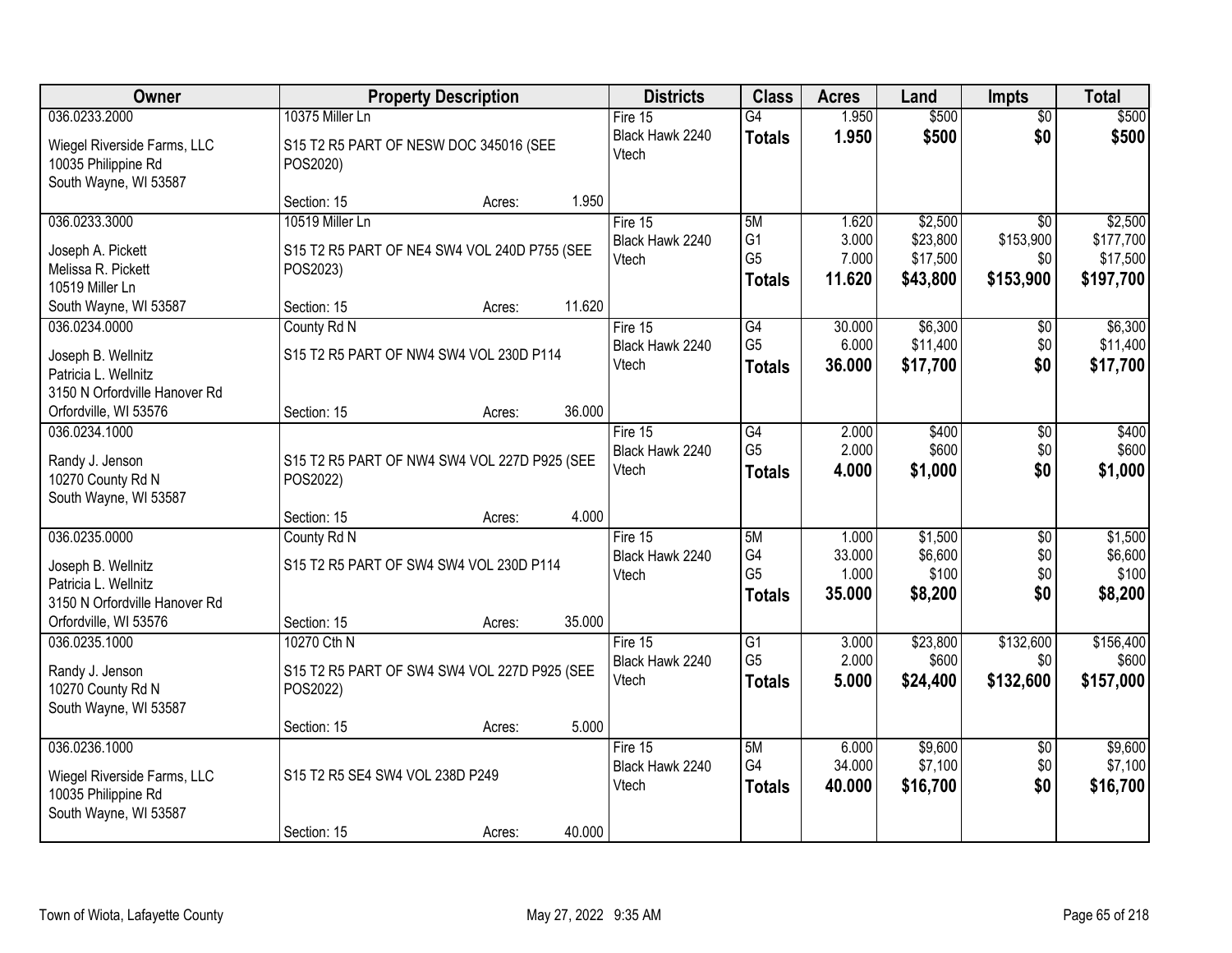| Owner | Property Description | | | Districts | Class | Acres | Land | Impts | Total |
|---|---|---|---|---|---|---|---|---|---|
| 036.0233.2000<br><br>Wiegel Riverside Farms, LLC<br>10035 Philippine Rd<br>South Wayne, WI 53587 | 10375 Miller Ln<br><br>S15 T2 R5 PART OF NESW DOC 345016 (SEE POS2020)<br><br>Section: 15 | Acres: | 1.950 | Fire 15<br>Black Hawk 2240<br>Vtech | G4<br>**Totals** | 1.950<br>**1.950** | $500<br>**$500** | $0<br>**$0** | $500<br>**$500** |
| 036.0233.3000<br><br>Joseph A. Pickett<br>Melissa R. Pickett<br>10519 Miller Ln<br>South Wayne, WI 53587 | 10519 Miller Ln<br><br>S15 T2 R5 PART OF NE4 SW4 VOL 240D P755 (SEE POS2023)<br><br>Section: 15 | Acres: | 11.620 | Fire 15<br>Black Hawk 2240<br>Vtech | 5M<br>G1<br>G5<br>**Totals** | 1.620<br>3.000<br>7.000<br>**11.620** | $2,500<br>$23,800<br>$17,500<br>**$43,800** | $0<br>$153,900<br>$0<br>**$153,900** | $2,500<br>$177,700<br>$17,500<br>**$197,700** |
| 036.0234.0000<br><br>Joseph B. Wellnitz<br>Patricia L. Wellnitz<br>3150 N Orfordville Hanover Rd<br>Orfordville, WI 53576 | County Rd N<br><br>S15 T2 R5 PART OF NW4 SW4 VOL 230D P114<br><br>Section: 15 | Acres: | 36.000 | Fire 15<br>Black Hawk 2240<br>Vtech | G4<br>G5<br>**Totals** | 30.000<br>6.000<br>**36.000** | $6,300<br>$11,400<br>**$17,700** | $0<br>$0<br>**$0** | $6,300<br>$11,400<br>**$17,700** |
| 036.0234.1000<br><br>Randy J. Jenson<br>10270 County Rd N<br>South Wayne, WI 53587 | S15 T2 R5 PART OF NW4 SW4 VOL 227D P925 (SEE POS2022)<br><br>Section: 15 | Acres: | 4.000 | Fire 15<br>Black Hawk 2240<br>Vtech | G4<br>G5<br>**Totals** | 2.000<br>2.000<br>**4.000** | $400<br>$600<br>**$1,000** | $0<br>$0<br>**$0** | $400<br>$600<br>**$1,000** |
| 036.0235.0000<br><br>Joseph B. Wellnitz<br>Patricia L. Wellnitz<br>3150 N Orfordville Hanover Rd<br>Orfordville, WI 53576 | County Rd N<br><br>S15 T2 R5 PART OF SW4 SW4 VOL 230D P114<br><br>Section: 15 | Acres: | 35.000 | Fire 15<br>Black Hawk 2240<br>Vtech | 5M<br>G4<br>G5<br>**Totals** | 1.000<br>33.000<br>1.000<br>**35.000** | $1,500<br>$6,600<br>$100<br>**$8,200** | $0<br>$0<br>$0<br>**$0** | $1,500<br>$6,600<br>$100<br>**$8,200** |
| 036.0235.1000<br><br>Randy J. Jenson<br>10270 County Rd N<br>South Wayne, WI 53587 | 10270 Cth N<br><br>S15 T2 R5 PART OF SW4 SW4 VOL 227D P925 (SEE POS2022)<br><br>Section: 15 | Acres: | 5.000 | Fire 15<br>Black Hawk 2240<br>Vtech | G1<br>G5<br>**Totals** | 3.000<br>2.000<br>**5.000** | $23,800<br>$600<br>**$24,400** | $132,600<br>$0<br>**$132,600** | $156,400<br>$600<br>**$157,000** |
| 036.0236.1000<br><br>Wiegel Riverside Farms, LLC<br>10035 Philippine Rd<br>South Wayne, WI 53587 | S15 T2 R5 SE4 SW4 VOL 238D P249<br><br>Section: 15 | Acres: | 40.000 | Fire 15<br>Black Hawk 2240<br>Vtech | 5M<br>G4<br>**Totals** | 6.000<br>34.000<br>**40.000** | $9,600<br>$7,100<br>**$16,700** | $0<br>$0<br>**$0** | $9,600<br>$7,100<br>**$16,700** |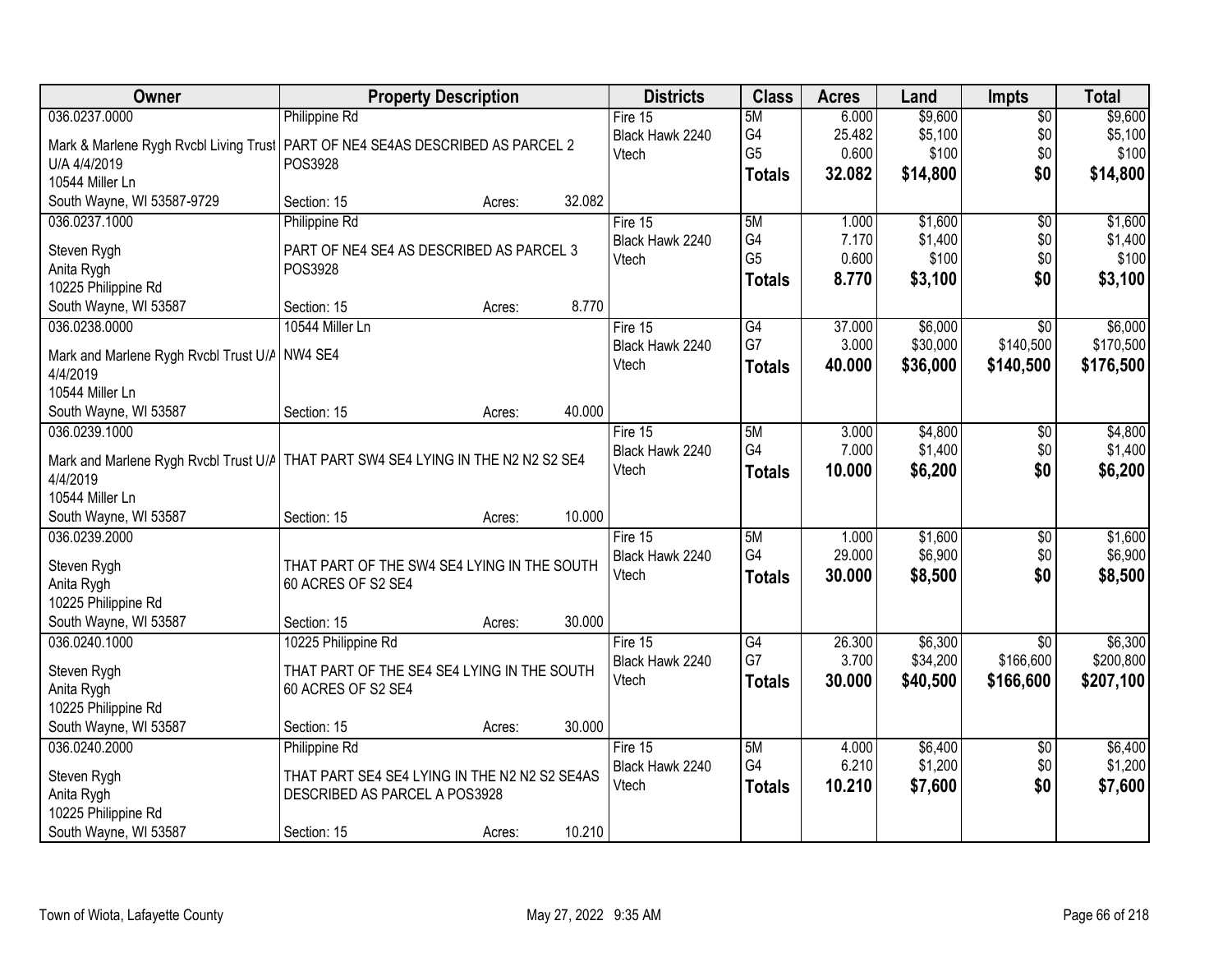| Owner | Property Description | | Districts | Class | Acres | Land | Impts | Total |
|---|---|---|---|---|---|---|---|---|
| 036.0237.0000 | Philippine Rd | | Fire 15 | 5M | 6.000 | $9,600 | $0 | $9,600 |
| Mark & Marlene Rygh Rvcbl Living Trust U/A 4/4/2019 | PART OF NE4 SE4AS DESCRIBED AS PARCEL 2 POS3928 | | Black Hawk 2240 | G4 | 25.482 | $5,100 | $0 | $5,100 |
| 10544 Miller Ln | | | Vtech | G5 | 0.600 | $100 | $0 | $100 |
| South Wayne, WI 53587-9729 | Section: 15 | Acres: 32.082 | | **Totals** | **32.082** | **$14,800** | **$0** | **$14,800** |
| 036.0237.1000 | Philippine Rd | | Fire 15 | 5M | 1.000 | $1,600 | $0 | $1,600 |
| Steven Rygh | PART OF NE4 SE4 AS DESCRIBED AS PARCEL 3 POS3928 | | Black Hawk 2240 | G4 | 7.170 | $1,400 | $0 | $1,400 |
| Anita Rygh | | | Vtech | G5 | 0.600 | $100 | $0 | $100 |
| 10225 Philippine Rd | | | | **Totals** | **8.770** | **$3,100** | **$0** | **$3,100** |
| South Wayne, WI 53587 | Section: 15 | Acres: 8.770 | | | | | | |
| 036.0238.0000 | 10544 Miller Ln | | Fire 15 | G4 | 37.000 | $6,000 | $0 | $6,000 |
| Mark and Marlene Rygh Rvcbl Trust U/A 4/4/2019 | NW4 SE4 | | Black Hawk 2240 | G7 | 3.000 | $30,000 | $140,500 | $170,500 |
| 10544 Miller Ln | | | Vtech | **Totals** | **40.000** | **$36,000** | **$140,500** | **$176,500** |
| South Wayne, WI 53587 | Section: 15 | Acres: 40.000 | | | | | | |
| 036.0239.1000 | | | Fire 15 | 5M | 3.000 | $4,800 | $0 | $4,800 |
| Mark and Marlene Rygh Rvcbl Trust U/A 4/4/2019 | THAT PART SW4 SE4 LYING IN THE N2 N2 S2 SE4 | | Black Hawk 2240 | G4 | 7.000 | $1,400 | $0 | $1,400 |
| 10544 Miller Ln | | | Vtech | **Totals** | **10.000** | **$6,200** | **$0** | **$6,200** |
| South Wayne, WI 53587 | Section: 15 | Acres: 10.000 | | | | | | |
| 036.0239.2000 | | | Fire 15 | 5M | 1.000 | $1,600 | $0 | $1,600 |
| Steven Rygh | THAT PART OF THE SW4 SE4 LYING IN THE SOUTH 60 ACRES OF S2 SE4 | | Black Hawk 2240 | G4 | 29.000 | $6,900 | $0 | $6,900 |
| Anita Rygh | | | Vtech | **Totals** | **30.000** | **$8,500** | **$0** | **$8,500** |
| 10225 Philippine Rd | | | | | | | | |
| South Wayne, WI 53587 | Section: 15 | Acres: 30.000 | | | | | | |
| 036.0240.1000 | 10225 Philippine Rd | | Fire 15 | G4 | 26.300 | $6,300 | $0 | $6,300 |
| Steven Rygh | THAT PART OF THE SE4 SE4 LYING IN THE SOUTH 60 ACRES OF S2 SE4 | | Black Hawk 2240 | G7 | 3.700 | $34,200 | $166,600 | $200,800 |
| Anita Rygh | | | Vtech | **Totals** | **30.000** | **$40,500** | **$166,600** | **$207,100** |
| 10225 Philippine Rd | | | | | | | | |
| South Wayne, WI 53587 | Section: 15 | Acres: 30.000 | | | | | | |
| 036.0240.2000 | Philippine Rd | | Fire 15 | 5M | 4.000 | $6,400 | $0 | $6,400 |
| Steven Rygh | THAT PART SE4 SE4 LYING IN THE N2 N2 S2 SE4AS DESCRIBED AS PARCEL A POS3928 | | Black Hawk 2240 | G4 | 6.210 | $1,200 | $0 | $1,200 |
| Anita Rygh | | | Vtech | **Totals** | **10.210** | **$7,600** | **$0** | **$7,600** |
| 10225 Philippine Rd | | | | | | | | |
| South Wayne, WI 53587 | Section: 15 | Acres: 10.210 | | | | | | |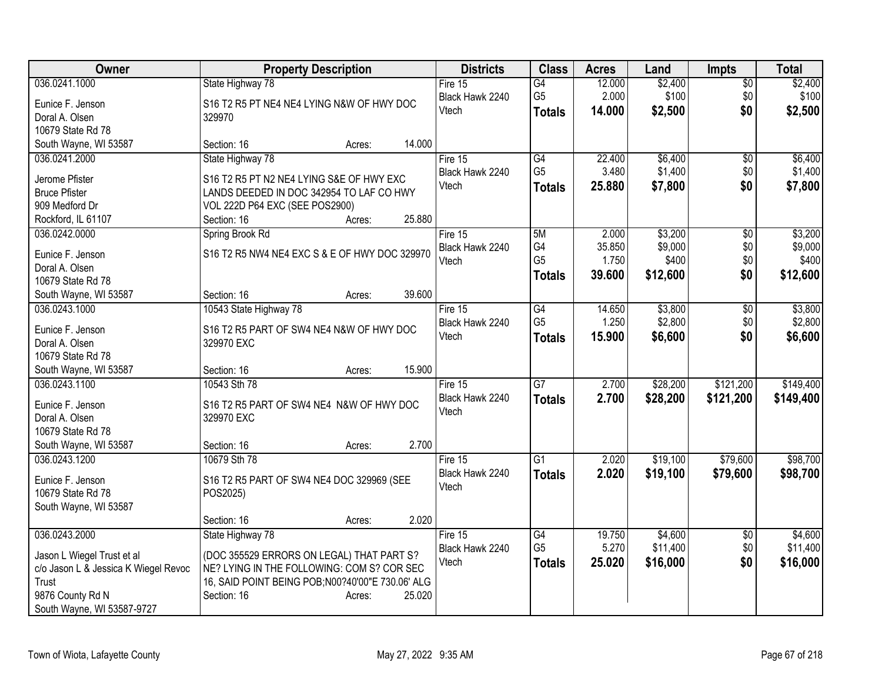| Owner | Property Description | Districts | Class | Acres | Land | Impts | Total |
|---|---|---|---|---|---|---|---|
| 036.0241.1000<br>Eunice F. Jenson<br>Doral A. Olsen<br>10679 State Rd 78<br>South Wayne, WI 53587 | State Highway 78<br>S16 T2 R5 PT NE4 NE4 LYING N&W OF HWY DOC 329970<br>Section: 16 Acres: 14.000 | Fire 15<br>Black Hawk 2240<br>Vtech | G4<br>G5<br>**Totals** | 12.000<br>2.000<br>**14.000** | $2,400<br>$100<br>**$2,500** | $0<br>$0<br>**$0** | $2,400<br>$100<br>**$2,500** |
| 036.0241.2000<br>Jerome Pfister<br>Bruce Pfister<br>909 Medford Dr<br>Rockford, IL 61107 | State Highway 78<br>S16 T2 R5 PT N2 NE4 LYING S&E OF HWY EXC LANDS DEEDED IN DOC 342954 TO LAF CO HWY VOL 222D P64 EXC (SEE POS2900)<br>Section: 16 Acres: 25.880 | Fire 15<br>Black Hawk 2240<br>Vtech | G4<br>G5<br>**Totals** | 22.400<br>3.480<br>**25.880** | $6,400<br>$1,400<br>**$7,800** | $0<br>$0<br>**$0** | $6,400<br>$1,400<br>**$7,800** |
| 036.0242.0000<br>Eunice F. Jenson<br>Doral A. Olsen<br>10679 State Rd 78<br>South Wayne, WI 53587 | Spring Brook Rd<br>S16 T2 R5 NW4 NE4 EXC S & E OF HWY DOC 329970<br>Section: 16 Acres: 39.600 | Fire 15<br>Black Hawk 2240<br>Vtech | 5M<br>G4<br>G5<br>**Totals** | 2.000<br>35.850<br>1.750<br>**39.600** | $3,200<br>$9,000<br>$400<br>**$12,600** | $0<br>$0<br>$0<br>**$0** | $3,200<br>$9,000<br>$400<br>**$12,600** |
| 036.0243.1000<br>Eunice F. Jenson<br>Doral A. Olsen<br>10679 State Rd 78<br>South Wayne, WI 53587 | 10543 State Highway 78<br>S16 T2 R5 PART OF SW4 NE4 N&W OF HWY DOC 329970 EXC<br>Section: 16 Acres: 15.900 | Fire 15<br>Black Hawk 2240<br>Vtech | G4<br>G5<br>**Totals** | 14.650<br>1.250<br>**15.900** | $3,800<br>$2,800<br>**$6,600** | $0<br>$0<br>**$0** | $3,800<br>$2,800<br>**$6,600** |
| 036.0243.1100<br>Eunice F. Jenson<br>Doral A. Olsen<br>10679 State Rd 78<br>South Wayne, WI 53587 | 10543 Sth 78<br>S16 T2 R5 PART OF SW4 NE4 N&W OF HWY DOC 329970 EXC<br>Section: 16 Acres: 2.700 | Fire 15<br>Black Hawk 2240<br>Vtech | G7<br>**Totals** | 2.700<br>**2.700** | $28,200<br>**$28,200** | $121,200<br>**$121,200** | $149,400<br>**$149,400** |
| 036.0243.1200<br>Eunice F. Jenson<br>10679 State Rd 78<br>South Wayne, WI 53587 | 10679 Sth 78<br>S16 T2 R5 PART OF SW4 NE4 DOC 329969 (SEE POS2025)<br>Section: 16 Acres: 2.020 | Fire 15<br>Black Hawk 2240<br>Vtech | G1<br>**Totals** | 2.020<br>**2.020** | $19,100<br>**$19,100** | $79,600<br>**$79,600** | $98,700<br>**$98,700** |
| 036.0243.2000<br>Jason L Wiegel Trust et al<br>c/o Jason L & Jessica K Wiegel Revoc Trust<br>9876 County Rd N<br>South Wayne, WI 53587-9727 | State Highway 78<br>(DOC 355529 ERRORS ON LEGAL) THAT PART S? NE? LYING IN THE FOLLOWING: COM S? COR SEC 16, SAID POINT BEING POB;N00?40'00"E 730.06' ALG<br>Section: 16 Acres: 25.020 | Fire 15<br>Black Hawk 2240<br>Vtech | G4<br>G5<br>**Totals** | 19.750<br>5.270<br>**25.020** | $4,600<br>$11,400<br>**$16,000** | $0<br>$0<br>**$0** | $4,600<br>$11,400<br>**$16,000** |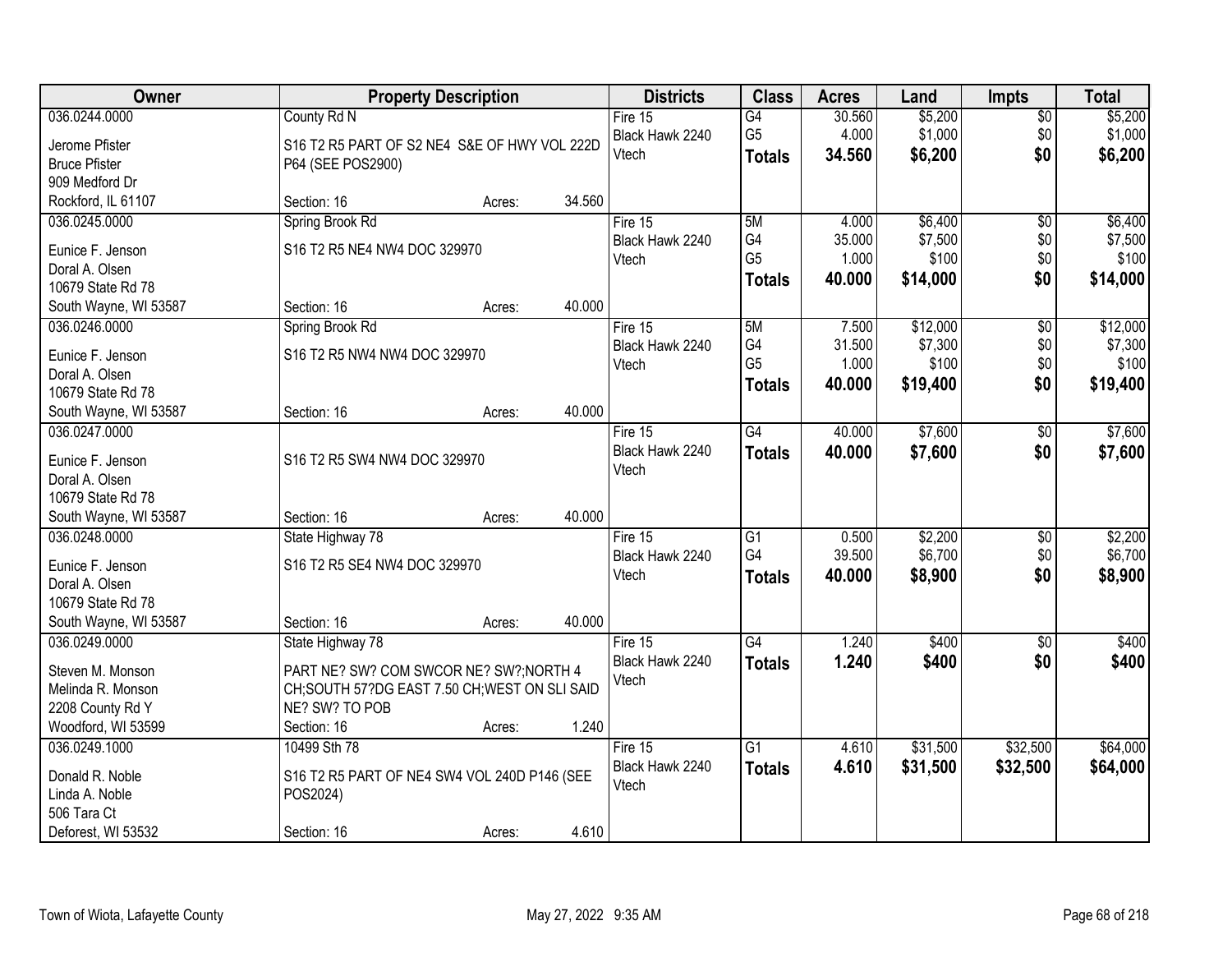| Owner | Property Description | Districts | Class | Acres | Land | Impts | Total |
|---|---|---|---|---|---|---|---|
| 036.0244.0000<br>Jerome Pfister<br>Bruce Pfister<br>909 Medford Dr<br>Rockford, IL 61107 | County Rd N<br>S16 T2 R5 PART OF S2 NE4 S&E OF HWY VOL 222D P64 (SEE POS2900)<br>Section: 16 Acres: 34.560 | Fire 15<br>Black Hawk 2240<br>Vtech | G4<br>G5<br>**Totals** | 30.560<br>4.000<br>**34.560** | $5,200<br>$1,000<br>**$6,200** | $0<br>$0<br>**$0** | $5,200<br>$1,000<br>**$6,200** |
| 036.0245.0000<br>Eunice F. Jenson<br>Doral A. Olsen<br>10679 State Rd 78<br>South Wayne, WI 53587 | Spring Brook Rd<br>S16 T2 R5 NE4 NW4 DOC 329970<br>Section: 16 Acres: 40.000 | Fire 15<br>Black Hawk 2240<br>Vtech | 5M<br>G4<br>G5<br>**Totals** | 4.000<br>35.000<br>1.000<br>**40.000** | $6,400<br>$7,500<br>$100<br>**$14,000** | $0<br>$0<br>$0<br>**$0** | $6,400<br>$7,500<br>$100<br>**$14,000** |
| 036.0246.0000<br>Eunice F. Jenson<br>Doral A. Olsen<br>10679 State Rd 78<br>South Wayne, WI 53587 | Spring Brook Rd<br>S16 T2 R5 NW4 NW4 DOC 329970<br>Section: 16 Acres: 40.000 | Fire 15<br>Black Hawk 2240<br>Vtech | 5M<br>G4<br>G5<br>**Totals** | 7.500<br>31.500<br>1.000<br>**40.000** | $12,000<br>$7,300<br>$100<br>**$19,400** | $0<br>$0<br>$0<br>**$0** | $12,000<br>$7,300<br>$100<br>**$19,400** |
| 036.0247.0000<br>Eunice F. Jenson<br>Doral A. Olsen<br>10679 State Rd 78<br>South Wayne, WI 53587 | S16 T2 R5 SW4 NW4 DOC 329970<br>Section: 16 Acres: 40.000 | Fire 15<br>Black Hawk 2240<br>Vtech | G4<br>**Totals** | 40.000<br>**40.000** | $7,600<br>**$7,600** | $0<br>**$0** | $7,600<br>**$7,600** |
| 036.0248.0000<br>Eunice F. Jenson<br>Doral A. Olsen<br>10679 State Rd 78<br>South Wayne, WI 53587 | State Highway 78<br>S16 T2 R5 SE4 NW4 DOC 329970<br>Section: 16 Acres: 40.000 | Fire 15<br>Black Hawk 2240<br>Vtech | G1<br>G4<br>**Totals** | 0.500<br>39.500<br>**40.000** | $2,200<br>$6,700<br>**$8,900** | $0<br>$0<br>**$0** | $2,200<br>$6,700<br>**$8,900** |
| 036.0249.0000<br>Steven M. Monson<br>Melinda R. Monson<br>2208 County Rd Y<br>Woodford, WI 53599 | State Highway 78<br>PART NE? SW? COM SWCOR NE? SW?;NORTH 4 CH;SOUTH 57?DG EAST 7.50 CH;WEST ON SLI SAID NE? SW? TO POB<br>Section: 16 Acres: 1.240 | Fire 15<br>Black Hawk 2240<br>Vtech | G4<br>**Totals** | 1.240<br>**1.240** | $400<br>**$400** | $0<br>**$0** | $400<br>**$400** |
| 036.0249.1000<br>Donald R. Noble<br>Linda A. Noble<br>506 Tara Ct<br>Deforest, WI 53532 | 10499 Sth 78<br>S16 T2 R5 PART OF NE4 SW4 VOL 240D P146 (SEE POS2024)<br>Section: 16 Acres: 4.610 | Fire 15<br>Black Hawk 2240<br>Vtech | G1<br>**Totals** | 4.610<br>**4.610** | $31,500<br>**$31,500** | $32,500<br>**$32,500** | $64,000<br>**$64,000** |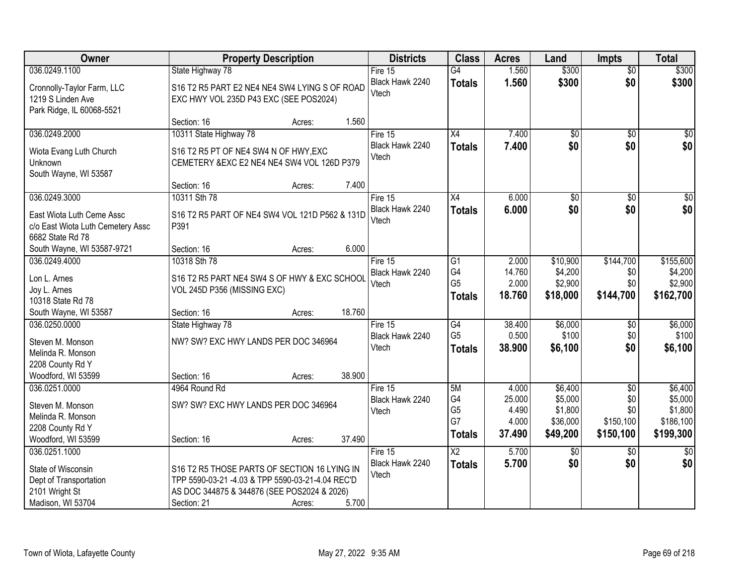| Owner | Property Description | Districts | Class | Acres | Land | Impts | Total |
|---|---|---|---|---|---|---|---|
| 036.0249.1100<br>Cronnolly-Taylor Farm, LLC<br>1219 S Linden Ave<br>Park Ridge, IL 60068-5521 | State Highway 78<br>S16 T2 R5 PART E2 NE4 NE4 SW4 LYING S OF ROAD EXC HWY VOL 235D P43 EXC (SEE POS2024)<br>Section: 16 Acres: 1.560 | Fire 15<br>Black Hawk 2240<br>Vtech | G4<br>**Totals** | 1.560<br>**1.560** | $300<br>**$300** | $0<br>**$0** | $300<br>**$300** |
| 036.0249.2000<br>Wiota Evang Luth Church<br>Unknown<br>South Wayne, WI 53587 | 10311 State Highway 78<br>S16 T2 R5 PT OF NE4 SW4 N OF HWY,EXC CEMETERY &EXC E2 NE4 NE4 SW4 VOL 126D P379<br>Section: 16 Acres: 7.400 | Fire 15<br>Black Hawk 2240<br>Vtech | X4<br>**Totals** | 7.400<br>**7.400** | $0<br>**$0** | $0<br>**$0** | $0<br>**$0** |
| 036.0249.3000<br>East Wiota Luth Ceme Assc<br>c/o East Wiota Luth Cemetery Assc<br>6682 State Rd 78<br>South Wayne, WI 53587-9721 | 10311 Sth 78<br>S16 T2 R5 PART OF NE4 SW4 VOL 121D P562 & 131D P391<br>Section: 16 Acres: 6.000 | Fire 15<br>Black Hawk 2240<br>Vtech | X4<br>**Totals** | 6.000<br>**6.000** | $0<br>**$0** | $0<br>**$0** | $0<br>**$0** |
| 036.0249.4000<br>Lon L. Arnes<br>Joy L. Arnes<br>10318 State Rd 78<br>South Wayne, WI 53587 | 10318 Sth 78<br>S16 T2 R5 PART NE4 SW4 S OF HWY & EXC SCHOOL VOL 245D P356 (MISSING EXC)<br>Section: 16 Acres: 18.760 | Fire 15<br>Black Hawk 2240<br>Vtech | G1<br>G4<br>G5<br>**Totals** | 2.000<br>14.760<br>2.000<br>**18.760** | $10,900<br>$4,200<br>$2,900<br>**$18,000** | $144,700<br>$0<br>$0<br>**$144,700** | $155,600<br>$4,200<br>$2,900<br>**$162,700** |
| 036.0250.0000<br>Steven M. Monson<br>Melinda R. Monson<br>2208 County Rd Y<br>Woodford, WI 53599 | State Highway 78<br>NW? SW? EXC HWY LANDS PER DOC 346964<br>Section: 16 Acres: 38.900 | Fire 15<br>Black Hawk 2240<br>Vtech | G4<br>G5<br>**Totals** | 38.400<br>0.500<br>**38.900** | $6,000<br>$100<br>**$6,100** | $0<br>$0<br>**$0** | $6,000<br>$100<br>**$6,100** |
| 036.0251.0000<br>Steven M. Monson<br>Melinda R. Monson<br>2208 County Rd Y<br>Woodford, WI 53599 | 4964 Round Rd<br>SW? SW? EXC HWY LANDS PER DOC 346964<br>Section: 16 Acres: 37.490 | Fire 15<br>Black Hawk 2240<br>Vtech | 5M<br>G4<br>G5<br>G7<br>**Totals** | 4.000<br>25.000<br>4.490<br>4.000<br>**37.490** | $6,400<br>$5,000<br>$1,800<br>$36,000<br>**$49,200** | $0<br>$0<br>$0<br>$150,100<br>**$150,100** | $6,400<br>$5,000<br>$1,800<br>$186,100<br>**$199,300** |
| 036.0251.1000<br>State of Wisconsin<br>Dept of Transportation<br>2101 Wright St<br>Madison, WI 53704 | S16 T2 R5 THOSE PARTS OF SECTION 16 LYING IN TPP 5590-03-21 -4.03 & TPP 5590-03-21-4.04 REC'D AS DOC 344875 & 344876 (SEE POS2024 & 2026)<br>Section: 21 Acres: 5.700 | Fire 15<br>Black Hawk 2240<br>Vtech | X2<br>**Totals** | 5.700<br>**5.700** | $0<br>**$0** | $0<br>**$0** | $0<br>**$0** |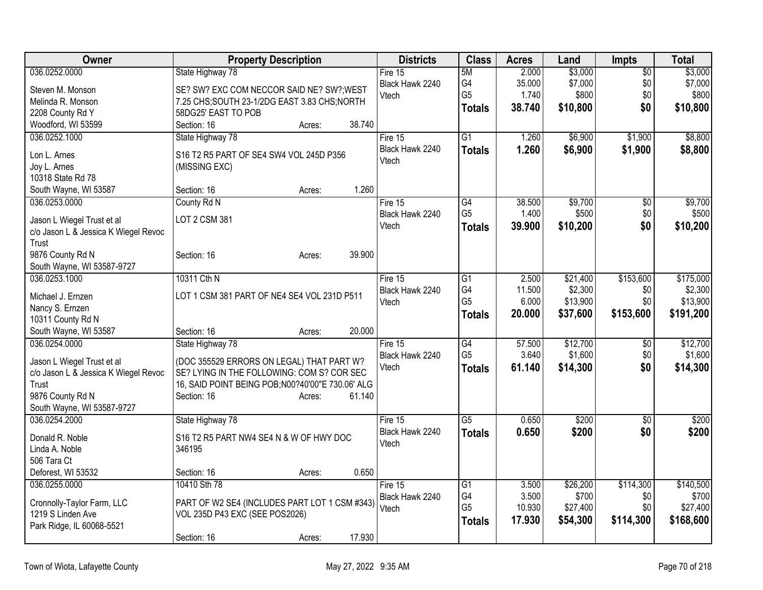| Owner | Property Description | Districts | Class | Acres | Land | Impts | Total |
|---|---|---|---|---|---|---|---|
| 036.0252.0000<br>Steven M. Monson<br>Melinda R. Monson<br>2208 County Rd Y<br>Woodford, WI 53599 | State Highway 78<br>SE? SW? EXC COM NECCOR SAID NE? SW?;WEST 7.25 CHS;SOUTH 23-1/2DG EAST 3.83 CHS;NORTH 58DG25' EAST TO POB<br>Section: 16 Acres: 38.740 | Fire 15<br>Black Hawk 2240<br>Vtech | 5M<br>G4<br>G5<br>**Totals** | 2.000<br>35.000<br>1.740<br>**38.740** | $3,000<br>$7,000<br>$800<br>**$10,800** | $0<br>$0<br>$0<br>**$0** | $3,000<br>$7,000<br>$800<br>**$10,800** |
| 036.0252.1000<br>Lon L. Arnes<br>Joy L. Arnes<br>10318 State Rd 78<br>South Wayne, WI 53587 | State Highway 78<br>S16 T2 R5 PART OF SE4 SW4 VOL 245D P356 (MISSING EXC)<br>Section: 16 Acres: 1.260 | Fire 15<br>Black Hawk 2240<br>Vtech | G1<br>**Totals** | 1.260<br>**1.260** | $6,900<br>**$6,900** | $1,900<br>**$1,900** | $8,800<br>**$8,800** |
| 036.0253.0000<br>Jason L Wiegel Trust et al<br>c/o Jason L & Jessica K Wiegel Revoc Trust<br>9876 County Rd N<br>South Wayne, WI 53587-9727 | County Rd N<br>LOT 2 CSM 381<br>Section: 16 Acres: 39.900 | Fire 15<br>Black Hawk 2240<br>Vtech | G4<br>G5<br>**Totals** | 38.500<br>1.400<br>**39.900** | $9,700<br>$500<br>**$10,200** | $0<br>$0<br>**$0** | $9,700<br>$500<br>**$10,200** |
| 036.0253.1000<br>Michael J. Ernzen<br>Nancy S. Ernzen<br>10311 County Rd N<br>South Wayne, WI 53587 | 10311 Cth N<br>LOT 1 CSM 381 PART OF NE4 SE4 VOL 231D P511<br>Section: 16 Acres: 20.000 | Fire 15<br>Black Hawk 2240<br>Vtech | G1<br>G4<br>G5<br>**Totals** | 2.500<br>11.500<br>6.000<br>**20.000** | $21,400<br>$2,300<br>$13,900<br>**$37,600** | $153,600<br>$0<br>$0<br>**$153,600** | $175,000<br>$2,300<br>$13,900<br>**$191,200** |
| 036.0254.0000<br>Jason L Wiegel Trust et al<br>c/o Jason L & Jessica K Wiegel Revoc Trust<br>9876 County Rd N<br>South Wayne, WI 53587-9727 | State Highway 78<br>(DOC 355529 ERRORS ON LEGAL) THAT PART W? SE? LYING IN THE FOLLOWING: COM S? COR SEC 16, SAID POINT BEING POB;N00?40'00"E 730.06' ALG<br>Section: 16 Acres: 61.140 | Fire 15<br>Black Hawk 2240<br>Vtech | G4<br>G5<br>**Totals** | 57.500<br>3.640<br>**61.140** | $12,700<br>$1,600<br>**$14,300** | $0<br>$0<br>**$0** | $12,700<br>$1,600<br>**$14,300** |
| 036.0254.2000<br>Donald R. Noble<br>Linda A. Noble<br>506 Tara Ct<br>Deforest, WI 53532 | State Highway 78<br>S16 T2 R5 PART NW4 SE4 N & W OF HWY DOC 346195<br>Section: 16 Acres: 0.650 | Fire 15<br>Black Hawk 2240<br>Vtech | G5<br>**Totals** | 0.650<br>**0.650** | $200<br>**$200** | $0<br>**$0** | $200<br>**$200** |
| 036.0255.0000<br>Cronnolly-Taylor Farm, LLC<br>1219 S Linden Ave<br>Park Ridge, IL 60068-5521 | 10410 Sth 78<br>PART OF W2 SE4 (INCLUDES PART LOT 1 CSM #343) VOL 235D P43 EXC (SEE POS2026)<br>Section: 16 Acres: 17.930 | Fire 15<br>Black Hawk 2240<br>Vtech | G1<br>G4<br>G5<br>**Totals** | 3.500<br>3.500<br>10.930<br>**17.930** | $26,200<br>$700<br>$27,400<br>**$54,300** | $114,300<br>$0<br>$0<br>**$114,300** | $140,500<br>$700<br>$27,400<br>**$168,600** |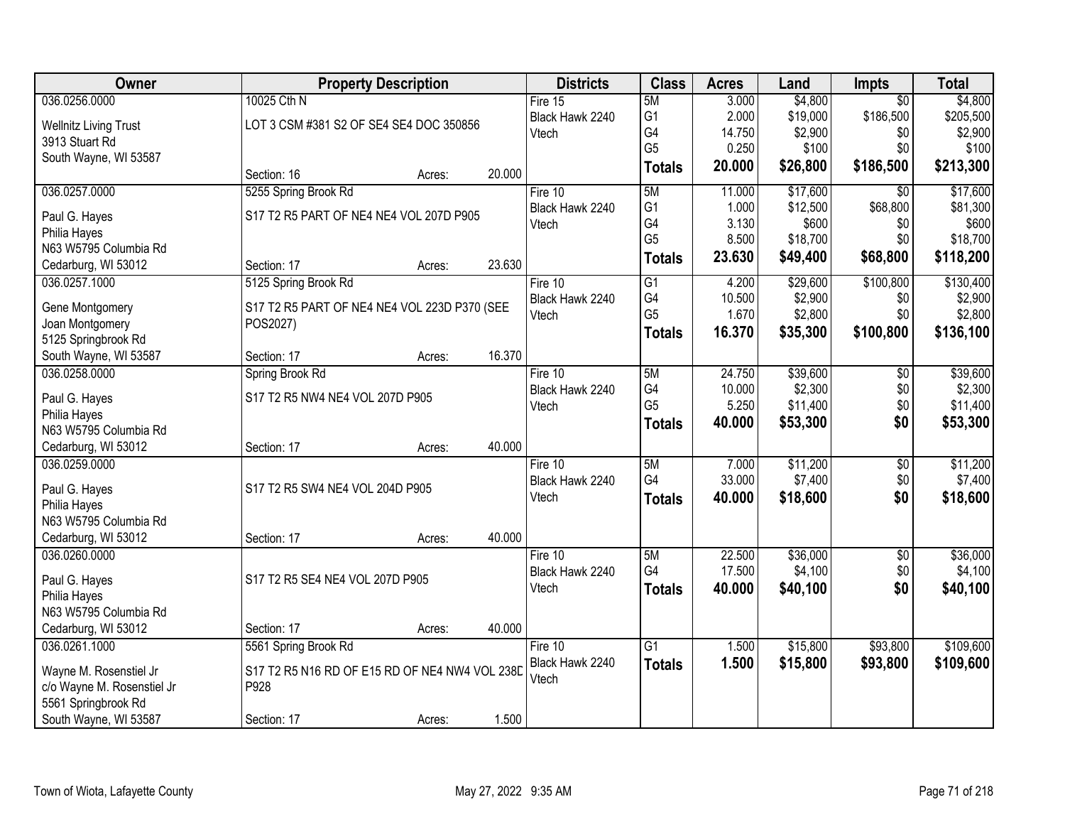| Owner | Property Description | | | Districts | Class | Acres | Land | Impts | Total |
|---|---|---|---|---|---|---|---|---|---|
| 036.0256.0000 | 10025 Cth N | | | Fire 15 | 5M | 3.000 | $4,800 | $0 | $4,800 |
| Wellnitz Living Trust | LOT 3 CSM #381 S2 OF SE4 SE4 DOC 350856 | | | Black Hawk 2240 | G1 | 2.000 | $19,000 | $186,500 | $205,500 |
| 3913 Stuart Rd | | | | Vtech | G4 | 14.750 | $2,900 | $0 | $2,900 |
| South Wayne, WI 53587 | | | | | G5 | 0.250 | $100 | $0 | $100 |
| | Section: 16 | Acres: | 20.000 | | **Totals** | **20.000** | **$26,800** | **$186,500** | **$213,300** |
| 036.0257.0000 | 5255 Spring Brook Rd | | | Fire 10 | 5M | 11.000 | $17,600 | $0 | $17,600 |
| Paul G. Hayes | S17 T2 R5 PART OF NE4 NE4 VOL 207D P905 | | | Black Hawk 2240 | G1 | 1.000 | $12,500 | $68,800 | $81,300 |
| Philia Hayes | | | | Vtech | G4 | 3.130 | $600 | $0 | $600 |
| N63 W5795 Columbia Rd | | | | | G5 | 8.500 | $18,700 | $0 | $18,700 |
| Cedarburg, WI 53012 | Section: 17 | Acres: | 23.630 | | **Totals** | **23.630** | **$49,400** | **$68,800** | **$118,200** |
| 036.0257.1000 | 5125 Spring Brook Rd | | | Fire 10 | G1 | 4.200 | $29,600 | $100,800 | $130,400 |
| Gene Montgomery | S17 T2 R5 PART OF NE4 NE4 VOL 223D P370 (SEE POS2027) | | | Black Hawk 2240 | G4 | 10.500 | $2,900 | $0 | $2,900 |
| Joan Montgomery | | | | Vtech | G5 | 1.670 | $2,800 | $0 | $2,800 |
| 5125 Springbrook Rd | | | | | **Totals** | **16.370** | **$35,300** | **$100,800** | **$136,100** |
| South Wayne, WI 53587 | Section: 17 | Acres: | 16.370 | | | | | | |
| 036.0258.0000 | Spring Brook Rd | | | Fire 10 | 5M | 24.750 | $39,600 | $0 | $39,600 |
| Paul G. Hayes | S17 T2 R5 NW4 NE4 VOL 207D P905 | | | Black Hawk 2240 | G4 | 10.000 | $2,300 | $0 | $2,300 |
| Philia Hayes | | | | Vtech | G5 | 5.250 | $11,400 | $0 | $11,400 |
| N63 W5795 Columbia Rd | | | | | **Totals** | **40.000** | **$53,300** | **$0** | **$53,300** |
| Cedarburg, WI 53012 | Section: 17 | Acres: | 40.000 | | | | | | |
| 036.0259.0000 | | | | Fire 10 | 5M | 7.000 | $11,200 | $0 | $11,200 |
| Paul G. Hayes | S17 T2 R5 SW4 NE4 VOL 204D P905 | | | Black Hawk 2240 | G4 | 33.000 | $7,400 | $0 | $7,400 |
| Philia Hayes | | | | Vtech | **Totals** | **40.000** | **$18,600** | **$0** | **$18,600** |
| N63 W5795 Columbia Rd | | | | | | | | | |
| Cedarburg, WI 53012 | Section: 17 | Acres: | 40.000 | | | | | | |
| 036.0260.0000 | | | | Fire 10 | 5M | 22.500 | $36,000 | $0 | $36,000 |
| Paul G. Hayes | S17 T2 R5 SE4 NE4 VOL 207D P905 | | | Black Hawk 2240 | G4 | 17.500 | $4,100 | $0 | $4,100 |
| Philia Hayes | | | | Vtech | **Totals** | **40.000** | **$40,100** | **$0** | **$40,100** |
| N63 W5795 Columbia Rd | | | | | | | | | |
| Cedarburg, WI 53012 | Section: 17 | Acres: | 40.000 | | | | | | |
| 036.0261.1000 | 5561 Spring Brook Rd | | | Fire 10 | G1 | 1.500 | $15,800 | $93,800 | $109,600 |
| Wayne M. Rosenstiel Jr | S17 T2 R5 N16 RD OF E15 RD OF NE4 NW4 VOL 238D P928 | | | Black Hawk 2240 | **Totals** | **1.500** | **$15,800** | **$93,800** | **$109,600** |
| c/o Wayne M. Rosenstiel Jr | | | | Vtech | | | | | |
| 5561 Springbrook Rd | | | | | | | | | |
| South Wayne, WI 53587 | Section: 17 | Acres: | 1.500 | | | | | | |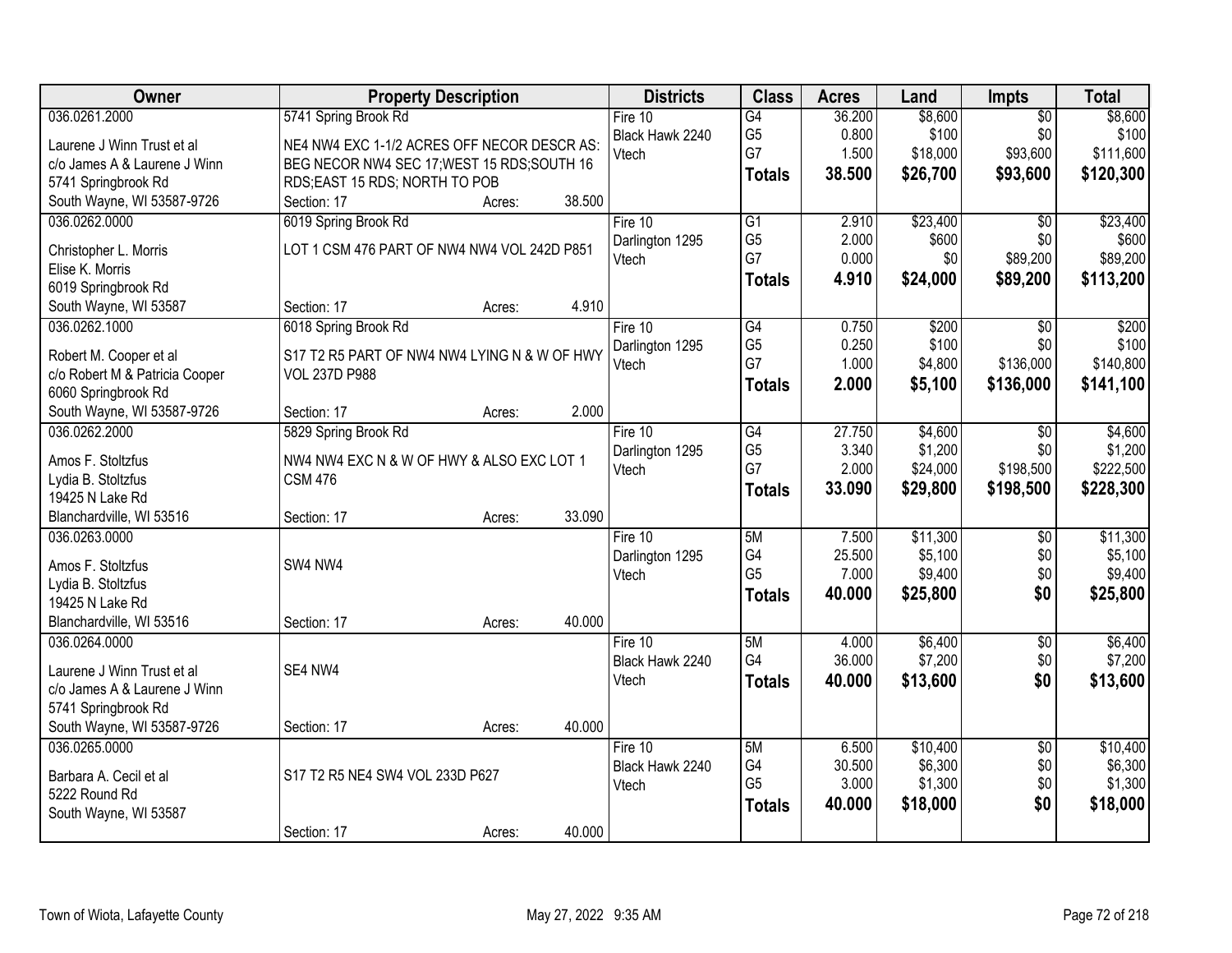| Owner | Property Description | Districts | Class | Acres | Land | Impts | Total |
|---|---|---|---|---|---|---|---|
| 036.0261.2000<br>Laurene J Winn Trust et al<br>c/o James A & Laurene J Winn<br>5741 Springbrook Rd<br>South Wayne, WI 53587-9726 | 5741 Spring Brook Rd<br>NE4 NW4 EXC 1-1/2 ACRES OFF NECOR DESCR AS: BEG NECOR NW4 SEC 17;WEST 15 RDS;SOUTH 16 RDS;EAST 15 RDS; NORTH TO POB<br>Section: 17 Acres: 38.500 | Fire 10<br>Black Hawk 2240<br>Vtech | G4<br>G5<br>G7<br>**Totals** | 36.200<br>0.800<br>1.500<br>**38.500** | $8,600<br>$100<br>$18,000<br>**$26,700** | $0<br>$0<br>$93,600<br>**$93,600** | $8,600<br>$100<br>$111,600<br>**$120,300** |
| 036.0262.0000<br>Christopher L. Morris<br>Elise K. Morris<br>6019 Springbrook Rd<br>South Wayne, WI 53587 | 6019 Spring Brook Rd<br>LOT 1 CSM 476 PART OF NW4 NW4 VOL 242D P851<br>Section: 17 Acres: 4.910 | Fire 10<br>Darlington 1295<br>Vtech | G1<br>G5<br>G7<br>**Totals** | 2.910<br>2.000<br>0.000<br>**4.910** | $23,400<br>$600<br>$0<br>**$24,000** | $0<br>$0<br>$89,200<br>**$89,200** | $23,400<br>$600<br>$89,200<br>**$113,200** |
| 036.0262.1000<br>Robert M. Cooper et al<br>c/o Robert M & Patricia Cooper<br>6060 Springbrook Rd<br>South Wayne, WI 53587-9726 | 6018 Spring Brook Rd<br>S17 T2 R5 PART OF NW4 NW4 LYING N & W OF HWY VOL 237D P988<br>Section: 17 Acres: 2.000 | Fire 10<br>Darlington 1295<br>Vtech | G4<br>G5<br>G7<br>**Totals** | 0.750<br>0.250<br>1.000<br>**2.000** | $200<br>$100<br>$4,800<br>**$5,100** | $0<br>$0<br>$136,000<br>**$136,000** | $200<br>$100<br>$140,800<br>**$141,100** |
| 036.0262.2000<br>Amos F. Stoltzfus<br>Lydia B. Stoltzfus<br>19425 N Lake Rd<br>Blanchardville, WI 53516 | 5829 Spring Brook Rd<br>NW4 NW4 EXC N & W OF HWY & ALSO EXC LOT 1 CSM 476<br>Section: 17 Acres: 33.090 | Fire 10<br>Darlington 1295<br>Vtech | G4<br>G5<br>G7<br>**Totals** | 27.750<br>3.340<br>2.000<br>**33.090** | $4,600<br>$1,200<br>$24,000<br>**$29,800** | $0<br>$0<br>$198,500<br>**$198,500** | $4,600<br>$1,200<br>$222,500<br>**$228,300** |
| 036.0263.0000<br>Amos F. Stoltzfus<br>Lydia B. Stoltzfus<br>19425 N Lake Rd<br>Blanchardville, WI 53516 | SW4 NW4<br>Section: 17 Acres: 40.000 | Fire 10<br>Darlington 1295<br>Vtech | 5M<br>G4<br>G5<br>**Totals** | 7.500<br>25.500<br>7.000<br>**40.000** | $11,300<br>$5,100<br>$9,400<br>**$25,800** | $0<br>$0<br>$0<br>**$0** | $11,300<br>$5,100<br>$9,400<br>**$25,800** |
| 036.0264.0000<br>Laurene J Winn Trust et al<br>c/o James A & Laurene J Winn<br>5741 Springbrook Rd<br>South Wayne, WI 53587-9726 | SE4 NW4<br>Section: 17 Acres: 40.000 | Fire 10<br>Black Hawk 2240<br>Vtech | 5M<br>G4<br>**Totals** | 4.000<br>36.000<br>**40.000** | $6,400<br>$7,200<br>**$13,600** | $0<br>$0<br>**$0** | $6,400<br>$7,200<br>**$13,600** |
| 036.0265.0000<br>Barbara A. Cecil et al<br>5222 Round Rd<br>South Wayne, WI 53587 | S17 T2 R5 NE4 SW4 VOL 233D P627<br>Section: 17 Acres: 40.000 | Fire 10<br>Black Hawk 2240<br>Vtech | 5M<br>G4<br>G5<br>**Totals** | 6.500<br>30.500<br>3.000<br>**40.000** | $10,400<br>$6,300<br>$1,300<br>**$18,000** | $0<br>$0<br>$0<br>**$0** | $10,400<br>$6,300<br>$1,300<br>**$18,000** |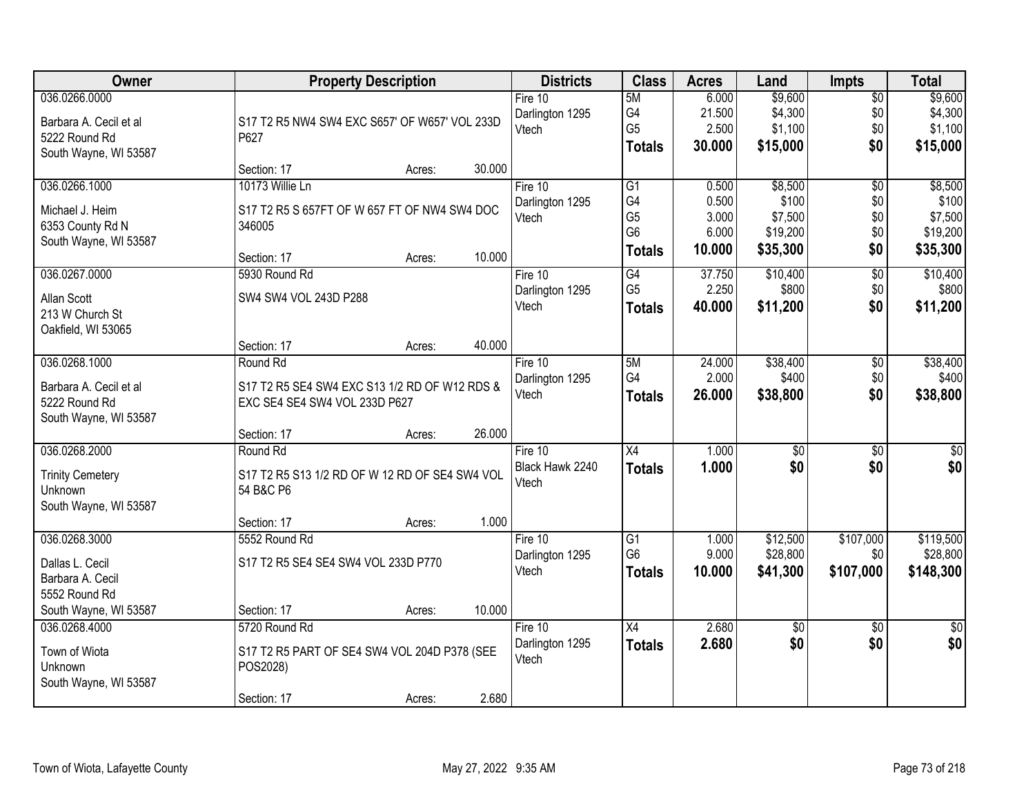| Owner | Property Description | Districts | Class | Acres | Land | Impts | Total |
|---|---|---|---|---|---|---|---|
| 036.0266.0000<br>Barbara A. Cecil et al<br>5222 Round Rd<br>South Wayne, WI 53587 | S17 T2 R5 NW4 SW4 EXC S657' OF W657' VOL 233D P627<br>Section: 17 Acres: 30.000 | Fire 10<br>Darlington 1295<br>Vtech | 5M<br>G4<br>G5<br>**Totals** | 6.000<br>21.500<br>2.500<br>**30.000** | $9,600<br>$4,300<br>$1,100<br>**$15,000** | $0<br>$0<br>$0<br>**$0** | $9,600<br>$4,300<br>$1,100<br>**$15,000** |
| 036.0266.1000<br>Michael J. Heim<br>6353 County Rd N<br>South Wayne, WI 53587 | 10173 Willie Ln<br>S17 T2 R5 S 657FT OF W 657 FT OF NW4 SW4 DOC 346005<br>Section: 17 Acres: 10.000 | Fire 10<br>Darlington 1295<br>Vtech | G1<br>G4<br>G5<br>G6<br>**Totals** | 0.500<br>0.500<br>3.000<br>6.000<br>**10.000** | $8,500<br>$100<br>$7,500<br>$19,200<br>**$35,300** | $0<br>$0<br>$0<br>$0<br>**$0** | $8,500<br>$100<br>$7,500<br>$19,200<br>**$35,300** |
| 036.0267.0000<br>Allan Scott<br>213 W Church St<br>Oakfield, WI 53065 | 5930 Round Rd<br>SW4 SW4 VOL 243D P288<br>Section: 17 Acres: 40.000 | Fire 10<br>Darlington 1295<br>Vtech | G4<br>G5<br>**Totals** | 37.750<br>2.250<br>**40.000** | $10,400<br>$800<br>**$11,200** | $0<br>$0<br>**$0** | $10,400<br>$800<br>**$11,200** |
| 036.0268.1000<br>Barbara A. Cecil et al<br>5222 Round Rd<br>South Wayne, WI 53587 | Round Rd<br>S17 T2 R5 SE4 SW4 EXC S13 1/2 RD OF W12 RDS & EXC SE4 SE4 SW4 VOL 233D P627<br>Section: 17 Acres: 26.000 | Fire 10<br>Darlington 1295<br>Vtech | 5M<br>G4<br>**Totals** | 24.000<br>2.000<br>**26.000** | $38,400<br>$400<br>**$38,800** | $0<br>$0<br>**$0** | $38,400<br>$400<br>**$38,800** |
| 036.0268.2000<br>Trinity Cemetery<br>Unknown<br>South Wayne, WI 53587 | Round Rd<br>S17 T2 R5 S13 1/2 RD OF W 12 RD OF SE4 SW4 VOL 54 B&C P6<br>Section: 17 Acres: 1.000 | Fire 10<br>Black Hawk 2240<br>Vtech | X4<br>**Totals** | 1.000<br>**1.000** | $0<br>**$0** | $0<br>**$0** | $0<br>**$0** |
| 036.0268.3000<br>Dallas L. Cecil<br>Barbara A. Cecil<br>5552 Round Rd<br>South Wayne, WI 53587 | 5552 Round Rd<br>S17 T2 R5 SE4 SE4 SW4 VOL 233D P770<br>Section: 17 Acres: 10.000 | Fire 10<br>Darlington 1295<br>Vtech | G1<br>G6<br>**Totals** | 1.000<br>9.000<br>**10.000** | $12,500<br>$28,800<br>**$41,300** | $107,000<br>$0<br>**$107,000** | $119,500<br>$28,800<br>**$148,300** |
| 036.0268.4000<br>Town of Wiota<br>Unknown<br>South Wayne, WI 53587 | 5720 Round Rd<br>S17 T2 R5 PART OF SE4 SW4 VOL 204D P378 (SEE POS2028)<br>Section: 17 Acres: 2.680 | Fire 10<br>Darlington 1295<br>Vtech | X4<br>**Totals** | 2.680<br>**2.680** | $0<br>**$0** | $0<br>**$0** | $0<br>**$0** |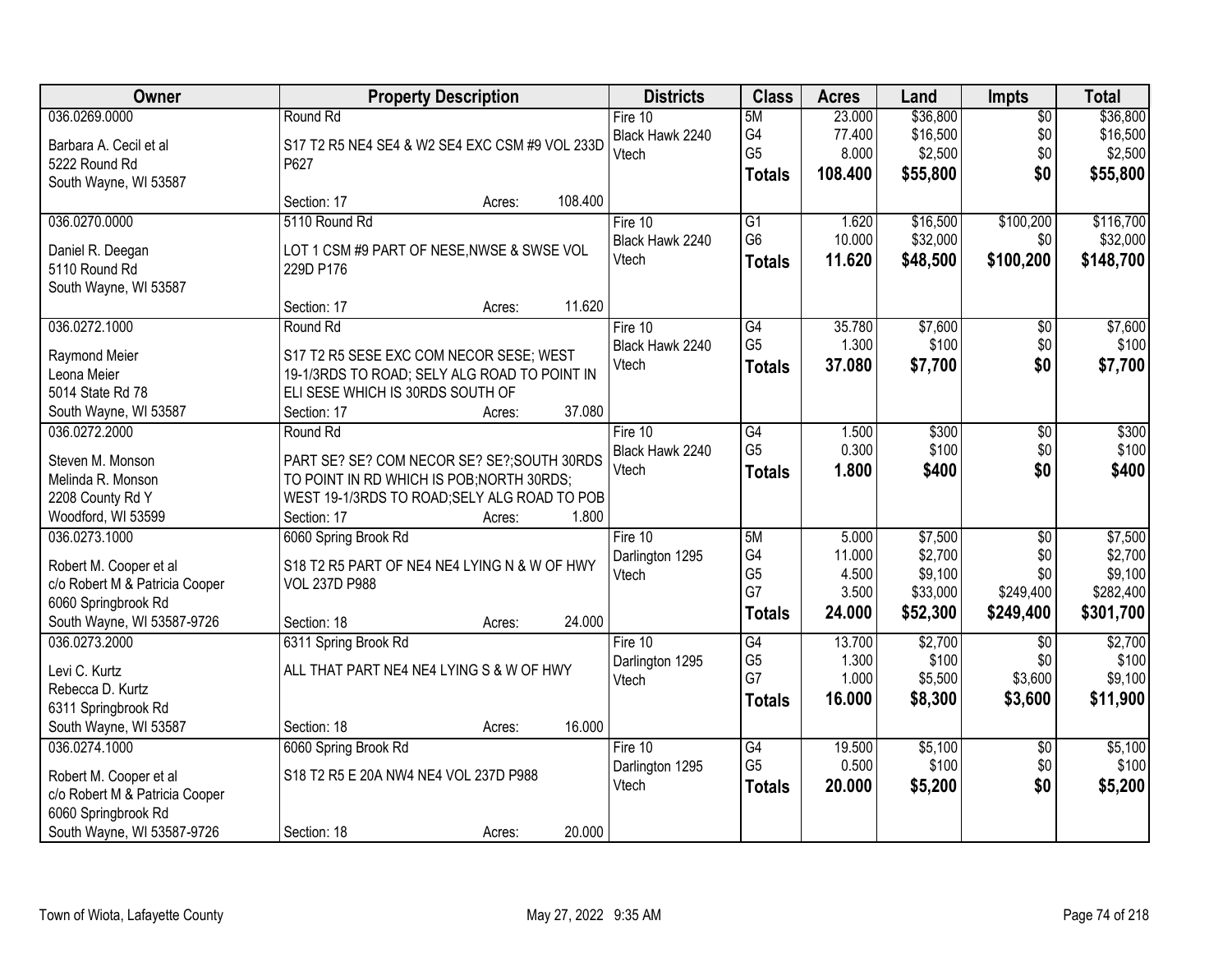| Owner | Property Description | Districts | Class | Acres | Land | Impts | Total |
|---|---|---|---|---|---|---|---|
| 036.0269.0000<br>Barbara A. Cecil et al<br>5222 Round Rd<br>South Wayne, WI 53587 | Round Rd<br>S17 T2 R5 NE4 SE4 & W2 SE4 EXC CSM #9 VOL 233D P627<br>Section: 17 Acres: 108.400 | Fire 10<br>Black Hawk 2240<br>Vtech | 5M<br>G4<br>G5<br>**Totals** | 23.000<br>77.400<br>8.000<br>**108.400** | $36,800<br>$16,500<br>$2,500<br>**$55,800** | $0<br>$0<br>$0<br>**$0** | $36,800<br>$16,500<br>$2,500<br>**$55,800** |
| 036.0270.0000<br>Daniel R. Deegan<br>5110 Round Rd<br>South Wayne, WI 53587 | 5110 Round Rd<br>LOT 1 CSM #9 PART OF NESE,NWSE & SWSE VOL 229D P176<br>Section: 17 Acres: 11.620 | Fire 10<br>Black Hawk 2240<br>Vtech | G1<br>G6<br>**Totals** | 1.620<br>10.000<br>**11.620** | $16,500<br>$32,000<br>**$48,500** | $100,200<br>$0<br>**$100,200** | $116,700<br>$32,000<br>**$148,700** |
| 036.0272.1000<br>Raymond Meier<br>Leona Meier<br>5014 State Rd 78<br>South Wayne, WI 53587 | Round Rd<br>S17 T2 R5 SESE EXC COM NECOR SESE; WEST 19-1/3RDS TO ROAD; SELY ALG ROAD TO POINT IN ELI SESE WHICH IS 30RDS SOUTH OF<br>Section: 17 Acres: 37.080 | Fire 10<br>Black Hawk 2240<br>Vtech | G4<br>G5<br>**Totals** | 35.780<br>1.300<br>**37.080** | $7,600<br>$100<br>**$7,700** | $0<br>$0<br>**$0** | $7,600<br>$100<br>**$7,700** |
| 036.0272.2000<br>Steven M. Monson<br>Melinda R. Monson<br>2208 County Rd Y<br>Woodford, WI 53599 | Round Rd<br>PART SE? SE? COM NECOR SE? SE?;SOUTH 30RDS TO POINT IN RD WHICH IS POB;NORTH 30RDS; WEST 19-1/3RDS TO ROAD;SELY ALG ROAD TO POB<br>Section: 17 Acres: 1.800 | Fire 10<br>Black Hawk 2240<br>Vtech | G4<br>G5<br>**Totals** | 1.500<br>0.300<br>**1.800** | $300<br>$100<br>**$400** | $0<br>$0<br>**$0** | $300<br>$100<br>**$400** |
| 036.0273.1000<br>Robert M. Cooper et al<br>c/o Robert M & Patricia Cooper<br>6060 Springbrook Rd<br>South Wayne, WI 53587-9726 | 6060 Spring Brook Rd<br>S18 T2 R5 PART OF NE4 NE4 LYING N & W OF HWY VOL 237D P988<br>Section: 18 Acres: 24.000 | Fire 10<br>Darlington 1295<br>Vtech | 5M<br>G4<br>G5<br>G7<br>**Totals** | 5.000<br>11.000<br>4.500<br>3.500<br>**24.000** | $7,500<br>$2,700<br>$9,100<br>$33,000<br>**$52,300** | $0<br>$0<br>$0<br>$249,400<br>**$249,400** | $7,500<br>$2,700<br>$9,100<br>$282,400<br>**$301,700** |
| 036.0273.2000<br>Levi C. Kurtz<br>Rebecca D. Kurtz<br>6311 Springbrook Rd<br>South Wayne, WI 53587 | 6311 Spring Brook Rd<br>ALL THAT PART NE4 NE4 LYING S & W OF HWY<br>Section: 18 Acres: 16.000 | Fire 10<br>Darlington 1295<br>Vtech | G4<br>G5<br>G7<br>**Totals** | 13.700<br>1.300<br>1.000<br>**16.000** | $2,700<br>$100<br>$5,500<br>**$8,300** | $0<br>$0<br>$3,600<br>**$3,600** | $2,700<br>$100<br>$9,100<br>**$11,900** |
| 036.0274.1000<br>Robert M. Cooper et al<br>c/o Robert M & Patricia Cooper<br>6060 Springbrook Rd<br>South Wayne, WI 53587-9726 | 6060 Spring Brook Rd<br>S18 T2 R5 E 20A NW4 NE4 VOL 237D P988<br>Section: 18 Acres: 20.000 | Fire 10<br>Darlington 1295<br>Vtech | G4<br>G5<br>**Totals** | 19.500<br>0.500<br>**20.000** | $5,100<br>$100<br>**$5,200** | $0<br>$0<br>**$0** | $5,100<br>$100<br>**$5,200** |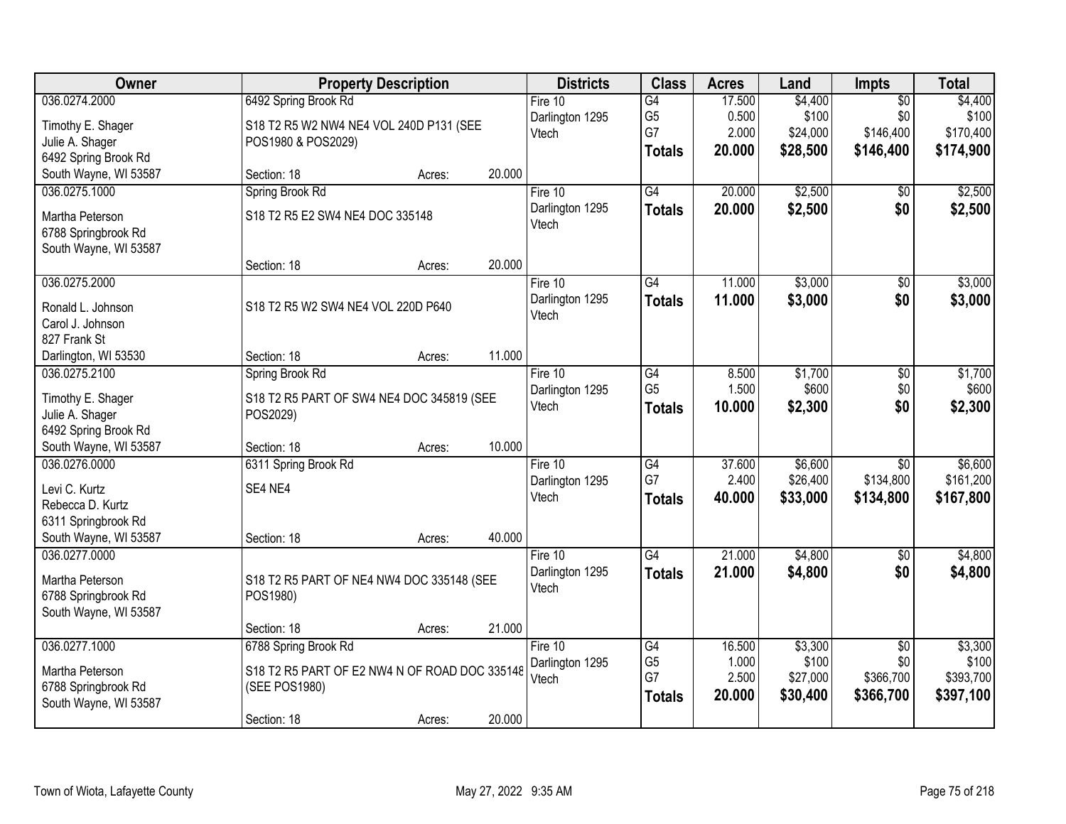| Owner | Property Description | Districts | Class | Acres | Land | Impts | Total |
|---|---|---|---|---|---|---|---|
| 036.0274.2000<br>Timothy E. Shager<br>Julie A. Shager<br>6492 Spring Brook Rd<br>South Wayne, WI 53587 | 6492 Spring Brook Rd<br>S18 T2 R5 W2 NW4 NE4 VOL 240D P131 (SEE POS1980 & POS2029)<br>Section: 18 Acres: 20.000 | Fire 10<br>Darlington 1295<br>Vtech | G4<br>G5<br>G7<br>**Totals** | 17.500<br>0.500<br>2.000<br>**20.000** | $4,400<br>$100<br>$24,000<br>**$28,500** | $0<br>$0<br>$146,400<br>**$146,400** | $4,400<br>$100<br>$170,400<br>**$174,900** |
| 036.0275.1000<br>Martha Peterson<br>6788 Springbrook Rd<br>South Wayne, WI 53587 | Spring Brook Rd<br>S18 T2 R5 E2 SW4 NE4 DOC 335148<br>Section: 18 Acres: 20.000 | Fire 10<br>Darlington 1295<br>Vtech | G4<br>**Totals** | 20.000<br>**20.000** | $2,500<br>**$2,500** | $0<br>**$0** | $2,500<br>**$2,500** |
| 036.0275.2000<br>Ronald L. Johnson<br>Carol J. Johnson<br>827 Frank St<br>Darlington, WI 53530 | S18 T2 R5 W2 SW4 NE4 VOL 220D P640<br>Section: 18 Acres: 11.000 | Fire 10<br>Darlington 1295<br>Vtech | G4<br>**Totals** | 11.000<br>**11.000** | $3,000<br>**$3,000** | $0<br>**$0** | $3,000<br>**$3,000** |
| 036.0275.2100<br>Timothy E. Shager<br>Julie A. Shager<br>6492 Spring Brook Rd<br>South Wayne, WI 53587 | Spring Brook Rd<br>S18 T2 R5 PART OF SW4 NE4 DOC 345819 (SEE POS2029)<br>Section: 18 Acres: 10.000 | Fire 10<br>Darlington 1295<br>Vtech | G4<br>G5<br>**Totals** | 8.500<br>1.500<br>**10.000** | $1,700<br>$600<br>**$2,300** | $0<br>$0<br>**$0** | $1,700<br>$600<br>**$2,300** |
| 036.0276.0000<br>Levi C. Kurtz<br>Rebecca D. Kurtz<br>6311 Springbrook Rd<br>South Wayne, WI 53587 | 6311 Spring Brook Rd<br>SE4 NE4<br>Section: 18 Acres: 40.000 | Fire 10<br>Darlington 1295<br>Vtech | G4<br>G7<br>**Totals** | 37.600<br>2.400<br>**40.000** | $6,600<br>$26,400<br>**$33,000** | $0<br>$134,800<br>**$134,800** | $6,600<br>$161,200<br>**$167,800** |
| 036.0277.0000<br>Martha Peterson<br>6788 Springbrook Rd<br>South Wayne, WI 53587 | S18 T2 R5 PART OF NE4 NW4 DOC 335148 (SEE POS1980)<br>Section: 18 Acres: 21.000 | Fire 10<br>Darlington 1295<br>Vtech | G4<br>**Totals** | 21.000<br>**21.000** | $4,800<br>**$4,800** | $0<br>**$0** | $4,800<br>**$4,800** |
| 036.0277.1000<br>Martha Peterson<br>6788 Springbrook Rd<br>South Wayne, WI 53587 | 6788 Spring Brook Rd<br>S18 T2 R5 PART OF E2 NW4 N OF ROAD DOC 335148 (SEE POS1980)<br>Section: 18 Acres: 20.000 | Fire 10<br>Darlington 1295<br>Vtech | G4<br>G5<br>G7<br>**Totals** | 16.500<br>1.000<br>2.500<br>**20.000** | $3,300<br>$100<br>$27,000<br>**$30,400** | $0<br>$0<br>$366,700<br>**$366,700** | $3,300<br>$100<br>$393,700<br>**$397,100** |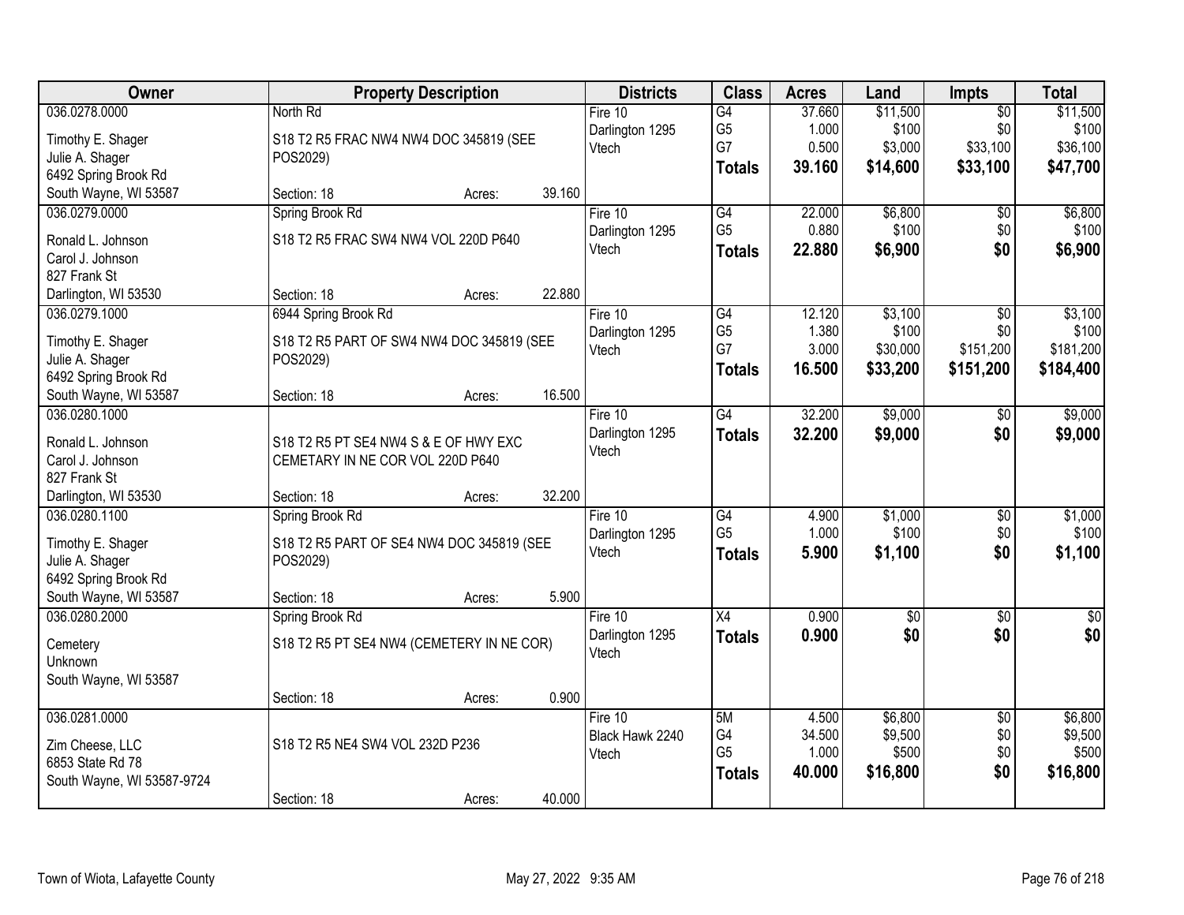| Owner | Property Description | Districts | Class | Acres | Land | Impts | Total |
|---|---|---|---|---|---|---|---|
| 036.0278.0000<br>Timothy E. Shager<br>Julie A. Shager<br>6492 Spring Brook Rd<br>South Wayne, WI 53587 | North Rd<br>S18 T2 R5 FRAC NW4 NW4 DOC 345819 (SEE POS2029)<br>Section: 18 Acres: 39.160 | Fire 10<br>Darlington 1295<br>Vtech | G4<br>G5<br>G7<br>**Totals** | 37.660<br>1.000<br>0.500<br>**39.160** | $11,500<br>$100<br>$3,000<br>**$14,600** | $0<br>$0<br>$33,100<br>**$33,100** | $11,500<br>$100<br>$36,100<br>**$47,700** |
| 036.0279.0000<br>Ronald L. Johnson<br>Carol J. Johnson<br>827 Frank St<br>Darlington, WI 53530 | Spring Brook Rd<br>S18 T2 R5 FRAC SW4 NW4 VOL 220D P640<br>Section: 18 Acres: 22.880 | Fire 10<br>Darlington 1295<br>Vtech | G4<br>G5<br>**Totals** | 22.000<br>0.880<br>**22.880** | $6,800<br>$100<br>**$6,900** | $0<br>$0<br>**$0** | $6,800<br>$100<br>**$6,900** |
| 036.0279.1000<br>Timothy E. Shager<br>Julie A. Shager<br>6492 Spring Brook Rd<br>South Wayne, WI 53587 | 6944 Spring Brook Rd<br>S18 T2 R5 PART OF SW4 NW4 DOC 345819 (SEE POS2029)<br>Section: 18 Acres: 16.500 | Fire 10<br>Darlington 1295<br>Vtech | G4<br>G5<br>G7<br>**Totals** | 12.120<br>1.380<br>3.000<br>**16.500** | $3,100<br>$100<br>$30,000<br>**$33,200** | $0<br>$0<br>$151,200<br>**$151,200** | $3,100<br>$100<br>$181,200<br>**$184,400** |
| 036.0280.1000<br>Ronald L. Johnson<br>Carol J. Johnson<br>827 Frank St<br>Darlington, WI 53530 | S18 T2 R5 PT SE4 NW4 S & E OF HWY EXC CEMETARY IN NE COR VOL 220D P640<br>Section: 18 Acres: 32.200 | Fire 10<br>Darlington 1295<br>Vtech | G4<br>**Totals** | 32.200<br>**32.200** | $9,000<br>**$9,000** | $0<br>**$0** | $9,000<br>**$9,000** |
| 036.0280.1100<br>Timothy E. Shager<br>Julie A. Shager<br>6492 Spring Brook Rd<br>South Wayne, WI 53587 | Spring Brook Rd<br>S18 T2 R5 PART OF SE4 NW4 DOC 345819 (SEE POS2029)<br>Section: 18 Acres: 5.900 | Fire 10<br>Darlington 1295<br>Vtech | G4<br>G5<br>**Totals** | 4.900<br>1.000<br>**5.900** | $1,000<br>$100<br>**$1,100** | $0<br>$0<br>**$0** | $1,000<br>$100<br>**$1,100** |
| 036.0280.2000<br>Cemetery<br>Unknown<br>South Wayne, WI 53587 | Spring Brook Rd<br>S18 T2 R5 PT SE4 NW4 (CEMETERY IN NE COR)<br>Section: 18 Acres: 0.900 | Fire 10<br>Darlington 1295<br>Vtech | X4<br>**Totals** | 0.900<br>**0.900** | $0<br>**$0** | $0<br>**$0** | $0<br>**$0** |
| 036.0281.0000<br>Zim Cheese, LLC<br>6853 State Rd 78<br>South Wayne, WI 53587-9724 | S18 T2 R5 NE4 SW4 VOL 232D P236<br>Section: 18 Acres: 40.000 | Fire 10<br>Black Hawk 2240<br>Vtech | 5M<br>G4<br>G5<br>**Totals** | 4.500<br>34.500<br>1.000<br>**40.000** | $6,800<br>$9,500<br>$500<br>**$16,800** | $0<br>$0<br>$0<br>**$0** | $6,800<br>$9,500<br>$500<br>**$16,800** |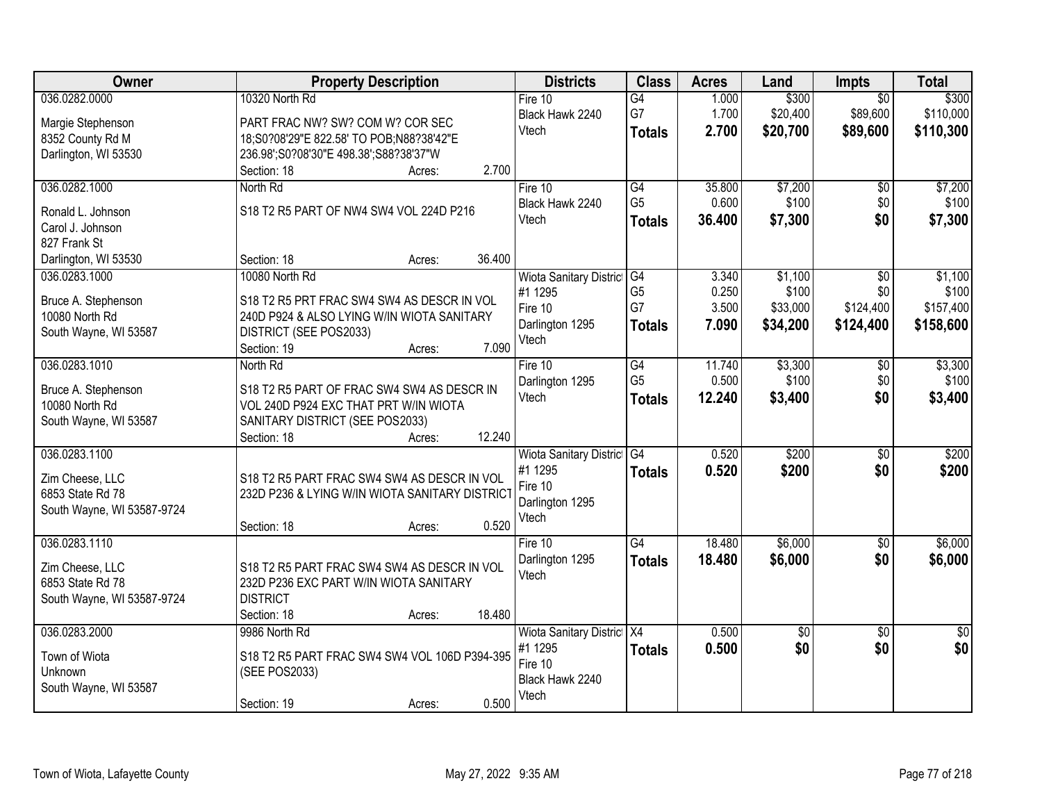| Owner | Property Description | Districts | Class | Acres | Land | Impts | Total |
|---|---|---|---|---|---|---|---|
| 036.0282.0000<br>Margie Stephenson<br>8352 County Rd M<br>Darlington, WI 53530 | 10320 North Rd<br>PART FRAC NW? SW? COM W? COR SEC 18;S0?08'29"E 822.58' TO POB;N88?38'42"E 236.98';S0?08'30"E 498.38';S88?38'37"W<br>Section: 18 Acres: 2.700 | Fire 10<br>Black Hawk 2240<br>Vtech | G4<br>G7<br>**Totals** | 1.000<br>1.700<br>**2.700** | $300<br>$20,400<br>**$20,700** | $0<br>$89,600<br>**$89,600** | $300<br>$110,000<br>**$110,300** |
| 036.0282.1000<br>Ronald L. Johnson<br>Carol J. Johnson<br>827 Frank St<br>Darlington, WI 53530 | North Rd<br>S18 T2 R5 PART OF NW4 SW4 VOL 224D P216<br>Section: 18 Acres: 36.400 | Fire 10<br>Black Hawk 2240<br>Vtech | G4<br>G5<br>**Totals** | 35.800<br>0.600<br>**36.400** | $7,200<br>$100<br>**$7,300** | $0<br>$0<br>**$0** | $7,200<br>$100<br>**$7,300** |
| 036.0283.1000<br>Bruce A. Stephenson<br>10080 North Rd<br>South Wayne, WI 53587 | 10080 North Rd<br>S18 T2 R5 PRT FRAC SW4 SW4 AS DESCR IN VOL 240D P924 & ALSO LYING W/IN WIOTA SANITARY DISTRICT (SEE POS2033)<br>Section: 19 Acres: 7.090 | Wiota Sanitary District #1 1295<br>Fire 10<br>Darlington 1295<br>Vtech | G4<br>G5<br>G7<br>**Totals** | 3.340<br>0.250<br>3.500<br>**7.090** | $1,100<br>$100<br>$33,000<br>**$34,200** | $0<br>$0<br>$124,400<br>**$124,400** | $1,100<br>$100<br>$157,400<br>**$158,600** |
| 036.0283.1010<br>Bruce A. Stephenson<br>10080 North Rd<br>South Wayne, WI 53587 | North Rd<br>S18 T2 R5 PART OF FRAC SW4 SW4 AS DESCR IN VOL 240D P924 EXC THAT PRT W/IN WIOTA SANITARY DISTRICT (SEE POS2033)<br>Section: 18 Acres: 12.240 | Fire 10<br>Darlington 1295<br>Vtech | G4<br>G5<br>**Totals** | 11.740<br>0.500<br>**12.240** | $3,300<br>$100<br>**$3,400** | $0<br>$0<br>**$0** | $3,300<br>$100<br>**$3,400** |
| 036.0283.1100<br>Zim Cheese, LLC<br>6853 State Rd 78<br>South Wayne, WI 53587-9724 | S18 T2 R5 PART FRAC SW4 SW4 AS DESCR IN VOL 232D P236 & LYING W/IN WIOTA SANITARY DISTRICT<br>Section: 18 Acres: 0.520 | Wiota Sanitary District #1 1295<br>Fire 10<br>Darlington 1295<br>Vtech | G4<br>**Totals** | 0.520<br>**0.520** | $200<br>**$200** | $0<br>**$0** | $200<br>**$200** |
| 036.0283.1110<br>Zim Cheese, LLC<br>6853 State Rd 78<br>South Wayne, WI 53587-9724 | S18 T2 R5 PART FRAC SW4 SW4 AS DESCR IN VOL 232D P236 EXC PART W/IN WIOTA SANITARY DISTRICT<br>Section: 18 Acres: 18.480 | Fire 10<br>Darlington 1295<br>Vtech | G4<br>**Totals** | 18.480<br>**18.480** | $6,000<br>**$6,000** | $0<br>**$0** | $6,000<br>**$6,000** |
| 036.0283.2000<br>Town of Wiota<br>Unknown<br>South Wayne, WI 53587 | 9986 North Rd<br>S18 T2 R5 PART FRAC SW4 SW4 VOL 106D P394-395 (SEE POS2033)<br>Section: 19 Acres: 0.500 | Wiota Sanitary District #1 1295<br>Fire 10<br>Black Hawk 2240<br>Vtech | X4<br>**Totals** | 0.500<br>**0.500** | $0<br>**$0** | $0<br>**$0** | $0<br>**$0** |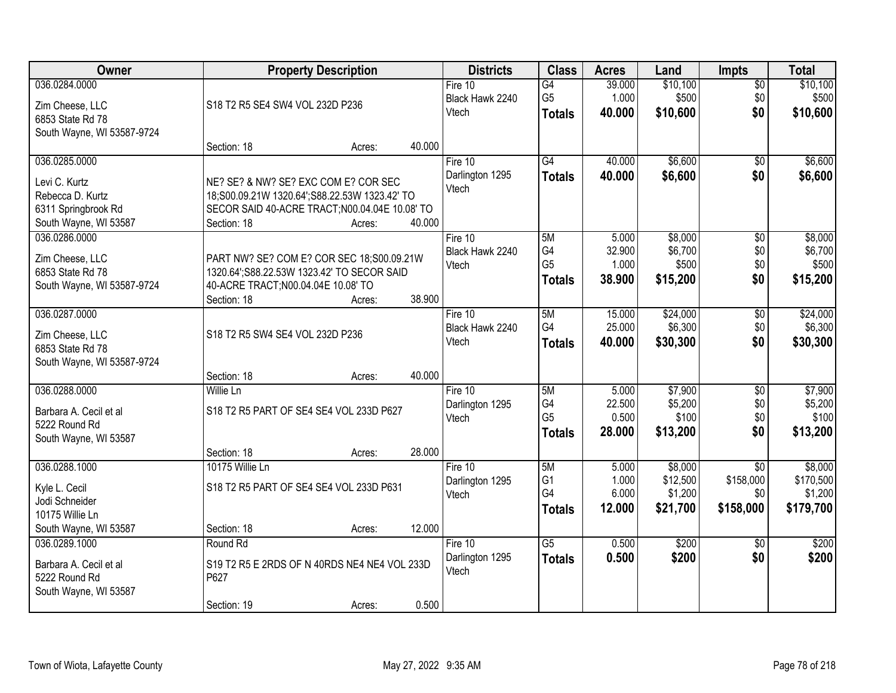| Owner | Property Description | Districts | Class | Acres | Land | Impts | Total |
|---|---|---|---|---|---|---|---|
| 036.0284.0000<br><br>Zim Cheese, LLC<br>6853 State Rd 78<br>South Wayne, WI 53587-9724 | S18 T2 R5 SE4 SW4 VOL 232D P236<br><br>Section: 18 Acres: 40.000 | Fire 10<br>Black Hawk 2240<br>Vtech | G4<br>G5<br>**Totals** | 39.000<br>1.000<br>**40.000** | $10,100<br>$500<br>**$10,600** | $0<br>$0<br>**$0** | $10,100<br>$500<br>**$10,600** |
| 036.0285.0000<br><br>Levi C. Kurtz<br>Rebecca D. Kurtz<br>6311 Springbrook Rd<br>South Wayne, WI 53587 | NE? SE? & NW? SE? EXC COM E? COR SEC 18;S00.09.21W 1320.64';S88.22.53W 1323.42' TO SECOR SAID 40-ACRE TRACT;N00.04.04E 10.08' TO<br>Section: 18 Acres: 40.000 | Fire 10<br>Darlington 1295<br>Vtech | G4<br>**Totals** | 40.000<br>**40.000** | $6,600<br>**$6,600** | $0<br>**$0** | $6,600<br>**$6,600** |
| 036.0286.0000<br><br>Zim Cheese, LLC<br>6853 State Rd 78<br>South Wayne, WI 53587-9724 | PART NW? SE? COM E? COR SEC 18;S00.09.21W 1320.64';S88.22.53W 1323.42' TO SECOR SAID 40-ACRE TRACT;N00.04.04E 10.08' TO<br>Section: 18 Acres: 38.900 | Fire 10<br>Black Hawk 2240<br>Vtech | 5M<br>G4<br>G5<br>**Totals** | 5.000<br>32.900<br>1.000<br>**38.900** | $8,000<br>$6,700<br>$500<br>**$15,200** | $0<br>$0<br>$0<br>**$0** | $8,000<br>$6,700<br>$500<br>**$15,200** |
| 036.0287.0000<br><br>Zim Cheese, LLC<br>6853 State Rd 78<br>South Wayne, WI 53587-9724 | S18 T2 R5 SW4 SE4 VOL 232D P236<br><br>Section: 18 Acres: 40.000 | Fire 10<br>Black Hawk 2240<br>Vtech | 5M<br>G4<br>**Totals** | 15.000<br>25.000<br>**40.000** | $24,000<br>$6,300<br>**$30,300** | $0<br>$0<br>**$0** | $24,000<br>$6,300<br>**$30,300** |
| 036.0288.0000<br><br>Barbara A. Cecil et al<br>5222 Round Rd<br>South Wayne, WI 53587 | Willie Ln<br>S18 T2 R5 PART OF SE4 SE4 VOL 233D P627<br><br>Section: 18 Acres: 28.000 | Fire 10<br>Darlington 1295<br>Vtech | 5M<br>G4<br>G5<br>**Totals** | 5.000<br>22.500<br>0.500<br>**28.000** | $7,900<br>$5,200<br>$100<br>**$13,200** | $0<br>$0<br>$0<br>**$0** | $7,900<br>$5,200<br>$100<br>**$13,200** |
| 036.0288.1000<br><br>Kyle L. Cecil<br>Jodi Schneider<br>10175 Willie Ln<br>South Wayne, WI 53587 | 10175 Willie Ln<br>S18 T2 R5 PART OF SE4 SE4 VOL 233D P631<br><br>Section: 18 Acres: 12.000 | Fire 10<br>Darlington 1295<br>Vtech | 5M<br>G1<br>G4<br>**Totals** | 5.000<br>1.000<br>6.000<br>**12.000** | $8,000<br>$12,500<br>$1,200<br>**$21,700** | $0<br>$158,000<br>$0<br>**$158,000** | $8,000<br>$170,500<br>$1,200<br>**$179,700** |
| 036.0289.1000<br><br>Barbara A. Cecil et al<br>5222 Round Rd<br>South Wayne, WI 53587 | Round Rd<br>S19 T2 R5 E 2RDS OF N 40RDS NE4 NE4 VOL 233D P627<br><br>Section: 19 Acres: 0.500 | Fire 10<br>Darlington 1295<br>Vtech | G5<br>**Totals** | 0.500<br>**0.500** | $200<br>**$200** | $0<br>**$0** | $200<br>**$200** |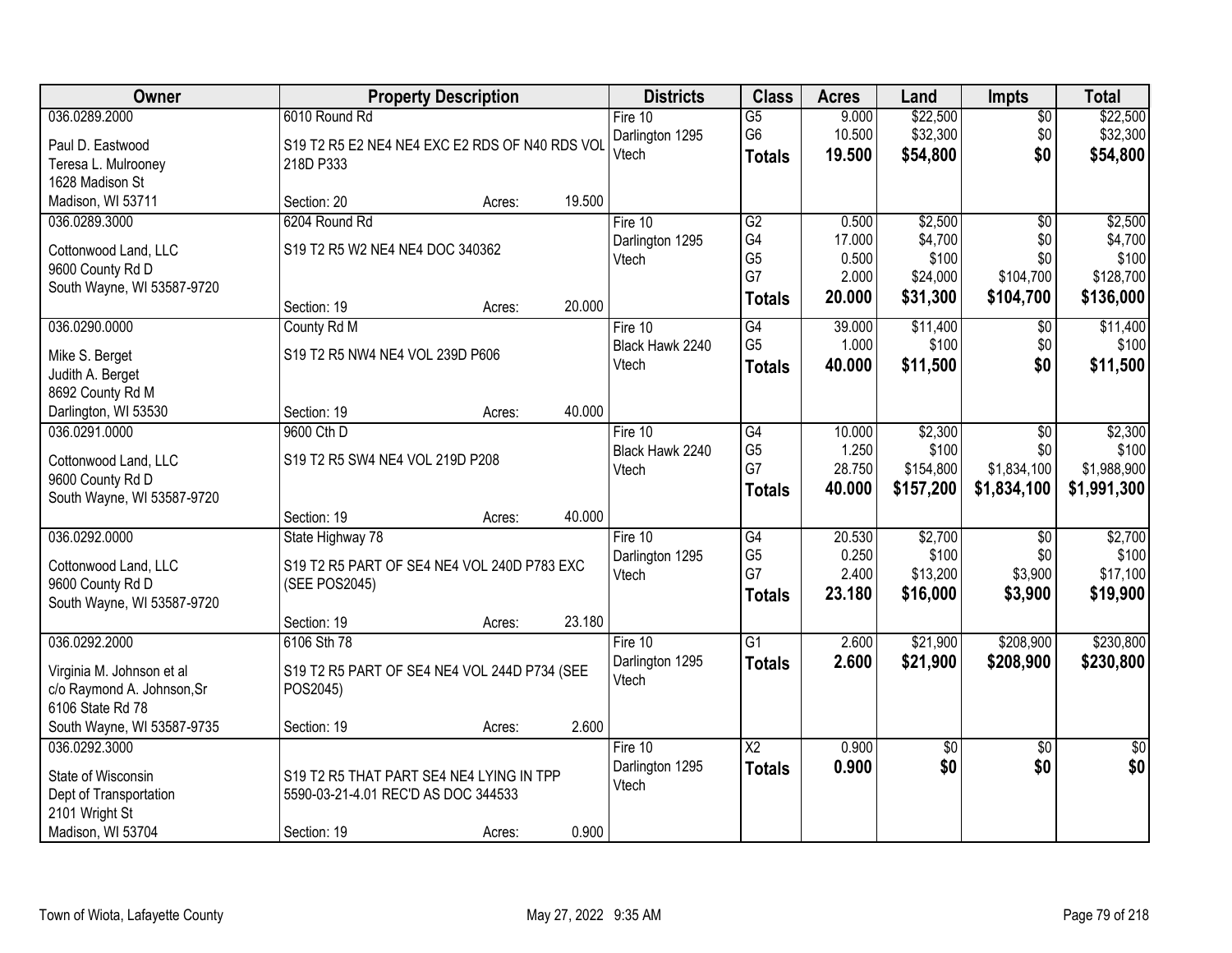| Owner | Property Description | | | Districts | Class | Acres | Land | Impts | Total |
|---|---|---|---|---|---|---|---|---|---|
| 036.0289.2000 | 6010 Round Rd | | | Fire 10 | G5 | 9.000 | \$22,500 | \$0 | \$22,500 |
| Paul D. Eastwood | S19 T2 R5 E2 NE4 NE4 EXC E2 RDS OF N40 RDS VOL 218D P333 | | | Darlington 1295 | G6 | 10.500 | \$32,300 | \$0 | \$32,300 |
| Teresa L. Mulrooney | | | | Vtech | **Totals** | **19.500** | **\$54,800** | **\$0** | **\$54,800** |
| 1628 Madison St | | | | | | | | | |
| Madison, WI 53711 | Section: 20 | Acres: | 19.500 | | | | | | |
| 036.0289.3000 | 6204 Round Rd | | | Fire 10 | G2 | 0.500 | \$2,500 | \$0 | \$2,500 |
| Cottonwood Land, LLC | S19 T2 R5 W2 NE4 NE4 DOC 340362 | | | Darlington 1295 | G4 | 17.000 | \$4,700 | \$0 | \$4,700 |
| 9600 County Rd D | | | | Vtech | G5 | 0.500 | \$100 | \$0 | \$100 |
| South Wayne, WI 53587-9720 | | | | | G7 | 2.000 | \$24,000 | \$104,700 | \$128,700 |
| | Section: 19 | Acres: | 20.000 | | **Totals** | **20.000** | **\$31,300** | **\$104,700** | **\$136,000** |
| 036.0290.0000 | County Rd M | | | Fire 10 | G4 | 39.000 | \$11,400 | \$0 | \$11,400 |
| Mike S. Berget | S19 T2 R5 NW4 NE4 VOL 239D P606 | | | Black Hawk 2240 | G5 | 1.000 | \$100 | \$0 | \$100 |
| Judith A. Berget | | | | Vtech | **Totals** | **40.000** | **\$11,500** | **\$0** | **\$11,500** |
| 8692 County Rd M | | | | | | | | | |
| Darlington, WI 53530 | Section: 19 | Acres: | 40.000 | | | | | | |
| 036.0291.0000 | 9600 Cth D | | | Fire 10 | G4 | 10.000 | \$2,300 | \$0 | \$2,300 |
| Cottonwood Land, LLC | S19 T2 R5 SW4 NE4 VOL 219D P208 | | | Black Hawk 2240 | G5 | 1.250 | \$100 | \$0 | \$100 |
| 9600 County Rd D | | | | Vtech | G7 | 28.750 | \$154,800 | \$1,834,100 | \$1,988,900 |
| South Wayne, WI 53587-9720 | | | | | **Totals** | **40.000** | **\$157,200** | **\$1,834,100** | **\$1,991,300** |
| | Section: 19 | Acres: | 40.000 | | | | | | |
| 036.0292.0000 | State Highway 78 | | | Fire 10 | G4 | 20.530 | \$2,700 | \$0 | \$2,700 |
| Cottonwood Land, LLC | S19 T2 R5 PART OF SE4 NE4 VOL 240D P783 EXC (SEE POS2045) | | | Darlington 1295 | G5 | 0.250 | \$100 | \$0 | \$100 |
| 9600 County Rd D | | | | Vtech | G7 | 2.400 | \$13,200 | \$3,900 | \$17,100 |
| South Wayne, WI 53587-9720 | | | | | **Totals** | **23.180** | **\$16,000** | **\$3,900** | **\$19,900** |
| | Section: 19 | Acres: | 23.180 | | | | | | |
| 036.0292.2000 | 6106 Sth 78 | | | Fire 10 | G1 | 2.600 | \$21,900 | \$208,900 | \$230,800 |
| Virginia M. Johnson et al | S19 T2 R5 PART OF SE4 NE4 VOL 244D P734 (SEE POS2045) | | | Darlington 1295 | **Totals** | **2.600** | **\$21,900** | **\$208,900** | **\$230,800** |
| c/o Raymond A. Johnson,Sr | | | | Vtech | | | | | |
| 6106 State Rd 78 | | | | | | | | | |
| South Wayne, WI 53587-9735 | Section: 19 | Acres: | 2.600 | | | | | | |
| 036.0292.3000 | | | | Fire 10 | X2 | 0.900 | \$0 | \$0 | \$0 |
| State of Wisconsin | S19 T2 R5 THAT PART SE4 NE4 LYING IN TPP 5590-03-21-4.01 REC'D AS DOC 344533 | | | Darlington 1295 | **Totals** | **0.900** | **\$0** | **\$0** | **\$0** |
| Dept of Transportation | | | | Vtech | | | | | |
| 2101 Wright St | | | | | | | | | |
| Madison, WI 53704 | Section: 19 | Acres: | 0.900 | | | | | | |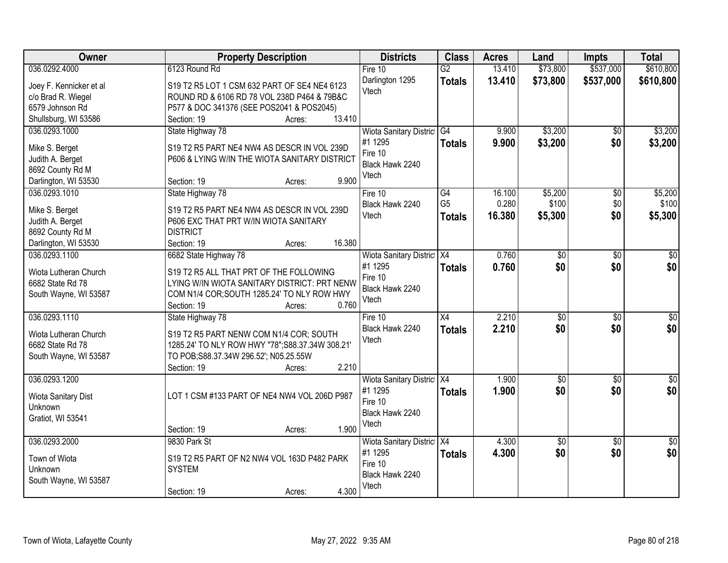| Owner | Property Description | Districts | Class | Acres | Land | Impts | Total |
|---|---|---|---|---|---|---|---|
| 036.0292.4000<br>Joey F. Kennicker et al<br>c/o Brad R. Wiegel<br>6579 Johnson Rd<br>Shullsburg, WI 53586 | 6123 Round Rd<br>S19 T2 R5 LOT 1 CSM 632 PART OF SE4 NE4 6123 ROUND RD & 6106 RD 78 VOL 238D P464 & 79B&C P577 & DOC 341376 (SEE POS2041 & POS2045)<br>Section: 19 Acres: 13.410 | Fire 10<br>Darlington 1295<br>Vtech | G2<br>**Totals** | 13.410<br>**13.410** | $73,800<br>**$73,800** | $537,000<br>**$537,000** | $610,800<br>**$610,800** |
| 036.0293.1000<br>Mike S. Berget<br>Judith A. Berget<br>8692 County Rd M<br>Darlington, WI 53530 | State Highway 78<br>S19 T2 R5 PART NE4 NW4 AS DESCR IN VOL 239D P606 & LYING W/IN THE WIOTA SANITARY DISTRICT<br>Section: 19 Acres: 9.900 | Wiota Sanitary District #1 1295<br>Fire 10<br>Black Hawk 2240<br>Vtech | G4<br>**Totals** | 9.900<br>**9.900** | $3,200<br>**$3,200** | $0<br>**$0** | $3,200<br>**$3,200** |
| 036.0293.1010<br>Mike S. Berget<br>Judith A. Berget<br>8692 County Rd M<br>Darlington, WI 53530 | State Highway 78<br>S19 T2 R5 PART NE4 NW4 AS DESCR IN VOL 239D P606 EXC THAT PRT W/IN WIOTA SANITARY DISTRICT<br>Section: 19 Acres: 16.380 | Fire 10<br>Black Hawk 2240<br>Vtech | G4<br>G5<br>**Totals** | 16.100<br>0.280<br>**16.380** | $5,200<br>$100<br>**$5,300** | $0<br>$0<br>**$0** | $5,200<br>$100<br>**$5,300** |
| 036.0293.1100<br>Wiota Lutheran Church<br>6682 State Rd 78<br>South Wayne, WI 53587 | 6682 State Highway 78<br>S19 T2 R5 ALL THAT PRT OF THE FOLLOWING LYING W/IN WIOTA SANITARY DISTRICT: PRT NENW COM N1/4 COR;SOUTH 1285.24' TO NLY ROW HWY<br>Section: 19 Acres: 0.760 | Wiota Sanitary District #1 1295<br>Fire 10<br>Black Hawk 2240<br>Vtech | X4<br>**Totals** | 0.760<br>**0.760** | $0<br>**$0** | $0<br>**$0** | $0<br>**$0** |
| 036.0293.1110<br>Wiota Lutheran Church<br>6682 State Rd 78<br>South Wayne, WI 53587 | State Highway 78<br>S19 T2 R5 PART NENW COM N1/4 COR; SOUTH 1285.24' TO NLY ROW HWY "78";S88.37.34W 308.21' TO POB;S88.37.34W 296.52'; N05.25.55W<br>Section: 19 Acres: 2.210 | Fire 10<br>Black Hawk 2240<br>Vtech | X4<br>**Totals** | 2.210<br>**2.210** | $0<br>**$0** | $0<br>**$0** | $0<br>**$0** |
| 036.0293.1200<br>Wiota Sanitary Dist<br>Unknown<br>Gratiot, WI 53541 | LOT 1 CSM #133 PART OF NE4 NW4 VOL 206D P987<br>Section: 19 Acres: 1.900 | Wiota Sanitary District #1 1295<br>Fire 10<br>Black Hawk 2240<br>Vtech | X4<br>**Totals** | 1.900<br>**1.900** | $0<br>**$0** | $0<br>**$0** | $0<br>**$0** |
| 036.0293.2000<br>Town of Wiota<br>Unknown<br>South Wayne, WI 53587 | 9830 Park St<br>S19 T2 R5 PART OF N2 NW4 VOL 163D P482 PARK SYSTEM<br>Section: 19 Acres: 4.300 | Wiota Sanitary District #1 1295<br>Fire 10<br>Black Hawk 2240<br>Vtech | X4<br>**Totals** | 4.300<br>**4.300** | $0<br>**$0** | $0<br>**$0** | $0<br>**$0** |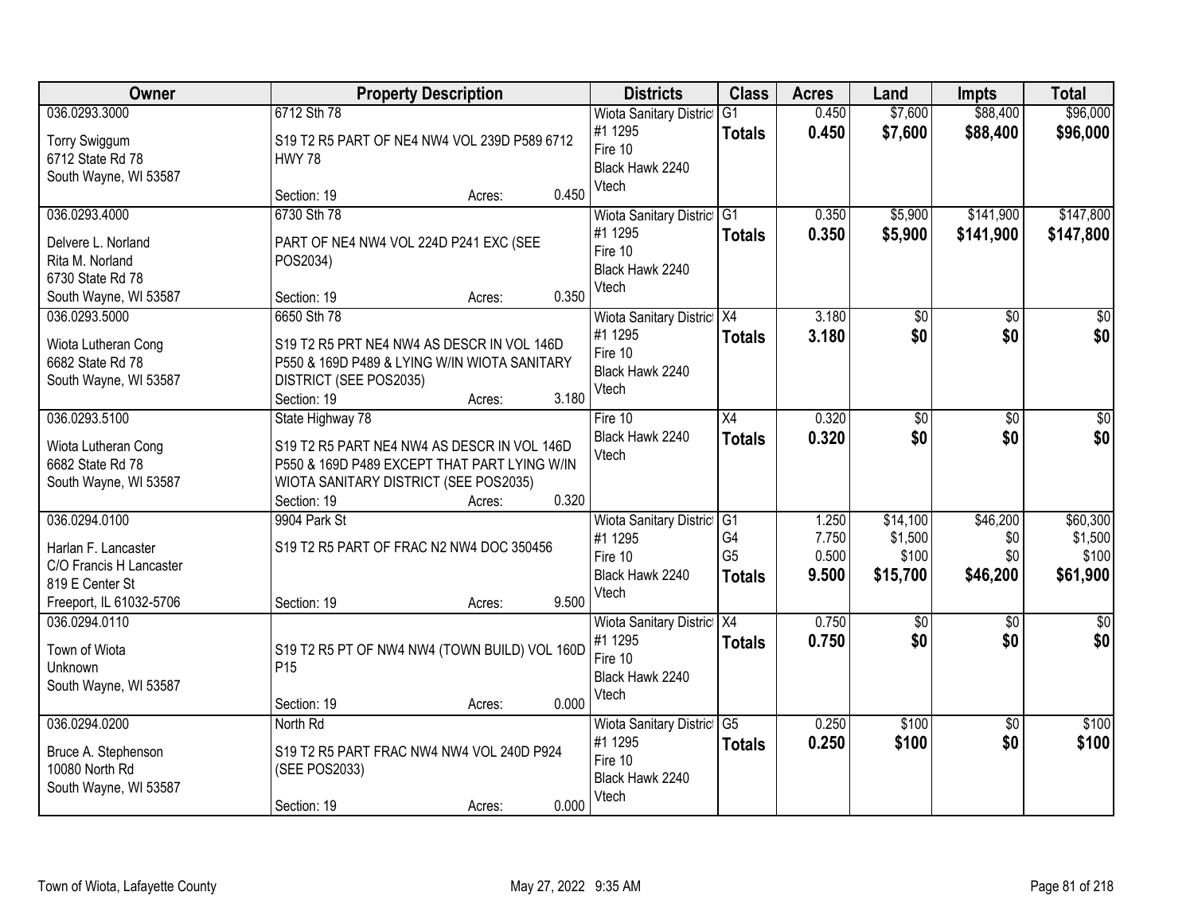| Owner | Property Description | Districts | Class | Acres | Land | Impts | Total |
|---|---|---|---|---|---|---|---|
| 036.0293.3000<br>Torry Swiggum<br>6712 State Rd 78<br>South Wayne, WI 53587 | 6712 Sth 78<br>S19 T2 R5 PART OF NE4 NW4 VOL 239D P589 6712 HWY 78<br>Section: 19 Acres: 0.450 | Wiota Sanitary District #1 1295<br>Fire 10<br>Black Hawk 2240<br>Vtech | G1<br>**Totals** | 0.450<br>**0.450** | $7,600<br>**$7,600** | $88,400<br>**$88,400** | $96,000<br>**$96,000** |
| 036.0293.4000<br>Delvere L. Norland<br>Rita M. Norland<br>6730 State Rd 78<br>South Wayne, WI 53587 | 6730 Sth 78<br>PART OF NE4 NW4 VOL 224D P241 EXC (SEE POS2034)<br>Section: 19 Acres: 0.350 | Wiota Sanitary District #1 1295<br>Fire 10<br>Black Hawk 2240<br>Vtech | G1<br>**Totals** | 0.350<br>**0.350** | $5,900<br>**$5,900** | $141,900<br>**$141,900** | $147,800<br>**$147,800** |
| 036.0293.5000<br>Wiota Lutheran Cong<br>6682 State Rd 78<br>South Wayne, WI 53587 | 6650 Sth 78<br>S19 T2 R5 PRT NE4 NW4 AS DESCR IN VOL 146D P550 & 169D P489 & LYING W/IN WIOTA SANITARY DISTRICT (SEE POS2035)<br>Section: 19 Acres: 3.180 | Wiota Sanitary District #1 1295<br>Fire 10<br>Black Hawk 2240<br>Vtech | X4<br>**Totals** | 3.180<br>**3.180** | $0<br>**$0** | $0<br>**$0** | $0<br>**$0** |
| 036.0293.5100<br>Wiota Lutheran Cong<br>6682 State Rd 78<br>South Wayne, WI 53587 | State Highway 78<br>S19 T2 R5 PART NE4 NW4 AS DESCR IN VOL 146D P550 & 169D P489 EXCEPT THAT PART LYING W/IN WIOTA SANITARY DISTRICT (SEE POS2035)<br>Section: 19 Acres: 0.320 | Fire 10<br>Black Hawk 2240<br>Vtech | X4<br>**Totals** | 0.320<br>**0.320** | $0<br>**$0** | $0<br>**$0** | $0<br>**$0** |
| 036.0294.0100<br>Harlan F. Lancaster<br>C/O Francis H Lancaster<br>819 E Center St<br>Freeport, IL 61032-5706 | 9904 Park St<br>S19 T2 R5 PART OF FRAC N2 NW4 DOC 350456<br>Section: 19 Acres: 9.500 | Wiota Sanitary District #1 1295<br>Fire 10<br>Black Hawk 2240<br>Vtech | G1<br>G4<br>G5<br>**Totals** | 1.250<br>7.750<br>0.500<br>**9.500** | $14,100<br>$1,500<br>$100<br>**$15,700** | $46,200<br>$0<br>$0<br>**$46,200** | $60,300<br>$1,500<br>$100<br>**$61,900** |
| 036.0294.0110<br>Town of Wiota<br>Unknown<br>South Wayne, WI 53587 | S19 T2 R5 PT OF NW4 NW4 (TOWN BUILD) VOL 160D P15<br>Section: 19 Acres: 0.000 | Wiota Sanitary District #1 1295<br>Fire 10<br>Black Hawk 2240<br>Vtech | X4<br>**Totals** | 0.750<br>**0.750** | $0<br>**$0** | $0<br>**$0** | $0<br>**$0** |
| 036.0294.0200<br>Bruce A. Stephenson<br>10080 North Rd<br>South Wayne, WI 53587 | North Rd<br>S19 T2 R5 PART FRAC NW4 NW4 VOL 240D P924 (SEE POS2033)<br>Section: 19 Acres: 0.000 | Wiota Sanitary District #1 1295<br>Fire 10<br>Black Hawk 2240<br>Vtech | G5<br>**Totals** | 0.250<br>**0.250** | $100<br>**$100** | $0<br>**$0** | $100<br>**$100** |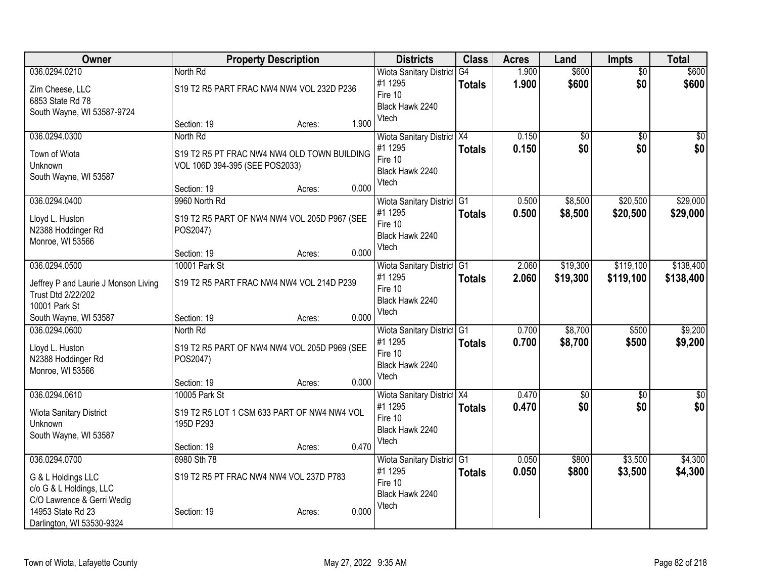| Owner | Property Description | Districts | Class | Acres | Land | Impts | Total |
|---|---|---|---|---|---|---|---|
| 036.0294.0210<br>Zim Cheese, LLC<br>6853 State Rd 78<br>South Wayne, WI 53587-9724 | North Rd<br>S19 T2 R5 PART FRAC NW4 NW4 VOL 232D P236<br>Section: 19 Acres: 1.900 | Wiota Sanitary District #1 1295<br>Fire 10<br>Black Hawk 2240<br>Vtech | G4<br>**Totals** | 1.900<br>**1.900** | $600<br>**$600** | $0<br>**$0** | $600<br>**$600** |
| 036.0294.0300<br>Town of Wiota<br>Unknown<br>South Wayne, WI 53587 | North Rd<br>S19 T2 R5 PT FRAC NW4 NW4 OLD TOWN BUILDING VOL 106D 394-395 (SEE POS2033)<br>Section: 19 Acres: 0.000 | Wiota Sanitary District #1 1295<br>Fire 10<br>Black Hawk 2240<br>Vtech | X4<br>**Totals** | 0.150<br>**0.150** | $0<br>**$0** | $0<br>**$0** | $0<br>**$0** |
| 036.0294.0400<br>Lloyd L. Huston<br>N2388 Hoddinger Rd<br>Monroe, WI 53566 | 9960 North Rd<br>S19 T2 R5 PART OF NW4 NW4 VOL 205D P967 (SEE POS2047)<br>Section: 19 Acres: 0.000 | Wiota Sanitary District #1 1295<br>Fire 10<br>Black Hawk 2240<br>Vtech | G1<br>**Totals** | 0.500<br>**0.500** | $8,500<br>**$8,500** | $20,500<br>**$20,500** | $29,000<br>**$29,000** |
| 036.0294.0500<br>Jeffrey P and Laurie J Monson Living Trust Dtd 2/22/202<br>10001 Park St<br>South Wayne, WI 53587 | 10001 Park St<br>S19 T2 R5 PART FRAC NW4 NW4 VOL 214D P239<br>Section: 19 Acres: 0.000 | Wiota Sanitary District #1 1295<br>Fire 10<br>Black Hawk 2240<br>Vtech | G1<br>**Totals** | 2.060<br>**2.060** | $19,300<br>**$19,300** | $119,100<br>**$119,100** | $138,400<br>**$138,400** |
| 036.0294.0600<br>Lloyd L. Huston<br>N2388 Hoddinger Rd<br>Monroe, WI 53566 | North Rd<br>S19 T2 R5 PART OF NW4 NW4 VOL 205D P969 (SEE POS2047)<br>Section: 19 Acres: 0.000 | Wiota Sanitary District #1 1295<br>Fire 10<br>Black Hawk 2240<br>Vtech | G1<br>**Totals** | 0.700<br>**0.700** | $8,700<br>**$8,700** | $500<br>**$500** | $9,200<br>**$9,200** |
| 036.0294.0610<br>Wiota Sanitary District<br>Unknown<br>South Wayne, WI 53587 | 10005 Park St<br>S19 T2 R5 LOT 1 CSM 633 PART OF NW4 NW4 VOL 195D P293<br>Section: 19 Acres: 0.470 | Wiota Sanitary District #1 1295<br>Fire 10<br>Black Hawk 2240<br>Vtech | X4<br>**Totals** | 0.470<br>**0.470** | $0<br>**$0** | $0<br>**$0** | $0<br>**$0** |
| 036.0294.0700<br>G & L Holdings LLC<br>c/o G & L Holdings, LLC<br>C/O Lawrence & Gerri Wedig<br>14953 State Rd 23<br>Darlington, WI 53530-9324 | 6980 Sth 78<br>S19 T2 R5 PT FRAC NW4 NW4 VOL 237D P783<br>Section: 19 Acres: 0.000 | Wiota Sanitary District #1 1295<br>Fire 10<br>Black Hawk 2240<br>Vtech | G1<br>**Totals** | 0.050<br>**0.050** | $800<br>**$800** | $3,500<br>**$3,500** | $4,300<br>**$4,300** |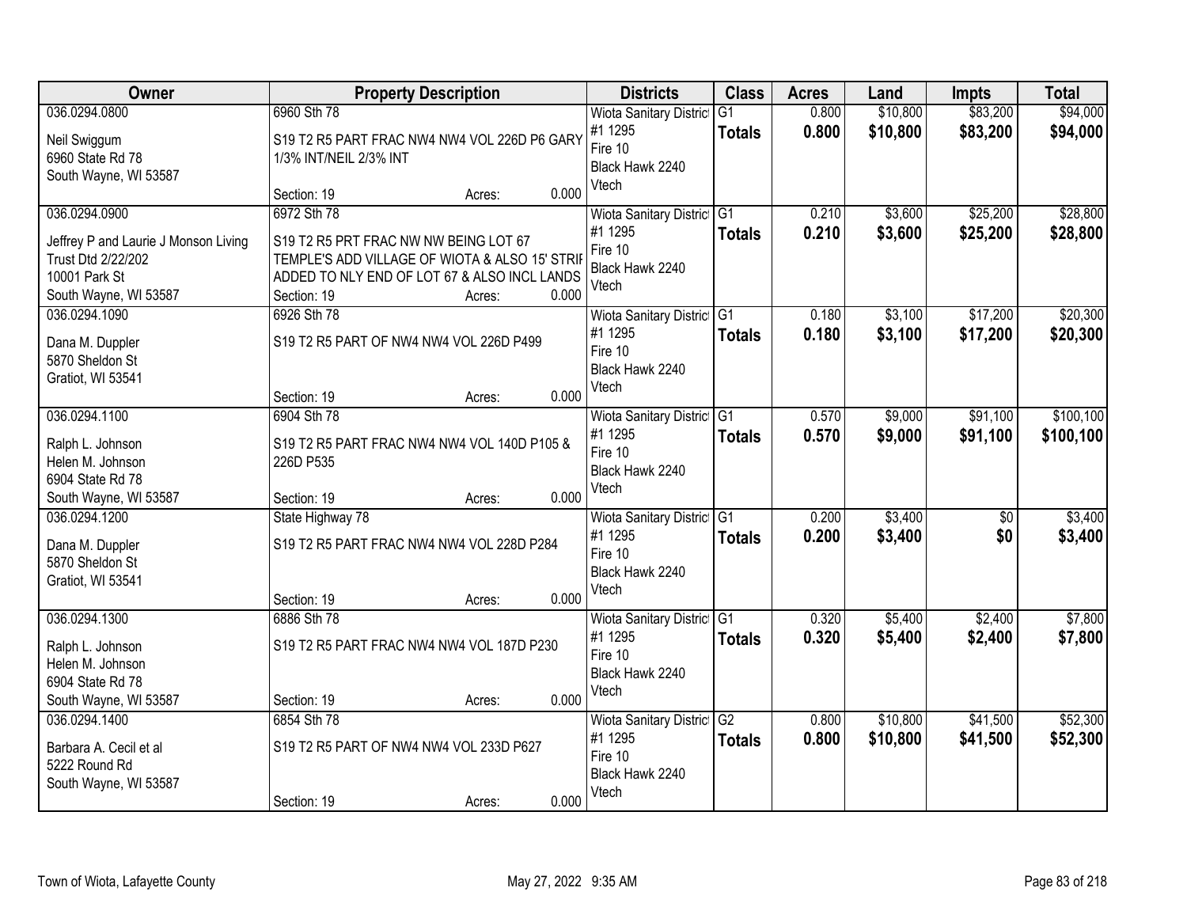| Owner | Property Description | Districts | Class | Acres | Land | Impts | Total |
|---|---|---|---|---|---|---|---|
| 036.0294.0800<br>Neil Swiggum<br>6960 State Rd 78<br>South Wayne, WI 53587 | 6960 Sth 78<br>S19 T2 R5 PART FRAC NW4 NW4 VOL 226D P6 GARY 1/3% INT/NEIL 2/3% INT<br>Section: 19 Acres: 0.000 | Wiota Sanitary District #1 1295<br>Fire 10<br>Black Hawk 2240<br>Vtech | G1<br>**Totals** | 0.800<br>**0.800** | $10,800<br>**$10,800** | $83,200<br>**$83,200** | $94,000<br>**$94,000** |
| 036.0294.0900<br>Jeffrey P and Laurie J Monson Living Trust Dtd 2/22/202<br>10001 Park St<br>South Wayne, WI 53587 | 6972 Sth 78<br>S19 T2 R5 PRT FRAC NW NW BEING LOT 67 TEMPLE'S ADD VILLAGE OF WIOTA & ALSO 15' STRIP ADDED TO NLY END OF LOT 67 & ALSO INCL LANDS<br>Section: 19 Acres: 0.000 | Wiota Sanitary District #1 1295<br>Fire 10<br>Black Hawk 2240<br>Vtech | G1<br>**Totals** | 0.210<br>**0.210** | $3,600<br>**$3,600** | $25,200<br>**$25,200** | $28,800<br>**$28,800** |
| 036.0294.1090<br>Dana M. Duppler<br>5870 Sheldon St<br>Gratiot, WI 53541 | 6926 Sth 78<br>S19 T2 R5 PART OF NW4 NW4 VOL 226D P499<br>Section: 19 Acres: 0.000 | Wiota Sanitary District #1 1295<br>Fire 10<br>Black Hawk 2240<br>Vtech | G1<br>**Totals** | 0.180<br>**0.180** | $3,100<br>**$3,100** | $17,200<br>**$17,200** | $20,300<br>**$20,300** |
| 036.0294.1100<br>Ralph L. Johnson<br>Helen M. Johnson<br>6904 State Rd 78<br>South Wayne, WI 53587 | 6904 Sth 78<br>S19 T2 R5 PART FRAC NW4 NW4 VOL 140D P105 & 226D P535<br>Section: 19 Acres: 0.000 | Wiota Sanitary District #1 1295<br>Fire 10<br>Black Hawk 2240<br>Vtech | G1<br>**Totals** | 0.570<br>**0.570** | $9,000<br>**$9,000** | $91,100<br>**$91,100** | $100,100<br>**$100,100** |
| 036.0294.1200<br>Dana M. Duppler<br>5870 Sheldon St<br>Gratiot, WI 53541 | State Highway 78<br>S19 T2 R5 PART FRAC NW4 NW4 VOL 228D P284<br>Section: 19 Acres: 0.000 | Wiota Sanitary District #1 1295<br>Fire 10<br>Black Hawk 2240<br>Vtech | G1<br>**Totals** | 0.200<br>**0.200** | $3,400<br>**$3,400** | $0<br>**$0** | $3,400<br>**$3,400** |
| 036.0294.1300<br>Ralph L. Johnson<br>Helen M. Johnson<br>6904 State Rd 78<br>South Wayne, WI 53587 | 6886 Sth 78<br>S19 T2 R5 PART FRAC NW4 NW4 VOL 187D P230<br>Section: 19 Acres: 0.000 | Wiota Sanitary District #1 1295<br>Fire 10<br>Black Hawk 2240<br>Vtech | G1<br>**Totals** | 0.320<br>**0.320** | $5,400<br>**$5,400** | $2,400<br>**$2,400** | $7,800<br>**$7,800** |
| 036.0294.1400<br>Barbara A. Cecil et al<br>5222 Round Rd<br>South Wayne, WI 53587 | 6854 Sth 78<br>S19 T2 R5 PART OF NW4 NW4 VOL 233D P627<br>Section: 19 Acres: 0.000 | Wiota Sanitary District #1 1295<br>Fire 10<br>Black Hawk 2240<br>Vtech | G2<br>**Totals** | 0.800<br>**0.800** | $10,800<br>**$10,800** | $41,500<br>**$41,500** | $52,300<br>**$52,300** |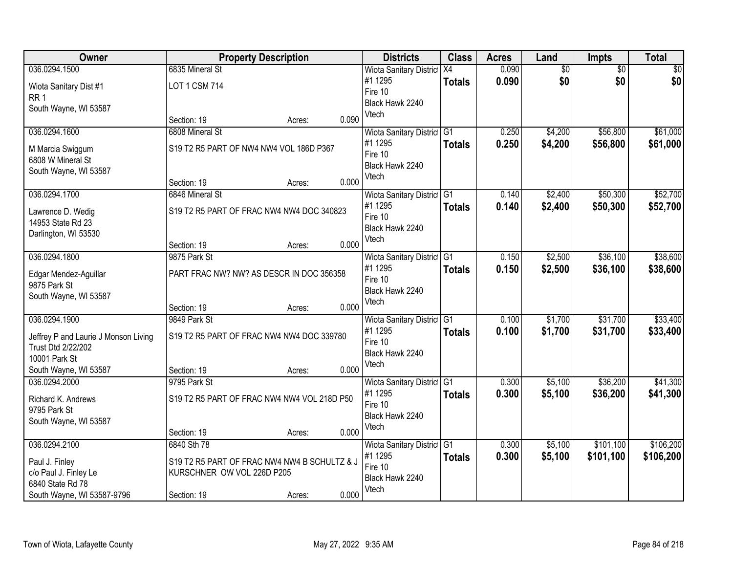| Owner | Property Description | Districts | Class | Acres | Land | Impts | Total |
|---|---|---|---|---|---|---|---|
| 036.0294.1500<br>Wiota Sanitary Dist #1<br>RR 1<br>South Wayne, WI 53587 | 6835 Mineral St<br>LOT 1 CSM 714<br>Section: 19 Acres: 0.090 | Wiota Sanitary District #1 1295<br>Fire 10<br>Black Hawk 2240<br>Vtech | X4<br>**Totals** | 0.090<br>**0.090** | $0<br>**$0** | $0<br>**$0** | $0<br>**$0** |
| 036.0294.1600<br>M Marcia Swiggum<br>6808 W Mineral St<br>South Wayne, WI 53587 | 6808 Mineral St<br>S19 T2 R5 PART OF NW4 NW4 VOL 186D P367<br>Section: 19 Acres: 0.000 | Wiota Sanitary District #1 1295<br>Fire 10<br>Black Hawk 2240<br>Vtech | G1<br>**Totals** | 0.250<br>**0.250** | $4,200<br>**$4,200** | $56,800<br>**$56,800** | $61,000<br>**$61,000** |
| 036.0294.1700<br>Lawrence D. Wedig<br>14953 State Rd 23<br>Darlington, WI 53530 | 6846 Mineral St<br>S19 T2 R5 PART OF FRAC NW4 NW4 DOC 340823<br>Section: 19 Acres: 0.000 | Wiota Sanitary District #1 1295<br>Fire 10<br>Black Hawk 2240<br>Vtech | G1<br>**Totals** | 0.140<br>**0.140** | $2,400<br>**$2,400** | $50,300<br>**$50,300** | $52,700<br>**$52,700** |
| 036.0294.1800<br>Edgar Mendez-Aguillar<br>9875 Park St<br>South Wayne, WI 53587 | 9875 Park St<br>PART FRAC NW? NW? AS DESCR IN DOC 356358<br>Section: 19 Acres: 0.000 | Wiota Sanitary District #1 1295<br>Fire 10<br>Black Hawk 2240<br>Vtech | G1<br>**Totals** | 0.150<br>**0.150** | $2,500<br>**$2,500** | $36,100<br>**$36,100** | $38,600<br>**$38,600** |
| 036.0294.1900<br>Jeffrey P and Laurie J Monson Living Trust Dtd 2/22/202<br>10001 Park St<br>South Wayne, WI 53587 | 9849 Park St<br>S19 T2 R5 PART OF FRAC NW4 NW4 DOC 339780<br>Section: 19 Acres: 0.000 | Wiota Sanitary District #1 1295<br>Fire 10<br>Black Hawk 2240<br>Vtech | G1<br>**Totals** | 0.100<br>**0.100** | $1,700<br>**$1,700** | $31,700<br>**$31,700** | $33,400<br>**$33,400** |
| 036.0294.2000<br>Richard K. Andrews<br>9795 Park St<br>South Wayne, WI 53587 | 9795 Park St<br>S19 T2 R5 PART OF FRAC NW4 NW4 VOL 218D P50<br>Section: 19 Acres: 0.000 | Wiota Sanitary District #1 1295<br>Fire 10<br>Black Hawk 2240<br>Vtech | G1<br>**Totals** | 0.300<br>**0.300** | $5,100<br>**$5,100** | $36,200<br>**$36,200** | $41,300<br>**$41,300** |
| 036.0294.2100<br>Paul J. Finley<br>c/o Paul J. Finley Le<br>6840 State Rd 78<br>South Wayne, WI 53587-9796 | 6840 Sth 78<br>S19 T2 R5 PART OF FRAC NW4 NW4 B SCHULTZ & J KURSCHNER OW VOL 226D P205<br>Section: 19 Acres: 0.000 | Wiota Sanitary District #1 1295<br>Fire 10<br>Black Hawk 2240<br>Vtech | G1<br>**Totals** | 0.300<br>**0.300** | $5,100<br>**$5,100** | $101,100<br>**$101,100** | $106,200<br>**$106,200** |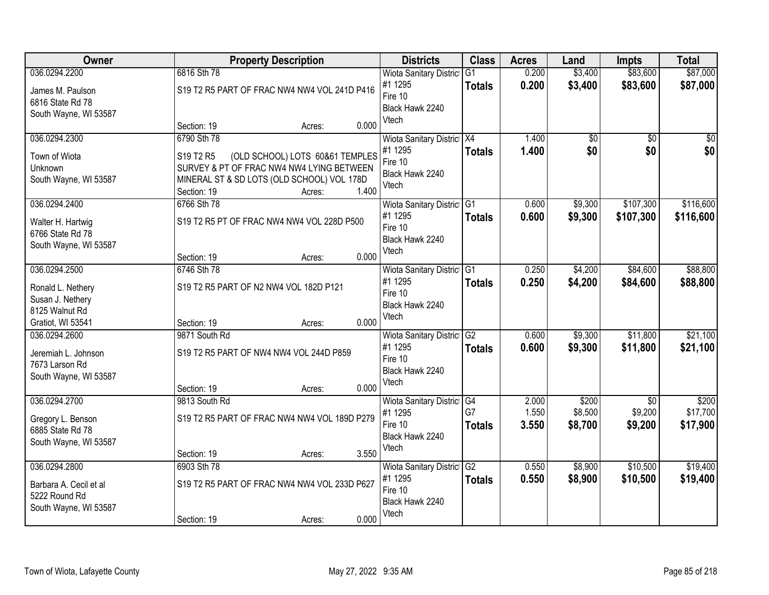| Owner | Property Description | Districts | Class | Acres | Land | Impts | Total |
|---|---|---|---|---|---|---|---|
| 036.0294.2200<br>James M. Paulson<br>6816 State Rd 78<br>South Wayne, WI 53587 | 6816 Sth 78<br>S19 T2 R5 PART OF FRAC NW4 NW4 VOL 241D P416<br>Section: 19 Acres: 0.000 | Wiota Sanitary District #1 1295<br>Fire 10<br>Black Hawk 2240<br>Vtech | G1<br>**Totals** | 0.200<br>**0.200** | $3,400<br>**$3,400** | $83,600<br>**$83,600** | $87,000<br>**$87,000** |
| 036.0294.2300<br>Town of Wiota<br>Unknown<br>South Wayne, WI 53587 | 6790 Sth 78<br>S19 T2 R5 (OLD SCHOOL) LOTS 60&61 TEMPLES SURVEY & PT OF FRAC NW4 NW4 LYING BETWEEN MINERAL ST & SD LOTS (OLD SCHOOL) VOL 178D<br>Section: 19 Acres: 1.400 | Wiota Sanitary District #1 1295<br>Fire 10<br>Black Hawk 2240<br>Vtech | X4<br>**Totals** | 1.400<br>**1.400** | $0<br>**$0** | $0<br>**$0** | $0<br>**$0** |
| 036.0294.2400<br>Walter H. Hartwig<br>6766 State Rd 78<br>South Wayne, WI 53587 | 6766 Sth 78<br>S19 T2 R5 PT OF FRAC NW4 NW4 VOL 228D P500<br>Section: 19 Acres: 0.000 | Wiota Sanitary District #1 1295<br>Fire 10<br>Black Hawk 2240<br>Vtech | G1<br>**Totals** | 0.600<br>**0.600** | $9,300<br>**$9,300** | $107,300<br>**$107,300** | $116,600<br>**$116,600** |
| 036.0294.2500<br>Ronald L. Nethery<br>Susan J. Nethery<br>8125 Walnut Rd<br>Gratiot, WI 53541 | 6746 Sth 78<br>S19 T2 R5 PART OF N2 NW4 VOL 182D P121<br>Section: 19 Acres: 0.000 | Wiota Sanitary District #1 1295<br>Fire 10<br>Black Hawk 2240<br>Vtech | G1<br>**Totals** | 0.250<br>**0.250** | $4,200<br>**$4,200** | $84,600<br>**$84,600** | $88,800<br>**$88,800** |
| 036.0294.2600<br>Jeremiah L. Johnson<br>7673 Larson Rd<br>South Wayne, WI 53587 | 9871 South Rd<br>S19 T2 R5 PART OF NW4 NW4 VOL 244D P859<br>Section: 19 Acres: 0.000 | Wiota Sanitary District #1 1295<br>Fire 10<br>Black Hawk 2240<br>Vtech | G2<br>**Totals** | 0.600<br>**0.600** | $9,300<br>**$9,300** | $11,800<br>**$11,800** | $21,100<br>**$21,100** |
| 036.0294.2700<br>Gregory L. Benson<br>6885 State Rd 78<br>South Wayne, WI 53587 | 9813 South Rd<br>S19 T2 R5 PART OF FRAC NW4 NW4 VOL 189D P279<br>Section: 19 Acres: 3.550 | Wiota Sanitary District #1 1295<br>Fire 10<br>Black Hawk 2240<br>Vtech | G4<br>G7<br>**Totals** | 2.000<br>1.550<br>**3.550** | $200<br>$8,500<br>**$8,700** | $0<br>$9,200<br>**$9,200** | $200<br>$17,700<br>**$17,900** |
| 036.0294.2800<br>Barbara A. Cecil et al<br>5222 Round Rd<br>South Wayne, WI 53587 | 6903 Sth 78<br>S19 T2 R5 PART OF FRAC NW4 NW4 VOL 233D P627<br>Section: 19 Acres: 0.000 | Wiota Sanitary District #1 1295<br>Fire 10<br>Black Hawk 2240<br>Vtech | G2<br>**Totals** | 0.550<br>**0.550** | $8,900<br>**$8,900** | $10,500<br>**$10,500** | $19,400<br>**$19,400** |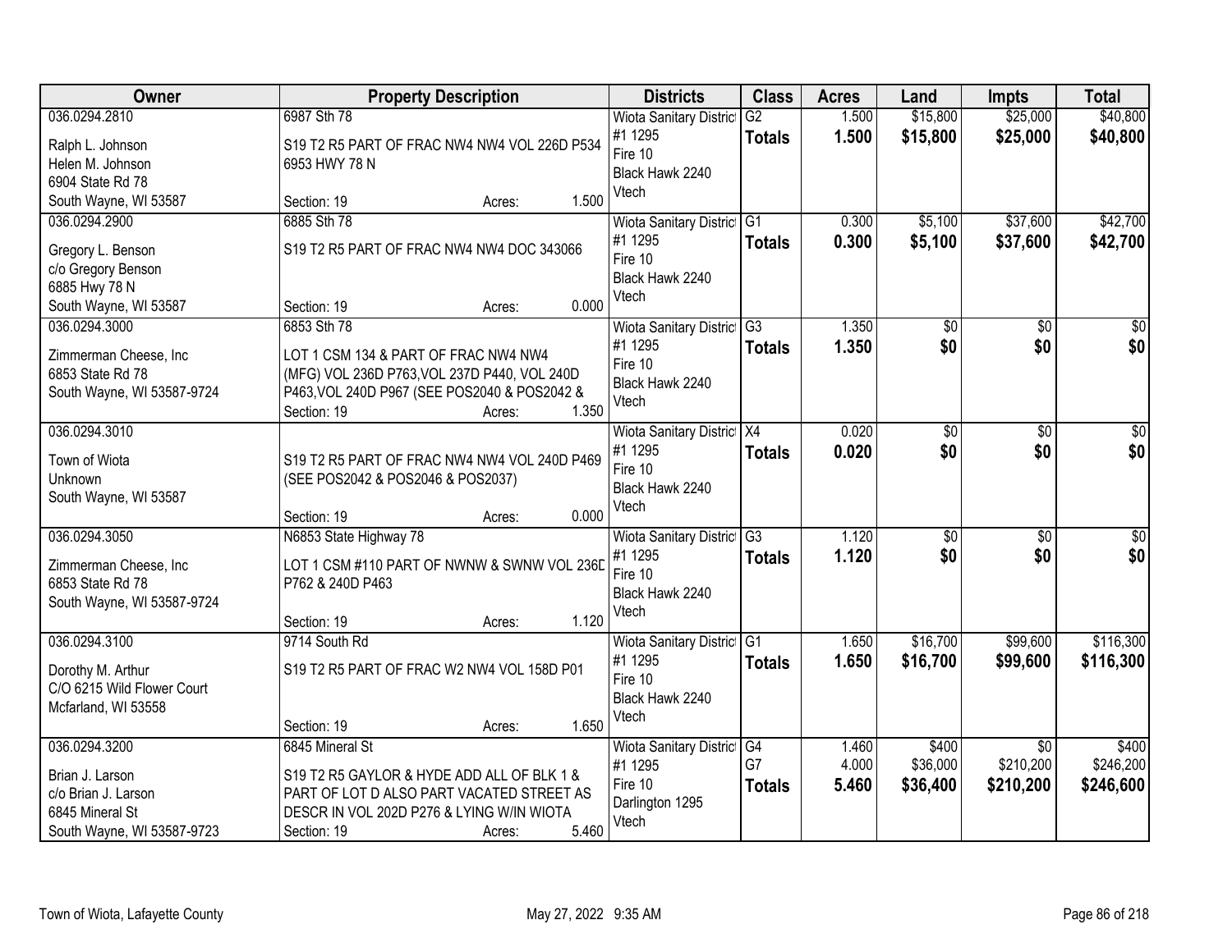| Owner | Property Description | Districts | Class | Acres | Land | Impts | Total |
|---|---|---|---|---|---|---|---|
| 036.0294.2810<br>Ralph L. Johnson<br>Helen M. Johnson<br>6904 State Rd 78<br>South Wayne, WI 53587 | 6987 Sth 78<br>S19 T2 R5 PART OF FRAC NW4 NW4 VOL 226D P534<br>6953 HWY 78 N<br>Section: 19 Acres: 1.500 | Wiota Sanitary District #1 1295<br>Fire 10<br>Black Hawk 2240<br>Vtech | G2<br>**Totals** | 1.500<br>**1.500** | $15,800<br>**$15,800** | $25,000<br>**$25,000** | $40,800<br>**$40,800** |
| 036.0294.2900<br>Gregory L. Benson<br>c/o Gregory Benson<br>6885 Hwy 78 N<br>South Wayne, WI 53587 | 6885 Sth 78<br>S19 T2 R5 PART OF FRAC NW4 NW4 DOC 343066<br>Section: 19 Acres: 0.000 | Wiota Sanitary District #1 1295<br>Fire 10<br>Black Hawk 2240<br>Vtech | G1<br>**Totals** | 0.300<br>**0.300** | $5,100<br>**$5,100** | $37,600<br>**$37,600** | $42,700<br>**$42,700** |
| 036.0294.3000<br>Zimmerman Cheese, Inc<br>6853 State Rd 78<br>South Wayne, WI 53587-9724 | 6853 Sth 78<br>LOT 1 CSM 134 & PART OF FRAC NW4 NW4 (MFG) VOL 236D P763,VOL 237D P440, VOL 240D P463,VOL 240D P967 (SEE POS2040 & POS2042 &<br>Section: 19 Acres: 1.350 | Wiota Sanitary District #1 1295<br>Fire 10<br>Black Hawk 2240<br>Vtech | G3<br>**Totals** | 1.350<br>**1.350** | $0<br>**$0** | $0<br>**$0** | $0<br>**$0** |
| 036.0294.3010<br>Town of Wiota<br>Unknown<br>South Wayne, WI 53587 | S19 T2 R5 PART OF FRAC NW4 NW4 VOL 240D P469 (SEE POS2042 & POS2046 & POS2037)<br>Section: 19 Acres: 0.000 | Wiota Sanitary District #1 1295<br>Fire 10<br>Black Hawk 2240<br>Vtech | X4<br>**Totals** | 0.020<br>**0.020** | $0<br>**$0** | $0<br>**$0** | $0<br>**$0** |
| 036.0294.3050<br>Zimmerman Cheese, Inc<br>6853 State Rd 78<br>South Wayne, WI 53587-9724 | N6853 State Highway 78<br>LOT 1 CSM #110 PART OF NWNW & SWNW VOL 236D P762 & 240D P463<br>Section: 19 Acres: 1.120 | Wiota Sanitary District #1 1295<br>Fire 10<br>Black Hawk 2240<br>Vtech | G3<br>**Totals** | 1.120<br>**1.120** | $0<br>**$0** | $0<br>**$0** | $0<br>**$0** |
| 036.0294.3100<br>Dorothy M. Arthur<br>C/O 6215 Wild Flower Court<br>Mcfarland, WI 53558 | 9714 South Rd<br>S19 T2 R5 PART OF FRAC W2 NW4 VOL 158D P01<br>Section: 19 Acres: 1.650 | Wiota Sanitary District #1 1295<br>Fire 10<br>Black Hawk 2240<br>Vtech | G1<br>**Totals** | 1.650<br>**1.650** | $16,700<br>**$16,700** | $99,600<br>**$99,600** | $116,300<br>**$116,300** |
| 036.0294.3200<br>Brian J. Larson<br>c/o Brian J. Larson<br>6845 Mineral St<br>South Wayne, WI 53587-9723 | 6845 Mineral St<br>S19 T2 R5 GAYLOR & HYDE ADD ALL OF BLK 1 & PART OF LOT D ALSO PART VACATED STREET AS DESCR IN VOL 202D P276 & LYING W/IN WIOTA<br>Section: 19 Acres: 5.460 | Wiota Sanitary District #1 1295<br>Fire 10<br>Darlington 1295<br>Vtech | G4<br>G7<br>**Totals** | 1.460<br>4.000<br>**5.460** | $400<br>$36,000<br>**$36,400** | $0<br>$210,200<br>**$210,200** | $400<br>$246,200<br>**$246,600** |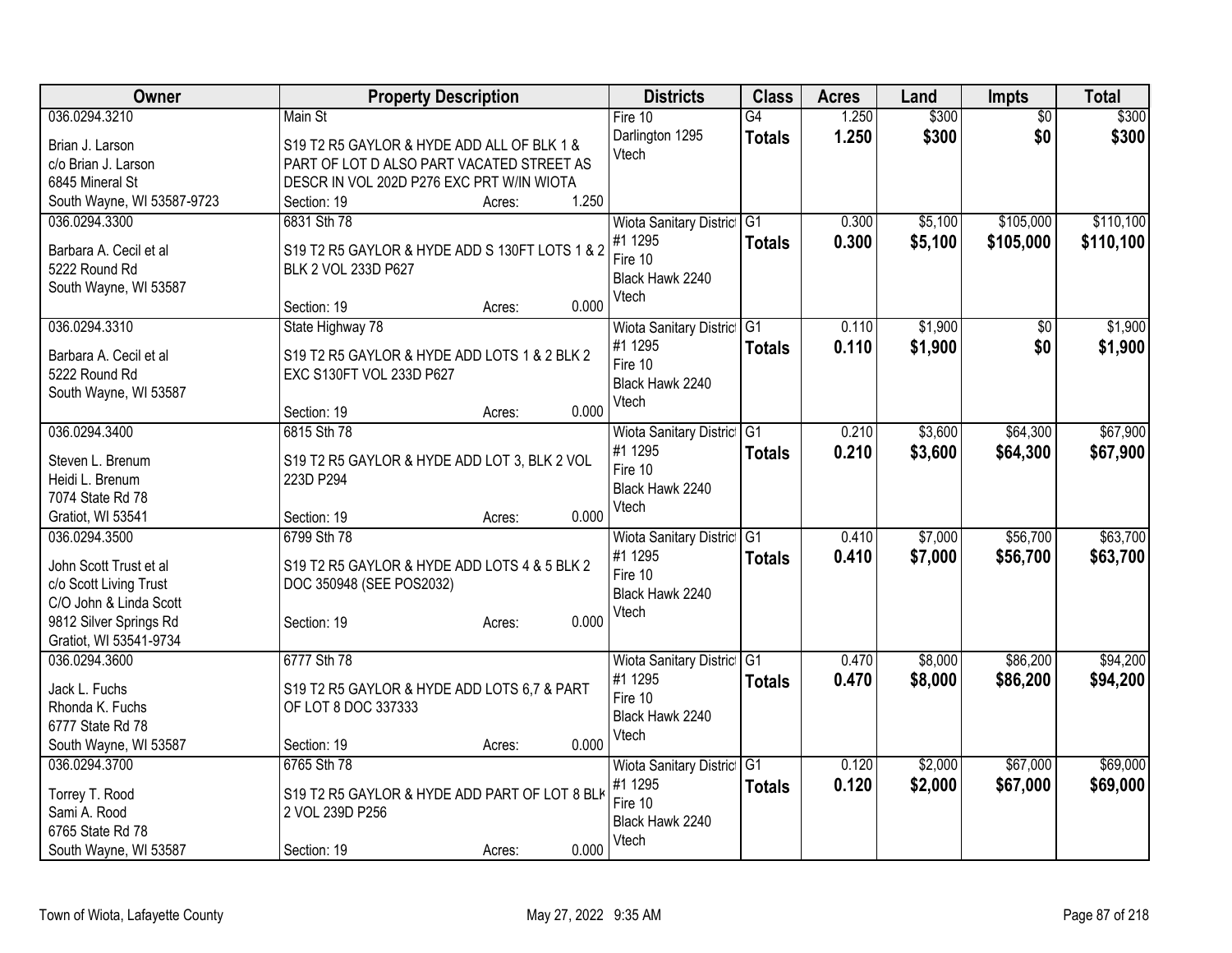| Owner | Property Description | Districts | Class | Acres | Land | Impts | Total |
|---|---|---|---|---|---|---|---|
| 036.0294.3210<br>Brian J. Larson<br>c/o Brian J. Larson<br>6845 Mineral St<br>South Wayne, WI 53587-9723 | Main St<br>S19 T2 R5 GAYLOR & HYDE ADD ALL OF BLK 1 & PART OF LOT D ALSO PART VACATED STREET AS DESCR IN VOL 202D P276 EXC PRT W/IN WIOTA<br>Section: 19 Acres: 1.250 | Fire 10<br>Darlington 1295<br>Vtech | G4<br>**Totals** | 1.250<br>**1.250** | $300<br>**$300** | $0<br>**$0** | $300<br>**$300** |
| 036.0294.3300<br>Barbara A. Cecil et al<br>5222 Round Rd<br>South Wayne, WI 53587 | 6831 Sth 78<br>S19 T2 R5 GAYLOR & HYDE ADD S 130FT LOTS 1 & 2 BLK 2 VOL 233D P627<br>Section: 19 Acres: 0.000 | Wiota Sanitary District #1 1295<br>Fire 10<br>Black Hawk 2240<br>Vtech | G1<br>**Totals** | 0.300<br>**0.300** | $5,100<br>**$5,100** | $105,000<br>**$105,000** | $110,100<br>**$110,100** |
| 036.0294.3310<br>Barbara A. Cecil et al<br>5222 Round Rd<br>South Wayne, WI 53587 | State Highway 78<br>S19 T2 R5 GAYLOR & HYDE ADD LOTS 1 & 2 BLK 2 EXC S130FT VOL 233D P627<br>Section: 19 Acres: 0.000 | Wiota Sanitary District #1 1295<br>Fire 10<br>Black Hawk 2240<br>Vtech | G1<br>**Totals** | 0.110<br>**0.110** | $1,900<br>**$1,900** | $0<br>**$0** | $1,900<br>**$1,900** |
| 036.0294.3400<br>Steven L. Brenum<br>Heidi L. Brenum<br>7074 State Rd 78<br>Gratiot, WI 53541 | 6815 Sth 78<br>S19 T2 R5 GAYLOR & HYDE ADD LOT 3, BLK 2 VOL 223D P294<br>Section: 19 Acres: 0.000 | Wiota Sanitary District #1 1295<br>Fire 10<br>Black Hawk 2240<br>Vtech | G1<br>**Totals** | 0.210<br>**0.210** | $3,600<br>**$3,600** | $64,300<br>**$64,300** | $67,900<br>**$67,900** |
| 036.0294.3500<br>John Scott Trust et al<br>c/o Scott Living Trust<br>C/O John & Linda Scott<br>9812 Silver Springs Rd<br>Gratiot, WI 53541-9734 | 6799 Sth 78<br>S19 T2 R5 GAYLOR & HYDE ADD LOTS 4 & 5 BLK 2 DOC 350948 (SEE POS2032)<br>Section: 19 Acres: 0.000 | Wiota Sanitary District #1 1295<br>Fire 10<br>Black Hawk 2240<br>Vtech | G1<br>**Totals** | 0.410<br>**0.410** | $7,000<br>**$7,000** | $56,700<br>**$56,700** | $63,700<br>**$63,700** |
| 036.0294.3600<br>Jack L. Fuchs<br>Rhonda K. Fuchs<br>6777 State Rd 78<br>South Wayne, WI 53587 | 6777 Sth 78<br>S19 T2 R5 GAYLOR & HYDE ADD LOTS 6,7 & PART OF LOT 8 DOC 337333<br>Section: 19 Acres: 0.000 | Wiota Sanitary District #1 1295<br>Fire 10<br>Black Hawk 2240<br>Vtech | G1<br>**Totals** | 0.470<br>**0.470** | $8,000<br>**$8,000** | $86,200<br>**$86,200** | $94,200<br>**$94,200** |
| 036.0294.3700<br>Torrey T. Rood<br>Sami A. Rood<br>6765 State Rd 78<br>South Wayne, WI 53587 | 6765 Sth 78<br>S19 T2 R5 GAYLOR & HYDE ADD PART OF LOT 8 BLK 2 VOL 239D P256<br>Section: 19 Acres: 0.000 | Wiota Sanitary District #1 1295<br>Fire 10<br>Black Hawk 2240<br>Vtech | G1<br>**Totals** | 0.120<br>**0.120** | $2,000<br>**$2,000** | $67,000<br>**$67,000** | $69,000<br>**$69,000** |

Town of Wiota, Lafayette County — May 27, 2022 9:35 AM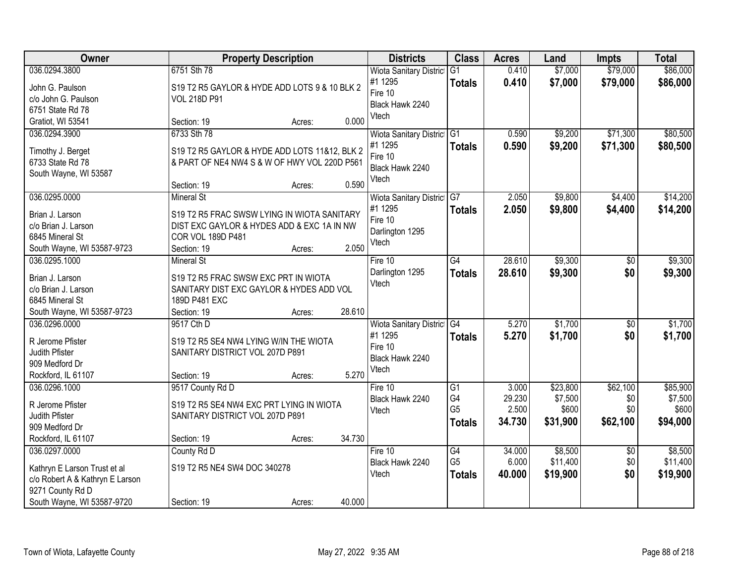| Owner | Property Description | | | Districts | Class | Acres | Land | Impts | Total |
|---|---|---|---|---|---|---|---|---|---|
| 036.0294.3800<br>John G. Paulson<br>c/o John G. Paulson<br>6751 State Rd 78<br>Gratiot, WI 53541 | 6751 Sth 78<br>S19 T2 R5 GAYLOR & HYDE ADD LOTS 9 & 10 BLK 2 VOL 218D P91<br>Section: 19 | Acres: | 0.000 | Wiota Sanitary District #1 1295<br>Fire 10<br>Black Hawk 2240<br>Vtech | G1<br>**Totals** | 0.410<br>**0.410** | $7,000<br>**$7,000** | $79,000<br>**$79,000** | $86,000<br>**$86,000** |
| 036.0294.3900<br>Timothy J. Berget<br>6733 State Rd 78<br>South Wayne, WI 53587 | 6733 Sth 78<br>S19 T2 R5 GAYLOR & HYDE ADD LOTS 11&12, BLK 2 & PART OF NE4 NW4 S & W OF HWY VOL 220D P561<br>Section: 19 | Acres: | 0.590 | Wiota Sanitary District #1 1295<br>Fire 10<br>Black Hawk 2240<br>Vtech | G1<br>**Totals** | 0.590<br>**0.590** | $9,200<br>**$9,200** | $71,300<br>**$71,300** | $80,500<br>**$80,500** |
| 036.0295.0000<br>Brian J. Larson<br>c/o Brian J. Larson<br>6845 Mineral St<br>South Wayne, WI 53587-9723 | Mineral St<br>S19 T2 R5 FRAC SWSW LYING IN WIOTA SANITARY DIST EXC GAYLOR & HYDES ADD & EXC 1A IN NW COR VOL 189D P481<br>Section: 19 | Acres: | 2.050 | Wiota Sanitary District #1 1295<br>Fire 10<br>Darlington 1295<br>Vtech | G7<br>**Totals** | 2.050<br>**2.050** | $9,800<br>**$9,800** | $4,400<br>**$4,400** | $14,200<br>**$14,200** |
| 036.0295.1000<br>Brian J. Larson<br>c/o Brian J. Larson<br>6845 Mineral St<br>South Wayne, WI 53587-9723 | Mineral St<br>S19 T2 R5 FRAC SWSW EXC PRT IN WIOTA SANITARY DIST EXC GAYLOR & HYDES ADD VOL 189D P481 EXC<br>Section: 19 | Acres: | 28.610 | Fire 10<br>Darlington 1295<br>Vtech | G4<br>**Totals** | 28.610<br>**28.610** | $9,300<br>**$9,300** | $0<br>**$0** | $9,300<br>**$9,300** |
| 036.0296.0000<br>R Jerome Pfister<br>Judith Pfister<br>909 Medford Dr<br>Rockford, IL 61107 | 9517 Cth D<br>S19 T2 R5 SE4 NW4 LYING W/IN THE WIOTA SANITARY DISTRICT VOL 207D P891<br>Section: 19 | Acres: | 5.270 | Wiota Sanitary District #1 1295<br>Fire 10<br>Black Hawk 2240<br>Vtech | G4<br>**Totals** | 5.270<br>**5.270** | $1,700<br>**$1,700** | $0<br>**$0** | $1,700<br>**$1,700** |
| 036.0296.1000<br>R Jerome Pfister<br>Judith Pfister<br>909 Medford Dr<br>Rockford, IL 61107 | 9517 County Rd D<br>S19 T2 R5 SE4 NW4 EXC PRT LYING IN WIOTA SANITARY DISTRICT VOL 207D P891<br>Section: 19 | Acres: | 34.730 | Fire 10<br>Black Hawk 2240<br>Vtech | G1<br>G4<br>G5<br>**Totals** | 3.000<br>29.230<br>2.500<br>**34.730** | $23,800<br>$7,500<br>$600<br>**$31,900** | $62,100<br>$0<br>$0<br>**$62,100** | $85,900<br>$7,500<br>$600<br>**$94,000** |
| 036.0297.0000<br>Kathryn E Larson Trust et al<br>c/o Robert A & Kathryn E Larson<br>9271 County Rd D<br>South Wayne, WI 53587-9720 | County Rd D<br>S19 T2 R5 NE4 SW4 DOC 340278<br>Section: 19 | Acres: | 40.000 | Fire 10<br>Black Hawk 2240<br>Vtech | G4<br>G5<br>**Totals** | 34.000<br>6.000<br>**40.000** | $8,500<br>$11,400<br>**$19,900** | $0<br>$0<br>**$0** | $8,500<br>$11,400<br>**$19,900** |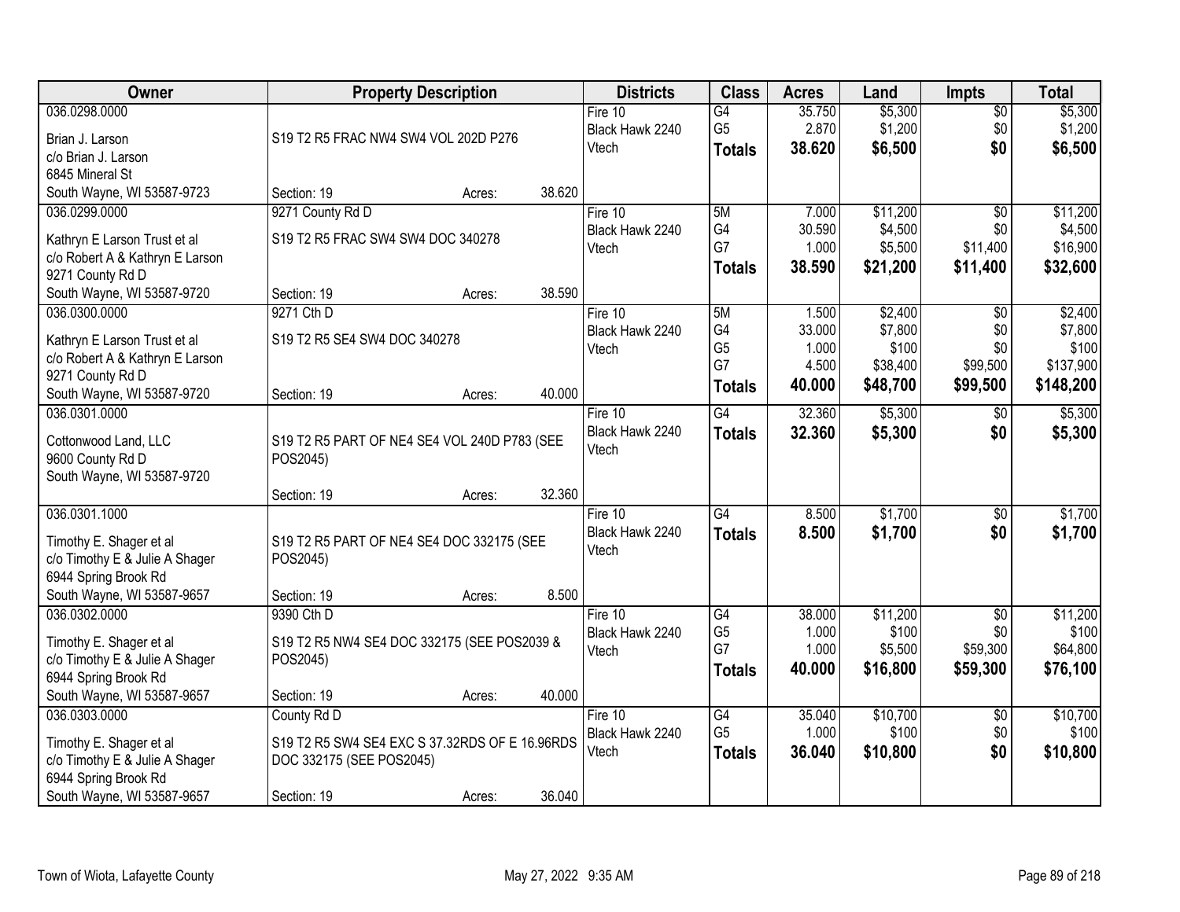| Owner | Property Description | Districts | Class | Acres | Land | Impts | Total |
|---|---|---|---|---|---|---|---|
| 036.0298.0000<br>Brian J. Larson<br>c/o Brian J. Larson<br>6845 Mineral St<br>South Wayne, WI 53587-9723 | S19 T2 R5 FRAC NW4 SW4 VOL 202D P276<br>Section: 19 Acres: 38.620 | Fire 10<br>Black Hawk 2240<br>Vtech | G4<br>G5<br>**Totals** | 35.750<br>2.870<br>**38.620** | $5,300<br>$1,200<br>**$6,500** | $0<br>$0<br>**$0** | $5,300<br>$1,200<br>**$6,500** |
| 036.0299.0000<br>Kathryn E Larson Trust et al<br>c/o Robert A & Kathryn E Larson<br>9271 County Rd D<br>South Wayne, WI 53587-9720 | 9271 County Rd D<br>S19 T2 R5 FRAC SW4 SW4 DOC 340278<br>Section: 19 Acres: 38.590 | Fire 10<br>Black Hawk 2240<br>Vtech | 5M<br>G4<br>G7<br>**Totals** | 7.000<br>30.590<br>1.000<br>**38.590** | $11,200<br>$4,500<br>$5,500<br>**$21,200** | $0<br>$0<br>$11,400<br>**$11,400** | $11,200<br>$4,500<br>$16,900<br>**$32,600** |
| 036.0300.0000<br>Kathryn E Larson Trust et al<br>c/o Robert A & Kathryn E Larson<br>9271 County Rd D<br>South Wayne, WI 53587-9720 | 9271 Cth D<br>S19 T2 R5 SE4 SW4 DOC 340278<br>Section: 19 Acres: 40.000 | Fire 10<br>Black Hawk 2240<br>Vtech | 5M<br>G4<br>G5<br>G7<br>**Totals** | 1.500<br>33.000<br>1.000<br>4.500<br>**40.000** | $2,400<br>$7,800<br>$100<br>$38,400<br>**$48,700** | $0<br>$0<br>$0<br>$99,500<br>**$99,500** | $2,400<br>$7,800<br>$100<br>$137,900<br>**$148,200** |
| 036.0301.0000<br>Cottonwood Land, LLC<br>9600 County Rd D<br>South Wayne, WI 53587-9720 | S19 T2 R5 PART OF NE4 SE4 VOL 240D P783 (SEE POS2045)<br>Section: 19 Acres: 32.360 | Fire 10<br>Black Hawk 2240<br>Vtech | G4<br>**Totals** | 32.360<br>**32.360** | $5,300<br>**$5,300** | $0<br>**$0** | $5,300<br>**$5,300** |
| 036.0301.1000<br>Timothy E. Shager et al<br>c/o Timothy E & Julie A Shager<br>6944 Spring Brook Rd<br>South Wayne, WI 53587-9657 | S19 T2 R5 PART OF NE4 SE4 DOC 332175 (SEE POS2045)<br>Section: 19 Acres: 8.500 | Fire 10<br>Black Hawk 2240<br>Vtech | G4<br>**Totals** | 8.500<br>**8.500** | $1,700<br>**$1,700** | $0<br>**$0** | $1,700<br>**$1,700** |
| 036.0302.0000<br>Timothy E. Shager et al<br>c/o Timothy E & Julie A Shager<br>6944 Spring Brook Rd<br>South Wayne, WI 53587-9657 | 9390 Cth D<br>S19 T2 R5 NW4 SE4 DOC 332175 (SEE POS2039 & POS2045)<br>Section: 19 Acres: 40.000 | Fire 10<br>Black Hawk 2240<br>Vtech | G4<br>G5<br>G7<br>**Totals** | 38.000<br>1.000<br>1.000<br>**40.000** | $11,200<br>$100<br>$5,500<br>**$16,800** | $0<br>$0<br>$59,300<br>**$59,300** | $11,200<br>$100<br>$64,800<br>**$76,100** |
| 036.0303.0000<br>Timothy E. Shager et al<br>c/o Timothy E & Julie A Shager<br>6944 Spring Brook Rd<br>South Wayne, WI 53587-9657 | County Rd D<br>S19 T2 R5 SW4 SE4 EXC S 37.32RDS OF E 16.96RDS DOC 332175 (SEE POS2045)<br>Section: 19 Acres: 36.040 | Fire 10<br>Black Hawk 2240<br>Vtech | G4<br>G5<br>**Totals** | 35.040<br>1.000<br>**36.040** | $10,700<br>$100<br>**$10,800** | $0<br>$0<br>**$0** | $10,700<br>$100<br>**$10,800** |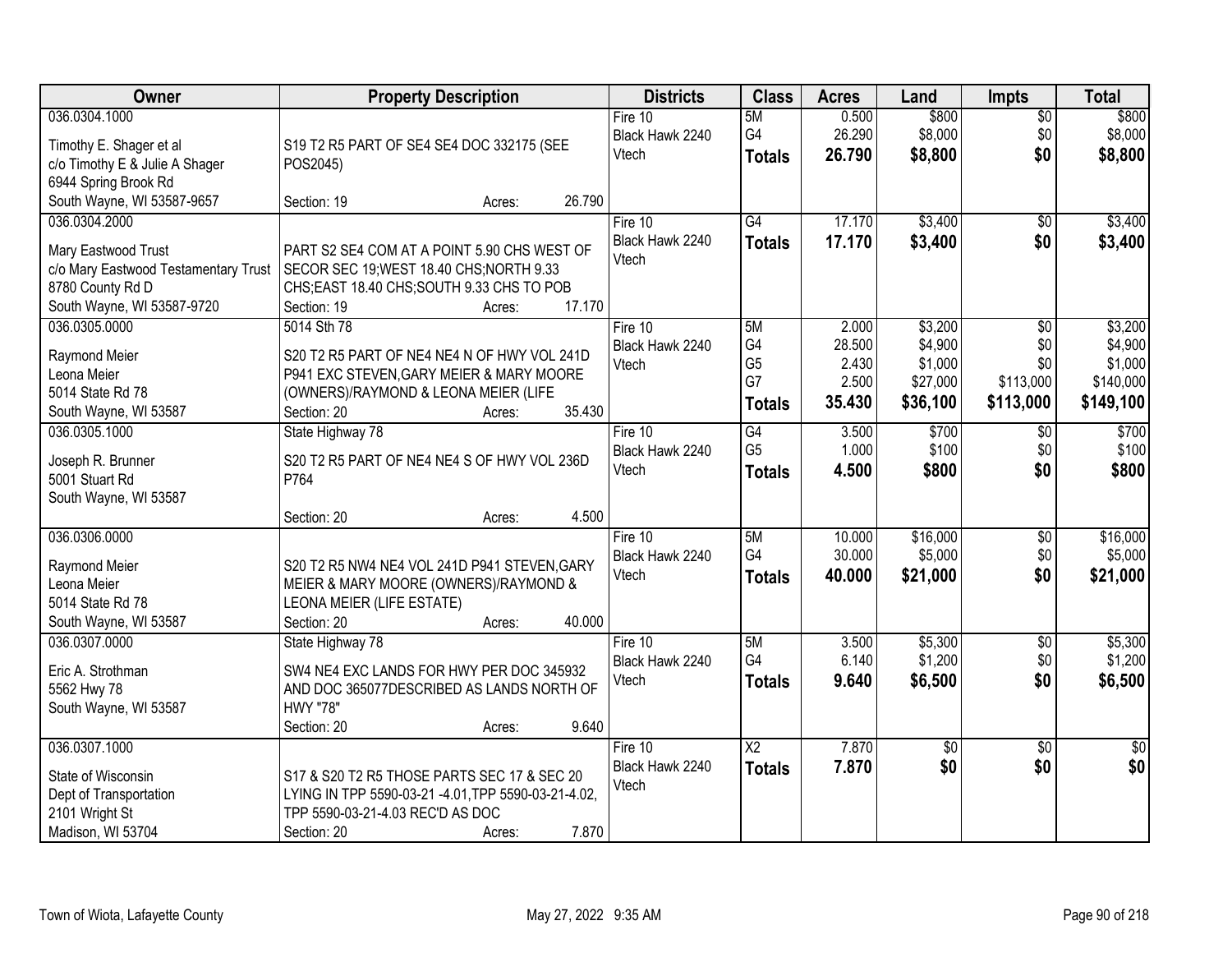| Owner | Property Description | Districts | Class | Acres | Land | Impts | Total |
|---|---|---|---|---|---|---|---|
| 036.0304.1000<br>Timothy E. Shager et al<br>c/o Timothy E & Julie A Shager<br>6944 Spring Brook Rd<br>South Wayne, WI 53587-9657 | S19 T2 R5 PART OF SE4 SE4 DOC 332175 (SEE POS2045)<br>Section: 19 Acres: 26.790 | Fire 10<br>Black Hawk 2240<br>Vtech | 5M<br>G4<br>**Totals** | 0.500<br>26.290<br>**26.790** | $800<br>$8,000<br>**$8,800** | $0<br>$0<br>**$0** | $800<br>$8,000<br>**$8,800** |
| 036.0304.2000<br>Mary Eastwood Trust<br>c/o Mary Eastwood Testamentary Trust<br>8780 County Rd D<br>South Wayne, WI 53587-9720 | PART S2 SE4 COM AT A POINT 5.90 CHS WEST OF SECOR SEC 19;WEST 18.40 CHS;NORTH 9.33 CHS;EAST 18.40 CHS;SOUTH 9.33 CHS TO POB<br>Section: 19 Acres: 17.170 | Fire 10<br>Black Hawk 2240<br>Vtech | G4<br>**Totals** | 17.170<br>**17.170** | $3,400<br>**$3,400** | $0<br>**$0** | $3,400<br>**$3,400** |
| 036.0305.0000<br>5014 Sth 78<br>Raymond Meier<br>Leona Meier<br>5014 State Rd 78<br>South Wayne, WI 53587 | S20 T2 R5 PART OF NE4 NE4 N OF HWY VOL 241D P941 EXC STEVEN,GARY MEIER & MARY MOORE (OWNERS)/RAYMOND & LEONA MEIER (LIFE<br>Section: 20 Acres: 35.430 | Fire 10<br>Black Hawk 2240<br>Vtech | 5M<br>G4<br>G5<br>G7<br>**Totals** | 2.000<br>28.500<br>2.430<br>2.500<br>**35.430** | $3,200<br>$4,900<br>$1,000<br>$27,000<br>**$36,100** | $0<br>$0<br>$0<br>$113,000<br>**$113,000** | $3,200<br>$4,900<br>$1,000<br>$140,000<br>**$149,100** |
| 036.0305.1000<br>State Highway 78<br>Joseph R. Brunner<br>5001 Stuart Rd<br>South Wayne, WI 53587 | S20 T2 R5 PART OF NE4 NE4 S OF HWY VOL 236D P764<br>Section: 20 Acres: 4.500 | Fire 10<br>Black Hawk 2240<br>Vtech | G4<br>G5<br>**Totals** | 3.500<br>1.000<br>**4.500** | $700<br>$100<br>**$800** | $0<br>$0<br>**$0** | $700<br>$100<br>**$800** |
| 036.0306.0000<br>Raymond Meier<br>Leona Meier<br>5014 State Rd 78<br>South Wayne, WI 53587 | S20 T2 R5 NW4 NE4 VOL 241D P941 STEVEN,GARY MEIER & MARY MOORE (OWNERS)/RAYMOND & LEONA MEIER (LIFE ESTATE)<br>Section: 20 Acres: 40.000 | Fire 10<br>Black Hawk 2240<br>Vtech | 5M<br>G4<br>**Totals** | 10.000<br>30.000<br>**40.000** | $16,000<br>$5,000<br>**$21,000** | $0<br>$0<br>**$0** | $16,000<br>$5,000<br>**$21,000** |
| 036.0307.0000<br>State Highway 78<br>Eric A. Strothman<br>5562 Hwy 78<br>South Wayne, WI 53587 | SW4 NE4 EXC LANDS FOR HWY PER DOC 345932 AND DOC 365077DESCRIBED AS LANDS NORTH OF HWY "78"<br>Section: 20 Acres: 9.640 | Fire 10<br>Black Hawk 2240<br>Vtech | 5M<br>G4<br>**Totals** | 3.500<br>6.140<br>**9.640** | $5,300<br>$1,200<br>**$6,500** | $0<br>$0<br>**$0** | $5,300<br>$1,200<br>**$6,500** |
| 036.0307.1000<br>State of Wisconsin<br>Dept of Transportation<br>2101 Wright St<br>Madison, WI 53704 | S17 & S20 T2 R5 THOSE PARTS SEC 17 & SEC 20 LYING IN TPP 5590-03-21 -4.01,TPP 5590-03-21-4.02, TPP 5590-03-21-4.03 REC'D AS DOC<br>Section: 20 Acres: 7.870 | Fire 10<br>Black Hawk 2240<br>Vtech | X2<br>**Totals** | 7.870<br>**7.870** | $0<br>**$0** | $0<br>**$0** | $0<br>**$0** |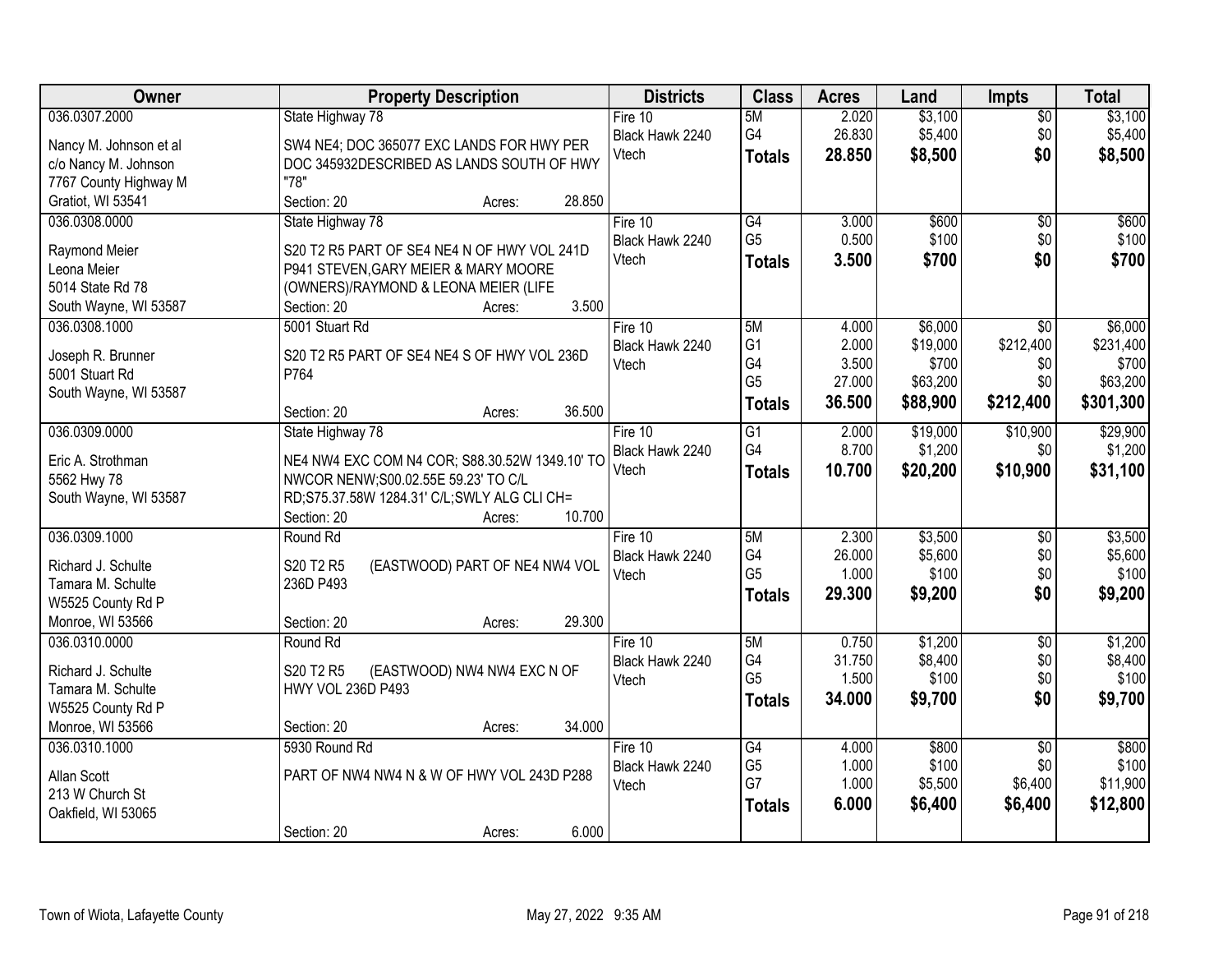| Owner | Property Description | Districts | Class | Acres | Land | Impts | Total |
|---|---|---|---|---|---|---|---|
| 036.0307.2000<br>Nancy M. Johnson et al<br>c/o Nancy M. Johnson<br>7767 County Highway M<br>Gratiot, WI 53541 | State Highway 78<br>SW4 NE4; DOC 365077 EXC LANDS FOR HWY PER DOC 345932DESCRIBED AS LANDS SOUTH OF HWY "78"<br>Section: 20 Acres: 28.850 | Fire 10<br>Black Hawk 2240<br>Vtech | 5M<br>G4<br>**Totals** | 2.020<br>26.830<br>**28.850** | $3,100<br>$5,400<br>**$8,500** | $0<br>$0<br>**$0** | $3,100<br>$5,400<br>**$8,500** |
| 036.0308.0000<br>Raymond Meier<br>Leona Meier<br>5014 State Rd 78<br>South Wayne, WI 53587 | State Highway 78<br>S20 T2 R5 PART OF SE4 NE4 N OF HWY VOL 241D P941 STEVEN,GARY MEIER & MARY MOORE (OWNERS)/RAYMOND & LEONA MEIER (LIFE<br>Section: 20 Acres: 3.500 | Fire 10<br>Black Hawk 2240<br>Vtech | G4<br>G5<br>**Totals** | 3.000<br>0.500<br>**3.500** | $600<br>$100<br>**$700** | $0<br>$0<br>**$0** | $600<br>$100<br>**$700** |
| 036.0308.1000<br>Joseph R. Brunner<br>5001 Stuart Rd<br>South Wayne, WI 53587 | 5001 Stuart Rd<br>S20 T2 R5 PART OF SE4 NE4 S OF HWY VOL 236D P764<br>Section: 20 Acres: 36.500 | Fire 10<br>Black Hawk 2240<br>Vtech | 5M<br>G1<br>G4<br>G5<br>**Totals** | 4.000<br>2.000<br>3.500<br>27.000<br>**36.500** | $6,000<br>$19,000<br>$700<br>$63,200<br>**$88,900** | $0<br>$212,400<br>$0<br>$0<br>**$212,400** | $6,000<br>$231,400<br>$700<br>$63,200<br>**$301,300** |
| 036.0309.0000<br>Eric A. Strothman<br>5562 Hwy 78<br>South Wayne, WI 53587 | State Highway 78<br>NE4 NW4 EXC COM N4 COR; S88.30.52W 1349.10' TO NWCOR NENW;S00.02.55E 59.23' TO C/L RD;S75.37.58W 1284.31' C/L;SWLY ALG CLI CH=<br>Section: 20 Acres: 10.700 | Fire 10<br>Black Hawk 2240<br>Vtech | G1<br>G4<br>**Totals** | 2.000<br>8.700<br>**10.700** | $19,000<br>$1,200<br>**$20,200** | $10,900<br>$0<br>**$10,900** | $29,900<br>$1,200<br>**$31,100** |
| 036.0309.1000<br>Richard J. Schulte<br>Tamara M. Schulte<br>W5525 County Rd P<br>Monroe, WI 53566 | Round Rd<br>S20 T2 R5 (EASTWOOD) PART OF NE4 NW4 VOL 236D P493<br>Section: 20 Acres: 29.300 | Fire 10<br>Black Hawk 2240<br>Vtech | 5M<br>G4<br>G5<br>**Totals** | 2.300<br>26.000<br>1.000<br>**29.300** | $3,500<br>$5,600<br>$100<br>**$9,200** | $0<br>$0<br>$0<br>**$0** | $3,500<br>$5,600<br>$100<br>**$9,200** |
| 036.0310.0000<br>Richard J. Schulte<br>Tamara M. Schulte<br>W5525 County Rd P<br>Monroe, WI 53566 | Round Rd<br>S20 T2 R5 (EASTWOOD) NW4 NW4 EXC N OF HWY VOL 236D P493<br>Section: 20 Acres: 34.000 | Fire 10<br>Black Hawk 2240<br>Vtech | 5M<br>G4<br>G5<br>**Totals** | 0.750<br>31.750<br>1.500<br>**34.000** | $1,200<br>$8,400<br>$100<br>**$9,700** | $0<br>$0<br>$0<br>**$0** | $1,200<br>$8,400<br>$100<br>**$9,700** |
| 036.0310.1000<br>Allan Scott<br>213 W Church St<br>Oakfield, WI 53065 | 5930 Round Rd<br>PART OF NW4 NW4 N & W OF HWY VOL 243D P288<br>Section: 20 Acres: 6.000 | Fire 10<br>Black Hawk 2240<br>Vtech | G4<br>G5<br>G7<br>**Totals** | 4.000<br>1.000<br>1.000<br>**6.000** | $800<br>$100<br>$5,500<br>**$6,400** | $0<br>$0<br>$6,400<br>**$6,400** | $800<br>$100<br>$11,900<br>**$12,800** |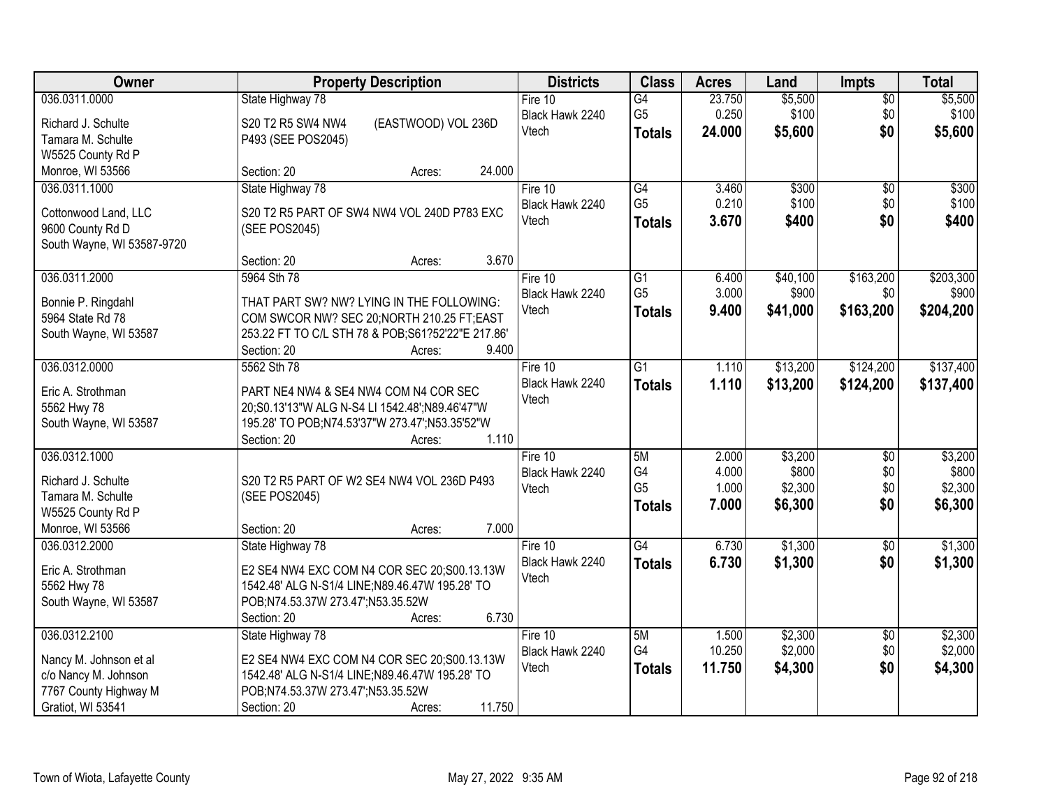| Owner | Property Description | Districts | Class | Acres | Land | Impts | Total |
|---|---|---|---|---|---|---|---|
| 036.0311.0000<br>Richard J. Schulte<br>Tamara M. Schulte<br>W5525 County Rd P<br>Monroe, WI 53566 | State Highway 78<br>S20 T2 R5 SW4 NW4 (EASTWOOD) VOL 236D P493 (SEE POS2045)<br>Section: 20 Acres: 24.000 | Fire 10<br>Black Hawk 2240<br>Vtech | G4<br>G5<br>**Totals** | 23.750<br>0.250<br>**24.000** | $5,500<br>$100<br>**$5,600** | $0<br>$0<br>**$0** | $5,500<br>$100<br>**$5,600** |
| 036.0311.1000<br>Cottonwood Land, LLC<br>9600 County Rd D<br>South Wayne, WI 53587-9720 | State Highway 78<br>S20 T2 R5 PART OF SW4 NW4 VOL 240D P783 EXC (SEE POS2045)<br>Section: 20 Acres: 3.670 | Fire 10<br>Black Hawk 2240<br>Vtech | G4<br>G5<br>**Totals** | 3.460<br>0.210<br>**3.670** | $300<br>$100<br>**$400** | $0<br>$0<br>**$0** | $300<br>$100<br>**$400** |
| 036.0311.2000<br>Bonnie P. Ringdahl<br>5964 State Rd 78<br>South Wayne, WI 53587 | 5964 Sth 78<br>THAT PART SW? NW? LYING IN THE FOLLOWING: COM SWCOR NW? SEC 20;NORTH 210.25 FT;EAST 253.22 FT TO C/L STH 78 & POB;S61?52'22"E 217.86'<br>Section: 20 Acres: 9.400 | Fire 10<br>Black Hawk 2240<br>Vtech | G1<br>G5<br>**Totals** | 6.400<br>3.000<br>**9.400** | $40,100<br>$900<br>**$41,000** | $163,200<br>$0<br>**$163,200** | $203,300<br>$900<br>**$204,200** |
| 036.0312.0000<br>Eric A. Strothman<br>5562 Hwy 78<br>South Wayne, WI 53587 | 5562 Sth 78<br>PART NE4 NW4 & SE4 NW4 COM N4 COR SEC 20;S0.13'13"W ALG N-S4 LI 1542.48';N89.46'47"W 195.28' TO POB;N74.53'37"W 273.47';N53.35'52"W<br>Section: 20 Acres: 1.110 | Fire 10<br>Black Hawk 2240<br>Vtech | G1<br>**Totals** | 1.110<br>**1.110** | $13,200<br>**$13,200** | $124,200<br>**$124,200** | $137,400<br>**$137,400** |
| 036.0312.1000<br>Richard J. Schulte<br>Tamara M. Schulte<br>W5525 County Rd P<br>Monroe, WI 53566 | S20 T2 R5 PART OF W2 SE4 NW4 VOL 236D P493 (SEE POS2045)<br>Section: 20 Acres: 7.000 | Fire 10<br>Black Hawk 2240<br>Vtech | 5M<br>G4<br>G5<br>**Totals** | 2.000<br>4.000<br>1.000<br>**7.000** | $3,200<br>$800<br>$2,300<br>**$6,300** | $0<br>$0<br>$0<br>**$0** | $3,200<br>$800<br>$2,300<br>**$6,300** |
| 036.0312.2000<br>Eric A. Strothman<br>5562 Hwy 78<br>South Wayne, WI 53587 | State Highway 78<br>E2 SE4 NW4 EXC COM N4 COR SEC 20;S00.13.13W 1542.48' ALG N-S1/4 LINE;N89.46.47W 195.28' TO POB;N74.53.37W 273.47';N53.35.52W<br>Section: 20 Acres: 6.730 | Fire 10<br>Black Hawk 2240<br>Vtech | G4<br>**Totals** | 6.730<br>**6.730** | $1,300<br>**$1,300** | $0<br>**$0** | $1,300<br>**$1,300** |
| 036.0312.2100<br>Nancy M. Johnson et al<br>c/o Nancy M. Johnson<br>7767 County Highway M<br>Gratiot, WI 53541 | State Highway 78<br>E2 SE4 NW4 EXC COM N4 COR SEC 20;S00.13.13W 1542.48' ALG N-S1/4 LINE;N89.46.47W 195.28' TO POB;N74.53.37W 273.47';N53.35.52W<br>Section: 20 Acres: 11.750 | Fire 10<br>Black Hawk 2240<br>Vtech | 5M<br>G4<br>**Totals** | 1.500<br>10.250<br>**11.750** | $2,300<br>$2,000<br>**$4,300** | $0<br>$0<br>**$0** | $2,300<br>$2,000<br>**$4,300** |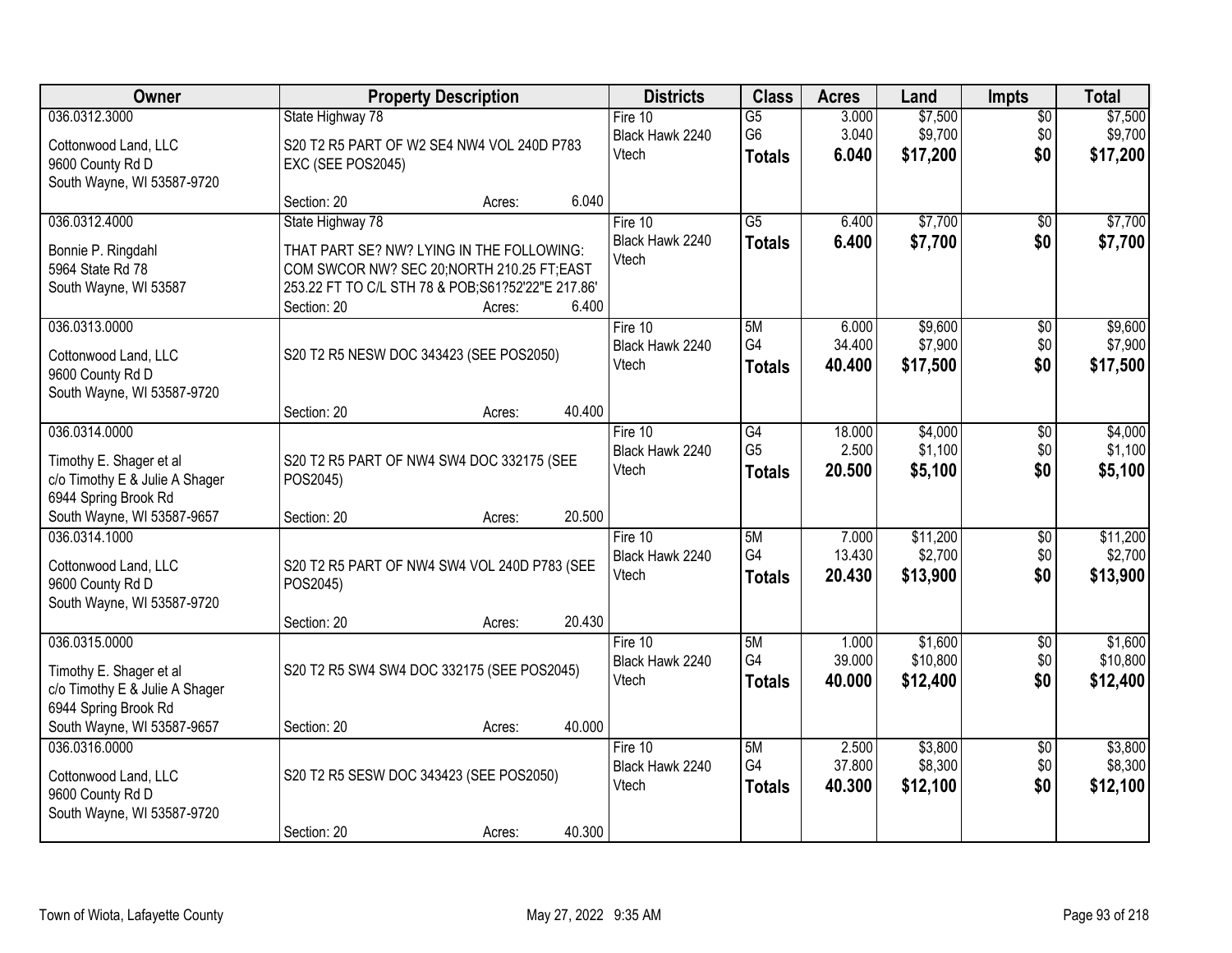| Owner | Property Description | Districts | Class | Acres | Land | Impts | Total |
|---|---|---|---|---|---|---|---|
| 036.0312.3000<br><br>Cottonwood Land, LLC<br>9600 County Rd D<br>South Wayne, WI 53587-9720 | State Highway 78<br><br>S20 T2 R5 PART OF W2 SE4 NW4 VOL 240D P783 EXC (SEE POS2045)<br><br>Section: 20 Acres: 6.040 | Fire 10<br>Black Hawk 2240<br>Vtech | G5<br>G6<br>**Totals** | 3.000<br>3.040<br>**6.040** | $7,500<br>$9,700<br>**$17,200** | $0<br>$0<br>**$0** | $7,500<br>$9,700<br>**$17,200** |
| 036.0312.4000<br><br>Bonnie P. Ringdahl<br>5964 State Rd 78<br>South Wayne, WI 53587 | State Highway 78<br><br>THAT PART SE? NW? LYING IN THE FOLLOWING: COM SWCOR NW? SEC 20;NORTH 210.25 FT;EAST 253.22 FT TO C/L STH 78 & POB;S61?52'22"E 217.86'<br>Section: 20 Acres: 6.400 | Fire 10<br>Black Hawk 2240<br>Vtech | G5<br>**Totals** | 6.400<br>**6.400** | $7,700<br>**$7,700** | $0<br>**$0** | $7,700<br>**$7,700** |
| 036.0313.0000<br><br>Cottonwood Land, LLC<br>9600 County Rd D<br>South Wayne, WI 53587-9720 | S20 T2 R5 NESW DOC 343423 (SEE POS2050)<br><br>Section: 20 Acres: 40.400 | Fire 10<br>Black Hawk 2240<br>Vtech | 5M<br>G4<br>**Totals** | 6.000<br>34.400<br>**40.400** | $9,600<br>$7,900<br>**$17,500** | $0<br>$0<br>**$0** | $9,600<br>$7,900<br>**$17,500** |
| 036.0314.0000<br><br>Timothy E. Shager et al<br>c/o Timothy E & Julie A Shager<br>6944 Spring Brook Rd<br>South Wayne, WI 53587-9657 | S20 T2 R5 PART OF NW4 SW4 DOC 332175 (SEE POS2045)<br><br>Section: 20 Acres: 20.500 | Fire 10<br>Black Hawk 2240<br>Vtech | G4<br>G5<br>**Totals** | 18.000<br>2.500<br>**20.500** | $4,000<br>$1,100<br>**$5,100** | $0<br>$0<br>**$0** | $4,000<br>$1,100<br>**$5,100** |
| 036.0314.1000<br><br>Cottonwood Land, LLC<br>9600 County Rd D<br>South Wayne, WI 53587-9720 | S20 T2 R5 PART OF NW4 SW4 VOL 240D P783 (SEE POS2045)<br><br>Section: 20 Acres: 20.430 | Fire 10<br>Black Hawk 2240<br>Vtech | 5M<br>G4<br>**Totals** | 7.000<br>13.430<br>**20.430** | $11,200<br>$2,700<br>**$13,900** | $0<br>$0<br>**$0** | $11,200<br>$2,700<br>**$13,900** |
| 036.0315.0000<br><br>Timothy E. Shager et al<br>c/o Timothy E & Julie A Shager<br>6944 Spring Brook Rd<br>South Wayne, WI 53587-9657 | S20 T2 R5 SW4 SW4 DOC 332175 (SEE POS2045)<br><br>Section: 20 Acres: 40.000 | Fire 10<br>Black Hawk 2240<br>Vtech | 5M<br>G4<br>**Totals** | 1.000<br>39.000<br>**40.000** | $1,600<br>$10,800<br>**$12,400** | $0<br>$0<br>**$0** | $1,600<br>$10,800<br>**$12,400** |
| 036.0316.0000<br><br>Cottonwood Land, LLC<br>9600 County Rd D<br>South Wayne, WI 53587-9720 | S20 T2 R5 SESW DOC 343423 (SEE POS2050)<br><br>Section: 20 Acres: 40.300 | Fire 10<br>Black Hawk 2240<br>Vtech | 5M<br>G4<br>**Totals** | 2.500<br>37.800<br>**40.300** | $3,800<br>$8,300<br>**$12,100** | $0<br>$0<br>**$0** | $3,800<br>$8,300<br>**$12,100** |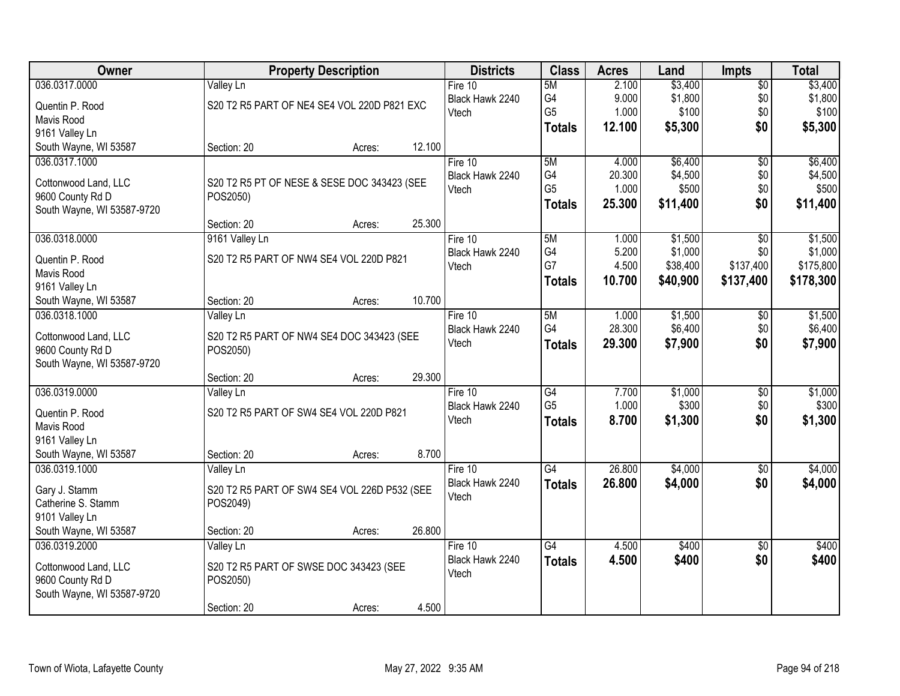| Owner | Property Description | Districts | Class | Acres | Land | Impts | Total |
|---|---|---|---|---|---|---|---|
| 036.0317.0000<br>Quentin P. Rood<br>Mavis Rood<br>9161 Valley Ln<br>South Wayne, WI 53587 | Valley Ln<br>S20 T2 R5 PART OF NE4 SE4 VOL 220D P821 EXC<br>Section: 20 Acres: 12.100 | Fire 10<br>Black Hawk 2240<br>Vtech | 5M<br>G4<br>G5<br>**Totals** | 2.100<br>9.000<br>1.000<br>**12.100** | $3,400<br>$1,800<br>$100<br>**$5,300** | $0<br>$0<br>$0<br>**$0** | $3,400<br>$1,800<br>$100<br>**$5,300** |
| 036.0317.1000<br>Cottonwood Land, LLC<br>9600 County Rd D<br>South Wayne, WI 53587-9720 | S20 T2 R5 PT OF NESE & SESE DOC 343423 (SEE POS2050)<br>Section: 20 Acres: 25.300 | Fire 10<br>Black Hawk 2240<br>Vtech | 5M<br>G4<br>G5<br>**Totals** | 4.000<br>20.300<br>1.000<br>**25.300** | $6,400<br>$4,500<br>$500<br>**$11,400** | $0<br>$0<br>$0<br>**$0** | $6,400<br>$4,500<br>$500<br>**$11,400** |
| 036.0318.0000<br>Quentin P. Rood<br>Mavis Rood<br>9161 Valley Ln<br>South Wayne, WI 53587 | 9161 Valley Ln<br>S20 T2 R5 PART OF NW4 SE4 VOL 220D P821<br>Section: 20 Acres: 10.700 | Fire 10<br>Black Hawk 2240<br>Vtech | 5M<br>G4<br>G7<br>**Totals** | 1.000<br>5.200<br>4.500<br>**10.700** | $1,500<br>$1,000<br>$38,400<br>**$40,900** | $0<br>$0<br>$137,400<br>**$137,400** | $1,500<br>$1,000<br>$175,800<br>**$178,300** |
| 036.0318.1000<br>Cottonwood Land, LLC<br>9600 County Rd D<br>South Wayne, WI 53587-9720 | Valley Ln<br>S20 T2 R5 PART OF NW4 SE4 DOC 343423 (SEE POS2050)<br>Section: 20 Acres: 29.300 | Fire 10<br>Black Hawk 2240<br>Vtech | 5M<br>G4<br>**Totals** | 1.000<br>28.300<br>**29.300** | $1,500<br>$6,400<br>**$7,900** | $0<br>$0<br>**$0** | $1,500<br>$6,400<br>**$7,900** |
| 036.0319.0000<br>Quentin P. Rood<br>Mavis Rood<br>9161 Valley Ln<br>South Wayne, WI 53587 | Valley Ln<br>S20 T2 R5 PART OF SW4 SE4 VOL 220D P821<br>Section: 20 Acres: 8.700 | Fire 10<br>Black Hawk 2240<br>Vtech | G4<br>G5<br>**Totals** | 7.700<br>1.000<br>**8.700** | $1,000<br>$300<br>**$1,300** | $0<br>$0<br>**$0** | $1,000<br>$300<br>**$1,300** |
| 036.0319.1000<br>Gary J. Stamm<br>Catherine S. Stamm<br>9101 Valley Ln<br>South Wayne, WI 53587 | Valley Ln<br>S20 T2 R5 PART OF SW4 SE4 VOL 226D P532 (SEE POS2049)<br>Section: 20 Acres: 26.800 | Fire 10<br>Black Hawk 2240<br>Vtech | G4<br>**Totals** | 26.800<br>**26.800** | $4,000<br>**$4,000** | $0<br>**$0** | $4,000<br>**$4,000** |
| 036.0319.2000<br>Cottonwood Land, LLC<br>9600 County Rd D<br>South Wayne, WI 53587-9720 | Valley Ln<br>S20 T2 R5 PART OF SWSE DOC 343423 (SEE POS2050)<br>Section: 20 Acres: 4.500 | Fire 10<br>Black Hawk 2240<br>Vtech | G4<br>**Totals** | 4.500<br>**4.500** | $400<br>**$400** | $0<br>**$0** | $400<br>**$400** |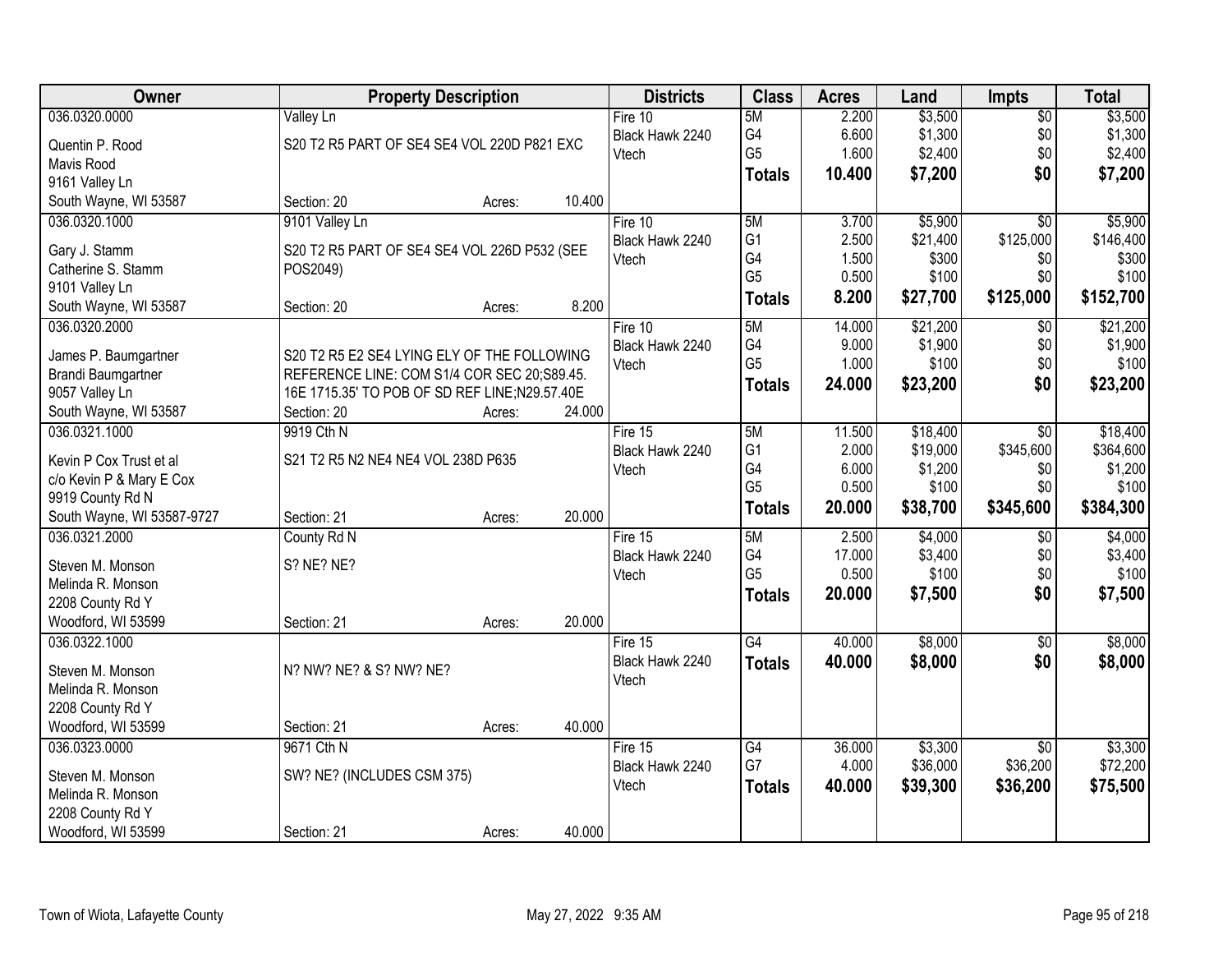| Owner | Property Description | Districts | Class | Acres | Land | Impts | Total |
|---|---|---|---|---|---|---|---|
| 036.0320.0000<br>Quentin P. Rood<br>Mavis Rood<br>9161 Valley Ln<br>South Wayne, WI 53587 | Valley Ln<br>S20 T2 R5 PART OF SE4 SE4 VOL 220D P821 EXC<br>Section: 20 Acres: 10.400 | Fire 10<br>Black Hawk 2240<br>Vtech | 5M<br>G4<br>G5<br>**Totals** | 2.200<br>6.600<br>1.600<br>**10.400** | $3,500<br>$1,300<br>$2,400<br>**$7,200** | $0<br>$0<br>$0<br>**$0** | $3,500<br>$1,300<br>$2,400<br>**$7,200** |
| 036.0320.1000<br>Gary J. Stamm<br>Catherine S. Stamm<br>9101 Valley Ln<br>South Wayne, WI 53587 | 9101 Valley Ln<br>S20 T2 R5 PART OF SE4 SE4 VOL 226D P532 (SEE POS2049)<br>Section: 20 Acres: 8.200 | Fire 10<br>Black Hawk 2240<br>Vtech | 5M<br>G1<br>G4<br>G5<br>**Totals** | 3.700<br>2.500<br>1.500<br>0.500<br>**8.200** | $5,900<br>$21,400<br>$300<br>$100<br>**$27,700** | $0<br>$125,000<br>$0<br>$0<br>**$125,000** | $5,900<br>$146,400<br>$300<br>$100<br>**$152,700** |
| 036.0320.2000<br>James P. Baumgartner<br>Brandi Baumgartner<br>9057 Valley Ln<br>South Wayne, WI 53587 | S20 T2 R5 E2 SE4 LYING ELY OF THE FOLLOWING REFERENCE LINE: COM S1/4 COR SEC 20;S89.45. 16E 1715.35' TO POB OF SD REF LINE;N29.57.40E<br>Section: 20 Acres: 24.000 | Fire 10<br>Black Hawk 2240<br>Vtech | 5M<br>G4<br>G5<br>**Totals** | 14.000<br>9.000<br>1.000<br>**24.000** | $21,200<br>$1,900<br>$100<br>**$23,200** | $0<br>$0<br>$0<br>**$0** | $21,200<br>$1,900<br>$100<br>**$23,200** |
| 036.0321.1000<br>Kevin P Cox Trust et al<br>c/o Kevin P & Mary E Cox<br>9919 County Rd N<br>South Wayne, WI 53587-9727 | 9919 Cth N<br>S21 T2 R5 N2 NE4 NE4 VOL 238D P635<br>Section: 21 Acres: 20.000 | Fire 15<br>Black Hawk 2240<br>Vtech | 5M<br>G1<br>G4<br>G5<br>**Totals** | 11.500<br>2.000<br>6.000<br>0.500<br>**20.000** | $18,400<br>$19,000<br>$1,200<br>$100<br>**$38,700** | $0<br>$345,600<br>$0<br>$0<br>**$345,600** | $18,400<br>$364,600<br>$1,200<br>$100<br>**$384,300** |
| 036.0321.2000<br>Steven M. Monson<br>Melinda R. Monson<br>2208 County Rd Y<br>Woodford, WI 53599 | County Rd N<br>S? NE? NE?<br>Section: 21 Acres: 20.000 | Fire 15<br>Black Hawk 2240<br>Vtech | 5M<br>G4<br>G5<br>**Totals** | 2.500<br>17.000<br>0.500<br>**20.000** | $4,000<br>$3,400<br>$100<br>**$7,500** | $0<br>$0<br>$0<br>**$0** | $4,000<br>$3,400<br>$100<br>**$7,500** |
| 036.0322.1000<br>Steven M. Monson<br>Melinda R. Monson<br>2208 County Rd Y<br>Woodford, WI 53599 | N? NW? NE? & S? NW? NE?<br>Section: 21 Acres: 40.000 | Fire 15<br>Black Hawk 2240<br>Vtech | G4<br>**Totals** | 40.000<br>**40.000** | $8,000<br>**$8,000** | $0<br>**$0** | $8,000<br>**$8,000** |
| 036.0323.0000<br>Steven M. Monson<br>Melinda R. Monson<br>2208 County Rd Y<br>Woodford, WI 53599 | 9671 Cth N<br>SW? NE? (INCLUDES CSM 375)<br>Section: 21 Acres: 40.000 | Fire 15<br>Black Hawk 2240<br>Vtech | G4<br>G7<br>**Totals** | 36.000<br>4.000<br>**40.000** | $3,300<br>$36,000<br>**$39,300** | $0<br>$36,200<br>**$36,200** | $3,300<br>$72,200<br>**$75,500** |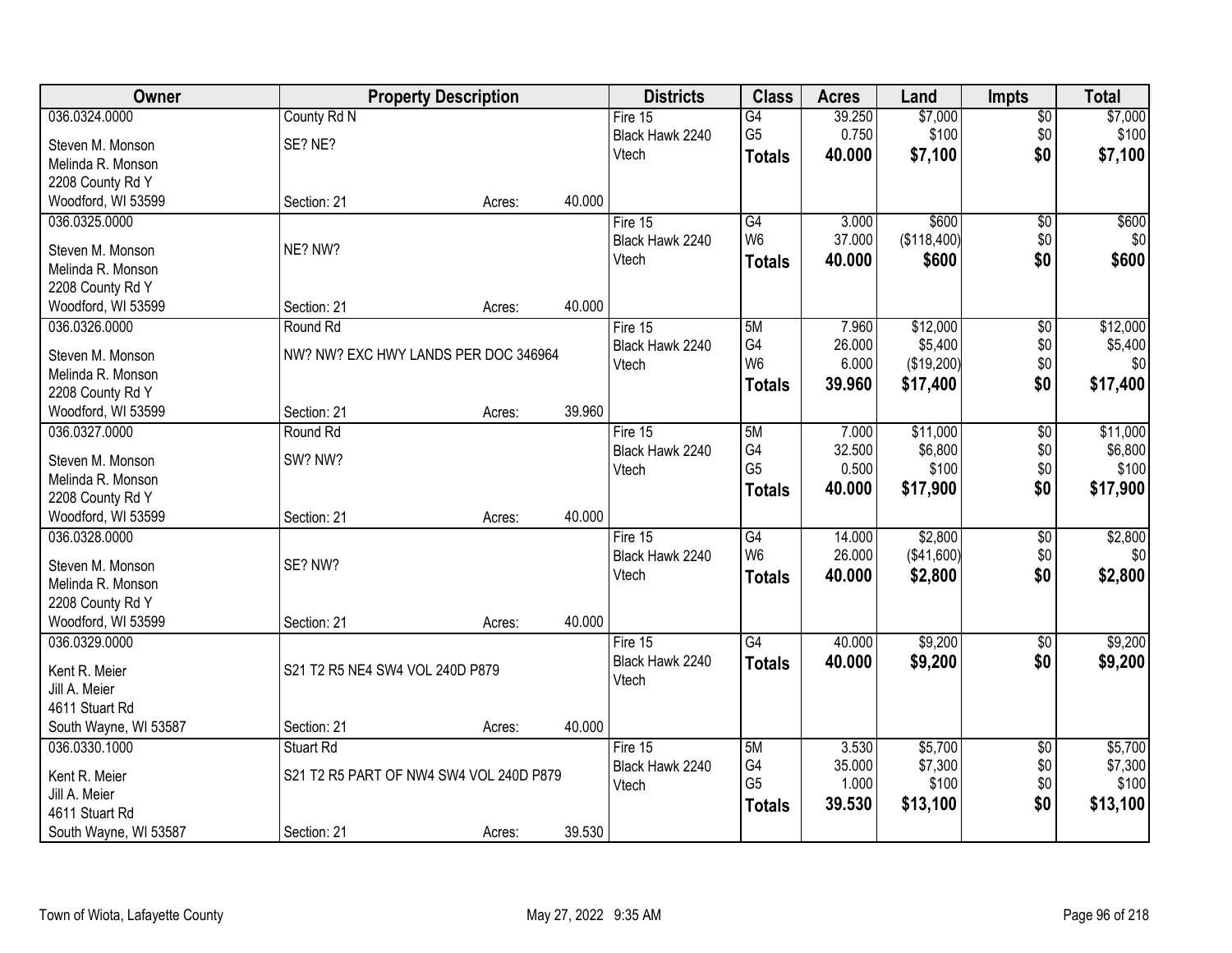| Owner | Property Description | | | Districts | Class | Acres | Land | Impts | Total |
|---|---|---|---|---|---|---|---|---|---|
| 036.0324.0000 | County Rd N | | | Fire 15 | G4 | 39.250 | $7,000 | $0 | $7,000 |
| Steven M. Monson | SE? NE? | | | Black Hawk 2240 | G5 | 0.750 | $100 | $0 | $100 |
| Melinda R. Monson | | | | Vtech | **Totals** | **40.000** | **$7,100** | **$0** | **$7,100** |
| 2208 County Rd Y | | | | | | | | | |
| Woodford, WI 53599 | Section: 21 | Acres: | 40.000 | | | | | | |
| 036.0325.0000 | | | | Fire 15 | G4 | 3.000 | $600 | $0 | $600 |
| Steven M. Monson | NE? NW? | | | Black Hawk 2240 | W6 | 37.000 | ($118,400) | $0 | $0 |
| Melinda R. Monson | | | | Vtech | **Totals** | **40.000** | **$600** | **$0** | **$600** |
| 2208 County Rd Y | | | | | | | | | |
| Woodford, WI 53599 | Section: 21 | Acres: | 40.000 | | | | | | |
| 036.0326.0000 | Round Rd | | | Fire 15 | 5M | 7.960 | $12,000 | $0 | $12,000 |
| Steven M. Monson | NW? NW? EXC HWY LANDS PER DOC 346964 | | | Black Hawk 2240 | G4 | 26.000 | $5,400 | $0 | $5,400 |
| Melinda R. Monson | | | | Vtech | W6 | 6.000 | ($19,200) | $0 | $0 |
| 2208 County Rd Y | | | | | **Totals** | **39.960** | **$17,400** | **$0** | **$17,400** |
| Woodford, WI 53599 | Section: 21 | Acres: | 39.960 | | | | | | |
| 036.0327.0000 | Round Rd | | | Fire 15 | 5M | 7.000 | $11,000 | $0 | $11,000 |
| Steven M. Monson | SW? NW? | | | Black Hawk 2240 | G4 | 32.500 | $6,800 | $0 | $6,800 |
| Melinda R. Monson | | | | Vtech | G5 | 0.500 | $100 | $0 | $100 |
| 2208 County Rd Y | | | | | **Totals** | **40.000** | **$17,900** | **$0** | **$17,900** |
| Woodford, WI 53599 | Section: 21 | Acres: | 40.000 | | | | | | |
| 036.0328.0000 | | | | Fire 15 | G4 | 14.000 | $2,800 | $0 | $2,800 |
| Steven M. Monson | SE? NW? | | | Black Hawk 2240 | W6 | 26.000 | ($41,600) | $0 | $0 |
| Melinda R. Monson | | | | Vtech | **Totals** | **40.000** | **$2,800** | **$0** | **$2,800** |
| 2208 County Rd Y | | | | | | | | | |
| Woodford, WI 53599 | Section: 21 | Acres: | 40.000 | | | | | | |
| 036.0329.0000 | | | | Fire 15 | G4 | 40.000 | $9,200 | $0 | $9,200 |
| Kent R. Meier | S21 T2 R5 NE4 SW4 VOL 240D P879 | | | Black Hawk 2240 | **Totals** | **40.000** | **$9,200** | **$0** | **$9,200** |
| Jill A. Meier | | | | Vtech | | | | | |
| 4611 Stuart Rd | | | | | | | | | |
| South Wayne, WI 53587 | Section: 21 | Acres: | 40.000 | | | | | | |
| 036.0330.1000 | Stuart Rd | | | Fire 15 | 5M | 3.530 | $5,700 | $0 | $5,700 |
| Kent R. Meier | S21 T2 R5 PART OF NW4 SW4 VOL 240D P879 | | | Black Hawk 2240 | G4 | 35.000 | $7,300 | $0 | $7,300 |
| Jill A. Meier | | | | Vtech | G5 | 1.000 | $100 | $0 | $100 |
| 4611 Stuart Rd | | | | | **Totals** | **39.530** | **$13,100** | **$0** | **$13,100** |
| South Wayne, WI 53587 | Section: 21 | Acres: | 39.530 | | | | | | |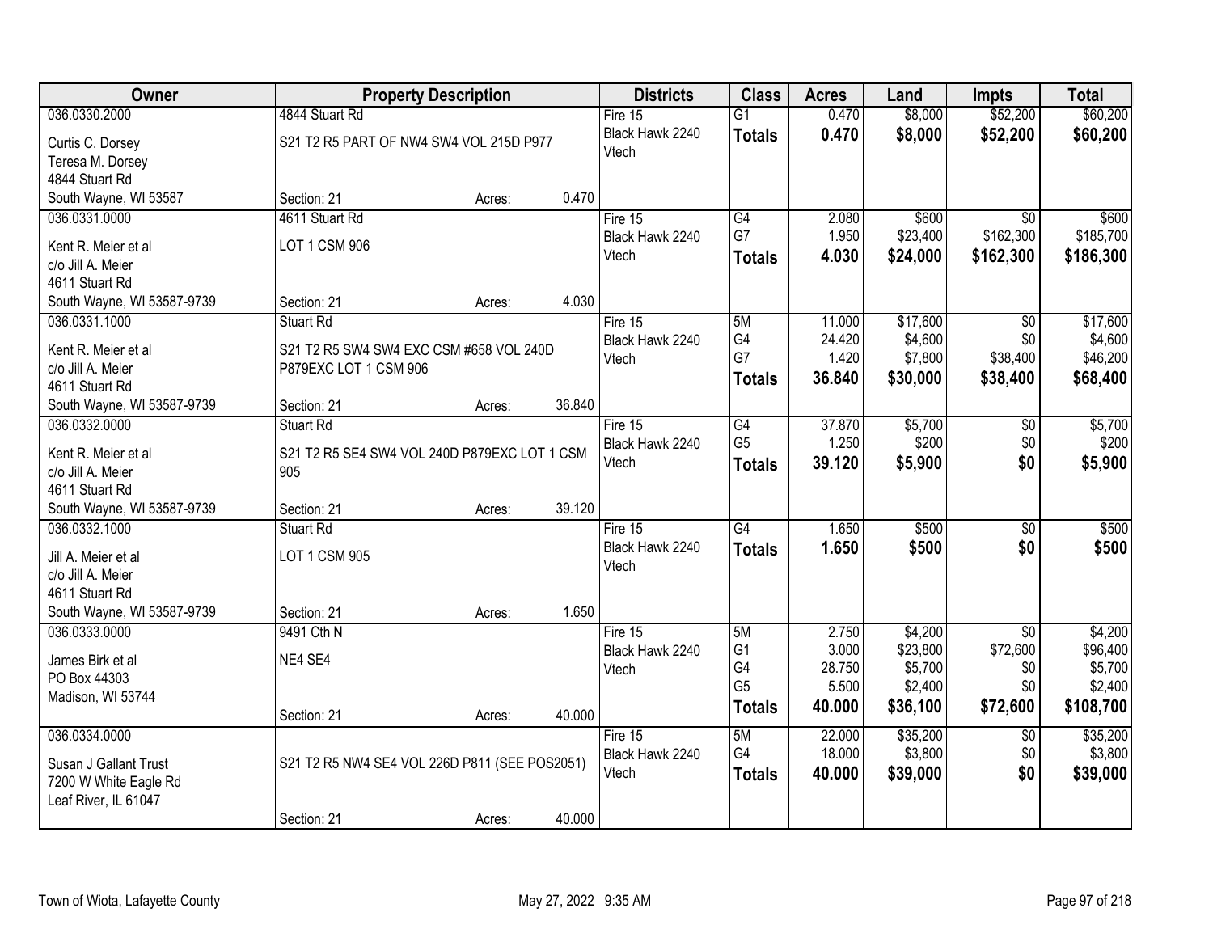| Owner | Property Description | | | Districts | Class | Acres | Land | Impts | Total |
|---|---|---|---|---|---|---|---|---|---|
| 036.0330.2000 | 4844 Stuart Rd | | | Fire 15 | G1 | 0.470 | $8,000 | $52,200 | $60,200 |
| Curtis C. Dorsey | S21 T2 R5 PART OF NW4 SW4 VOL 215D P977 | | | Black Hawk 2240 | **Totals** | **0.470** | **$8,000** | **$52,200** | **$60,200** |
| Teresa M. Dorsey | | | | Vtech | | | | | |
| 4844 Stuart Rd | | | | | | | | | |
| South Wayne, WI 53587 | Section: 21 | Acres: | 0.470 | | | | | | |
| 036.0331.0000 | 4611 Stuart Rd | | | Fire 15 | G4 | 2.080 | $600 | $0 | $600 |
| Kent R. Meier et al | LOT 1 CSM 906 | | | Black Hawk 2240 | G7 | 1.950 | $23,400 | $162,300 | $185,700 |
| c/o Jill A. Meier | | | | Vtech | **Totals** | **4.030** | **$24,000** | **$162,300** | **$186,300** |
| 4611 Stuart Rd | | | | | | | | | |
| South Wayne, WI 53587-9739 | Section: 21 | Acres: | 4.030 | | | | | | |
| 036.0331.1000 | Stuart Rd | | | Fire 15 | 5M | 11.000 | $17,600 | $0 | $17,600 |
| Kent R. Meier et al | S21 T2 R5 SW4 SW4 EXC CSM #658 VOL 240D P879EXC LOT 1 CSM 906 | | | Black Hawk 2240 | G4 | 24.420 | $4,600 | $0 | $4,600 |
| c/o Jill A. Meier | | | | Vtech | G7 | 1.420 | $7,800 | $38,400 | $46,200 |
| 4611 Stuart Rd | | | | | **Totals** | **36.840** | **$30,000** | **$38,400** | **$68,400** |
| South Wayne, WI 53587-9739 | Section: 21 | Acres: | 36.840 | | | | | | |
| 036.0332.0000 | Stuart Rd | | | Fire 15 | G4 | 37.870 | $5,700 | $0 | $5,700 |
| Kent R. Meier et al | S21 T2 R5 SE4 SW4 VOL 240D P879EXC LOT 1 CSM 905 | | | Black Hawk 2240 | G5 | 1.250 | $200 | $0 | $200 |
| c/o Jill A. Meier | | | | Vtech | **Totals** | **39.120** | **$5,900** | **$0** | **$5,900** |
| 4611 Stuart Rd | | | | | | | | | |
| South Wayne, WI 53587-9739 | Section: 21 | Acres: | 39.120 | | | | | | |
| 036.0332.1000 | Stuart Rd | | | Fire 15 | G4 | 1.650 | $500 | $0 | $500 |
| Jill A. Meier et al | LOT 1 CSM 905 | | | Black Hawk 2240 | **Totals** | **1.650** | **$500** | **$0** | **$500** |
| c/o Jill A. Meier | | | | Vtech | | | | | |
| 4611 Stuart Rd | | | | | | | | | |
| South Wayne, WI 53587-9739 | Section: 21 | Acres: | 1.650 | | | | | | |
| 036.0333.0000 | 9491 Cth N | | | Fire 15 | 5M | 2.750 | $4,200 | $0 | $4,200 |
| James Birk et al | NE4 SE4 | | | Black Hawk 2240 | G1 | 3.000 | $23,800 | $72,600 | $96,400 |
| PO Box 44303 | | | | Vtech | G4 | 28.750 | $5,700 | $0 | $5,700 |
| Madison, WI 53744 | | | | | G5 | 5.500 | $2,400 | $0 | $2,400 |
| | Section: 21 | Acres: | 40.000 | | **Totals** | **40.000** | **$36,100** | **$72,600** | **$108,700** |
| 036.0334.0000 | | | | Fire 15 | 5M | 22.000 | $35,200 | $0 | $35,200 |
| Susan J Gallant Trust | S21 T2 R5 NW4 SE4 VOL 226D P811 (SEE POS2051) | | | Black Hawk 2240 | G4 | 18.000 | $3,800 | $0 | $3,800 |
| 7200 W White Eagle Rd | | | | Vtech | **Totals** | **40.000** | **$39,000** | **$0** | **$39,000** |
| Leaf River, IL 61047 | | | | | | | | | |
| | Section: 21 | Acres: | 40.000 | | | | | | |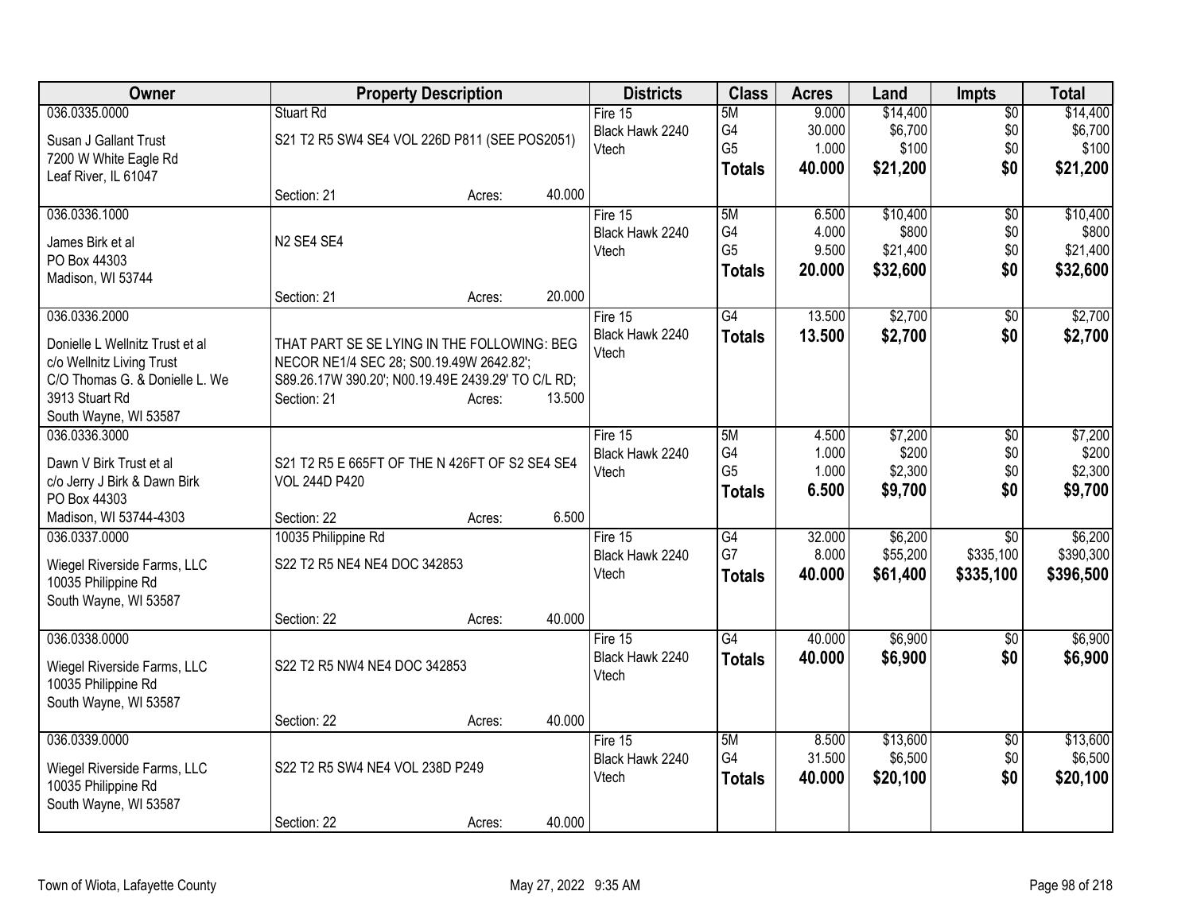| Owner | Property Description | Districts | Class | Acres | Land | Impts | Total |
|---|---|---|---|---|---|---|---|
| 036.0335.0000<br>Susan J Gallant Trust<br>7200 W White Eagle Rd<br>Leaf River, IL 61047 | Stuart Rd<br>S21 T2 R5 SW4 SE4 VOL 226D P811 (SEE POS2051)<br>Section: 21 Acres: 40.000 | Fire 15<br>Black Hawk 2240<br>Vtech | 5M<br>G4<br>G5<br>**Totals** | 9.000<br>30.000<br>1.000<br>**40.000** | $14,400<br>$6,700<br>$100<br>**$21,200** | $0<br>$0<br>$0<br>**$0** | $14,400<br>$6,700<br>$100<br>**$21,200** |
| 036.0336.1000<br>James Birk et al<br>PO Box 44303<br>Madison, WI 53744 | N2 SE4 SE4<br>Section: 21 Acres: 20.000 | Fire 15<br>Black Hawk 2240<br>Vtech | 5M<br>G4<br>G5<br>**Totals** | 6.500<br>4.000<br>9.500<br>**20.000** | $10,400<br>$800<br>$21,400<br>**$32,600** | $0<br>$0<br>$0<br>**$0** | $10,400<br>$800<br>$21,400<br>**$32,600** |
| 036.0336.2000<br>Donielle L Wellnitz Trust et al<br>c/o Wellnitz Living Trust<br>C/O Thomas G. & Donielle L. We<br>3913 Stuart Rd<br>South Wayne, WI 53587 | THAT PART SE SE LYING IN THE FOLLOWING: BEG NECOR NE1/4 SEC 28; S00.19.49W 2642.82'; S89.26.17W 390.20'; N00.19.49E 2439.29' TO C/L RD;<br>Section: 21 Acres: 13.500 | Fire 15<br>Black Hawk 2240<br>Vtech | G4<br>**Totals** | 13.500<br>**13.500** | $2,700<br>**$2,700** | $0<br>**$0** | $2,700<br>**$2,700** |
| 036.0336.3000<br>Dawn V Birk Trust et al<br>c/o Jerry J Birk & Dawn Birk<br>PO Box 44303<br>Madison, WI 53744-4303 | S21 T2 R5 E 665FT OF THE N 426FT OF S2 SE4 SE4 VOL 244D P420<br>Section: 22 Acres: 6.500 | Fire 15<br>Black Hawk 2240<br>Vtech | 5M<br>G4<br>G5<br>**Totals** | 4.500<br>1.000<br>1.000<br>**6.500** | $7,200<br>$200<br>$2,300<br>**$9,700** | $0<br>$0<br>$0<br>**$0** | $7,200<br>$200<br>$2,300<br>**$9,700** |
| 036.0337.0000<br>Wiegel Riverside Farms, LLC<br>10035 Philippine Rd<br>South Wayne, WI 53587 | 10035 Philippine Rd<br>S22 T2 R5 NE4 NE4 DOC 342853<br>Section: 22 Acres: 40.000 | Fire 15<br>Black Hawk 2240<br>Vtech | G4<br>G7<br>**Totals** | 32.000<br>8.000<br>**40.000** | $6,200<br>$55,200<br>**$61,400** | $0<br>$335,100<br>**$335,100** | $6,200<br>$390,300<br>**$396,500** |
| 036.0338.0000<br>Wiegel Riverside Farms, LLC<br>10035 Philippine Rd<br>South Wayne, WI 53587 | S22 T2 R5 NW4 NE4 DOC 342853<br>Section: 22 Acres: 40.000 | Fire 15<br>Black Hawk 2240<br>Vtech | G4<br>**Totals** | 40.000<br>**40.000** | $6,900<br>**$6,900** | $0<br>**$0** | $6,900<br>**$6,900** |
| 036.0339.0000<br>Wiegel Riverside Farms, LLC<br>10035 Philippine Rd<br>South Wayne, WI 53587 | S22 T2 R5 SW4 NE4 VOL 238D P249<br>Section: 22 Acres: 40.000 | Fire 15<br>Black Hawk 2240<br>Vtech | 5M<br>G4<br>**Totals** | 8.500<br>31.500<br>**40.000** | $13,600<br>$6,500<br>**$20,100** | $0<br>$0<br>**$0** | $13,600<br>$6,500<br>**$20,100** |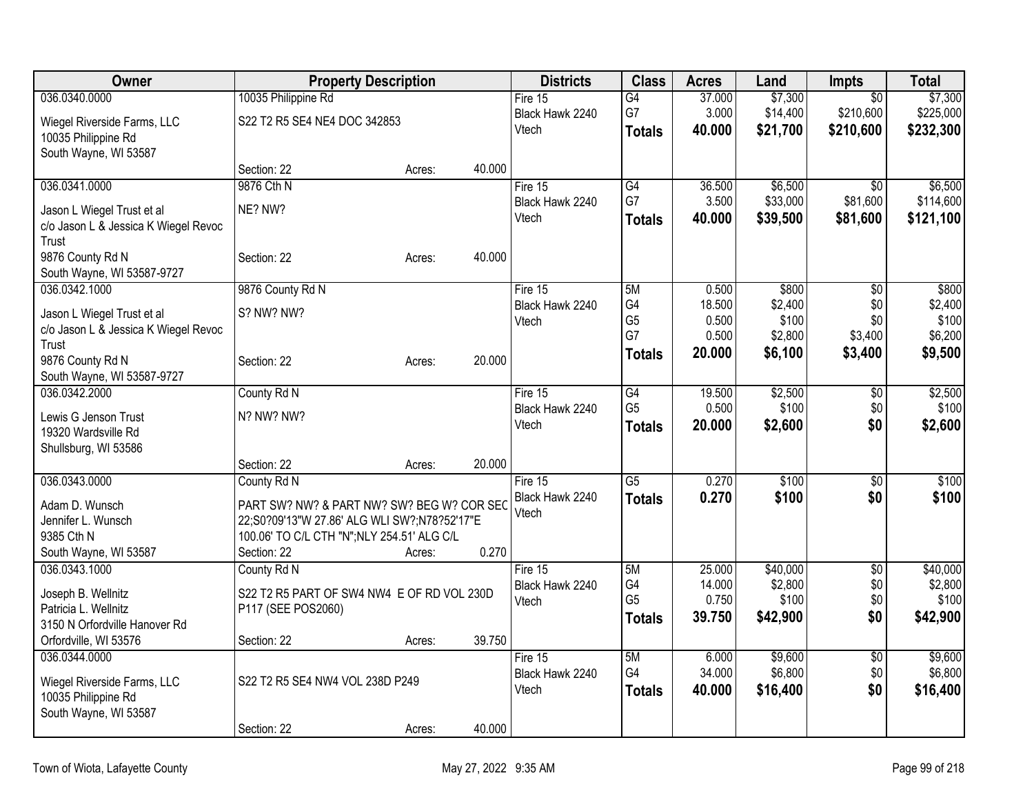| Owner | Property Description | Districts | Class | Acres | Land | Impts | Total |
|---|---|---|---|---|---|---|---|
| 036.0340.0000<br>Wiegel Riverside Farms, LLC<br>10035 Philippine Rd<br>South Wayne, WI 53587 | 10035 Philippine Rd<br>S22 T2 R5 SE4 NE4 DOC 342853<br>Section: 22 Acres: 40.000 | Fire 15<br>Black Hawk 2240<br>Vtech | G4<br>G7<br>**Totals** | 37.000<br>3.000<br>**40.000** | $7,300<br>$14,400<br>**$21,700** | $0<br>$210,600<br>**$210,600** | $7,300<br>$225,000<br>**$232,300** |
| 036.0341.0000<br>Jason L Wiegel Trust et al<br>c/o Jason L & Jessica K Wiegel Revoc Trust<br>9876 County Rd N<br>South Wayne, WI 53587-9727 | 9876 Cth N<br>NE? NW?<br>Section: 22 Acres: 40.000 | Fire 15<br>Black Hawk 2240<br>Vtech | G4<br>G7<br>**Totals** | 36.500<br>3.500<br>**40.000** | $6,500<br>$33,000<br>**$39,500** | $0<br>$81,600<br>**$81,600** | $6,500<br>$114,600<br>**$121,100** |
| 036.0342.1000<br>Jason L Wiegel Trust et al<br>c/o Jason L & Jessica K Wiegel Revoc Trust<br>9876 County Rd N<br>South Wayne, WI 53587-9727 | 9876 County Rd N<br>S? NW? NW?<br>Section: 22 Acres: 20.000 | Fire 15<br>Black Hawk 2240<br>Vtech | 5M<br>G4<br>G5<br>G7<br>**Totals** | 0.500<br>18.500<br>0.500<br>0.500<br>**20.000** | $800<br>$2,400<br>$100<br>$2,800<br>**$6,100** | $0<br>$0<br>$0<br>$3,400<br>**$3,400** | $800<br>$2,400<br>$100<br>$6,200<br>**$9,500** |
| 036.0342.2000<br>Lewis G Jenson Trust<br>19320 Wardsville Rd<br>Shullsburg, WI 53586 | County Rd N<br>N? NW? NW?<br>Section: 22 Acres: 20.000 | Fire 15<br>Black Hawk 2240<br>Vtech | G4<br>G5<br>**Totals** | 19.500<br>0.500<br>**20.000** | $2,500<br>$100<br>**$2,600** | $0<br>$0<br>**$0** | $2,500<br>$100<br>**$2,600** |
| 036.0343.0000<br>Adam D. Wunsch<br>Jennifer L. Wunsch<br>9385 Cth N<br>South Wayne, WI 53587 | County Rd N<br>PART SW? NW? & PART NW? SW? BEG W? COR SEC 22;S0?09'13"W 27.86' ALG WLI SW?;N78?52'17"E 100.06' TO C/L CTH "N";NLY 254.51' ALG C/L<br>Section: 22 Acres: 0.270 | Fire 15<br>Black Hawk 2240<br>Vtech | G5<br>**Totals** | 0.270<br>**0.270** | $100<br>**$100** | $0<br>**$0** | $100<br>**$100** |
| 036.0343.1000<br>Joseph B. Wellnitz<br>Patricia L. Wellnitz<br>3150 N Orfordville Hanover Rd<br>Orfordville, WI 53576 | County Rd N<br>S22 T2 R5 PART OF SW4 NW4 E OF RD VOL 230D P117 (SEE POS2060)<br>Section: 22 Acres: 39.750 | Fire 15<br>Black Hawk 2240<br>Vtech | 5M<br>G4<br>G5<br>**Totals** | 25.000<br>14.000<br>0.750<br>**39.750** | $40,000<br>$2,800<br>$100<br>**$42,900** | $0<br>$0<br>$0<br>**$0** | $40,000<br>$2,800<br>$100<br>**$42,900** |
| 036.0344.0000<br>Wiegel Riverside Farms, LLC<br>10035 Philippine Rd<br>South Wayne, WI 53587 | S22 T2 R5 SE4 NW4 VOL 238D P249<br>Section: 22 Acres: 40.000 | Fire 15<br>Black Hawk 2240<br>Vtech | 5M<br>G4<br>**Totals** | 6.000<br>34.000<br>**40.000** | $9,600<br>$6,800<br>**$16,400** | $0<br>$0<br>**$0** | $9,600<br>$6,800<br>**$16,400** |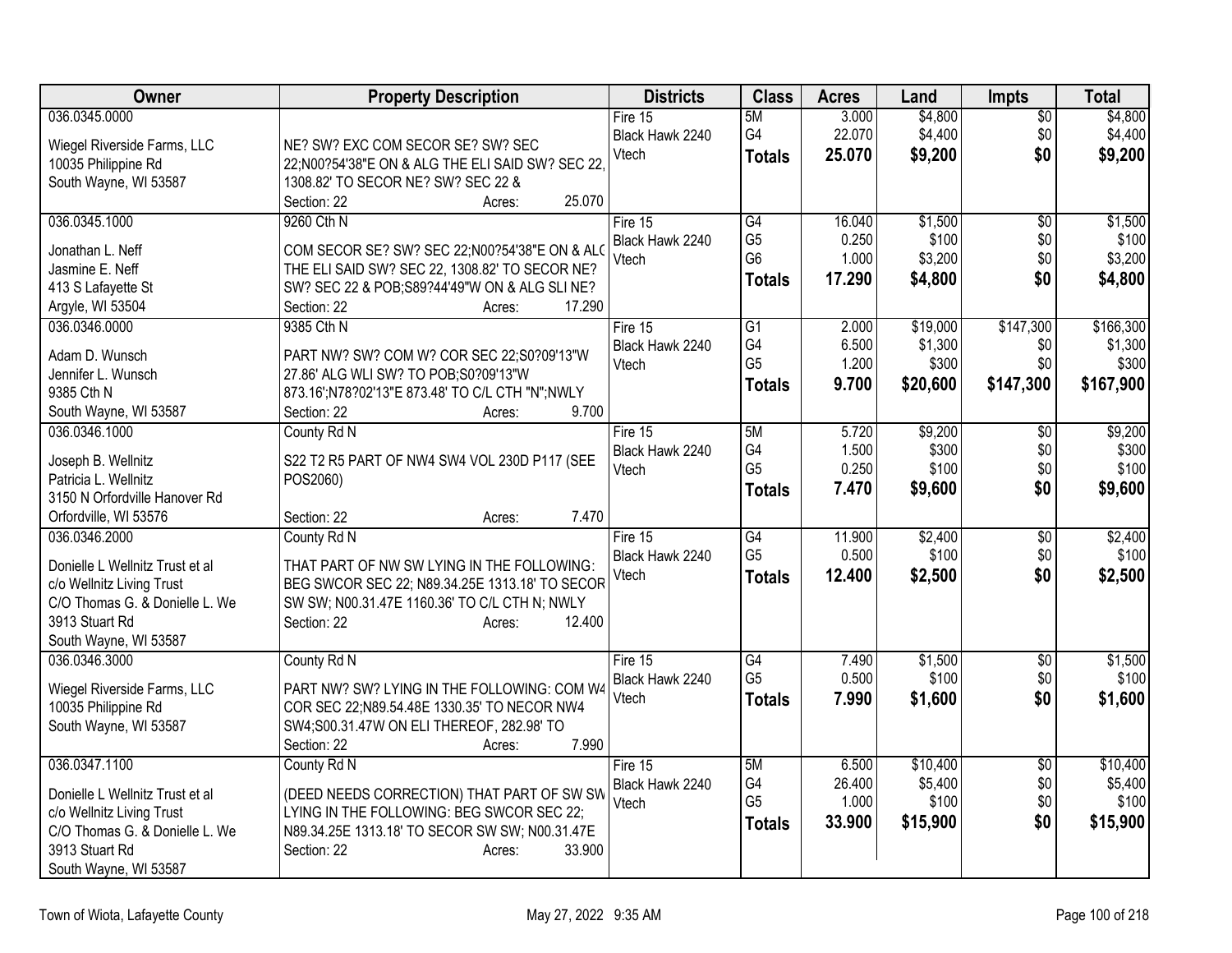| Owner | Property Description | Districts | Class | Acres | Land | Impts | Total |
|---|---|---|---|---|---|---|---|
| 036.0345.0000<br><br>Wiegel Riverside Farms, LLC<br>10035 Philippine Rd<br>South Wayne, WI 53587 | NE? SW? EXC COM SECOR SE? SW? SEC 22;N00?54'38"E ON & ALG THE ELI SAID SW? SEC 22, 1308.82' TO SECOR NE? SW? SEC 22 &<br>Section: 22 Acres: 25.070 | Fire 15<br>Black Hawk 2240<br>Vtech | 5M<br>G4<br>**Totals** | 3.000<br>22.070<br>**25.070** | $4,800<br>$4,400<br>**$9,200** | $0<br>$0<br>**$0** | $4,800<br>$4,400<br>**$9,200** |
| 036.0345.1000<br><br>Jonathan L. Neff<br>Jasmine E. Neff<br>413 S Lafayette St<br>Argyle, WI 53504 | 9260 Cth N<br>COM SECOR SE? SW? SEC 22;N00?54'38"E ON & ALG THE ELI SAID SW? SEC 22, 1308.82' TO SECOR NE? SW? SEC 22 & POB;S89?44'49"W ON & ALG SLI NE?<br>Section: 22 Acres: 17.290 | Fire 15<br>Black Hawk 2240<br>Vtech | G4<br>G5<br>G6<br>**Totals** | 16.040<br>0.250<br>1.000<br>**17.290** | $1,500<br>$100<br>$3,200<br>**$4,800** | $0<br>$0<br>$0<br>**$0** | $1,500<br>$100<br>$3,200<br>**$4,800** |
| 036.0346.0000<br><br>Adam D. Wunsch<br>Jennifer L. Wunsch<br>9385 Cth N<br>South Wayne, WI 53587 | 9385 Cth N<br>PART NW? SW? COM W? COR SEC 22;S0?09'13"W 27.86' ALG WLI SW? TO POB;S0?09'13"W 873.16';N78?02'13"E 873.48' TO C/L CTH "N";NWLY<br>Section: 22 Acres: 9.700 | Fire 15<br>Black Hawk 2240<br>Vtech | G1<br>G4<br>G5<br>**Totals** | 2.000<br>6.500<br>1.200<br>**9.700** | $19,000<br>$1,300<br>$300<br>**$20,600** | $147,300<br>$0<br>$0<br>**$147,300** | $166,300<br>$1,300<br>$300<br>**$167,900** |
| 036.0346.1000<br><br>Joseph B. Wellnitz<br>Patricia L. Wellnitz<br>3150 N Orfordville Hanover Rd<br>Orfordville, WI 53576 | County Rd N<br>S22 T2 R5 PART OF NW4 SW4 VOL 230D P117 (SEE POS2060)<br>Section: 22 Acres: 7.470 | Fire 15<br>Black Hawk 2240<br>Vtech | 5M<br>G4<br>G5<br>**Totals** | 5.720<br>1.500<br>0.250<br>**7.470** | $9,200<br>$300<br>$100<br>**$9,600** | $0<br>$0<br>$0<br>**$0** | $9,200<br>$300<br>$100<br>**$9,600** |
| 036.0346.2000<br><br>Donielle L Wellnitz Trust et al<br>c/o Wellnitz Living Trust<br>C/O Thomas G. & Donielle L. We<br>3913 Stuart Rd<br>South Wayne, WI 53587 | County Rd N<br>THAT PART OF NW SW LYING IN THE FOLLOWING: BEG SWCOR SEC 22; N89.34.25E 1313.18' TO SECOR SW SW; N00.31.47E 1160.36' TO C/L CTH N; NWLY<br>Section: 22 Acres: 12.400 | Fire 15<br>Black Hawk 2240<br>Vtech | G4<br>G5<br>**Totals** | 11.900<br>0.500<br>**12.400** | $2,400<br>$100<br>**$2,500** | $0<br>$0<br>**$0** | $2,400<br>$100<br>**$2,500** |
| 036.0346.3000<br><br>Wiegel Riverside Farms, LLC<br>10035 Philippine Rd<br>South Wayne, WI 53587 | County Rd N<br>PART NW? SW? LYING IN THE FOLLOWING: COM W4 COR SEC 22;N89.54.48E 1330.35' TO NECOR NW4 SW4;S00.31.47W ON ELI THEREOF, 282.98' TO<br>Section: 22 Acres: 7.990 | Fire 15<br>Black Hawk 2240<br>Vtech | G4<br>G5<br>**Totals** | 7.490<br>0.500<br>**7.990** | $1,500<br>$100<br>**$1,600** | $0<br>$0<br>**$0** | $1,500<br>$100<br>**$1,600** |
| 036.0347.1100<br><br>Donielle L Wellnitz Trust et al<br>c/o Wellnitz Living Trust<br>C/O Thomas G. & Donielle L. We<br>3913 Stuart Rd<br>South Wayne, WI 53587 | County Rd N<br>(DEED NEEDS CORRECTION) THAT PART OF SW SW LYING IN THE FOLLOWING: BEG SWCOR SEC 22; N89.34.25E 1313.18' TO SECOR SW SW; N00.31.47E<br>Section: 22 Acres: 33.900 | Fire 15<br>Black Hawk 2240<br>Vtech | 5M<br>G4<br>G5<br>**Totals** | 6.500<br>26.400<br>1.000<br>**33.900** | $10,400<br>$5,400<br>$100<br>**$15,900** | $0<br>$0<br>$0<br>**$0** | $10,400<br>$5,400<br>$100<br>**$15,900** |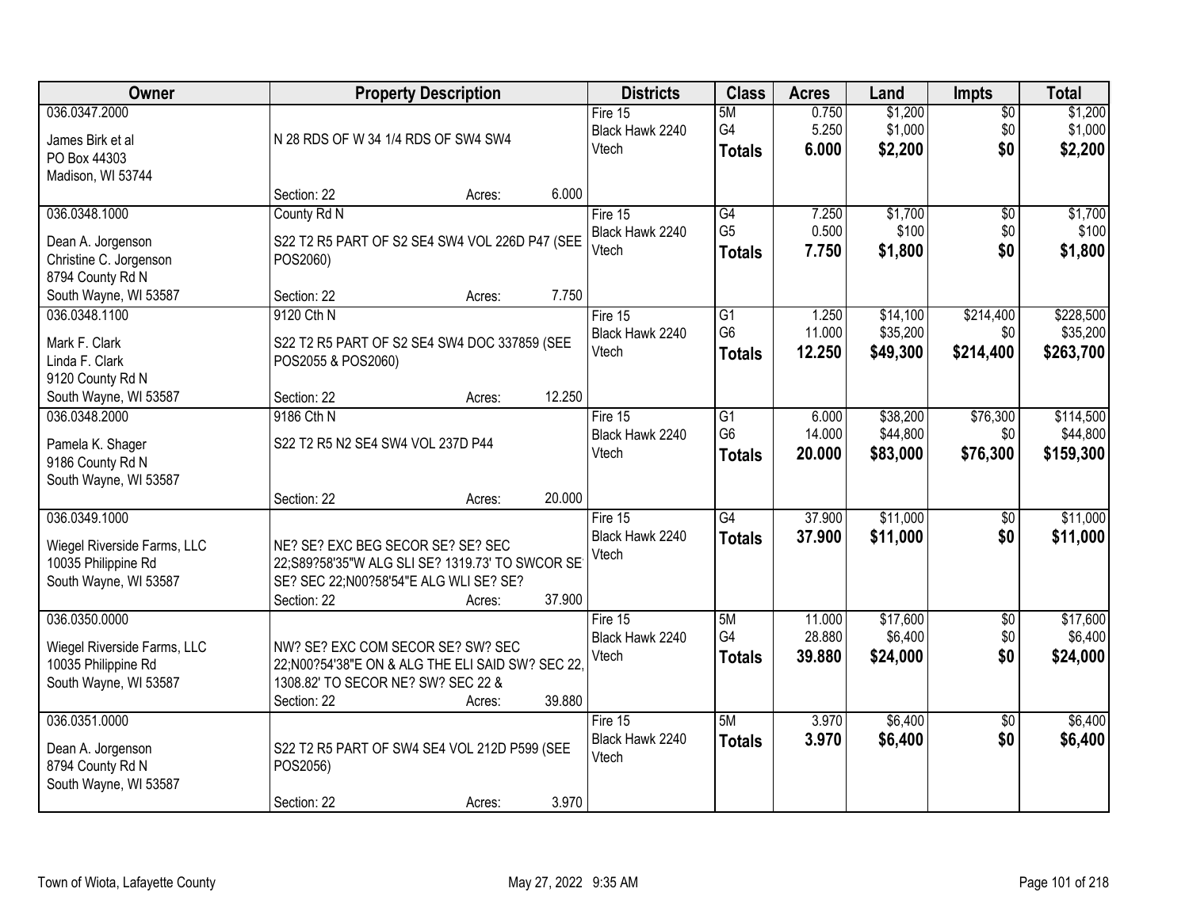| Owner | Property Description | Districts | Class | Acres | Land | Impts | Total |
|---|---|---|---|---|---|---|---|
| 036.0347.2000<br>James Birk et al<br>PO Box 44303<br>Madison, WI 53744 | N 28 RDS OF W 34 1/4 RDS OF SW4 SW4<br>Section: 22 Acres: 6.000 | Fire 15<br>Black Hawk 2240<br>Vtech | 5M<br>G4<br>**Totals** | 0.750<br>5.250<br>**6.000** | $1,200<br>$1,000<br>**$2,200** | $0<br>$0<br>**$0** | $1,200<br>$1,000<br>**$2,200** |
| 036.0348.1000<br>Dean A. Jorgenson<br>Christine C. Jorgenson<br>8794 County Rd N<br>South Wayne, WI 53587 | County Rd N<br>S22 T2 R5 PART OF S2 SE4 SW4 VOL 226D P47 (SEE POS2060)<br>Section: 22 Acres: 7.750 | Fire 15<br>Black Hawk 2240<br>Vtech | G4<br>G5<br>**Totals** | 7.250<br>0.500<br>**7.750** | $1,700<br>$100<br>**$1,800** | $0<br>$0<br>**$0** | $1,700<br>$100<br>**$1,800** |
| 036.0348.1100<br>Mark F. Clark<br>Linda F. Clark<br>9120 County Rd N<br>South Wayne, WI 53587 | 9120 Cth N<br>S22 T2 R5 PART OF S2 SE4 SW4 DOC 337859 (SEE POS2055 & POS2060)<br>Section: 22 Acres: 12.250 | Fire 15<br>Black Hawk 2240<br>Vtech | G1<br>G6<br>**Totals** | 1.250<br>11.000<br>**12.250** | $14,100<br>$35,200<br>**$49,300** | $214,400<br>$0<br>**$214,400** | $228,500<br>$35,200<br>**$263,700** |
| 036.0348.2000<br>Pamela K. Shager<br>9186 County Rd N<br>South Wayne, WI 53587 | 9186 Cth N<br>S22 T2 R5 N2 SE4 SW4 VOL 237D P44<br>Section: 22 Acres: 20.000 | Fire 15<br>Black Hawk 2240<br>Vtech | G1<br>G6<br>**Totals** | 6.000<br>14.000<br>**20.000** | $38,200<br>$44,800<br>**$83,000** | $76,300<br>$0<br>**$76,300** | $114,500<br>$44,800<br>**$159,300** |
| 036.0349.1000<br>Wiegel Riverside Farms, LLC<br>10035 Philippine Rd<br>South Wayne, WI 53587 | NE? SE? EXC BEG SECOR SE? SE? SEC 22;S89?58'35"W ALG SLI SE? 1319.73' TO SWCOR SE SE? SEC 22;N00?58'54"E ALG WLI SE? SE?<br>Section: 22 Acres: 37.900 | Fire 15<br>Black Hawk 2240<br>Vtech | G4<br>**Totals** | 37.900<br>**37.900** | $11,000<br>**$11,000** | $0<br>**$0** | $11,000<br>**$11,000** |
| 036.0350.0000<br>Wiegel Riverside Farms, LLC<br>10035 Philippine Rd<br>South Wayne, WI 53587 | NW? SE? EXC COM SECOR SE? SW? SEC 22;N00?54'38"E ON & ALG THE ELI SAID SW? SEC 22, 1308.82' TO SECOR NE? SW? SEC 22 &<br>Section: 22 Acres: 39.880 | Fire 15<br>Black Hawk 2240<br>Vtech | 5M<br>G4<br>**Totals** | 11.000<br>28.880<br>**39.880** | $17,600<br>$6,400<br>**$24,000** | $0<br>$0<br>**$0** | $17,600<br>$6,400<br>**$24,000** |
| 036.0351.0000<br>Dean A. Jorgenson<br>8794 County Rd N<br>South Wayne, WI 53587 | S22 T2 R5 PART OF SW4 SE4 VOL 212D P599 (SEE POS2056)<br>Section: 22 Acres: 3.970 | Fire 15<br>Black Hawk 2240<br>Vtech | 5M<br>**Totals** | 3.970<br>**3.970** | $6,400<br>**$6,400** | $0<br>**$0** | $6,400<br>**$6,400** |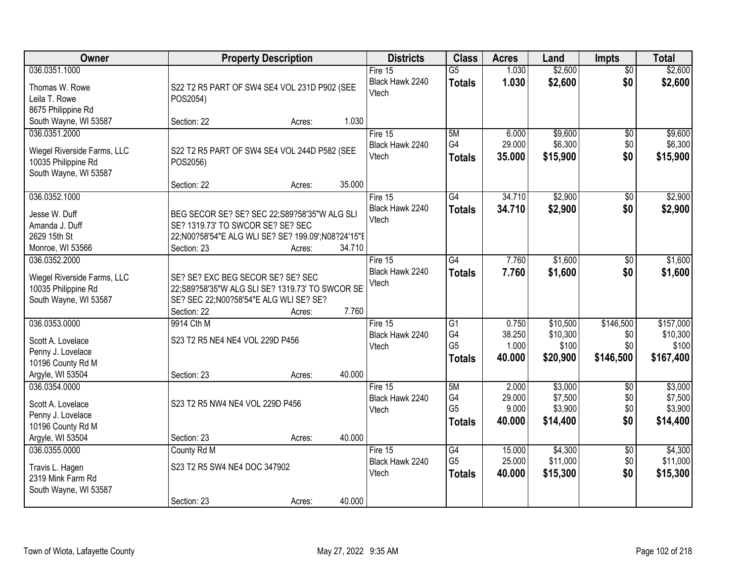| Owner | Property Description | Districts | Class | Acres | Land | Impts | Total |
|---|---|---|---|---|---|---|---|
| 036.0351.1000<br>Thomas W. Rowe<br>Leila T. Rowe<br>8675 Philippine Rd<br>South Wayne, WI 53587 | S22 T2 R5 PART OF SW4 SE4 VOL 231D P902 (SEE POS2054)<br>Section: 22 Acres: 1.030 | Fire 15<br>Black Hawk 2240<br>Vtech | G5<br>**Totals** | 1.030<br>**1.030** | $2,600<br>**$2,600** | $0<br>**$0** | $2,600<br>**$2,600** |
| 036.0351.2000<br>Wiegel Riverside Farms, LLC<br>10035 Philippine Rd<br>South Wayne, WI 53587 | S22 T2 R5 PART OF SW4 SE4 VOL 244D P582 (SEE POS2056)<br>Section: 22 Acres: 35.000 | Fire 15<br>Black Hawk 2240<br>Vtech | 5M<br>G4<br>**Totals** | 6.000<br>29.000<br>**35.000** | $9,600<br>$6,300<br>**$15,900** | $0<br>$0<br>**$0** | $9,600<br>$6,300<br>**$15,900** |
| 036.0352.1000<br>Jesse W. Duff<br>Amanda J. Duff<br>2629 15th St<br>Monroe, WI 53566 | BEG SECOR SE? SE? SEC 22;S89?58'35"W ALG SLI SE? 1319.73' TO SWCOR SE? SE? SEC 22;N00?58'54"E ALG WLI SE? SE? 199.09';N08?24'15"E<br>Section: 23 Acres: 34.710 | Fire 15<br>Black Hawk 2240<br>Vtech | G4<br>**Totals** | 34.710<br>**34.710** | $2,900<br>**$2,900** | $0<br>**$0** | $2,900<br>**$2,900** |
| 036.0352.2000<br>Wiegel Riverside Farms, LLC<br>10035 Philippine Rd<br>South Wayne, WI 53587 | SE? SE? EXC BEG SECOR SE? SE? SEC 22;S89?58'35"W ALG SLI SE? 1319.73' TO SWCOR SE? SE? SEC 22;N00?58'54"E ALG WLI SE? SE?<br>Section: 22 Acres: 7.760 | Fire 15<br>Black Hawk 2240<br>Vtech | G4<br>**Totals** | 7.760<br>**7.760** | $1,600<br>**$1,600** | $0<br>**$0** | $1,600<br>**$1,600** |
| 036.0353.0000<br>Scott A. Lovelace<br>Penny J. Lovelace<br>10196 County Rd M<br>Argyle, WI 53504 | 9914 Cth M<br>S23 T2 R5 NE4 NE4 VOL 229D P456<br>Section: 23 Acres: 40.000 | Fire 15<br>Black Hawk 2240<br>Vtech | G1<br>G4<br>G5<br>**Totals** | 0.750<br>38.250<br>1.000<br>**40.000** | $10,500<br>$10,300<br>$100<br>**$20,900** | $146,500<br>$0<br>$0<br>**$146,500** | $157,000<br>$10,300<br>$100<br>**$167,400** |
| 036.0354.0000<br>Scott A. Lovelace<br>Penny J. Lovelace<br>10196 County Rd M<br>Argyle, WI 53504 | S23 T2 R5 NW4 NE4 VOL 229D P456<br>Section: 23 Acres: 40.000 | Fire 15<br>Black Hawk 2240<br>Vtech | 5M<br>G4<br>G5<br>**Totals** | 2.000<br>29.000<br>9.000<br>**40.000** | $3,000<br>$7,500<br>$3,900<br>**$14,400** | $0<br>$0<br>$0<br>**$0** | $3,000<br>$7,500<br>$3,900<br>**$14,400** |
| 036.0355.0000<br>Travis L. Hagen<br>2319 Mink Farm Rd<br>South Wayne, WI 53587 | County Rd M<br>S23 T2 R5 SW4 NE4 DOC 347902<br>Section: 23 Acres: 40.000 | Fire 15<br>Black Hawk 2240<br>Vtech | G4<br>G5<br>**Totals** | 15.000<br>25.000<br>**40.000** | $4,300<br>$11,000<br>**$15,300** | $0<br>$0<br>**$0** | $4,300<br>$11,000<br>**$15,300** |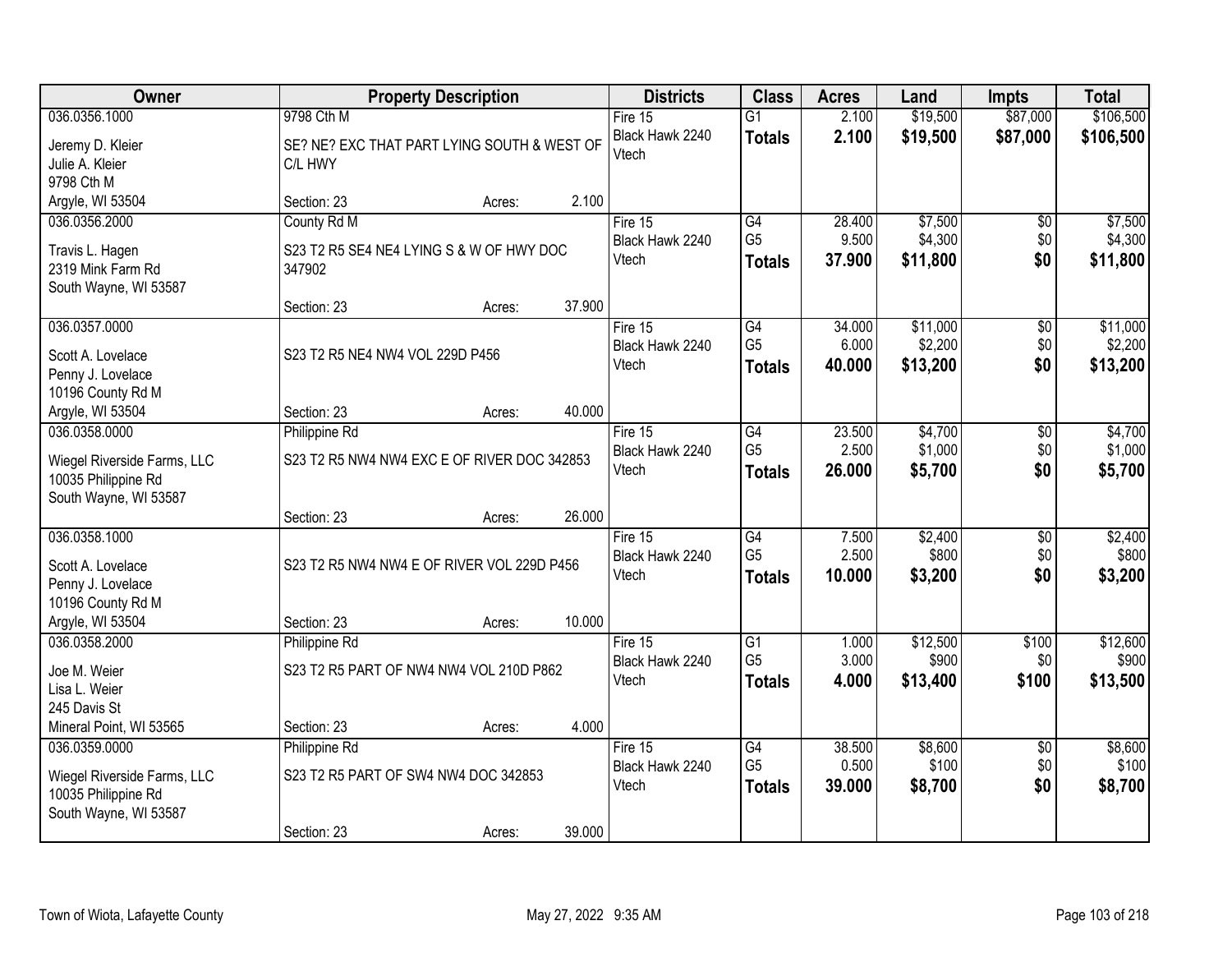| Owner | Property Description | Districts | Class | Acres | Land | Impts | Total |
|---|---|---|---|---|---|---|---|
| 036.0356.1000<br>Jeremy D. Kleier<br>Julie A. Kleier<br>9798 Cth M<br>Argyle, WI 53504 | 9798 Cth M<br>SE? NE? EXC THAT PART LYING SOUTH & WEST OF C/L HWY<br>Section: 23 Acres: 2.100 | Fire 15<br>Black Hawk 2240<br>Vtech | G1<br>**Totals** | 2.100<br>**2.100** | $19,500<br>**$19,500** | $87,000<br>**$87,000** | $106,500<br>**$106,500** |
| 036.0356.2000<br>Travis L. Hagen<br>2319 Mink Farm Rd<br>South Wayne, WI 53587 | County Rd M<br>S23 T2 R5 SE4 NE4 LYING S & W OF HWY DOC 347902<br>Section: 23 Acres: 37.900 | Fire 15<br>Black Hawk 2240<br>Vtech | G4<br>G5<br>**Totals** | 28.400<br>9.500<br>**37.900** | $7,500<br>$4,300<br>**$11,800** | $0<br>$0<br>**$0** | $7,500<br>$4,300<br>**$11,800** |
| 036.0357.0000<br>Scott A. Lovelace<br>Penny J. Lovelace<br>10196 County Rd M<br>Argyle, WI 53504 | S23 T2 R5 NE4 NW4 VOL 229D P456<br>Section: 23 Acres: 40.000 | Fire 15<br>Black Hawk 2240<br>Vtech | G4<br>G5<br>**Totals** | 34.000<br>6.000<br>**40.000** | $11,000<br>$2,200<br>**$13,200** | $0<br>$0<br>**$0** | $11,000<br>$2,200<br>**$13,200** |
| 036.0358.0000<br>Wiegel Riverside Farms, LLC<br>10035 Philippine Rd<br>South Wayne, WI 53587 | Philippine Rd<br>S23 T2 R5 NW4 NW4 EXC E OF RIVER DOC 342853<br>Section: 23 Acres: 26.000 | Fire 15<br>Black Hawk 2240<br>Vtech | G4<br>G5<br>**Totals** | 23.500<br>2.500<br>**26.000** | $4,700<br>$1,000<br>**$5,700** | $0<br>$0<br>**$0** | $4,700<br>$1,000<br>**$5,700** |
| 036.0358.1000<br>Scott A. Lovelace<br>Penny J. Lovelace<br>10196 County Rd M<br>Argyle, WI 53504 | S23 T2 R5 NW4 NW4 E OF RIVER VOL 229D P456<br>Section: 23 Acres: 10.000 | Fire 15<br>Black Hawk 2240<br>Vtech | G4<br>G5<br>**Totals** | 7.500<br>2.500<br>**10.000** | $2,400<br>$800<br>**$3,200** | $0<br>$0<br>**$0** | $2,400<br>$800<br>**$3,200** |
| 036.0358.2000<br>Joe M. Weier<br>Lisa L. Weier<br>245 Davis St<br>Mineral Point, WI 53565 | Philippine Rd<br>S23 T2 R5 PART OF NW4 NW4 VOL 210D P862<br>Section: 23 Acres: 4.000 | Fire 15<br>Black Hawk 2240<br>Vtech | G1<br>G5<br>**Totals** | 1.000<br>3.000<br>**4.000** | $12,500<br>$900<br>**$13,400** | $100<br>$0<br>**$100** | $12,600<br>$900<br>**$13,500** |
| 036.0359.0000<br>Wiegel Riverside Farms, LLC<br>10035 Philippine Rd<br>South Wayne, WI 53587 | Philippine Rd<br>S23 T2 R5 PART OF SW4 NW4 DOC 342853<br>Section: 23 Acres: 39.000 | Fire 15<br>Black Hawk 2240<br>Vtech | G4<br>G5<br>**Totals** | 38.500<br>0.500<br>**39.000** | $8,600<br>$100<br>**$8,700** | $0<br>$0<br>**$0** | $8,600<br>$100<br>**$8,700** |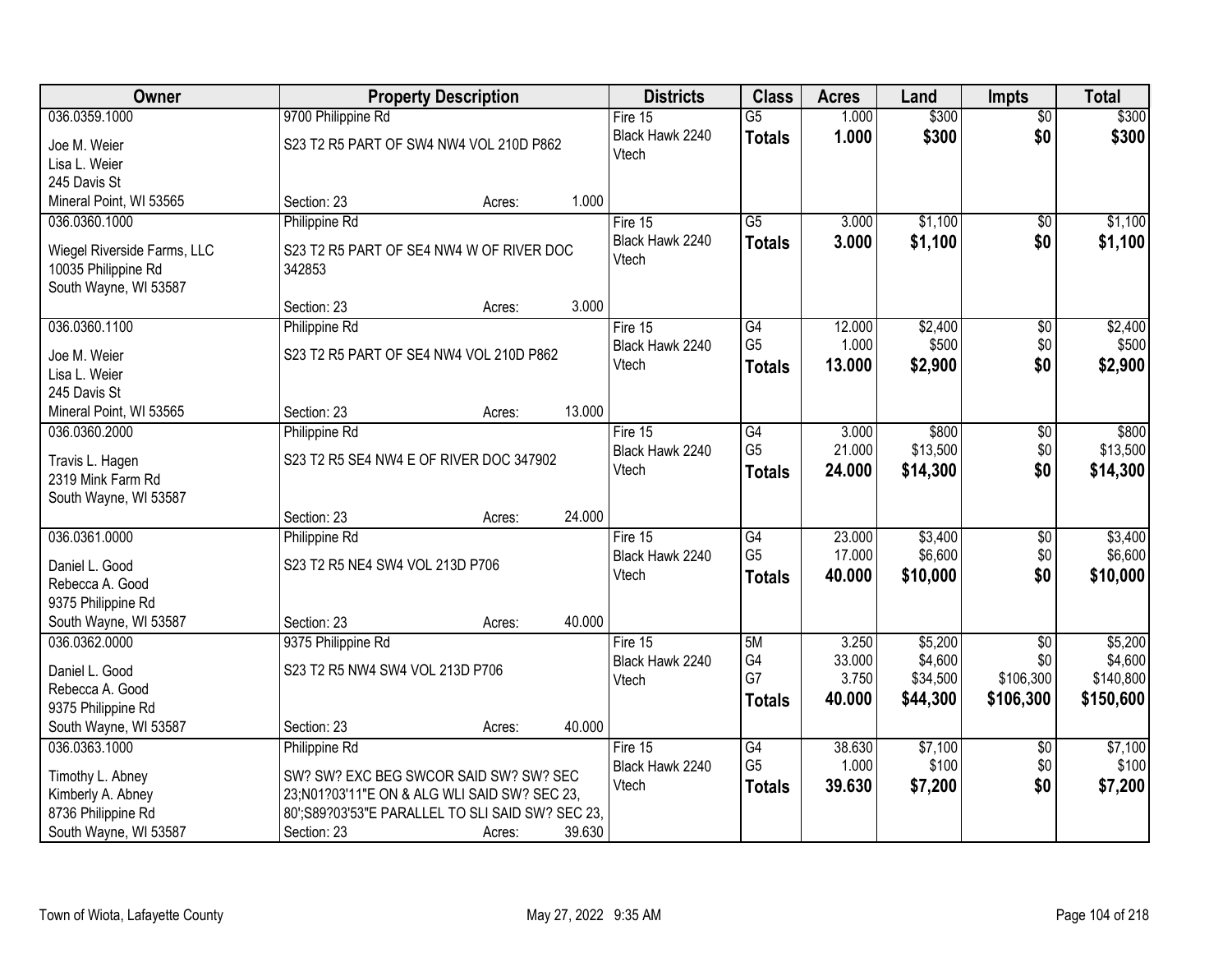| Owner | Property Description | Districts | Class | Acres | Land | Impts | Total |
|---|---|---|---|---|---|---|---|
| 036.0359.1000<br>Joe M. Weier<br>Lisa L. Weier<br>245 Davis St<br>Mineral Point, WI 53565 | 9700 Philippine Rd<br>S23 T2 R5 PART OF SW4 NW4 VOL 210D P862<br>Section: 23 Acres: 1.000 | Fire 15<br>Black Hawk 2240<br>Vtech | G5<br>**Totals** | 1.000<br>**1.000** | $300<br>**$300** | $0<br>**$0** | $300<br>**$300** |
| 036.0360.1000<br>Wiegel Riverside Farms, LLC<br>10035 Philippine Rd<br>South Wayne, WI 53587 | Philippine Rd<br>S23 T2 R5 PART OF SE4 NW4 W OF RIVER DOC 342853<br>Section: 23 Acres: 3.000 | Fire 15<br>Black Hawk 2240<br>Vtech | G5<br>**Totals** | 3.000<br>**3.000** | $1,100<br>**$1,100** | $0<br>**$0** | $1,100<br>**$1,100** |
| 036.0360.1100<br>Joe M. Weier<br>Lisa L. Weier<br>245 Davis St<br>Mineral Point, WI 53565 | Philippine Rd<br>S23 T2 R5 PART OF SE4 NW4 VOL 210D P862<br>Section: 23 Acres: 13.000 | Fire 15<br>Black Hawk 2240<br>Vtech | G4<br>G5<br>**Totals** | 12.000<br>1.000<br>**13.000** | $2,400<br>$500<br>**$2,900** | $0<br>$0<br>**$0** | $2,400<br>$500<br>**$2,900** |
| 036.0360.2000<br>Travis L. Hagen<br>2319 Mink Farm Rd<br>South Wayne, WI 53587 | Philippine Rd<br>S23 T2 R5 SE4 NW4 E OF RIVER DOC 347902<br>Section: 23 Acres: 24.000 | Fire 15<br>Black Hawk 2240<br>Vtech | G4<br>G5<br>**Totals** | 3.000<br>21.000<br>**24.000** | $800<br>$13,500<br>**$14,300** | $0<br>$0<br>**$0** | $800<br>$13,500<br>**$14,300** |
| 036.0361.0000<br>Daniel L. Good<br>Rebecca A. Good<br>9375 Philippine Rd<br>South Wayne, WI 53587 | Philippine Rd<br>S23 T2 R5 NE4 SW4 VOL 213D P706<br>Section: 23 Acres: 40.000 | Fire 15<br>Black Hawk 2240<br>Vtech | G4<br>G5<br>**Totals** | 23.000<br>17.000<br>**40.000** | $3,400<br>$6,600<br>**$10,000** | $0<br>$0<br>**$0** | $3,400<br>$6,600<br>**$10,000** |
| 036.0362.0000<br>Daniel L. Good<br>Rebecca A. Good<br>9375 Philippine Rd<br>South Wayne, WI 53587 | 9375 Philippine Rd<br>S23 T2 R5 NW4 SW4 VOL 213D P706<br>Section: 23 Acres: 40.000 | Fire 15<br>Black Hawk 2240<br>Vtech | 5M<br>G4<br>G7<br>**Totals** | 3.250<br>33.000<br>3.750<br>**40.000** | $5,200<br>$4,600<br>$34,500<br>**$44,300** | $0<br>$0<br>$106,300<br>**$106,300** | $5,200<br>$4,600<br>$140,800<br>**$150,600** |
| 036.0363.1000<br>Timothy L. Abney<br>Kimberly A. Abney<br>8736 Philippine Rd<br>South Wayne, WI 53587 | Philippine Rd<br>SW? SW? EXC BEG SWCOR SAID SW? SW? SEC 23;N01?03'11"E ON & ALG WLI SAID SW? SEC 23, 80';S89?03'53"E PARALLEL TO SLI SAID SW? SEC 23,<br>Section: 23 Acres: 39.630 | Fire 15<br>Black Hawk 2240<br>Vtech | G4<br>G5<br>**Totals** | 38.630<br>1.000<br>**39.630** | $7,100<br>$100<br>**$7,200** | $0<br>$0<br>**$0** | $7,100<br>$100<br>**$7,200** |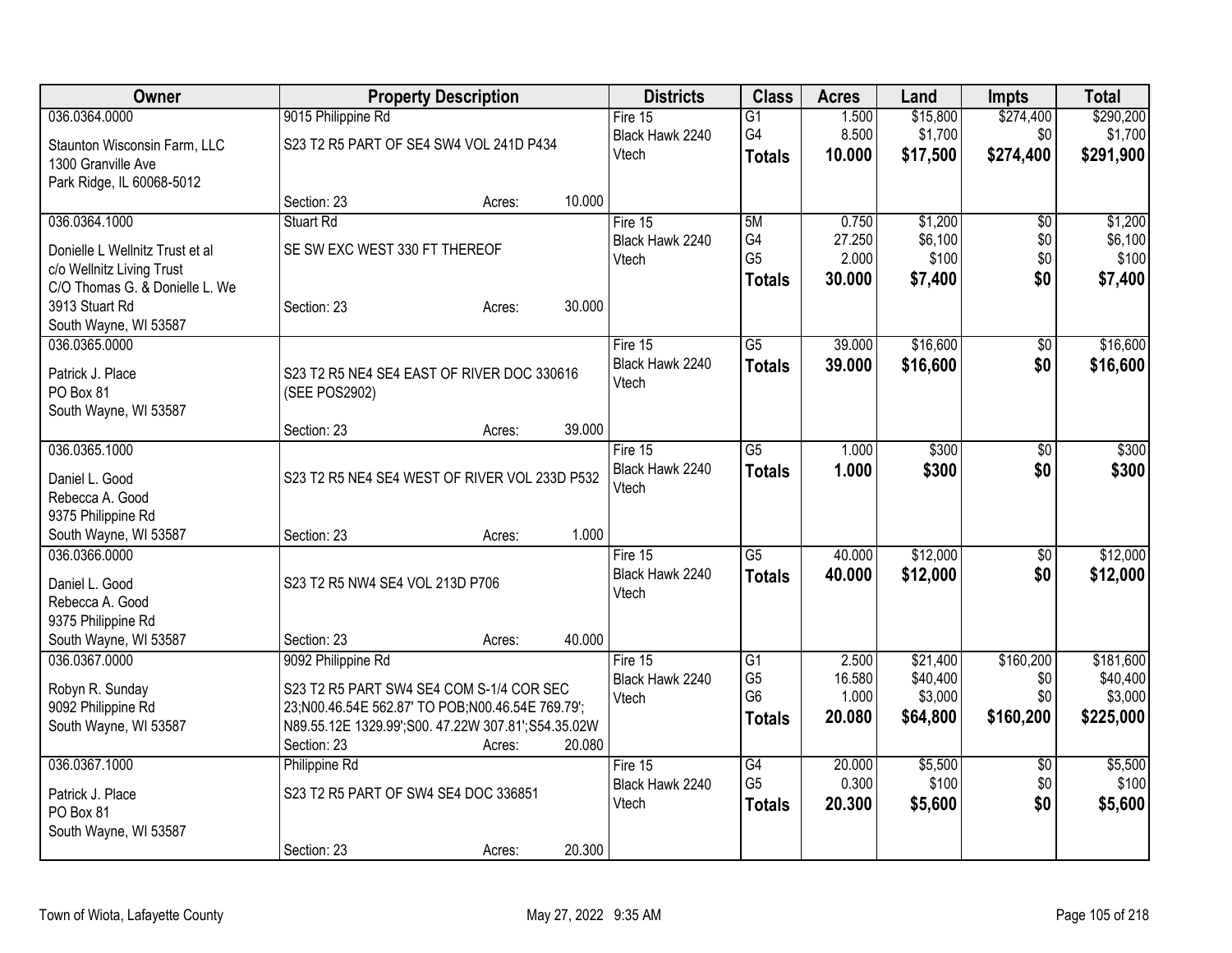| Owner | Property Description | Districts | Class | Acres | Land | Impts | Total |
|---|---|---|---|---|---|---|---|
| 036.0364.0000<br>Staunton Wisconsin Farm, LLC<br>1300 Granville Ave<br>Park Ridge, IL 60068-5012 | 9015 Philippine Rd<br>S23 T2 R5 PART OF SE4 SW4 VOL 241D P434<br>Section: 23 Acres: 10.000 | Fire 15<br>Black Hawk 2240<br>Vtech | G1<br>G4<br>**Totals** | 1.500<br>8.500<br>**10.000** | \$15,800<br>\$1,700<br>**\$17,500** | \$274,400<br>\$0<br>**\$274,400** | \$290,200<br>\$1,700<br>**\$291,900** |
| 036.0364.1000<br>Donielle L Wellnitz Trust et al<br>c/o Wellnitz Living Trust<br>C/O Thomas G. & Donielle L. We<br>3913 Stuart Rd<br>South Wayne, WI 53587 | Stuart Rd<br>SE SW EXC WEST 330 FT THEREOF<br>Section: 23 Acres: 30.000 | Fire 15<br>Black Hawk 2240<br>Vtech | 5M<br>G4<br>G5<br>**Totals** | 0.750<br>27.250<br>2.000<br>**30.000** | \$1,200<br>\$6,100<br>\$100<br>**\$7,400** | \$0<br>\$0<br>\$0<br>**\$0** | \$1,200<br>\$6,100<br>\$100<br>**\$7,400** |
| 036.0365.0000<br>Patrick J. Place<br>PO Box 81<br>South Wayne, WI 53587 | S23 T2 R5 NE4 SE4 EAST OF RIVER DOC 330616 (SEE POS2902)<br>Section: 23 Acres: 39.000 | Fire 15<br>Black Hawk 2240<br>Vtech | G5<br>**Totals** | 39.000<br>**39.000** | \$16,600<br>**\$16,600** | \$0<br>**\$0** | \$16,600<br>**\$16,600** |
| 036.0365.1000<br>Daniel L. Good<br>Rebecca A. Good<br>9375 Philippine Rd<br>South Wayne, WI 53587 | S23 T2 R5 NE4 SE4 WEST OF RIVER VOL 233D P532<br>Section: 23 Acres: 1.000 | Fire 15<br>Black Hawk 2240<br>Vtech | G5<br>**Totals** | 1.000<br>**1.000** | \$300<br>**\$300** | \$0<br>**\$0** | \$300<br>**\$300** |
| 036.0366.0000<br>Daniel L. Good<br>Rebecca A. Good<br>9375 Philippine Rd<br>South Wayne, WI 53587 | S23 T2 R5 NW4 SE4 VOL 213D P706<br>Section: 23 Acres: 40.000 | Fire 15<br>Black Hawk 2240<br>Vtech | G5<br>**Totals** | 40.000<br>**40.000** | \$12,000<br>**\$12,000** | \$0<br>**\$0** | \$12,000<br>**\$12,000** |
| 036.0367.0000<br>Robyn R. Sunday<br>9092 Philippine Rd<br>South Wayne, WI 53587 | 9092 Philippine Rd<br>S23 T2 R5 PART SW4 SE4 COM S-1/4 COR SEC 23;N00.46.54E 562.87' TO POB;N00.46.54E 769.79'; N89.55.12E 1329.99';S00. 47.22W 307.81';S54.35.02W<br>Section: 23 Acres: 20.080 | Fire 15<br>Black Hawk 2240<br>Vtech | G1<br>G5<br>G6<br>**Totals** | 2.500<br>16.580<br>1.000<br>**20.080** | \$21,400<br>\$40,400<br>\$3,000<br>**\$64,800** | \$160,200<br>\$0<br>\$0<br>**\$160,200** | \$181,600<br>\$40,400<br>\$3,000<br>**\$225,000** |
| 036.0367.1000<br>Patrick J. Place<br>PO Box 81<br>South Wayne, WI 53587 | Philippine Rd<br>S23 T2 R5 PART OF SW4 SE4 DOC 336851<br>Section: 23 Acres: 20.300 | Fire 15<br>Black Hawk 2240<br>Vtech | G4<br>G5<br>**Totals** | 20.000<br>0.300<br>**20.300** | \$5,500<br>\$100<br>**\$5,600** | \$0<br>\$0<br>**\$0** | \$5,500<br>\$100<br>**\$5,600** |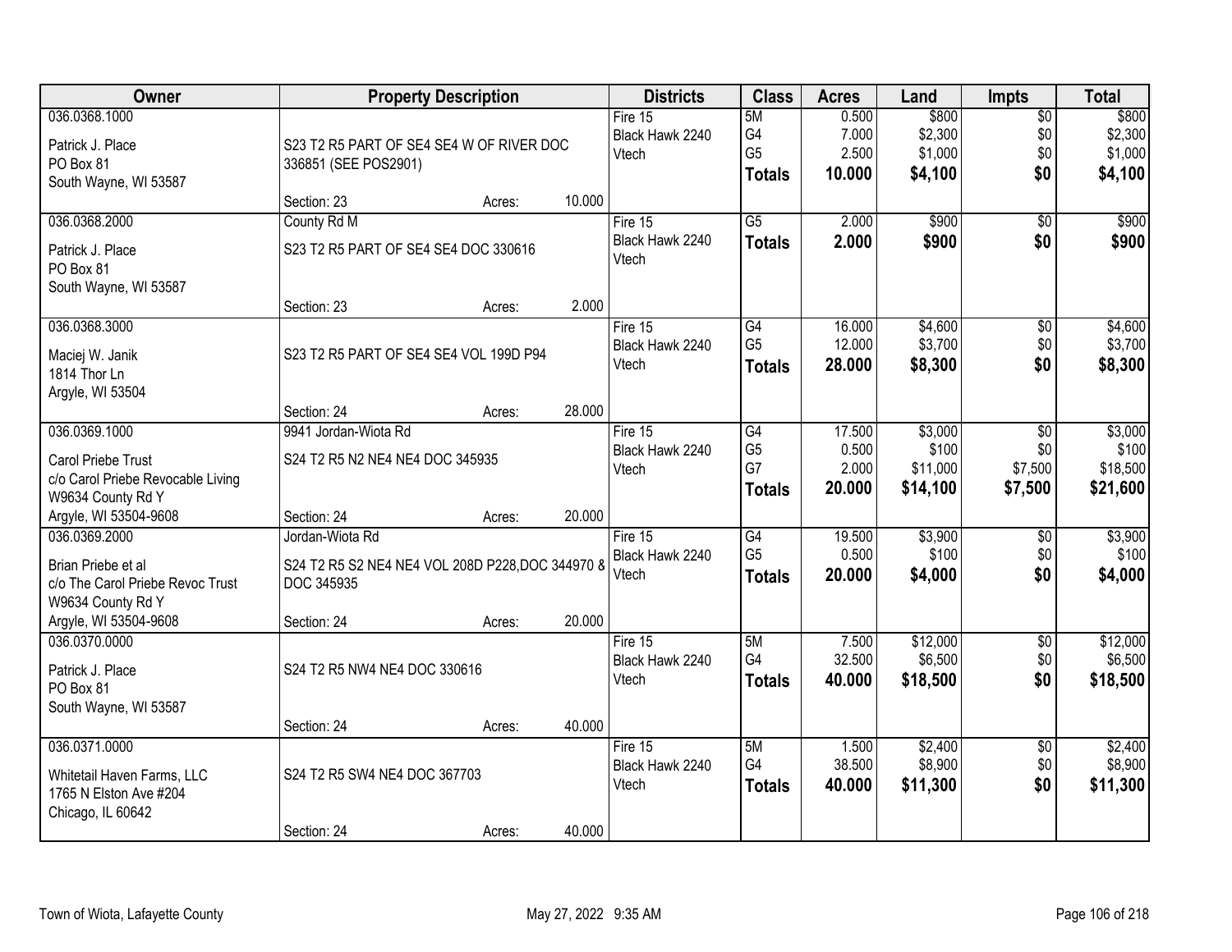| Owner | Property Description | Districts | Class | Acres | Land | Impts | Total |
|---|---|---|---|---|---|---|---|
| 036.0368.1000<br>Patrick J. Place<br>PO Box 81<br>South Wayne, WI 53587 | S23 T2 R5 PART OF SE4 SE4 W OF RIVER DOC 336851 (SEE POS2901)<br>Section: 23 Acres: 10.000 | Fire 15<br>Black Hawk 2240<br>Vtech | 5M<br>G4<br>G5<br>**Totals** | 0.500<br>7.000<br>2.500<br>**10.000** | $800<br>$2,300<br>$1,000<br>**$4,100** | $0<br>$0<br>$0<br>**$0** | $800<br>$2,300<br>$1,000<br>**$4,100** |
| 036.0368.2000<br>Patrick J. Place<br>PO Box 81<br>South Wayne, WI 53587 | County Rd M<br>S23 T2 R5 PART OF SE4 SE4 DOC 330616<br>Section: 23 Acres: 2.000 | Fire 15<br>Black Hawk 2240<br>Vtech | G5<br>**Totals** | 2.000<br>**2.000** | $900<br>**$900** | $0<br>**$0** | $900<br>**$900** |
| 036.0368.3000<br>Maciej W. Janik<br>1814 Thor Ln<br>Argyle, WI 53504 | S23 T2 R5 PART OF SE4 SE4 VOL 199D P94<br>Section: 24 Acres: 28.000 | Fire 15<br>Black Hawk 2240<br>Vtech | G4<br>G5<br>**Totals** | 16.000<br>12.000<br>**28.000** | $4,600<br>$3,700<br>**$8,300** | $0<br>$0<br>**$0** | $4,600<br>$3,700<br>**$8,300** |
| 036.0369.1000<br>Carol Priebe Trust<br>c/o Carol Priebe Revocable Living<br>W9634 County Rd Y<br>Argyle, WI 53504-9608 | 9941 Jordan-Wiota Rd<br>S24 T2 R5 N2 NE4 NE4 DOC 345935<br>Section: 24 Acres: 20.000 | Fire 15<br>Black Hawk 2240<br>Vtech | G4<br>G5<br>G7<br>**Totals** | 17.500<br>0.500<br>2.000<br>**20.000** | $3,000<br>$100<br>$11,000<br>**$14,100** | $0<br>$0<br>$7,500<br>**$7,500** | $3,000<br>$100<br>$18,500<br>**$21,600** |
| 036.0369.2000<br>Brian Priebe et al<br>c/o The Carol Priebe Revoc Trust<br>W9634 County Rd Y<br>Argyle, WI 53504-9608 | Jordan-Wiota Rd<br>S24 T2 R5 S2 NE4 NE4 VOL 208D P228,DOC 344970 & DOC 345935<br>Section: 24 Acres: 20.000 | Fire 15<br>Black Hawk 2240<br>Vtech | G4<br>G5<br>**Totals** | 19.500<br>0.500<br>**20.000** | $3,900<br>$100<br>**$4,000** | $0<br>$0<br>**$0** | $3,900<br>$100<br>**$4,000** |
| 036.0370.0000<br>Patrick J. Place<br>PO Box 81<br>South Wayne, WI 53587 | S24 T2 R5 NW4 NE4 DOC 330616<br>Section: 24 Acres: 40.000 | Fire 15<br>Black Hawk 2240<br>Vtech | 5M<br>G4<br>**Totals** | 7.500<br>32.500<br>**40.000** | $12,000<br>$6,500<br>**$18,500** | $0<br>$0<br>**$0** | $12,000<br>$6,500<br>**$18,500** |
| 036.0371.0000<br>Whitetail Haven Farms, LLC<br>1765 N Elston Ave #204<br>Chicago, IL 60642 | S24 T2 R5 SW4 NE4 DOC 367703<br>Section: 24 Acres: 40.000 | Fire 15<br>Black Hawk 2240<br>Vtech | 5M<br>G4<br>**Totals** | 1.500<br>38.500<br>**40.000** | $2,400<br>$8,900<br>**$11,300** | $0<br>$0<br>**$0** | $2,400<br>$8,900<br>**$11,300** |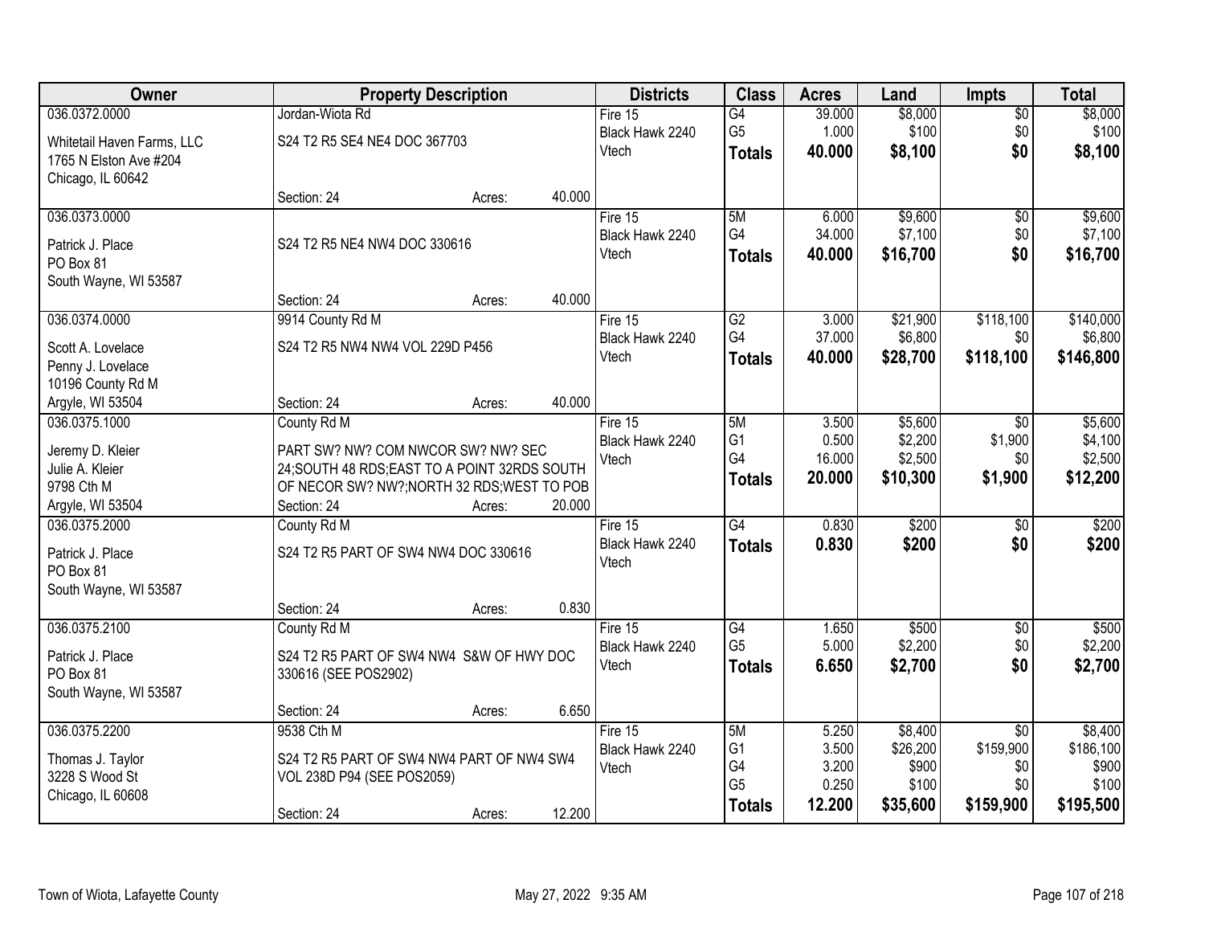| Owner | Property Description | | | Districts | Class | Acres | Land | Impts | Total |
|---|---|---|---|---|---|---|---|---|---|
| 036.0372.0000<br><br>Whitetail Haven Farms, LLC<br>1765 N Elston Ave #204<br>Chicago, IL 60642 | Jordan-Wiota Rd<br><br>S24 T2 R5 SE4 NE4 DOC 367703<br><br>Section: 24 | Acres: | 40.000 | Fire 15<br>Black Hawk 2240<br>Vtech | G4<br>G5<br>**Totals** | 39.000<br>1.000<br>**40.000** | $8,000<br>$100<br>**$8,100** | $0<br>$0<br>**$0** | $8,000<br>$100<br>**$8,100** |
| 036.0373.0000<br><br>Patrick J. Place<br>PO Box 81<br>South Wayne, WI 53587 | S24 T2 R5 NE4 NW4 DOC 330616<br><br>Section: 24 | Acres: | 40.000 | Fire 15<br>Black Hawk 2240<br>Vtech | 5M<br>G4<br>**Totals** | 6.000<br>34.000<br>**40.000** | $9,600<br>$7,100<br>**$16,700** | $0<br>$0<br>**$0** | $9,600<br>$7,100<br>**$16,700** |
| 036.0374.0000<br><br>Scott A. Lovelace<br>Penny J. Lovelace<br>10196 County Rd M<br>Argyle, WI 53504 | 9914 County Rd M<br><br>S24 T2 R5 NW4 NW4 VOL 229D P456<br><br>Section: 24 | Acres: | 40.000 | Fire 15<br>Black Hawk 2240<br>Vtech | G2<br>G4<br>**Totals** | 3.000<br>37.000<br>**40.000** | $21,900<br>$6,800<br>**$28,700** | $118,100<br>$0<br>**$118,100** | $140,000<br>$6,800<br>**$146,800** |
| 036.0375.1000<br><br>Jeremy D. Kleier<br>Julie A. Kleier<br>9798 Cth M<br>Argyle, WI 53504 | County Rd M<br><br>PART SW? NW? COM NWCOR SW? NW? SEC 24;SOUTH 48 RDS;EAST TO A POINT 32RDS SOUTH OF NECOR SW? NW?;NORTH 32 RDS;WEST TO POB<br>Section: 24 | Acres: | 20.000 | Fire 15<br>Black Hawk 2240<br>Vtech | 5M<br>G1<br>G4<br>**Totals** | 3.500<br>0.500<br>16.000<br>**20.000** | $5,600<br>$2,200<br>$2,500<br>**$10,300** | $0<br>$1,900<br>$0<br>**$1,900** | $5,600<br>$4,100<br>$2,500<br>**$12,200** |
| 036.0375.2000<br><br>Patrick J. Place<br>PO Box 81<br>South Wayne, WI 53587 | County Rd M<br><br>S24 T2 R5 PART OF SW4 NW4 DOC 330616<br><br>Section: 24 | Acres: | 0.830 | Fire 15<br>Black Hawk 2240<br>Vtech | G4<br>**Totals** | 0.830<br>**0.830** | $200<br>**$200** | $0<br>**$0** | $200<br>**$200** |
| 036.0375.2100<br><br>Patrick J. Place<br>PO Box 81<br>South Wayne, WI 53587 | County Rd M<br><br>S24 T2 R5 PART OF SW4 NW4 S&W OF HWY DOC 330616 (SEE POS2902)<br><br>Section: 24 | Acres: | 6.650 | Fire 15<br>Black Hawk 2240<br>Vtech | G4<br>G5<br>**Totals** | 1.650<br>5.000<br>**6.650** | $500<br>$2,200<br>**$2,700** | $0<br>$0<br>**$0** | $500<br>$2,200<br>**$2,700** |
| 036.0375.2200<br><br>Thomas J. Taylor<br>3228 S Wood St<br>Chicago, IL 60608 | 9538 Cth M<br><br>S24 T2 R5 PART OF SW4 NW4 PART OF NW4 SW4 VOL 238D P94 (SEE POS2059)<br><br>Section: 24 | Acres: | 12.200 | Fire 15<br>Black Hawk 2240<br>Vtech | 5M<br>G1<br>G4<br>G5<br>**Totals** | 5.250<br>3.500<br>3.200<br>0.250<br>**12.200** | $8,400<br>$26,200<br>$900<br>$100<br>**$35,600** | $0<br>$159,900<br>$0<br>$0<br>**$159,900** | $8,400<br>$186,100<br>$900<br>$100<br>**$195,500** |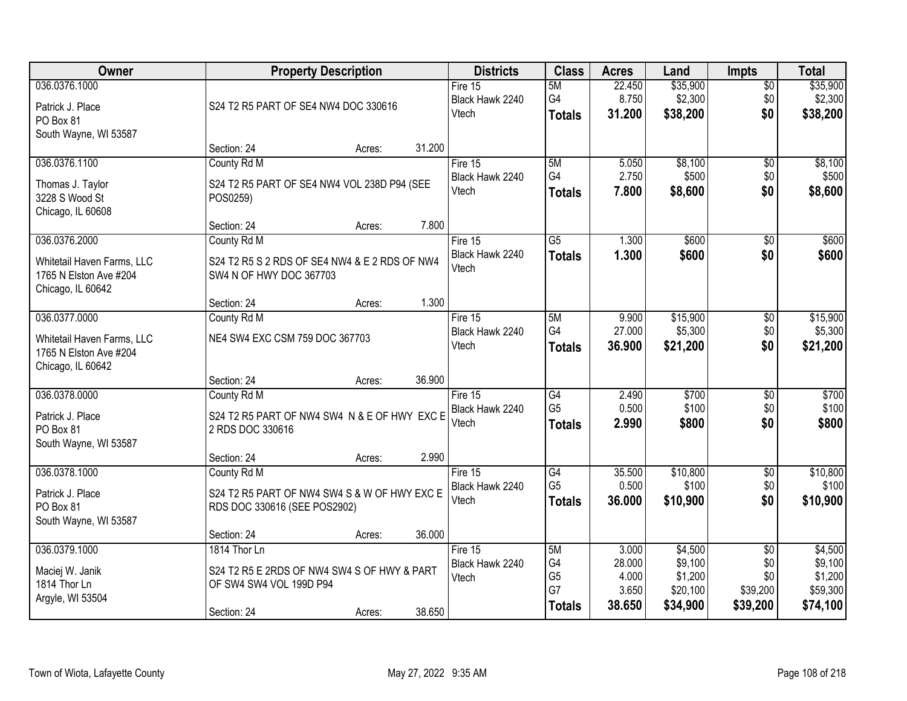| Owner | Property Description | Districts | Class | Acres | Land | Impts | Total |
|---|---|---|---|---|---|---|---|
| 036.0376.1000<br>Patrick J. Place<br>PO Box 81<br>South Wayne, WI 53587 | S24 T2 R5 PART OF SE4 NW4 DOC 330616<br>Section: 24 Acres: 31.200 | Fire 15<br>Black Hawk 2240<br>Vtech | 5M<br>G4<br>**Totals** | 22.450<br>8.750<br>**31.200** | $35,900<br>$2,300<br>**$38,200** | $0<br>$0<br>**$0** | $35,900<br>$2,300<br>**$38,200** |
| 036.0376.1100<br>Thomas J. Taylor<br>3228 S Wood St<br>Chicago, IL 60608 | County Rd M<br>S24 T2 R5 PART OF SE4 NW4 VOL 238D P94 (SEE POS0259)<br>Section: 24 Acres: 7.800 | Fire 15<br>Black Hawk 2240<br>Vtech | 5M<br>G4<br>**Totals** | 5.050<br>2.750<br>**7.800** | $8,100<br>$500<br>**$8,600** | $0<br>$0<br>**$0** | $8,100<br>$500<br>**$8,600** |
| 036.0376.2000<br>Whitetail Haven Farms, LLC<br>1765 N Elston Ave #204<br>Chicago, IL 60642 | County Rd M<br>S24 T2 R5 S 2 RDS OF SE4 NW4 & E 2 RDS OF NW4 SW4 N OF HWY DOC 367703<br>Section: 24 Acres: 1.300 | Fire 15<br>Black Hawk 2240<br>Vtech | G5<br>**Totals** | 1.300<br>**1.300** | $600<br>**$600** | $0<br>**$0** | $600<br>**$600** |
| 036.0377.0000<br>Whitetail Haven Farms, LLC<br>1765 N Elston Ave #204<br>Chicago, IL 60642 | County Rd M<br>NE4 SW4 EXC CSM 759 DOC 367703<br>Section: 24 Acres: 36.900 | Fire 15<br>Black Hawk 2240<br>Vtech | 5M<br>G4<br>**Totals** | 9.900<br>27.000<br>**36.900** | $15,900<br>$5,300<br>**$21,200** | $0<br>$0<br>**$0** | $15,900<br>$5,300<br>**$21,200** |
| 036.0378.0000<br>Patrick J. Place<br>PO Box 81<br>South Wayne, WI 53587 | County Rd M<br>S24 T2 R5 PART OF NW4 SW4 N & E OF HWY EXC E 2 RDS DOC 330616<br>Section: 24 Acres: 2.990 | Fire 15<br>Black Hawk 2240<br>Vtech | G4<br>G5<br>**Totals** | 2.490<br>0.500<br>**2.990** | $700<br>$100<br>**$800** | $0<br>$0<br>**$0** | $700<br>$100<br>**$800** |
| 036.0378.1000<br>Patrick J. Place<br>PO Box 81<br>South Wayne, WI 53587 | County Rd M<br>S24 T2 R5 PART OF NW4 SW4 S & W OF HWY EXC E RDS DOC 330616 (SEE POS2902)<br>Section: 24 Acres: 36.000 | Fire 15<br>Black Hawk 2240<br>Vtech | G4<br>G5<br>**Totals** | 35.500<br>0.500<br>**36.000** | $10,800<br>$100<br>**$10,900** | $0<br>$0<br>**$0** | $10,800<br>$100<br>**$10,900** |
| 036.0379.1000<br>Maciej W. Janik<br>1814 Thor Ln<br>Argyle, WI 53504 | 1814 Thor Ln<br>S24 T2 R5 E 2RDS OF NW4 SW4 S OF HWY & PART OF SW4 SW4 VOL 199D P94<br>Section: 24 Acres: 38.650 | Fire 15<br>Black Hawk 2240<br>Vtech | 5M<br>G4<br>G5<br>G7<br>**Totals** | 3.000<br>28.000<br>4.000<br>3.650<br>**38.650** | $4,500<br>$9,100<br>$1,200<br>$20,100<br>**$34,900** | $0<br>$0<br>$0<br>$39,200<br>**$39,200** | $4,500<br>$9,100<br>$1,200<br>$59,300<br>**$74,100** |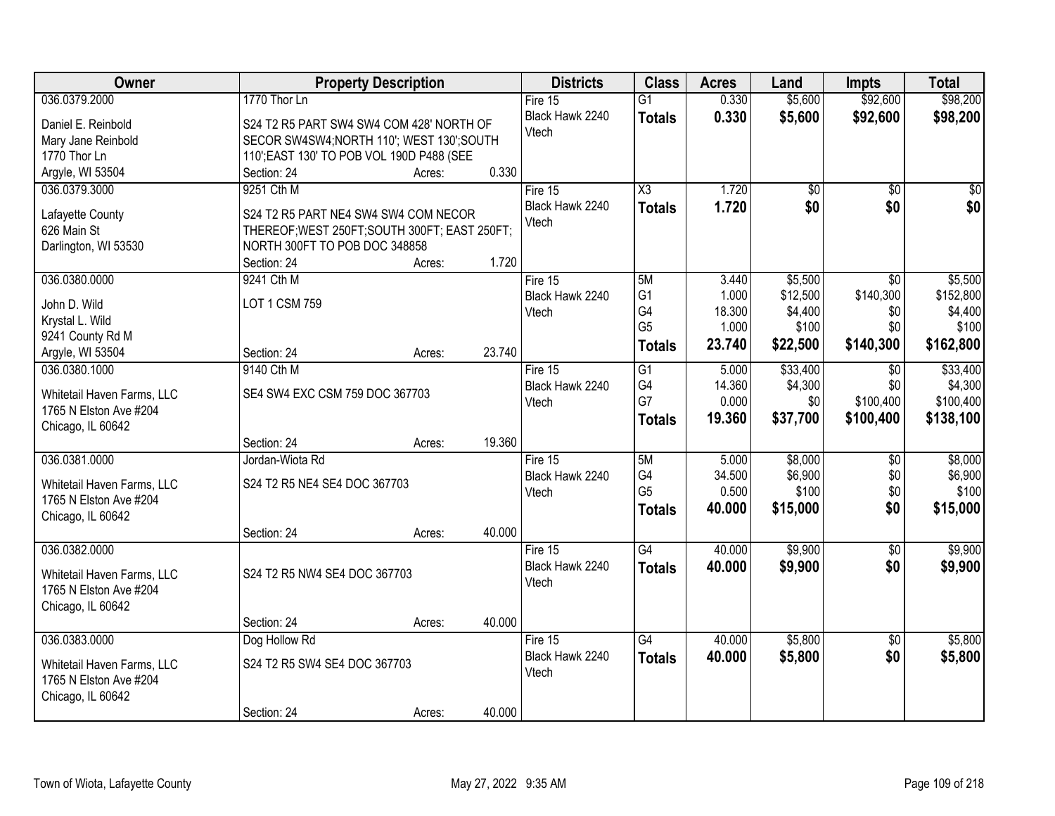| Owner | Property Description | Districts | Class | Acres | Land | Impts | Total |
|---|---|---|---|---|---|---|---|
| 036.0379.2000<br><br>Daniel E. Reinbold<br>Mary Jane Reinbold<br>1770 Thor Ln<br>Argyle, WI 53504 | 1770 Thor Ln<br><br>S24 T2 R5 PART SW4 SW4 SW4 COM 428' NORTH OF SECOR SW4SW4;NORTH 110'; WEST 130';SOUTH 110';EAST 130' TO POB VOL 190D P488 (SEE<br>Section: 24 Acres: 0.330 | Fire 15<br>Black Hawk 2240<br>Vtech | G1<br>**Totals** | 0.330<br>**0.330** | $5,600<br>**$5,600** | $92,600<br>**$92,600** | $98,200<br>**$98,200** |
| 036.0379.3000<br><br>Lafayette County<br>626 Main St<br>Darlington, WI 53530 | 9251 Cth M<br><br>S24 T2 R5 PART NE4 SW4 SW4 COM NECOR THEREOF;WEST 250FT;SOUTH 300FT; EAST 250FT; NORTH 300FT TO POB DOC 348858<br>Section: 24 Acres: 1.720 | Fire 15<br>Black Hawk 2240<br>Vtech | X3<br>**Totals** | 1.720<br>**1.720** | $0<br>**$0** | $0<br>**$0** | $0<br>**$0** |
| 036.0380.0000<br><br>John D. Wild<br>Krystal L. Wild<br>9241 County Rd M<br>Argyle, WI 53504 | 9241 Cth M<br><br>LOT 1 CSM 759<br><br>Section: 24 Acres: 23.740 | Fire 15<br>Black Hawk 2240<br>Vtech | 5M<br>G1<br>G4<br>G5<br>**Totals** | 3.440<br>1.000<br>18.300<br>1.000<br>**23.740** | $5,500<br>$12,500<br>$4,400<br>$100<br>**$22,500** | $0<br>$140,300<br>$0<br>$0<br>**$140,300** | $5,500<br>$152,800<br>$4,400<br>$100<br>**$162,800** |
| 036.0380.1000<br><br>Whitetail Haven Farms, LLC<br>1765 N Elston Ave #204<br>Chicago, IL 60642 | 9140 Cth M<br><br>SE4 SW4 EXC CSM 759 DOC 367703<br><br>Section: 24 Acres: 19.360 | Fire 15<br>Black Hawk 2240<br>Vtech | G1<br>G4<br>G7<br>**Totals** | 5.000<br>14.360<br>0.000<br>**19.360** | $33,400<br>$4,300<br>$0<br>**$37,700** | $0<br>$0<br>$100,400<br>**$100,400** | $33,400<br>$4,300<br>$100,400<br>**$138,100** |
| 036.0381.0000<br><br>Whitetail Haven Farms, LLC<br>1765 N Elston Ave #204<br>Chicago, IL 60642 | Jordan-Wiota Rd<br><br>S24 T2 R5 NE4 SE4 DOC 367703<br><br>Section: 24 Acres: 40.000 | Fire 15<br>Black Hawk 2240<br>Vtech | 5M<br>G4<br>G5<br>**Totals** | 5.000<br>34.500<br>0.500<br>**40.000** | $8,000<br>$6,900<br>$100<br>**$15,000** | $0<br>$0<br>$0<br>**$0** | $8,000<br>$6,900<br>$100<br>**$15,000** |
| 036.0382.0000<br><br>Whitetail Haven Farms, LLC<br>1765 N Elston Ave #204<br>Chicago, IL 60642 | <br><br>S24 T2 R5 NW4 SE4 DOC 367703<br><br>Section: 24 Acres: 40.000 | Fire 15<br>Black Hawk 2240<br>Vtech | G4<br>**Totals** | 40.000<br>**40.000** | $9,900<br>**$9,900** | $0<br>**$0** | $9,900<br>**$9,900** |
| 036.0383.0000<br><br>Whitetail Haven Farms, LLC<br>1765 N Elston Ave #204<br>Chicago, IL 60642 | Dog Hollow Rd<br><br>S24 T2 R5 SW4 SE4 DOC 367703<br><br>Section: 24 Acres: 40.000 | Fire 15<br>Black Hawk 2240<br>Vtech | G4<br>**Totals** | 40.000<br>**40.000** | $5,800<br>**$5,800** | $0<br>**$0** | $5,800<br>**$5,800** |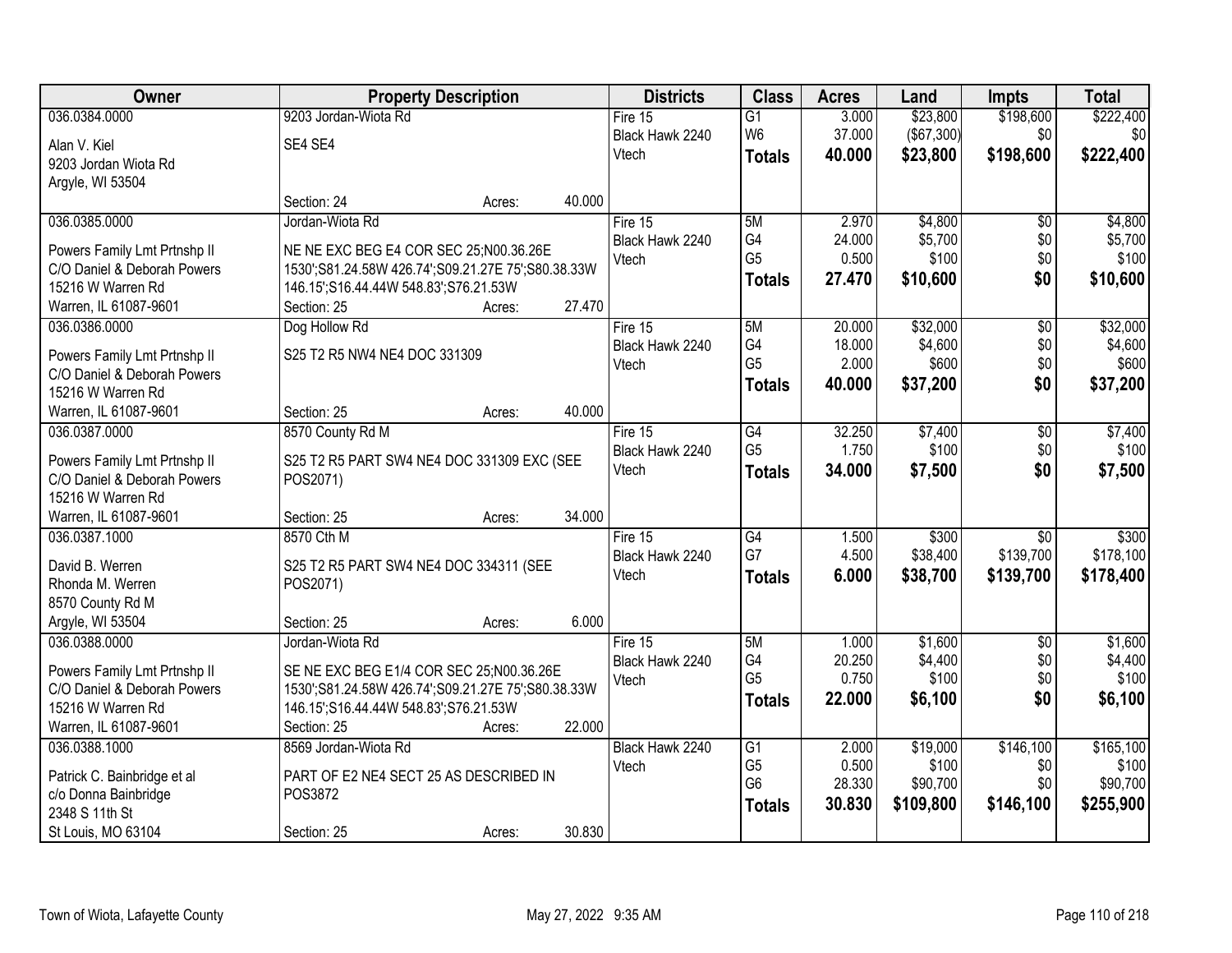| Owner | Property Description | | | Districts | Class | Acres | Land | Impts | Total |
|---|---|---|---|---|---|---|---|---|---|
| 036.0384.0000 | 9203 Jordan-Wiota Rd | | | Fire 15 | G1 | 3.000 | $23,800 | $198,600 | $222,400 |
| Alan V. Kiel | SE4 SE4 | | | Black Hawk 2240 | W6 | 37.000 | ($67,300) | $0 | $0 |
| 9203 Jordan Wiota Rd | | | | Vtech | **Totals** | **40.000** | **$23,800** | **$198,600** | **$222,400** |
| Argyle, WI 53504 | | | | | | | | | |
| | Section: 24 | Acres: | 40.000 | | | | | | |
| 036.0385.0000 | Jordan-Wiota Rd | | | Fire 15 | 5M | 2.970 | $4,800 | $0 | $4,800 |
| Powers Family Lmt Prtnshp II | NE NE EXC BEG E4 COR SEC 25;N00.36.26E | | | Black Hawk 2240 | G4 | 24.000 | $5,700 | $0 | $5,700 |
| C/O Daniel & Deborah Powers | 1530';S81.24.58W 426.74';S09.21.27E 75';S80.38.33W | | | Vtech | G5 | 0.500 | $100 | $0 | $100 |
| 15216 W Warren Rd | 146.15';S16.44.44W 548.83';S76.21.53W | | | | **Totals** | **27.470** | **$10,600** | **$0** | **$10,600** |
| Warren, IL 61087-9601 | Section: 25 | Acres: | 27.470 | | | | | | |
| 036.0386.0000 | Dog Hollow Rd | | | Fire 15 | 5M | 20.000 | $32,000 | $0 | $32,000 |
| Powers Family Lmt Prtnshp II | S25 T2 R5 NW4 NE4 DOC 331309 | | | Black Hawk 2240 | G4 | 18.000 | $4,600 | $0 | $4,600 |
| C/O Daniel & Deborah Powers | | | | Vtech | G5 | 2.000 | $600 | $0 | $600 |
| 15216 W Warren Rd | | | | | **Totals** | **40.000** | **$37,200** | **$0** | **$37,200** |
| Warren, IL 61087-9601 | Section: 25 | Acres: | 40.000 | | | | | | |
| 036.0387.0000 | 8570 County Rd M | | | Fire 15 | G4 | 32.250 | $7,400 | $0 | $7,400 |
| Powers Family Lmt Prtnshp II | S25 T2 R5 PART SW4 NE4 DOC 331309 EXC (SEE | | | Black Hawk 2240 | G5 | 1.750 | $100 | $0 | $100 |
| C/O Daniel & Deborah Powers | POS2071) | | | Vtech | **Totals** | **34.000** | **$7,500** | **$0** | **$7,500** |
| 15216 W Warren Rd | | | | | | | | | |
| Warren, IL 61087-9601 | Section: 25 | Acres: | 34.000 | | | | | | |
| 036.0387.1000 | 8570 Cth M | | | Fire 15 | G4 | 1.500 | $300 | $0 | $300 |
| David B. Werren | S25 T2 R5 PART SW4 NE4 DOC 334311 (SEE | | | Black Hawk 2240 | G7 | 4.500 | $38,400 | $139,700 | $178,100 |
| Rhonda M. Werren | POS2071) | | | Vtech | **Totals** | **6.000** | **$38,700** | **$139,700** | **$178,400** |
| 8570 County Rd M | | | | | | | | | |
| Argyle, WI 53504 | Section: 25 | Acres: | 6.000 | | | | | | |
| 036.0388.0000 | Jordan-Wiota Rd | | | Fire 15 | 5M | 1.000 | $1,600 | $0 | $1,600 |
| Powers Family Lmt Prtnshp II | SE NE EXC BEG E1/4 COR SEC 25;N00.36.26E | | | Black Hawk 2240 | G4 | 20.250 | $4,400 | $0 | $4,400 |
| C/O Daniel & Deborah Powers | 1530';S81.24.58W 426.74';S09.21.27E 75';S80.38.33W | | | Vtech | G5 | 0.750 | $100 | $0 | $100 |
| 15216 W Warren Rd | 146.15';S16.44.44W 548.83';S76.21.53W | | | | **Totals** | **22.000** | **$6,100** | **$0** | **$6,100** |
| Warren, IL 61087-9601 | Section: 25 | Acres: | 22.000 | | | | | | |
| 036.0388.1000 | 8569 Jordan-Wiota Rd | | | Black Hawk 2240 | G1 | 2.000 | $19,000 | $146,100 | $165,100 |
| Patrick C. Bainbridge et al | PART OF E2 NE4 SECT 25 AS DESCRIBED IN | | | Vtech | G5 | 0.500 | $100 | $0 | $100 |
| c/o Donna Bainbridge | POS3872 | | | | G6 | 28.330 | $90,700 | $0 | $90,700 |
| 2348 S 11th St | | | | | **Totals** | **30.830** | **$109,800** | **$146,100** | **$255,900** |
| St Louis, MO 63104 | Section: 25 | Acres: | 30.830 | | | | | | |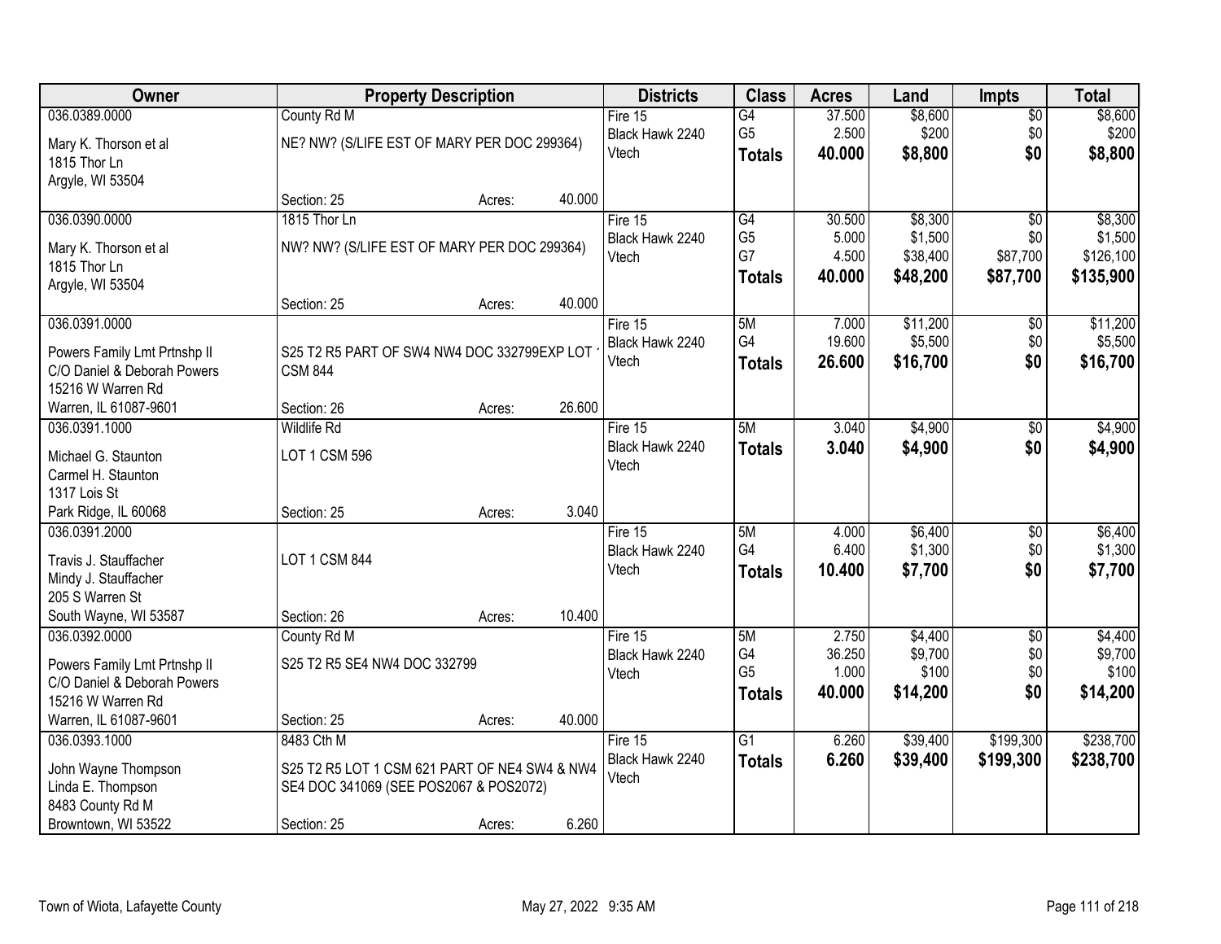| Owner | Property Description | Districts | Class | Acres | Land | Impts | Total |
|---|---|---|---|---|---|---|---|
| 036.0389.0000<br>Mary K. Thorson et al<br>1815 Thor Ln<br>Argyle, WI 53504 | County Rd M<br>NE? NW? (S/LIFE EST OF MARY PER DOC 299364)<br>Section: 25 Acres: 40.000 | Fire 15<br>Black Hawk 2240<br>Vtech | G4<br>G5<br>**Totals** | 37.500<br>2.500<br>**40.000** | $8,600<br>$200<br>**$8,800** | $0<br>$0<br>**$0** | $8,600<br>$200<br>**$8,800** |
| 036.0390.0000<br>Mary K. Thorson et al<br>1815 Thor Ln<br>Argyle, WI 53504 | 1815 Thor Ln<br>NW? NW? (S/LIFE EST OF MARY PER DOC 299364)<br>Section: 25 Acres: 40.000 | Fire 15<br>Black Hawk 2240<br>Vtech | G4<br>G5<br>G7<br>**Totals** | 30.500<br>5.000<br>4.500<br>**40.000** | $8,300<br>$1,500<br>$38,400<br>**$48,200** | $0<br>$0<br>$87,700<br>**$87,700** | $8,300<br>$1,500<br>$126,100<br>**$135,900** |
| 036.0391.0000<br>Powers Family Lmt Prtnshp II<br>C/O Daniel & Deborah Powers<br>15216 W Warren Rd<br>Warren, IL 61087-9601 | S25 T2 R5 PART OF SW4 NW4 DOC 332799EXP LOT ' CSM 844<br>Section: 26 Acres: 26.600 | Fire 15<br>Black Hawk 2240<br>Vtech | 5M<br>G4<br>**Totals** | 7.000<br>19.600<br>**26.600** | $11,200<br>$5,500<br>**$16,700** | $0<br>$0<br>**$0** | $11,200<br>$5,500<br>**$16,700** |
| 036.0391.1000<br>Michael G. Staunton<br>Carmel H. Staunton<br>1317 Lois St<br>Park Ridge, IL 60068 | Wildlife Rd<br>LOT 1 CSM 596<br>Section: 25 Acres: 3.040 | Fire 15<br>Black Hawk 2240<br>Vtech | 5M<br>**Totals** | 3.040<br>**3.040** | $4,900<br>**$4,900** | $0<br>**$0** | $4,900<br>**$4,900** |
| 036.0391.2000<br>Travis J. Stauffacher<br>Mindy J. Stauffacher<br>205 S Warren St<br>South Wayne, WI 53587 | LOT 1 CSM 844<br>Section: 26 Acres: 10.400 | Fire 15<br>Black Hawk 2240<br>Vtech | 5M<br>G4<br>**Totals** | 4.000<br>6.400<br>**10.400** | $6,400<br>$1,300<br>**$7,700** | $0<br>$0<br>**$0** | $6,400<br>$1,300<br>**$7,700** |
| 036.0392.0000<br>Powers Family Lmt Prtnshp II<br>C/O Daniel & Deborah Powers<br>15216 W Warren Rd<br>Warren, IL 61087-9601 | County Rd M<br>S25 T2 R5 SE4 NW4 DOC 332799<br>Section: 25 Acres: 40.000 | Fire 15<br>Black Hawk 2240<br>Vtech | 5M<br>G4<br>G5<br>**Totals** | 2.750<br>36.250<br>1.000<br>**40.000** | $4,400<br>$9,700<br>$100<br>**$14,200** | $0<br>$0<br>$0<br>**$0** | $4,400<br>$9,700<br>$100<br>**$14,200** |
| 036.0393.1000<br>John Wayne Thompson<br>Linda E. Thompson<br>8483 County Rd M<br>Browntown, WI 53522 | 8483 Cth M<br>S25 T2 R5 LOT 1 CSM 621 PART OF NE4 SW4 & NW4 SE4 DOC 341069 (SEE POS2067 & POS2072)<br>Section: 25 Acres: 6.260 | Fire 15<br>Black Hawk 2240<br>Vtech | G1<br>**Totals** | 6.260<br>**6.260** | $39,400<br>**$39,400** | $199,300<br>**$199,300** | $238,700<br>**$238,700** |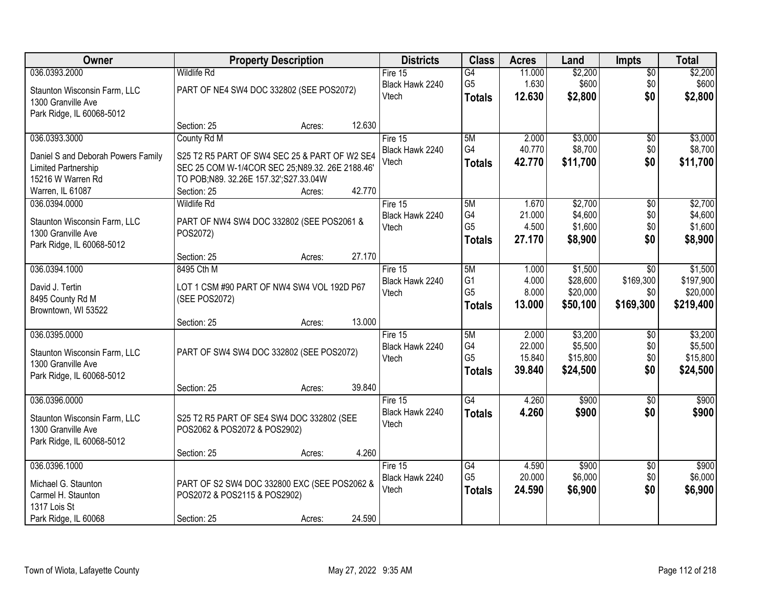| Owner | Property Description | Districts | Class | Acres | Land | Impts | Total |
|---|---|---|---|---|---|---|---|
| 036.0393.2000<br>Staunton Wisconsin Farm, LLC<br>1300 Granville Ave<br>Park Ridge, IL 60068-5012 | Wildlife Rd<br>PART OF NE4 SW4 DOC 332802 (SEE POS2072)<br>Section: 25 Acres: 12.630 | Fire 15<br>Black Hawk 2240<br>Vtech | G4<br>G5<br>**Totals** | 11.000<br>1.630<br>**12.630** | $2,200<br>$600<br>**$2,800** | $0<br>$0<br>**$0** | $2,200<br>$600<br>**$2,800** |
| 036.0393.3000<br>Daniel S and Deborah Powers Family Limited Partnership<br>15216 W Warren Rd<br>Warren, IL 61087 | County Rd M<br>S25 T2 R5 PART OF SW4 SEC 25 & PART OF W2 SE4 SEC 25 COM W-1/4COR SEC 25;N89.32. 26E 2188.46' TO POB;N89. 32.26E 157.32';S27.33.04W<br>Section: 25 Acres: 42.770 | Fire 15<br>Black Hawk 2240<br>Vtech | 5M<br>G4<br>**Totals** | 2.000<br>40.770<br>**42.770** | $3,000<br>$8,700<br>**$11,700** | $0<br>$0<br>**$0** | $3,000<br>$8,700<br>**$11,700** |
| 036.0394.0000<br>Staunton Wisconsin Farm, LLC<br>1300 Granville Ave<br>Park Ridge, IL 60068-5012 | Wildlife Rd<br>PART OF NW4 SW4 DOC 332802 (SEE POS2061 & POS2072)<br>Section: 25 Acres: 27.170 | Fire 15<br>Black Hawk 2240<br>Vtech | 5M<br>G4<br>G5<br>**Totals** | 1.670<br>21.000<br>4.500<br>**27.170** | $2,700<br>$4,600<br>$1,600<br>**$8,900** | $0<br>$0<br>$0<br>**$0** | $2,700<br>$4,600<br>$1,600<br>**$8,900** |
| 036.0394.1000<br>David J. Tertin<br>8495 County Rd M<br>Browntown, WI 53522 | 8495 Cth M<br>LOT 1 CSM #90 PART OF NW4 SW4 VOL 192D P67 (SEE POS2072)<br>Section: 25 Acres: 13.000 | Fire 15<br>Black Hawk 2240<br>Vtech | 5M<br>G1<br>G5<br>**Totals** | 1.000<br>4.000<br>8.000<br>**13.000** | $1,500<br>$28,600<br>$20,000<br>**$50,100** | $0<br>$169,300<br>$0<br>**$169,300** | $1,500<br>$197,900<br>$20,000<br>**$219,400** |
| 036.0395.0000<br>Staunton Wisconsin Farm, LLC<br>1300 Granville Ave<br>Park Ridge, IL 60068-5012 | PART OF SW4 SW4 DOC 332802 (SEE POS2072)<br>Section: 25 Acres: 39.840 | Fire 15<br>Black Hawk 2240<br>Vtech | 5M<br>G4<br>G5<br>**Totals** | 2.000<br>22.000<br>15.840<br>**39.840** | $3,200<br>$5,500<br>$15,800<br>**$24,500** | $0<br>$0<br>$0<br>**$0** | $3,200<br>$5,500<br>$15,800<br>**$24,500** |
| 036.0396.0000<br>Staunton Wisconsin Farm, LLC<br>1300 Granville Ave<br>Park Ridge, IL 60068-5012 | S25 T2 R5 PART OF SE4 SW4 DOC 332802 (SEE POS2062 & POS2072 & POS2902)<br>Section: 25 Acres: 4.260 | Fire 15<br>Black Hawk 2240<br>Vtech | G4<br>**Totals** | 4.260<br>**4.260** | $900<br>**$900** | $0<br>**$0** | $900<br>**$900** |
| 036.0396.1000<br>Michael G. Staunton<br>Carmel H. Staunton<br>1317 Lois St<br>Park Ridge, IL 60068 | PART OF S2 SW4 DOC 332800 EXC (SEE POS2062 & POS2072 & POS2115 & POS2902)<br>Section: 25 Acres: 24.590 | Fire 15<br>Black Hawk 2240<br>Vtech | G4<br>G5<br>**Totals** | 4.590<br>20.000<br>**24.590** | $900<br>$6,000<br>**$6,900** | $0<br>$0<br>**$0** | $900<br>$6,000<br>**$6,900** |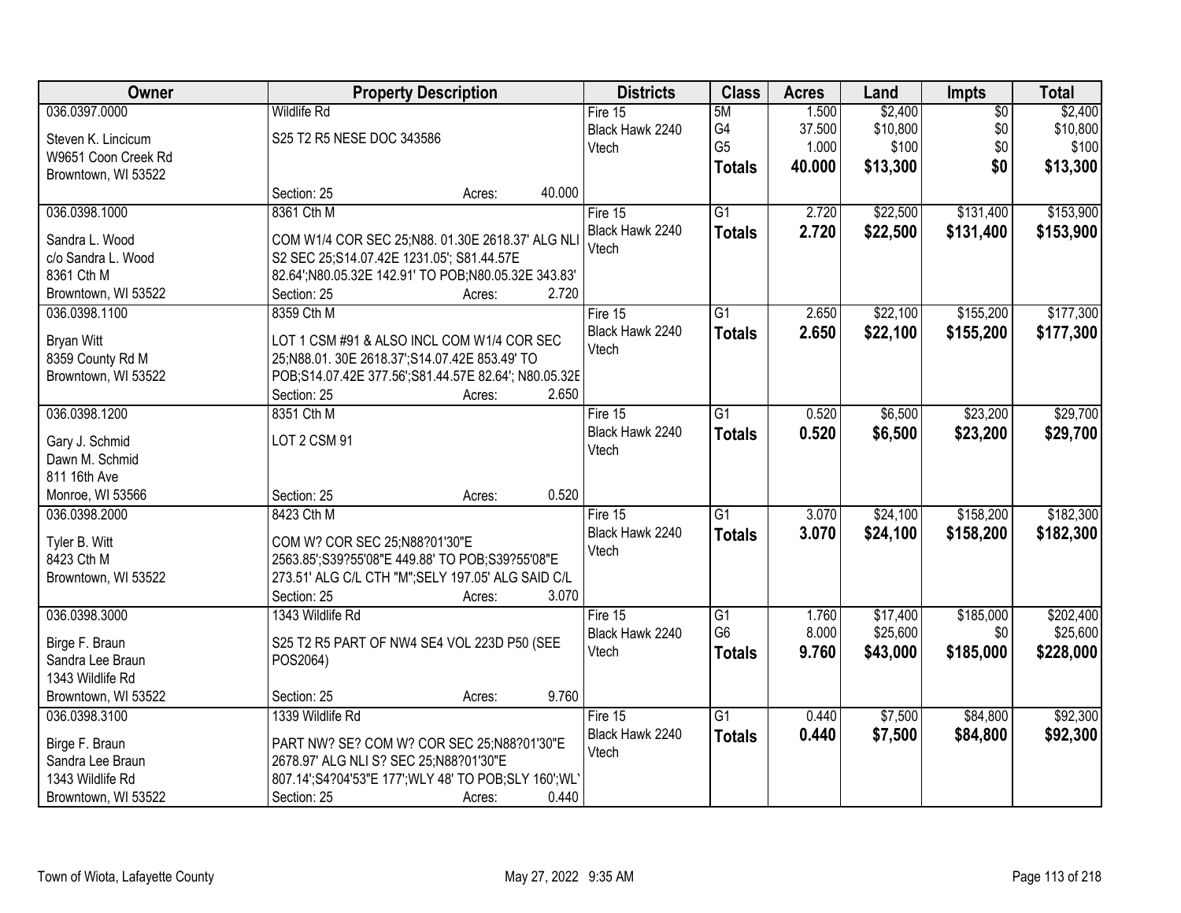| Owner | Property Description | Districts | Class | Acres | Land | Impts | Total |
|---|---|---|---|---|---|---|---|
| 036.0397.0000<br>Steven K. Lincicum<br>W9651 Coon Creek Rd<br>Browntown, WI 53522 | Wildlife Rd<br>S25 T2 R5 NESE DOC 343586<br>Section: 25 Acres: 40.000 | Fire 15<br>Black Hawk 2240<br>Vtech | 5M<br>G4<br>G5<br>**Totals** | 1.500<br>37.500<br>1.000<br>**40.000** | $2,400<br>$10,800<br>$100<br>**$13,300** | $0<br>$0<br>$0<br>**$0** | $2,400<br>$10,800<br>$100<br>**$13,300** |
| 036.0398.1000<br>Sandra L. Wood<br>c/o Sandra L. Wood<br>8361 Cth M<br>Browntown, WI 53522 | 8361 Cth M<br>COM W1/4 COR SEC 25;N88. 01.30E 2618.37' ALG NLI S2 SEC 25;S14.07.42E 1231.05'; S81.44.57E 82.64';N80.05.32E 142.91' TO POB;N80.05.32E 343.83'<br>Section: 25 Acres: 2.720 | Fire 15<br>Black Hawk 2240<br>Vtech | G1<br>**Totals** | 2.720<br>**2.720** | $22,500<br>**$22,500** | $131,400<br>**$131,400** | $153,900<br>**$153,900** |
| 036.0398.1100<br>Bryan Witt<br>8359 County Rd M<br>Browntown, WI 53522 | 8359 Cth M<br>LOT 1 CSM #91 & ALSO INCL COM W1/4 COR SEC 25;N88.01. 30E 2618.37';S14.07.42E 853.49' TO POB;S14.07.42E 377.56';S81.44.57E 82.64'; N80.05.32E<br>Section: 25 Acres: 2.650 | Fire 15<br>Black Hawk 2240<br>Vtech | G1<br>**Totals** | 2.650<br>**2.650** | $22,100<br>**$22,100** | $155,200<br>**$155,200** | $177,300<br>**$177,300** |
| 036.0398.1200<br>Gary J. Schmid<br>Dawn M. Schmid<br>811 16th Ave<br>Monroe, WI 53566 | 8351 Cth M<br>LOT 2 CSM 91<br>Section: 25 Acres: 0.520 | Fire 15<br>Black Hawk 2240<br>Vtech | G1<br>**Totals** | 0.520<br>**0.520** | $6,500<br>**$6,500** | $23,200<br>**$23,200** | $29,700<br>**$29,700** |
| 036.0398.2000<br>Tyler B. Witt<br>8423 Cth M<br>Browntown, WI 53522 | 8423 Cth M<br>COM W? COR SEC 25;N88?01'30"E 2563.85';S39?55'08"E 449.88' TO POB;S39?55'08"E 273.51' ALG C/L CTH "M";SELY 197.05' ALG SAID C/L<br>Section: 25 Acres: 3.070 | Fire 15<br>Black Hawk 2240<br>Vtech | G1<br>**Totals** | 3.070<br>**3.070** | $24,100<br>**$24,100** | $158,200<br>**$158,200** | $182,300<br>**$182,300** |
| 036.0398.3000<br>Birge F. Braun<br>Sandra Lee Braun<br>1343 Wildlife Rd<br>Browntown, WI 53522 | 1343 Wildlife Rd<br>S25 T2 R5 PART OF NW4 SE4 VOL 223D P50 (SEE POS2064)<br>Section: 25 Acres: 9.760 | Fire 15<br>Black Hawk 2240<br>Vtech | G1<br>G6<br>**Totals** | 1.760<br>8.000<br>**9.760** | $17,400<br>$25,600<br>**$43,000** | $185,000<br>$0<br>**$185,000** | $202,400<br>$25,600<br>**$228,000** |
| 036.0398.3100<br>Birge F. Braun<br>Sandra Lee Braun<br>1343 Wildlife Rd<br>Browntown, WI 53522 | 1339 Wildlife Rd<br>PART NW? SE? COM W? COR SEC 25;N88?01'30"E 2678.97' ALG NLI S? SEC 25;N88?01'30"E 807.14';S4?04'53"E 177';WLY 48' TO POB;SLY 160';WL<br>Section: 25 Acres: 0.440 | Fire 15<br>Black Hawk 2240<br>Vtech | G1<br>**Totals** | 0.440<br>**0.440** | $7,500<br>**$7,500** | $84,800<br>**$84,800** | $92,300<br>**$92,300** |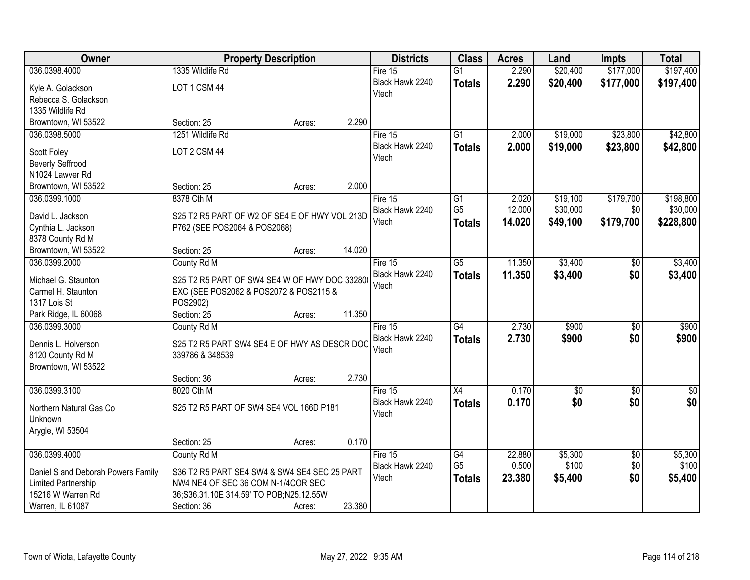| Owner | Property Description | | | Districts | Class | Acres | Land | Impts | Total |
|---|---|---|---|---|---|---|---|---|---|
| 036.0398.4000<br>Kyle A. Golackson<br>Rebecca S. Golackson<br>1335 Wildlife Rd<br>Browntown, WI 53522 | 1335 Wildlife Rd<br>LOT 1 CSM 44<br>Section: 25 | Acres: | 2.290 | Fire 15<br>Black Hawk 2240<br>Vtech | G1<br>**Totals** | 2.290<br>**2.290** | $20,400<br>**$20,400** | $177,000<br>**$177,000** | $197,400<br>**$197,400** |
| 036.0398.5000<br>Scott Foley<br>Beverly Seffrood<br>N1024 Lawver Rd<br>Browntown, WI 53522 | 1251 Wildlife Rd<br>LOT 2 CSM 44<br>Section: 25 | Acres: | 2.000 | Fire 15<br>Black Hawk 2240<br>Vtech | G1<br>**Totals** | 2.000<br>**2.000** | $19,000<br>**$19,000** | $23,800<br>**$23,800** | $42,800<br>**$42,800** |
| 036.0399.1000<br>David L. Jackson<br>Cynthia L. Jackson<br>8378 County Rd M<br>Browntown, WI 53522 | 8378 Cth M<br>S25 T2 R5 PART OF W2 OF SE4 E OF HWY VOL 213D P762 (SEE POS2064 & POS2068)<br>Section: 25 | Acres: | 14.020 | Fire 15<br>Black Hawk 2240<br>Vtech | G1<br>G5<br>**Totals** | 2.020<br>12.000<br>**14.020** | $19,100<br>$30,000<br>**$49,100** | $179,700<br>$0<br>**$179,700** | $198,800<br>$30,000<br>**$228,800** |
| 036.0399.2000<br>Michael G. Staunton<br>Carmel H. Staunton<br>1317 Lois St<br>Park Ridge, IL 60068 | County Rd M<br>S25 T2 R5 PART OF SW4 SE4 W OF HWY DOC 33280 EXC (SEE POS2062 & POS2072 & POS2115 & POS2902)<br>Section: 25 | Acres: | 11.350 | Fire 15<br>Black Hawk 2240<br>Vtech | G5<br>**Totals** | 11.350<br>**11.350** | $3,400<br>**$3,400** | $0<br>**$0** | $3,400<br>**$3,400** |
| 036.0399.3000<br>Dennis L. Holverson<br>8120 County Rd M<br>Browntown, WI 53522 | County Rd M<br>S25 T2 R5 PART SW4 SE4 E OF HWY AS DESCR DOC 339786 & 348539<br>Section: 36 | Acres: | 2.730 | Fire 15<br>Black Hawk 2240<br>Vtech | G4<br>**Totals** | 2.730<br>**2.730** | $900<br>**$900** | $0<br>**$0** | $900<br>**$900** |
| 036.0399.3100<br>Northern Natural Gas Co<br>Unknown<br>Arygle, WI 53504 | 8020 Cth M<br>S25 T2 R5 PART OF SW4 SE4 VOL 166D P181<br>Section: 25 | Acres: | 0.170 | Fire 15<br>Black Hawk 2240<br>Vtech | X4<br>**Totals** | 0.170<br>**0.170** | $0<br>**$0** | $0<br>**$0** | $0<br>**$0** |
| 036.0399.4000<br>Daniel S and Deborah Powers Family Limited Partnership<br>15216 W Warren Rd<br>Warren, IL 61087 | County Rd M<br>S36 T2 R5 PART SE4 SW4 & SW4 SE4 SEC 25 PART NW4 NE4 OF SEC 36 COM N-1/4COR SEC 36;S36.31.10E 314.59' TO POB;N25.12.55W<br>Section: 36 | Acres: | 23.380 | Fire 15<br>Black Hawk 2240<br>Vtech | G4<br>G5<br>**Totals** | 22.880<br>0.500<br>**23.380** | $5,300<br>$100<br>**$5,400** | $0<br>$0<br>**$0** | $5,300<br>$100<br>**$5,400** |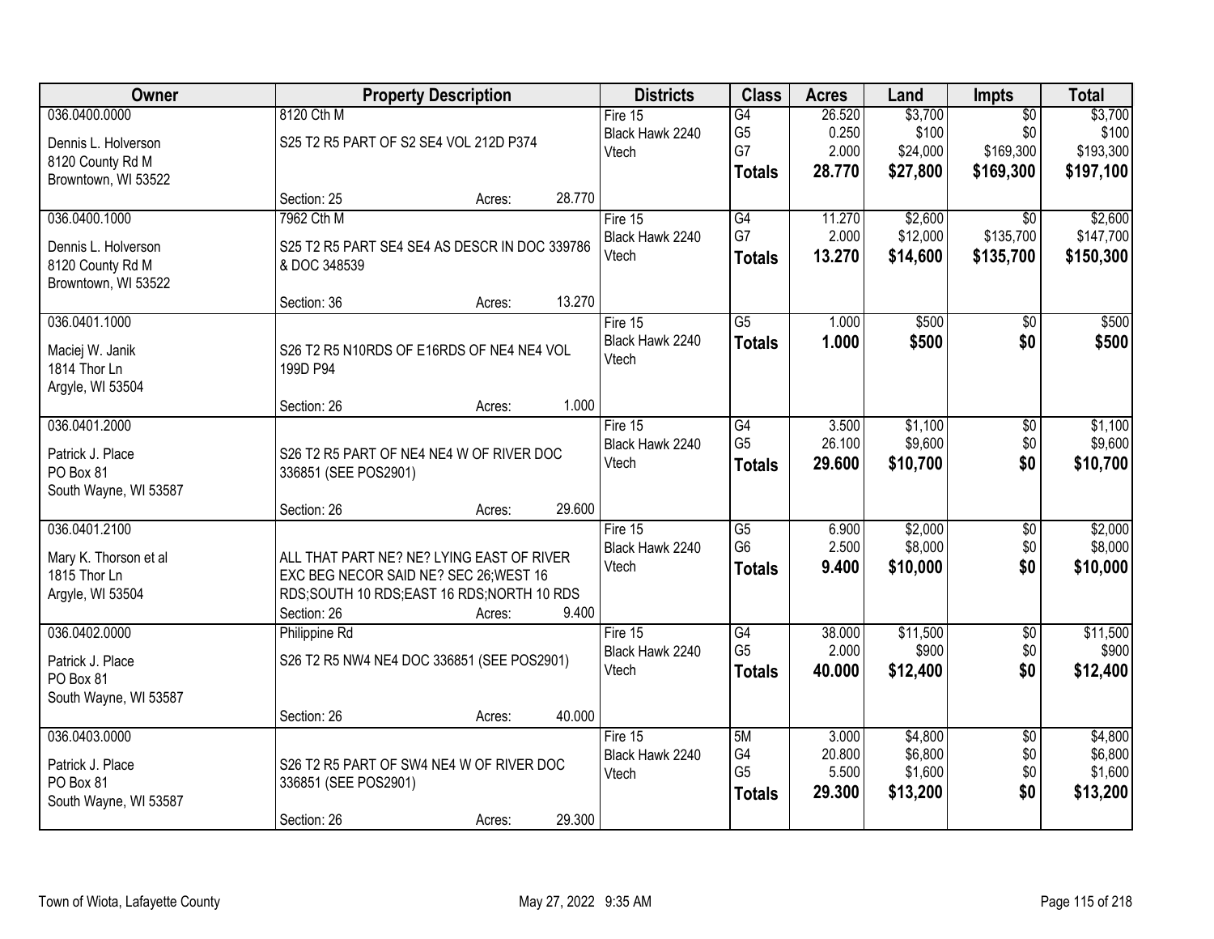| Owner | Property Description | Districts | Class | Acres | Land | Impts | Total |
|---|---|---|---|---|---|---|---|
| 036.0400.0000<br>Dennis L. Holverson<br>8120 County Rd M<br>Browntown, WI 53522 | 8120 Cth M<br>S25 T2 R5 PART OF S2 SE4 VOL 212D P374<br>Section: 25 Acres: 28.770 | Fire 15<br>Black Hawk 2240<br>Vtech | G4<br>G5<br>G7<br>**Totals** | 26.520<br>0.250<br>2.000<br>**28.770** | $3,700<br>$100<br>$24,000<br>**$27,800** | $0<br>$0<br>$169,300<br>**$169,300** | $3,700<br>$100<br>$193,300<br>**$197,100** |
| 036.0400.1000<br>Dennis L. Holverson<br>8120 County Rd M<br>Browntown, WI 53522 | 7962 Cth M<br>S25 T2 R5 PART SE4 SE4 AS DESCR IN DOC 339786 & DOC 348539<br>Section: 36 Acres: 13.270 | Fire 15<br>Black Hawk 2240<br>Vtech | G4<br>G7<br>**Totals** | 11.270<br>2.000<br>**13.270** | $2,600<br>$12,000<br>**$14,600** | $0<br>$135,700<br>**$135,700** | $2,600<br>$147,700<br>**$150,300** |
| 036.0401.1000<br>Maciej W. Janik<br>1814 Thor Ln<br>Argyle, WI 53504 | S26 T2 R5 N10RDS OF E16RDS OF NE4 NE4 VOL 199D P94<br>Section: 26 Acres: 1.000 | Fire 15<br>Black Hawk 2240<br>Vtech | G5<br>**Totals** | 1.000<br>**1.000** | $500<br>**$500** | $0<br>**$0** | $500<br>**$500** |
| 036.0401.2000<br>Patrick J. Place<br>PO Box 81<br>South Wayne, WI 53587 | S26 T2 R5 PART OF NE4 NE4 W OF RIVER DOC 336851 (SEE POS2901)<br>Section: 26 Acres: 29.600 | Fire 15<br>Black Hawk 2240<br>Vtech | G4<br>G5<br>**Totals** | 3.500<br>26.100<br>**29.600** | $1,100<br>$9,600<br>**$10,700** | $0<br>$0<br>**$0** | $1,100<br>$9,600<br>**$10,700** |
| 036.0401.2100<br>Mary K. Thorson et al<br>1815 Thor Ln<br>Argyle, WI 53504 | ALL THAT PART NE? NE? LYING EAST OF RIVER EXC BEG NECOR SAID NE? SEC 26;WEST 16 RDS;SOUTH 10 RDS;EAST 16 RDS;NORTH 10 RDS<br>Section: 26 Acres: 9.400 | Fire 15<br>Black Hawk 2240<br>Vtech | G5<br>G6<br>**Totals** | 6.900<br>2.500<br>**9.400** | $2,000<br>$8,000<br>**$10,000** | $0<br>$0<br>**$0** | $2,000<br>$8,000<br>**$10,000** |
| 036.0402.0000<br>Patrick J. Place<br>PO Box 81<br>South Wayne, WI 53587 | Philippine Rd<br>S26 T2 R5 NW4 NE4 DOC 336851 (SEE POS2901)<br>Section: 26 Acres: 40.000 | Fire 15<br>Black Hawk 2240<br>Vtech | G4<br>G5<br>**Totals** | 38.000<br>2.000<br>**40.000** | $11,500<br>$900<br>**$12,400** | $0<br>$0<br>**$0** | $11,500<br>$900<br>**$12,400** |
| 036.0403.0000<br>Patrick J. Place<br>PO Box 81<br>South Wayne, WI 53587 | S26 T2 R5 PART OF SW4 NE4 W OF RIVER DOC 336851 (SEE POS2901)<br>Section: 26 Acres: 29.300 | Fire 15<br>Black Hawk 2240<br>Vtech | 5M<br>G4<br>G5<br>**Totals** | 3.000<br>20.800<br>5.500<br>**29.300** | $4,800<br>$6,800<br>$1,600<br>**$13,200** | $0<br>$0<br>$0<br>**$0** | $4,800<br>$6,800<br>$1,600<br>**$13,200** |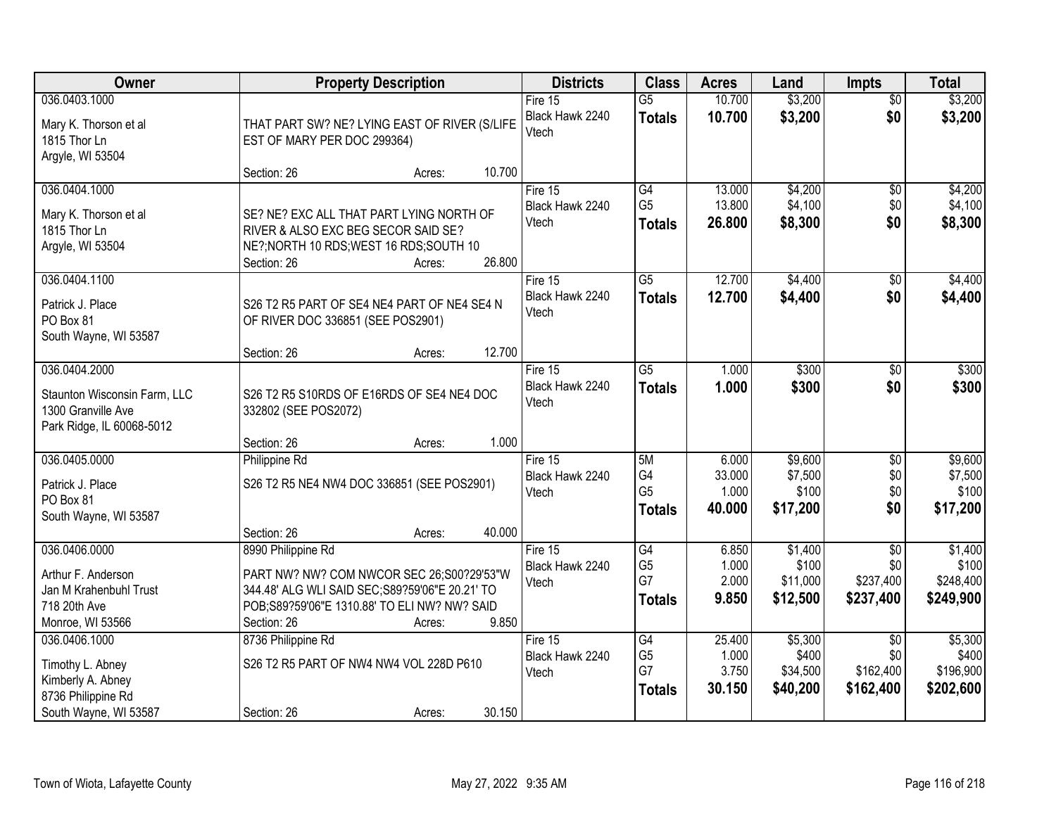| Owner | Property Description | Districts | Class | Acres | Land | Impts | Total |
|---|---|---|---|---|---|---|---|
| 036.0403.1000<br><br>Mary K. Thorson et al<br>1815 Thor Ln<br>Argyle, WI 53504 | THAT PART SW? NE? LYING EAST OF RIVER (S/LIFE EST OF MARY PER DOC 299364)<br><br>Section: 26 Acres: 10.700 | Fire 15<br>Black Hawk 2240<br>Vtech | G5<br>**Totals** | 10.700<br>**10.700** | $3,200<br>**$3,200** | $0<br>**$0** | $3,200<br>**$3,200** |
| 036.0404.1000<br><br>Mary K. Thorson et al<br>1815 Thor Ln<br>Argyle, WI 53504 | SE? NE? EXC ALL THAT PART LYING NORTH OF RIVER & ALSO EXC BEG SECOR SAID SE? NE?;NORTH 10 RDS;WEST 16 RDS;SOUTH 10<br>Section: 26 Acres: 26.800 | Fire 15<br>Black Hawk 2240<br>Vtech | G4<br>G5<br>**Totals** | 13.000<br>13.800<br>**26.800** | $4,200<br>$4,100<br>**$8,300** | $0<br>$0<br>**$0** | $4,200<br>$4,100<br>**$8,300** |
| 036.0404.1100<br><br>Patrick J. Place<br>PO Box 81<br>South Wayne, WI 53587 | S26 T2 R5 PART OF SE4 NE4 PART OF NE4 SE4 N OF RIVER DOC 336851 (SEE POS2901)<br><br>Section: 26 Acres: 12.700 | Fire 15<br>Black Hawk 2240<br>Vtech | G5<br>**Totals** | 12.700<br>**12.700** | $4,400<br>**$4,400** | $0<br>**$0** | $4,400<br>**$4,400** |
| 036.0404.2000<br><br>Staunton Wisconsin Farm, LLC<br>1300 Granville Ave<br>Park Ridge, IL 60068-5012 | S26 T2 R5 S10RDS OF E16RDS OF SE4 NE4 DOC 332802 (SEE POS2072)<br><br>Section: 26 Acres: 1.000 | Fire 15<br>Black Hawk 2240<br>Vtech | G5<br>**Totals** | 1.000<br>**1.000** | $300<br>**$300** | $0<br>**$0** | $300<br>**$300** |
| 036.0405.0000<br><br>Patrick J. Place<br>PO Box 81<br>South Wayne, WI 53587 | Philippine Rd<br>S26 T2 R5 NE4 NW4 DOC 336851 (SEE POS2901)<br><br>Section: 26 Acres: 40.000 | Fire 15<br>Black Hawk 2240<br>Vtech | 5M<br>G4<br>G5<br>**Totals** | 6.000<br>33.000<br>1.000<br>**40.000** | $9,600<br>$7,500<br>$100<br>**$17,200** | $0<br>$0<br>$0<br>**$0** | $9,600<br>$7,500<br>$100<br>**$17,200** |
| 036.0406.0000<br><br>Arthur F. Anderson<br>Jan M Krahenbuhl Trust<br>718 20th Ave<br>Monroe, WI 53566 | 8990 Philippine Rd<br>PART NW? NW? COM NWCOR SEC 26;S00?29'53"W 344.48' ALG WLI SAID SEC;S89?59'06"E 20.21' TO POB;S89?59'06"E 1310.88' TO ELI NW? NW? SAID<br>Section: 26 Acres: 9.850 | Fire 15<br>Black Hawk 2240<br>Vtech | G4<br>G5<br>G7<br>**Totals** | 6.850<br>1.000<br>2.000<br>**9.850** | $1,400<br>$100<br>$11,000<br>**$12,500** | $0<br>$0<br>$237,400<br>**$237,400** | $1,400<br>$100<br>$248,400<br>**$249,900** |
| 036.0406.1000<br><br>Timothy L. Abney<br>Kimberly A. Abney<br>8736 Philippine Rd<br>South Wayne, WI 53587 | 8736 Philippine Rd<br>S26 T2 R5 PART OF NW4 NW4 VOL 228D P610<br><br>Section: 26 Acres: 30.150 | Fire 15<br>Black Hawk 2240<br>Vtech | G4<br>G5<br>G7<br>**Totals** | 25.400<br>1.000<br>3.750<br>**30.150** | $5,300<br>$400<br>$34,500<br>**$40,200** | $0<br>$0<br>$162,400<br>**$162,400** | $5,300<br>$400<br>$196,900<br>**$202,600** |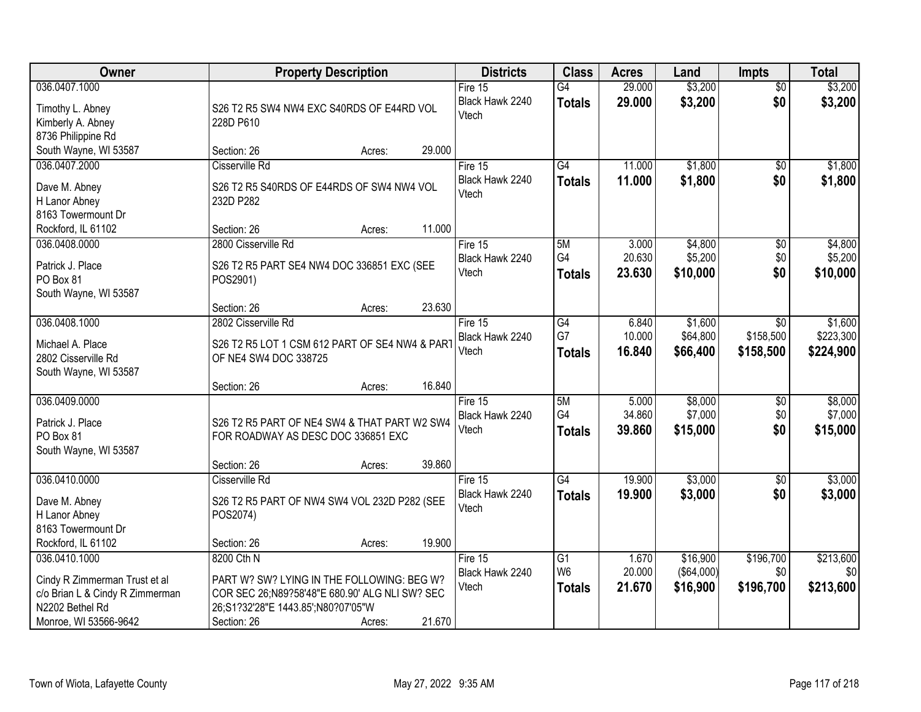| Owner | Property Description | Districts | Class | Acres | Land | Impts | Total |
|---|---|---|---|---|---|---|---|
| 036.0407.1000<br>Timothy L. Abney<br>Kimberly A. Abney<br>8736 Philippine Rd<br>South Wayne, WI 53587 | S26 T2 R5 SW4 NW4 EXC S40RDS OF E44RD VOL 228D P610<br>Section: 26 Acres: 29.000 | Fire 15<br>Black Hawk 2240<br>Vtech | G4<br>**Totals** | 29.000<br>**29.000** | $3,200<br>**$3,200** | $0<br>**$0** | $3,200<br>**$3,200** |
| 036.0407.2000<br>Dave M. Abney<br>H Lanor Abney<br>8163 Towermount Dr<br>Rockford, IL 61102 | Cisserville Rd<br>S26 T2 R5 S40RDS OF E44RDS OF SW4 NW4 VOL 232D P282<br>Section: 26 Acres: 11.000 | Fire 15<br>Black Hawk 2240<br>Vtech | G4<br>**Totals** | 11.000<br>**11.000** | $1,800<br>**$1,800** | $0<br>**$0** | $1,800<br>**$1,800** |
| 036.0408.0000<br>Patrick J. Place<br>PO Box 81<br>South Wayne, WI 53587 | 2800 Cisserville Rd<br>S26 T2 R5 PART SE4 NW4 DOC 336851 EXC (SEE POS2901)<br>Section: 26 Acres: 23.630 | Fire 15<br>Black Hawk 2240<br>Vtech | 5M<br>G4<br>**Totals** | 3.000<br>20.630<br>**23.630** | $4,800<br>$5,200<br>**$10,000** | $0<br>$0<br>**$0** | $4,800<br>$5,200<br>**$10,000** |
| 036.0408.1000<br>Michael A. Place<br>2802 Cisserville Rd<br>South Wayne, WI 53587 | 2802 Cisserville Rd<br>S26 T2 R5 LOT 1 CSM 612 PART OF SE4 NW4 & PART OF NE4 SW4 DOC 338725<br>Section: 26 Acres: 16.840 | Fire 15<br>Black Hawk 2240<br>Vtech | G4<br>G7<br>**Totals** | 6.840<br>10.000<br>**16.840** | $1,600<br>$64,800<br>**$66,400** | $0<br>$158,500<br>**$158,500** | $1,600<br>$223,300<br>**$224,900** |
| 036.0409.0000<br>Patrick J. Place<br>PO Box 81<br>South Wayne, WI 53587 | S26 T2 R5 PART OF NE4 SW4 & THAT PART W2 SW4 FOR ROADWAY AS DESC DOC 336851 EXC<br>Section: 26 Acres: 39.860 | Fire 15<br>Black Hawk 2240<br>Vtech | 5M<br>G4<br>**Totals** | 5.000<br>34.860<br>**39.860** | $8,000<br>$7,000<br>**$15,000** | $0<br>$0<br>**$0** | $8,000<br>$7,000<br>**$15,000** |
| 036.0410.0000<br>Dave M. Abney<br>H Lanor Abney<br>8163 Towermount Dr<br>Rockford, IL 61102 | Cisserville Rd<br>S26 T2 R5 PART OF NW4 SW4 VOL 232D P282 (SEE POS2074)<br>Section: 26 Acres: 19.900 | Fire 15<br>Black Hawk 2240<br>Vtech | G4<br>**Totals** | 19.900<br>**19.900** | $3,000<br>**$3,000** | $0<br>**$0** | $3,000<br>**$3,000** |
| 036.0410.1000<br>Cindy R Zimmerman Trust et al<br>c/o Brian L & Cindy R Zimmerman<br>N2202 Bethel Rd<br>Monroe, WI 53566-9642 | 8200 Cth N<br>PART W? SW? LYING IN THE FOLLOWING: BEG W? COR SEC 26;N89?58'48"E 680.90' ALG NLI SW? SEC 26;S1?32'28"E 1443.85';N80?07'05"W<br>Section: 26 Acres: 21.670 | Fire 15<br>Black Hawk 2240<br>Vtech | G1<br>W6<br>**Totals** | 1.670<br>20.000<br>**21.670** | $16,900<br>($64,000)<br>**$16,900** | $196,700<br>$0<br>**$196,700** | $213,600<br>$0<br>**$213,600** |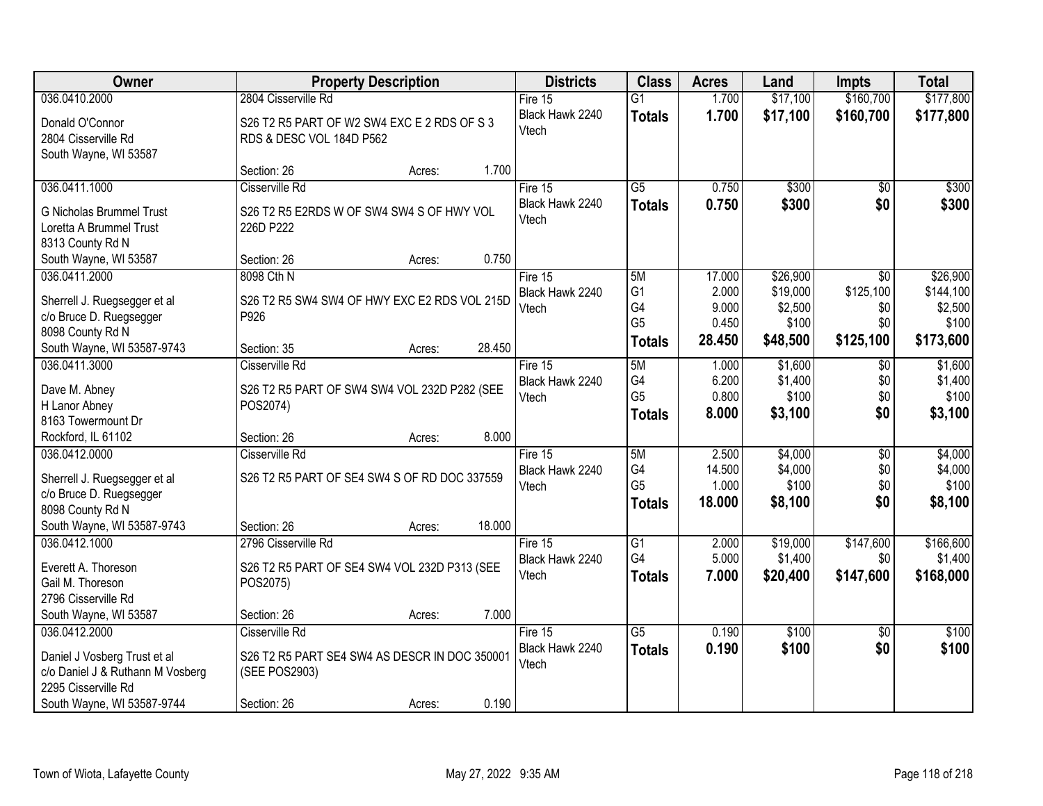| Owner | Property Description | Districts | Class | Acres | Land | Impts | Total |
|---|---|---|---|---|---|---|---|
| 036.0410.2000<br>Donald O'Connor<br>2804 Cisserville Rd<br>South Wayne, WI 53587 | 2804 Cisserville Rd<br>S26 T2 R5 PART OF W2 SW4 EXC E 2 RDS OF S 3 RDS & DESC VOL 184D P562<br>Section: 26 Acres: 1.700 | Fire 15<br>Black Hawk 2240<br>Vtech | G1<br>**Totals** | 1.700<br>**1.700** | $17,100<br>**$17,100** | $160,700<br>**$160,700** | $177,800<br>**$177,800** |
| 036.0411.1000<br>G Nicholas Brummel Trust<br>Loretta A Brummel Trust<br>8313 County Rd N<br>South Wayne, WI 53587 | Cisserville Rd<br>S26 T2 R5 E2RDS W OF SW4 SW4 S OF HWY VOL 226D P222<br>Section: 26 Acres: 0.750 | Fire 15<br>Black Hawk 2240<br>Vtech | G5<br>**Totals** | 0.750<br>**0.750** | $300<br>**$300** | $0<br>**$0** | $300<br>**$300** |
| 036.0411.2000<br>Sherrell J. Ruegsegger et al<br>c/o Bruce D. Ruegsegger<br>8098 County Rd N<br>South Wayne, WI 53587-9743 | 8098 Cth N<br>S26 T2 R5 SW4 SW4 OF HWY EXC E2 RDS VOL 215D P926<br>Section: 35 Acres: 28.450 | Fire 15<br>Black Hawk 2240<br>Vtech | 5M<br>G1<br>G4<br>G5<br>**Totals** | 17.000<br>2.000<br>9.000<br>0.450<br>**28.450** | $26,900<br>$19,000<br>$2,500<br>$100<br>**$48,500** | $0<br>$125,100<br>$0<br>$0<br>**$125,100** | $26,900<br>$144,100<br>$2,500<br>$100<br>**$173,600** |
| 036.0411.3000<br>Dave M. Abney<br>H Lanor Abney<br>8163 Towermount Dr<br>Rockford, IL 61102 | Cisserville Rd<br>S26 T2 R5 PART OF SW4 SW4 VOL 232D P282 (SEE POS2074)<br>Section: 26 Acres: 8.000 | Fire 15<br>Black Hawk 2240<br>Vtech | 5M<br>G4<br>G5<br>**Totals** | 1.000<br>6.200<br>0.800<br>**8.000** | $1,600<br>$1,400<br>$100<br>**$3,100** | $0<br>$0<br>$0<br>**$0** | $1,600<br>$1,400<br>$100<br>**$3,100** |
| 036.0412.0000<br>Sherrell J. Ruegsegger et al<br>c/o Bruce D. Ruegsegger<br>8098 County Rd N<br>South Wayne, WI 53587-9743 | Cisserville Rd<br>S26 T2 R5 PART OF SE4 SW4 S OF RD DOC 337559<br>Section: 26 Acres: 18.000 | Fire 15<br>Black Hawk 2240<br>Vtech | 5M<br>G4<br>G5<br>**Totals** | 2.500<br>14.500<br>1.000<br>**18.000** | $4,000<br>$4,000<br>$100<br>**$8,100** | $0<br>$0<br>$0<br>**$0** | $4,000<br>$4,000<br>$100<br>**$8,100** |
| 036.0412.1000<br>Everett A. Thoreson<br>Gail M. Thoreson<br>2796 Cisserville Rd<br>South Wayne, WI 53587 | 2796 Cisserville Rd<br>S26 T2 R5 PART OF SE4 SW4 VOL 232D P313 (SEE POS2075)<br>Section: 26 Acres: 7.000 | Fire 15<br>Black Hawk 2240<br>Vtech | G1<br>G4<br>**Totals** | 2.000<br>5.000<br>**7.000** | $19,000<br>$1,400<br>**$20,400** | $147,600<br>$0<br>**$147,600** | $166,600<br>$1,400<br>**$168,000** |
| 036.0412.2000<br>Daniel J Vosberg Trust et al<br>c/o Daniel J & Ruthann M Vosberg<br>2295 Cisserville Rd<br>South Wayne, WI 53587-9744 | Cisserville Rd<br>S26 T2 R5 PART SE4 SW4 AS DESCR IN DOC 350001 (SEE POS2903)<br>Section: 26 Acres: 0.190 | Fire 15<br>Black Hawk 2240<br>Vtech | G5<br>**Totals** | 0.190<br>**0.190** | $100<br>**$100** | $0<br>**$0** | $100<br>**$100** |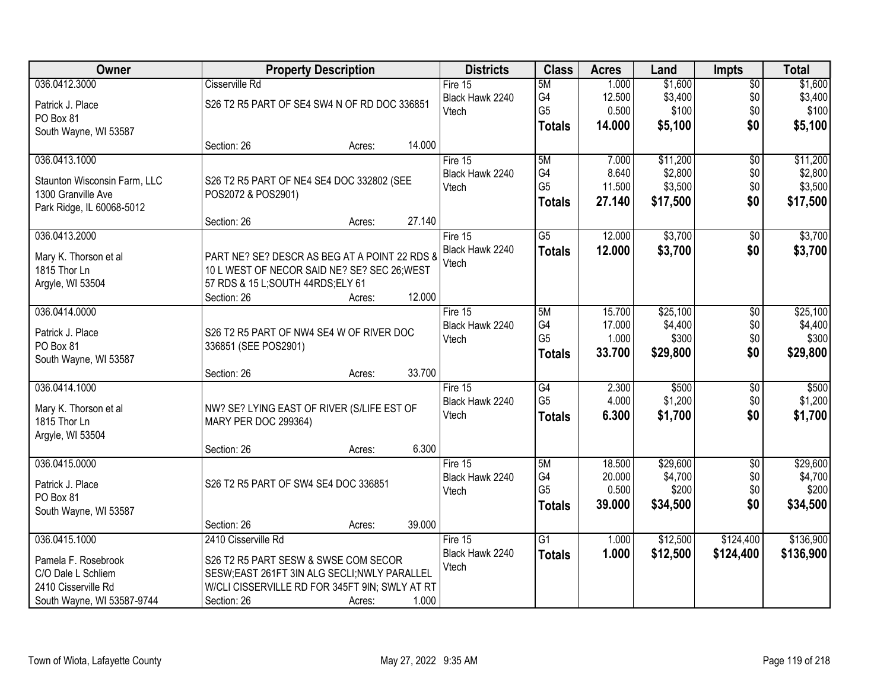| Owner | Property Description | Districts | Class | Acres | Land | Impts | Total |
|---|---|---|---|---|---|---|---|
| 036.0412.3000<br>Patrick J. Place<br>PO Box 81<br>South Wayne, WI 53587 | Cisserville Rd<br>S26 T2 R5 PART OF SE4 SW4 N OF RD DOC 336851<br>Section: 26 Acres: 14.000 | Fire 15<br>Black Hawk 2240<br>Vtech | 5M<br>G4<br>G5<br>**Totals** | 1.000<br>12.500<br>0.500<br>**14.000** | $1,600<br>$3,400<br>$100<br>**$5,100** | $0<br>$0<br>$0<br>**$0** | $1,600<br>$3,400<br>$100<br>**$5,100** |
| 036.0413.1000<br>Staunton Wisconsin Farm, LLC<br>1300 Granville Ave<br>Park Ridge, IL 60068-5012 | S26 T2 R5 PART OF NE4 SE4 DOC 332802 (SEE POS2072 & POS2901)<br>Section: 26 Acres: 27.140 | Fire 15<br>Black Hawk 2240<br>Vtech | 5M<br>G4<br>G5<br>**Totals** | 7.000<br>8.640<br>11.500<br>**27.140** | $11,200<br>$2,800<br>$3,500<br>**$17,500** | $0<br>$0<br>$0<br>**$0** | $11,200<br>$2,800<br>$3,500<br>**$17,500** |
| 036.0413.2000<br>Mary K. Thorson et al<br>1815 Thor Ln<br>Argyle, WI 53504 | PART NE? SE? DESCR AS BEG AT A POINT 22 RDS & 10 L WEST OF NECOR SAID NE? SE? SEC 26;WEST 57 RDS & 15 L;SOUTH 44RDS;ELY 61<br>Section: 26 Acres: 12.000 | Fire 15<br>Black Hawk 2240<br>Vtech | G5<br>**Totals** | 12.000<br>**12.000** | $3,700<br>**$3,700** | $0<br>**$0** | $3,700<br>**$3,700** |
| 036.0414.0000<br>Patrick J. Place<br>PO Box 81<br>South Wayne, WI 53587 | S26 T2 R5 PART OF NW4 SE4 W OF RIVER DOC 336851 (SEE POS2901)<br>Section: 26 Acres: 33.700 | Fire 15<br>Black Hawk 2240<br>Vtech | 5M<br>G4<br>G5<br>**Totals** | 15.700<br>17.000<br>1.000<br>**33.700** | $25,100<br>$4,400<br>$300<br>**$29,800** | $0<br>$0<br>$0<br>**$0** | $25,100<br>$4,400<br>$300<br>**$29,800** |
| 036.0414.1000<br>Mary K. Thorson et al<br>1815 Thor Ln<br>Argyle, WI 53504 | NW? SE? LYING EAST OF RIVER (S/LIFE EST OF MARY PER DOC 299364)<br>Section: 26 Acres: 6.300 | Fire 15<br>Black Hawk 2240<br>Vtech | G4<br>G5<br>**Totals** | 2.300<br>4.000<br>**6.300** | $500<br>$1,200<br>**$1,700** | $0<br>$0<br>**$0** | $500<br>$1,200<br>**$1,700** |
| 036.0415.0000<br>Patrick J. Place<br>PO Box 81<br>South Wayne, WI 53587 | S26 T2 R5 PART OF SW4 SE4 DOC 336851<br>Section: 26 Acres: 39.000 | Fire 15<br>Black Hawk 2240<br>Vtech | 5M<br>G4<br>G5<br>**Totals** | 18.500<br>20.000<br>0.500<br>**39.000** | $29,600<br>$4,700<br>$200<br>**$34,500** | $0<br>$0<br>$0<br>**$0** | $29,600<br>$4,700<br>$200<br>**$34,500** |
| 036.0415.1000<br>Pamela F. Rosebrook<br>C/O Dale L Schliem<br>2410 Cisserville Rd<br>South Wayne, WI 53587-9744 | 2410 Cisserville Rd<br>S26 T2 R5 PART SESW & SWSE COM SECOR SESW;EAST 261FT 3IN ALG SECLI;NWLY PARALLEL W/CLI CISSERVILLE RD FOR 345FT 9IN; SWLY AT RT<br>Section: 26 Acres: 1.000 | Fire 15<br>Black Hawk 2240<br>Vtech | G1<br>**Totals** | 1.000<br>**1.000** | $12,500<br>**$12,500** | $124,400<br>**$124,400** | $136,900<br>**$136,900** |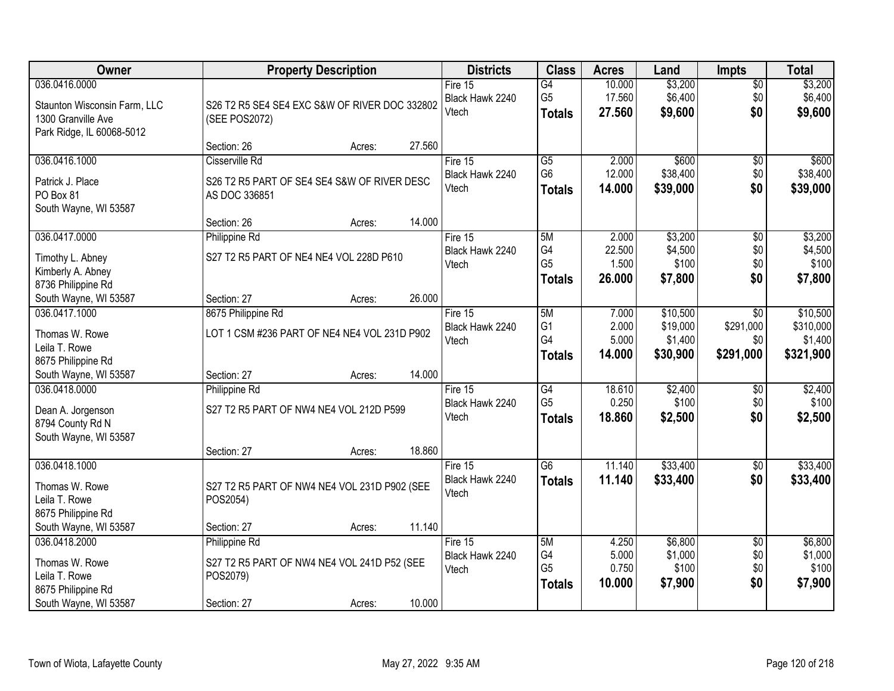| Owner | Property Description | Districts | Class | Acres | Land | Impts | Total |
|---|---|---|---|---|---|---|---|
| 036.0416.0000<br>Staunton Wisconsin Farm, LLC<br>1300 Granville Ave<br>Park Ridge, IL 60068-5012 | S26 T2 R5 SE4 SE4 EXC S&W OF RIVER DOC 332802 (SEE POS2072)<br>Section: 26 Acres: 27.560 | Fire 15<br>Black Hawk 2240<br>Vtech | G4<br>G5<br>**Totals** | 10.000<br>17.560<br>**27.560** | $3,200<br>$6,400<br>**$9,600** | $0<br>$0<br>**$0** | $3,200<br>$6,400<br>**$9,600** |
| 036.0416.1000<br>Patrick J. Place<br>PO Box 81<br>South Wayne, WI 53587 | Cisserville Rd<br>S26 T2 R5 PART OF SE4 SE4 S&W OF RIVER DESC AS DOC 336851<br>Section: 26 Acres: 14.000 | Fire 15<br>Black Hawk 2240<br>Vtech | G5<br>G6<br>**Totals** | 2.000<br>12.000<br>**14.000** | $600<br>$38,400<br>**$39,000** | $0<br>$0<br>**$0** | $600<br>$38,400<br>**$39,000** |
| 036.0417.0000<br>Timothy L. Abney<br>Kimberly A. Abney<br>8736 Philippine Rd<br>South Wayne, WI 53587 | Philippine Rd<br>S27 T2 R5 PART OF NE4 NE4 VOL 228D P610<br>Section: 27 Acres: 26.000 | Fire 15<br>Black Hawk 2240<br>Vtech | 5M<br>G4<br>G5<br>**Totals** | 2.000<br>22.500<br>1.500<br>**26.000** | $3,200<br>$4,500<br>$100<br>**$7,800** | $0<br>$0<br>$0<br>**$0** | $3,200<br>$4,500<br>$100<br>**$7,800** |
| 036.0417.1000<br>Thomas W. Rowe<br>Leila T. Rowe<br>8675 Philippine Rd<br>South Wayne, WI 53587 | 8675 Philippine Rd<br>LOT 1 CSM #236 PART OF NE4 NE4 VOL 231D P902<br>Section: 27 Acres: 14.000 | Fire 15<br>Black Hawk 2240<br>Vtech | 5M<br>G1<br>G4<br>**Totals** | 7.000<br>2.000<br>5.000<br>**14.000** | $10,500<br>$19,000<br>$1,400<br>**$30,900** | $0<br>$291,000<br>$0<br>**$291,000** | $10,500<br>$310,000<br>$1,400<br>**$321,900** |
| 036.0418.0000<br>Dean A. Jorgenson<br>8794 County Rd N<br>South Wayne, WI 53587 | Philippine Rd<br>S27 T2 R5 PART OF NW4 NE4 VOL 212D P599<br>Section: 27 Acres: 18.860 | Fire 15<br>Black Hawk 2240<br>Vtech | G4<br>G5<br>**Totals** | 18.610<br>0.250<br>**18.860** | $2,400<br>$100<br>**$2,500** | $0<br>$0<br>**$0** | $2,400<br>$100<br>**$2,500** |
| 036.0418.1000<br>Thomas W. Rowe<br>Leila T. Rowe<br>8675 Philippine Rd<br>South Wayne, WI 53587 | S27 T2 R5 PART OF NW4 NE4 VOL 231D P902 (SEE POS2054)<br>Section: 27 Acres: 11.140 | Fire 15<br>Black Hawk 2240<br>Vtech | G6<br>**Totals** | 11.140<br>**11.140** | $33,400<br>**$33,400** | $0<br>**$0** | $33,400<br>**$33,400** |
| 036.0418.2000<br>Thomas W. Rowe<br>Leila T. Rowe<br>8675 Philippine Rd<br>South Wayne, WI 53587 | Philippine Rd<br>S27 T2 R5 PART OF NW4 NE4 VOL 241D P52 (SEE POS2079)<br>Section: 27 Acres: 10.000 | Fire 15<br>Black Hawk 2240<br>Vtech | 5M<br>G4<br>G5<br>**Totals** | 4.250<br>5.000<br>0.750<br>**10.000** | $6,800<br>$1,000<br>$100<br>**$7,900** | $0<br>$0<br>$0<br>**$0** | $6,800<br>$1,000<br>$100<br>**$7,900** |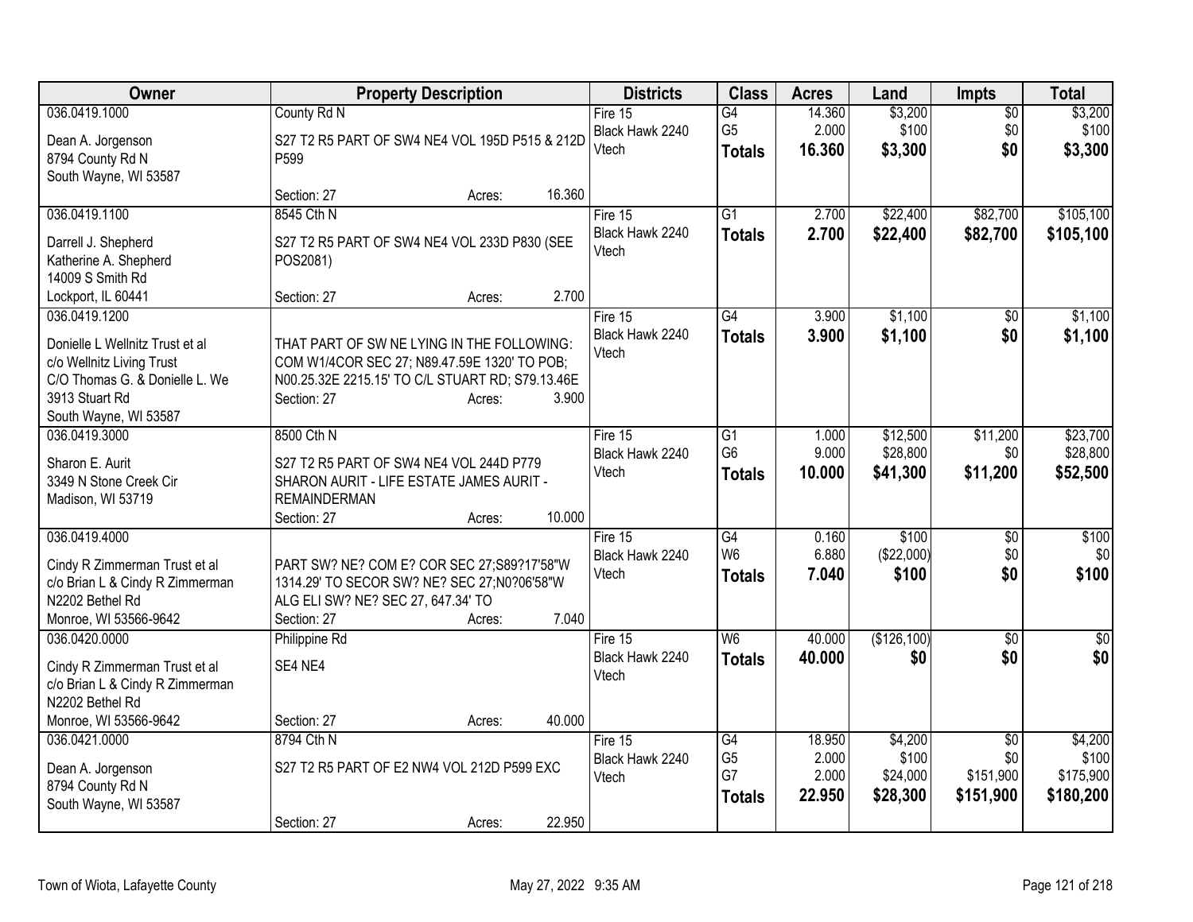| Owner | Property Description | Districts | Class | Acres | Land | Impts | Total |
|---|---|---|---|---|---|---|---|
| 036.0419.1000<br>Dean A. Jorgenson<br>8794 County Rd N<br>South Wayne, WI 53587 | County Rd N<br>S27 T2 R5 PART OF SW4 NE4 VOL 195D P515 & 212D P599<br>Section: 27 Acres: 16.360 | Fire 15<br>Black Hawk 2240<br>Vtech | G4<br>G5<br>**Totals** | 14.360<br>2.000<br>**16.360** | $3,200<br>$100<br>**$3,300** | $0<br>$0<br>**$0** | $3,200<br>$100<br>**$3,300** |
| 036.0419.1100<br>Darrell J. Shepherd<br>Katherine A. Shepherd<br>14009 S Smith Rd<br>Lockport, IL 60441 | 8545 Cth N<br>S27 T2 R5 PART OF SW4 NE4 VOL 233D P830 (SEE POS2081)<br>Section: 27 Acres: 2.700 | Fire 15<br>Black Hawk 2240<br>Vtech | G1<br>**Totals** | 2.700<br>**2.700** | $22,400<br>**$22,400** | $82,700<br>**$82,700** | $105,100<br>**$105,100** |
| 036.0419.1200<br>Donielle L Wellnitz Trust et al<br>c/o Wellnitz Living Trust<br>C/O Thomas G. & Donielle L. We<br>3913 Stuart Rd<br>South Wayne, WI 53587 | THAT PART OF SW NE LYING IN THE FOLLOWING: COM W1/4COR SEC 27; N89.47.59E 1320' TO POB; N00.25.32E 2215.15' TO C/L STUART RD; S79.13.46E<br>Section: 27 Acres: 3.900 | Fire 15<br>Black Hawk 2240<br>Vtech | G4<br>**Totals** | 3.900<br>**3.900** | $1,100<br>**$1,100** | $0<br>**$0** | $1,100<br>**$1,100** |
| 036.0419.3000<br>Sharon E. Aurit<br>3349 N Stone Creek Cir<br>Madison, WI 53719 | 8500 Cth N<br>S27 T2 R5 PART OF SW4 NE4 VOL 244D P779 SHARON AURIT - LIFE ESTATE JAMES AURIT - REMAINDERMAN<br>Section: 27 Acres: 10.000 | Fire 15<br>Black Hawk 2240<br>Vtech | G1<br>G6<br>**Totals** | 1.000<br>9.000<br>**10.000** | $12,500<br>$28,800<br>**$41,300** | $11,200<br>$0<br>**$11,200** | $23,700<br>$28,800<br>**$52,500** |
| 036.0419.4000<br>Cindy R Zimmerman Trust et al<br>c/o Brian L & Cindy R Zimmerman<br>N2202 Bethel Rd<br>Monroe, WI 53566-9642 | PART SW? NE? COM E? COR SEC 27;S89?17'58"W 1314.29' TO SECOR SW? NE? SEC 27;N0?06'58"W ALG ELI SW? NE? SEC 27, 647.34' TO<br>Section: 27 Acres: 7.040 | Fire 15<br>Black Hawk 2240<br>Vtech | G4<br>W6<br>**Totals** | 0.160<br>6.880<br>**7.040** | $100<br>($22,000)<br>**$100** | $0<br>$0<br>**$0** | $100<br>$0<br>**$100** |
| 036.0420.0000<br>Cindy R Zimmerman Trust et al<br>c/o Brian L & Cindy R Zimmerman<br>N2202 Bethel Rd<br>Monroe, WI 53566-9642 | Philippine Rd<br>SE4 NE4<br>Section: 27 Acres: 40.000 | Fire 15<br>Black Hawk 2240<br>Vtech | W6<br>**Totals** | 40.000<br>**40.000** | ($126,100)<br>**$0** | $0<br>**$0** | $0<br>**$0** |
| 036.0421.0000<br>Dean A. Jorgenson<br>8794 County Rd N<br>South Wayne, WI 53587 | 8794 Cth N<br>S27 T2 R5 PART OF E2 NW4 VOL 212D P599 EXC<br>Section: 27 Acres: 22.950 | Fire 15<br>Black Hawk 2240<br>Vtech | G4<br>G5<br>G7<br>**Totals** | 18.950<br>2.000<br>2.000<br>**22.950** | $4,200<br>$100<br>$24,000<br>**$28,300** | $0<br>$0<br>$151,900<br>**$151,900** | $4,200<br>$100<br>$175,900<br>**$180,200** |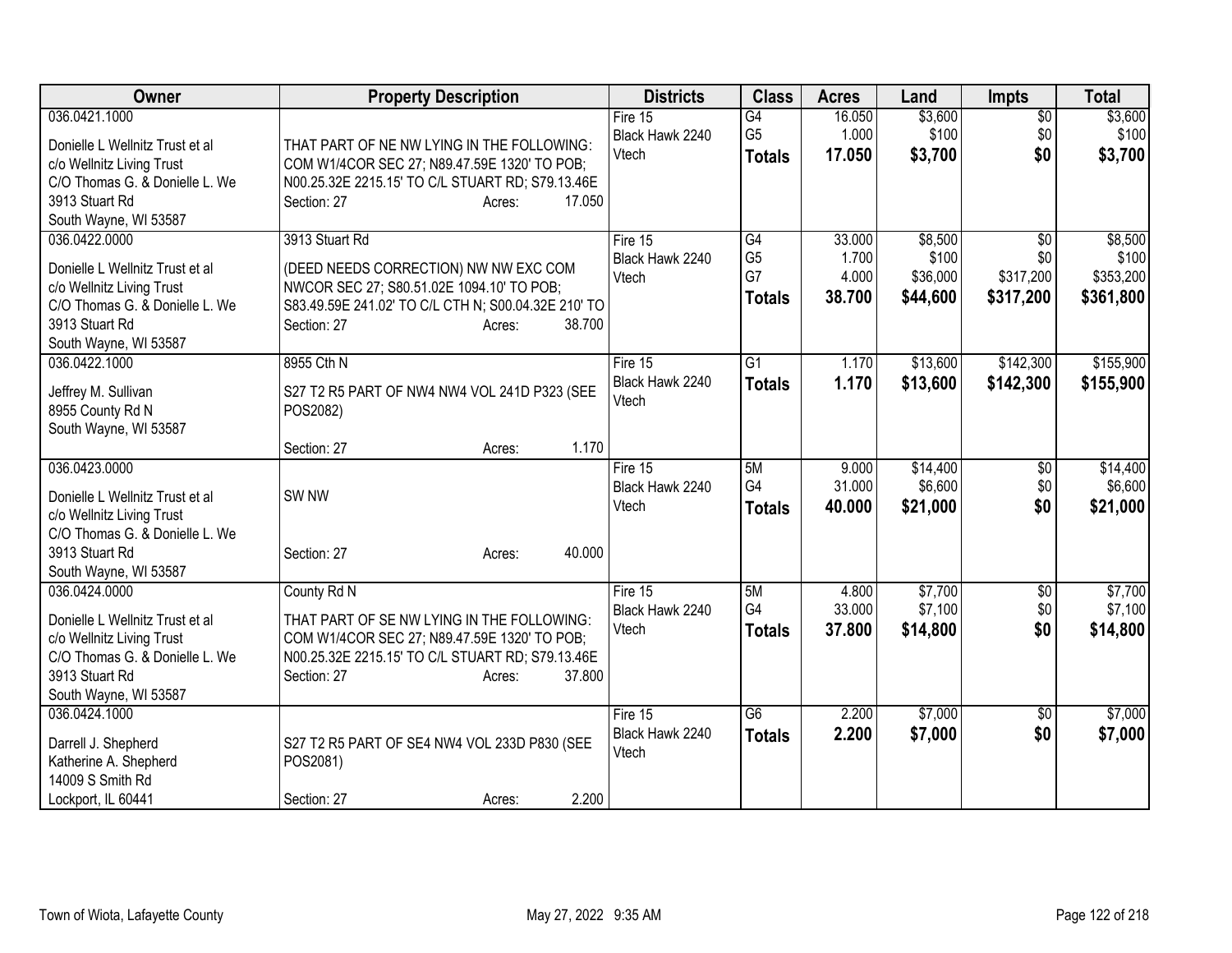| Owner | Property Description | Districts | Class | Acres | Land | Impts | Total |
|---|---|---|---|---|---|---|---|
| 036.0421.1000<br><br>Donielle L Wellnitz Trust et al<br>c/o Wellnitz Living Trust<br>C/O Thomas G. & Donielle L. We<br>3913 Stuart Rd<br>South Wayne, WI 53587 | THAT PART OF NE NW LYING IN THE FOLLOWING: COM W1/4COR SEC 27; N89.47.59E 1320' TO POB; N00.25.32E 2215.15' TO C/L STUART RD; S79.13.46E<br>Section: 27 Acres: 17.050 | Fire 15<br>Black Hawk 2240<br>Vtech | G4<br>G5<br>**Totals** | 16.050<br>1.000<br>**17.050** | $3,600<br>$100<br>**$3,700** | $0<br>$0<br>**$0** | $3,600<br>$100<br>**$3,700** |
| 036.0422.0000<br><br>Donielle L Wellnitz Trust et al<br>c/o Wellnitz Living Trust<br>C/O Thomas G. & Donielle L. We<br>3913 Stuart Rd<br>South Wayne, WI 53587 | 3913 Stuart Rd<br><br>(DEED NEEDS CORRECTION) NW NW EXC COM NWCOR SEC 27; S80.51.02E 1094.10' TO POB; S83.49.59E 241.02' TO C/L CTH N; S00.04.32E 210' TO<br>Section: 27 Acres: 38.700 | Fire 15<br>Black Hawk 2240<br>Vtech | G4<br>G5<br>G7<br>**Totals** | 33.000<br>1.700<br>4.000<br>**38.700** | $8,500<br>$100<br>$36,000<br>**$44,600** | $0<br>$0<br>$317,200<br>**$317,200** | $8,500<br>$100<br>$353,200<br>**$361,800** |
| 036.0422.1000<br><br>Jeffrey M. Sullivan<br>8955 County Rd N<br>South Wayne, WI 53587 | 8955 Cth N<br><br>S27 T2 R5 PART OF NW4 NW4 VOL 241D P323 (SEE POS2082)<br>Section: 27 Acres: 1.170 | Fire 15<br>Black Hawk 2240<br>Vtech | G1<br>**Totals** | 1.170<br>**1.170** | $13,600<br>**$13,600** | $142,300<br>**$142,300** | $155,900<br>**$155,900** |
| 036.0423.0000<br><br>Donielle L Wellnitz Trust et al<br>c/o Wellnitz Living Trust<br>C/O Thomas G. & Donielle L. We<br>3913 Stuart Rd<br>South Wayne, WI 53587 | SW NW<br><br>Section: 27 Acres: 40.000 | Fire 15<br>Black Hawk 2240<br>Vtech | 5M<br>G4<br>**Totals** | 9.000<br>31.000<br>**40.000** | $14,400<br>$6,600<br>**$21,000** | $0<br>$0<br>**$0** | $14,400<br>$6,600<br>**$21,000** |
| 036.0424.0000<br><br>Donielle L Wellnitz Trust et al<br>c/o Wellnitz Living Trust<br>C/O Thomas G. & Donielle L. We<br>3913 Stuart Rd<br>South Wayne, WI 53587 | County Rd N<br><br>THAT PART OF SE NW LYING IN THE FOLLOWING: COM W1/4COR SEC 27; N89.47.59E 1320' TO POB; N00.25.32E 2215.15' TO C/L STUART RD; S79.13.46E<br>Section: 27 Acres: 37.800 | Fire 15<br>Black Hawk 2240<br>Vtech | 5M<br>G4<br>**Totals** | 4.800<br>33.000<br>**37.800** | $7,700<br>$7,100<br>**$14,800** | $0<br>$0<br>**$0** | $7,700<br>$7,100<br>**$14,800** |
| 036.0424.1000<br><br>Darrell J. Shepherd<br>Katherine A. Shepherd<br>14009 S Smith Rd<br>Lockport, IL 60441 | S27 T2 R5 PART OF SE4 NW4 VOL 233D P830 (SEE POS2081)<br>Section: 27 Acres: 2.200 | Fire 15<br>Black Hawk 2240<br>Vtech | G6<br>**Totals** | 2.200<br>**2.200** | $7,000<br>**$7,000** | $0<br>**$0** | $7,000<br>**$7,000** |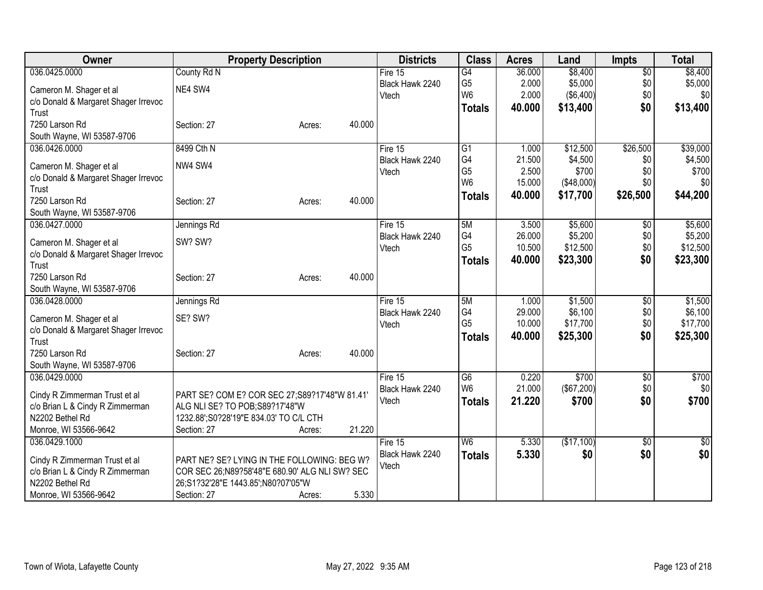| Owner | Property Description | | | Districts | Class | Acres | Land | Impts | Total |
|---|---|---|---|---|---|---|---|---|---|
| 036.0425.0000 | County Rd N | | | Fire 15 | G4 | 36.000 | $8,400 | $0 | $8,400 |
| Cameron M. Shager et al | NE4 SW4 | | | Black Hawk 2240 | G5 | 2.000 | $5,000 | $0 | $5,000 |
| c/o Donald & Margaret Shager Irrevoc Trust | | | | Vtech | W6 | 2.000 | ($6,400) | $0 | $0 |
| | | | | | **Totals** | **40.000** | **$13,400** | **$0** | **$13,400** |
| 7250 Larson Rd | Section: 27 | Acres: | 40.000 | | | | | | |
| South Wayne, WI 53587-9706 | | | | | | | | | |
| 036.0426.0000 | 8499 Cth N | | | Fire 15 | G1 | 1.000 | $12,500 | $26,500 | $39,000 |
| Cameron M. Shager et al | NW4 SW4 | | | Black Hawk 2240 | G4 | 21.500 | $4,500 | $0 | $4,500 |
| c/o Donald & Margaret Shager Irrevoc Trust | | | | Vtech | G5 | 2.500 | $700 | $0 | $700 |
| | | | | | W6 | 15.000 | ($48,000) | $0 | $0 |
| 7250 Larson Rd | Section: 27 | Acres: | 40.000 | | **Totals** | **40.000** | **$17,700** | **$26,500** | **$44,200** |
| South Wayne, WI 53587-9706 | | | | | | | | | |
| 036.0427.0000 | Jennings Rd | | | Fire 15 | 5M | 3.500 | $5,600 | $0 | $5,600 |
| Cameron M. Shager et al | SW? SW? | | | Black Hawk 2240 | G4 | 26.000 | $5,200 | $0 | $5,200 |
| c/o Donald & Margaret Shager Irrevoc Trust | | | | Vtech | G5 | 10.500 | $12,500 | $0 | $12,500 |
| | | | | | **Totals** | **40.000** | **$23,300** | **$0** | **$23,300** |
| 7250 Larson Rd | Section: 27 | Acres: | 40.000 | | | | | | |
| South Wayne, WI 53587-9706 | | | | | | | | | |
| 036.0428.0000 | Jennings Rd | | | Fire 15 | 5M | 1.000 | $1,500 | $0 | $1,500 |
| Cameron M. Shager et al | SE? SW? | | | Black Hawk 2240 | G4 | 29.000 | $6,100 | $0 | $6,100 |
| c/o Donald & Margaret Shager Irrevoc Trust | | | | Vtech | G5 | 10.000 | $17,700 | $0 | $17,700 |
| | | | | | **Totals** | **40.000** | **$25,300** | **$0** | **$25,300** |
| 7250 Larson Rd | Section: 27 | Acres: | 40.000 | | | | | | |
| South Wayne, WI 53587-9706 | | | | | | | | | |
| 036.0429.0000 | | | | Fire 15 | G6 | 0.220 | $700 | $0 | $700 |
| Cindy R Zimmerman Trust et al | PART SE? COM E? COR SEC 27;S89?17'48"W 81.41' | | | Black Hawk 2240 | W6 | 21.000 | ($67,200) | $0 | $0 |
| c/o Brian L & Cindy R Zimmerman | ALG NLI SE? TO POB;S89?17'48"W | | | Vtech | **Totals** | **21.220** | **$700** | **$0** | **$700** |
| N2202 Bethel Rd | 1232.88';S0?28'19"E 834.03' TO C/L CTH | | | | | | | | |
| Monroe, WI 53566-9642 | Section: 27 | Acres: | 21.220 | | | | | | |
| 036.0429.1000 | | | | Fire 15 | W6 | 5.330 | ($17,100) | $0 | $0 |
| Cindy R Zimmerman Trust et al | PART NE? SE? LYING IN THE FOLLOWING: BEG W? | | | Black Hawk 2240 | **Totals** | **5.330** | **$0** | **$0** | **$0** |
| c/o Brian L & Cindy R Zimmerman | COR SEC 26;N89?58'48"E 680.90' ALG NLI SW? SEC | | | Vtech | | | | | |
| N2202 Bethel Rd | 26;S1?32'28"E 1443.85';N80?07'05"W | | | | | | | | |
| Monroe, WI 53566-9642 | Section: 27 | Acres: | 5.330 | | | | | | |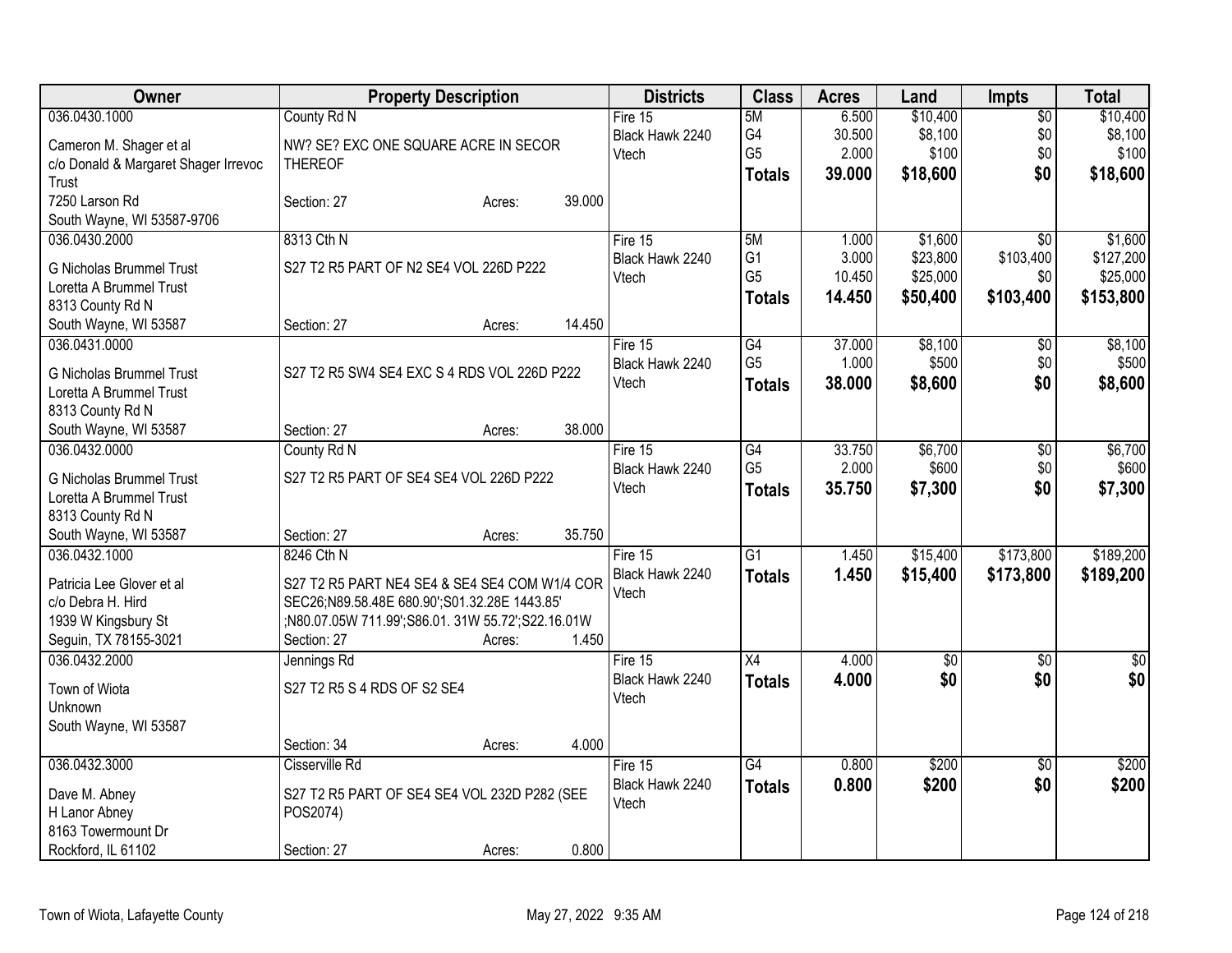| Owner | Property Description | | | Districts | Class | Acres | Land | Impts | Total |
|---|---|---|---|---|---|---|---|---|---|
| 036.0430.1000 | County Rd N | | | Fire 15 | 5M | 6.500 | $10,400 | $0 | $10,400 |
| Cameron M. Shager et al | NW? SE? EXC ONE SQUARE ACRE IN SECOR | | | Black Hawk 2240 | G4 | 30.500 | $8,100 | $0 | $8,100 |
| c/o Donald & Margaret Shager Irrevoc Trust | THEREOF | | | Vtech | G5 | 2.000 | $100 | $0 | $100 |
| 7250 Larson Rd | | | | | **Totals** | **39.000** | **$18,600** | **$0** | **$18,600** |
| South Wayne, WI 53587-9706 | Section: 27 | Acres: | 39.000 | | | | | | |
| 036.0430.2000 | 8313 Cth N | | | Fire 15 | 5M | 1.000 | $1,600 | $0 | $1,600 |
| G Nicholas Brummel Trust | S27 T2 R5 PART OF N2 SE4 VOL 226D P222 | | | Black Hawk 2240 | G1 | 3.000 | $23,800 | $103,400 | $127,200 |
| Loretta A Brummel Trust | | | | Vtech | G5 | 10.450 | $25,000 | $0 | $25,000 |
| 8313 County Rd N | | | | | **Totals** | **14.450** | **$50,400** | **$103,400** | **$153,800** |
| South Wayne, WI 53587 | Section: 27 | Acres: | 14.450 | | | | | | |
| 036.0431.0000 | | | | Fire 15 | G4 | 37.000 | $8,100 | $0 | $8,100 |
| G Nicholas Brummel Trust | S27 T2 R5 SW4 SE4 EXC S 4 RDS VOL 226D P222 | | | Black Hawk 2240 | G5 | 1.000 | $500 | $0 | $500 |
| Loretta A Brummel Trust | | | | Vtech | **Totals** | **38.000** | **$8,600** | **$0** | **$8,600** |
| 8313 County Rd N | | | | | | | | | |
| South Wayne, WI 53587 | Section: 27 | Acres: | 38.000 | | | | | | |
| 036.0432.0000 | County Rd N | | | Fire 15 | G4 | 33.750 | $6,700 | $0 | $6,700 |
| G Nicholas Brummel Trust | S27 T2 R5 PART OF SE4 SE4 VOL 226D P222 | | | Black Hawk 2240 | G5 | 2.000 | $600 | $0 | $600 |
| Loretta A Brummel Trust | | | | Vtech | **Totals** | **35.750** | **$7,300** | **$0** | **$7,300** |
| 8313 County Rd N | | | | | | | | | |
| South Wayne, WI 53587 | Section: 27 | Acres: | 35.750 | | | | | | |
| 036.0432.1000 | 8246 Cth N | | | Fire 15 | G1 | 1.450 | $15,400 | $173,800 | $189,200 |
| Patricia Lee Glover et al | S27 T2 R5 PART NE4 SE4 & SE4 SE4 COM W1/4 COR | | | Black Hawk 2240 | **Totals** | **1.450** | **$15,400** | **$173,800** | **$189,200** |
| c/o Debra H. Hird | SEC26;N89.58.48E 680.90';S01.32.28E 1443.85' | | | Vtech | | | | | |
| 1939 W Kingsbury St | ;N80.07.05W 711.99';S86.01. 31W 55.72';S22.16.01W | | | | | | | | |
| Seguin, TX 78155-3021 | Section: 27 | Acres: | 1.450 | | | | | | |
| 036.0432.2000 | Jennings Rd | | | Fire 15 | X4 | 4.000 | $0 | $0 | $0 |
| Town of Wiota | S27 T2 R5 S 4 RDS OF S2 SE4 | | | Black Hawk 2240 | **Totals** | **4.000** | **$0** | **$0** | **$0** |
| Unknown | | | | Vtech | | | | | |
| South Wayne, WI 53587 | | | | | | | | | |
| | Section: 34 | Acres: | 4.000 | | | | | | |
| 036.0432.3000 | Cisserville Rd | | | Fire 15 | G4 | 0.800 | $200 | $0 | $200 |
| Dave M. Abney | S27 T2 R5 PART OF SE4 SE4 VOL 232D P282 (SEE | | | Black Hawk 2240 | **Totals** | **0.800** | **$200** | **$0** | **$200** |
| H Lanor Abney | POS2074) | | | Vtech | | | | | |
| 8163 Towermount Dr | | | | | | | | | |
| Rockford, IL 61102 | Section: 27 | Acres: | 0.800 | | | | | | |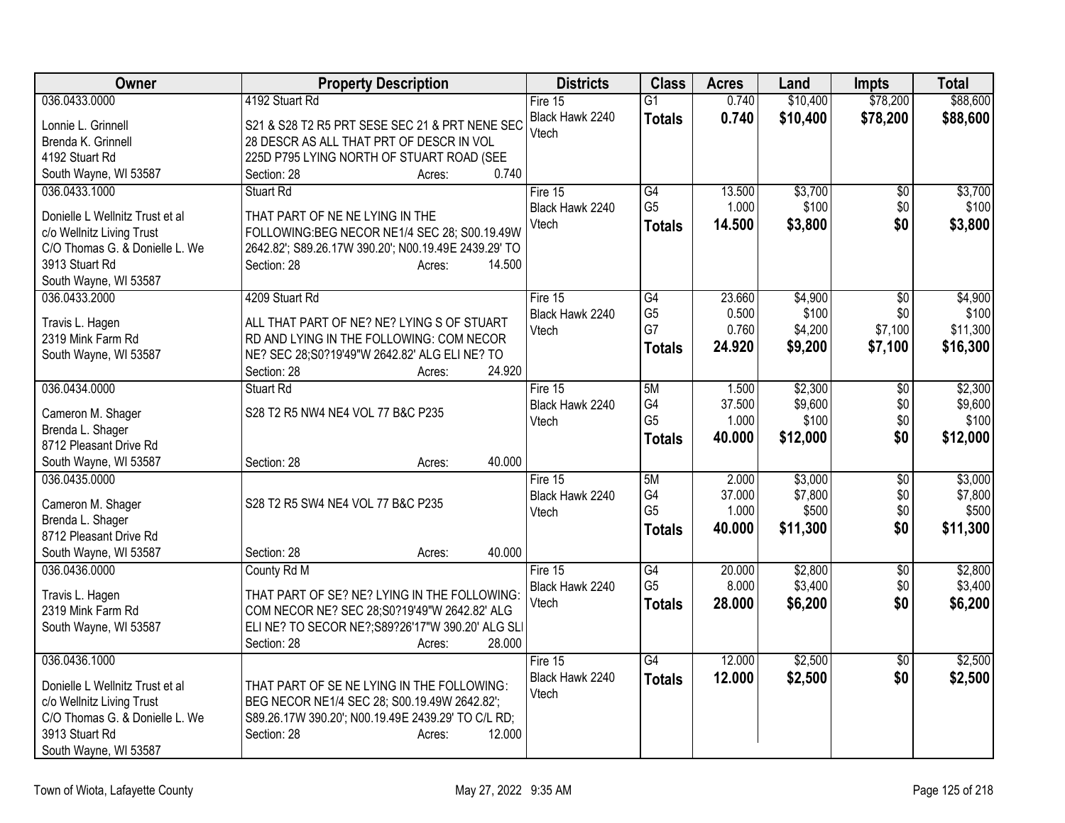| Owner | Property Description | Districts | Class | Acres | Land | Impts | Total |
|---|---|---|---|---|---|---|---|
| 036.0433.0000<br>Lonnie L. Grinnell<br>Brenda K. Grinnell<br>4192 Stuart Rd<br>South Wayne, WI 53587 | 4192 Stuart Rd<br>S21 & S28 T2 R5 PRT SESE SEC 21 & PRT NENE SEC 28 DESCR AS ALL THAT PRT OF DESCR IN VOL 225D P795 LYING NORTH OF STUART ROAD (SEE<br>Section: 28 Acres: 0.740 | Fire 15<br>Black Hawk 2240<br>Vtech | G1<br>**Totals** | 0.740<br>**0.740** | \$10,400<br>**\$10,400** | \$78,200<br>**\$78,200** | \$88,600<br>**\$88,600** |
| 036.0433.1000<br>Donielle L Wellnitz Trust et al<br>c/o Wellnitz Living Trust<br>C/O Thomas G. & Donielle L. We<br>3913 Stuart Rd<br>South Wayne, WI 53587 | Stuart Rd<br>THAT PART OF NE NE LYING IN THE FOLLOWING:BEG NECOR NE1/4 SEC 28; S00.19.49W 2642.82'; S89.26.17W 390.20'; N00.19.49E 2439.29' TO<br>Section: 28 Acres: 14.500 | Fire 15<br>Black Hawk 2240<br>Vtech | G4<br>G5<br>**Totals** | 13.500<br>1.000<br>**14.500** | \$3,700<br>\$100<br>**\$3,800** | \$0<br>\$0<br>**\$0** | \$3,700<br>\$100<br>**\$3,800** |
| 036.0433.2000<br>Travis L. Hagen<br>2319 Mink Farm Rd<br>South Wayne, WI 53587 | 4209 Stuart Rd<br>ALL THAT PART OF NE? NE? LYING S OF STUART RD AND LYING IN THE FOLLOWING: COM NECOR NE? SEC 28;S0?19'49"W 2642.82' ALG ELI NE? TO<br>Section: 28 Acres: 24.920 | Fire 15<br>Black Hawk 2240<br>Vtech | G4<br>G5<br>G7<br>**Totals** | 23.660<br>0.500<br>0.760<br>**24.920** | \$4,900<br>\$100<br>\$4,200<br>**\$9,200** | \$0<br>\$0<br>\$7,100<br>**\$7,100** | \$4,900<br>\$100<br>\$11,300<br>**\$16,300** |
| 036.0434.0000<br>Cameron M. Shager<br>Brenda L. Shager<br>8712 Pleasant Drive Rd<br>South Wayne, WI 53587 | Stuart Rd<br>S28 T2 R5 NW4 NE4 VOL 77 B&C P235<br>Section: 28 Acres: 40.000 | Fire 15<br>Black Hawk 2240<br>Vtech | 5M<br>G4<br>G5<br>**Totals** | 1.500<br>37.500<br>1.000<br>**40.000** | \$2,300<br>\$9,600<br>\$100<br>**\$12,000** | \$0<br>\$0<br>\$0<br>**\$0** | \$2,300<br>\$9,600<br>\$100<br>**\$12,000** |
| 036.0435.0000<br>Cameron M. Shager<br>Brenda L. Shager<br>8712 Pleasant Drive Rd<br>South Wayne, WI 53587 | S28 T2 R5 SW4 NE4 VOL 77 B&C P235<br>Section: 28 Acres: 40.000 | Fire 15<br>Black Hawk 2240<br>Vtech | 5M<br>G4<br>G5<br>**Totals** | 2.000<br>37.000<br>1.000<br>**40.000** | \$3,000<br>\$7,800<br>\$500<br>**\$11,300** | \$0<br>\$0<br>\$0<br>**\$0** | \$3,000<br>\$7,800<br>\$500<br>**\$11,300** |
| 036.0436.0000<br>Travis L. Hagen<br>2319 Mink Farm Rd<br>South Wayne, WI 53587 | County Rd M<br>THAT PART OF SE? NE? LYING IN THE FOLLOWING: COM NECOR NE? SEC 28;S0?19'49"W 2642.82' ALG ELI NE? TO SECOR NE?;S89?26'17"W 390.20' ALG SLI<br>Section: 28 Acres: 28.000 | Fire 15<br>Black Hawk 2240<br>Vtech | G4<br>G5<br>**Totals** | 20.000<br>8.000<br>**28.000** | \$2,800<br>\$3,400<br>**\$6,200** | \$0<br>\$0<br>**\$0** | \$2,800<br>\$3,400<br>**\$6,200** |
| 036.0436.1000<br>Donielle L Wellnitz Trust et al<br>c/o Wellnitz Living Trust<br>C/O Thomas G. & Donielle L. We<br>3913 Stuart Rd<br>South Wayne, WI 53587 | THAT PART OF SE NE LYING IN THE FOLLOWING: BEG NECOR NE1/4 SEC 28; S00.19.49W 2642.82'; S89.26.17W 390.20'; N00.19.49E 2439.29' TO C/L RD;<br>Section: 28 Acres: 12.000 | Fire 15<br>Black Hawk 2240<br>Vtech | G4<br>**Totals** | 12.000<br>**12.000** | \$2,500<br>**\$2,500** | \$0<br>**\$0** | \$2,500<br>**\$2,500** |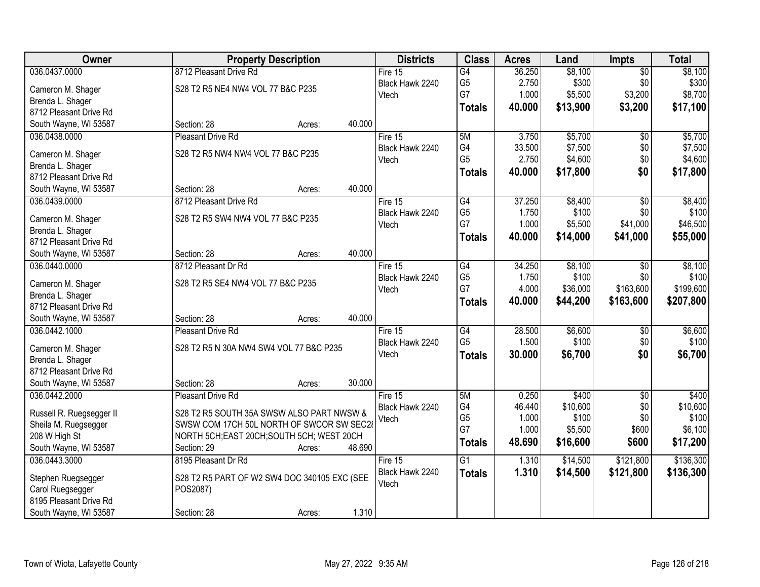| Owner | Property Description | | | Districts | Class | Acres | Land | Impts | Total |
|---|---|---|---|---|---|---|---|---|---|
| 036.0437.0000 | 8712 Pleasant Drive Rd | | | Fire 15 | G4 | 36.250 | $8,100 | $0 | $8,100 |
| Cameron M. Shager | S28 T2 R5 NE4 NW4 VOL 77 B&C P235 | | | Black Hawk 2240 | G5 | 2.750 | $300 | $0 | $300 |
| Brenda L. Shager | | | | Vtech | G7 | 1.000 | $5,500 | $3,200 | $8,700 |
| 8712 Pleasant Drive Rd | | | | | **Totals** | **40.000** | **$13,900** | **$3,200** | **$17,100** |
| South Wayne, WI 53587 | Section: 28 | Acres: | 40.000 | | | | | | |
| 036.0438.0000 | Pleasant Drive Rd | | | Fire 15 | 5M | 3.750 | $5,700 | $0 | $5,700 |
| Cameron M. Shager | S28 T2 R5 NW4 NW4 VOL 77 B&C P235 | | | Black Hawk 2240 | G4 | 33.500 | $7,500 | $0 | $7,500 |
| Brenda L. Shager | | | | Vtech | G5 | 2.750 | $4,600 | $0 | $4,600 |
| 8712 Pleasant Drive Rd | | | | | **Totals** | **40.000** | **$17,800** | **$0** | **$17,800** |
| South Wayne, WI 53587 | Section: 28 | Acres: | 40.000 | | | | | | |
| 036.0439.0000 | 8712 Pleasant Drive Rd | | | Fire 15 | G4 | 37.250 | $8,400 | $0 | $8,400 |
| Cameron M. Shager | S28 T2 R5 SW4 NW4 VOL 77 B&C P235 | | | Black Hawk 2240 | G5 | 1.750 | $100 | $0 | $100 |
| Brenda L. Shager | | | | Vtech | G7 | 1.000 | $5,500 | $41,000 | $46,500 |
| 8712 Pleasant Drive Rd | | | | | **Totals** | **40.000** | **$14,000** | **$41,000** | **$55,000** |
| South Wayne, WI 53587 | Section: 28 | Acres: | 40.000 | | | | | | |
| 036.0440.0000 | 8712 Pleasant Dr Rd | | | Fire 15 | G4 | 34.250 | $8,100 | $0 | $8,100 |
| Cameron M. Shager | S28 T2 R5 SE4 NW4 VOL 77 B&C P235 | | | Black Hawk 2240 | G5 | 1.750 | $100 | $0 | $100 |
| Brenda L. Shager | | | | Vtech | G7 | 4.000 | $36,000 | $163,600 | $199,600 |
| 8712 Pleasant Drive Rd | | | | | **Totals** | **40.000** | **$44,200** | **$163,600** | **$207,800** |
| South Wayne, WI 53587 | Section: 28 | Acres: | 40.000 | | | | | | |
| 036.0442.1000 | Pleasant Drive Rd | | | Fire 15 | G4 | 28.500 | $6,600 | $0 | $6,600 |
| Cameron M. Shager | S28 T2 R5 N 30A NW4 SW4 VOL 77 B&C P235 | | | Black Hawk 2240 | G5 | 1.500 | $100 | $0 | $100 |
| Brenda L. Shager | | | | Vtech | **Totals** | **30.000** | **$6,700** | **$0** | **$6,700** |
| 8712 Pleasant Drive Rd | | | | | | | | | |
| South Wayne, WI 53587 | Section: 28 | Acres: | 30.000 | | | | | | |
| 036.0442.2000 | Pleasant Drive Rd | | | Fire 15 | 5M | 0.250 | $400 | $0 | $400 |
| Russell R. Ruegsegger II | S28 T2 R5 SOUTH 35A SWSW ALSO PART NWSW & | | | Black Hawk 2240 | G4 | 46.440 | $10,600 | $0 | $10,600 |
| Sheila M. Ruegsegger | SWSW COM 17CH 50L NORTH OF SWCOR SW SEC28 | | | Vtech | G5 | 1.000 | $100 | $0 | $100 |
| 208 W High St | NORTH 5CH;EAST 20CH;SOUTH 5CH; WEST 20CH | | | | G7 | 1.000 | $5,500 | $600 | $6,100 |
| South Wayne, WI 53587 | Section: 29 | Acres: | 48.690 | | **Totals** | **48.690** | **$16,600** | **$600** | **$17,200** |
| 036.0443.3000 | 8195 Pleasant Dr Rd | | | Fire 15 | G1 | 1.310 | $14,500 | $121,800 | $136,300 |
| Stephen Ruegsegger | S28 T2 R5 PART OF W2 SW4 DOC 340105 EXC (SEE | | | Black Hawk 2240 | **Totals** | **1.310** | **$14,500** | **$121,800** | **$136,300** |
| Carol Ruegsegger | POS2087) | | | Vtech | | | | | |
| 8195 Pleasant Drive Rd | | | | | | | | | |
| South Wayne, WI 53587 | Section: 28 | Acres: | 1.310 | | | | | | |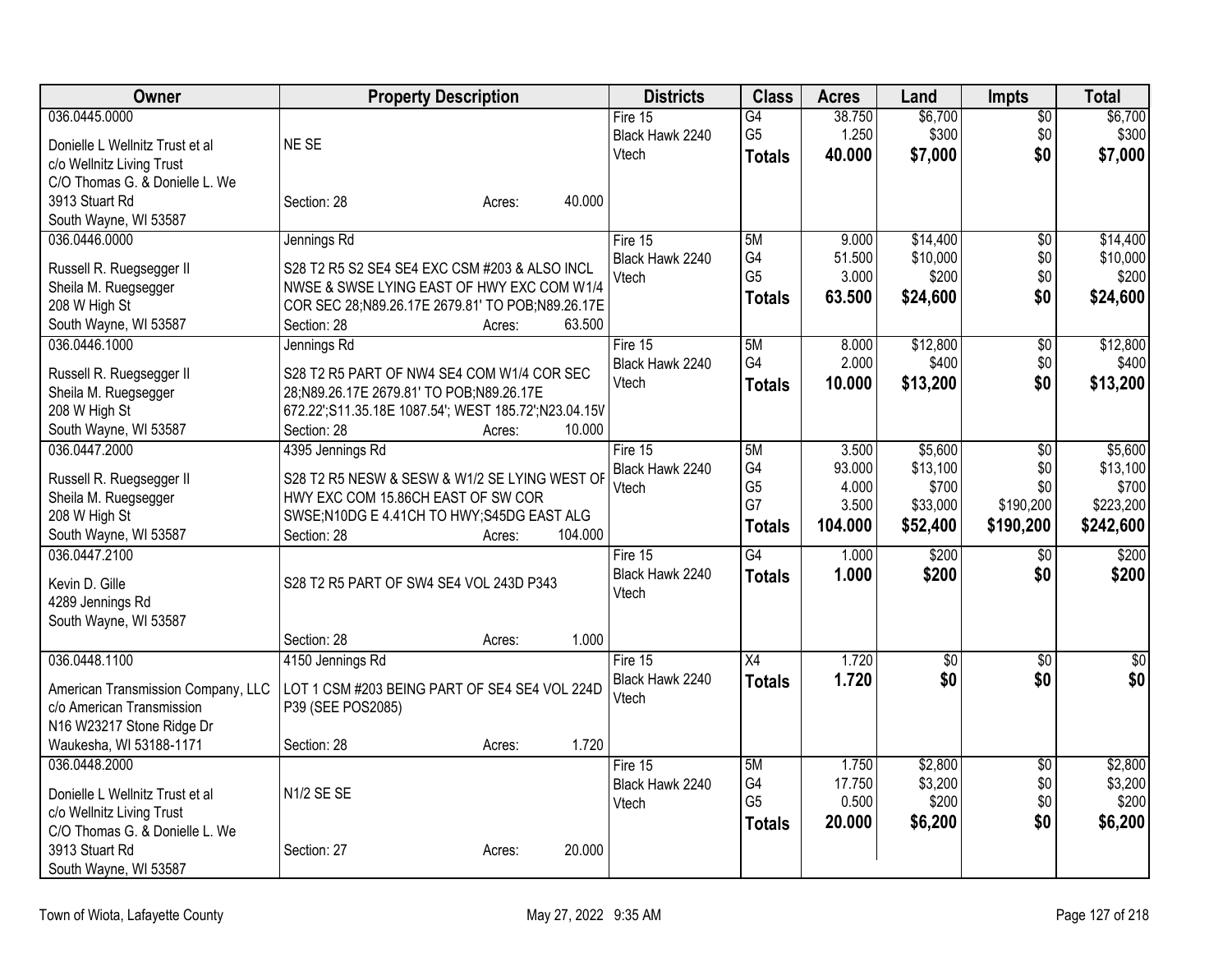| Owner | Property Description | Districts | Class | Acres | Land | Impts | Total |
|---|---|---|---|---|---|---|---|
| 036.0445.0000<br>Donielle L Wellnitz Trust et al<br>c/o Wellnitz Living Trust<br>C/O Thomas G. & Donielle L. We<br>3913 Stuart Rd<br>South Wayne, WI 53587 | NE SE<br><br>Section: 28 Acres: 40.000 | Fire 15<br>Black Hawk 2240<br>Vtech | G4<br>G5<br>**Totals** | 38.750<br>1.250<br>**40.000** | $6,700<br>$300<br>**$7,000** | $0<br>$0<br>**$0** | $6,700<br>$300<br>**$7,000** |
| 036.0446.0000<br>Russell R. Ruegsegger II<br>Sheila M. Ruegsegger<br>208 W High St<br>South Wayne, WI 53587 | Jennings Rd<br>S28 T2 R5 S2 SE4 SE4 EXC CSM #203 & ALSO INCL NWSE & SWSE LYING EAST OF HWY EXC COM W1/4 COR SEC 28;N89.26.17E 2679.81' TO POB;N89.26.17E<br>Section: 28 Acres: 63.500 | Fire 15<br>Black Hawk 2240<br>Vtech | 5M<br>G4<br>G5<br>**Totals** | 9.000<br>51.500<br>3.000<br>**63.500** | $14,400<br>$10,000<br>$200<br>**$24,600** | $0<br>$0<br>$0<br>**$0** | $14,400<br>$10,000<br>$200<br>**$24,600** |
| 036.0446.1000<br>Russell R. Ruegsegger II<br>Sheila M. Ruegsegger<br>208 W High St<br>South Wayne, WI 53587 | Jennings Rd<br>S28 T2 R5 PART OF NW4 SE4 COM W1/4 COR SEC 28;N89.26.17E 2679.81' TO POB;N89.26.17E 672.22';S11.35.18E 1087.54'; WEST 185.72';N23.04.15W<br>Section: 28 Acres: 10.000 | Fire 15<br>Black Hawk 2240<br>Vtech | 5M<br>G4<br>**Totals** | 8.000<br>2.000<br>**10.000** | $12,800<br>$400<br>**$13,200** | $0<br>$0<br>**$0** | $12,800<br>$400<br>**$13,200** |
| 036.0447.2000<br>Russell R. Ruegsegger II<br>Sheila M. Ruegsegger<br>208 W High St<br>South Wayne, WI 53587 | 4395 Jennings Rd<br>S28 T2 R5 NESW & SESW & W1/2 SE LYING WEST OF HWY EXC COM 15.86CH EAST OF SW COR SWSE;N10DG E 4.41CH TO HWY;S45DG EAST ALG<br>Section: 28 Acres: 104.000 | Fire 15<br>Black Hawk 2240<br>Vtech | 5M<br>G4<br>G5<br>G7<br>**Totals** | 3.500<br>93.000<br>4.000<br>3.500<br>**104.000** | $5,600<br>$13,100<br>$700<br>$33,000<br>**$52,400** | $0<br>$0<br>$0<br>$190,200<br>**$190,200** | $5,600<br>$13,100<br>$700<br>$223,200<br>**$242,600** |
| 036.0447.2100<br>Kevin D. Gille<br>4289 Jennings Rd<br>South Wayne, WI 53587 | S28 T2 R5 PART OF SW4 SE4 VOL 243D P343<br><br>Section: 28 Acres: 1.000 | Fire 15<br>Black Hawk 2240<br>Vtech | G4<br>**Totals** | 1.000<br>**1.000** | $200<br>**$200** | $0<br>**$0** | $200<br>**$200** |
| 036.0448.1100<br>American Transmission Company, LLC<br>c/o American Transmission<br>N16 W23217 Stone Ridge Dr<br>Waukesha, WI 53188-1171 | 4150 Jennings Rd<br>LOT 1 CSM #203 BEING PART OF SE4 SE4 VOL 224D P39 (SEE POS2085)<br>Section: 28 Acres: 1.720 | Fire 15<br>Black Hawk 2240<br>Vtech | X4<br>**Totals** | 1.720<br>**1.720** | $0<br>**$0** | $0<br>**$0** | $0<br>**$0** |
| 036.0448.2000<br>Donielle L Wellnitz Trust et al<br>c/o Wellnitz Living Trust<br>C/O Thomas G. & Donielle L. We<br>3913 Stuart Rd<br>South Wayne, WI 53587 | N1/2 SE SE<br><br>Section: 27 Acres: 20.000 | Fire 15<br>Black Hawk 2240<br>Vtech | 5M<br>G4<br>G5<br>**Totals** | 1.750<br>17.750<br>0.500<br>**20.000** | $2,800<br>$3,200<br>$200<br>**$6,200** | $0<br>$0<br>$0<br>**$0** | $2,800<br>$3,200<br>$200<br>**$6,200** |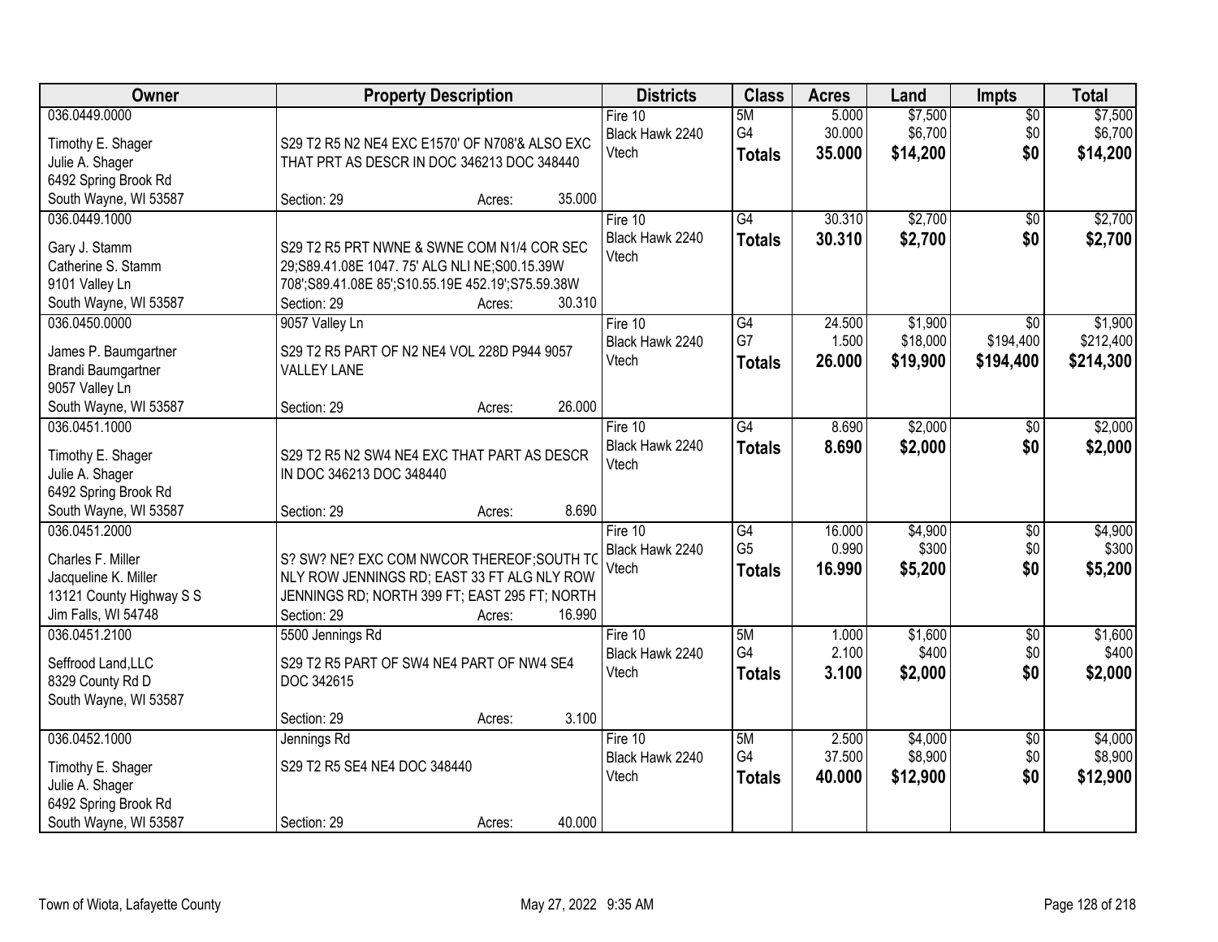| Owner | Property Description | Districts | Class | Acres | Land | Impts | Total |
|---|---|---|---|---|---|---|---|
| 036.0449.0000<br>Timothy E. Shager<br>Julie A. Shager<br>6492 Spring Brook Rd<br>South Wayne, WI 53587 | S29 T2 R5 N2 NE4 EXC E1570' OF N708'& ALSO EXC THAT PRT AS DESCR IN DOC 346213 DOC 348440<br>Section: 29 Acres: 35.000 | Fire 10<br>Black Hawk 2240<br>Vtech | 5M<br>G4<br>**Totals** | 5.000<br>30.000<br>**35.000** | $7,500<br>$6,700<br>**$14,200** | $0<br>$0<br>**$0** | $7,500<br>$6,700<br>**$14,200** |
| 036.0449.1000<br>Gary J. Stamm<br>Catherine S. Stamm<br>9101 Valley Ln<br>South Wayne, WI 53587 | S29 T2 R5 PRT NWNE & SWNE COM N1/4 COR SEC 29;S89.41.08E 1047. 75' ALG NLI NE;S00.15.39W 708';S89.41.08E 85';S10.55.19E 452.19';S75.59.38W<br>Section: 29 Acres: 30.310 | Fire 10<br>Black Hawk 2240<br>Vtech | G4<br>**Totals** | 30.310<br>**30.310** | $2,700<br>**$2,700** | $0<br>**$0** | $2,700<br>**$2,700** |
| 036.0450.0000<br>James P. Baumgartner<br>Brandi Baumgartner<br>9057 Valley Ln<br>South Wayne, WI 53587 | 9057 Valley Ln<br>S29 T2 R5 PART OF N2 NE4 VOL 228D P944 9057 VALLEY LANE<br>Section: 29 Acres: 26.000 | Fire 10<br>Black Hawk 2240<br>Vtech | G4<br>G7<br>**Totals** | 24.500<br>1.500<br>**26.000** | $1,900<br>$18,000<br>**$19,900** | $0<br>$194,400<br>**$194,400** | $1,900<br>$212,400<br>**$214,300** |
| 036.0451.1000<br>Timothy E. Shager<br>Julie A. Shager<br>6492 Spring Brook Rd<br>South Wayne, WI 53587 | S29 T2 R5 N2 SW4 NE4 EXC THAT PART AS DESCR IN DOC 346213 DOC 348440<br>Section: 29 Acres: 8.690 | Fire 10<br>Black Hawk 2240<br>Vtech | G4<br>**Totals** | 8.690<br>**8.690** | $2,000<br>**$2,000** | $0<br>**$0** | $2,000<br>**$2,000** |
| 036.0451.2000<br>Charles F. Miller<br>Jacqueline K. Miller<br>13121 County Highway S S<br>Jim Falls, WI 54748 | S? SW? NE? EXC COM NWCOR THEREOF;SOUTH TO NLY ROW JENNINGS RD; EAST 33 FT ALG NLY ROW JENNINGS RD; NORTH 399 FT; EAST 295 FT; NORTH<br>Section: 29 Acres: 16.990 | Fire 10<br>Black Hawk 2240<br>Vtech | G4<br>G5<br>**Totals** | 16.000<br>0.990<br>**16.990** | $4,900<br>$300<br>**$5,200** | $0<br>$0<br>**$0** | $4,900<br>$300<br>**$5,200** |
| 036.0451.2100<br>Seffrood Land,LLC<br>8329 County Rd D<br>South Wayne, WI 53587 | 5500 Jennings Rd<br>S29 T2 R5 PART OF SW4 NE4 PART OF NW4 SE4 DOC 342615<br>Section: 29 Acres: 3.100 | Fire 10<br>Black Hawk 2240<br>Vtech | 5M<br>G4<br>**Totals** | 1.000<br>2.100<br>**3.100** | $1,600<br>$400<br>**$2,000** | $0<br>$0<br>**$0** | $1,600<br>$400<br>**$2,000** |
| 036.0452.1000<br>Timothy E. Shager<br>Julie A. Shager<br>6492 Spring Brook Rd<br>South Wayne, WI 53587 | Jennings Rd<br>S29 T2 R5 SE4 NE4 DOC 348440<br>Section: 29 Acres: 40.000 | Fire 10<br>Black Hawk 2240<br>Vtech | 5M<br>G4<br>**Totals** | 2.500<br>37.500<br>**40.000** | $4,000<br>$8,900<br>**$12,900** | $0<br>$0<br>**$0** | $4,000<br>$8,900<br>**$12,900** |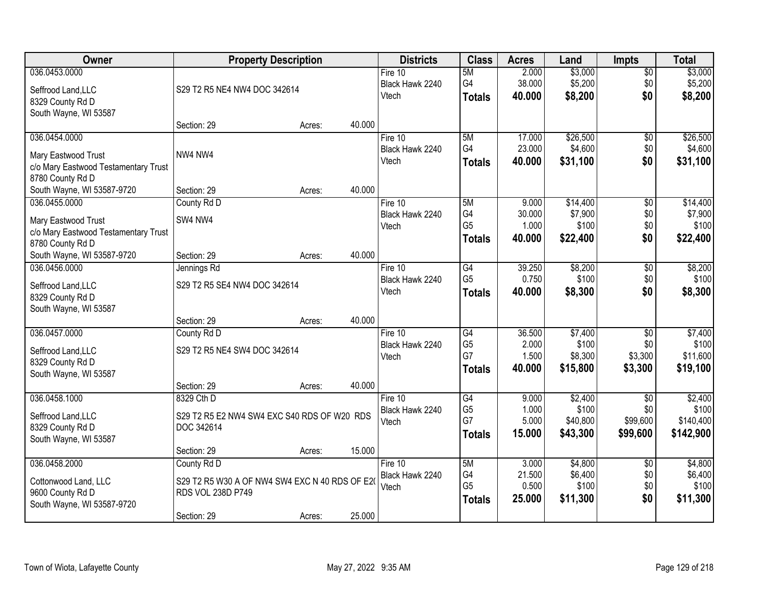| Owner | Property Description | | Districts | Class | Acres | Land | Impts | Total |
|---|---|---|---|---|---|---|---|---|
| 036.0453.0000<br><br>Seffrood Land,LLC<br>8329 County Rd D<br>South Wayne, WI 53587 | S29 T2 R5 NE4 NW4 DOC 342614<br><br>Section: 29 | Acres: 40.000 | Fire 10<br>Black Hawk 2240<br>Vtech | 5M<br>G4<br>**Totals** | 2.000<br>38.000<br>**40.000** | $3,000<br>$5,200<br>**$8,200** | $0<br>$0<br>**$0** | $3,000<br>$5,200<br>**$8,200** |
| 036.0454.0000<br><br>Mary Eastwood Trust<br>c/o Mary Eastwood Testamentary Trust<br>8780 County Rd D<br>South Wayne, WI 53587-9720 | NW4 NW4<br><br>Section: 29 | Acres: 40.000 | Fire 10<br>Black Hawk 2240<br>Vtech | 5M<br>G4<br>**Totals** | 17.000<br>23.000<br>**40.000** | $26,500<br>$4,600<br>**$31,100** | $0<br>$0<br>**$0** | $26,500<br>$4,600<br>**$31,100** |
| 036.0455.0000<br><br>Mary Eastwood Trust<br>c/o Mary Eastwood Testamentary Trust<br>8780 County Rd D<br>South Wayne, WI 53587-9720 | County Rd D<br>SW4 NW4<br><br>Section: 29 | Acres: 40.000 | Fire 10<br>Black Hawk 2240<br>Vtech | 5M<br>G4<br>G5<br>**Totals** | 9.000<br>30.000<br>1.000<br>**40.000** | $14,400<br>$7,900<br>$100<br>**$22,400** | $0<br>$0<br>$0<br>**$0** | $14,400<br>$7,900<br>$100<br>**$22,400** |
| 036.0456.0000<br><br>Seffrood Land,LLC<br>8329 County Rd D<br>South Wayne, WI 53587 | Jennings Rd<br>S29 T2 R5 SE4 NW4 DOC 342614<br><br>Section: 29 | Acres: 40.000 | Fire 10<br>Black Hawk 2240<br>Vtech | G4<br>G5<br>**Totals** | 39.250<br>0.750<br>**40.000** | $8,200<br>$100<br>**$8,300** | $0<br>$0<br>**$0** | $8,200<br>$100<br>**$8,300** |
| 036.0457.0000<br><br>Seffrood Land,LLC<br>8329 County Rd D<br>South Wayne, WI 53587 | County Rd D<br>S29 T2 R5 NE4 SW4 DOC 342614<br><br>Section: 29 | Acres: 40.000 | Fire 10<br>Black Hawk 2240<br>Vtech | G4<br>G5<br>G7<br>**Totals** | 36.500<br>2.000<br>1.500<br>**40.000** | $7,400<br>$100<br>$8,300<br>**$15,800** | $0<br>$0<br>$3,300<br>**$3,300** | $7,400<br>$100<br>$11,600<br>**$19,100** |
| 036.0458.1000<br><br>Seffrood Land,LLC<br>8329 County Rd D<br>South Wayne, WI 53587 | 8329 Cth D<br>S29 T2 R5 E2 NW4 SW4 EXC S40 RDS OF W20 RDS DOC 342614<br><br>Section: 29 | Acres: 15.000 | Fire 10<br>Black Hawk 2240<br>Vtech | G4<br>G5<br>G7<br>**Totals** | 9.000<br>1.000<br>5.000<br>**15.000** | $2,400<br>$100<br>$40,800<br>**$43,300** | $0<br>$0<br>$99,600<br>**$99,600** | $2,400<br>$100<br>$140,400<br>**$142,900** |
| 036.0458.2000<br><br>Cottonwood Land, LLC<br>9600 County Rd D<br>South Wayne, WI 53587-9720 | County Rd D<br>S29 T2 R5 W30 A OF NW4 SW4 EXC N 40 RDS OF E2( RDS VOL 238D P749<br><br>Section: 29 | Acres: 25.000 | Fire 10<br>Black Hawk 2240<br>Vtech | 5M<br>G4<br>G5<br>**Totals** | 3.000<br>21.500<br>0.500<br>**25.000** | $4,800<br>$6,400<br>$100<br>**$11,300** | $0<br>$0<br>$0<br>**$0** | $4,800<br>$6,400<br>$100<br>**$11,300** |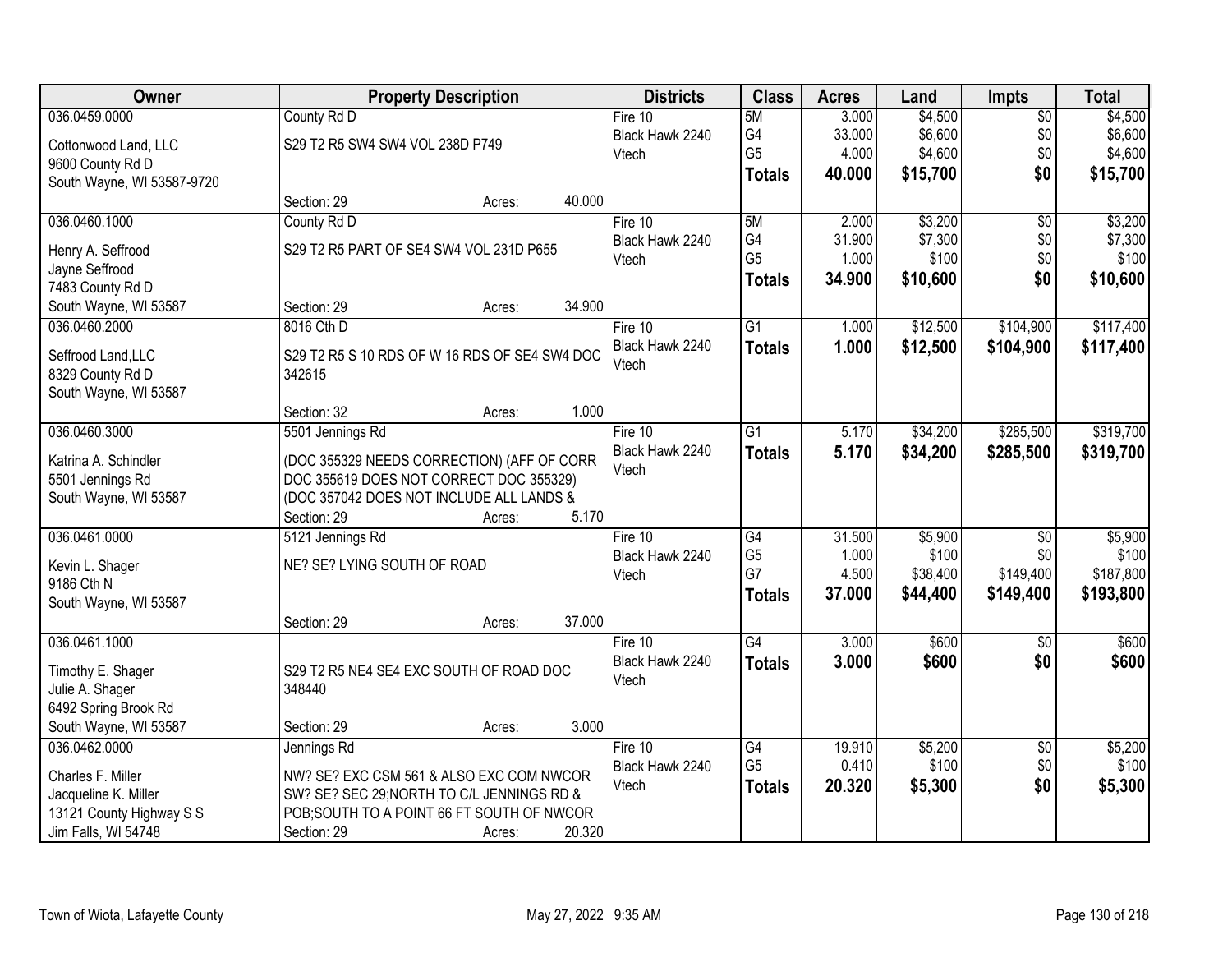| Owner | Property Description | | Districts | Class | Acres | Land | Impts | Total |
|---|---|---|---|---|---|---|---|---|
| 036.0459.0000<br><br>Cottonwood Land, LLC<br>9600 County Rd D<br>South Wayne, WI 53587-9720 | County Rd D<br><br>S29 T2 R5 SW4 SW4 VOL 238D P749<br><br>Section: 29 | Acres: 40.000 | Fire 10<br>Black Hawk 2240<br>Vtech | 5M<br>G4<br>G5<br>**Totals** | 3.000<br>33.000<br>4.000<br>**40.000** | $4,500<br>$6,600<br>$4,600<br>**$15,700** | $0<br>$0<br>$0<br>**$0** | $4,500<br>$6,600<br>$4,600<br>**$15,700** |
| 036.0460.1000<br><br>Henry A. Seffrood<br>Jayne Seffrood<br>7483 County Rd D<br>South Wayne, WI 53587 | County Rd D<br><br>S29 T2 R5 PART OF SE4 SW4 VOL 231D P655<br><br>Section: 29 | Acres: 34.900 | Fire 10<br>Black Hawk 2240<br>Vtech | 5M<br>G4<br>G5<br>**Totals** | 2.000<br>31.900<br>1.000<br>**34.900** | $3,200<br>$7,300<br>$100<br>**$10,600** | $0<br>$0<br>$0<br>**$0** | $3,200<br>$7,300<br>$100<br>**$10,600** |
| 036.0460.2000<br><br>Seffrood Land,LLC<br>8329 County Rd D<br>South Wayne, WI 53587 | 8016 Cth D<br><br>S29 T2 R5 S 10 RDS OF W 16 RDS OF SE4 SW4 DOC 342615<br><br>Section: 32 | Acres: 1.000 | Fire 10<br>Black Hawk 2240<br>Vtech | G1<br>**Totals** | 1.000<br>**1.000** | $12,500<br>**$12,500** | $104,900<br>**$104,900** | $117,400<br>**$117,400** |
| 036.0460.3000<br><br>Katrina A. Schindler<br>5501 Jennings Rd<br>South Wayne, WI 53587 | 5501 Jennings Rd<br><br>(DOC 355329 NEEDS CORRECTION) (AFF OF CORR DOC 355619 DOES NOT CORRECT DOC 355329) (DOC 357042 DOES NOT INCLUDE ALL LANDS &<br>Section: 29 | Acres: 5.170 | Fire 10<br>Black Hawk 2240<br>Vtech | G1<br>**Totals** | 5.170<br>**5.170** | $34,200<br>**$34,200** | $285,500<br>**$285,500** | $319,700<br>**$319,700** |
| 036.0461.0000<br><br>Kevin L. Shager<br>9186 Cth N<br>South Wayne, WI 53587 | 5121 Jennings Rd<br><br>NE? SE? LYING SOUTH OF ROAD<br><br>Section: 29 | Acres: 37.000 | Fire 10<br>Black Hawk 2240<br>Vtech | G4<br>G5<br>G7<br>**Totals** | 31.500<br>1.000<br>4.500<br>**37.000** | $5,900<br>$100<br>$38,400<br>**$44,400** | $0<br>$0<br>$149,400<br>**$149,400** | $5,900<br>$100<br>$187,800<br>**$193,800** |
| 036.0461.1000<br><br>Timothy E. Shager<br>Julie A. Shager<br>6492 Spring Brook Rd<br>South Wayne, WI 53587 | <br><br>S29 T2 R5 NE4 SE4 EXC SOUTH OF ROAD DOC 348440<br><br>Section: 29 | Acres: 3.000 | Fire 10<br>Black Hawk 2240<br>Vtech | G4<br>**Totals** | 3.000<br>**3.000** | $600<br>**$600** | $0<br>**$0** | $600<br>**$600** |
| 036.0462.0000<br><br>Charles F. Miller<br>Jacqueline K. Miller<br>13121 County Highway S S<br>Jim Falls, WI 54748 | Jennings Rd<br><br>NW? SE? EXC CSM 561 & ALSO EXC COM NWCOR SW? SE? SEC 29;NORTH TO C/L JENNINGS RD & POB;SOUTH TO A POINT 66 FT SOUTH OF NWCOR<br>Section: 29 | Acres: 20.320 | Fire 10<br>Black Hawk 2240<br>Vtech | G4<br>G5<br>**Totals** | 19.910<br>0.410<br>**20.320** | $5,200<br>$100<br>**$5,300** | $0<br>$0<br>**$0** | $5,200<br>$100<br>**$5,300** |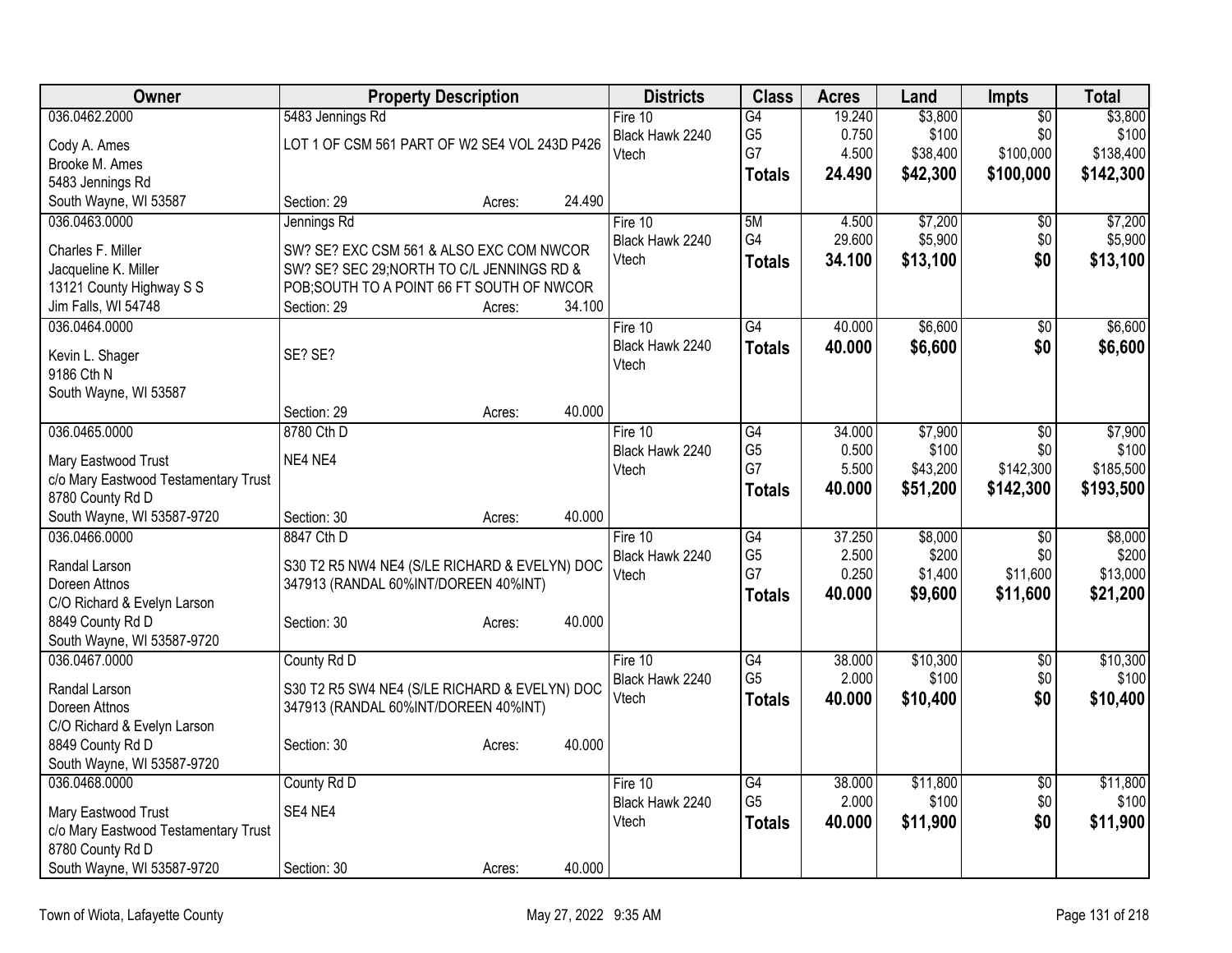| Owner | Property Description | Districts | Class | Acres | Land | Impts | Total |
|---|---|---|---|---|---|---|---|
| 036.0462.2000<br>Cody A. Ames<br>Brooke M. Ames<br>5483 Jennings Rd<br>South Wayne, WI 53587 | 5483 Jennings Rd<br>LOT 1 OF CSM 561 PART OF W2 SE4 VOL 243D P426<br>Section: 29 Acres: 24.490 | Fire 10<br>Black Hawk 2240<br>Vtech | G4<br>G5<br>G7<br>**Totals** | 19.240<br>0.750<br>4.500<br>**24.490** | $3,800<br>$100<br>$38,400<br>**$42,300** | $0<br>$0<br>$100,000<br>**$100,000** | $3,800<br>$100<br>$138,400<br>**$142,300** |
| 036.0463.0000<br>Charles F. Miller<br>Jacqueline K. Miller<br>13121 County Highway S S<br>Jim Falls, WI 54748 | Jennings Rd<br>SW? SE? EXC CSM 561 & ALSO EXC COM NWCOR SW? SE? SEC 29;NORTH TO C/L JENNINGS RD & POB;SOUTH TO A POINT 66 FT SOUTH OF NWCOR<br>Section: 29 Acres: 34.100 | Fire 10<br>Black Hawk 2240<br>Vtech | 5M<br>G4<br>**Totals** | 4.500<br>29.600<br>**34.100** | $7,200<br>$5,900<br>**$13,100** | $0<br>$0<br>**$0** | $7,200<br>$5,900<br>**$13,100** |
| 036.0464.0000<br>Kevin L. Shager<br>9186 Cth N<br>South Wayne, WI 53587 | SE? SE?<br>Section: 29 Acres: 40.000 | Fire 10<br>Black Hawk 2240<br>Vtech | G4<br>**Totals** | 40.000<br>**40.000** | $6,600<br>**$6,600** | $0<br>**$0** | $6,600<br>**$6,600** |
| 036.0465.0000<br>Mary Eastwood Trust<br>c/o Mary Eastwood Testamentary Trust<br>8780 County Rd D<br>South Wayne, WI 53587-9720 | 8780 Cth D<br>NE4 NE4<br>Section: 30 Acres: 40.000 | Fire 10<br>Black Hawk 2240<br>Vtech | G4<br>G5<br>G7<br>**Totals** | 34.000<br>0.500<br>5.500<br>**40.000** | $7,900<br>$100<br>$43,200<br>**$51,200** | $0<br>$0<br>$142,300<br>**$142,300** | $7,900<br>$100<br>$185,500<br>**$193,500** |
| 036.0466.0000<br>Randal Larson<br>Doreen Attnos<br>C/O Richard & Evelyn Larson<br>8849 County Rd D<br>South Wayne, WI 53587-9720 | 8847 Cth D<br>S30 T2 R5 NW4 NE4 (S/LE RICHARD & EVELYN) DOC 347913 (RANDAL 60%INT/DOREEN 40%INT)<br>Section: 30 Acres: 40.000 | Fire 10<br>Black Hawk 2240<br>Vtech | G4<br>G5<br>G7<br>**Totals** | 37.250<br>2.500<br>0.250<br>**40.000** | $8,000<br>$200<br>$1,400<br>**$9,600** | $0<br>$0<br>$11,600<br>**$11,600** | $8,000<br>$200<br>$13,000<br>**$21,200** |
| 036.0467.0000<br>Randal Larson<br>Doreen Attnos<br>C/O Richard & Evelyn Larson<br>8849 County Rd D<br>South Wayne, WI 53587-9720 | County Rd D<br>S30 T2 R5 SW4 NE4 (S/LE RICHARD & EVELYN) DOC 347913 (RANDAL 60%INT/DOREEN 40%INT)<br>Section: 30 Acres: 40.000 | Fire 10<br>Black Hawk 2240<br>Vtech | G4<br>G5<br>**Totals** | 38.000<br>2.000<br>**40.000** | $10,300<br>$100<br>**$10,400** | $0<br>$0<br>**$0** | $10,300<br>$100<br>**$10,400** |
| 036.0468.0000<br>Mary Eastwood Trust<br>c/o Mary Eastwood Testamentary Trust<br>8780 County Rd D<br>South Wayne, WI 53587-9720 | County Rd D<br>SE4 NE4<br>Section: 30 Acres: 40.000 | Fire 10<br>Black Hawk 2240<br>Vtech | G4<br>G5<br>**Totals** | 38.000<br>2.000<br>**40.000** | $11,800<br>$100<br>**$11,900** | $0<br>$0<br>**$0** | $11,800<br>$100<br>**$11,900** |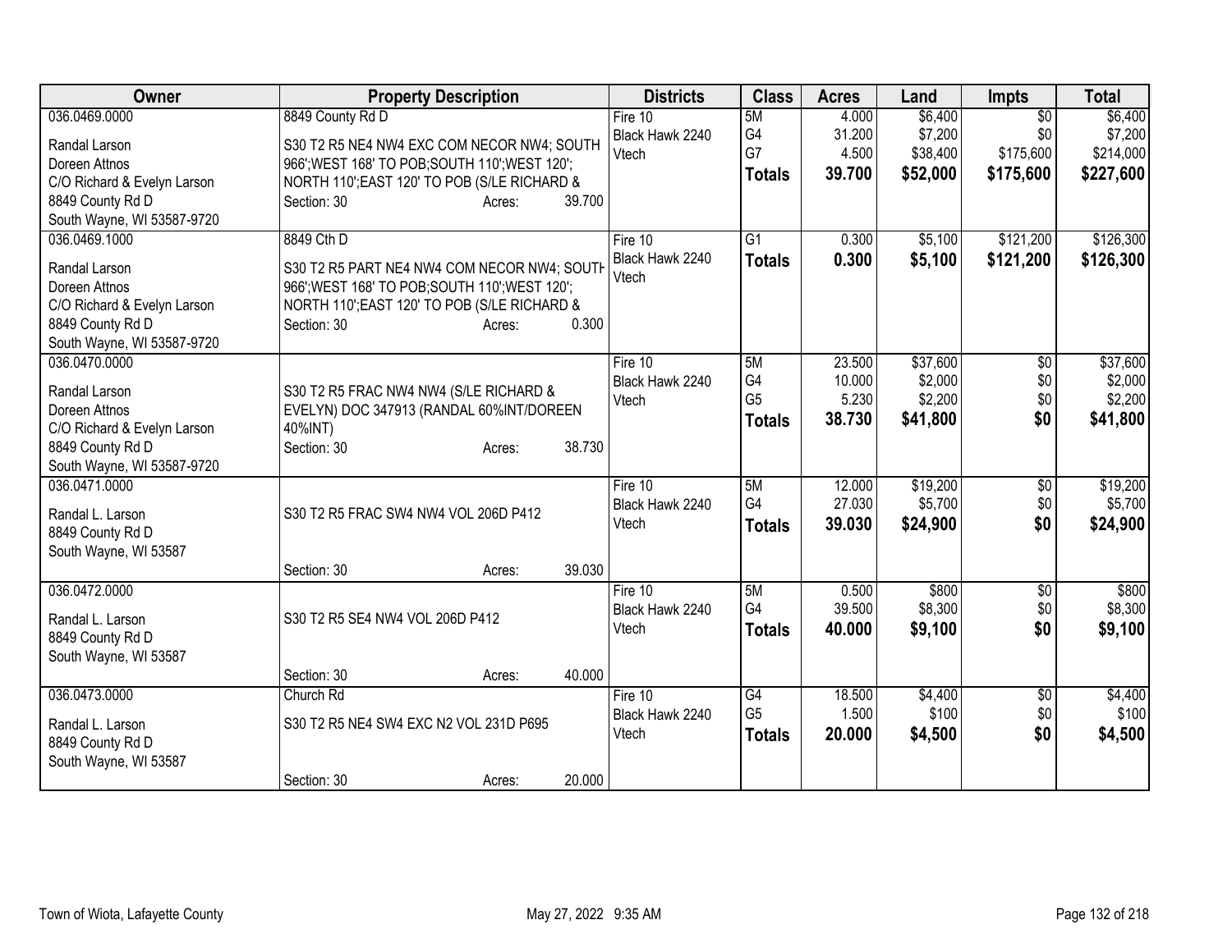| Owner | Property Description | Districts | Class | Acres | Land | Impts | Total |
|---|---|---|---|---|---|---|---|
| 036.0469.0000<br>Randal Larson<br>Doreen Attnos<br>C/O Richard & Evelyn Larson<br>8849 County Rd D<br>South Wayne, WI 53587-9720 | 8849 County Rd D<br>S30 T2 R5 NE4 NW4 EXC COM NECOR NW4; SOUTH 966';WEST 168' TO POB;SOUTH 110';WEST 120'; NORTH 110';EAST 120' TO POB (S/LE RICHARD &<br>Section: 30 Acres: 39.700 | Fire 10<br>Black Hawk 2240<br>Vtech | 5M<br>G4<br>G7<br>**Totals** | 4.000<br>31.200<br>4.500<br>**39.700** | $6,400<br>$7,200<br>$38,400<br>**$52,000** | $0<br>$0<br>$175,600<br>**$175,600** | $6,400<br>$7,200<br>$214,000<br>**$227,600** |
| 036.0469.1000<br>Randal Larson<br>Doreen Attnos<br>C/O Richard & Evelyn Larson<br>8849 County Rd D<br>South Wayne, WI 53587-9720 | 8849 Cth D<br>S30 T2 R5 PART NE4 NW4 COM NECOR NW4; SOUTH 966';WEST 168' TO POB;SOUTH 110';WEST 120'; NORTH 110';EAST 120' TO POB (S/LE RICHARD &<br>Section: 30 Acres: 0.300 | Fire 10<br>Black Hawk 2240<br>Vtech | G1<br>**Totals** | 0.300<br>**0.300** | $5,100<br>**$5,100** | $121,200<br>**$121,200** | $126,300<br>**$126,300** |
| 036.0470.0000<br>Randal Larson<br>Doreen Attnos<br>C/O Richard & Evelyn Larson<br>8849 County Rd D<br>South Wayne, WI 53587-9720 | S30 T2 R5 FRAC NW4 NW4 (S/LE RICHARD & EVELYN) DOC 347913 (RANDAL 60%INT/DOREEN 40%INT)<br>Section: 30 Acres: 38.730 | Fire 10<br>Black Hawk 2240<br>Vtech | 5M<br>G4<br>G5<br>**Totals** | 23.500<br>10.000<br>5.230<br>**38.730** | $37,600<br>$2,000<br>$2,200<br>**$41,800** | $0<br>$0<br>$0<br>**$0** | $37,600<br>$2,000<br>$2,200<br>**$41,800** |
| 036.0471.0000<br>Randal L. Larson<br>8849 County Rd D<br>South Wayne, WI 53587 | S30 T2 R5 FRAC SW4 NW4 VOL 206D P412<br>Section: 30 Acres: 39.030 | Fire 10<br>Black Hawk 2240<br>Vtech | 5M<br>G4<br>**Totals** | 12.000<br>27.030<br>**39.030** | $19,200<br>$5,700<br>**$24,900** | $0<br>$0<br>**$0** | $19,200<br>$5,700<br>**$24,900** |
| 036.0472.0000<br>Randal L. Larson<br>8849 County Rd D<br>South Wayne, WI 53587 | S30 T2 R5 SE4 NW4 VOL 206D P412<br>Section: 30 Acres: 40.000 | Fire 10<br>Black Hawk 2240<br>Vtech | 5M<br>G4<br>**Totals** | 0.500<br>39.500<br>**40.000** | $800<br>$8,300<br>**$9,100** | $0<br>$0<br>**$0** | $800<br>$8,300<br>**$9,100** |
| 036.0473.0000<br>Randal L. Larson<br>8849 County Rd D<br>South Wayne, WI 53587 | Church Rd<br>S30 T2 R5 NE4 SW4 EXC N2 VOL 231D P695<br>Section: 30 Acres: 20.000 | Fire 10<br>Black Hawk 2240<br>Vtech | G4<br>G5<br>**Totals** | 18.500<br>1.500<br>**20.000** | $4,400<br>$100<br>**$4,500** | $0<br>$0<br>**$0** | $4,400<br>$100<br>**$4,500** |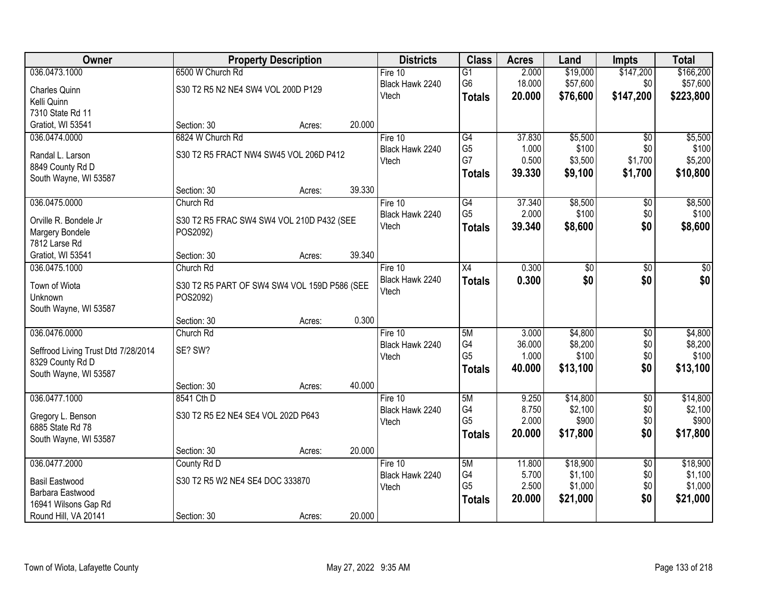| Owner | Property Description | Districts | Class | Acres | Land | Impts | Total |
|---|---|---|---|---|---|---|---|
| 036.0473.1000<br>Charles Quinn<br>Kelli Quinn<br>7310 State Rd 11<br>Gratiot, WI 53541 | 6500 W Church Rd<br>S30 T2 R5 N2 NE4 SW4 VOL 200D P129<br>Section: 30 Acres: 20.000 | Fire 10<br>Black Hawk 2240<br>Vtech | G1<br>G6<br>**Totals** | 2.000<br>18.000<br>**20.000** | $19,000<br>$57,600<br>**$76,600** | $147,200<br>$0<br>**$147,200** | $166,200<br>$57,600<br>**$223,800** |
| 036.0474.0000<br>Randal L. Larson<br>8849 County Rd D<br>South Wayne, WI 53587 | 6824 W Church Rd<br>S30 T2 R5 FRACT NW4 SW45 VOL 206D P412<br>Section: 30 Acres: 39.330 | Fire 10<br>Black Hawk 2240<br>Vtech | G4<br>G5<br>G7<br>**Totals** | 37.830<br>1.000<br>0.500<br>**39.330** | $5,500<br>$100<br>$3,500<br>**$9,100** | $0<br>$0<br>$1,700<br>**$1,700** | $5,500<br>$100<br>$5,200<br>**$10,800** |
| 036.0475.0000<br>Orville R. Bondele Jr<br>Margery Bondele<br>7812 Larse Rd<br>Gratiot, WI 53541 | Church Rd<br>S30 T2 R5 FRAC SW4 SW4 VOL 210D P432 (SEE POS2092)<br>Section: 30 Acres: 39.340 | Fire 10<br>Black Hawk 2240<br>Vtech | G4<br>G5<br>**Totals** | 37.340<br>2.000<br>**39.340** | $8,500<br>$100<br>**$8,600** | $0<br>$0<br>**$0** | $8,500<br>$100<br>**$8,600** |
| 036.0475.1000<br>Town of Wiota<br>Unknown<br>South Wayne, WI 53587 | Church Rd<br>S30 T2 R5 PART OF SW4 SW4 VOL 159D P586 (SEE POS2092)<br>Section: 30 Acres: 0.300 | Fire 10<br>Black Hawk 2240<br>Vtech | X4<br>**Totals** | 0.300<br>**0.300** | $0<br>**$0** | $0<br>**$0** | $0<br>**$0** |
| 036.0476.0000<br>Seffrood Living Trust Dtd 7/28/2014<br>8329 County Rd D<br>South Wayne, WI 53587 | Church Rd<br>SE? SW?<br>Section: 30 Acres: 40.000 | Fire 10<br>Black Hawk 2240<br>Vtech | 5M<br>G4<br>G5<br>**Totals** | 3.000<br>36.000<br>1.000<br>**40.000** | $4,800<br>$8,200<br>$100<br>**$13,100** | $0<br>$0<br>$0<br>**$0** | $4,800<br>$8,200<br>$100<br>**$13,100** |
| 036.0477.1000<br>Gregory L. Benson<br>6885 State Rd 78<br>South Wayne, WI 53587 | 8541 Cth D<br>S30 T2 R5 E2 NE4 SE4 VOL 202D P643<br>Section: 30 Acres: 20.000 | Fire 10<br>Black Hawk 2240<br>Vtech | 5M<br>G4<br>G5<br>**Totals** | 9.250<br>8.750<br>2.000<br>**20.000** | $14,800<br>$2,100<br>$900<br>**$17,800** | $0<br>$0<br>$0<br>**$0** | $14,800<br>$2,100<br>$900<br>**$17,800** |
| 036.0477.2000<br>Basil Eastwood<br>Barbara Eastwood<br>16941 Wilsons Gap Rd<br>Round Hill, VA 20141 | County Rd D<br>S30 T2 R5 W2 NE4 SE4 DOC 333870<br>Section: 30 Acres: 20.000 | Fire 10<br>Black Hawk 2240<br>Vtech | 5M<br>G4<br>G5<br>**Totals** | 11.800<br>5.700<br>2.500<br>**20.000** | $18,900<br>$1,100<br>$1,000<br>**$21,000** | $0<br>$0<br>$0<br>**$0** | $18,900<br>$1,100<br>$1,000<br>**$21,000** |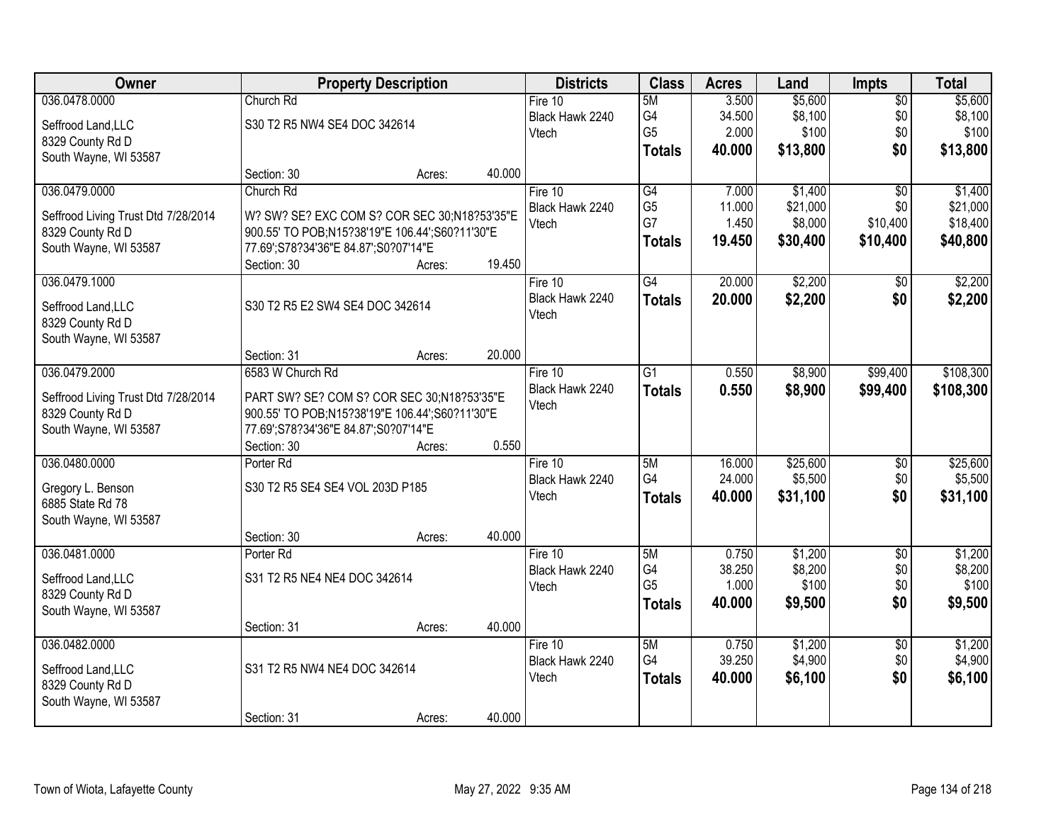| Owner | Property Description | Districts | Class | Acres | Land | Impts | Total |
|---|---|---|---|---|---|---|---|
| 036.0478.0000 | Church Rd | Fire 10 | 5M | 3.500 | $5,600 | $0 | $5,600 |
| Seffrood Land,LLC | S30 T2 R5 NW4 SE4 DOC 342614 | Black Hawk 2240 | G4 | 34.500 | $8,100 | $0 | $8,100 |
| 8329 County Rd D | | Vtech | G5 | 2.000 | $100 | $0 | $100 |
| South Wayne, WI 53587 | | | **Totals** | **40.000** | **$13,800** | **$0** | **$13,800** |
| | Section: 30 Acres: 40.000 | | | | | | |
| 036.0479.0000 | Church Rd | Fire 10 | G4 | 7.000 | $1,400 | $0 | $1,400 |
| Seffrood Living Trust Dtd 7/28/2014 | W? SW? SE? EXC COM S? COR SEC 30;N18?53'35"E 900.55' TO POB;N15?38'19"E 106.44';S60?11'30"E 77.69';S78?34'36"E 84.87';S0?07'14"E | Black Hawk 2240 | G5 | 11.000 | $21,000 | $0 | $21,000 |
| 8329 County Rd D | | Vtech | G7 | 1.450 | $8,000 | $10,400 | $18,400 |
| South Wayne, WI 53587 | | | **Totals** | **19.450** | **$30,400** | **$10,400** | **$40,800** |
| | Section: 30 Acres: 19.450 | | | | | | |
| 036.0479.1000 | | Fire 10 | G4 | 20.000 | $2,200 | $0 | $2,200 |
| Seffrood Land,LLC | S30 T2 R5 E2 SW4 SE4 DOC 342614 | Black Hawk 2240 | **Totals** | **20.000** | **$2,200** | **$0** | **$2,200** |
| 8329 County Rd D | | Vtech | | | | | |
| South Wayne, WI 53587 | | | | | | | |
| | Section: 31 Acres: 20.000 | | | | | | |
| 036.0479.2000 | 6583 W Church Rd | Fire 10 | G1 | 0.550 | $8,900 | $99,400 | $108,300 |
| Seffrood Living Trust Dtd 7/28/2014 | PART SW? SE? COM S? COR SEC 30;N18?53'35"E 900.55' TO POB;N15?38'19"E 106.44';S60?11'30"E 77.69';S78?34'36"E 84.87';S0?07'14"E | Black Hawk 2240 | **Totals** | **0.550** | **$8,900** | **$99,400** | **$108,300** |
| 8329 County Rd D | | Vtech | | | | | |
| South Wayne, WI 53587 | | | | | | | |
| | Section: 30 Acres: 0.550 | | | | | | |
| 036.0480.0000 | Porter Rd | Fire 10 | 5M | 16.000 | $25,600 | $0 | $25,600 |
| Gregory L. Benson | S30 T2 R5 SE4 SE4 VOL 203D P185 | Black Hawk 2240 | G4 | 24.000 | $5,500 | $0 | $5,500 |
| 6885 State Rd 78 | | Vtech | **Totals** | **40.000** | **$31,100** | **$0** | **$31,100** |
| South Wayne, WI 53587 | | | | | | | |
| | Section: 30 Acres: 40.000 | | | | | | |
| 036.0481.0000 | Porter Rd | Fire 10 | 5M | 0.750 | $1,200 | $0 | $1,200 |
| Seffrood Land,LLC | S31 T2 R5 NE4 NE4 DOC 342614 | Black Hawk 2240 | G4 | 38.250 | $8,200 | $0 | $8,200 |
| 8329 County Rd D | | Vtech | G5 | 1.000 | $100 | $0 | $100 |
| South Wayne, WI 53587 | | | **Totals** | **40.000** | **$9,500** | **$0** | **$9,500** |
| | Section: 31 Acres: 40.000 | | | | | | |
| 036.0482.0000 | | Fire 10 | 5M | 0.750 | $1,200 | $0 | $1,200 |
| Seffrood Land,LLC | S31 T2 R5 NW4 NE4 DOC 342614 | Black Hawk 2240 | G4 | 39.250 | $4,900 | $0 | $4,900 |
| 8329 County Rd D | | Vtech | **Totals** | **40.000** | **$6,100** | **$0** | **$6,100** |
| South Wayne, WI 53587 | | | | | | | |
| | Section: 31 Acres: 40.000 | | | | | | |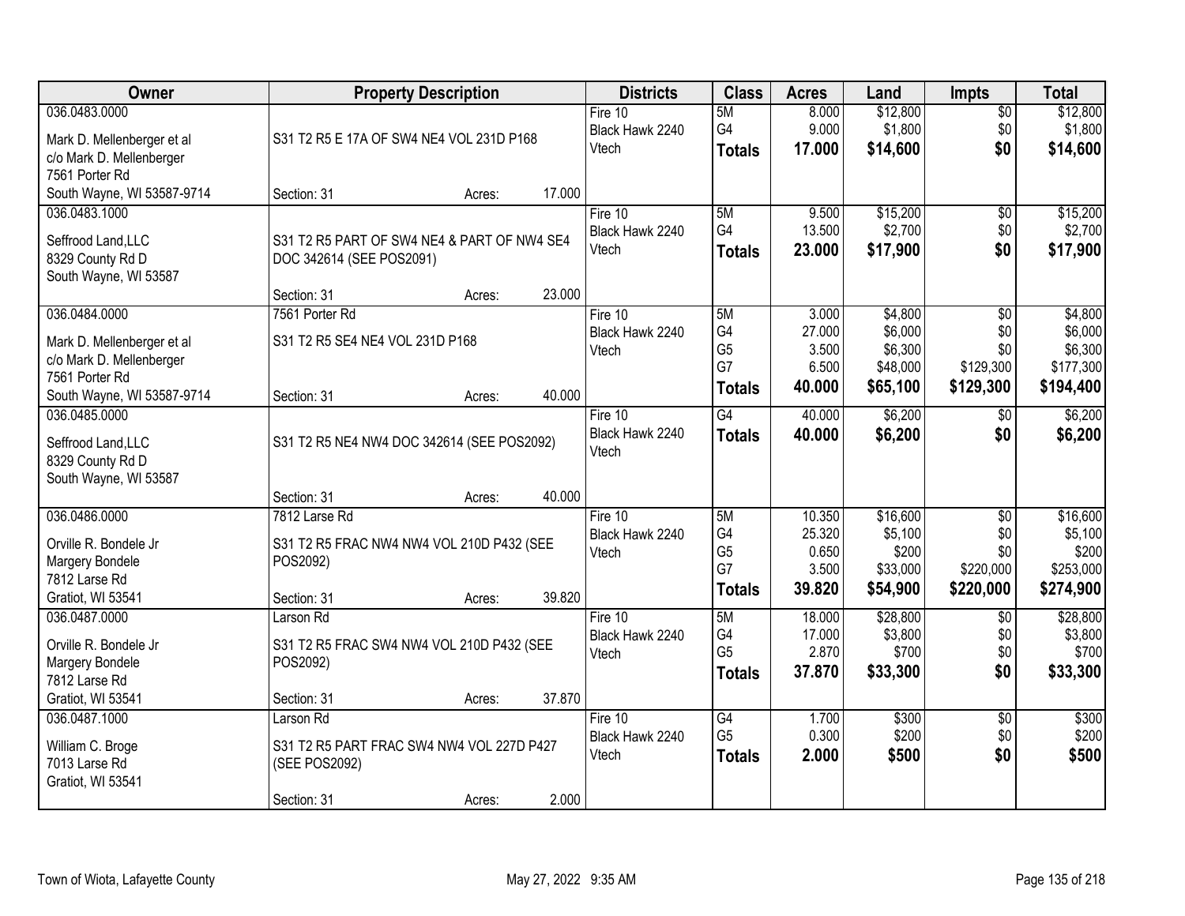| Owner | Property Description | Districts | Class | Acres | Land | Impts | Total |
|---|---|---|---|---|---|---|---|
| 036.0483.0000<br>Mark D. Mellenberger et al<br>c/o Mark D. Mellenberger<br>7561 Porter Rd<br>South Wayne, WI 53587-9714 | S31 T2 R5 E 17A OF SW4 NE4 VOL 231D P168<br>Section: 31 Acres: 17.000 | Fire 10<br>Black Hawk 2240<br>Vtech | 5M<br>G4<br>**Totals** | 8.000<br>9.000<br>**17.000** | $12,800<br>$1,800<br>**$14,600** | $0<br>$0<br>**$0** | $12,800<br>$1,800<br>**$14,600** |
| 036.0483.1000<br>Seffrood Land,LLC<br>8329 County Rd D<br>South Wayne, WI 53587 | S31 T2 R5 PART OF SW4 NE4 & PART OF NW4 SE4 DOC 342614 (SEE POS2091)<br>Section: 31 Acres: 23.000 | Fire 10<br>Black Hawk 2240<br>Vtech | 5M<br>G4<br>**Totals** | 9.500<br>13.500<br>**23.000** | $15,200<br>$2,700<br>**$17,900** | $0<br>$0<br>**$0** | $15,200<br>$2,700<br>**$17,900** |
| 036.0484.0000<br>Mark D. Mellenberger et al<br>c/o Mark D. Mellenberger<br>7561 Porter Rd<br>South Wayne, WI 53587-9714 | 7561 Porter Rd<br>S31 T2 R5 SE4 NE4 VOL 231D P168<br>Section: 31 Acres: 40.000 | Fire 10<br>Black Hawk 2240<br>Vtech | 5M<br>G4<br>G5<br>G7<br>**Totals** | 3.000<br>27.000<br>3.500<br>6.500<br>**40.000** | $4,800<br>$6,000<br>$6,300<br>$48,000<br>**$65,100** | $0<br>$0<br>$0<br>$129,300<br>**$129,300** | $4,800<br>$6,000<br>$6,300<br>$177,300<br>**$194,400** |
| 036.0485.0000<br>Seffrood Land,LLC<br>8329 County Rd D<br>South Wayne, WI 53587 | S31 T2 R5 NE4 NW4 DOC 342614 (SEE POS2092)<br>Section: 31 Acres: 40.000 | Fire 10<br>Black Hawk 2240<br>Vtech | G4<br>**Totals** | 40.000<br>**40.000** | $6,200<br>**$6,200** | $0<br>**$0** | $6,200<br>**$6,200** |
| 036.0486.0000<br>Orville R. Bondele Jr<br>Margery Bondele<br>7812 Larse Rd<br>Gratiot, WI 53541 | 7812 Larse Rd<br>S31 T2 R5 FRAC NW4 NW4 VOL 210D P432 (SEE POS2092)<br>Section: 31 Acres: 39.820 | Fire 10<br>Black Hawk 2240<br>Vtech | 5M<br>G4<br>G5<br>G7<br>**Totals** | 10.350<br>25.320<br>0.650<br>3.500<br>**39.820** | $16,600<br>$5,100<br>$200<br>$33,000<br>**$54,900** | $0<br>$0<br>$0<br>$220,000<br>**$220,000** | $16,600<br>$5,100<br>$200<br>$253,000<br>**$274,900** |
| 036.0487.0000<br>Orville R. Bondele Jr<br>Margery Bondele<br>7812 Larse Rd<br>Gratiot, WI 53541 | Larson Rd<br>S31 T2 R5 FRAC SW4 NW4 VOL 210D P432 (SEE POS2092)<br>Section: 31 Acres: 37.870 | Fire 10<br>Black Hawk 2240<br>Vtech | 5M<br>G4<br>G5<br>**Totals** | 18.000<br>17.000<br>2.870<br>**37.870** | $28,800<br>$3,800<br>$700<br>**$33,300** | $0<br>$0<br>$0<br>**$0** | $28,800<br>$3,800<br>$700<br>**$33,300** |
| 036.0487.1000<br>William C. Broge<br>7013 Larse Rd<br>Gratiot, WI 53541 | Larson Rd<br>S31 T2 R5 PART FRAC SW4 NW4 VOL 227D P427 (SEE POS2092)<br>Section: 31 Acres: 2.000 | Fire 10<br>Black Hawk 2240<br>Vtech | G4<br>G5<br>**Totals** | 1.700<br>0.300<br>**2.000** | $300<br>$200<br>**$500** | $0<br>$0<br>**$0** | $300<br>$200<br>**$500** |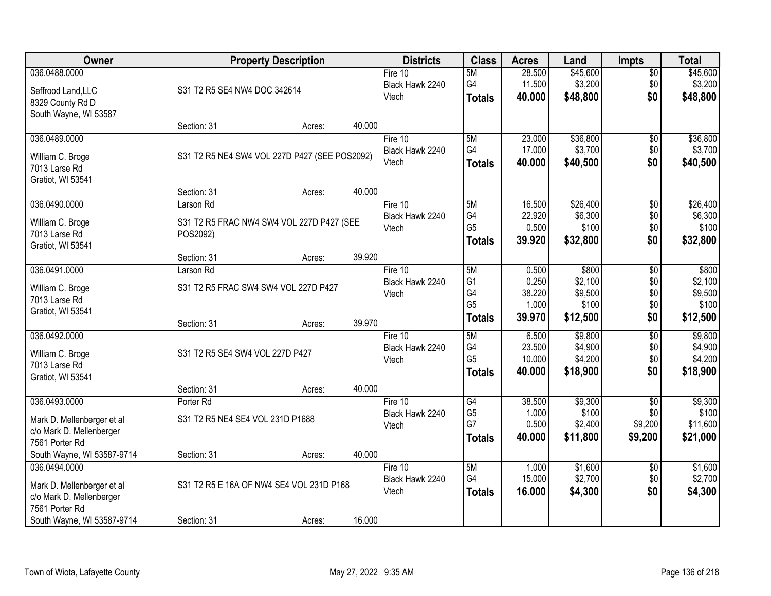| Owner | Property Description | Districts | Class | Acres | Land | Impts | Total |
|---|---|---|---|---|---|---|---|
| 036.0488.0000<br>Seffrood Land,LLC<br>8329 County Rd D<br>South Wayne, WI 53587 | S31 T2 R5 SE4 NW4 DOC 342614<br>Section: 31 Acres: 40.000 | Fire 10<br>Black Hawk 2240<br>Vtech | 5M<br>G4<br>**Totals** | 28.500<br>11.500<br>**40.000** | $45,600<br>$3,200<br>**$48,800** | $0<br>$0<br>**$0** | $45,600<br>$3,200<br>**$48,800** |
| 036.0489.0000<br>William C. Broge<br>7013 Larse Rd<br>Gratiot, WI 53541 | S31 T2 R5 NE4 SW4 VOL 227D P427 (SEE POS2092)<br>Section: 31 Acres: 40.000 | Fire 10<br>Black Hawk 2240<br>Vtech | 5M<br>G4<br>**Totals** | 23.000<br>17.000<br>**40.000** | $36,800<br>$3,700<br>**$40,500** | $0<br>$0<br>**$0** | $36,800<br>$3,700<br>**$40,500** |
| 036.0490.0000<br>William C. Broge<br>7013 Larse Rd<br>Gratiot, WI 53541 | Larson Rd<br>S31 T2 R5 FRAC NW4 SW4 VOL 227D P427 (SEE POS2092)<br>Section: 31 Acres: 39.920 | Fire 10<br>Black Hawk 2240<br>Vtech | 5M<br>G4<br>G5<br>**Totals** | 16.500<br>22.920<br>0.500<br>**39.920** | $26,400<br>$6,300<br>$100<br>**$32,800** | $0<br>$0<br>$0<br>**$0** | $26,400<br>$6,300<br>$100<br>**$32,800** |
| 036.0491.0000<br>William C. Broge<br>7013 Larse Rd<br>Gratiot, WI 53541 | Larson Rd<br>S31 T2 R5 FRAC SW4 SW4 VOL 227D P427<br>Section: 31 Acres: 39.970 | Fire 10<br>Black Hawk 2240<br>Vtech | 5M<br>G1<br>G4<br>G5<br>**Totals** | 0.500<br>0.250<br>38.220<br>1.000<br>**39.970** | $800<br>$2,100<br>$9,500<br>$100<br>**$12,500** | $0<br>$0<br>$0<br>$0<br>**$0** | $800<br>$2,100<br>$9,500<br>$100<br>**$12,500** |
| 036.0492.0000<br>William C. Broge<br>7013 Larse Rd<br>Gratiot, WI 53541 | S31 T2 R5 SE4 SW4 VOL 227D P427<br>Section: 31 Acres: 40.000 | Fire 10<br>Black Hawk 2240<br>Vtech | 5M<br>G4<br>G5<br>**Totals** | 6.500<br>23.500<br>10.000<br>**40.000** | $9,800<br>$4,900<br>$4,200<br>**$18,900** | $0<br>$0<br>$0<br>**$0** | $9,800<br>$4,900<br>$4,200<br>**$18,900** |
| 036.0493.0000<br>Mark D. Mellenberger et al<br>c/o Mark D. Mellenberger<br>7561 Porter Rd<br>South Wayne, WI 53587-9714 | Porter Rd<br>S31 T2 R5 NE4 SE4 VOL 231D P1688<br>Section: 31 Acres: 40.000 | Fire 10<br>Black Hawk 2240<br>Vtech | G4<br>G5<br>G7<br>**Totals** | 38.500<br>1.000<br>0.500<br>**40.000** | $9,300<br>$100<br>$2,400<br>**$11,800** | $0<br>$0<br>$9,200<br>**$9,200** | $9,300<br>$100<br>$11,600<br>**$21,000** |
| 036.0494.0000<br>Mark D. Mellenberger et al<br>c/o Mark D. Mellenberger<br>7561 Porter Rd<br>South Wayne, WI 53587-9714 | S31 T2 R5 E 16A OF NW4 SE4 VOL 231D P168<br>Section: 31 Acres: 16.000 | Fire 10<br>Black Hawk 2240<br>Vtech | 5M<br>G4<br>**Totals** | 1.000<br>15.000<br>**16.000** | $1,600<br>$2,700<br>**$4,300** | $0<br>$0<br>**$0** | $1,600<br>$2,700<br>**$4,300** |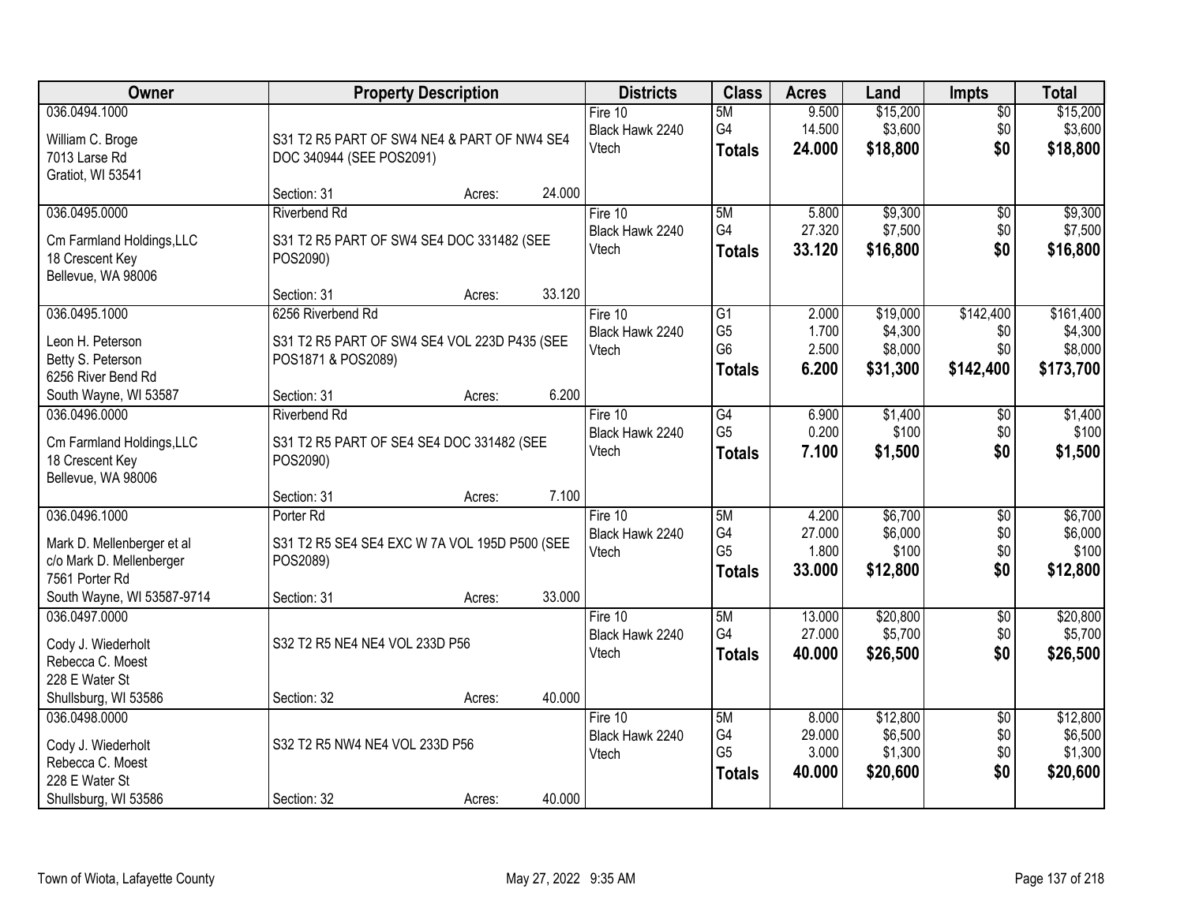| Owner | Property Description | Districts | Class | Acres | Land | Impts | Total |
|---|---|---|---|---|---|---|---|
| 036.0494.1000<br><br>William C. Broge<br>7013 Larse Rd<br>Gratiot, WI 53541 | S31 T2 R5 PART OF SW4 NE4 & PART OF NW4 SE4 DOC 340944 (SEE POS2091)<br><br>Section: 31 Acres: 24.000 | Fire 10<br>Black Hawk 2240<br>Vtech | 5M<br>G4<br>**Totals** | 9.500<br>14.500<br>**24.000** | $15,200<br>$3,600<br>**$18,800** | $0<br>$0<br>**$0** | $15,200<br>$3,600<br>**$18,800** |
| 036.0495.0000<br><br>Cm Farmland Holdings,LLC<br>18 Crescent Key<br>Bellevue, WA 98006 | Riverbend Rd<br>S31 T2 R5 PART OF SW4 SE4 DOC 331482 (SEE POS2090)<br><br>Section: 31 Acres: 33.120 | Fire 10<br>Black Hawk 2240<br>Vtech | 5M<br>G4<br>**Totals** | 5.800<br>27.320<br>**33.120** | $9,300<br>$7,500<br>**$16,800** | $0<br>$0<br>**$0** | $9,300<br>$7,500<br>**$16,800** |
| 036.0495.1000<br><br>Leon H. Peterson<br>Betty S. Peterson<br>6256 River Bend Rd<br>South Wayne, WI 53587 | 6256 Riverbend Rd<br>S31 T2 R5 PART OF SW4 SE4 VOL 223D P435 (SEE POS1871 & POS2089)<br><br>Section: 31 Acres: 6.200 | Fire 10<br>Black Hawk 2240<br>Vtech | G1<br>G5<br>G6<br>**Totals** | 2.000<br>1.700<br>2.500<br>**6.200** | $19,000<br>$4,300<br>$8,000<br>**$31,300** | $142,400<br>$0<br>$0<br>**$142,400** | $161,400<br>$4,300<br>$8,000<br>**$173,700** |
| 036.0496.0000<br><br>Cm Farmland Holdings,LLC<br>18 Crescent Key<br>Bellevue, WA 98006 | Riverbend Rd<br>S31 T2 R5 PART OF SE4 SE4 DOC 331482 (SEE POS2090)<br><br>Section: 31 Acres: 7.100 | Fire 10<br>Black Hawk 2240<br>Vtech | G4<br>G5<br>**Totals** | 6.900<br>0.200<br>**7.100** | $1,400<br>$100<br>**$1,500** | $0<br>$0<br>**$0** | $1,400<br>$100<br>**$1,500** |
| 036.0496.1000<br><br>Mark D. Mellenberger et al<br>c/o Mark D. Mellenberger<br>7561 Porter Rd<br>South Wayne, WI 53587-9714 | Porter Rd<br>S31 T2 R5 SE4 SE4 EXC W 7A VOL 195D P500 (SEE POS2089)<br><br>Section: 31 Acres: 33.000 | Fire 10<br>Black Hawk 2240<br>Vtech | 5M<br>G4<br>G5<br>**Totals** | 4.200<br>27.000<br>1.800<br>**33.000** | $6,700<br>$6,000<br>$100<br>**$12,800** | $0<br>$0<br>$0<br>**$0** | $6,700<br>$6,000<br>$100<br>**$12,800** |
| 036.0497.0000<br><br>Cody J. Wiederholt<br>Rebecca C. Moest<br>228 E Water St<br>Shullsburg, WI 53586 | S32 T2 R5 NE4 NE4 VOL 233D P56<br><br>Section: 32 Acres: 40.000 | Fire 10<br>Black Hawk 2240<br>Vtech | 5M<br>G4<br>**Totals** | 13.000<br>27.000<br>**40.000** | $20,800<br>$5,700<br>**$26,500** | $0<br>$0<br>**$0** | $20,800<br>$5,700<br>**$26,500** |
| 036.0498.0000<br><br>Cody J. Wiederholt<br>Rebecca C. Moest<br>228 E Water St<br>Shullsburg, WI 53586 | S32 T2 R5 NW4 NE4 VOL 233D P56<br><br>Section: 32 Acres: 40.000 | Fire 10<br>Black Hawk 2240<br>Vtech | 5M<br>G4<br>G5<br>**Totals** | 8.000<br>29.000<br>3.000<br>**40.000** | $12,800<br>$6,500<br>$1,300<br>**$20,600** | $0<br>$0<br>$0<br>**$0** | $12,800<br>$6,500<br>$1,300<br>**$20,600** |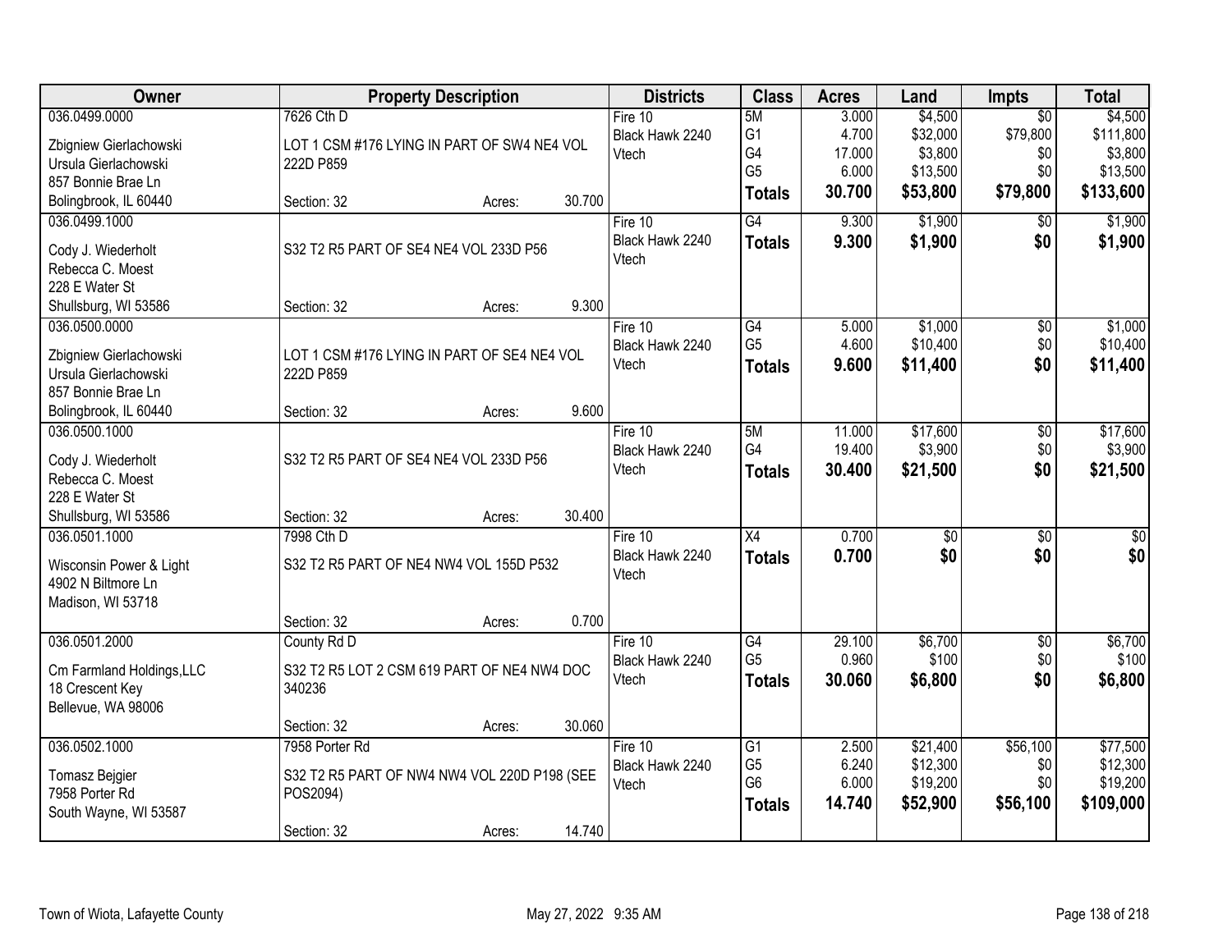| Owner | Property Description | Districts | Class | Acres | Land | Impts | Total |
|---|---|---|---|---|---|---|---|
| 036.0499.0000<br>Zbigniew Gierlachowski<br>Ursula Gierlachowski<br>857 Bonnie Brae Ln<br>Bolingbrook, IL 60440 | 7626 Cth D<br>LOT 1 CSM #176 LYING IN PART OF SW4 NE4 VOL 222D P859<br>Section: 32 Acres: 30.700 | Fire 10<br>Black Hawk 2240<br>Vtech | 5M<br>G1<br>G4<br>G5<br>**Totals** | 3.000<br>4.700<br>17.000<br>6.000<br>**30.700** | $4,500<br>$32,000<br>$3,800<br>$13,500<br>**$53,800** | $0<br>$79,800<br>$0<br>$0<br>**$79,800** | $4,500<br>$111,800<br>$3,800<br>$13,500<br>**$133,600** |
| 036.0499.1000<br>Cody J. Wiederholt<br>Rebecca C. Moest<br>228 E Water St<br>Shullsburg, WI 53586 | S32 T2 R5 PART OF SE4 NE4 VOL 233D P56<br>Section: 32 Acres: 9.300 | Fire 10<br>Black Hawk 2240<br>Vtech | G4<br>**Totals** | 9.300<br>**9.300** | $1,900<br>**$1,900** | $0<br>**$0** | $1,900<br>**$1,900** |
| 036.0500.0000<br>Zbigniew Gierlachowski<br>Ursula Gierlachowski<br>857 Bonnie Brae Ln<br>Bolingbrook, IL 60440 | LOT 1 CSM #176 LYING IN PART OF SE4 NE4 VOL 222D P859<br>Section: 32 Acres: 9.600 | Fire 10<br>Black Hawk 2240<br>Vtech | G4<br>G5<br>**Totals** | 5.000<br>4.600<br>**9.600** | $1,000<br>$10,400<br>**$11,400** | $0<br>$0<br>**$0** | $1,000<br>$10,400<br>**$11,400** |
| 036.0500.1000<br>Cody J. Wiederholt<br>Rebecca C. Moest<br>228 E Water St<br>Shullsburg, WI 53586 | S32 T2 R5 PART OF SE4 NE4 VOL 233D P56<br>Section: 32 Acres: 30.400 | Fire 10<br>Black Hawk 2240<br>Vtech | 5M<br>G4<br>**Totals** | 11.000<br>19.400<br>**30.400** | $17,600<br>$3,900<br>**$21,500** | $0<br>$0<br>**$0** | $17,600<br>$3,900<br>**$21,500** |
| 036.0501.1000<br>Wisconsin Power & Light<br>4902 N Biltmore Ln<br>Madison, WI 53718 | 7998 Cth D<br>S32 T2 R5 PART OF NE4 NW4 VOL 155D P532<br>Section: 32 Acres: 0.700 | Fire 10<br>Black Hawk 2240<br>Vtech | X4<br>**Totals** | 0.700<br>**0.700** | $0<br>**$0** | $0<br>**$0** | $0<br>**$0** |
| 036.0501.2000<br>Cm Farmland Holdings,LLC<br>18 Crescent Key<br>Bellevue, WA 98006 | County Rd D<br>S32 T2 R5 LOT 2 CSM 619 PART OF NE4 NW4 DOC 340236<br>Section: 32 Acres: 30.060 | Fire 10<br>Black Hawk 2240<br>Vtech | G4<br>G5<br>**Totals** | 29.100<br>0.960<br>**30.060** | $6,700<br>$100<br>**$6,800** | $0<br>$0<br>**$0** | $6,700<br>$100<br>**$6,800** |
| 036.0502.1000<br>Tomasz Bejgier<br>7958 Porter Rd<br>South Wayne, WI 53587 | 7958 Porter Rd<br>S32 T2 R5 PART OF NW4 NW4 VOL 220D P198 (SEE POS2094)<br>Section: 32 Acres: 14.740 | Fire 10<br>Black Hawk 2240<br>Vtech | G1<br>G5<br>G6<br>**Totals** | 2.500<br>6.240<br>6.000<br>**14.740** | $21,400<br>$12,300<br>$19,200<br>**$52,900** | $56,100<br>$0<br>$0<br>**$56,100** | $77,500<br>$12,300<br>$19,200<br>**$109,000** |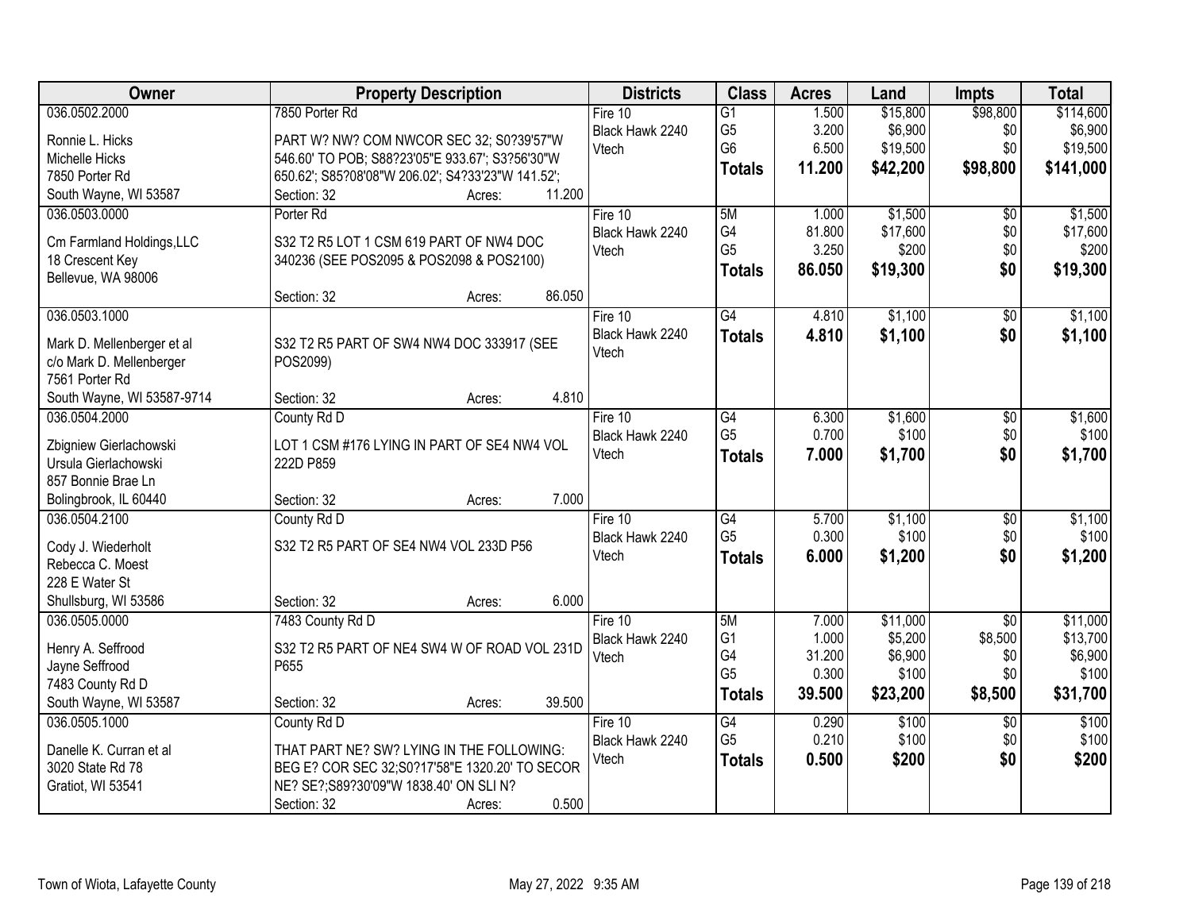| Owner | Property Description | Districts | Class | Acres | Land | Impts | Total |
|---|---|---|---|---|---|---|---|
| 036.0502.2000<br>Ronnie L. Hicks<br>Michelle Hicks<br>7850 Porter Rd<br>South Wayne, WI 53587 | 7850 Porter Rd<br>PART W? NW? COM NWCOR SEC 32; S0?39'57"W 546.60' TO POB; S88?23'05"E 933.67'; S3?56'30"W 650.62'; S85?08'08"W 206.02'; S4?33'23"W 141.52';<br>Section: 32 Acres: 11.200 | Fire 10<br>Black Hawk 2240<br>Vtech | G1<br>G5<br>G6<br>**Totals** | 1.500<br>3.200<br>6.500<br>**11.200** | $15,800<br>$6,900<br>$19,500<br>**$42,200** | $98,800<br>$0<br>$0<br>**$98,800** | $114,600<br>$6,900<br>$19,500<br>**$141,000** |
| 036.0503.0000<br>Cm Farmland Holdings,LLC<br>18 Crescent Key<br>Bellevue, WA 98006 | Porter Rd<br>S32 T2 R5 LOT 1 CSM 619 PART OF NW4 DOC 340236 (SEE POS2095 & POS2098 & POS2100)<br>Section: 32 Acres: 86.050 | Fire 10<br>Black Hawk 2240<br>Vtech | 5M<br>G4<br>G5<br>**Totals** | 1.000<br>81.800<br>3.250<br>**86.050** | $1,500<br>$17,600<br>$200<br>**$19,300** | $0<br>$0<br>$0<br>**$0** | $1,500<br>$17,600<br>$200<br>**$19,300** |
| 036.0503.1000<br>Mark D. Mellenberger et al<br>c/o Mark D. Mellenberger<br>7561 Porter Rd<br>South Wayne, WI 53587-9714 | S32 T2 R5 PART OF SW4 NW4 DOC 333917 (SEE POS2099)<br>Section: 32 Acres: 4.810 | Fire 10<br>Black Hawk 2240<br>Vtech | G4<br>**Totals** | 4.810<br>**4.810** | $1,100<br>**$1,100** | $0<br>**$0** | $1,100<br>**$1,100** |
| 036.0504.2000<br>Zbigniew Gierlachowski<br>Ursula Gierlachowski<br>857 Bonnie Brae Ln<br>Bolingbrook, IL 60440 | County Rd D<br>LOT 1 CSM #176 LYING IN PART OF SE4 NW4 VOL 222D P859<br>Section: 32 Acres: 7.000 | Fire 10<br>Black Hawk 2240<br>Vtech | G4<br>G5<br>**Totals** | 6.300<br>0.700<br>**7.000** | $1,600<br>$100<br>**$1,700** | $0<br>$0<br>**$0** | $1,600<br>$100<br>**$1,700** |
| 036.0504.2100<br>Cody J. Wiederholt<br>Rebecca C. Moest<br>228 E Water St<br>Shullsburg, WI 53586 | County Rd D<br>S32 T2 R5 PART OF SE4 NW4 VOL 233D P56<br>Section: 32 Acres: 6.000 | Fire 10<br>Black Hawk 2240<br>Vtech | G4<br>G5<br>**Totals** | 5.700<br>0.300<br>**6.000** | $1,100<br>$100<br>**$1,200** | $0<br>$0<br>**$0** | $1,100<br>$100<br>**$1,200** |
| 036.0505.0000<br>Henry A. Seffrood<br>Jayne Seffrood<br>7483 County Rd D<br>South Wayne, WI 53587 | 7483 County Rd D<br>S32 T2 R5 PART OF NE4 SW4 W OF ROAD VOL 231D P655<br>Section: 32 Acres: 39.500 | Fire 10<br>Black Hawk 2240<br>Vtech | 5M<br>G1<br>G4<br>G5<br>**Totals** | 7.000<br>1.000<br>31.200<br>0.300<br>**39.500** | $11,000<br>$5,200<br>$6,900<br>$100<br>**$23,200** | $0<br>$8,500<br>$0<br>$0<br>**$8,500** | $11,000<br>$13,700<br>$6,900<br>$100<br>**$31,700** |
| 036.0505.1000<br>Danelle K. Curran et al<br>3020 State Rd 78<br>Gratiot, WI 53541 | County Rd D<br>THAT PART NE? SW? LYING IN THE FOLLOWING: BEG E? COR SEC 32;S0?17'58"E 1320.20' TO SECOR NE? SE?;S89?30'09"W 1838.40' ON SLI N?<br>Section: 32 Acres: 0.500 | Fire 10<br>Black Hawk 2240<br>Vtech | G4<br>G5<br>**Totals** | 0.290<br>0.210<br>**0.500** | $100<br>$100<br>**$200** | $0<br>$0<br>**$0** | $100<br>$100<br>**$200** |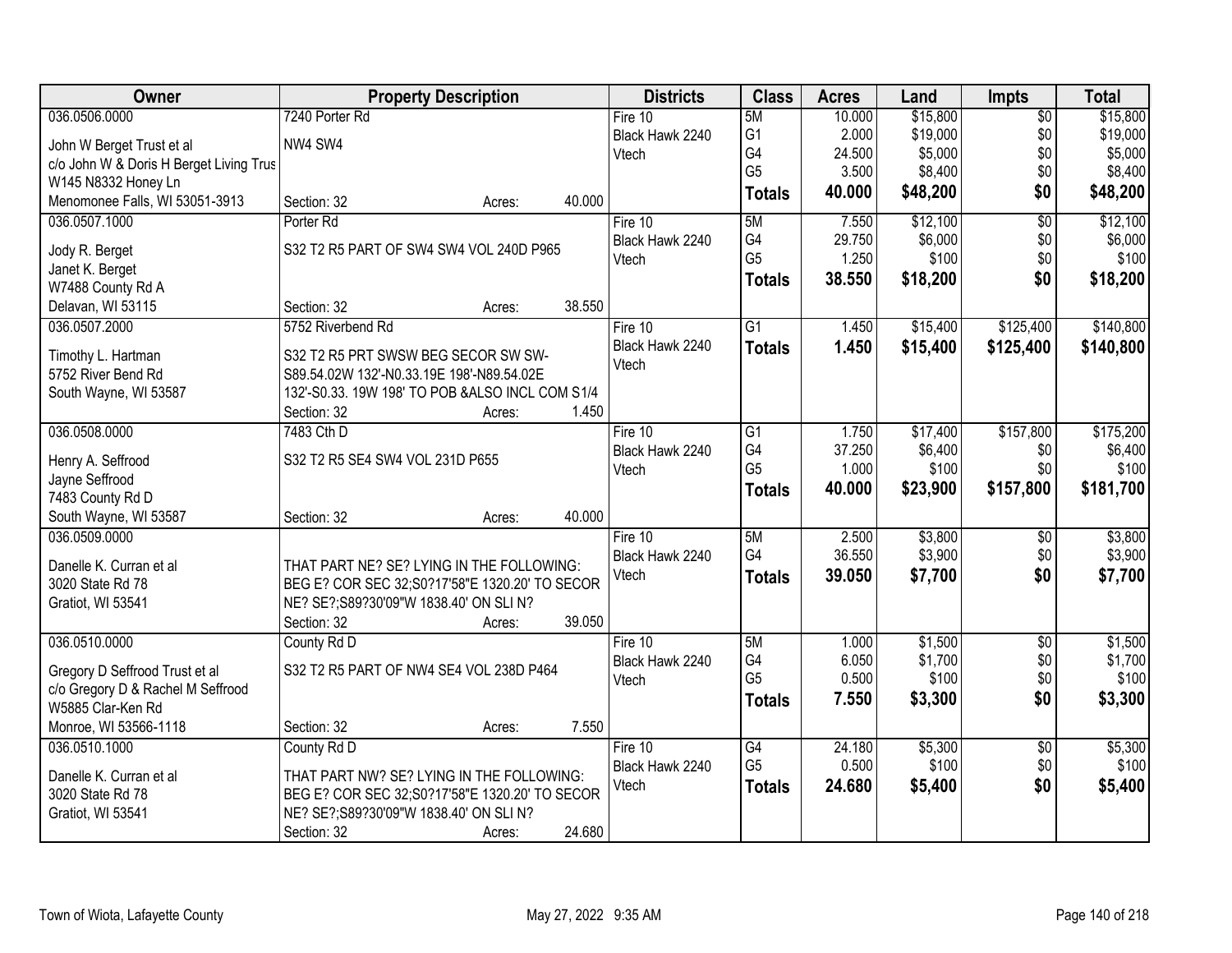| Owner | Property Description | Districts | Class | Acres | Land | Impts | Total |
|---|---|---|---|---|---|---|---|
| 036.0506.0000<br>John W Berget Trust et al<br>c/o John W & Doris H Berget Living Trus<br>W145 N8332 Honey Ln<br>Menomonee Falls, WI 53051-3913 | 7240 Porter Rd<br>NW4 SW4<br>Section: 32 Acres: 40.000 | Fire 10<br>Black Hawk 2240<br>Vtech | 5M<br>G1<br>G4<br>G5<br>**Totals** | 10.000<br>2.000<br>24.500<br>3.500<br>**40.000** | $15,800<br>$19,000<br>$5,000<br>$8,400<br>**$48,200** | $0<br>$0<br>$0<br>$0<br>**$0** | $15,800<br>$19,000<br>$5,000<br>$8,400<br>**$48,200** |
| 036.0507.1000<br>Jody R. Berget<br>Janet K. Berget<br>W7488 County Rd A<br>Delavan, WI 53115 | Porter Rd<br>S32 T2 R5 PART OF SW4 SW4 VOL 240D P965<br>Section: 32 Acres: 38.550 | Fire 10<br>Black Hawk 2240<br>Vtech | 5M<br>G4<br>G5<br>**Totals** | 7.550<br>29.750<br>1.250<br>**38.550** | $12,100<br>$6,000<br>$100<br>**$18,200** | $0<br>$0<br>$0<br>**$0** | $12,100<br>$6,000<br>$100<br>**$18,200** |
| 036.0507.2000<br>Timothy L. Hartman<br>5752 River Bend Rd<br>South Wayne, WI 53587 | 5752 Riverbend Rd<br>S32 T2 R5 PRT SWSW BEG SECOR SW SW-S89.54.02W 132'-N0.33.19E 198'-N89.54.02E 132'-S0.33. 19W 198' TO POB &ALSO INCL COM S1/4<br>Section: 32 Acres: 1.450 | Fire 10<br>Black Hawk 2240<br>Vtech | G1<br>**Totals** | 1.450<br>**1.450** | $15,400<br>**$15,400** | $125,400<br>**$125,400** | $140,800<br>**$140,800** |
| 036.0508.0000<br>Henry A. Seffrood<br>Jayne Seffrood<br>7483 County Rd D<br>South Wayne, WI 53587 | 7483 Cth D<br>S32 T2 R5 SE4 SW4 VOL 231D P655<br>Section: 32 Acres: 40.000 | Fire 10<br>Black Hawk 2240<br>Vtech | G1<br>G4<br>G5<br>**Totals** | 1.750<br>37.250<br>1.000<br>**40.000** | $17,400<br>$6,400<br>$100<br>**$23,900** | $157,800<br>$0<br>$0<br>**$157,800** | $175,200<br>$6,400<br>$100<br>**$181,700** |
| 036.0509.0000<br>Danelle K. Curran et al<br>3020 State Rd 78<br>Gratiot, WI 53541 | THAT PART NE? SE? LYING IN THE FOLLOWING: BEG E? COR SEC 32;S0?17'58"E 1320.20' TO SECOR NE? SE?;S89?30'09"W 1838.40' ON SLI N?<br>Section: 32 Acres: 39.050 | Fire 10<br>Black Hawk 2240<br>Vtech | 5M<br>G4<br>**Totals** | 2.500<br>36.550<br>**39.050** | $3,800<br>$3,900<br>**$7,700** | $0<br>$0<br>**$0** | $3,800<br>$3,900<br>**$7,700** |
| 036.0510.0000<br>Gregory D Seffrood Trust et al<br>c/o Gregory D & Rachel M Seffrood<br>W5885 Clar-Ken Rd<br>Monroe, WI 53566-1118 | County Rd D<br>S32 T2 R5 PART OF NW4 SE4 VOL 238D P464<br>Section: 32 Acres: 7.550 | Fire 10<br>Black Hawk 2240<br>Vtech | 5M<br>G4<br>G5<br>**Totals** | 1.000<br>6.050<br>0.500<br>**7.550** | $1,500<br>$1,700<br>$100<br>**$3,300** | $0<br>$0<br>$0<br>**$0** | $1,500<br>$1,700<br>$100<br>**$3,300** |
| 036.0510.1000<br>Danelle K. Curran et al<br>3020 State Rd 78<br>Gratiot, WI 53541 | County Rd D<br>THAT PART NW? SE? LYING IN THE FOLLOWING: BEG E? COR SEC 32;S0?17'58"E 1320.20' TO SECOR NE? SE?;S89?30'09"W 1838.40' ON SLI N?<br>Section: 32 Acres: 24.680 | Fire 10<br>Black Hawk 2240<br>Vtech | G4<br>G5<br>**Totals** | 24.180<br>0.500<br>**24.680** | $5,300<br>$100<br>**$5,400** | $0<br>$0<br>**$0** | $5,300<br>$100<br>**$5,400** |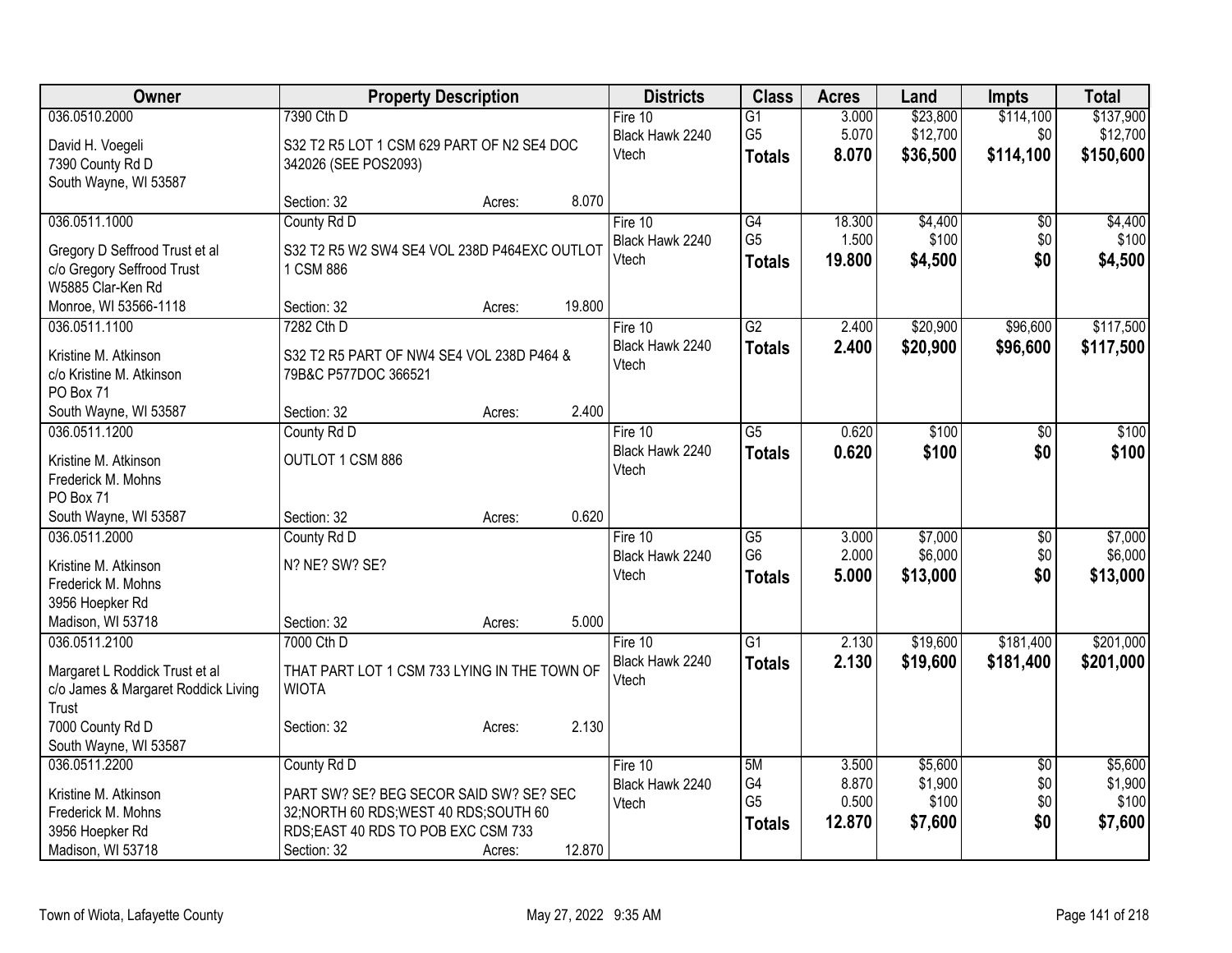| Owner | Property Description | Districts | Class | Acres | Land | Impts | Total |
|---|---|---|---|---|---|---|---|
| 036.0510.2000<br>David H. Voegeli<br>7390 County Rd D<br>South Wayne, WI 53587 | 7390 Cth D<br>S32 T2 R5 LOT 1 CSM 629 PART OF N2 SE4 DOC 342026 (SEE POS2093)<br>Section: 32 Acres: 8.070 | Fire 10<br>Black Hawk 2240<br>Vtech | G1<br>G5<br>**Totals** | 3.000<br>5.070<br>**8.070** | $23,800<br>$12,700<br>**$36,500** | $114,100<br>$0<br>**$114,100** | $137,900<br>$12,700<br>**$150,600** |
| 036.0511.1000<br>Gregory D Seffrood Trust et al<br>c/o Gregory Seffrood Trust<br>W5885 Clar-Ken Rd<br>Monroe, WI 53566-1118 | County Rd D<br>S32 T2 R5 W2 SW4 SE4 VOL 238D P464EXC OUTLOT 1 CSM 886<br>Section: 32 Acres: 19.800 | Fire 10<br>Black Hawk 2240<br>Vtech | G4<br>G5<br>**Totals** | 18.300<br>1.500<br>**19.800** | $4,400<br>$100<br>**$4,500** | $0<br>$0<br>**$0** | $4,400<br>$100<br>**$4,500** |
| 036.0511.1100<br>Kristine M. Atkinson<br>c/o Kristine M. Atkinson<br>PO Box 71<br>South Wayne, WI 53587 | 7282 Cth D<br>S32 T2 R5 PART OF NW4 SE4 VOL 238D P464 & 79B&C P577DOC 366521<br>Section: 32 Acres: 2.400 | Fire 10<br>Black Hawk 2240<br>Vtech | G2<br>**Totals** | 2.400<br>**2.400** | $20,900<br>**$20,900** | $96,600<br>**$96,600** | $117,500<br>**$117,500** |
| 036.0511.1200<br>Kristine M. Atkinson<br>Frederick M. Mohns<br>PO Box 71<br>South Wayne, WI 53587 | County Rd D<br>OUTLOT 1 CSM 886<br>Section: 32 Acres: 0.620 | Fire 10<br>Black Hawk 2240<br>Vtech | G5<br>**Totals** | 0.620<br>**0.620** | $100<br>**$100** | $0<br>**$0** | $100<br>**$100** |
| 036.0511.2000<br>Kristine M. Atkinson<br>Frederick M. Mohns<br>3956 Hoepker Rd<br>Madison, WI 53718 | County Rd D<br>N? NE? SW? SE?<br>Section: 32 Acres: 5.000 | Fire 10<br>Black Hawk 2240<br>Vtech | G5<br>G6<br>**Totals** | 3.000<br>2.000<br>**5.000** | $7,000<br>$6,000<br>**$13,000** | $0<br>$0<br>**$0** | $7,000<br>$6,000<br>**$13,000** |
| 036.0511.2100<br>Margaret L Roddick Trust et al<br>c/o James & Margaret Roddick Living Trust<br>7000 County Rd D<br>South Wayne, WI 53587 | 7000 Cth D<br>THAT PART LOT 1 CSM 733 LYING IN THE TOWN OF WIOTA<br>Section: 32 Acres: 2.130 | Fire 10<br>Black Hawk 2240<br>Vtech | G1<br>**Totals** | 2.130<br>**2.130** | $19,600<br>**$19,600** | $181,400<br>**$181,400** | $201,000<br>**$201,000** |
| 036.0511.2200<br>Kristine M. Atkinson<br>Frederick M. Mohns<br>3956 Hoepker Rd<br>Madison, WI 53718 | County Rd D<br>PART SW? SE? BEG SECOR SAID SW? SE? SEC 32;NORTH 60 RDS;WEST 40 RDS;SOUTH 60 RDS;EAST 40 RDS TO POB EXC CSM 733<br>Section: 32 Acres: 12.870 | Fire 10<br>Black Hawk 2240<br>Vtech | 5M<br>G4<br>G5<br>**Totals** | 3.500<br>8.870<br>0.500<br>**12.870** | $5,600<br>$1,900<br>$100<br>**$7,600** | $0<br>$0<br>$0<br>**$0** | $5,600<br>$1,900<br>$100<br>**$7,600** |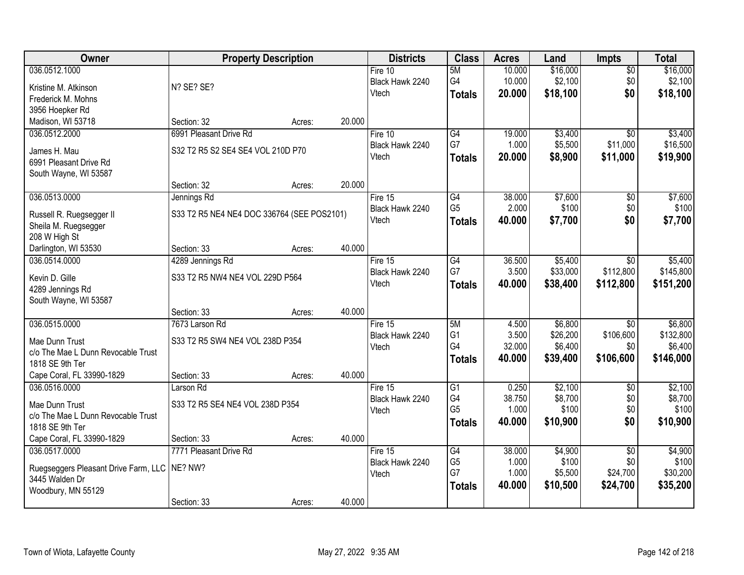| Owner | Property Description | | Districts | Class | Acres | Land | Impts | Total |
|---|---|---|---|---|---|---|---|---|
| 036.0512.1000<br><br>Kristine M. Atkinson<br>Frederick M. Mohns<br>3956 Hoepker Rd<br>Madison, WI 53718 | N? SE? SE?<br><br>Section: 32 | Acres: 20.000 | Fire 10<br>Black Hawk 2240<br>Vtech | 5M<br>G4<br>**Totals** | 10.000<br>10.000<br>**20.000** | $16,000<br>$2,100<br>**$18,100** | $0<br>$0<br>**$0** | $16,000<br>$2,100<br>**$18,100** |
| 036.0512.2000<br><br>James H. Mau<br>6991 Pleasant Drive Rd<br>South Wayne, WI 53587 | 6991 Pleasant Drive Rd<br>S32 T2 R5 S2 SE4 SE4 VOL 210D P70<br><br>Section: 32 | Acres: 20.000 | Fire 10<br>Black Hawk 2240<br>Vtech | G4<br>G7<br>**Totals** | 19.000<br>1.000<br>**20.000** | $3,400<br>$5,500<br>**$8,900** | $0<br>$11,000<br>**$11,000** | $3,400<br>$16,500<br>**$19,900** |
| 036.0513.0000<br><br>Russell R. Ruegsegger II<br>Sheila M. Ruegsegger<br>208 W High St<br>Darlington, WI 53530 | Jennings Rd<br>S33 T2 R5 NE4 NE4 DOC 336764 (SEE POS2101)<br><br>Section: 33 | Acres: 40.000 | Fire 15<br>Black Hawk 2240<br>Vtech | G4<br>G5<br>**Totals** | 38.000<br>2.000<br>**40.000** | $7,600<br>$100<br>**$7,700** | $0<br>$0<br>**$0** | $7,600<br>$100<br>**$7,700** |
| 036.0514.0000<br><br>Kevin D. Gille<br>4289 Jennings Rd<br>South Wayne, WI 53587 | 4289 Jennings Rd<br>S33 T2 R5 NW4 NE4 VOL 229D P564<br><br>Section: 33 | Acres: 40.000 | Fire 15<br>Black Hawk 2240<br>Vtech | G4<br>G7<br>**Totals** | 36.500<br>3.500<br>**40.000** | $5,400<br>$33,000<br>**$38,400** | $0<br>$112,800<br>**$112,800** | $5,400<br>$145,800<br>**$151,200** |
| 036.0515.0000<br><br>Mae Dunn Trust<br>c/o The Mae L Dunn Revocable Trust<br>1818 SE 9th Ter<br>Cape Coral, FL 33990-1829 | 7673 Larson Rd<br>S33 T2 R5 SW4 NE4 VOL 238D P354<br><br>Section: 33 | Acres: 40.000 | Fire 15<br>Black Hawk 2240<br>Vtech | 5M<br>G1<br>G4<br>**Totals** | 4.500<br>3.500<br>32.000<br>**40.000** | $6,800<br>$26,200<br>$6,400<br>**$39,400** | $0<br>$106,600<br>$0<br>**$106,600** | $6,800<br>$132,800<br>$6,400<br>**$146,000** |
| 036.0516.0000<br><br>Mae Dunn Trust<br>c/o The Mae L Dunn Revocable Trust<br>1818 SE 9th Ter<br>Cape Coral, FL 33990-1829 | Larson Rd<br>S33 T2 R5 SE4 NE4 VOL 238D P354<br><br>Section: 33 | Acres: 40.000 | Fire 15<br>Black Hawk 2240<br>Vtech | G1<br>G4<br>G5<br>**Totals** | 0.250<br>38.750<br>1.000<br>**40.000** | $2,100<br>$8,700<br>$100<br>**$10,900** | $0<br>$0<br>$0<br>**$0** | $2,100<br>$8,700<br>$100<br>**$10,900** |
| 036.0517.0000<br><br>Ruegseggers Pleasant Drive Farm, LLC<br>3445 Walden Dr<br>Woodbury, MN 55129 | 7771 Pleasant Drive Rd<br>NE? NW?<br><br>Section: 33 | Acres: 40.000 | Fire 15<br>Black Hawk 2240<br>Vtech | G4<br>G5<br>G7<br>**Totals** | 38.000<br>1.000<br>1.000<br>**40.000** | $4,900<br>$100<br>$5,500<br>**$10,500** | $0<br>$0<br>$24,700<br>**$24,700** | $4,900<br>$100<br>$30,200<br>**$35,200** |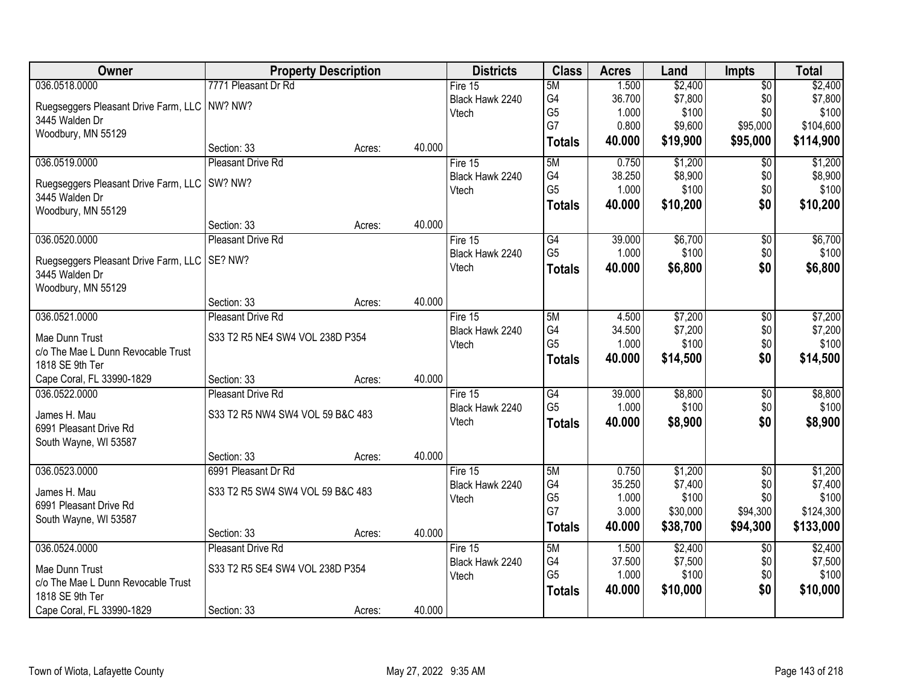| Owner | Property Description | | | Districts | Class | Acres | Land | Impts | Total |
|---|---|---|---|---|---|---|---|---|---|
| 036.0518.0000 | 7771 Pleasant Dr Rd | | | Fire 15 | 5M | 1.500 | $2,400 | $0 | $2,400 |
| Ruegseggers Pleasant Drive Farm, LLC | NW? NW? | | | Black Hawk 2240 | G4 | 36.700 | $7,800 | $0 | $7,800 |
| 3445 Walden Dr | | | | Vtech | G5 | 1.000 | $100 | $0 | $100 |
| Woodbury, MN 55129 | | | | | G7 | 0.800 | $9,600 | $95,000 | $104,600 |
| | Section: 33 | Acres: | 40.000 | | **Totals** | **40.000** | **$19,900** | **$95,000** | **$114,900** |
| 036.0519.0000 | Pleasant Drive Rd | | | Fire 15 | 5M | 0.750 | $1,200 | $0 | $1,200 |
| Ruegseggers Pleasant Drive Farm, LLC | SW? NW? | | | Black Hawk 2240 | G4 | 38.250 | $8,900 | $0 | $8,900 |
| 3445 Walden Dr | | | | Vtech | G5 | 1.000 | $100 | $0 | $100 |
| Woodbury, MN 55129 | | | | | **Totals** | **40.000** | **$10,200** | **$0** | **$10,200** |
| | Section: 33 | Acres: | 40.000 | | | | | | |
| 036.0520.0000 | Pleasant Drive Rd | | | Fire 15 | G4 | 39.000 | $6,700 | $0 | $6,700 |
| Ruegseggers Pleasant Drive Farm, LLC | SE? NW? | | | Black Hawk 2240 | G5 | 1.000 | $100 | $0 | $100 |
| 3445 Walden Dr | | | | Vtech | **Totals** | **40.000** | **$6,800** | **$0** | **$6,800** |
| Woodbury, MN 55129 | | | | | | | | | |
| | Section: 33 | Acres: | 40.000 | | | | | | |
| 036.0521.0000 | Pleasant Drive Rd | | | Fire 15 | 5M | 4.500 | $7,200 | $0 | $7,200 |
| Mae Dunn Trust | S33 T2 R5 NE4 SW4 VOL 238D P354 | | | Black Hawk 2240 | G4 | 34.500 | $7,200 | $0 | $7,200 |
| c/o The Mae L Dunn Revocable Trust | | | | Vtech | G5 | 1.000 | $100 | $0 | $100 |
| 1818 SE 9th Ter | | | | | **Totals** | **40.000** | **$14,500** | **$0** | **$14,500** |
| Cape Coral, FL 33990-1829 | Section: 33 | Acres: | 40.000 | | | | | | |
| 036.0522.0000 | Pleasant Drive Rd | | | Fire 15 | G4 | 39.000 | $8,800 | $0 | $8,800 |
| James H. Mau | S33 T2 R5 NW4 SW4 VOL 59 B&C 483 | | | Black Hawk 2240 | G5 | 1.000 | $100 | $0 | $100 |
| 6991 Pleasant Drive Rd | | | | Vtech | **Totals** | **40.000** | **$8,900** | **$0** | **$8,900** |
| South Wayne, WI 53587 | | | | | | | | | |
| | Section: 33 | Acres: | 40.000 | | | | | | |
| 036.0523.0000 | 6991 Pleasant Dr Rd | | | Fire 15 | 5M | 0.750 | $1,200 | $0 | $1,200 |
| James H. Mau | S33 T2 R5 SW4 SW4 VOL 59 B&C 483 | | | Black Hawk 2240 | G4 | 35.250 | $7,400 | $0 | $7,400 |
| 6991 Pleasant Drive Rd | | | | Vtech | G5 | 1.000 | $100 | $0 | $100 |
| South Wayne, WI 53587 | | | | | G7 | 3.000 | $30,000 | $94,300 | $124,300 |
| | Section: 33 | Acres: | 40.000 | | **Totals** | **40.000** | **$38,700** | **$94,300** | **$133,000** |
| 036.0524.0000 | Pleasant Drive Rd | | | Fire 15 | 5M | 1.500 | $2,400 | $0 | $2,400 |
| Mae Dunn Trust | S33 T2 R5 SE4 SW4 VOL 238D P354 | | | Black Hawk 2240 | G4 | 37.500 | $7,500 | $0 | $7,500 |
| c/o The Mae L Dunn Revocable Trust | | | | Vtech | G5 | 1.000 | $100 | $0 | $100 |
| 1818 SE 9th Ter | | | | | **Totals** | **40.000** | **$10,000** | **$0** | **$10,000** |
| Cape Coral, FL 33990-1829 | Section: 33 | Acres: | 40.000 | | | | | | |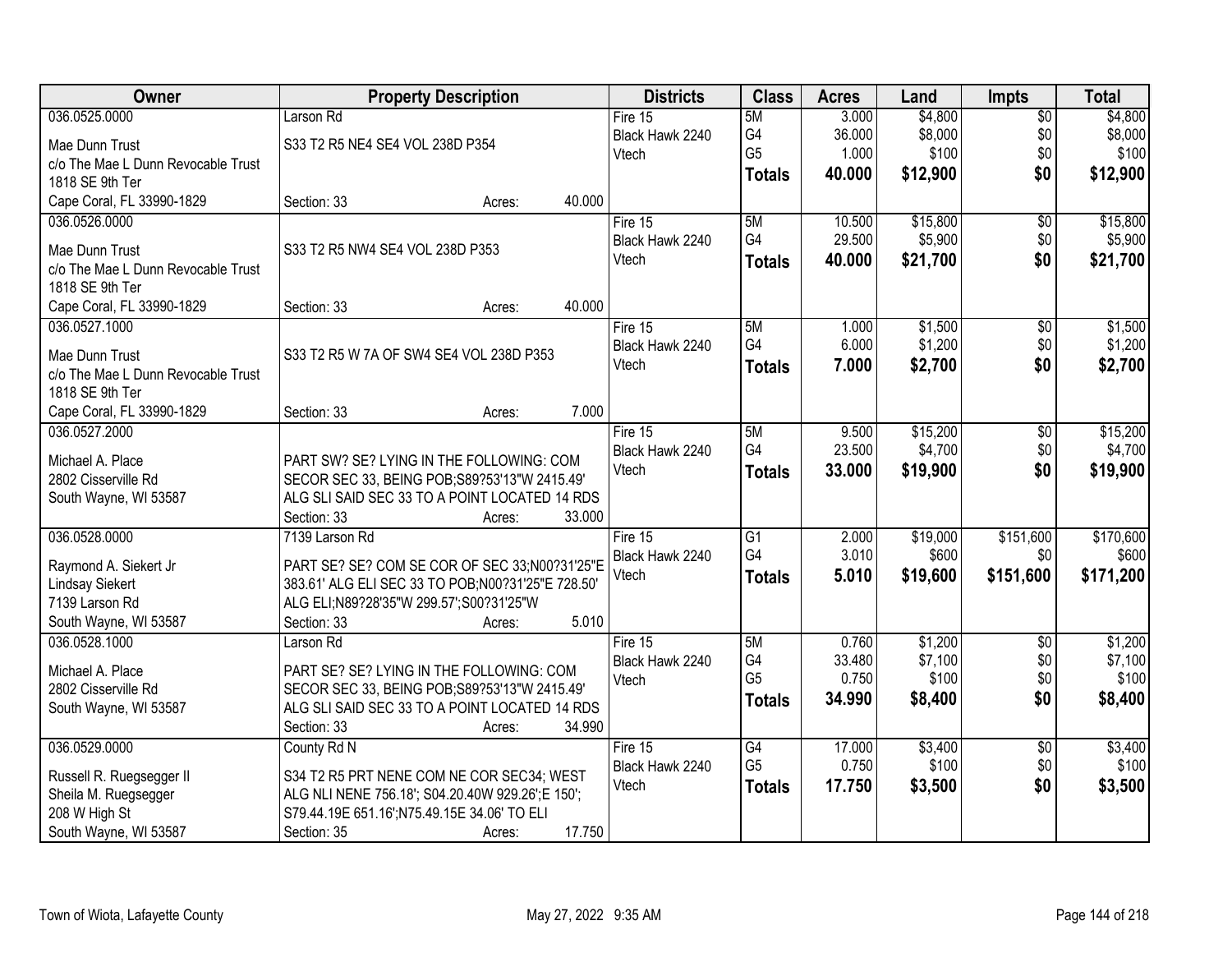| Owner | Property Description | Districts | Class | Acres | Land | Impts | Total |
|---|---|---|---|---|---|---|---|
| 036.0525.0000<br>Mae Dunn Trust<br>c/o The Mae L Dunn Revocable Trust<br>1818 SE 9th Ter<br>Cape Coral, FL 33990-1829 | Larson Rd<br>S33 T2 R5 NE4 SE4 VOL 238D P354<br>Section: 33 Acres: 40.000 | Fire 15<br>Black Hawk 2240<br>Vtech | 5M<br>G4<br>G5<br>**Totals** | 3.000<br>36.000<br>1.000<br>**40.000** | $4,800<br>$8,000<br>$100<br>**$12,900** | $0<br>$0<br>$0<br>**$0** | $4,800<br>$8,000<br>$100<br>**$12,900** |
| 036.0526.0000<br>Mae Dunn Trust<br>c/o The Mae L Dunn Revocable Trust<br>1818 SE 9th Ter<br>Cape Coral, FL 33990-1829 | S33 T2 R5 NW4 SE4 VOL 238D P353<br>Section: 33 Acres: 40.000 | Fire 15<br>Black Hawk 2240<br>Vtech | 5M<br>G4<br>**Totals** | 10.500<br>29.500<br>**40.000** | $15,800<br>$5,900<br>**$21,700** | $0<br>$0<br>**$0** | $15,800<br>$5,900<br>**$21,700** |
| 036.0527.1000<br>Mae Dunn Trust<br>c/o The Mae L Dunn Revocable Trust<br>1818 SE 9th Ter<br>Cape Coral, FL 33990-1829 | S33 T2 R5 W 7A OF SW4 SE4 VOL 238D P353<br>Section: 33 Acres: 7.000 | Fire 15<br>Black Hawk 2240<br>Vtech | 5M<br>G4<br>**Totals** | 1.000<br>6.000<br>**7.000** | $1,500<br>$1,200<br>**$2,700** | $0<br>$0<br>**$0** | $1,500<br>$1,200<br>**$2,700** |
| 036.0527.2000<br>Michael A. Place<br>2802 Cisserville Rd<br>South Wayne, WI 53587 | PART SW? SE? LYING IN THE FOLLOWING: COM SECOR SEC 33, BEING POB;S89?53'13"W 2415.49' ALG SLI SAID SEC 33 TO A POINT LOCATED 14 RDS<br>Section: 33 Acres: 33.000 | Fire 15<br>Black Hawk 2240<br>Vtech | 5M<br>G4<br>**Totals** | 9.500<br>23.500<br>**33.000** | $15,200<br>$4,700<br>**$19,900** | $0<br>$0<br>**$0** | $15,200<br>$4,700<br>**$19,900** |
| 036.0528.0000<br>Raymond A. Siekert Jr<br>Lindsay Siekert<br>7139 Larson Rd<br>South Wayne, WI 53587 | 7139 Larson Rd<br>PART SE? SE? COM SE COR OF SEC 33;N00?31'25"E 383.61' ALG ELI SEC 33 TO POB;N00?31'25"E 728.50' ALG ELI;N89?28'35"W 299.57';S00?31'25"W<br>Section: 33 Acres: 5.010 | Fire 15<br>Black Hawk 2240<br>Vtech | G1<br>G4<br>**Totals** | 2.000<br>3.010<br>**5.010** | $19,000<br>$600<br>**$19,600** | $151,600<br>$0<br>**$151,600** | $170,600<br>$600<br>**$171,200** |
| 036.0528.1000<br>Michael A. Place<br>2802 Cisserville Rd<br>South Wayne, WI 53587 | Larson Rd<br>PART SE? SE? LYING IN THE FOLLOWING: COM SECOR SEC 33, BEING POB;S89?53'13"W 2415.49' ALG SLI SAID SEC 33 TO A POINT LOCATED 14 RDS<br>Section: 33 Acres: 34.990 | Fire 15<br>Black Hawk 2240<br>Vtech | 5M<br>G4<br>G5<br>**Totals** | 0.760<br>33.480<br>0.750<br>**34.990** | $1,200<br>$7,100<br>$100<br>**$8,400** | $0<br>$0<br>$0<br>**$0** | $1,200<br>$7,100<br>$100<br>**$8,400** |
| 036.0529.0000<br>Russell R. Ruegsegger II<br>Sheila M. Ruegsegger<br>208 W High St<br>South Wayne, WI 53587 | County Rd N<br>S34 T2 R5 PRT NENE COM NE COR SEC34; WEST ALG NLI NENE 756.18'; S04.20.40W 929.26';E 150'; S79.44.19E 651.16';N75.49.15E 34.06' TO ELI<br>Section: 35 Acres: 17.750 | Fire 15<br>Black Hawk 2240<br>Vtech | G4<br>G5<br>**Totals** | 17.000<br>0.750<br>**17.750** | $3,400<br>$100<br>**$3,500** | $0<br>$0<br>**$0** | $3,400<br>$100<br>**$3,500** |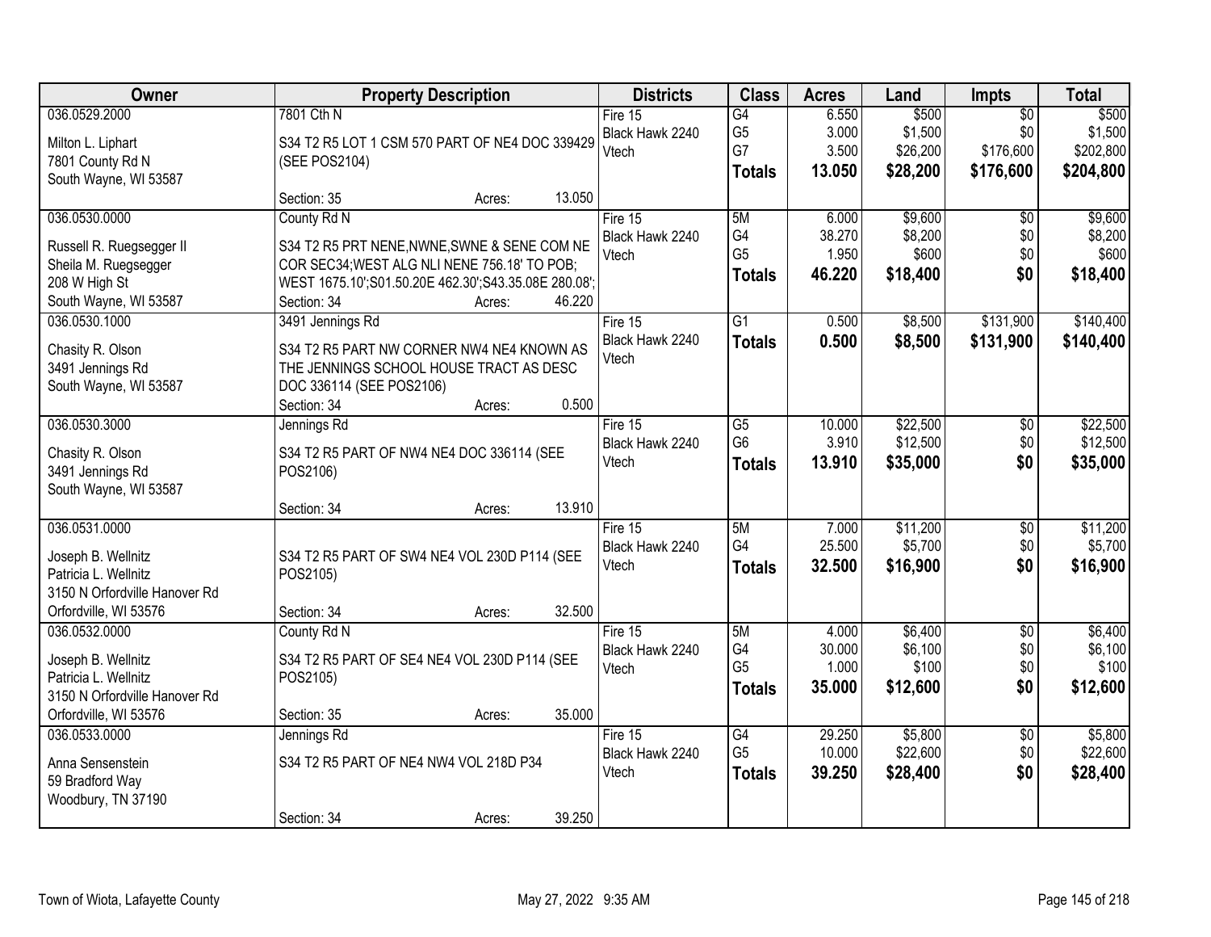| Owner | Property Description | Districts | Class | Acres | Land | Impts | Total |
|---|---|---|---|---|---|---|---|
| 036.0529.2000<br><br>Milton L. Liphart<br>7801 County Rd N<br>South Wayne, WI 53587 | 7801 Cth N<br><br>S34 T2 R5 LOT 1 CSM 570 PART OF NE4 DOC 339429 (SEE POS2104)<br><br>Section: 35 Acres: 13.050 | Fire 15<br>Black Hawk 2240<br>Vtech | G4<br>G5<br>G7<br>**Totals** | 6.550<br>3.000<br>3.500<br>**13.050** | \$500<br>\$1,500<br>\$26,200<br>**\$28,200** | \$0<br>\$0<br>\$176,600<br>**\$176,600** | \$500<br>\$1,500<br>\$202,800<br>**\$204,800** |
| 036.0530.0000<br><br>Russell R. Ruegsegger II<br>Sheila M. Ruegsegger<br>208 W High St<br>South Wayne, WI 53587 | County Rd N<br><br>S34 T2 R5 PRT NENE,NWNE,SWNE & SENE COM NE COR SEC34;WEST ALG NLI NENE 756.18' TO POB; WEST 1675.10';S01.50.20E 462.30';S43.35.08E 280.08';<br>Section: 34 Acres: 46.220 | Fire 15<br>Black Hawk 2240<br>Vtech | 5M<br>G4<br>G5<br>**Totals** | 6.000<br>38.270<br>1.950<br>**46.220** | \$9,600<br>\$8,200<br>\$600<br>**\$18,400** | \$0<br>\$0<br>\$0<br>**\$0** | \$9,600<br>\$8,200<br>\$600<br>**\$18,400** |
| 036.0530.1000<br><br>Chasity R. Olson<br>3491 Jennings Rd<br>South Wayne, WI 53587 | 3491 Jennings Rd<br><br>S34 T2 R5 PART NW CORNER NW4 NE4 KNOWN AS THE JENNINGS SCHOOL HOUSE TRACT AS DESC DOC 336114 (SEE POS2106)<br>Section: 34 Acres: 0.500 | Fire 15<br>Black Hawk 2240<br>Vtech | G1<br>**Totals** | 0.500<br>**0.500** | \$8,500<br>**\$8,500** | \$131,900<br>**\$131,900** | \$140,400<br>**\$140,400** |
| 036.0530.3000<br><br>Chasity R. Olson<br>3491 Jennings Rd<br>South Wayne, WI 53587 | Jennings Rd<br><br>S34 T2 R5 PART OF NW4 NE4 DOC 336114 (SEE POS2106)<br><br>Section: 34 Acres: 13.910 | Fire 15<br>Black Hawk 2240<br>Vtech | G5<br>G6<br>**Totals** | 10.000<br>3.910<br>**13.910** | \$22,500<br>\$12,500<br>**\$35,000** | \$0<br>\$0<br>**\$0** | \$22,500<br>\$12,500<br>**\$35,000** |
| 036.0531.0000<br><br>Joseph B. Wellnitz<br>Patricia L. Wellnitz<br>3150 N Orfordville Hanover Rd<br>Orfordville, WI 53576 | <br><br>S34 T2 R5 PART OF SW4 NE4 VOL 230D P114 (SEE POS2105)<br><br>Section: 34 Acres: 32.500 | Fire 15<br>Black Hawk 2240<br>Vtech | 5M<br>G4<br>**Totals** | 7.000<br>25.500<br>**32.500** | \$11,200<br>\$5,700<br>**\$16,900** | \$0<br>\$0<br>**\$0** | \$11,200<br>\$5,700<br>**\$16,900** |
| 036.0532.0000<br><br>Joseph B. Wellnitz<br>Patricia L. Wellnitz<br>3150 N Orfordville Hanover Rd<br>Orfordville, WI 53576 | County Rd N<br><br>S34 T2 R5 PART OF SE4 NE4 VOL 230D P114 (SEE POS2105)<br><br>Section: 35 Acres: 35.000 | Fire 15<br>Black Hawk 2240<br>Vtech | 5M<br>G4<br>G5<br>**Totals** | 4.000<br>30.000<br>1.000<br>**35.000** | \$6,400<br>\$6,100<br>\$100<br>**\$12,600** | \$0<br>\$0<br>\$0<br>**\$0** | \$6,400<br>\$6,100<br>\$100<br>**\$12,600** |
| 036.0533.0000<br><br>Anna Sensenstein<br>59 Bradford Way<br>Woodbury, TN 37190 | Jennings Rd<br><br>S34 T2 R5 PART OF NE4 NW4 VOL 218D P34<br><br>Section: 34 Acres: 39.250 | Fire 15<br>Black Hawk 2240<br>Vtech | G4<br>G5<br>**Totals** | 29.250<br>10.000<br>**39.250** | \$5,800<br>\$22,600<br>**\$28,400** | \$0<br>\$0<br>**\$0** | \$5,800<br>\$22,600<br>**\$28,400** |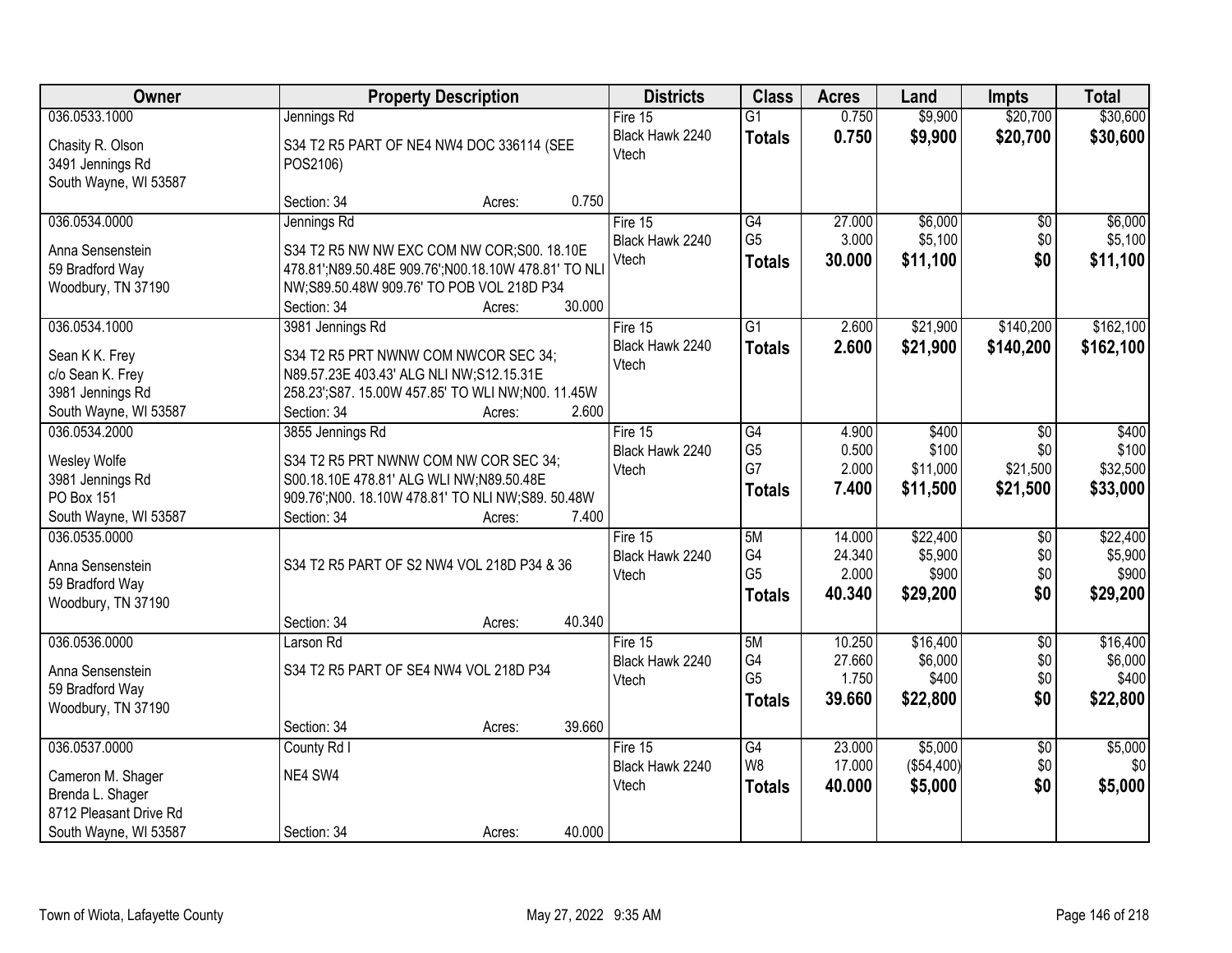| Owner | Property Description | Districts | Class | Acres | Land | Impts | Total |
|---|---|---|---|---|---|---|---|
| 036.0533.1000<br><br>Chasity R. Olson<br>3491 Jennings Rd<br>South Wayne, WI 53587 | Jennings Rd<br><br>S34 T2 R5 PART OF NE4 NW4 DOC 336114 (SEE POS2106)<br><br>Section: 34 Acres: 0.750 | Fire 15<br>Black Hawk 2240<br>Vtech | G1<br>**Totals** | 0.750<br>**0.750** | $9,900<br>**$9,900** | $20,700<br>**$20,700** | $30,600<br>**$30,600** |
| 036.0534.0000<br><br>Anna Sensenstein<br>59 Bradford Way<br>Woodbury, TN 37190 | Jennings Rd<br><br>S34 T2 R5 NW NW EXC COM NW COR;S00. 18.10E 478.81';N89.50.48E 909.76';N00.18.10W 478.81' TO NLI NW;S89.50.48W 909.76' TO POB VOL 218D P34<br>Section: 34 Acres: 30.000 | Fire 15<br>Black Hawk 2240<br>Vtech | G4<br>G5<br>**Totals** | 27.000<br>3.000<br>**30.000** | $6,000<br>$5,100<br>**$11,100** | $0<br>$0<br>**$0** | $6,000<br>$5,100<br>**$11,100** |
| 036.0534.1000<br><br>Sean K K. Frey<br>c/o Sean K. Frey<br>3981 Jennings Rd<br>South Wayne, WI 53587 | 3981 Jennings Rd<br><br>S34 T2 R5 PRT NWNW COM NWCOR SEC 34; N89.57.23E 403.43' ALG NLI NW;S12.15.31E 258.23';S87. 15.00W 457.85' TO WLI NW;N00. 11.45W<br>Section: 34 Acres: 2.600 | Fire 15<br>Black Hawk 2240<br>Vtech | G1<br>**Totals** | 2.600<br>**2.600** | $21,900<br>**$21,900** | $140,200<br>**$140,200** | $162,100<br>**$162,100** |
| 036.0534.2000<br><br>Wesley Wolfe<br>3981 Jennings Rd<br>PO Box 151<br>South Wayne, WI 53587 | 3855 Jennings Rd<br><br>S34 T2 R5 PRT NWNW COM NW COR SEC 34; S00.18.10E 478.81' ALG WLI NW;N89.50.48E 909.76';N00. 18.10W 478.81' TO NLI NW;S89. 50.48W<br>Section: 34 Acres: 7.400 | Fire 15<br>Black Hawk 2240<br>Vtech | G4<br>G5<br>G7<br>**Totals** | 4.900<br>0.500<br>2.000<br>**7.400** | $400<br>$100<br>$11,000<br>**$11,500** | $0<br>$0<br>$21,500<br>**$21,500** | $400<br>$100<br>$32,500<br>**$33,000** |
| 036.0535.0000<br><br>Anna Sensenstein<br>59 Bradford Way<br>Woodbury, TN 37190 | S34 T2 R5 PART OF S2 NW4 VOL 218D P34 & 36<br><br>Section: 34 Acres: 40.340 | Fire 15<br>Black Hawk 2240<br>Vtech | 5M<br>G4<br>G5<br>**Totals** | 14.000<br>24.340<br>2.000<br>**40.340** | $22,400<br>$5,900<br>$900<br>**$29,200** | $0<br>$0<br>$0<br>**$0** | $22,400<br>$5,900<br>$900<br>**$29,200** |
| 036.0536.0000<br><br>Anna Sensenstein<br>59 Bradford Way<br>Woodbury, TN 37190 | Larson Rd<br><br>S34 T2 R5 PART OF SE4 NW4 VOL 218D P34<br><br>Section: 34 Acres: 39.660 | Fire 15<br>Black Hawk 2240<br>Vtech | 5M<br>G4<br>G5<br>**Totals** | 10.250<br>27.660<br>1.750<br>**39.660** | $16,400<br>$6,000<br>$400<br>**$22,800** | $0<br>$0<br>$0<br>**$0** | $16,400<br>$6,000<br>$400<br>**$22,800** |
| 036.0537.0000<br><br>Cameron M. Shager<br>Brenda L. Shager<br>8712 Pleasant Drive Rd<br>South Wayne, WI 53587 | County Rd I<br><br>NE4 SW4<br><br>Section: 34 Acres: 40.000 | Fire 15<br>Black Hawk 2240<br>Vtech | G4<br>W8<br>**Totals** | 23.000<br>17.000<br>**40.000** | $5,000<br>($54,400)<br>**$5,000** | $0<br>$0<br>**$0** | $5,000<br>$0<br>**$5,000** |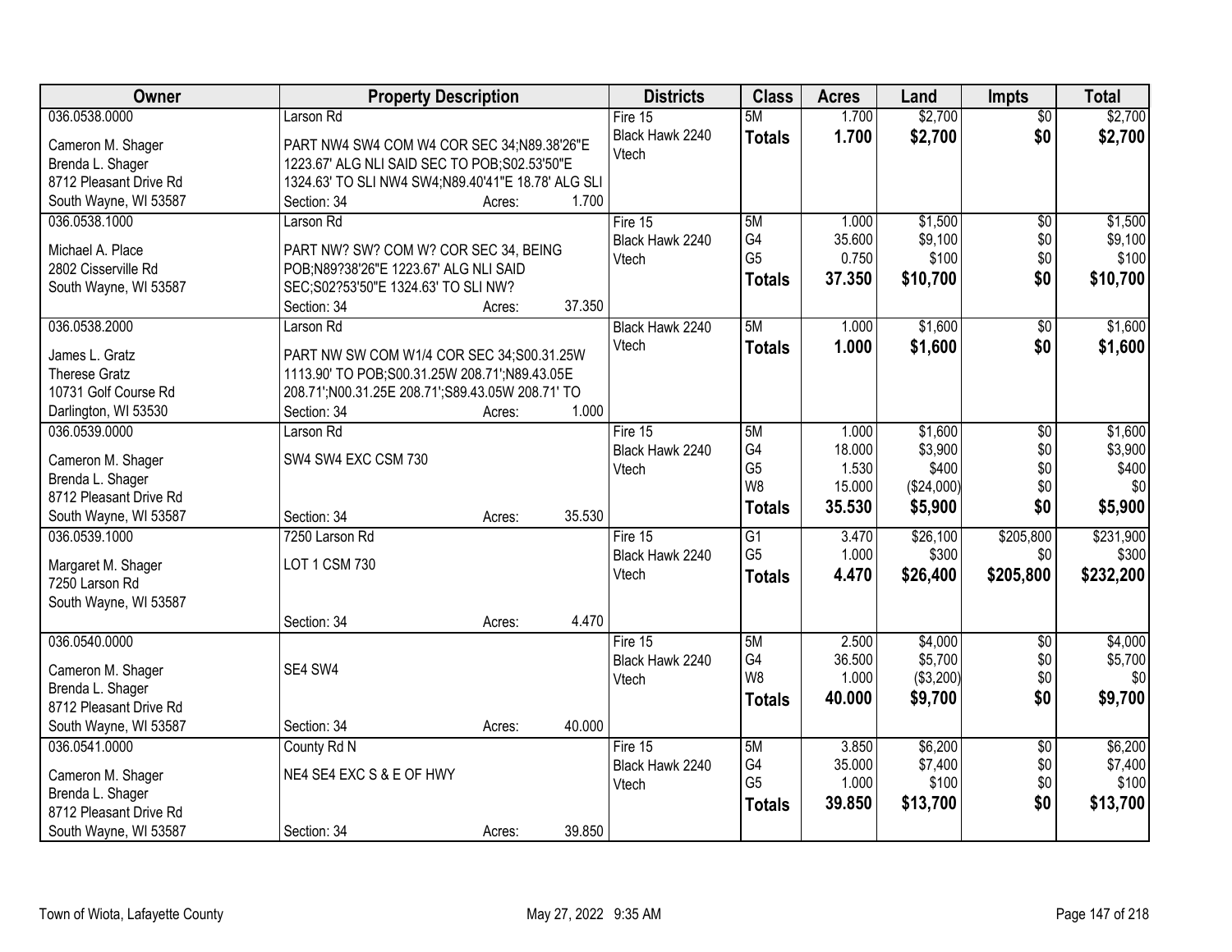| Owner | Property Description | Districts | Class | Acres | Land | Impts | Total |
|---|---|---|---|---|---|---|---|
| 036.0538.0000<br>Cameron M. Shager<br>Brenda L. Shager<br>8712 Pleasant Drive Rd<br>South Wayne, WI 53587 | Larson Rd<br>PART NW4 SW4 COM W4 COR SEC 34;N89.38'26"E 1223.67' ALG NLI SAID SEC TO POB;S02.53'50"E 1324.63' TO SLI NW4 SW4;N89.40'41"E 18.78' ALG SLI<br>Section: 34 Acres: 1.700 | Fire 15<br>Black Hawk 2240<br>Vtech | 5M<br>**Totals** | 1.700<br>**1.700** | $2,700<br>**$2,700** | $0<br>**$0** | $2,700<br>**$2,700** |
| 036.0538.1000<br>Michael A. Place<br>2802 Cisserville Rd<br>South Wayne, WI 53587 | Larson Rd<br>PART NW? SW? COM W? COR SEC 34, BEING POB;N89?38'26"E 1223.67' ALG NLI SAID SEC;S02?53'50"E 1324.63' TO SLI NW?<br>Section: 34 Acres: 37.350 | Fire 15<br>Black Hawk 2240<br>Vtech | 5M<br>G4<br>G5<br>**Totals** | 1.000<br>35.600<br>0.750<br>**37.350** | $1,500<br>$9,100<br>$100<br>**$10,700** | $0<br>$0<br>$0<br>**$0** | $1,500<br>$9,100<br>$100<br>**$10,700** |
| 036.0538.2000<br>James L. Gratz<br>Therese Gratz<br>10731 Golf Course Rd<br>Darlington, WI 53530 | Larson Rd<br>PART NW SW COM W1/4 COR SEC 34;S00.31.25W 1113.90' TO POB;S00.31.25W 208.71';N89.43.05E 208.71';N00.31.25E 208.71';S89.43.05W 208.71' TO<br>Section: 34 Acres: 1.000 | Black Hawk 2240<br>Vtech | 5M<br>**Totals** | 1.000<br>**1.000** | $1,600<br>**$1,600** | $0<br>**$0** | $1,600<br>**$1,600** |
| 036.0539.0000<br>Cameron M. Shager<br>Brenda L. Shager<br>8712 Pleasant Drive Rd<br>South Wayne, WI 53587 | Larson Rd<br>SW4 SW4 EXC CSM 730<br>Section: 34 Acres: 35.530 | Fire 15<br>Black Hawk 2240<br>Vtech | 5M<br>G4<br>G5<br>W8<br>**Totals** | 1.000<br>18.000<br>1.530<br>15.000<br>**35.530** | $1,600<br>$3,900<br>$400<br>($24,000)<br>**$5,900** | $0<br>$0<br>$0<br>$0<br>**$0** | $1,600<br>$3,900<br>$400<br>$0<br>**$5,900** |
| 036.0539.1000<br>Margaret M. Shager<br>7250 Larson Rd<br>South Wayne, WI 53587 | 7250 Larson Rd<br>LOT 1 CSM 730<br>Section: 34 Acres: 4.470 | Fire 15<br>Black Hawk 2240<br>Vtech | G1<br>G5<br>**Totals** | 3.470<br>1.000<br>**4.470** | $26,100<br>$300<br>**$26,400** | $205,800<br>$0<br>**$205,800** | $231,900<br>$300<br>**$232,200** |
| 036.0540.0000<br>Cameron M. Shager<br>Brenda L. Shager<br>8712 Pleasant Drive Rd<br>South Wayne, WI 53587 | SE4 SW4<br>Section: 34 Acres: 40.000 | Fire 15<br>Black Hawk 2240<br>Vtech | 5M<br>G4<br>W8<br>**Totals** | 2.500<br>36.500<br>1.000<br>**40.000** | $4,000<br>$5,700<br>($3,200)<br>**$9,700** | $0<br>$0<br>$0<br>**$0** | $4,000<br>$5,700<br>$0<br>**$9,700** |
| 036.0541.0000<br>Cameron M. Shager<br>Brenda L. Shager<br>8712 Pleasant Drive Rd<br>South Wayne, WI 53587 | County Rd N<br>NE4 SE4 EXC S & E OF HWY<br>Section: 34 Acres: 39.850 | Fire 15<br>Black Hawk 2240<br>Vtech | 5M<br>G4<br>G5<br>**Totals** | 3.850<br>35.000<br>1.000<br>**39.850** | $6,200<br>$7,400<br>$100<br>**$13,700** | $0<br>$0<br>$0<br>**$0** | $6,200<br>$7,400<br>$100<br>**$13,700** |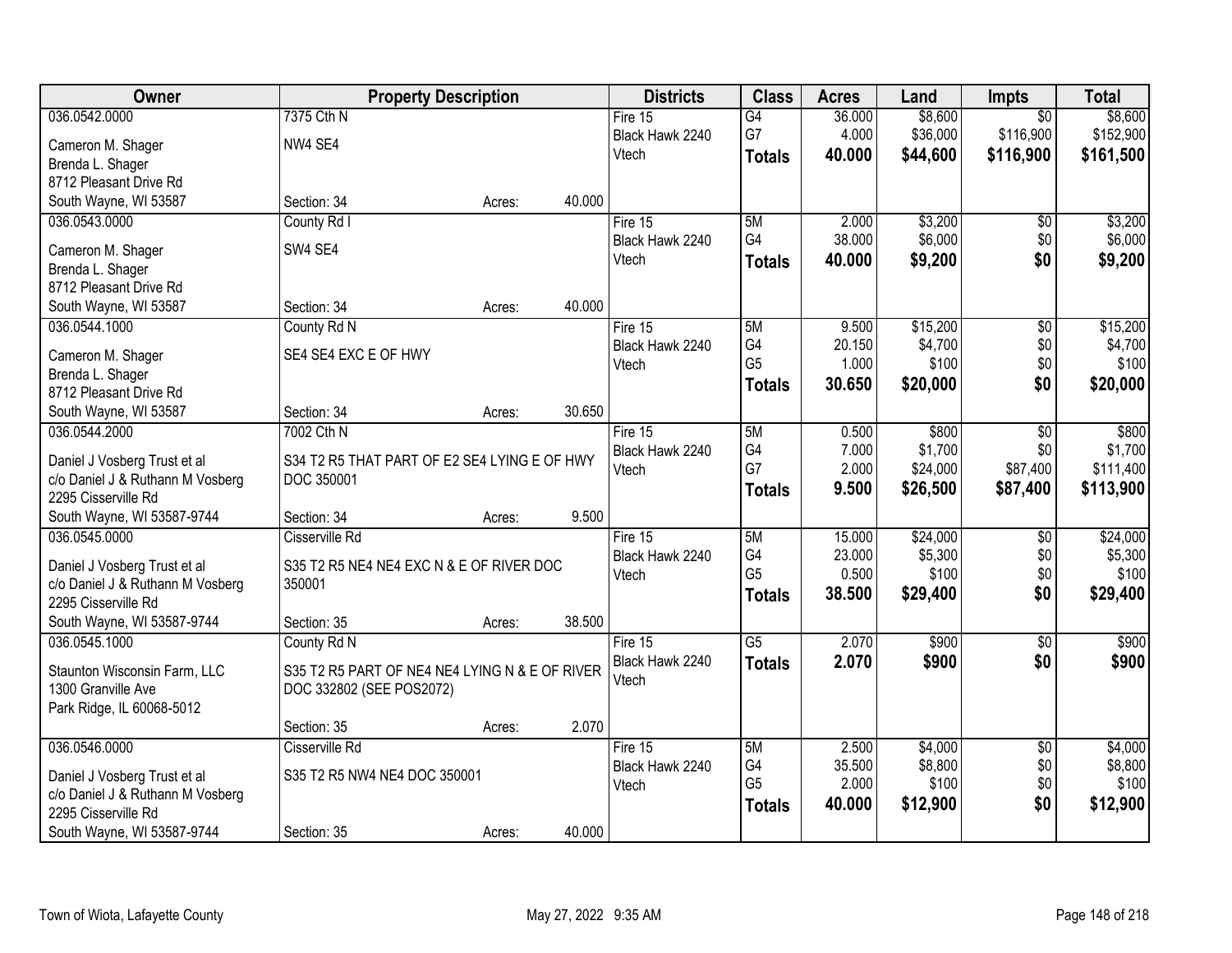| Owner | Property Description | | | Districts | Class | Acres | Land | Impts | Total |
|---|---|---|---|---|---|---|---|---|---|
| 036.0542.0000 | 7375 Cth N | | | Fire 15 | G4 | 36.000 | $8,600 | $0 | $8,600 |
| Cameron M. Shager | NW4 SE4 | | | Black Hawk 2240 | G7 | 4.000 | $36,000 | $116,900 | $152,900 |
| Brenda L. Shager | | | | Vtech | **Totals** | **40.000** | **$44,600** | **$116,900** | **$161,500** |
| 8712 Pleasant Drive Rd | | | | | | | | | |
| South Wayne, WI 53587 | Section: 34 | Acres: | 40.000 | | | | | | |
| 036.0543.0000 | County Rd I | | | Fire 15 | 5M | 2.000 | $3,200 | $0 | $3,200 |
| Cameron M. Shager | SW4 SE4 | | | Black Hawk 2240 | G4 | 38.000 | $6,000 | $0 | $6,000 |
| Brenda L. Shager | | | | Vtech | **Totals** | **40.000** | **$9,200** | **$0** | **$9,200** |
| 8712 Pleasant Drive Rd | | | | | | | | | |
| South Wayne, WI 53587 | Section: 34 | Acres: | 40.000 | | | | | | |
| 036.0544.1000 | County Rd N | | | Fire 15 | 5M | 9.500 | $15,200 | $0 | $15,200 |
| Cameron M. Shager | SE4 SE4 EXC E OF HWY | | | Black Hawk 2240 | G4 | 20.150 | $4,700 | $0 | $4,700 |
| Brenda L. Shager | | | | Vtech | G5 | 1.000 | $100 | $0 | $100 |
| 8712 Pleasant Drive Rd | | | | | **Totals** | **30.650** | **$20,000** | **$0** | **$20,000** |
| South Wayne, WI 53587 | Section: 34 | Acres: | 30.650 | | | | | | |
| 036.0544.2000 | 7002 Cth N | | | Fire 15 | 5M | 0.500 | $800 | $0 | $800 |
| Daniel J Vosberg Trust et al | S34 T2 R5 THAT PART OF E2 SE4 LYING E OF HWY | | | Black Hawk 2240 | G4 | 7.000 | $1,700 | $0 | $1,700 |
| c/o Daniel J & Ruthann M Vosberg | DOC 350001 | | | Vtech | G7 | 2.000 | $24,000 | $87,400 | $111,400 |
| 2295 Cisserville Rd | | | | | **Totals** | **9.500** | **$26,500** | **$87,400** | **$113,900** |
| South Wayne, WI 53587-9744 | Section: 34 | Acres: | 9.500 | | | | | | |
| 036.0545.0000 | Cisserville Rd | | | Fire 15 | 5M | 15.000 | $24,000 | $0 | $24,000 |
| Daniel J Vosberg Trust et al | S35 T2 R5 NE4 NE4 EXC N & E OF RIVER DOC | | | Black Hawk 2240 | G4 | 23.000 | $5,300 | $0 | $5,300 |
| c/o Daniel J & Ruthann M Vosberg | 350001 | | | Vtech | G5 | 0.500 | $100 | $0 | $100 |
| 2295 Cisserville Rd | | | | | **Totals** | **38.500** | **$29,400** | **$0** | **$29,400** |
| South Wayne, WI 53587-9744 | Section: 35 | Acres: | 38.500 | | | | | | |
| 036.0545.1000 | County Rd N | | | Fire 15 | G5 | 2.070 | $900 | $0 | $900 |
| Staunton Wisconsin Farm, LLC | S35 T2 R5 PART OF NE4 NE4 LYING N & E OF RIVER | | | Black Hawk 2240 | **Totals** | **2.070** | **$900** | **$0** | **$900** |
| 1300 Granville Ave | DOC 332802 (SEE POS2072) | | | Vtech | | | | | |
| Park Ridge, IL 60068-5012 | | | | | | | | | |
| | Section: 35 | Acres: | 2.070 | | | | | | |
| 036.0546.0000 | Cisserville Rd | | | Fire 15 | 5M | 2.500 | $4,000 | $0 | $4,000 |
| Daniel J Vosberg Trust et al | S35 T2 R5 NW4 NE4 DOC 350001 | | | Black Hawk 2240 | G4 | 35.500 | $8,800 | $0 | $8,800 |
| c/o Daniel J & Ruthann M Vosberg | | | | Vtech | G5 | 2.000 | $100 | $0 | $100 |
| 2295 Cisserville Rd | | | | | **Totals** | **40.000** | **$12,900** | **$0** | **$12,900** |
| South Wayne, WI 53587-9744 | Section: 35 | Acres: | 40.000 | | | | | | |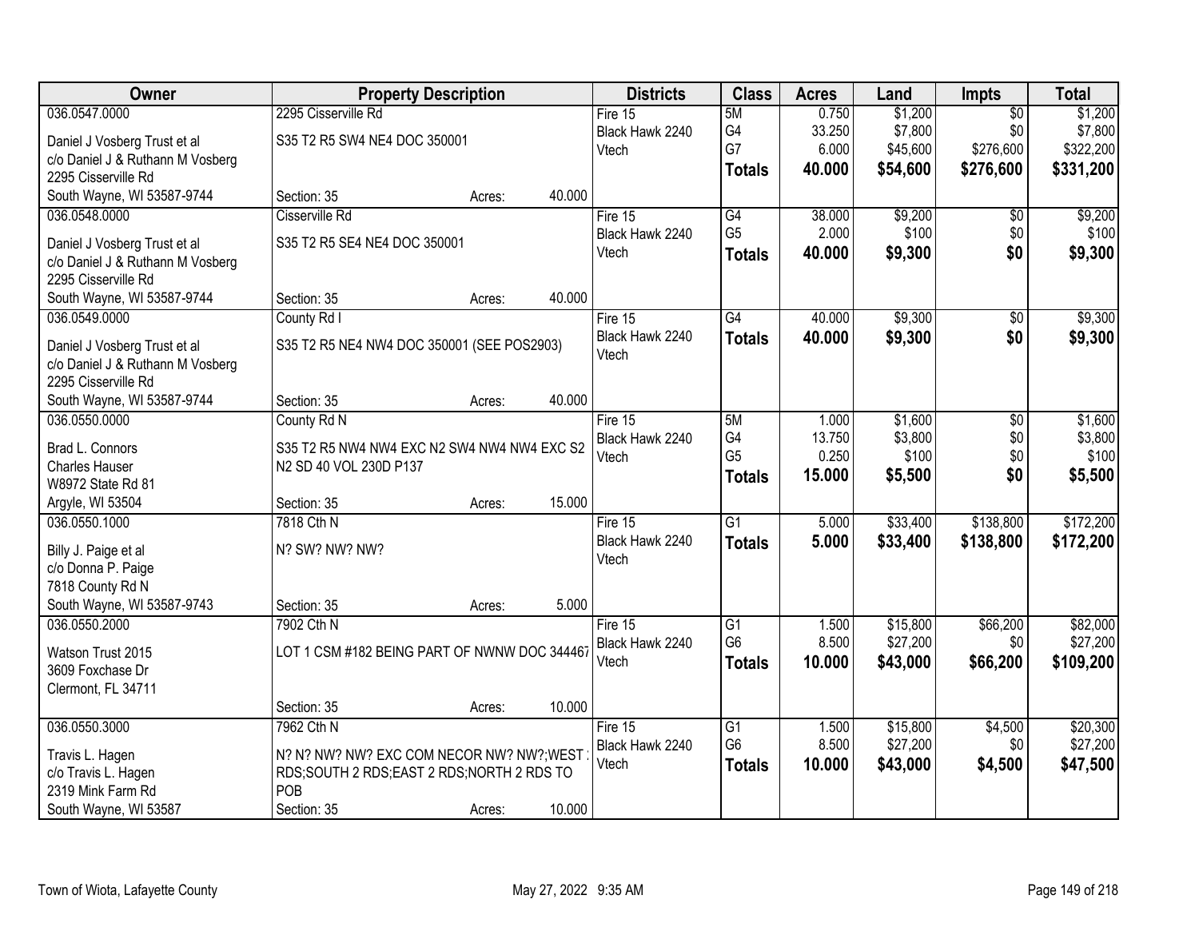| Owner | Property Description | Districts | Class | Acres | Land | Impts | Total |
|---|---|---|---|---|---|---|---|
| 036.0547.0000<br>Daniel J Vosberg Trust et al<br>c/o Daniel J & Ruthann M Vosberg<br>2295 Cisserville Rd<br>South Wayne, WI 53587-9744 | 2295 Cisserville Rd<br>S35 T2 R5 SW4 NE4 DOC 350001<br>Section: 35 Acres: 40.000 | Fire 15<br>Black Hawk 2240<br>Vtech | 5M<br>G4<br>G7<br>**Totals** | 0.750<br>33.250<br>6.000<br>**40.000** | $1,200<br>$7,800<br>$45,600<br>**$54,600** | $0<br>$0<br>$276,600<br>**$276,600** | $1,200<br>$7,800<br>$322,200<br>**$331,200** |
| 036.0548.0000<br>Daniel J Vosberg Trust et al<br>c/o Daniel J & Ruthann M Vosberg<br>2295 Cisserville Rd<br>South Wayne, WI 53587-9744 | Cisserville Rd<br>S35 T2 R5 SE4 NE4 DOC 350001<br>Section: 35 Acres: 40.000 | Fire 15<br>Black Hawk 2240<br>Vtech | G4<br>G5<br>**Totals** | 38.000<br>2.000<br>**40.000** | $9,200<br>$100<br>**$9,300** | $0<br>$0<br>**$0** | $9,200<br>$100<br>**$9,300** |
| 036.0549.0000<br>Daniel J Vosberg Trust et al<br>c/o Daniel J & Ruthann M Vosberg<br>2295 Cisserville Rd<br>South Wayne, WI 53587-9744 | County Rd I<br>S35 T2 R5 NE4 NW4 DOC 350001 (SEE POS2903)<br>Section: 35 Acres: 40.000 | Fire 15<br>Black Hawk 2240<br>Vtech | G4<br>**Totals** | 40.000<br>**40.000** | $9,300<br>**$9,300** | $0<br>**$0** | $9,300<br>**$9,300** |
| 036.0550.0000<br>Brad L. Connors<br>Charles Hauser<br>W8972 State Rd 81<br>Argyle, WI 53504 | County Rd N<br>S35 T2 R5 NW4 NW4 EXC N2 SW4 NW4 NW4 EXC S2 N2 SD 40 VOL 230D P137<br>Section: 35 Acres: 15.000 | Fire 15<br>Black Hawk 2240<br>Vtech | 5M<br>G4<br>G5<br>**Totals** | 1.000<br>13.750<br>0.250<br>**15.000** | $1,600<br>$3,800<br>$100<br>**$5,500** | $0<br>$0<br>$0<br>**$0** | $1,600<br>$3,800<br>$100<br>**$5,500** |
| 036.0550.1000<br>Billy J. Paige et al<br>c/o Donna P. Paige<br>7818 County Rd N<br>South Wayne, WI 53587-9743 | 7818 Cth N<br>N? SW? NW? NW?<br>Section: 35 Acres: 5.000 | Fire 15<br>Black Hawk 2240<br>Vtech | G1<br>**Totals** | 5.000<br>**5.000** | $33,400<br>**$33,400** | $138,800<br>**$138,800** | $172,200<br>**$172,200** |
| 036.0550.2000<br>Watson Trust 2015<br>3609 Foxchase Dr<br>Clermont, FL 34711 | 7902 Cth N<br>LOT 1 CSM #182 BEING PART OF NWNW DOC 344467<br>Section: 35 Acres: 10.000 | Fire 15<br>Black Hawk 2240<br>Vtech | G1<br>G6<br>**Totals** | 1.500<br>8.500<br>**10.000** | $15,800<br>$27,200<br>**$43,000** | $66,200<br>$0<br>**$66,200** | $82,000<br>$27,200<br>**$109,200** |
| 036.0550.3000<br>Travis L. Hagen<br>c/o Travis L. Hagen<br>2319 Mink Farm Rd<br>South Wayne, WI 53587 | 7962 Cth N<br>N? N? NW? NW? EXC COM NECOR NW? NW?;WEST 2 RDS;SOUTH 2 RDS;EAST 2 RDS;NORTH 2 RDS TO POB<br>Section: 35 Acres: 10.000 | Fire 15<br>Black Hawk 2240<br>Vtech | G1<br>G6<br>**Totals** | 1.500<br>8.500<br>**10.000** | $15,800<br>$27,200<br>**$43,000** | $4,500<br>$0<br>**$4,500** | $20,300<br>$27,200<br>**$47,500** |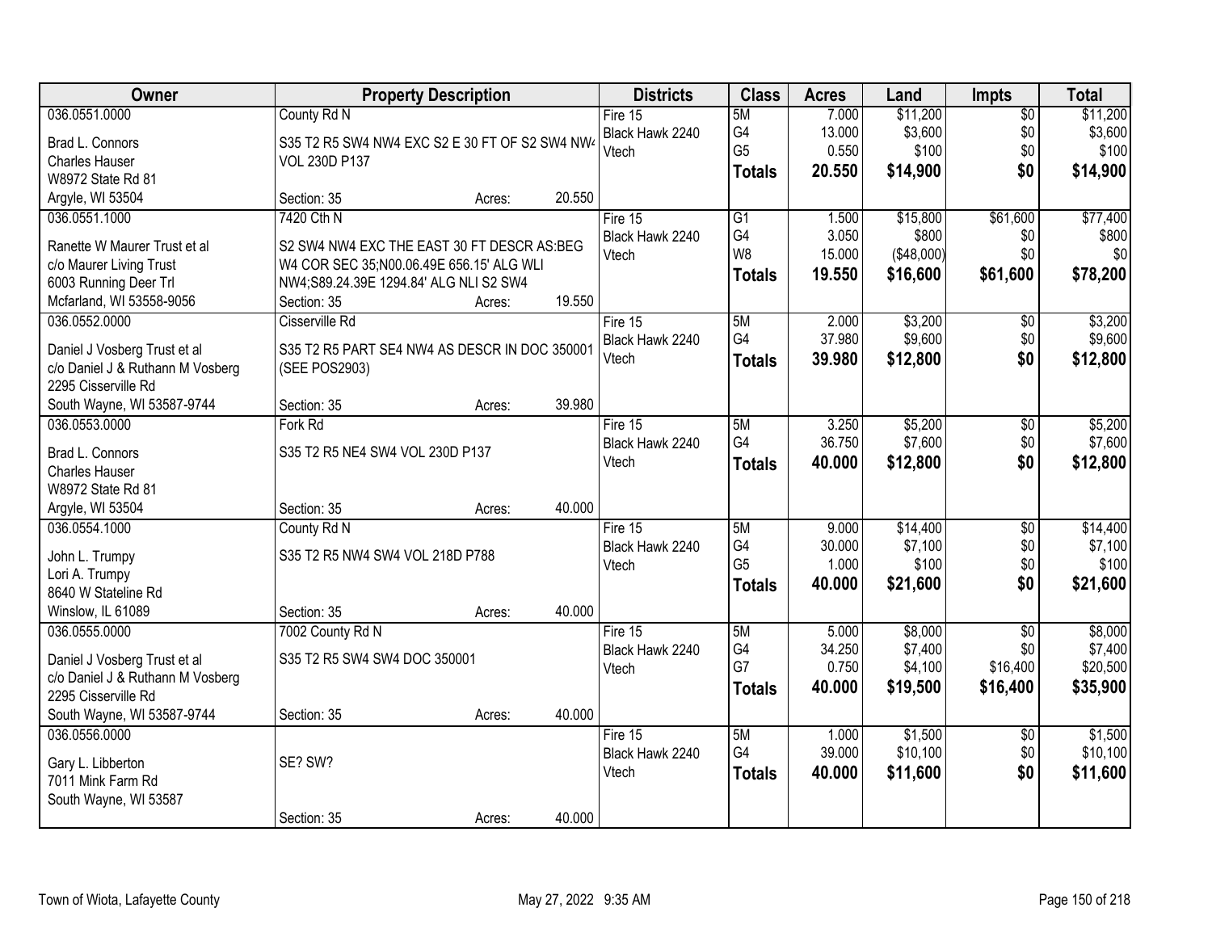| Owner | Property Description | | | Districts | Class | Acres | Land | Impts | Total |
|---|---|---|---|---|---|---|---|---|---|
| 036.0551.0000 | County Rd N | | | Fire 15 | 5M | 7.000 | $11,200 | $0 | $11,200 |
| Brad L. Connors | S35 T2 R5 SW4 NW4 EXC S2 E 30 FT OF S2 SW4 NW4 | | | Black Hawk 2240 | G4 | 13.000 | $3,600 | $0 | $3,600 |
| Charles Hauser | VOL 230D P137 | | | Vtech | G5 | 0.550 | $100 | $0 | $100 |
| W8972 State Rd 81 | | | | | **Totals** | **20.550** | **$14,900** | **$0** | **$14,900** |
| Argyle, WI 53504 | Section: 35 | Acres: | 20.550 | | | | | | |
| 036.0551.1000 | 7420 Cth N | | | Fire 15 | G1 | 1.500 | $15,800 | $61,600 | $77,400 |
| Ranette W Maurer Trust et al | S2 SW4 NW4 EXC THE EAST 30 FT DESCR AS:BEG | | | Black Hawk 2240 | G4 | 3.050 | $800 | $0 | $800 |
| c/o Maurer Living Trust | W4 COR SEC 35;N00.06.49E 656.15' ALG WLI | | | Vtech | W8 | 15.000 | ($48,000) | $0 | $0 |
| 6003 Running Deer Trl | NW4;S89.24.39E 1294.84' ALG NLI S2 SW4 | | | | **Totals** | **19.550** | **$16,600** | **$61,600** | **$78,200** |
| Mcfarland, WI 53558-9056 | Section: 35 | Acres: | 19.550 | | | | | | |
| 036.0552.0000 | Cisserville Rd | | | Fire 15 | 5M | 2.000 | $3,200 | $0 | $3,200 |
| Daniel J Vosberg Trust et al | S35 T2 R5 PART SE4 NW4 AS DESCR IN DOC 350001 | | | Black Hawk 2240 | G4 | 37.980 | $9,600 | $0 | $9,600 |
| c/o Daniel J & Ruthann M Vosberg | (SEE POS2903) | | | Vtech | **Totals** | **39.980** | **$12,800** | **$0** | **$12,800** |
| 2295 Cisserville Rd | | | | | | | | | |
| South Wayne, WI 53587-9744 | Section: 35 | Acres: | 39.980 | | | | | | |
| 036.0553.0000 | Fork Rd | | | Fire 15 | 5M | 3.250 | $5,200 | $0 | $5,200 |
| Brad L. Connors | S35 T2 R5 NE4 SW4 VOL 230D P137 | | | Black Hawk 2240 | G4 | 36.750 | $7,600 | $0 | $7,600 |
| Charles Hauser | | | | Vtech | **Totals** | **40.000** | **$12,800** | **$0** | **$12,800** |
| W8972 State Rd 81 | | | | | | | | | |
| Argyle, WI 53504 | Section: 35 | Acres: | 40.000 | | | | | | |
| 036.0554.1000 | County Rd N | | | Fire 15 | 5M | 9.000 | $14,400 | $0 | $14,400 |
| John L. Trumpy | S35 T2 R5 NW4 SW4 VOL 218D P788 | | | Black Hawk 2240 | G4 | 30.000 | $7,100 | $0 | $7,100 |
| Lori A. Trumpy | | | | Vtech | G5 | 1.000 | $100 | $0 | $100 |
| 8640 W Stateline Rd | | | | | **Totals** | **40.000** | **$21,600** | **$0** | **$21,600** |
| Winslow, IL 61089 | Section: 35 | Acres: | 40.000 | | | | | | |
| 036.0555.0000 | 7002 County Rd N | | | Fire 15 | 5M | 5.000 | $8,000 | $0 | $8,000 |
| Daniel J Vosberg Trust et al | S35 T2 R5 SW4 SW4 DOC 350001 | | | Black Hawk 2240 | G4 | 34.250 | $7,400 | $0 | $7,400 |
| c/o Daniel J & Ruthann M Vosberg | | | | Vtech | G7 | 0.750 | $4,100 | $16,400 | $20,500 |
| 2295 Cisserville Rd | | | | | **Totals** | **40.000** | **$19,500** | **$16,400** | **$35,900** |
| South Wayne, WI 53587-9744 | Section: 35 | Acres: | 40.000 | | | | | | |
| 036.0556.0000 | | | | Fire 15 | 5M | 1.000 | $1,500 | $0 | $1,500 |
| Gary L. Libberton | SE? SW? | | | Black Hawk 2240 | G4 | 39.000 | $10,100 | $0 | $10,100 |
| 7011 Mink Farm Rd | | | | Vtech | **Totals** | **40.000** | **$11,600** | **$0** | **$11,600** |
| South Wayne, WI 53587 | | | | | | | | | |
| | Section: 35 | Acres: | 40.000 | | | | | | |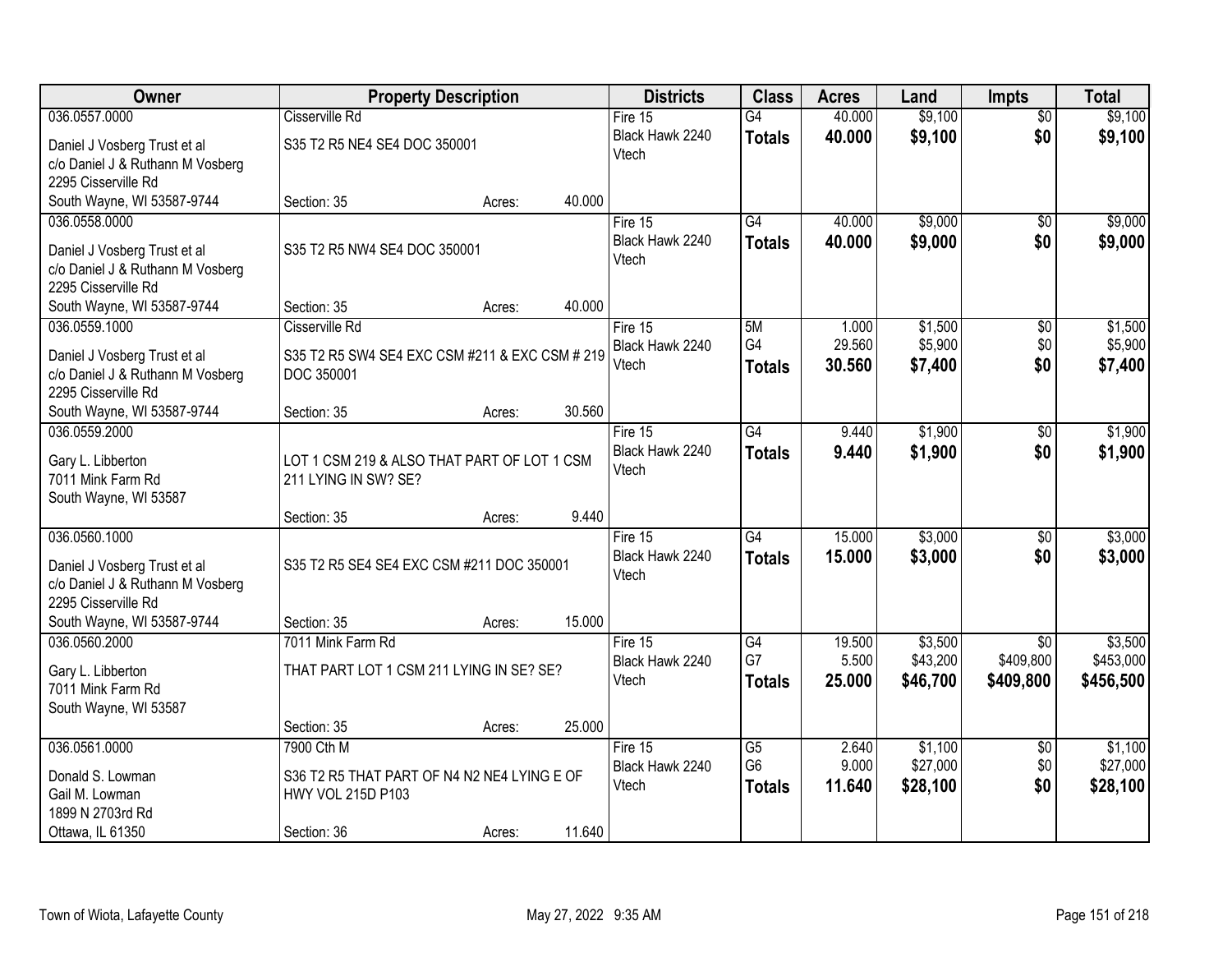| Owner | Property Description | Districts | Class | Acres | Land | Impts | Total |
|---|---|---|---|---|---|---|---|
| 036.0557.0000<br>Daniel J Vosberg Trust et al<br>c/o Daniel J & Ruthann M Vosberg<br>2295 Cisserville Rd<br>South Wayne, WI 53587-9744 | Cisserville Rd<br>S35 T2 R5 NE4 SE4 DOC 350001<br>Section: 35 Acres: 40.000 | Fire 15<br>Black Hawk 2240<br>Vtech | G4<br>**Totals** | 40.000<br>**40.000** | $9,100<br>**$9,100** | $0<br>**$0** | $9,100<br>**$9,100** |
| 036.0558.0000<br>Daniel J Vosberg Trust et al<br>c/o Daniel J & Ruthann M Vosberg<br>2295 Cisserville Rd<br>South Wayne, WI 53587-9744 | S35 T2 R5 NW4 SE4 DOC 350001<br>Section: 35 Acres: 40.000 | Fire 15<br>Black Hawk 2240<br>Vtech | G4<br>**Totals** | 40.000<br>**40.000** | $9,000<br>**$9,000** | $0<br>**$0** | $9,000<br>**$9,000** |
| 036.0559.1000<br>Daniel J Vosberg Trust et al<br>c/o Daniel J & Ruthann M Vosberg<br>2295 Cisserville Rd<br>South Wayne, WI 53587-9744 | Cisserville Rd<br>S35 T2 R5 SW4 SE4 EXC CSM #211 & EXC CSM # 219 DOC 350001<br>Section: 35 Acres: 30.560 | Fire 15<br>Black Hawk 2240<br>Vtech | 5M<br>G4<br>**Totals** | 1.000<br>29.560<br>**30.560** | $1,500<br>$5,900<br>**$7,400** | $0<br>$0<br>**$0** | $1,500<br>$5,900<br>**$7,400** |
| 036.0559.2000<br>Gary L. Libberton<br>7011 Mink Farm Rd<br>South Wayne, WI 53587 | LOT 1 CSM 219 & ALSO THAT PART OF LOT 1 CSM 211 LYING IN SW? SE?<br>Section: 35 Acres: 9.440 | Fire 15<br>Black Hawk 2240<br>Vtech | G4<br>**Totals** | 9.440<br>**9.440** | $1,900<br>**$1,900** | $0<br>**$0** | $1,900<br>**$1,900** |
| 036.0560.1000<br>Daniel J Vosberg Trust et al<br>c/o Daniel J & Ruthann M Vosberg<br>2295 Cisserville Rd<br>South Wayne, WI 53587-9744 | S35 T2 R5 SE4 SE4 EXC CSM #211 DOC 350001<br>Section: 35 Acres: 15.000 | Fire 15<br>Black Hawk 2240<br>Vtech | G4<br>**Totals** | 15.000<br>**15.000** | $3,000<br>**$3,000** | $0<br>**$0** | $3,000<br>**$3,000** |
| 036.0560.2000<br>Gary L. Libberton<br>7011 Mink Farm Rd<br>South Wayne, WI 53587 | 7011 Mink Farm Rd<br>THAT PART LOT 1 CSM 211 LYING IN SE? SE?<br>Section: 35 Acres: 25.000 | Fire 15<br>Black Hawk 2240<br>Vtech | G4<br>G7<br>**Totals** | 19.500<br>5.500<br>**25.000** | $3,500<br>$43,200<br>**$46,700** | $0<br>$409,800<br>**$409,800** | $3,500<br>$453,000<br>**$456,500** |
| 036.0561.0000<br>Donald S. Lowman<br>Gail M. Lowman<br>1899 N 2703rd Rd<br>Ottawa, IL 61350 | 7900 Cth M<br>S36 T2 R5 THAT PART OF N4 N2 NE4 LYING E OF HWY VOL 215D P103<br>Section: 36 Acres: 11.640 | Fire 15<br>Black Hawk 2240<br>Vtech | G5<br>G6<br>**Totals** | 2.640<br>9.000<br>**11.640** | $1,100<br>$27,000<br>**$28,100** | $0<br>$0<br>**$0** | $1,100<br>$27,000<br>**$28,100** |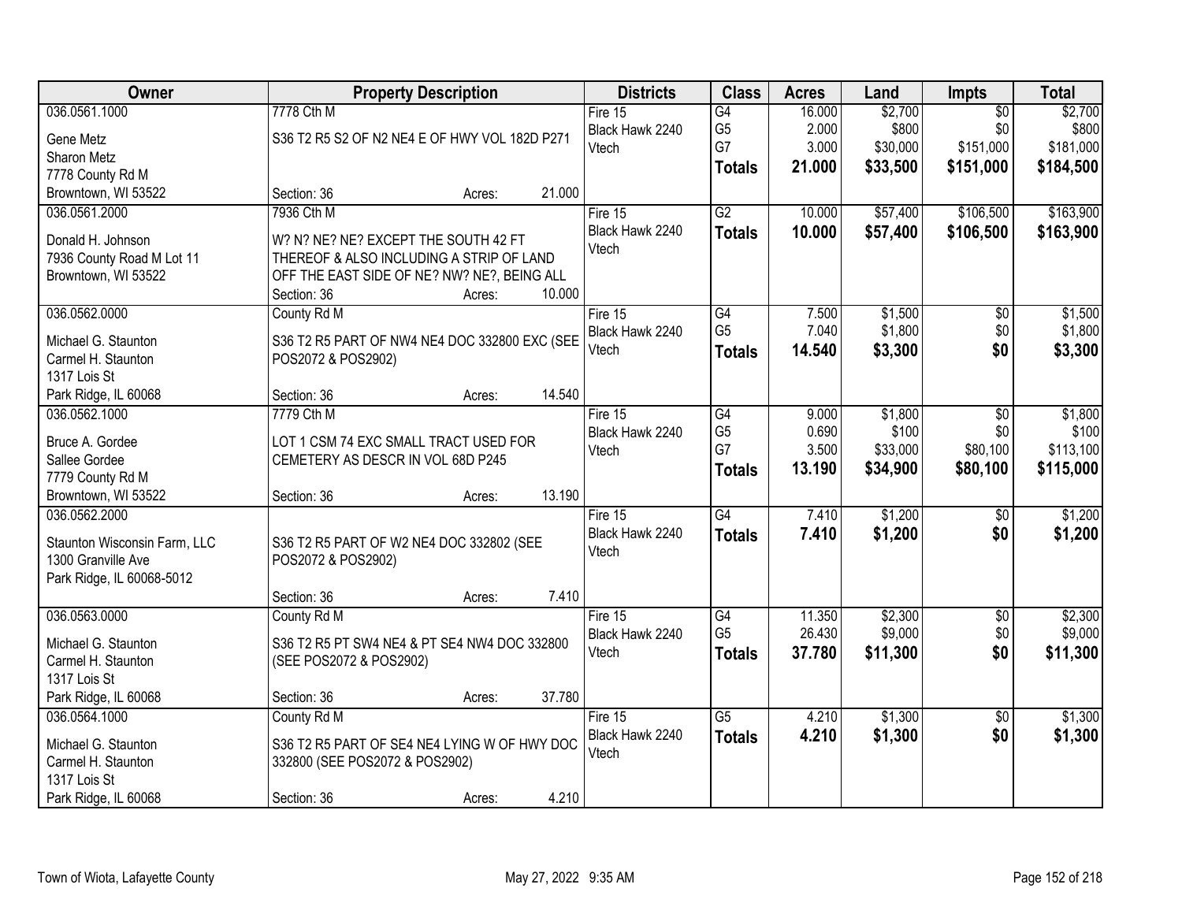| Owner | Property Description | Districts | Class | Acres | Land | Impts | Total |
|---|---|---|---|---|---|---|---|
| 036.0561.1000<br>Gene Metz<br>Sharon Metz<br>7778 County Rd M<br>Browntown, WI 53522 | 7778 Cth M<br>S36 T2 R5 S2 OF N2 NE4 E OF HWY VOL 182D P271<br>Section: 36 Acres: 21.000 | Fire 15<br>Black Hawk 2240<br>Vtech | G4<br>G5<br>G7<br>**Totals** | 16.000<br>2.000<br>3.000<br>**21.000** | $2,700<br>$800<br>$30,000<br>**$33,500** | $0<br>$0<br>$151,000<br>**$151,000** | $2,700<br>$800<br>$181,000<br>**$184,500** |
| 036.0561.2000<br>Donald H. Johnson<br>7936 County Road M Lot 11<br>Browntown, WI 53522 | 7936 Cth M<br>W? N? NE? NE? EXCEPT THE SOUTH 42 FT THEREOF & ALSO INCLUDING A STRIP OF LAND OFF THE EAST SIDE OF NE? NW? NE?, BEING ALL<br>Section: 36 Acres: 10.000 | Fire 15<br>Black Hawk 2240<br>Vtech | G2<br>**Totals** | 10.000<br>**10.000** | $57,400<br>**$57,400** | $106,500<br>**$106,500** | $163,900<br>**$163,900** |
| 036.0562.0000<br>Michael G. Staunton<br>Carmel H. Staunton<br>1317 Lois St<br>Park Ridge, IL 60068 | County Rd M<br>S36 T2 R5 PART OF NW4 NE4 DOC 332800 EXC (SEE POS2072 & POS2902)<br>Section: 36 Acres: 14.540 | Fire 15<br>Black Hawk 2240<br>Vtech | G4<br>G5<br>**Totals** | 7.500<br>7.040<br>**14.540** | $1,500<br>$1,800<br>**$3,300** | $0<br>$0<br>**$0** | $1,500<br>$1,800<br>**$3,300** |
| 036.0562.1000<br>Bruce A. Gordee<br>Sallee Gordee<br>7779 County Rd M<br>Browntown, WI 53522 | 7779 Cth M<br>LOT 1 CSM 74 EXC SMALL TRACT USED FOR CEMETERY AS DESCR IN VOL 68D P245<br>Section: 36 Acres: 13.190 | Fire 15<br>Black Hawk 2240<br>Vtech | G4<br>G5<br>G7<br>**Totals** | 9.000<br>0.690<br>3.500<br>**13.190** | $1,800<br>$100<br>$33,000<br>**$34,900** | $0<br>$0<br>$80,100<br>**$80,100** | $1,800<br>$100<br>$113,100<br>**$115,000** |
| 036.0562.2000<br>Staunton Wisconsin Farm, LLC<br>1300 Granville Ave<br>Park Ridge, IL 60068-5012 | S36 T2 R5 PART OF W2 NE4 DOC 332802 (SEE POS2072 & POS2902)<br>Section: 36 Acres: 7.410 | Fire 15<br>Black Hawk 2240<br>Vtech | G4<br>**Totals** | 7.410<br>**7.410** | $1,200<br>**$1,200** | $0<br>**$0** | $1,200<br>**$1,200** |
| 036.0563.0000<br>Michael G. Staunton<br>Carmel H. Staunton<br>1317 Lois St<br>Park Ridge, IL 60068 | County Rd M<br>S36 T2 R5 PT SW4 NE4 & PT SE4 NW4 DOC 332800 (SEE POS2072 & POS2902)<br>Section: 36 Acres: 37.780 | Fire 15<br>Black Hawk 2240<br>Vtech | G4<br>G5<br>**Totals** | 11.350<br>26.430<br>**37.780** | $2,300<br>$9,000<br>**$11,300** | $0<br>$0<br>**$0** | $2,300<br>$9,000<br>**$11,300** |
| 036.0564.1000<br>Michael G. Staunton<br>Carmel H. Staunton<br>1317 Lois St<br>Park Ridge, IL 60068 | County Rd M<br>S36 T2 R5 PART OF SE4 NE4 LYING W OF HWY DOC 332800 (SEE POS2072 & POS2902)<br>Section: 36 Acres: 4.210 | Fire 15<br>Black Hawk 2240<br>Vtech | G5<br>**Totals** | 4.210<br>**4.210** | $1,300<br>**$1,300** | $0<br>**$0** | $1,300<br>**$1,300** |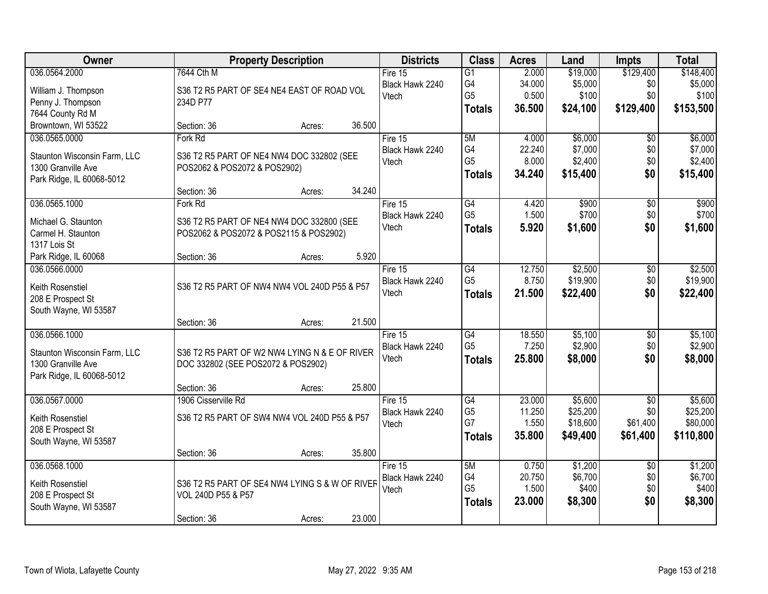| Owner | Property Description | Districts | Class | Acres | Land | Impts | Total |
|---|---|---|---|---|---|---|---|
| 036.0564.2000<br>William J. Thompson<br>Penny J. Thompson<br>7644 County Rd M<br>Browntown, WI 53522 | 7644 Cth M<br>S36 T2 R5 PART OF SE4 NE4 EAST OF ROAD VOL 234D P77<br>Section: 36 Acres: 36.500 | Fire 15<br>Black Hawk 2240<br>Vtech | G1<br>G4<br>G5<br>**Totals** | 2.000<br>34.000<br>0.500<br>**36.500** | $19,000<br>$5,000<br>$100<br>**$24,100** | $129,400<br>$0<br>$0<br>**$129,400** | $148,400<br>$5,000<br>$100<br>**$153,500** |
| 036.0565.0000<br>Staunton Wisconsin Farm, LLC<br>1300 Granville Ave<br>Park Ridge, IL 60068-5012 | Fork Rd<br>S36 T2 R5 PART OF NE4 NW4 DOC 332802 (SEE POS2062 & POS2072 & POS2902)<br>Section: 36 Acres: 34.240 | Fire 15<br>Black Hawk 2240<br>Vtech | 5M<br>G4<br>G5<br>**Totals** | 4.000<br>22.240<br>8.000<br>**34.240** | $6,000<br>$7,000<br>$2,400<br>**$15,400** | $0<br>$0<br>$0<br>**$0** | $6,000<br>$7,000<br>$2,400<br>**$15,400** |
| 036.0565.1000<br>Michael G. Staunton<br>Carmel H. Staunton<br>1317 Lois St<br>Park Ridge, IL 60068 | Fork Rd<br>S36 T2 R5 PART OF NE4 NW4 DOC 332800 (SEE POS2062 & POS2072 & POS2115 & POS2902)<br>Section: 36 Acres: 5.920 | Fire 15<br>Black Hawk 2240<br>Vtech | G4<br>G5<br>**Totals** | 4.420<br>1.500<br>**5.920** | $900<br>$700<br>**$1,600** | $0<br>$0<br>**$0** | $900<br>$700<br>**$1,600** |
| 036.0566.0000<br>Keith Rosenstiel<br>208 E Prospect St<br>South Wayne, WI 53587 | S36 T2 R5 PART OF NW4 NW4 VOL 240D P55 & P57<br>Section: 36 Acres: 21.500 | Fire 15<br>Black Hawk 2240<br>Vtech | G4<br>G5<br>**Totals** | 12.750<br>8.750<br>**21.500** | $2,500<br>$19,900<br>**$22,400** | $0<br>$0<br>**$0** | $2,500<br>$19,900<br>**$22,400** |
| 036.0566.1000<br>Staunton Wisconsin Farm, LLC<br>1300 Granville Ave<br>Park Ridge, IL 60068-5012 | S36 T2 R5 PART OF W2 NW4 LYING N & E OF RIVER DOC 332802 (SEE POS2072 & POS2902)<br>Section: 36 Acres: 25.800 | Fire 15<br>Black Hawk 2240<br>Vtech | G4<br>G5<br>**Totals** | 18.550<br>7.250<br>**25.800** | $5,100<br>$2,900<br>**$8,000** | $0<br>$0<br>**$0** | $5,100<br>$2,900<br>**$8,000** |
| 036.0567.0000<br>Keith Rosenstiel<br>208 E Prospect St<br>South Wayne, WI 53587 | 1906 Cisserville Rd<br>S36 T2 R5 PART OF SW4 NW4 VOL 240D P55 & P57<br>Section: 36 Acres: 35.800 | Fire 15<br>Black Hawk 2240<br>Vtech | G4<br>G5<br>G7<br>**Totals** | 23.000<br>11.250<br>1.550<br>**35.800** | $5,600<br>$25,200<br>$18,600<br>**$49,400** | $0<br>$0<br>$61,400<br>**$61,400** | $5,600<br>$25,200<br>$80,000<br>**$110,800** |
| 036.0568.1000<br>Keith Rosenstiel<br>208 E Prospect St<br>South Wayne, WI 53587 | S36 T2 R5 PART OF SE4 NW4 LYING S & W OF RIVER VOL 240D P55 & P57<br>Section: 36 Acres: 23.000 | Fire 15<br>Black Hawk 2240<br>Vtech | 5M<br>G4<br>G5<br>**Totals** | 0.750<br>20.750<br>1.500<br>**23.000** | $1,200<br>$6,700<br>$400<br>**$8,300** | $0<br>$0<br>$0<br>**$0** | $1,200<br>$6,700<br>$400<br>**$8,300** |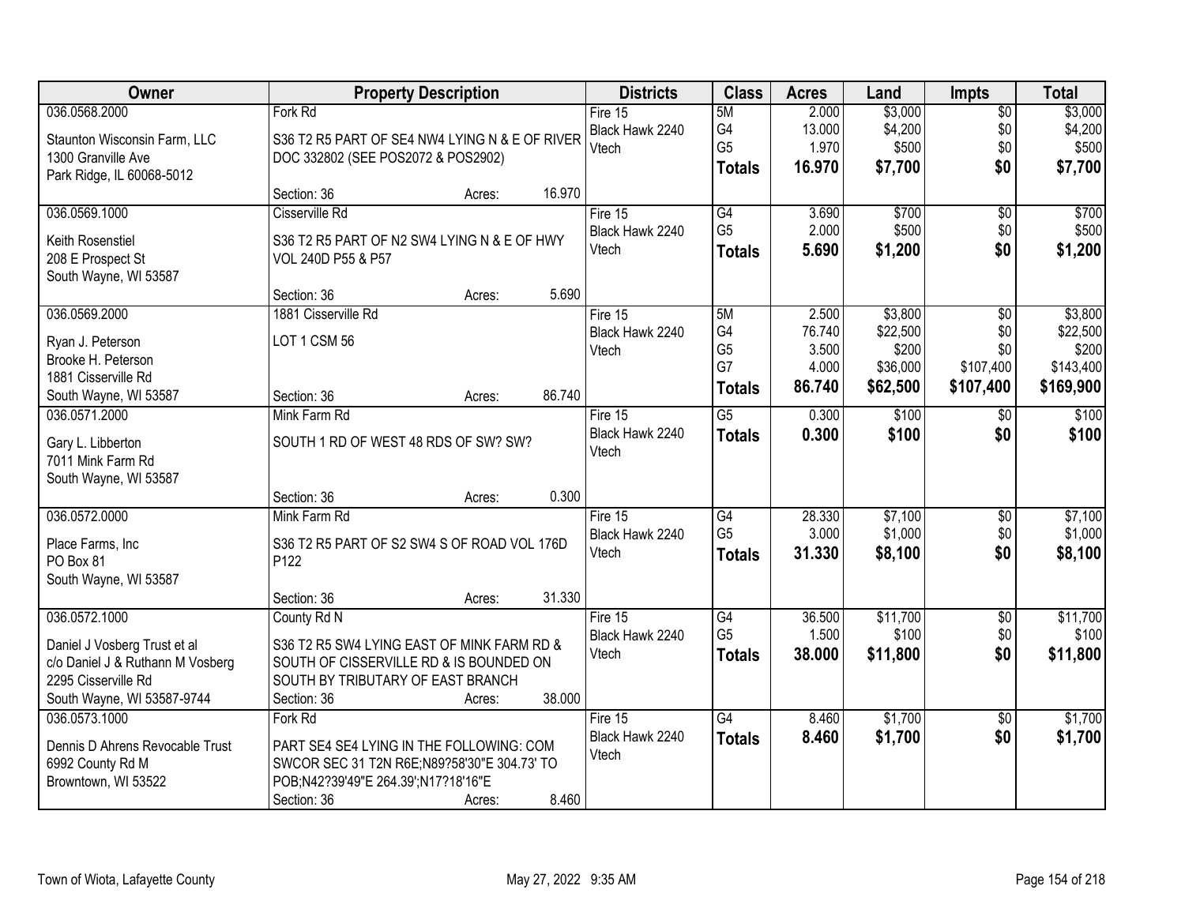| Owner | Property Description | Districts | Class | Acres | Land | Impts | Total |
|---|---|---|---|---|---|---|---|
| 036.0568.2000<br>Staunton Wisconsin Farm, LLC<br>1300 Granville Ave<br>Park Ridge, IL 60068-5012 | Fork Rd<br>S36 T2 R5 PART OF SE4 NW4 LYING N & E OF RIVER DOC 332802 (SEE POS2072 & POS2902)<br>Section: 36 Acres: 16.970 | Fire 15<br>Black Hawk 2240<br>Vtech | 5M<br>G4<br>G5<br>**Totals** | 2.000<br>13.000<br>1.970<br>**16.970** | $3,000<br>$4,200<br>$500<br>**$7,700** | $0<br>$0<br>$0<br>**$0** | $3,000<br>$4,200<br>$500<br>**$7,700** |
| 036.0569.1000<br>Keith Rosenstiel<br>208 E Prospect St<br>South Wayne, WI 53587 | Cisserville Rd<br>S36 T2 R5 PART OF N2 SW4 LYING N & E OF HWY VOL 240D P55 & P57<br>Section: 36 Acres: 5.690 | Fire 15<br>Black Hawk 2240<br>Vtech | G4<br>G5<br>**Totals** | 3.690<br>2.000<br>**5.690** | $700<br>$500<br>**$1,200** | $0<br>$0<br>**$0** | $700<br>$500<br>**$1,200** |
| 036.0569.2000<br>Ryan J. Peterson<br>Brooke H. Peterson<br>1881 Cisserville Rd<br>South Wayne, WI 53587 | 1881 Cisserville Rd<br>LOT 1 CSM 56<br>Section: 36 Acres: 86.740 | Fire 15<br>Black Hawk 2240<br>Vtech | 5M<br>G4<br>G5<br>G7<br>**Totals** | 2.500<br>76.740<br>3.500<br>4.000<br>**86.740** | $3,800<br>$22,500<br>$200<br>$36,000<br>**$62,500** | $0<br>$0<br>$0<br>$107,400<br>**$107,400** | $3,800<br>$22,500<br>$200<br>$143,400<br>**$169,900** |
| 036.0571.2000<br>Gary L. Libberton<br>7011 Mink Farm Rd<br>South Wayne, WI 53587 | Mink Farm Rd<br>SOUTH 1 RD OF WEST 48 RDS OF SW? SW?<br>Section: 36 Acres: 0.300 | Fire 15<br>Black Hawk 2240<br>Vtech | G5<br>**Totals** | 0.300<br>**0.300** | $100<br>**$100** | $0<br>**$0** | $100<br>**$100** |
| 036.0572.0000<br>Place Farms, Inc<br>PO Box 81<br>South Wayne, WI 53587 | Mink Farm Rd<br>S36 T2 R5 PART OF S2 SW4 S OF ROAD VOL 176D P122<br>Section: 36 Acres: 31.330 | Fire 15<br>Black Hawk 2240<br>Vtech | G4<br>G5<br>**Totals** | 28.330<br>3.000<br>**31.330** | $7,100<br>$1,000<br>**$8,100** | $0<br>$0<br>**$0** | $7,100<br>$1,000<br>**$8,100** |
| 036.0572.1000<br>Daniel J Vosberg Trust et al<br>c/o Daniel J & Ruthann M Vosberg<br>2295 Cisserville Rd<br>South Wayne, WI 53587-9744 | County Rd N<br>S36 T2 R5 SW4 LYING EAST OF MINK FARM RD & SOUTH OF CISSERVILLE RD & IS BOUNDED ON SOUTH BY TRIBUTARY OF EAST BRANCH<br>Section: 36 Acres: 38.000 | Fire 15<br>Black Hawk 2240<br>Vtech | G4<br>G5<br>**Totals** | 36.500<br>1.500<br>**38.000** | $11,700<br>$100<br>**$11,800** | $0<br>$0<br>**$0** | $11,700<br>$100<br>**$11,800** |
| 036.0573.1000<br>Dennis D Ahrens Revocable Trust<br>6992 County Rd M<br>Browntown, WI 53522 | Fork Rd<br>PART SE4 SE4 LYING IN THE FOLLOWING: COM SWCOR SEC 31 T2N R6E;N89?58'30"E 304.73' TO POB;N42?39'49"E 264.39';N17?18'16"E<br>Section: 36 Acres: 8.460 | Fire 15<br>Black Hawk 2240<br>Vtech | G4<br>**Totals** | 8.460<br>**8.460** | $1,700<br>**$1,700** | $0<br>**$0** | $1,700<br>**$1,700** |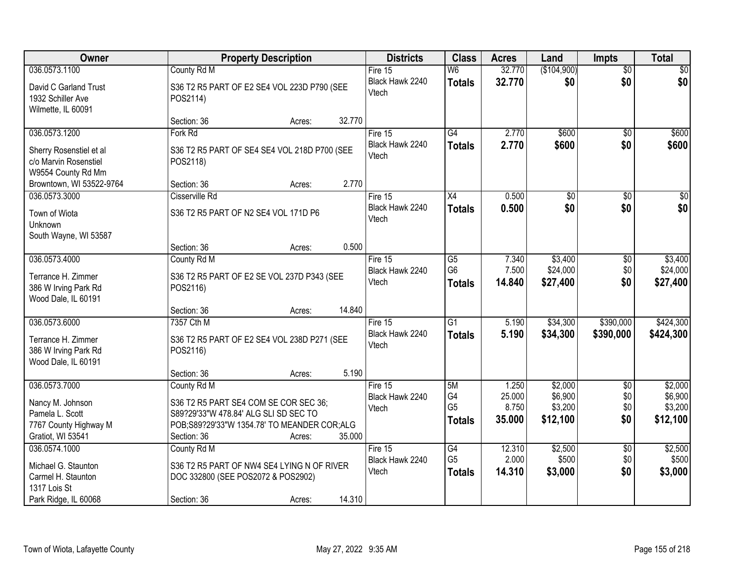| Owner | Property Description | Districts | Class | Acres | Land | Impts | Total |
|---|---|---|---|---|---|---|---|
| 036.0573.1100<br>David C Garland Trust<br>1932 Schiller Ave<br>Wilmette, IL 60091 | County Rd M<br>S36 T2 R5 PART OF E2 SE4 VOL 223D P790 (SEE POS2114)<br>Section: 36 Acres: 32.770 | Fire 15<br>Black Hawk 2240<br>Vtech | W6<br>**Totals** | 32.770<br>**32.770** | ($104,900)<br>**$0** | $0<br>**$0** | $0<br>**$0** |
| 036.0573.1200<br>Sherry Rosenstiel et al<br>c/o Marvin Rosenstiel<br>W9554 County Rd Mm<br>Browntown, WI 53522-9764 | Fork Rd<br>S36 T2 R5 PART OF SE4 SE4 VOL 218D P700 (SEE POS2118)<br>Section: 36 Acres: 2.770 | Fire 15<br>Black Hawk 2240<br>Vtech | G4<br>**Totals** | 2.770<br>**2.770** | $600<br>**$600** | $0<br>**$0** | $600<br>**$600** |
| 036.0573.3000<br>Town of Wiota<br>Unknown<br>South Wayne, WI 53587 | Cisserville Rd<br>S36 T2 R5 PART OF N2 SE4 VOL 171D P6<br>Section: 36 Acres: 0.500 | Fire 15<br>Black Hawk 2240<br>Vtech | X4<br>**Totals** | 0.500<br>**0.500** | $0<br>**$0** | $0<br>**$0** | $0<br>**$0** |
| 036.0573.4000<br>Terrance H. Zimmer<br>386 W Irving Park Rd<br>Wood Dale, IL 60191 | County Rd M<br>S36 T2 R5 PART OF E2 SE VOL 237D P343 (SEE POS2116)<br>Section: 36 Acres: 14.840 | Fire 15<br>Black Hawk 2240<br>Vtech | G5<br>G6<br>**Totals** | 7.340<br>7.500<br>**14.840** | $3,400<br>$24,000<br>**$27,400** | $0<br>$0<br>**$0** | $3,400<br>$24,000<br>**$27,400** |
| 036.0573.6000<br>Terrance H. Zimmer<br>386 W Irving Park Rd<br>Wood Dale, IL 60191 | 7357 Cth M<br>S36 T2 R5 PART OF E2 SE4 VOL 238D P271 (SEE POS2116)<br>Section: 36 Acres: 5.190 | Fire 15<br>Black Hawk 2240<br>Vtech | G1<br>**Totals** | 5.190<br>**5.190** | $34,300<br>**$34,300** | $390,000<br>**$390,000** | $424,300<br>**$424,300** |
| 036.0573.7000<br>Nancy M. Johnson<br>Pamela L. Scott<br>7767 County Highway M<br>Gratiot, WI 53541 | County Rd M<br>S36 T2 R5 PART SE4 COM SE COR SEC 36; S89?29'33"W 478.84' ALG SLI SD SEC TO POB;S89?29'33"W 1354.78' TO MEANDER COR;ALG<br>Section: 36 Acres: 35.000 | Fire 15<br>Black Hawk 2240<br>Vtech | 5M<br>G4<br>G5<br>**Totals** | 1.250<br>25.000<br>8.750<br>**35.000** | $2,000<br>$6,900<br>$3,200<br>**$12,100** | $0<br>$0<br>$0<br>**$0** | $2,000<br>$6,900<br>$3,200<br>**$12,100** |
| 036.0574.1000<br>Michael G. Staunton<br>Carmel H. Staunton<br>1317 Lois St<br>Park Ridge, IL 60068 | County Rd M<br>S36 T2 R5 PART OF NW4 SE4 LYING N OF RIVER DOC 332800 (SEE POS2072 & POS2902)<br>Section: 36 Acres: 14.310 | Fire 15<br>Black Hawk 2240<br>Vtech | G4<br>G5<br>**Totals** | 12.310<br>2.000<br>**14.310** | $2,500<br>$500<br>**$3,000** | $0<br>$0<br>**$0** | $2,500<br>$500<br>**$3,000** |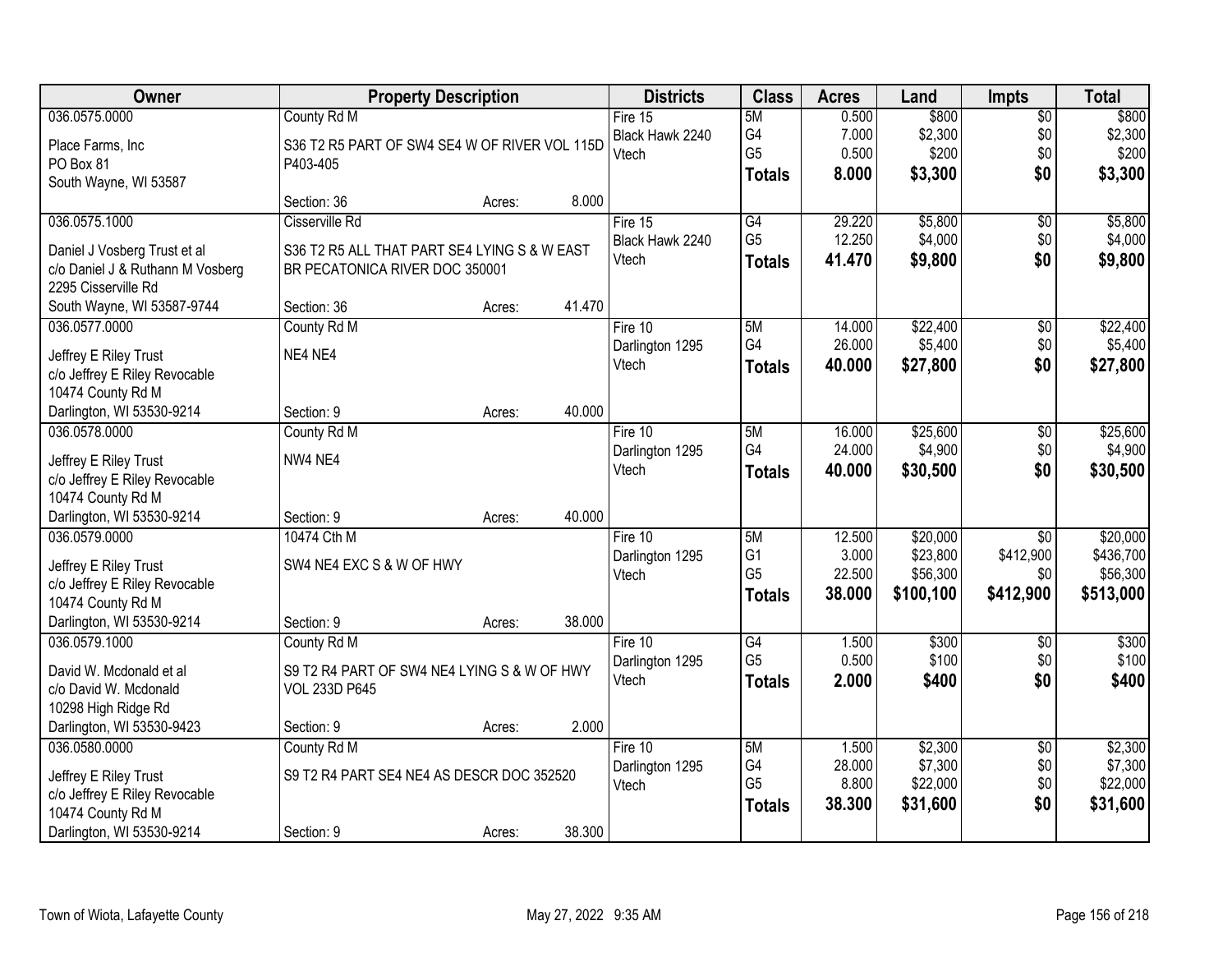| Owner | Property Description | | | Districts | Class | Acres | Land | Impts | Total |
|---|---|---|---|---|---|---|---|---|---|
| 036.0575.0000 | County Rd M | | | Fire 15 | 5M | 0.500 | $800 | $0 | $800 |
| Place Farms, Inc | S36 T2 R5 PART OF SW4 SE4 W OF RIVER VOL 115D | | | Black Hawk 2240 | G4 | 7.000 | $2,300 | $0 | $2,300 |
| PO Box 81 | P403-405 | | | Vtech | G5 | 0.500 | $200 | $0 | $200 |
| South Wayne, WI 53587 | | | | | **Totals** | **8.000** | **$3,300** | **$0** | **$3,300** |
| | Section: 36 | Acres: | 8.000 | | | | | | |
| 036.0575.1000 | Cisserville Rd | | | Fire 15 | G4 | 29.220 | $5,800 | $0 | $5,800 |
| Daniel J Vosberg Trust et al | S36 T2 R5 ALL THAT PART SE4 LYING S & W EAST | | | Black Hawk 2240 | G5 | 12.250 | $4,000 | $0 | $4,000 |
| c/o Daniel J & Ruthann M Vosberg | BR PECATONICA RIVER DOC 350001 | | | Vtech | **Totals** | **41.470** | **$9,800** | **$0** | **$9,800** |
| 2295 Cisserville Rd | | | | | | | | | |
| South Wayne, WI 53587-9744 | Section: 36 | Acres: | 41.470 | | | | | | |
| 036.0577.0000 | County Rd M | | | Fire 10 | 5M | 14.000 | $22,400 | $0 | $22,400 |
| Jeffrey E Riley Trust | NE4 NE4 | | | Darlington 1295 | G4 | 26.000 | $5,400 | $0 | $5,400 |
| c/o Jeffrey E Riley Revocable | | | | Vtech | **Totals** | **40.000** | **$27,800** | **$0** | **$27,800** |
| 10474 County Rd M | | | | | | | | | |
| Darlington, WI 53530-9214 | Section: 9 | Acres: | 40.000 | | | | | | |
| 036.0578.0000 | County Rd M | | | Fire 10 | 5M | 16.000 | $25,600 | $0 | $25,600 |
| Jeffrey E Riley Trust | NW4 NE4 | | | Darlington 1295 | G4 | 24.000 | $4,900 | $0 | $4,900 |
| c/o Jeffrey E Riley Revocable | | | | Vtech | **Totals** | **40.000** | **$30,500** | **$0** | **$30,500** |
| 10474 County Rd M | | | | | | | | | |
| Darlington, WI 53530-9214 | Section: 9 | Acres: | 40.000 | | | | | | |
| 036.0579.0000 | 10474 Cth M | | | Fire 10 | 5M | 12.500 | $20,000 | $0 | $20,000 |
| Jeffrey E Riley Trust | SW4 NE4 EXC S & W OF HWY | | | Darlington 1295 | G1 | 3.000 | $23,800 | $412,900 | $436,700 |
| c/o Jeffrey E Riley Revocable | | | | Vtech | G5 | 22.500 | $56,300 | $0 | $56,300 |
| 10474 County Rd M | | | | | **Totals** | **38.000** | **$100,100** | **$412,900** | **$513,000** |
| Darlington, WI 53530-9214 | Section: 9 | Acres: | 38.000 | | | | | | |
| 036.0579.1000 | County Rd M | | | Fire 10 | G4 | 1.500 | $300 | $0 | $300 |
| David W. Mcdonald et al | S9 T2 R4 PART OF SW4 NE4 LYING S & W OF HWY | | | Darlington 1295 | G5 | 0.500 | $100 | $0 | $100 |
| c/o David W. Mcdonald | VOL 233D P645 | | | Vtech | **Totals** | **2.000** | **$400** | **$0** | **$400** |
| 10298 High Ridge Rd | | | | | | | | | |
| Darlington, WI 53530-9423 | Section: 9 | Acres: | 2.000 | | | | | | |
| 036.0580.0000 | County Rd M | | | Fire 10 | 5M | 1.500 | $2,300 | $0 | $2,300 |
| Jeffrey E Riley Trust | S9 T2 R4 PART SE4 NE4 AS DESCR DOC 352520 | | | Darlington 1295 | G4 | 28.000 | $7,300 | $0 | $7,300 |
| c/o Jeffrey E Riley Revocable | | | | Vtech | G5 | 8.800 | $22,000 | $0 | $22,000 |
| 10474 County Rd M | | | | | **Totals** | **38.300** | **$31,600** | **$0** | **$31,600** |
| Darlington, WI 53530-9214 | Section: 9 | Acres: | 38.300 | | | | | | |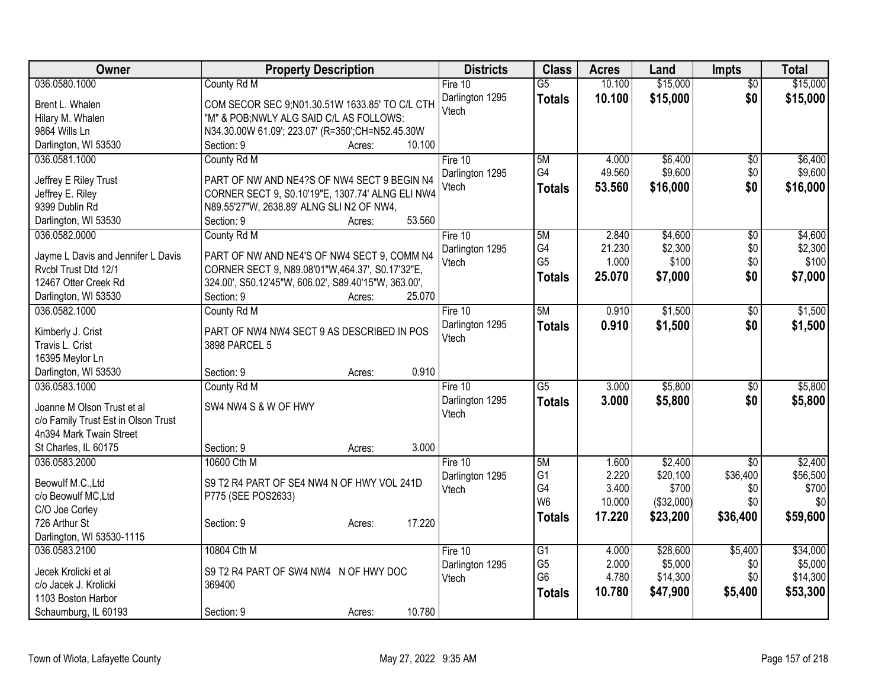| Owner | Property Description | Districts | Class | Acres | Land | Impts | Total |
|---|---|---|---|---|---|---|---|
| 036.0580.1000<br>Brent L. Whalen<br>Hilary M. Whalen<br>9864 Wills Ln<br>Darlington, WI 53530 | County Rd M<br>COM SECOR SEC 9;N01.30.51W 1633.85' TO C/L CTH "M" & POB;NWLY ALG SAID C/L AS FOLLOWS: N34.30.00W 61.09'; 223.07' (R=350';CH=N52.45.30W<br>Section: 9 Acres: 10.100 | Fire 10<br>Darlington 1295<br>Vtech | G5<br>**Totals** | 10.100<br>**10.100** | $15,000<br>**$15,000** | $0<br>**$0** | $15,000<br>**$15,000** |
| 036.0581.1000<br>Jeffrey E Riley Trust<br>Jeffrey E. Riley<br>9399 Dublin Rd<br>Darlington, WI 53530 | County Rd M<br>PART OF NW AND NE4?S OF NW4 SECT 9 BEGIN N4 CORNER SECT 9, S0.10'19"E, 1307.74' ALNG ELI NW4 N89.55'27"W, 2638.89' ALNG SLI N2 OF NW4,<br>Section: 9 Acres: 53.560 | Fire 10<br>Darlington 1295<br>Vtech | 5M<br>G4<br>**Totals** | 4.000<br>49.560<br>**53.560** | $6,400<br>$9,600<br>**$16,000** | $0<br>$0<br>**$0** | $6,400<br>$9,600<br>**$16,000** |
| 036.0582.0000<br>Jayme L Davis and Jennifer L Davis Rvcbl Trust Dtd 12/1<br>12467 Otter Creek Rd<br>Darlington, WI 53530 | County Rd M<br>PART OF NW AND NE4'S OF NW4 SECT 9, COMM N4 CORNER SECT 9, N89.08'01"W,464.37', S0.17'32"E, 324.00', S50.12'45"W, 606.02', S89.40'15"W, 363.00',<br>Section: 9 Acres: 25.070 | Fire 10<br>Darlington 1295<br>Vtech | 5M<br>G4<br>G5<br>**Totals** | 2.840<br>21.230<br>1.000<br>**25.070** | $4,600<br>$2,300<br>$100<br>**$7,000** | $0<br>$0<br>$0<br>**$0** | $4,600<br>$2,300<br>$100<br>**$7,000** |
| 036.0582.1000<br>Kimberly J. Crist<br>Travis L. Crist<br>16395 Meylor Ln<br>Darlington, WI 53530 | County Rd M<br>PART OF NW4 NW4 SECT 9 AS DESCRIBED IN POS 3898 PARCEL 5<br>Section: 9 Acres: 0.910 | Fire 10<br>Darlington 1295<br>Vtech | 5M<br>**Totals** | 0.910<br>**0.910** | $1,500<br>**$1,500** | $0<br>**$0** | $1,500<br>**$1,500** |
| 036.0583.1000<br>Joanne M Olson Trust et al<br>c/o Family Trust Est in Olson Trust<br>4n394 Mark Twain Street<br>St Charles, IL 60175 | County Rd M<br>SW4 NW4 S & W OF HWY<br>Section: 9 Acres: 3.000 | Fire 10<br>Darlington 1295<br>Vtech | G5<br>**Totals** | 3.000<br>**3.000** | $5,800<br>**$5,800** | $0<br>**$0** | $5,800<br>**$5,800** |
| 036.0583.2000<br>Beowulf M.C.,Ltd<br>c/o Beowulf MC,Ltd<br>C/O Joe Corley<br>726 Arthur St<br>Darlington, WI 53530-1115 | 10600 Cth M<br>S9 T2 R4 PART OF SE4 NW4 N OF HWY VOL 241D P775 (SEE POS2633)<br>Section: 9 Acres: 17.220 | Fire 10<br>Darlington 1295<br>Vtech | 5M<br>G1<br>G4<br>W6<br>**Totals** | 1.600<br>2.220<br>3.400<br>10.000<br>**17.220** | $2,400<br>$20,100<br>$700<br>($32,000)<br>**$23,200** | $0<br>$36,400<br>$0<br>$0<br>**$36,400** | $2,400<br>$56,500<br>$700<br>$0<br>**$59,600** |
| 036.0583.2100<br>Jecek Krolicki et al<br>c/o Jacek J. Krolicki<br>1103 Boston Harbor<br>Schaumburg, IL 60193 | 10804 Cth M<br>S9 T2 R4 PART OF SW4 NW4 N OF HWY DOC 369400<br>Section: 9 Acres: 10.780 | Fire 10<br>Darlington 1295<br>Vtech | G1<br>G5<br>G6<br>**Totals** | 4.000<br>2.000<br>4.780<br>**10.780** | $28,600<br>$5,000<br>$14,300<br>**$47,900** | $5,400<br>$0<br>$0<br>**$5,400** | $34,000<br>$5,000<br>$14,300<br>**$53,300** |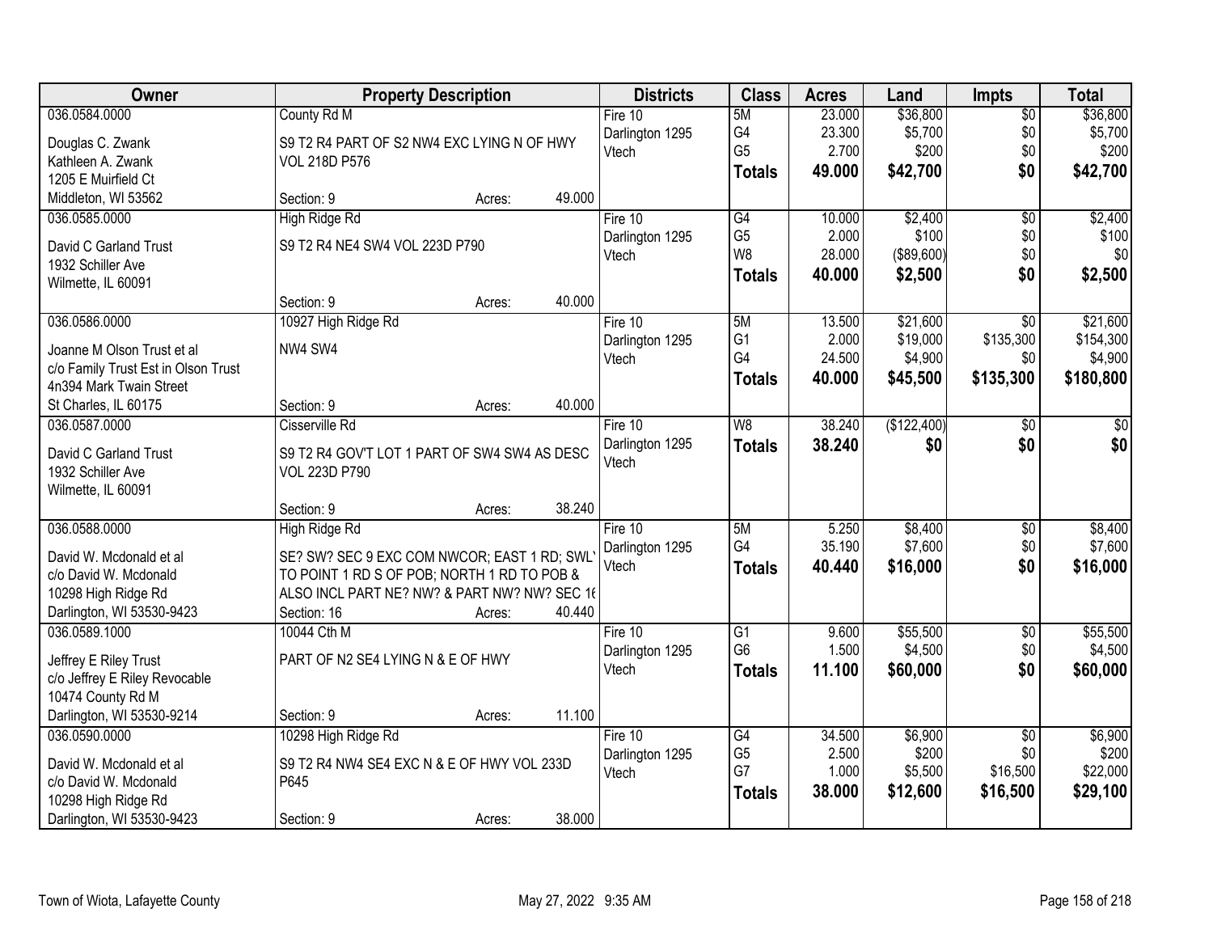| Owner | Property Description | Districts | Class | Acres | Land | Impts | Total |
|---|---|---|---|---|---|---|---|
| 036.0584.0000<br>Douglas C. Zwank<br>Kathleen A. Zwank<br>1205 E Muirfield Ct<br>Middleton, WI 53562 | County Rd M<br>S9 T2 R4 PART OF S2 NW4 EXC LYING N OF HWY VOL 218D P576<br>Section: 9 Acres: 49.000 | Fire 10<br>Darlington 1295<br>Vtech | 5M<br>G4<br>G5<br>**Totals** | 23.000<br>23.300<br>2.700<br>**49.000** | $36,800<br>$5,700<br>$200<br>**$42,700** | $0<br>$0<br>$0<br>**$0** | $36,800<br>$5,700<br>$200<br>**$42,700** |
| 036.0585.0000<br>David C Garland Trust<br>1932 Schiller Ave<br>Wilmette, IL 60091 | High Ridge Rd<br>S9 T2 R4 NE4 SW4 VOL 223D P790<br>Section: 9 Acres: 40.000 | Fire 10<br>Darlington 1295<br>Vtech | G4<br>G5<br>W8<br>**Totals** | 10.000<br>2.000<br>28.000<br>**40.000** | $2,400<br>$100<br>($89,600)<br>**$2,500** | $0<br>$0<br>$0<br>**$0** | $2,400<br>$100<br>$0<br>**$2,500** |
| 036.0586.0000<br>Joanne M Olson Trust et al<br>c/o Family Trust Est in Olson Trust<br>4n394 Mark Twain Street<br>St Charles, IL 60175 | 10927 High Ridge Rd<br>NW4 SW4<br>Section: 9 Acres: 40.000 | Fire 10<br>Darlington 1295<br>Vtech | 5M<br>G1<br>G4<br>**Totals** | 13.500<br>2.000<br>24.500<br>**40.000** | $21,600<br>$19,000<br>$4,900<br>**$45,500** | $0<br>$135,300<br>$0<br>**$135,300** | $21,600<br>$154,300<br>$4,900<br>**$180,800** |
| 036.0587.0000<br>David C Garland Trust<br>1932 Schiller Ave<br>Wilmette, IL 60091 | Cisserville Rd<br>S9 T2 R4 GOV'T LOT 1 PART OF SW4 SW4 AS DESC VOL 223D P790<br>Section: 9 Acres: 38.240 | Fire 10<br>Darlington 1295<br>Vtech | W8<br>**Totals** | 38.240<br>**38.240** | ($122,400)<br>**$0** | $0<br>**$0** | $0<br>**$0** |
| 036.0588.0000<br>David W. Mcdonald et al<br>c/o David W. Mcdonald<br>10298 High Ridge Rd<br>Darlington, WI 53530-9423 | High Ridge Rd<br>SE? SW? SEC 9 EXC COM NWCOR; EAST 1 RD; SWL' TO POINT 1 RD S OF POB; NORTH 1 RD TO POB & ALSO INCL PART NE? NW? & PART NW? NW? SEC 1€<br>Section: 16 Acres: 40.440 | Fire 10<br>Darlington 1295<br>Vtech | 5M<br>G4<br>**Totals** | 5.250<br>35.190<br>**40.440** | $8,400<br>$7,600<br>**$16,000** | $0<br>$0<br>**$0** | $8,400<br>$7,600<br>**$16,000** |
| 036.0589.1000<br>Jeffrey E Riley Trust<br>c/o Jeffrey E Riley Revocable<br>10474 County Rd M<br>Darlington, WI 53530-9214 | 10044 Cth M<br>PART OF N2 SE4 LYING N & E OF HWY<br>Section: 9 Acres: 11.100 | Fire 10<br>Darlington 1295<br>Vtech | G1<br>G6<br>**Totals** | 9.600<br>1.500<br>**11.100** | $55,500<br>$4,500<br>**$60,000** | $0<br>$0<br>**$0** | $55,500<br>$4,500<br>**$60,000** |
| 036.0590.0000<br>David W. Mcdonald et al<br>c/o David W. Mcdonald<br>10298 High Ridge Rd<br>Darlington, WI 53530-9423 | 10298 High Ridge Rd<br>S9 T2 R4 NW4 SE4 EXC N & E OF HWY VOL 233D P645<br>Section: 9 Acres: 38.000 | Fire 10<br>Darlington 1295<br>Vtech | G4<br>G5<br>G7<br>**Totals** | 34.500<br>2.500<br>1.000<br>**38.000** | $6,900<br>$200<br>$5,500<br>**$12,600** | $0<br>$0<br>$16,500<br>**$16,500** | $6,900<br>$200<br>$22,000<br>**$29,100** |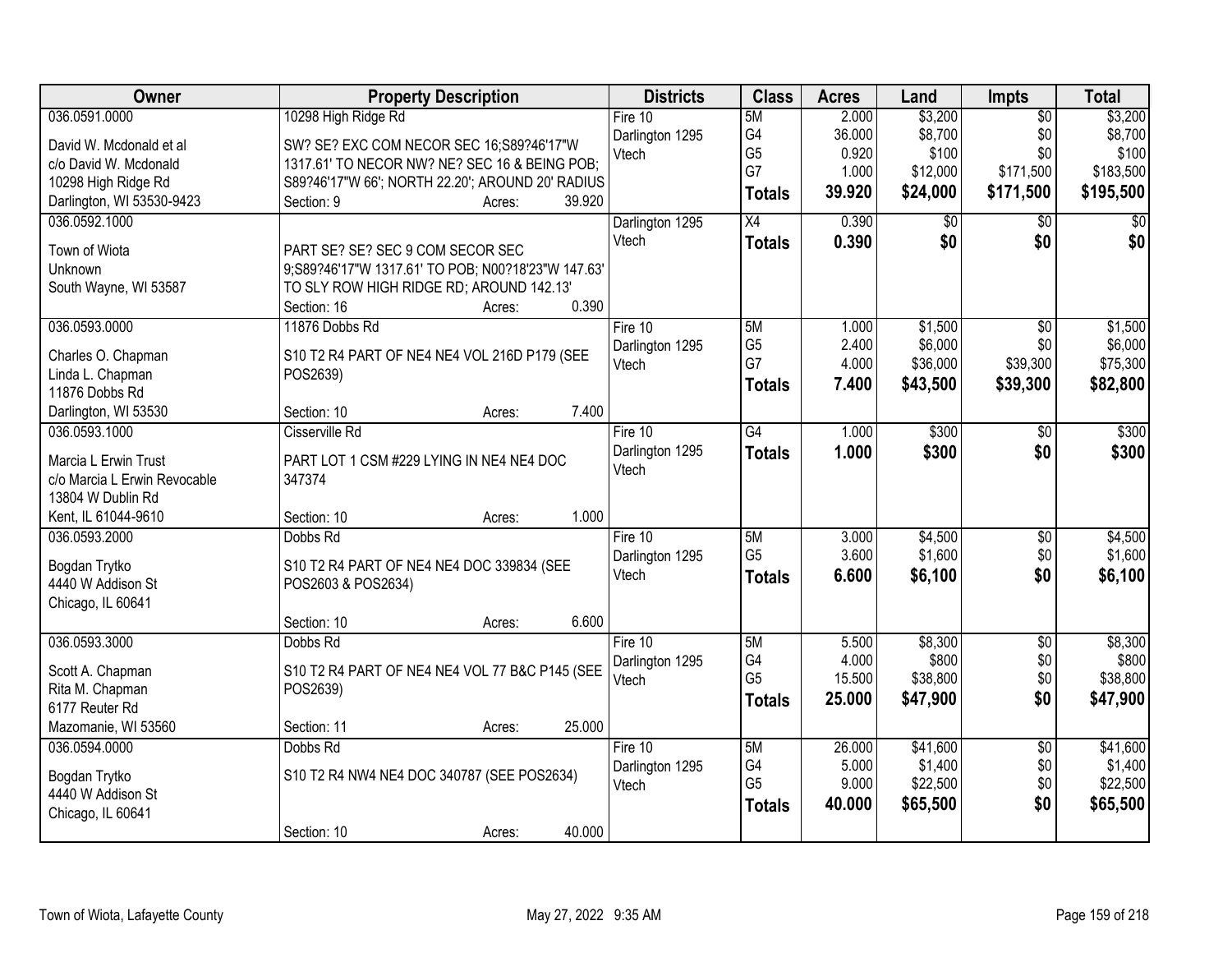| Owner | Property Description | Districts | Class | Acres | Land | Impts | Total |
|---|---|---|---|---|---|---|---|
| 036.0591.0000<br>David W. Mcdonald et al<br>c/o David W. Mcdonald<br>10298 High Ridge Rd<br>Darlington, WI 53530-9423 | 10298 High Ridge Rd<br>SW? SE? EXC COM NECOR SEC 16;S89?46'17"W 1317.61' TO NECOR NW? NE? SEC 16 & BEING POB; S89?46'17"W 66'; NORTH 22.20'; AROUND 20' RADIUS<br>Section: 9 Acres: 39.920 | Fire 10<br>Darlington 1295<br>Vtech | 5M<br>G4<br>G5<br>G7<br>**Totals** | 2.000<br>36.000<br>0.920<br>1.000<br>**39.920** | $3,200<br>$8,700<br>$100<br>$12,000<br>**$24,000** | $0<br>$0<br>$0<br>$171,500<br>**$171,500** | $3,200<br>$8,700<br>$100<br>$183,500<br>**$195,500** |
| 036.0592.1000<br>Town of Wiota<br>Unknown<br>South Wayne, WI 53587 | PART SE? SE? SEC 9 COM SECOR SEC 9;S89?46'17"W 1317.61' TO POB; N00?18'23"W 147.63' TO SLY ROW HIGH RIDGE RD; AROUND 142.13'<br>Section: 16 Acres: 0.390 | Darlington 1295<br>Vtech | X4<br>**Totals** | 0.390<br>**0.390** | $0<br>**$0** | $0<br>**$0** | $0<br>**$0** |
| 036.0593.0000<br>Charles O. Chapman<br>Linda L. Chapman<br>11876 Dobbs Rd<br>Darlington, WI 53530 | 11876 Dobbs Rd<br>S10 T2 R4 PART OF NE4 NE4 VOL 216D P179 (SEE POS2639)<br>Section: 10 Acres: 7.400 | Fire 10<br>Darlington 1295<br>Vtech | 5M<br>G5<br>G7<br>**Totals** | 1.000<br>2.400<br>4.000<br>**7.400** | $1,500<br>$6,000<br>$36,000<br>**$43,500** | $0<br>$0<br>$39,300<br>**$39,300** | $1,500<br>$6,000<br>$75,300<br>**$82,800** |
| 036.0593.1000<br>Marcia L Erwin Trust<br>c/o Marcia L Erwin Revocable<br>13804 W Dublin Rd<br>Kent, IL 61044-9610 | Cisserville Rd<br>PART LOT 1 CSM #229 LYING IN NE4 NE4 DOC 347374<br>Section: 10 Acres: 1.000 | Fire 10<br>Darlington 1295<br>Vtech | G4<br>**Totals** | 1.000<br>**1.000** | $300<br>**$300** | $0<br>**$0** | $300<br>**$300** |
| 036.0593.2000<br>Bogdan Trytko<br>4440 W Addison St<br>Chicago, IL 60641 | Dobbs Rd<br>S10 T2 R4 PART OF NE4 NE4 DOC 339834 (SEE POS2603 & POS2634)<br>Section: 10 Acres: 6.600 | Fire 10<br>Darlington 1295<br>Vtech | 5M<br>G5<br>**Totals** | 3.000<br>3.600<br>**6.600** | $4,500<br>$1,600<br>**$6,100** | $0<br>$0<br>**$0** | $4,500<br>$1,600<br>**$6,100** |
| 036.0593.3000<br>Scott A. Chapman<br>Rita M. Chapman<br>6177 Reuter Rd<br>Mazomanie, WI 53560 | Dobbs Rd<br>S10 T2 R4 PART OF NE4 NE4 VOL 77 B&C P145 (SEE POS2639)<br>Section: 11 Acres: 25.000 | Fire 10<br>Darlington 1295<br>Vtech | 5M<br>G4<br>G5<br>**Totals** | 5.500<br>4.000<br>15.500<br>**25.000** | $8,300<br>$800<br>$38,800<br>**$47,900** | $0<br>$0<br>$0<br>**$0** | $8,300<br>$800<br>$38,800<br>**$47,900** |
| 036.0594.0000<br>Bogdan Trytko<br>4440 W Addison St<br>Chicago, IL 60641 | Dobbs Rd<br>S10 T2 R4 NW4 NE4 DOC 340787 (SEE POS2634)<br>Section: 10 Acres: 40.000 | Fire 10<br>Darlington 1295<br>Vtech | 5M<br>G4<br>G5<br>**Totals** | 26.000<br>5.000<br>9.000<br>**40.000** | $41,600<br>$1,400<br>$22,500<br>**$65,500** | $0<br>$0<br>$0<br>**$0** | $41,600<br>$1,400<br>$22,500<br>**$65,500** |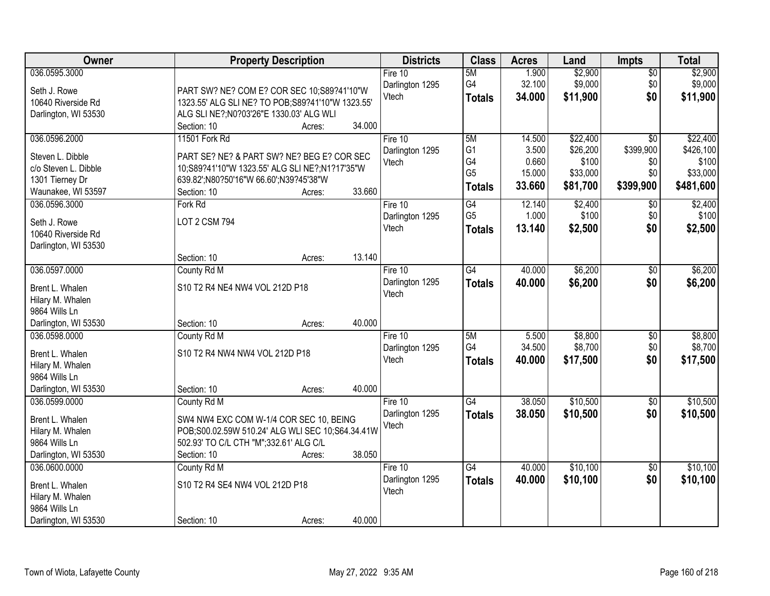| Owner | Property Description | Districts | Class | Acres | Land | Impts | Total |
|---|---|---|---|---|---|---|---|
| 036.0595.3000<br><br>Seth J. Rowe<br>10640 Riverside Rd<br>Darlington, WI 53530 | PART SW? NE? COM E? COR SEC 10;S89?41'10"W 1323.55' ALG SLI NE? TO POB;S89?41'10"W 1323.55' ALG SLI NE?;N0?03'26"E 1330.03' ALG WLI<br>Section: 10 Acres: 34.000 | Fire 10<br>Darlington 1295<br>Vtech | 5M<br>G4<br>**Totals** | 1.900<br>32.100<br>**34.000** | $2,900<br>$9,000<br>**$11,900** | $0<br>$0<br>**$0** | $2,900<br>$9,000<br>**$11,900** |
| 036.0596.2000<br><br>Steven L. Dibble<br>c/o Steven L. Dibble<br>1301 Tierney Dr<br>Waunakee, WI 53597 | 11501 Fork Rd<br>PART SE? NE? & PART SW? NE? BEG E? COR SEC 10;S89?41'10"W 1323.55' ALG SLI NE?;N1?17'35"W 639.82';N80?50'16"W 66.60';N39?45'38"W<br>Section: 10 Acres: 33.660 | Fire 10<br>Darlington 1295<br>Vtech | 5M<br>G1<br>G4<br>G5<br>**Totals** | 14.500<br>3.500<br>0.660<br>15.000<br>**33.660** | $22,400<br>$26,200<br>$100<br>$33,000<br>**$81,700** | $0<br>$399,900<br>$0<br>$0<br>**$399,900** | $22,400<br>$426,100<br>$100<br>$33,000<br>**$481,600** |
| 036.0596.3000<br><br>Seth J. Rowe<br>10640 Riverside Rd<br>Darlington, WI 53530 | Fork Rd<br>LOT 2 CSM 794<br><br>Section: 10 Acres: 13.140 | Fire 10<br>Darlington 1295<br>Vtech | G4<br>G5<br>**Totals** | 12.140<br>1.000<br>**13.140** | $2,400<br>$100<br>**$2,500** | $0<br>$0<br>**$0** | $2,400<br>$100<br>**$2,500** |
| 036.0597.0000<br><br>Brent L. Whalen<br>Hilary M. Whalen<br>9864 Wills Ln<br>Darlington, WI 53530 | County Rd M<br>S10 T2 R4 NE4 NW4 VOL 212D P18<br><br>Section: 10 Acres: 40.000 | Fire 10<br>Darlington 1295<br>Vtech | G4<br>**Totals** | 40.000<br>**40.000** | $6,200<br>**$6,200** | $0<br>**$0** | $6,200<br>**$6,200** |
| 036.0598.0000<br><br>Brent L. Whalen<br>Hilary M. Whalen<br>9864 Wills Ln<br>Darlington, WI 53530 | County Rd M<br>S10 T2 R4 NW4 NW4 VOL 212D P18<br><br>Section: 10 Acres: 40.000 | Fire 10<br>Darlington 1295<br>Vtech | 5M<br>G4<br>**Totals** | 5.500<br>34.500<br>**40.000** | $8,800<br>$8,700<br>**$17,500** | $0<br>$0<br>**$0** | $8,800<br>$8,700<br>**$17,500** |
| 036.0599.0000<br><br>Brent L. Whalen<br>Hilary M. Whalen<br>9864 Wills Ln<br>Darlington, WI 53530 | County Rd M<br>SW4 NW4 EXC COM W-1/4 COR SEC 10, BEING POB;S00.02.59W 510.24' ALG WLI SEC 10;S64.34.41W 502.93' TO C/L CTH "M";332.61' ALG C/L<br>Section: 10 Acres: 38.050 | Fire 10<br>Darlington 1295<br>Vtech | G4<br>**Totals** | 38.050<br>**38.050** | $10,500<br>**$10,500** | $0<br>**$0** | $10,500<br>**$10,500** |
| 036.0600.0000<br><br>Brent L. Whalen<br>Hilary M. Whalen<br>9864 Wills Ln<br>Darlington, WI 53530 | County Rd M<br>S10 T2 R4 SE4 NW4 VOL 212D P18<br><br>Section: 10 Acres: 40.000 | Fire 10<br>Darlington 1295<br>Vtech | G4<br>**Totals** | 40.000<br>**40.000** | $10,100<br>**$10,100** | $0<br>**$0** | $10,100<br>**$10,100** |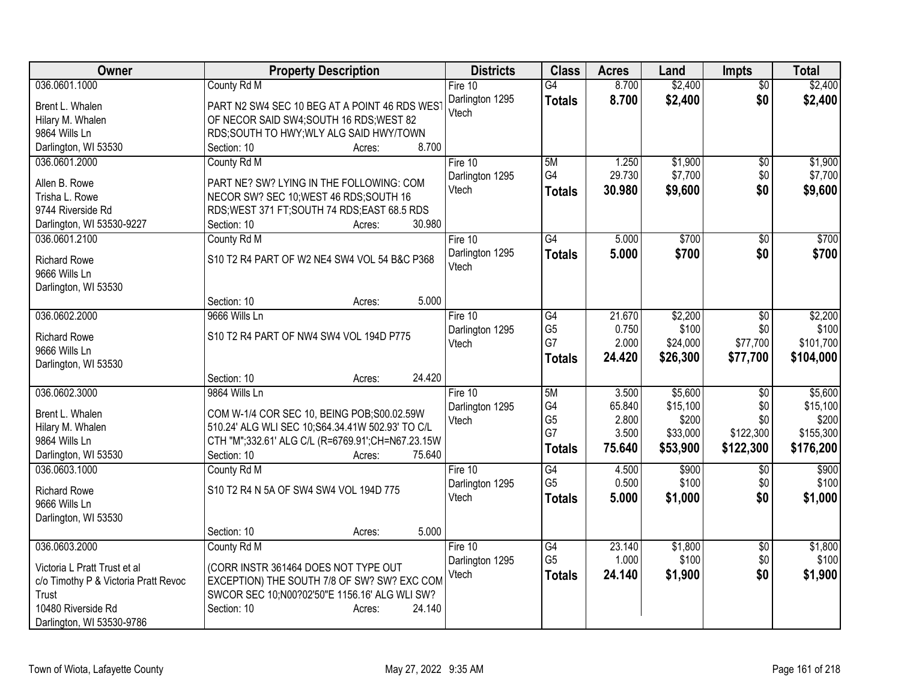| Owner | Property Description | Districts | Class | Acres | Land | Impts | Total |
|---|---|---|---|---|---|---|---|
| 036.0601.1000<br>Brent L. Whalen<br>Hilary M. Whalen<br>9864 Wills Ln<br>Darlington, WI 53530 | County Rd M<br>PART N2 SW4 SEC 10 BEG AT A POINT 46 RDS WEST OF NECOR SAID SW4;SOUTH 16 RDS;WEST 82 RDS;SOUTH TO HWY;WLY ALG SAID HWY/TOWN<br>Section: 10 Acres: 8.700 | Fire 10<br>Darlington 1295<br>Vtech | G4<br>**Totals** | 8.700<br>**8.700** | $2,400<br>**$2,400** | $0<br>**$0** | $2,400<br>**$2,400** |
| 036.0601.2000<br>Allen B. Rowe<br>Trisha L. Rowe<br>9744 Riverside Rd<br>Darlington, WI 53530-9227 | County Rd M<br>PART NE? SW? LYING IN THE FOLLOWING: COM NECOR SW? SEC 10;WEST 46 RDS;SOUTH 16 RDS;WEST 371 FT;SOUTH 74 RDS;EAST 68.5 RDS<br>Section: 10 Acres: 30.980 | Fire 10<br>Darlington 1295<br>Vtech | 5M<br>G4<br>**Totals** | 1.250<br>29.730<br>**30.980** | $1,900<br>$7,700<br>**$9,600** | $0<br>$0<br>**$0** | $1,900<br>$7,700<br>**$9,600** |
| 036.0601.2100<br>Richard Rowe<br>9666 Wills Ln<br>Darlington, WI 53530 | County Rd M<br>S10 T2 R4 PART OF W2 NE4 SW4 VOL 54 B&C P368<br>Section: 10 Acres: 5.000 | Fire 10<br>Darlington 1295<br>Vtech | G4<br>**Totals** | 5.000<br>**5.000** | $700<br>**$700** | $0<br>**$0** | $700<br>**$700** |
| 036.0602.2000<br>Richard Rowe<br>9666 Wills Ln<br>Darlington, WI 53530 | 9666 Wills Ln<br>S10 T2 R4 PART OF NW4 SW4 VOL 194D P775<br>Section: 10 Acres: 24.420 | Fire 10<br>Darlington 1295<br>Vtech | G4<br>G5<br>G7<br>**Totals** | 21.670<br>0.750<br>2.000<br>**24.420** | $2,200<br>$100<br>$24,000<br>**$26,300** | $0<br>$0<br>$77,700<br>**$77,700** | $2,200<br>$100<br>$101,700<br>**$104,000** |
| 036.0602.3000<br>Brent L. Whalen<br>Hilary M. Whalen<br>9864 Wills Ln<br>Darlington, WI 53530 | 9864 Wills Ln<br>COM W-1/4 COR SEC 10, BEING POB;S00.02.59W 510.24' ALG WLI SEC 10;S64.34.41W 502.93' TO C/L CTH "M";332.61' ALG C/L (R=6769.91';CH=N67.23.15W<br>Section: 10 Acres: 75.640 | Fire 10<br>Darlington 1295<br>Vtech | 5M<br>G4<br>G5<br>G7<br>**Totals** | 3.500<br>65.840<br>2.800<br>3.500<br>**75.640** | $5,600<br>$15,100<br>$200<br>$33,000<br>**$53,900** | $0<br>$0<br>$0<br>$122,300<br>**$122,300** | $5,600<br>$15,100<br>$200<br>$155,300<br>**$176,200** |
| 036.0603.1000<br>Richard Rowe<br>9666 Wills Ln<br>Darlington, WI 53530 | County Rd M<br>S10 T2 R4 N 5A OF SW4 SW4 VOL 194D 775<br>Section: 10 Acres: 5.000 | Fire 10<br>Darlington 1295<br>Vtech | G4<br>G5<br>**Totals** | 4.500<br>0.500<br>**5.000** | $900<br>$100<br>**$1,000** | $0<br>$0<br>**$0** | $900<br>$100<br>**$1,000** |
| 036.0603.2000<br>Victoria L Pratt Trust et al<br>c/o Timothy P & Victoria Pratt Revoc Trust<br>10480 Riverside Rd<br>Darlington, WI 53530-9786 | County Rd M<br>(CORR INSTR 361464 DOES NOT TYPE OUT EXCEPTION) THE SOUTH 7/8 OF SW? SW? EXC COM SWCOR SEC 10;N00?02'50"E 1156.16' ALG WLI SW?<br>Section: 10 Acres: 24.140 | Fire 10<br>Darlington 1295<br>Vtech | G4<br>G5<br>**Totals** | 23.140<br>1.000<br>**24.140** | $1,800<br>$100<br>**$1,900** | $0<br>$0<br>**$0** | $1,800<br>$100<br>**$1,900** |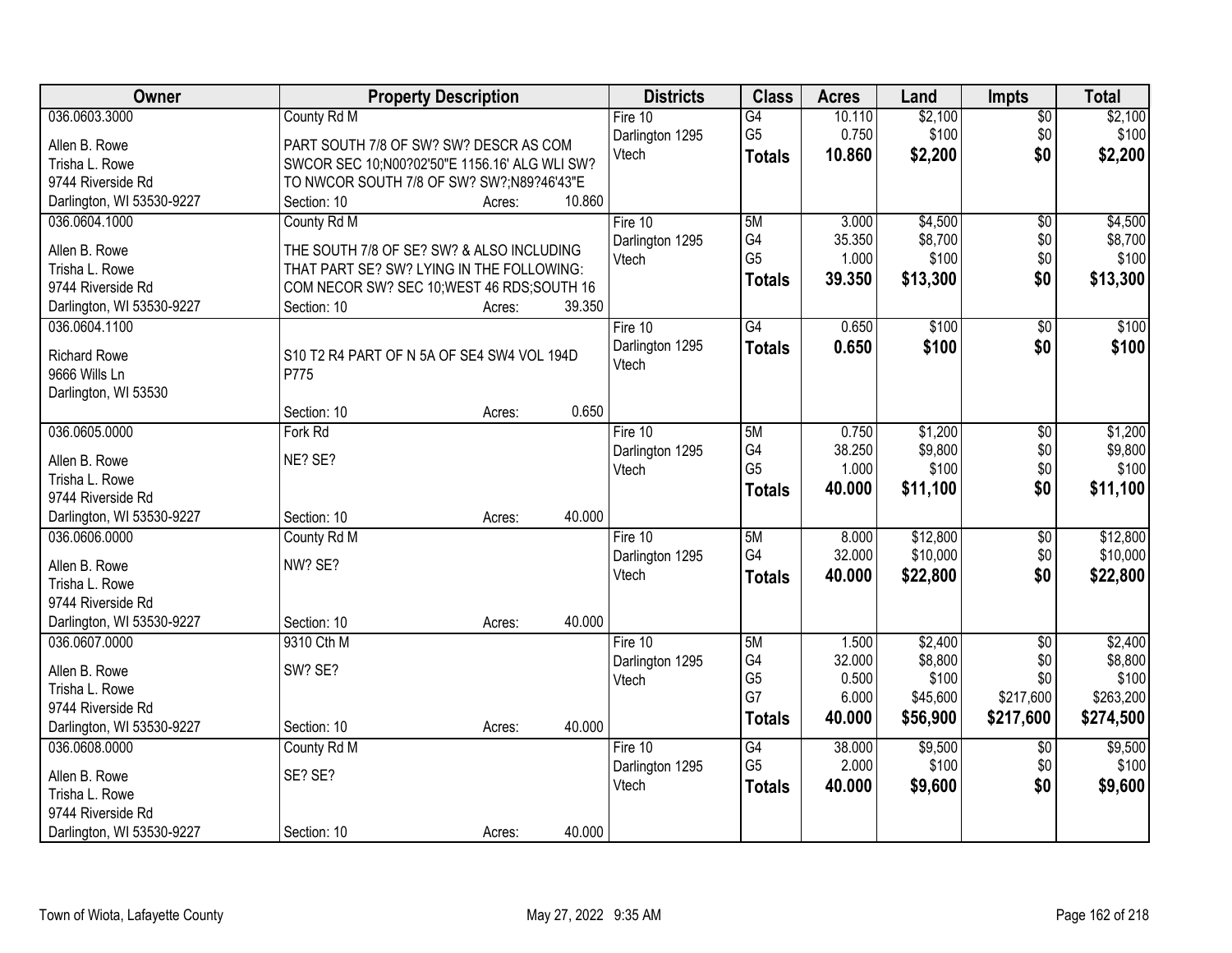| Owner | Property Description | Districts | Class | Acres | Land | Impts | Total |
|---|---|---|---|---|---|---|---|
| 036.0603.3000 | County Rd M | Fire 10 | G4 | 10.110 | $2,100 | $0 | $2,100 |
| Allen B. Rowe | PART SOUTH 7/8 OF SW? SW? DESCR AS COM | Darlington 1295 | G5 | 0.750 | $100 | $0 | $100 |
| Trisha L. Rowe | SWCOR SEC 10;N00?02'50"E 1156.16' ALG WLI SW? | Vtech | **Totals** | **10.860** | **$2,200** | **$0** | **$2,200** |
| 9744 Riverside Rd | TO NWCOR SOUTH 7/8 OF SW? SW?;N89?46'43"E | | | | | | |
| Darlington, WI 53530-9227 | Section: 10 Acres: 10.860 | | | | | | |
| 036.0604.1000 | County Rd M | Fire 10 | 5M | 3.000 | $4,500 | $0 | $4,500 |
| Allen B. Rowe | THE SOUTH 7/8 OF SE? SW? & ALSO INCLUDING | Darlington 1295 | G4 | 35.350 | $8,700 | $0 | $8,700 |
| Trisha L. Rowe | THAT PART SE? SW? LYING IN THE FOLLOWING: | Vtech | G5 | 1.000 | $100 | $0 | $100 |
| 9744 Riverside Rd | COM NECOR SW? SEC 10;WEST 46 RDS;SOUTH 16 | | **Totals** | **39.350** | **$13,300** | **$0** | **$13,300** |
| Darlington, WI 53530-9227 | Section: 10 Acres: 39.350 | | | | | | |
| 036.0604.1100 | | Fire 10 | G4 | 0.650 | $100 | $0 | $100 |
| Richard Rowe | S10 T2 R4 PART OF N 5A OF SE4 SW4 VOL 194D | Darlington 1295 | **Totals** | **0.650** | **$100** | **$0** | **$100** |
| 9666 Wills Ln | P775 | Vtech | | | | | |
| Darlington, WI 53530 | | | | | | | |
| | Section: 10 Acres: 0.650 | | | | | | |
| 036.0605.0000 | Fork Rd | Fire 10 | 5M | 0.750 | $1,200 | $0 | $1,200 |
| Allen B. Rowe | NE? SE? | Darlington 1295 | G4 | 38.250 | $9,800 | $0 | $9,800 |
| Trisha L. Rowe | | Vtech | G5 | 1.000 | $100 | $0 | $100 |
| 9744 Riverside Rd | | | **Totals** | **40.000** | **$11,100** | **$0** | **$11,100** |
| Darlington, WI 53530-9227 | Section: 10 Acres: 40.000 | | | | | | |
| 036.0606.0000 | County Rd M | Fire 10 | 5M | 8.000 | $12,800 | $0 | $12,800 |
| Allen B. Rowe | NW? SE? | Darlington 1295 | G4 | 32.000 | $10,000 | $0 | $10,000 |
| Trisha L. Rowe | | Vtech | **Totals** | **40.000** | **$22,800** | **$0** | **$22,800** |
| 9744 Riverside Rd | | | | | | | |
| Darlington, WI 53530-9227 | Section: 10 Acres: 40.000 | | | | | | |
| 036.0607.0000 | 9310 Cth M | Fire 10 | 5M | 1.500 | $2,400 | $0 | $2,400 |
| Allen B. Rowe | SW? SE? | Darlington 1295 | G4 | 32.000 | $8,800 | $0 | $8,800 |
| Trisha L. Rowe | | Vtech | G5 | 0.500 | $100 | $0 | $100 |
| 9744 Riverside Rd | | | G7 | 6.000 | $45,600 | $217,600 | $263,200 |
| Darlington, WI 53530-9227 | Section: 10 Acres: 40.000 | | **Totals** | **40.000** | **$56,900** | **$217,600** | **$274,500** |
| 036.0608.0000 | County Rd M | Fire 10 | G4 | 38.000 | $9,500 | $0 | $9,500 |
| Allen B. Rowe | SE? SE? | Darlington 1295 | G5 | 2.000 | $100 | $0 | $100 |
| Trisha L. Rowe | | Vtech | **Totals** | **40.000** | **$9,600** | **$0** | **$9,600** |
| 9744 Riverside Rd | | | | | | | |
| Darlington, WI 53530-9227 | Section: 10 Acres: 40.000 | | | | | | |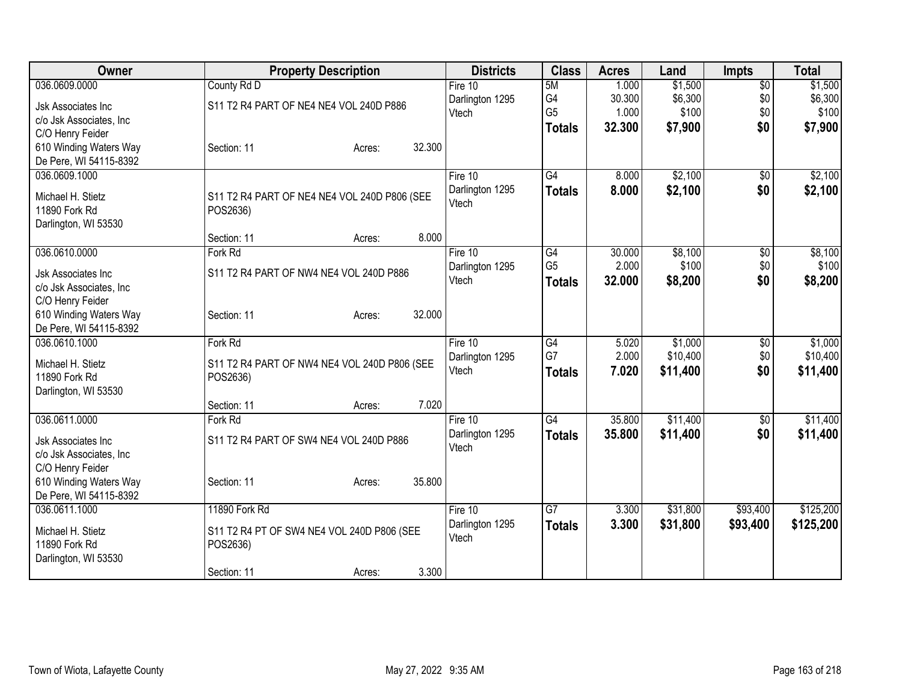| Owner | Property Description | Districts | Class | Acres | Land | Impts | Total |
|---|---|---|---|---|---|---|---|
| 036.0609.0000<br>Jsk Associates Inc<br>c/o Jsk Associates, Inc<br>C/O Henry Feider<br>610 Winding Waters Way<br>De Pere, WI 54115-8392 | County Rd D<br>S11 T2 R4 PART OF NE4 NE4 VOL 240D P886<br>Section: 11 Acres: 32.300 | Fire 10<br>Darlington 1295<br>Vtech | 5M<br>G4<br>G5<br>**Totals** | 1.000<br>30.300<br>1.000<br>**32.300** | $1,500<br>$6,300<br>$100<br>**$7,900** | $0<br>$0<br>$0<br>**$0** | $1,500<br>$6,300<br>$100<br>**$7,900** |
| 036.0609.1000<br>Michael H. Stietz<br>11890 Fork Rd<br>Darlington, WI 53530 | S11 T2 R4 PART OF NE4 NE4 VOL 240D P806 (SEE POS2636)<br>Section: 11 Acres: 8.000 | Fire 10<br>Darlington 1295<br>Vtech | G4<br>**Totals** | 8.000<br>**8.000** | $2,100<br>**$2,100** | $0<br>**$0** | $2,100<br>**$2,100** |
| 036.0610.0000<br>Jsk Associates Inc<br>c/o Jsk Associates, Inc<br>C/O Henry Feider<br>610 Winding Waters Way<br>De Pere, WI 54115-8392 | Fork Rd<br>S11 T2 R4 PART OF NW4 NE4 VOL 240D P886<br>Section: 11 Acres: 32.000 | Fire 10<br>Darlington 1295<br>Vtech | G4<br>G5<br>**Totals** | 30.000<br>2.000<br>**32.000** | $8,100<br>$100<br>**$8,200** | $0<br>$0<br>**$0** | $8,100<br>$100<br>**$8,200** |
| 036.0610.1000<br>Michael H. Stietz<br>11890 Fork Rd<br>Darlington, WI 53530 | Fork Rd<br>S11 T2 R4 PART OF NW4 NE4 VOL 240D P806 (SEE POS2636)<br>Section: 11 Acres: 7.020 | Fire 10<br>Darlington 1295<br>Vtech | G4<br>G7<br>**Totals** | 5.020<br>2.000<br>**7.020** | $1,000<br>$10,400<br>**$11,400** | $0<br>$0<br>**$0** | $1,000<br>$10,400<br>**$11,400** |
| 036.0611.0000<br>Jsk Associates Inc<br>c/o Jsk Associates, Inc<br>C/O Henry Feider<br>610 Winding Waters Way<br>De Pere, WI 54115-8392 | Fork Rd<br>S11 T2 R4 PART OF SW4 NE4 VOL 240D P886<br>Section: 11 Acres: 35.800 | Fire 10<br>Darlington 1295<br>Vtech | G4<br>**Totals** | 35.800<br>**35.800** | $11,400<br>**$11,400** | $0<br>**$0** | $11,400<br>**$11,400** |
| 036.0611.1000<br>Michael H. Stietz<br>11890 Fork Rd<br>Darlington, WI 53530 | 11890 Fork Rd<br>S11 T2 R4 PT OF SW4 NE4 VOL 240D P806 (SEE POS2636)<br>Section: 11 Acres: 3.300 | Fire 10<br>Darlington 1295<br>Vtech | G7<br>**Totals** | 3.300<br>**3.300** | $31,800<br>**$31,800** | $93,400<br>**$93,400** | $125,200<br>**$125,200** |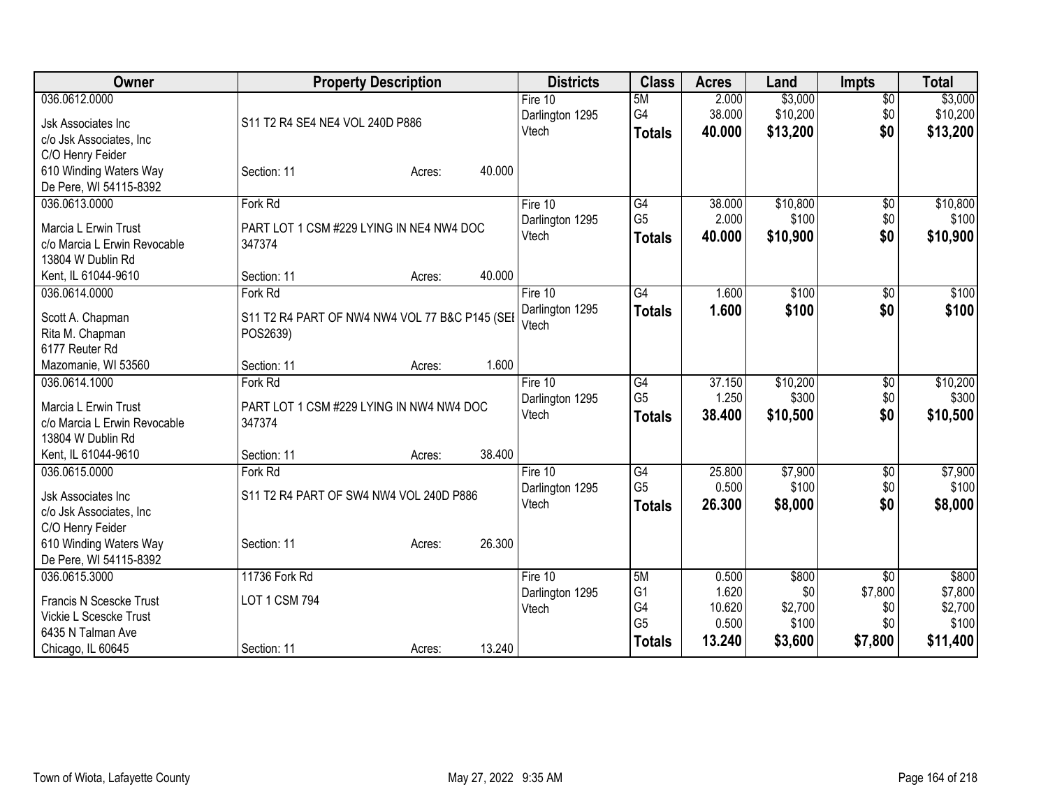| Owner | Property Description | Districts | Class | Acres | Land | Impts | Total |
|---|---|---|---|---|---|---|---|
| 036.0612.0000<br>Jsk Associates Inc<br>c/o Jsk Associates, Inc<br>C/O Henry Feider<br>610 Winding Waters Way<br>De Pere, WI 54115-8392 | S11 T2 R4 SE4 NE4 VOL 240D P886<br>Section: 11 Acres: 40.000 | Fire 10<br>Darlington 1295<br>Vtech | 5M<br>G4<br>**Totals** | 2.000<br>38.000<br>**40.000** | $3,000<br>$10,200<br>**$13,200** | $0<br>$0<br>**$0** | $3,000<br>$10,200<br>**$13,200** |
| 036.0613.0000<br>Marcia L Erwin Trust<br>c/o Marcia L Erwin Revocable<br>13804 W Dublin Rd<br>Kent, IL 61044-9610 | Fork Rd<br>PART LOT 1 CSM #229 LYING IN NE4 NW4 DOC 347374<br>Section: 11 Acres: 40.000 | Fire 10<br>Darlington 1295<br>Vtech | G4<br>G5<br>**Totals** | 38.000<br>2.000<br>**40.000** | $10,800<br>$100<br>**$10,900** | $0<br>$0<br>**$0** | $10,800<br>$100<br>**$10,900** |
| 036.0614.0000<br>Scott A. Chapman<br>Rita M. Chapman<br>6177 Reuter Rd<br>Mazomanie, WI 53560 | Fork Rd<br>S11 T2 R4 PART OF NW4 NW4 VOL 77 B&C P145 (SEE POS2639)<br>Section: 11 Acres: 1.600 | Fire 10<br>Darlington 1295<br>Vtech | G4<br>**Totals** | 1.600<br>**1.600** | $100<br>**$100** | $0<br>**$0** | $100<br>**$100** |
| 036.0614.1000<br>Marcia L Erwin Trust<br>c/o Marcia L Erwin Revocable<br>13804 W Dublin Rd<br>Kent, IL 61044-9610 | Fork Rd<br>PART LOT 1 CSM #229 LYING IN NW4 NW4 DOC 347374<br>Section: 11 Acres: 38.400 | Fire 10<br>Darlington 1295<br>Vtech | G4<br>G5<br>**Totals** | 37.150<br>1.250<br>**38.400** | $10,200<br>$300<br>**$10,500** | $0<br>$0<br>**$0** | $10,200<br>$300<br>**$10,500** |
| 036.0615.0000<br>Jsk Associates Inc<br>c/o Jsk Associates, Inc<br>C/O Henry Feider<br>610 Winding Waters Way<br>De Pere, WI 54115-8392 | Fork Rd<br>S11 T2 R4 PART OF SW4 NW4 VOL 240D P886<br>Section: 11 Acres: 26.300 | Fire 10<br>Darlington 1295<br>Vtech | G4<br>G5<br>**Totals** | 25.800<br>0.500<br>**26.300** | $7,900<br>$100<br>**$8,000** | $0<br>$0<br>**$0** | $7,900<br>$100<br>**$8,000** |
| 036.0615.3000<br>Francis N Scescke Trust<br>Vickie L Scescke Trust<br>6435 N Talman Ave<br>Chicago, IL 60645 | 11736 Fork Rd<br>LOT 1 CSM 794<br>Section: 11 Acres: 13.240 | Fire 10<br>Darlington 1295<br>Vtech | 5M<br>G1<br>G4<br>G5<br>**Totals** | 0.500<br>1.620<br>10.620<br>0.500<br>**13.240** | $800<br>$0<br>$2,700<br>$100<br>**$3,600** | $0<br>$7,800<br>$0<br>$0<br>**$7,800** | $800<br>$7,800<br>$2,700<br>$100<br>**$11,400** |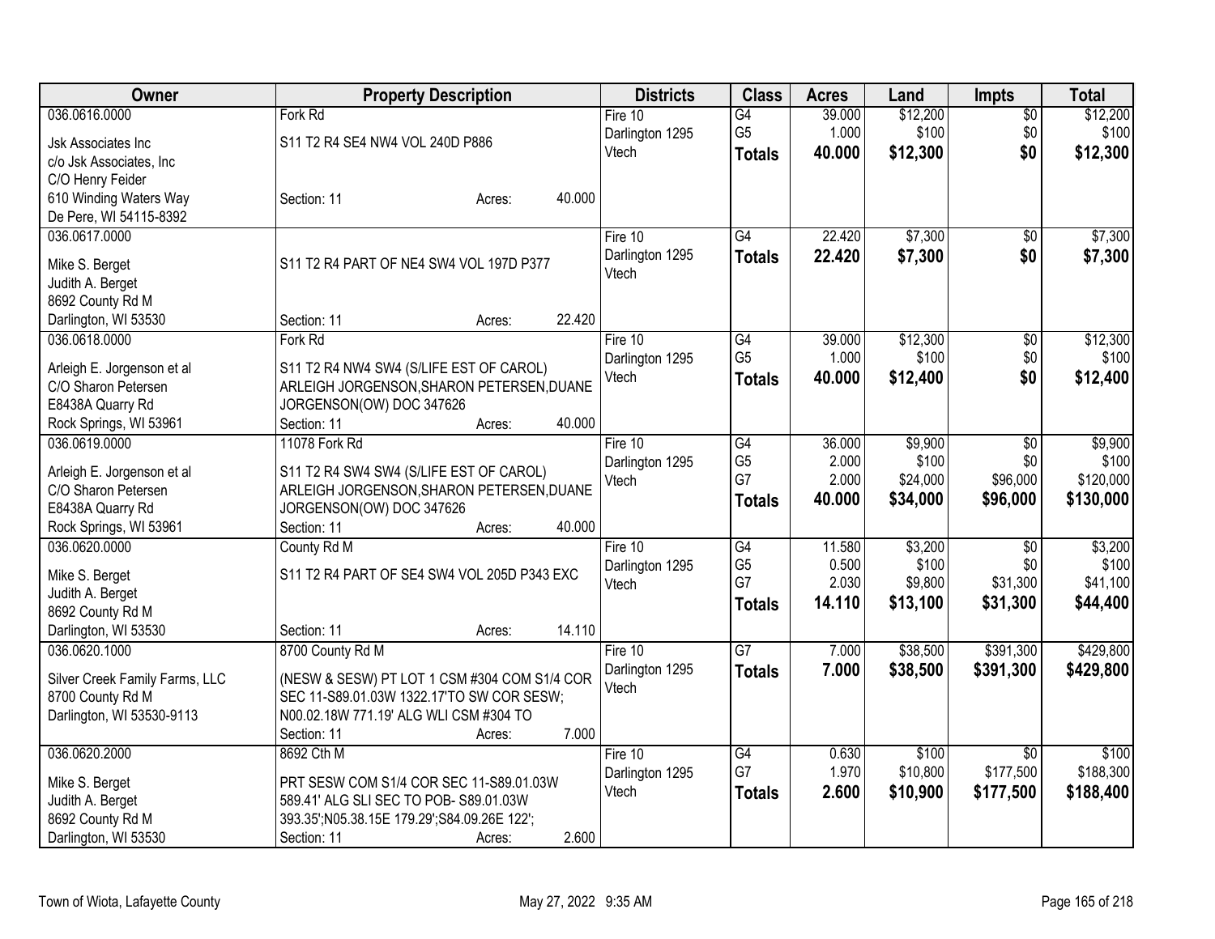| Owner | Property Description | Districts | Class | Acres | Land | Impts | Total |
|---|---|---|---|---|---|---|---|
| 036.0616.0000<br>Jsk Associates Inc<br>c/o Jsk Associates, Inc<br>C/O Henry Feider<br>610 Winding Waters Way<br>De Pere, WI 54115-8392 | Fork Rd<br>S11 T2 R4 SE4 NW4 VOL 240D P886<br>Section: 11 Acres: 40.000 | Fire 10<br>Darlington 1295<br>Vtech | G4<br>G5<br>**Totals** | 39.000<br>1.000<br>**40.000** | $12,200<br>$100<br>**$12,300** | $0<br>$0<br>**$0** | $12,200<br>$100<br>**$12,300** |
| 036.0617.0000<br>Mike S. Berget<br>Judith A. Berget<br>8692 County Rd M<br>Darlington, WI 53530 | S11 T2 R4 PART OF NE4 SW4 VOL 197D P377<br>Section: 11 Acres: 22.420 | Fire 10<br>Darlington 1295<br>Vtech | G4<br>**Totals** | 22.420<br>**22.420** | $7,300<br>**$7,300** | $0<br>**$0** | $7,300<br>**$7,300** |
| 036.0618.0000<br>Arleigh E. Jorgenson et al<br>C/O Sharon Petersen<br>E8438A Quarry Rd<br>Rock Springs, WI 53961 | Fork Rd<br>S11 T2 R4 NW4 SW4 (S/LIFE EST OF CAROL) ARLEIGH JORGENSON,SHARON PETERSEN,DUANE JORGENSON(OW) DOC 347626<br>Section: 11 Acres: 40.000 | Fire 10<br>Darlington 1295<br>Vtech | G4<br>G5<br>**Totals** | 39.000<br>1.000<br>**40.000** | $12,300<br>$100<br>**$12,400** | $0<br>$0<br>**$0** | $12,300<br>$100<br>**$12,400** |
| 036.0619.0000<br>Arleigh E. Jorgenson et al<br>C/O Sharon Petersen<br>E8438A Quarry Rd<br>Rock Springs, WI 53961 | 11078 Fork Rd<br>S11 T2 R4 SW4 SW4 (S/LIFE EST OF CAROL) ARLEIGH JORGENSON,SHARON PETERSEN,DUANE JORGENSON(OW) DOC 347626<br>Section: 11 Acres: 40.000 | Fire 10<br>Darlington 1295<br>Vtech | G4<br>G5<br>G7<br>**Totals** | 36.000<br>2.000<br>2.000<br>**40.000** | $9,900<br>$100<br>$24,000<br>**$34,000** | $0<br>$0<br>$96,000<br>**$96,000** | $9,900<br>$100<br>$120,000<br>**$130,000** |
| 036.0620.0000<br>Mike S. Berget<br>Judith A. Berget<br>8692 County Rd M<br>Darlington, WI 53530 | County Rd M<br>S11 T2 R4 PART OF SE4 SW4 VOL 205D P343 EXC<br>Section: 11 Acres: 14.110 | Fire 10<br>Darlington 1295<br>Vtech | G4<br>G5<br>G7<br>**Totals** | 11.580<br>0.500<br>2.030<br>**14.110** | $3,200<br>$100<br>$9,800<br>**$13,100** | $0<br>$0<br>$31,300<br>**$31,300** | $3,200<br>$100<br>$41,100<br>**$44,400** |
| 036.0620.1000<br>Silver Creek Family Farms, LLC<br>8700 County Rd M<br>Darlington, WI 53530-9113 | 8700 County Rd M<br>(NESW & SESW) PT LOT 1 CSM #304 COM S1/4 COR SEC 11-S89.01.03W 1322.17'TO SW COR SESW; N00.02.18W 771.19' ALG WLI CSM #304 TO<br>Section: 11 Acres: 7.000 | Fire 10<br>Darlington 1295<br>Vtech | G7<br>**Totals** | 7.000<br>**7.000** | $38,500<br>**$38,500** | $391,300<br>**$391,300** | $429,800<br>**$429,800** |
| 036.0620.2000<br>Mike S. Berget<br>Judith A. Berget<br>8692 County Rd M<br>Darlington, WI 53530 | 8692 Cth M<br>PRT SESW COM S1/4 COR SEC 11-S89.01.03W 589.41' ALG SLI SEC TO POB- S89.01.03W 393.35';N05.38.15E 179.29';S84.09.26E 122';<br>Section: 11 Acres: 2.600 | Fire 10<br>Darlington 1295<br>Vtech | G4<br>G7<br>**Totals** | 0.630<br>1.970<br>**2.600** | $100<br>$10,800<br>**$10,900** | $0<br>$177,500<br>**$177,500** | $100<br>$188,300<br>**$188,400** |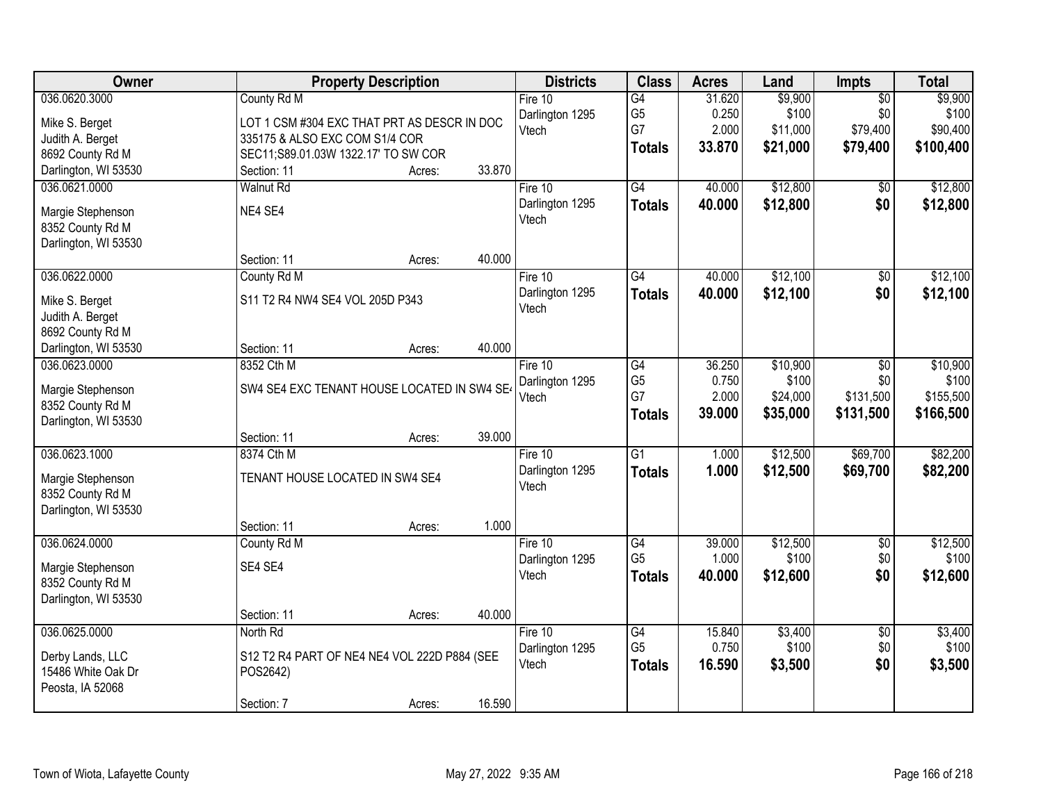| Owner | Property Description | Districts | Class | Acres | Land | Impts | Total |
|---|---|---|---|---|---|---|---|
| 036.0620.3000<br>Mike S. Berget<br>Judith A. Berget<br>8692 County Rd M<br>Darlington, WI 53530 | County Rd M<br>LOT 1 CSM #304 EXC THAT PRT AS DESCR IN DOC 335175 & ALSO EXC COM S1/4 COR SEC11;S89.01.03W 1322.17' TO SW COR<br>Section: 11 Acres: 33.870 | Fire 10<br>Darlington 1295<br>Vtech | G4<br>G5<br>G7<br>**Totals** | 31.620<br>0.250<br>2.000<br>**33.870** | $9,900<br>$100<br>$11,000<br>**$21,000** | $0<br>$0<br>$79,400<br>**$79,400** | $9,900<br>$100<br>$90,400<br>**$100,400** |
| 036.0621.0000<br>Margie Stephenson<br>8352 County Rd M<br>Darlington, WI 53530 | Walnut Rd<br>NE4 SE4<br>Section: 11 Acres: 40.000 | Fire 10<br>Darlington 1295<br>Vtech | G4<br>**Totals** | 40.000<br>**40.000** | $12,800<br>**$12,800** | $0<br>**$0** | $12,800<br>**$12,800** |
| 036.0622.0000<br>Mike S. Berget<br>Judith A. Berget<br>8692 County Rd M<br>Darlington, WI 53530 | County Rd M<br>S11 T2 R4 NW4 SE4 VOL 205D P343<br>Section: 11 Acres: 40.000 | Fire 10<br>Darlington 1295<br>Vtech | G4<br>**Totals** | 40.000<br>**40.000** | $12,100<br>**$12,100** | $0<br>**$0** | $12,100<br>**$12,100** |
| 036.0623.0000<br>Margie Stephenson<br>8352 County Rd M<br>Darlington, WI 53530 | 8352 Cth M<br>SW4 SE4 EXC TENANT HOUSE LOCATED IN SW4 SE4<br>Section: 11 Acres: 39.000 | Fire 10<br>Darlington 1295<br>Vtech | G4<br>G5<br>G7<br>**Totals** | 36.250<br>0.750<br>2.000<br>**39.000** | $10,900<br>$100<br>$24,000<br>**$35,000** | $0<br>$0<br>$131,500<br>**$131,500** | $10,900<br>$100<br>$155,500<br>**$166,500** |
| 036.0623.1000<br>Margie Stephenson<br>8352 County Rd M<br>Darlington, WI 53530 | 8374 Cth M<br>TENANT HOUSE LOCATED IN SW4 SE4<br>Section: 11 Acres: 1.000 | Fire 10<br>Darlington 1295<br>Vtech | G1<br>**Totals** | 1.000<br>**1.000** | $12,500<br>**$12,500** | $69,700<br>**$69,700** | $82,200<br>**$82,200** |
| 036.0624.0000<br>Margie Stephenson<br>8352 County Rd M<br>Darlington, WI 53530 | County Rd M<br>SE4 SE4<br>Section: 11 Acres: 40.000 | Fire 10<br>Darlington 1295<br>Vtech | G4<br>G5<br>**Totals** | 39.000<br>1.000<br>**40.000** | $12,500<br>$100<br>**$12,600** | $0<br>$0<br>**$0** | $12,500<br>$100<br>**$12,600** |
| 036.0625.0000<br>Derby Lands, LLC<br>15486 White Oak Dr<br>Peosta, IA 52068 | North Rd<br>S12 T2 R4 PART OF NE4 NE4 VOL 222D P884 (SEE POS2642)<br>Section: 7 Acres: 16.590 | Fire 10<br>Darlington 1295<br>Vtech | G4<br>G5<br>**Totals** | 15.840<br>0.750<br>**16.590** | $3,400<br>$100<br>**$3,500** | $0<br>$0<br>**$0** | $3,400<br>$100<br>**$3,500** |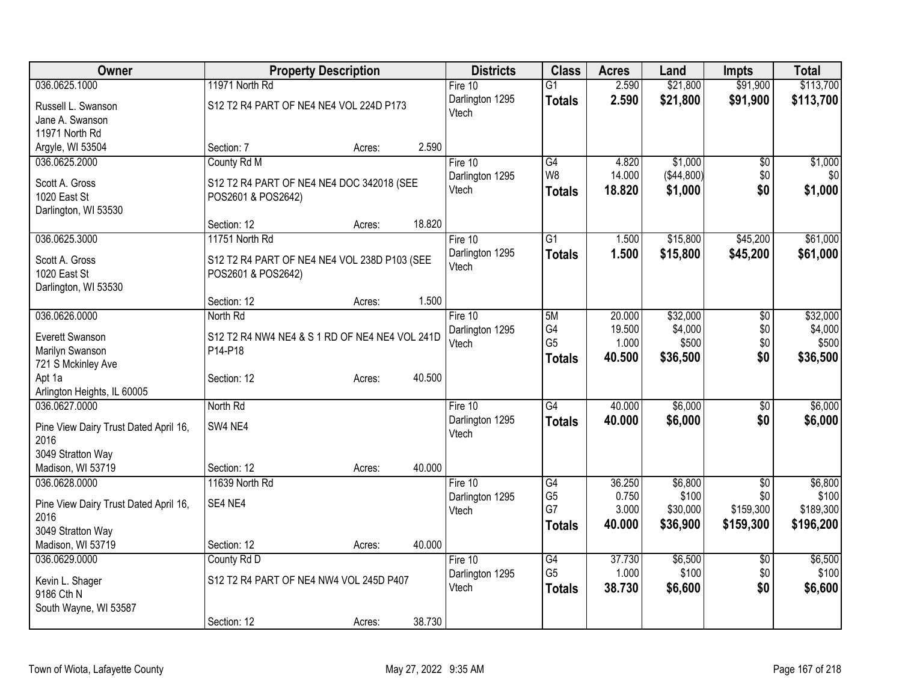| Owner | Property Description | | | Districts | Class | Acres | Land | Impts | Total |
|---|---|---|---|---|---|---|---|---|---|
| 036.0625.1000 | 11971 North Rd | | | Fire 10 | G1 | 2.590 | $21,800 | $91,900 | $113,700 |
| Russell L. Swanson<br>Jane A. Swanson<br>11971 North Rd<br>Argyle, WI 53504 | S12 T2 R4 PART OF NE4 NE4 VOL 224D P173 | | | Darlington 1295<br>Vtech | **Totals** | **2.590** | **$21,800** | **$91,900** | **$113,700** |
| | Section: 7 | Acres: | 2.590 | | | | | | |
| 036.0625.2000 | County Rd M | | | Fire 10 | G4 | 4.820 | $1,000 | $0 | $1,000 |
| Scott A. Gross<br>1020 East St<br>Darlington, WI 53530 | S12 T2 R4 PART OF NE4 NE4 DOC 342018 (SEE POS2601 & POS2642) | | | Darlington 1295<br>Vtech | W8 | 14.000 | ($44,800) | $0 | $0 |
| | | | | | **Totals** | **18.820** | **$1,000** | **$0** | **$1,000** |
| | Section: 12 | Acres: | 18.820 | | | | | | |
| 036.0625.3000 | 11751 North Rd | | | Fire 10 | G1 | 1.500 | $15,800 | $45,200 | $61,000 |
| Scott A. Gross<br>1020 East St<br>Darlington, WI 53530 | S12 T2 R4 PART OF NE4 NE4 VOL 238D P103 (SEE POS2601 & POS2642) | | | Darlington 1295<br>Vtech | **Totals** | **1.500** | **$15,800** | **$45,200** | **$61,000** |
| | Section: 12 | Acres: | 1.500 | | | | | | |
| 036.0626.0000 | North Rd | | | Fire 10 | 5M | 20.000 | $32,000 | $0 | $32,000 |
| Everett Swanson<br>Marilyn Swanson<br>721 S Mckinley Ave<br>Apt 1a<br>Arlington Heights, IL 60005 | S12 T2 R4 NW4 NE4 & S 1 RD OF NE4 NE4 VOL 241D P14-P18 | | | Darlington 1295<br>Vtech | G4 | 19.500 | $4,000 | $0 | $4,000 |
| | | | | | G5 | 1.000 | $500 | $0 | $500 |
| | | | | | **Totals** | **40.500** | **$36,500** | **$0** | **$36,500** |
| | Section: 12 | Acres: | 40.500 | | | | | | |
| 036.0627.0000 | North Rd | | | Fire 10 | G4 | 40.000 | $6,000 | $0 | $6,000 |
| Pine View Dairy Trust Dated April 16, 2016<br>3049 Stratton Way<br>Madison, WI 53719 | SW4 NE4 | | | Darlington 1295<br>Vtech | **Totals** | **40.000** | **$6,000** | **$0** | **$6,000** |
| | Section: 12 | Acres: | 40.000 | | | | | | |
| 036.0628.0000 | 11639 North Rd | | | Fire 10 | G4 | 36.250 | $6,800 | $0 | $6,800 |
| Pine View Dairy Trust Dated April 16, 2016<br>3049 Stratton Way<br>Madison, WI 53719 | SE4 NE4 | | | Darlington 1295<br>Vtech | G5 | 0.750 | $100 | $0 | $100 |
| | | | | | G7 | 3.000 | $30,000 | $159,300 | $189,300 |
| | | | | | **Totals** | **40.000** | **$36,900** | **$159,300** | **$196,200** |
| | Section: 12 | Acres: | 40.000 | | | | | | |
| 036.0629.0000 | County Rd D | | | Fire 10 | G4 | 37.730 | $6,500 | $0 | $6,500 |
| Kevin L. Shager<br>9186 Cth N<br>South Wayne, WI 53587 | S12 T2 R4 PART OF NE4 NW4 VOL 245D P407 | | | Darlington 1295<br>Vtech | G5 | 1.000 | $100 | $0 | $100 |
| | | | | | **Totals** | **38.730** | **$6,600** | **$0** | **$6,600** |
| | Section: 12 | Acres: | 38.730 | | | | | | |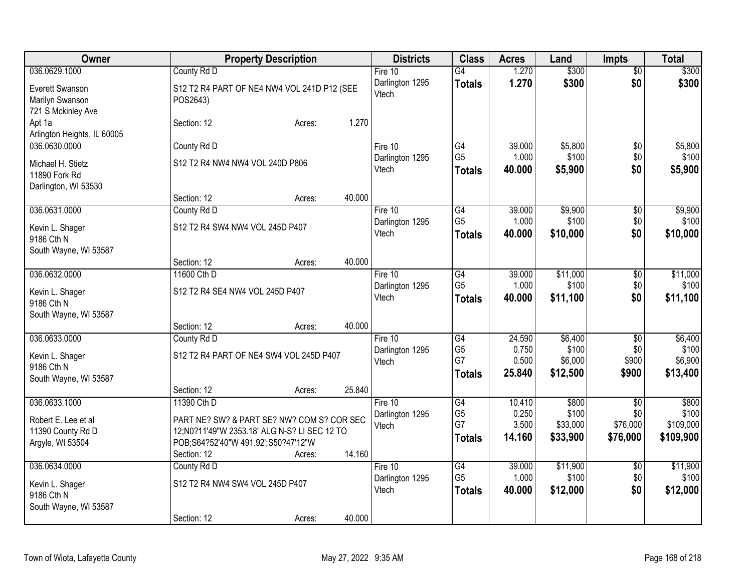| Owner | Property Description | | | Districts | Class | Acres | Land | Impts | Total |
|---|---|---|---|---|---|---|---|---|---|
| 036.0629.1000 | County Rd D | | | Fire 10 | G4 | 1.270 | $300 | $0 | $300 |
| Everett Swanson<br>Marilyn Swanson<br>721 S Mckinley Ave<br>Apt 1a<br>Arlington Heights, IL 60005 | S12 T2 R4 PART OF NE4 NW4 VOL 241D P12 (SEE POS2643) | | | Darlington 1295<br>Vtech | **Totals** | **1.270** | **$300** | **$0** | **$300** |
| | Section: 12 | Acres: | 1.270 | | | | | | |
| 036.0630.0000 | County Rd D | | | Fire 10 | G4 | 39.000 | $5,800 | $0 | $5,800 |
| Michael H. Stietz<br>11890 Fork Rd<br>Darlington, WI 53530 | S12 T2 R4 NW4 NW4 VOL 240D P806 | | | Darlington 1295<br>Vtech | G5 | 1.000 | $100 | $0 | $100 |
| | | | | | **Totals** | **40.000** | **$5,900** | **$0** | **$5,900** |
| | Section: 12 | Acres: | 40.000 | | | | | | |
| 036.0631.0000 | County Rd D | | | Fire 10 | G4 | 39.000 | $9,900 | $0 | $9,900 |
| Kevin L. Shager<br>9186 Cth N<br>South Wayne, WI 53587 | S12 T2 R4 SW4 NW4 VOL 245D P407 | | | Darlington 1295<br>Vtech | G5 | 1.000 | $100 | $0 | $100 |
| | | | | | **Totals** | **40.000** | **$10,000** | **$0** | **$10,000** |
| | Section: 12 | Acres: | 40.000 | | | | | | |
| 036.0632.0000 | 11600 Cth D | | | Fire 10 | G4 | 39.000 | $11,000 | $0 | $11,000 |
| Kevin L. Shager<br>9186 Cth N<br>South Wayne, WI 53587 | S12 T2 R4 SE4 NW4 VOL 245D P407 | | | Darlington 1295<br>Vtech | G5 | 1.000 | $100 | $0 | $100 |
| | | | | | **Totals** | **40.000** | **$11,100** | **$0** | **$11,100** |
| | Section: 12 | Acres: | 40.000 | | | | | | |
| 036.0633.0000 | County Rd D | | | Fire 10 | G4 | 24.590 | $6,400 | $0 | $6,400 |
| Kevin L. Shager<br>9186 Cth N<br>South Wayne, WI 53587 | S12 T2 R4 PART OF NE4 SW4 VOL 245D P407 | | | Darlington 1295<br>Vtech | G5 | 0.750 | $100 | $0 | $100 |
| | | | | | G7 | 0.500 | $6,000 | $900 | $6,900 |
| | | | | | **Totals** | **25.840** | **$12,500** | **$900** | **$13,400** |
| | Section: 12 | Acres: | 25.840 | | | | | | |
| 036.0633.1000 | 11390 Cth D | | | Fire 10 | G4 | 10.410 | $800 | $0 | $800 |
| Robert E. Lee et al<br>11390 County Rd D<br>Argyle, WI 53504 | PART NE? SW? & PART SE? NW? COM S? COR SEC 12;N0?11'49"W 2353.18' ALG N-S? LI SEC 12 TO POB;S64?52'40"W 491.92';S50?47'12"W | | | Darlington 1295<br>Vtech | G5 | 0.250 | $100 | $0 | $100 |
| | | | | | G7 | 3.500 | $33,000 | $76,000 | $109,000 |
| | | | | | **Totals** | **14.160** | **$33,900** | **$76,000** | **$109,900** |
| | Section: 12 | Acres: | 14.160 | | | | | | |
| 036.0634.0000 | County Rd D | | | Fire 10 | G4 | 39.000 | $11,900 | $0 | $11,900 |
| Kevin L. Shager<br>9186 Cth N<br>South Wayne, WI 53587 | S12 T2 R4 NW4 SW4 VOL 245D P407 | | | Darlington 1295<br>Vtech | G5 | 1.000 | $100 | $0 | $100 |
| | | | | | **Totals** | **40.000** | **$12,000** | **$0** | **$12,000** |
| | Section: 12 | Acres: | 40.000 | | | | | | |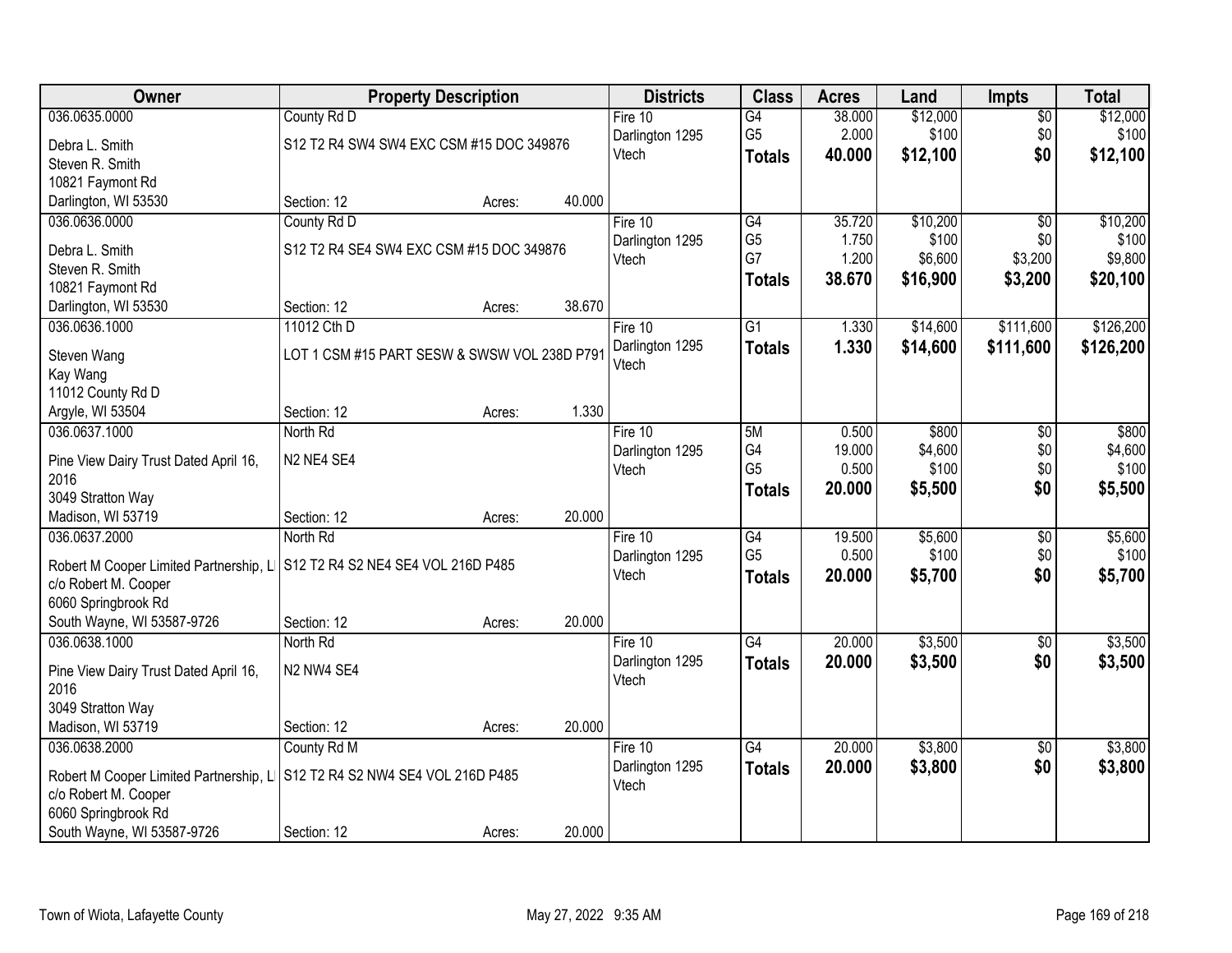| Owner | Property Description | Districts | Class | Acres | Land | Impts | Total |
|---|---|---|---|---|---|---|---|
| 036.0635.0000<br>Debra L. Smith<br>Steven R. Smith<br>10821 Faymont Rd<br>Darlington, WI 53530 | County Rd D<br>S12 T2 R4 SW4 SW4 EXC CSM #15 DOC 349876<br>Section: 12 Acres: 40.000 | Fire 10<br>Darlington 1295<br>Vtech | G4<br>G5<br>**Totals** | 38.000<br>2.000<br>**40.000** | $12,000<br>$100<br>**$12,100** | $0<br>$0<br>**$0** | $12,000<br>$100<br>**$12,100** |
| 036.0636.0000<br>Debra L. Smith<br>Steven R. Smith<br>10821 Faymont Rd<br>Darlington, WI 53530 | County Rd D<br>S12 T2 R4 SE4 SW4 EXC CSM #15 DOC 349876<br>Section: 12 Acres: 38.670 | Fire 10<br>Darlington 1295<br>Vtech | G4<br>G5<br>G7<br>**Totals** | 35.720<br>1.750<br>1.200<br>**38.670** | $10,200<br>$100<br>$6,600<br>**$16,900** | $0<br>$0<br>$3,200<br>**$3,200** | $10,200<br>$100<br>$9,800<br>**$20,100** |
| 036.0636.1000<br>Steven Wang<br>Kay Wang<br>11012 County Rd D<br>Argyle, WI 53504 | 11012 Cth D<br>LOT 1 CSM #15 PART SESW & SWSW VOL 238D P791<br>Section: 12 Acres: 1.330 | Fire 10<br>Darlington 1295<br>Vtech | G1<br>**Totals** | 1.330<br>**1.330** | $14,600<br>**$14,600** | $111,600<br>**$111,600** | $126,200<br>**$126,200** |
| 036.0637.1000<br>Pine View Dairy Trust Dated April 16, 2016<br>3049 Stratton Way<br>Madison, WI 53719 | North Rd<br>N2 NE4 SE4<br>Section: 12 Acres: 20.000 | Fire 10<br>Darlington 1295<br>Vtech | 5M<br>G4<br>G5<br>**Totals** | 0.500<br>19.000<br>0.500<br>**20.000** | $800<br>$4,600<br>$100<br>**$5,500** | $0<br>$0<br>$0<br>**$0** | $800<br>$4,600<br>$100<br>**$5,500** |
| 036.0637.2000<br>Robert M Cooper Limited Partnership, LI<br>c/o Robert M. Cooper<br>6060 Springbrook Rd<br>South Wayne, WI 53587-9726 | North Rd<br>S12 T2 R4 S2 NE4 SE4 VOL 216D P485<br>Section: 12 Acres: 20.000 | Fire 10<br>Darlington 1295<br>Vtech | G4<br>G5<br>**Totals** | 19.500<br>0.500<br>**20.000** | $5,600<br>$100<br>**$5,700** | $0<br>$0<br>**$0** | $5,600<br>$100<br>**$5,700** |
| 036.0638.1000<br>Pine View Dairy Trust Dated April 16, 2016<br>3049 Stratton Way<br>Madison, WI 53719 | North Rd<br>N2 NW4 SE4<br>Section: 12 Acres: 20.000 | Fire 10<br>Darlington 1295<br>Vtech | G4<br>**Totals** | 20.000<br>**20.000** | $3,500<br>**$3,500** | $0<br>**$0** | $3,500<br>**$3,500** |
| 036.0638.2000<br>Robert M Cooper Limited Partnership, LI<br>c/o Robert M. Cooper<br>6060 Springbrook Rd<br>South Wayne, WI 53587-9726 | County Rd M<br>S12 T2 R4 S2 NW4 SE4 VOL 216D P485<br>Section: 12 Acres: 20.000 | Fire 10<br>Darlington 1295<br>Vtech | G4<br>**Totals** | 20.000<br>**20.000** | $3,800<br>**$3,800** | $0<br>**$0** | $3,800<br>**$3,800** |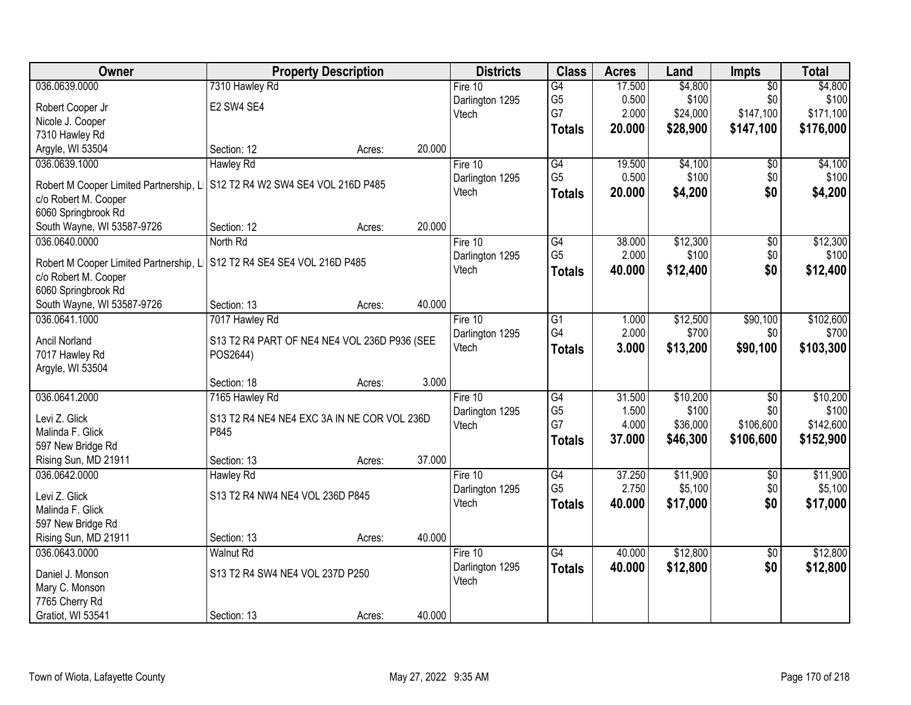| Owner | Property Description | Districts | Class | Acres | Land | Impts | Total |
|---|---|---|---|---|---|---|---|
| 036.0639.0000<br>Robert Cooper Jr<br>Nicole J. Cooper<br>7310 Hawley Rd<br>Argyle, WI 53504 | 7310 Hawley Rd<br>E2 SW4 SE4<br>Section: 12 Acres: 20.000 | Fire 10<br>Darlington 1295<br>Vtech | G4<br>G5<br>G7<br>**Totals** | 17.500<br>0.500<br>2.000<br>**20.000** | $4,800<br>$100<br>$24,000<br>**$28,900** | $0<br>$0<br>$147,100<br>**$147,100** | $4,800<br>$100<br>$171,100<br>**$176,000** |
| 036.0639.1000<br>Robert M Cooper Limited Partnership, Ll<br>c/o Robert M. Cooper<br>6060 Springbrook Rd<br>South Wayne, WI 53587-9726 | Hawley Rd<br>S12 T2 R4 W2 SW4 SE4 VOL 216D P485<br>Section: 12 Acres: 20.000 | Fire 10<br>Darlington 1295<br>Vtech | G4<br>G5<br>**Totals** | 19.500<br>0.500<br>**20.000** | $4,100<br>$100<br>**$4,200** | $0<br>$0<br>**$0** | $4,100<br>$100<br>**$4,200** |
| 036.0640.0000<br>Robert M Cooper Limited Partnership, Ll<br>c/o Robert M. Cooper<br>6060 Springbrook Rd<br>South Wayne, WI 53587-9726 | North Rd<br>S12 T2 R4 SE4 SE4 VOL 216D P485<br>Section: 13 Acres: 40.000 | Fire 10<br>Darlington 1295<br>Vtech | G4<br>G5<br>**Totals** | 38.000<br>2.000<br>**40.000** | $12,300<br>$100<br>**$12,400** | $0<br>$0<br>**$0** | $12,300<br>$100<br>**$12,400** |
| 036.0641.1000<br>Ancil Norland<br>7017 Hawley Rd<br>Argyle, WI 53504 | 7017 Hawley Rd<br>S13 T2 R4 PART OF NE4 NE4 VOL 236D P936 (SEE POS2644)<br>Section: 18 Acres: 3.000 | Fire 10<br>Darlington 1295<br>Vtech | G1<br>G4<br>**Totals** | 1.000<br>2.000<br>**3.000** | $12,500<br>$700<br>**$13,200** | $90,100<br>$0<br>**$90,100** | $102,600<br>$700<br>**$103,300** |
| 036.0641.2000<br>Levi Z. Glick<br>Malinda F. Glick<br>597 New Bridge Rd<br>Rising Sun, MD 21911 | 7165 Hawley Rd<br>S13 T2 R4 NE4 NE4 EXC 3A IN NE COR VOL 236D P845<br>Section: 13 Acres: 37.000 | Fire 10<br>Darlington 1295<br>Vtech | G4<br>G5<br>G7<br>**Totals** | 31.500<br>1.500<br>4.000<br>**37.000** | $10,200<br>$100<br>$36,000<br>**$46,300** | $0<br>$0<br>$106,600<br>**$106,600** | $10,200<br>$100<br>$142,600<br>**$152,900** |
| 036.0642.0000<br>Levi Z. Glick<br>Malinda F. Glick<br>597 New Bridge Rd<br>Rising Sun, MD 21911 | Hawley Rd<br>S13 T2 R4 NW4 NE4 VOL 236D P845<br>Section: 13 Acres: 40.000 | Fire 10<br>Darlington 1295<br>Vtech | G4<br>G5<br>**Totals** | 37.250<br>2.750<br>**40.000** | $11,900<br>$5,100<br>**$17,000** | $0<br>$0<br>**$0** | $11,900<br>$5,100<br>**$17,000** |
| 036.0643.0000<br>Daniel J. Monson<br>Mary C. Monson<br>7765 Cherry Rd<br>Gratiot, WI 53541 | Walnut Rd<br>S13 T2 R4 SW4 NE4 VOL 237D P250<br>Section: 13 Acres: 40.000 | Fire 10<br>Darlington 1295<br>Vtech | G4<br>**Totals** | 40.000<br>**40.000** | $12,800<br>**$12,800** | $0<br>**$0** | $12,800<br>**$12,800** |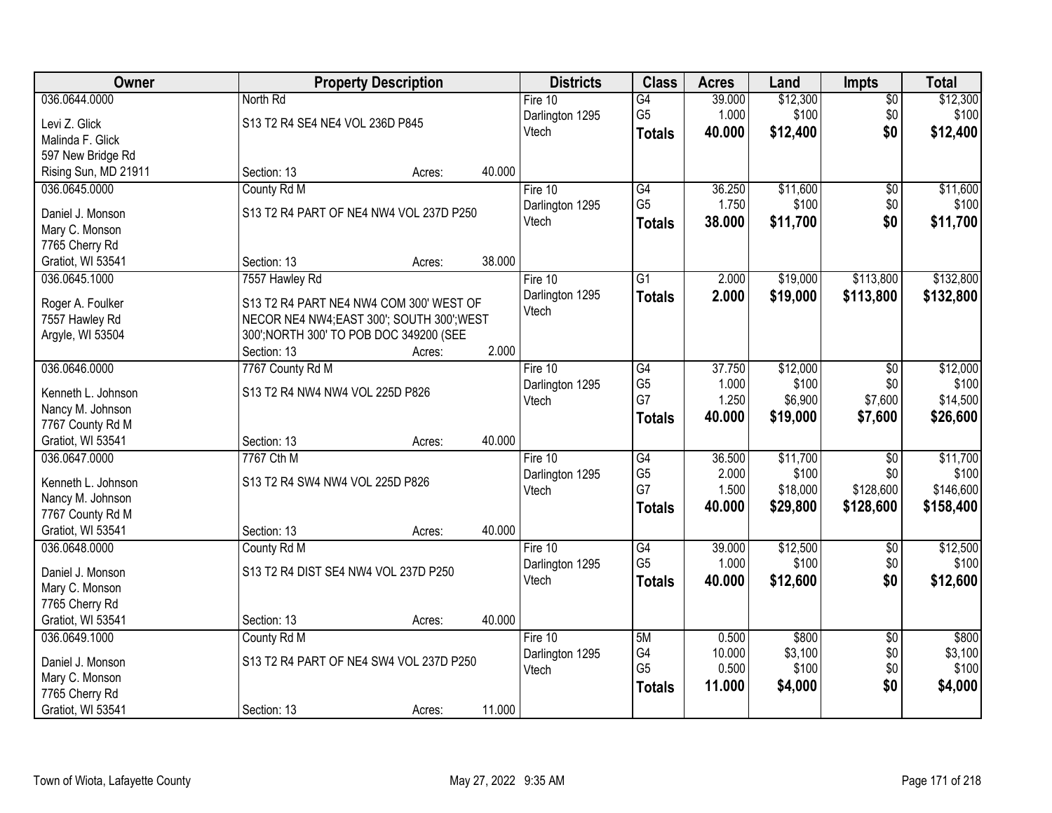| Owner | Property Description | Districts | Class | Acres | Land | Impts | Total |
|---|---|---|---|---|---|---|---|
| 036.0644.0000<br>Levi Z. Glick<br>Malinda F. Glick<br>597 New Bridge Rd<br>Rising Sun, MD 21911 | North Rd<br>S13 T2 R4 SE4 NE4 VOL 236D P845<br>Section: 13 Acres: 40.000 | Fire 10<br>Darlington 1295<br>Vtech | G4<br>G5<br>**Totals** | 39.000<br>1.000<br>**40.000** | $12,300<br>$100<br>**$12,400** | $0<br>$0<br>**$0** | $12,300<br>$100<br>**$12,400** |
| 036.0645.0000<br>Daniel J. Monson<br>Mary C. Monson<br>7765 Cherry Rd<br>Gratiot, WI 53541 | County Rd M<br>S13 T2 R4 PART OF NE4 NW4 VOL 237D P250<br>Section: 13 Acres: 38.000 | Fire 10<br>Darlington 1295<br>Vtech | G4<br>G5<br>**Totals** | 36.250<br>1.750<br>**38.000** | $11,600<br>$100<br>**$11,700** | $0<br>$0<br>**$0** | $11,600<br>$100<br>**$11,700** |
| 036.0645.1000<br>Roger A. Foulker<br>7557 Hawley Rd<br>Argyle, WI 53504 | 7557 Hawley Rd<br>S13 T2 R4 PART NE4 NW4 COM 300' WEST OF NECOR NE4 NW4;EAST 300'; SOUTH 300';WEST 300';NORTH 300' TO POB DOC 349200 (SEE<br>Section: 13 Acres: 2.000 | Fire 10<br>Darlington 1295<br>Vtech | G1<br>**Totals** | 2.000<br>**2.000** | $19,000<br>**$19,000** | $113,800<br>**$113,800** | $132,800<br>**$132,800** |
| 036.0646.0000<br>Kenneth L. Johnson<br>Nancy M. Johnson<br>7767 County Rd M<br>Gratiot, WI 53541 | 7767 County Rd M<br>S13 T2 R4 NW4 NW4 VOL 225D P826<br>Section: 13 Acres: 40.000 | Fire 10<br>Darlington 1295<br>Vtech | G4<br>G5<br>G7<br>**Totals** | 37.750<br>1.000<br>1.250<br>**40.000** | $12,000<br>$100<br>$6,900<br>**$19,000** | $0<br>$0<br>$7,600<br>**$7,600** | $12,000<br>$100<br>$14,500<br>**$26,600** |
| 036.0647.0000<br>Kenneth L. Johnson<br>Nancy M. Johnson<br>7767 County Rd M<br>Gratiot, WI 53541 | 7767 Cth M<br>S13 T2 R4 SW4 NW4 VOL 225D P826<br>Section: 13 Acres: 40.000 | Fire 10<br>Darlington 1295<br>Vtech | G4<br>G5<br>G7<br>**Totals** | 36.500<br>2.000<br>1.500<br>**40.000** | $11,700<br>$100<br>$18,000<br>**$29,800** | $0<br>$0<br>$128,600<br>**$128,600** | $11,700<br>$100<br>$146,600<br>**$158,400** |
| 036.0648.0000<br>Daniel J. Monson<br>Mary C. Monson<br>7765 Cherry Rd<br>Gratiot, WI 53541 | County Rd M<br>S13 T2 R4 DIST SE4 NW4 VOL 237D P250<br>Section: 13 Acres: 40.000 | Fire 10<br>Darlington 1295<br>Vtech | G4<br>G5<br>**Totals** | 39.000<br>1.000<br>**40.000** | $12,500<br>$100<br>**$12,600** | $0<br>$0<br>**$0** | $12,500<br>$100<br>**$12,600** |
| 036.0649.1000<br>Daniel J. Monson<br>Mary C. Monson<br>7765 Cherry Rd<br>Gratiot, WI 53541 | County Rd M<br>S13 T2 R4 PART OF NE4 SW4 VOL 237D P250<br>Section: 13 Acres: 11.000 | Fire 10<br>Darlington 1295<br>Vtech | 5M<br>G4<br>G5<br>**Totals** | 0.500<br>10.000<br>0.500<br>**11.000** | $800<br>$3,100<br>$100<br>**$4,000** | $0<br>$0<br>$0<br>**$0** | $800<br>$3,100<br>$100<br>**$4,000** |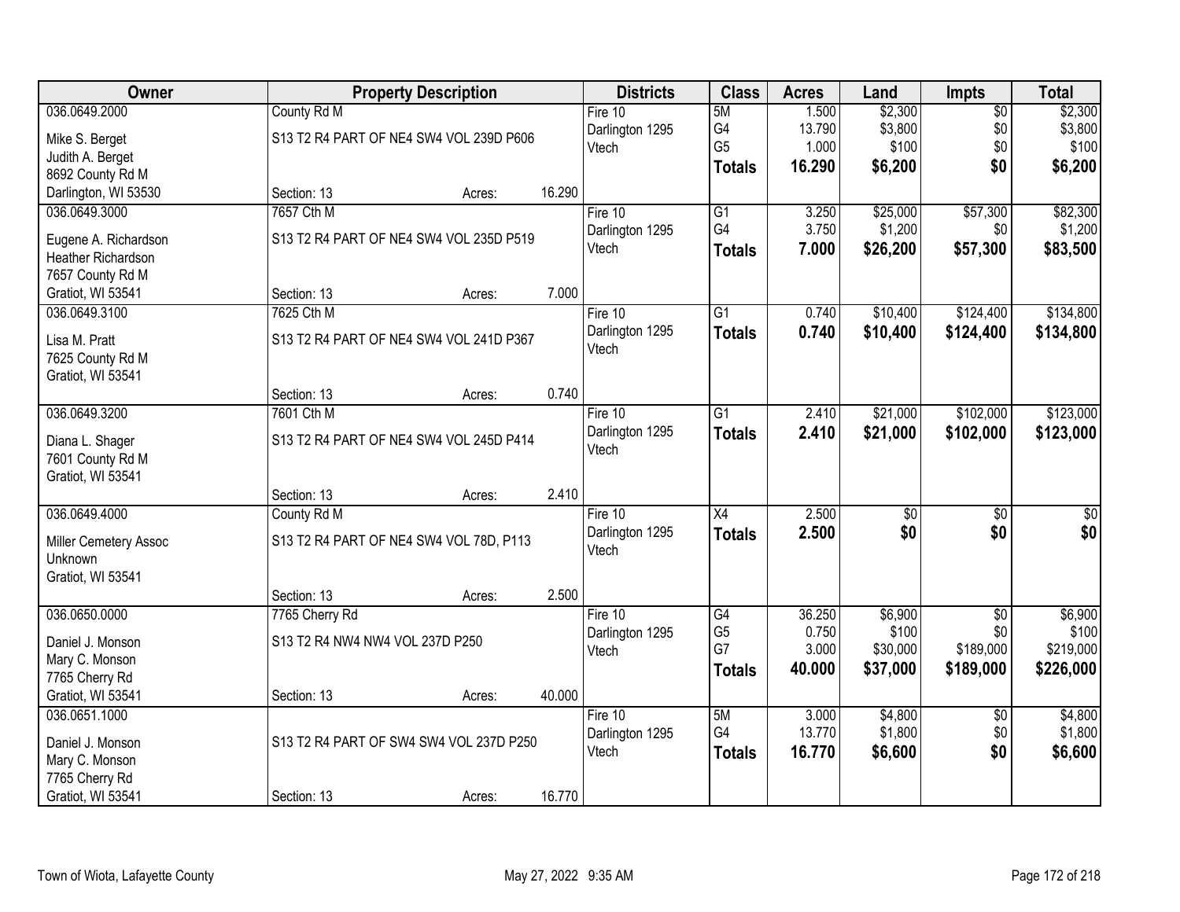| Owner | Property Description | Districts | Class | Acres | Land | Impts | Total |
|---|---|---|---|---|---|---|---|
| 036.0649.2000<br>Mike S. Berget<br>Judith A. Berget<br>8692 County Rd M<br>Darlington, WI 53530 | County Rd M<br>S13 T2 R4 PART OF NE4 SW4 VOL 239D P606<br>Section: 13 Acres: 16.290 | Fire 10<br>Darlington 1295<br>Vtech | 5M<br>G4<br>G5<br>**Totals** | 1.500<br>13.790<br>1.000<br>**16.290** | $2,300<br>$3,800<br>$100<br>**$6,200** | $0<br>$0<br>$0<br>**$0** | $2,300<br>$3,800<br>$100<br>**$6,200** |
| 036.0649.3000<br>Eugene A. Richardson<br>Heather Richardson<br>7657 County Rd M<br>Gratiot, WI 53541 | 7657 Cth M<br>S13 T2 R4 PART OF NE4 SW4 VOL 235D P519<br>Section: 13 Acres: 7.000 | Fire 10<br>Darlington 1295<br>Vtech | G1<br>G4<br>**Totals** | 3.250<br>3.750<br>**7.000** | $25,000<br>$1,200<br>**$26,200** | $57,300<br>$0<br>**$57,300** | $82,300<br>$1,200<br>**$83,500** |
| 036.0649.3100<br>Lisa M. Pratt<br>7625 County Rd M<br>Gratiot, WI 53541 | 7625 Cth M<br>S13 T2 R4 PART OF NE4 SW4 VOL 241D P367<br>Section: 13 Acres: 0.740 | Fire 10<br>Darlington 1295<br>Vtech | G1<br>**Totals** | 0.740<br>**0.740** | $10,400<br>**$10,400** | $124,400<br>**$124,400** | $134,800<br>**$134,800** |
| 036.0649.3200<br>Diana L. Shager<br>7601 County Rd M<br>Gratiot, WI 53541 | 7601 Cth M<br>S13 T2 R4 PART OF NE4 SW4 VOL 245D P414<br>Section: 13 Acres: 2.410 | Fire 10<br>Darlington 1295<br>Vtech | G1<br>**Totals** | 2.410<br>**2.410** | $21,000<br>**$21,000** | $102,000<br>**$102,000** | $123,000<br>**$123,000** |
| 036.0649.4000<br>Miller Cemetery Assoc<br>Unknown<br>Gratiot, WI 53541 | County Rd M<br>S13 T2 R4 PART OF NE4 SW4 VOL 78D, P113<br>Section: 13 Acres: 2.500 | Fire 10<br>Darlington 1295<br>Vtech | X4<br>**Totals** | 2.500<br>**2.500** | $0<br>**$0** | $0<br>**$0** | $0<br>**$0** |
| 036.0650.0000<br>Daniel J. Monson<br>Mary C. Monson<br>7765 Cherry Rd<br>Gratiot, WI 53541 | 7765 Cherry Rd<br>S13 T2 R4 NW4 NW4 VOL 237D P250<br>Section: 13 Acres: 40.000 | Fire 10<br>Darlington 1295<br>Vtech | G4<br>G5<br>G7<br>**Totals** | 36.250<br>0.750<br>3.000<br>**40.000** | $6,900<br>$100<br>$30,000<br>**$37,000** | $0<br>$0<br>$189,000<br>**$189,000** | $6,900<br>$100<br>$219,000<br>**$226,000** |
| 036.0651.1000<br>Daniel J. Monson<br>Mary C. Monson<br>7765 Cherry Rd<br>Gratiot, WI 53541 | S13 T2 R4 PART OF SW4 SW4 VOL 237D P250<br>Section: 13 Acres: 16.770 | Fire 10<br>Darlington 1295<br>Vtech | 5M<br>G4<br>**Totals** | 3.000<br>13.770<br>**16.770** | $4,800<br>$1,800<br>**$6,600** | $0<br>$0<br>**$0** | $4,800<br>$1,800<br>**$6,600** |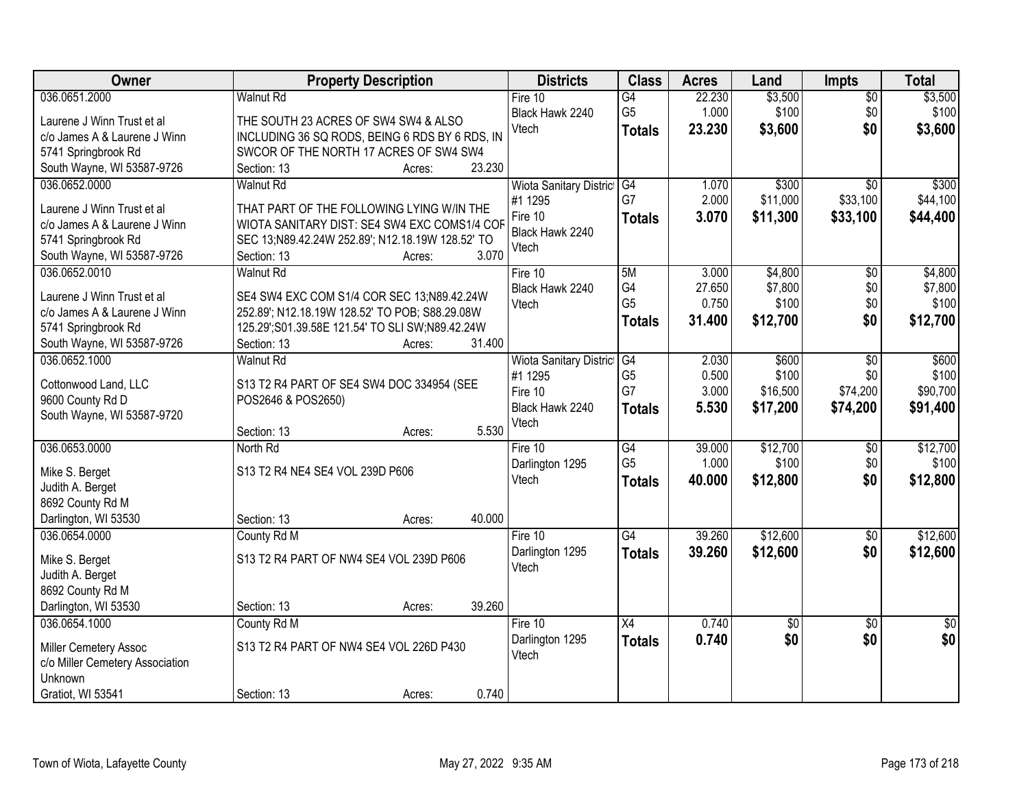| Owner | Property Description | Districts | Class | Acres | Land | Impts | Total |
|---|---|---|---|---|---|---|---|
| 036.0651.2000<br>Laurene J Winn Trust et al<br>c/o James A & Laurene J Winn<br>5741 Springbrook Rd<br>South Wayne, WI 53587-9726 | Walnut Rd<br>THE SOUTH 23 ACRES OF SW4 SW4 & ALSO INCLUDING 36 SQ RODS, BEING 6 RDS BY 6 RDS, IN SWCOR OF THE NORTH 17 ACRES OF SW4 SW4<br>Section: 13 Acres: 23.230 | Fire 10<br>Black Hawk 2240<br>Vtech | G4<br>G5<br>**Totals** | 22.230<br>1.000<br>**23.230** | $3,500<br>$100<br>**$3,600** | $0<br>$0<br>**$0** | $3,500<br>$100<br>**$3,600** |
| 036.0652.0000<br>Laurene J Winn Trust et al<br>c/o James A & Laurene J Winn<br>5741 Springbrook Rd<br>South Wayne, WI 53587-9726 | Walnut Rd<br>THAT PART OF THE FOLLOWING LYING W/IN THE WIOTA SANITARY DIST: SE4 SW4 EXC COMS1/4 COR SEC 13;N89.42.24W 252.89'; N12.18.19W 128.52' TO<br>Section: 13 Acres: 3.070 | Wiota Sanitary District #1 1295<br>Fire 10<br>Black Hawk 2240<br>Vtech | G4<br>G7<br>**Totals** | 1.070<br>2.000<br>**3.070** | $300<br>$11,000<br>**$11,300** | $0<br>$33,100<br>**$33,100** | $300<br>$44,100<br>**$44,400** |
| 036.0652.0010<br>Laurene J Winn Trust et al<br>c/o James A & Laurene J Winn<br>5741 Springbrook Rd<br>South Wayne, WI 53587-9726 | Walnut Rd<br>SE4 SW4 EXC COM S1/4 COR SEC 13;N89.42.24W 252.89'; N12.18.19W 128.52' TO POB; S88.29.08W 125.29';S01.39.58E 121.54' TO SLI SW;N89.42.24W<br>Section: 13 Acres: 31.400 | Fire 10<br>Black Hawk 2240<br>Vtech | 5M<br>G4<br>G5<br>**Totals** | 3.000<br>27.650<br>0.750<br>**31.400** | $4,800<br>$7,800<br>$100<br>**$12,700** | $0<br>$0<br>$0<br>**$0** | $4,800<br>$7,800<br>$100<br>**$12,700** |
| 036.0652.1000<br>Cottonwood Land, LLC<br>9600 County Rd D<br>South Wayne, WI 53587-9720 | Walnut Rd<br>S13 T2 R4 PART OF SE4 SW4 DOC 334954 (SEE POS2646 & POS2650)<br>Section: 13 Acres: 5.530 | Wiota Sanitary District #1 1295<br>Fire 10<br>Black Hawk 2240<br>Vtech | G4<br>G5<br>G7<br>**Totals** | 2.030<br>0.500<br>3.000<br>**5.530** | $600<br>$100<br>$16,500<br>**$17,200** | $0<br>$0<br>$74,200<br>**$74,200** | $600<br>$100<br>$90,700<br>**$91,400** |
| 036.0653.0000<br>Mike S. Berget<br>Judith A. Berget<br>8692 County Rd M<br>Darlington, WI 53530 | North Rd<br>S13 T2 R4 NE4 SE4 VOL 239D P606<br>Section: 13 Acres: 40.000 | Fire 10<br>Darlington 1295<br>Vtech | G4<br>G5<br>**Totals** | 39.000<br>1.000<br>**40.000** | $12,700<br>$100<br>**$12,800** | $0<br>$0<br>**$0** | $12,700<br>$100<br>**$12,800** |
| 036.0654.0000<br>Mike S. Berget<br>Judith A. Berget<br>8692 County Rd M<br>Darlington, WI 53530 | County Rd M<br>S13 T2 R4 PART OF NW4 SE4 VOL 239D P606<br>Section: 13 Acres: 39.260 | Fire 10<br>Darlington 1295<br>Vtech | G4<br>**Totals** | 39.260<br>**39.260** | $12,600<br>**$12,600** | $0<br>**$0** | $12,600<br>**$12,600** |
| 036.0654.1000<br>Miller Cemetery Assoc<br>c/o Miller Cemetery Association<br>Unknown<br>Gratiot, WI 53541 | County Rd M<br>S13 T2 R4 PART OF NW4 SE4 VOL 226D P430<br>Section: 13 Acres: 0.740 | Fire 10<br>Darlington 1295<br>Vtech | X4<br>**Totals** | 0.740<br>**0.740** | $0<br>**$0** | $0<br>**$0** | $0<br>**$0** |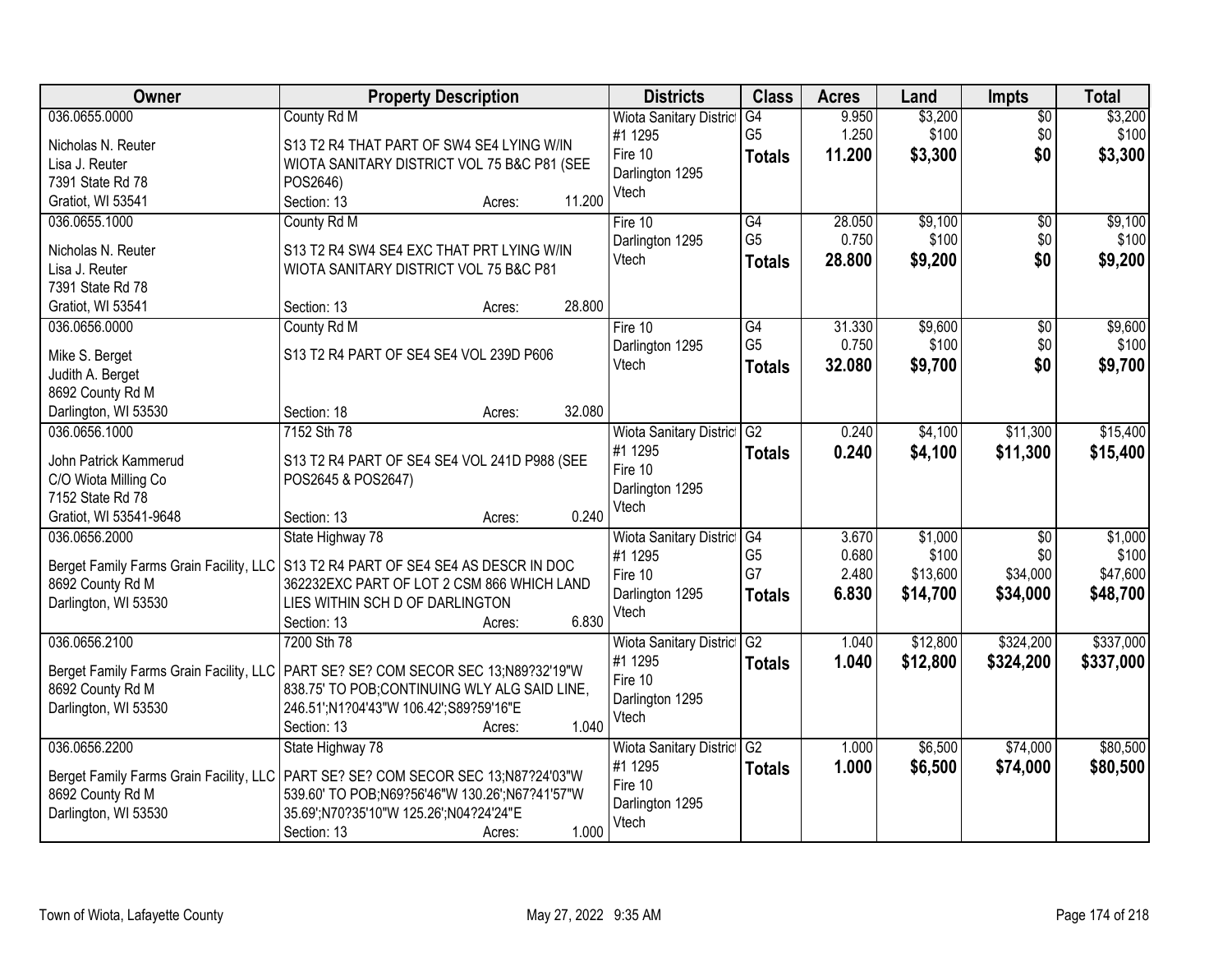| Owner | Property Description | Districts | Class | Acres | Land | Impts | Total |
|---|---|---|---|---|---|---|---|
| 036.0655.0000<br>Nicholas N. Reuter<br>Lisa J. Reuter<br>7391 State Rd 78<br>Gratiot, WI 53541 | County Rd M<br>S13 T2 R4 THAT PART OF SW4 SE4 LYING W/IN WIOTA SANITARY DISTRICT VOL 75 B&C P81 (SEE POS2646)<br>Section: 13 Acres: 11.200 | Wiota Sanitary District #1 1295<br>Fire 10<br>Darlington 1295<br>Vtech | G4<br>G5<br>**Totals** | 9.950<br>1.250<br>**11.200** | $3,200<br>$100<br>**$3,300** | $0<br>$0<br>**$0** | $3,200<br>$100<br>**$3,300** |
| 036.0655.1000<br>Nicholas N. Reuter<br>Lisa J. Reuter<br>7391 State Rd 78<br>Gratiot, WI 53541 | County Rd M<br>S13 T2 R4 SW4 SE4 EXC THAT PRT LYING W/IN WIOTA SANITARY DISTRICT VOL 75 B&C P81<br>Section: 13 Acres: 28.800 | Fire 10<br>Darlington 1295<br>Vtech | G4<br>G5<br>**Totals** | 28.050<br>0.750<br>**28.800** | $9,100<br>$100<br>**$9,200** | $0<br>$0<br>**$0** | $9,100<br>$100<br>**$9,200** |
| 036.0656.0000<br>Mike S. Berget<br>Judith A. Berget<br>8692 County Rd M<br>Darlington, WI 53530 | County Rd M<br>S13 T2 R4 PART OF SE4 SE4 VOL 239D P606<br>Section: 18 Acres: 32.080 | Fire 10<br>Darlington 1295<br>Vtech | G4<br>G5<br>**Totals** | 31.330<br>0.750<br>**32.080** | $9,600<br>$100<br>**$9,700** | $0<br>$0<br>**$0** | $9,600<br>$100<br>**$9,700** |
| 036.0656.1000<br>John Patrick Kammerud<br>C/O Wiota Milling Co<br>7152 State Rd 78<br>Gratiot, WI 53541-9648 | 7152 Sth 78<br>S13 T2 R4 PART OF SE4 SE4 VOL 241D P988 (SEE POS2645 & POS2647)<br>Section: 13 Acres: 0.240 | Wiota Sanitary District #1 1295<br>Fire 10<br>Darlington 1295<br>Vtech | G2<br>**Totals** | 0.240<br>**0.240** | $4,100<br>**$4,100** | $11,300<br>**$11,300** | $15,400<br>**$15,400** |
| 036.0656.2000<br>Berget Family Farms Grain Facility, LLC<br>8692 County Rd M<br>Darlington, WI 53530 | State Highway 78<br>S13 T2 R4 PART OF SE4 SE4 AS DESCR IN DOC 362232EXC PART OF LOT 2 CSM 866 WHICH LAND LIES WITHIN SCH D OF DARLINGTON<br>Section: 13 Acres: 6.830 | Wiota Sanitary District #1 1295<br>Fire 10<br>Darlington 1295<br>Vtech | G4<br>G5<br>G7<br>**Totals** | 3.670<br>0.680<br>2.480<br>**6.830** | $1,000<br>$100<br>$13,600<br>**$14,700** | $0<br>$0<br>$34,000<br>**$34,000** | $1,000<br>$100<br>$47,600<br>**$48,700** |
| 036.0656.2100<br>Berget Family Farms Grain Facility, LLC<br>8692 County Rd M<br>Darlington, WI 53530 | 7200 Sth 78<br>PART SE? SE? COM SECOR SEC 13;N89?32'19"W 838.75' TO POB;CONTINUING WLY ALG SAID LINE, 246.51';N1?04'43"W 106.42';S89?59'16"E<br>Section: 13 Acres: 1.040 | Wiota Sanitary District #1 1295<br>Fire 10<br>Darlington 1295<br>Vtech | G2<br>**Totals** | 1.040<br>**1.040** | $12,800<br>**$12,800** | $324,200<br>**$324,200** | $337,000<br>**$337,000** |
| 036.0656.2200<br>Berget Family Farms Grain Facility, LLC<br>8692 County Rd M<br>Darlington, WI 53530 | State Highway 78<br>PART SE? SE? COM SECOR SEC 13;N87?24'03"W 539.60' TO POB;N69?56'46"W 130.26';N67?41'57"W 35.69';N70?35'10"W 125.26';N04?24'24"E<br>Section: 13 Acres: 1.000 | Wiota Sanitary District #1 1295<br>Fire 10<br>Darlington 1295<br>Vtech | G2<br>**Totals** | 1.000<br>**1.000** | $6,500<br>**$6,500** | $74,000<br>**$74,000** | $80,500<br>**$80,500** |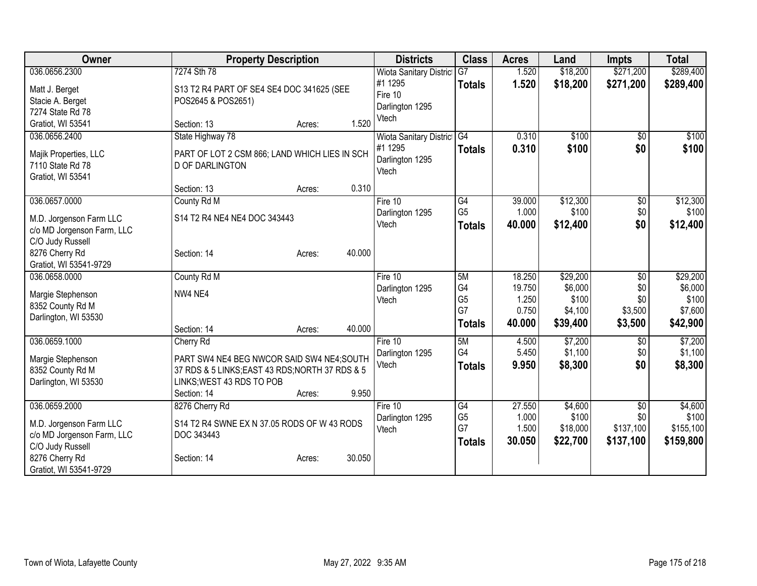| Owner | Property Description | Districts | Class | Acres | Land | Impts | Total |
|---|---|---|---|---|---|---|---|
| 036.0656.2300<br><br>Matt J. Berget<br>Stacie A. Berget<br>7274 State Rd 78<br>Gratiot, WI 53541 | 7274 Sth 78<br><br>S13 T2 R4 PART OF SE4 SE4 DOC 341625 (SEE POS2645 & POS2651)<br><br>Section: 13 Acres: 1.520 | Wiota Sanitary District #1 1295<br>Fire 10<br>Darlington 1295<br>Vtech | G7<br>**Totals** | 1.520<br>**1.520** | $18,200<br>**$18,200** | $271,200<br>**$271,200** | $289,400<br>**$289,400** |
| 036.0656.2400<br><br>Majik Properties, LLC<br>7110 State Rd 78<br>Gratiot, WI 53541 | State Highway 78<br><br>PART OF LOT 2 CSM 866; LAND WHICH LIES IN SCH D OF DARLINGTON<br><br>Section: 13 Acres: 0.310 | Wiota Sanitary District #1 1295<br>Darlington 1295<br>Vtech | G4<br>**Totals** | 0.310<br>**0.310** | $100<br>**$100** | $0<br>**$0** | $100<br>**$100** |
| 036.0657.0000<br><br>M.D. Jorgenson Farm LLC<br>c/o MD Jorgenson Farm, LLC<br>C/O Judy Russell<br>8276 Cherry Rd<br>Gratiot, WI 53541-9729 | County Rd M<br><br>S14 T2 R4 NE4 NE4 DOC 343443<br><br>Section: 14 Acres: 40.000 | Fire 10<br>Darlington 1295<br>Vtech | G4<br>G5<br>**Totals** | 39.000<br>1.000<br>**40.000** | $12,300<br>$100<br>**$12,400** | $0<br>$0<br>**$0** | $12,300<br>$100<br>**$12,400** |
| 036.0658.0000<br><br>Margie Stephenson<br>8352 County Rd M<br>Darlington, WI 53530 | County Rd M<br><br>NW4 NE4<br><br>Section: 14 Acres: 40.000 | Fire 10<br>Darlington 1295<br>Vtech | 5M<br>G4<br>G5<br>G7<br>**Totals** | 18.250<br>19.750<br>1.250<br>0.750<br>**40.000** | $29,200<br>$6,000<br>$100<br>$4,100<br>**$39,400** | $0<br>$0<br>$0<br>$3,500<br>**$3,500** | $29,200<br>$6,000<br>$100<br>$7,600<br>**$42,900** |
| 036.0659.1000<br><br>Margie Stephenson<br>8352 County Rd M<br>Darlington, WI 53530 | Cherry Rd<br><br>PART SW4 NE4 BEG NWCOR SAID SW4 NE4;SOUTH 37 RDS & 5 LINKS;EAST 43 RDS;NORTH 37 RDS & 5 LINKS;WEST 43 RDS TO POB<br>Section: 14 Acres: 9.950 | Fire 10<br>Darlington 1295<br>Vtech | 5M<br>G4<br>**Totals** | 4.500<br>5.450<br>**9.950** | $7,200<br>$1,100<br>**$8,300** | $0<br>$0<br>**$0** | $7,200<br>$1,100<br>**$8,300** |
| 036.0659.2000<br><br>M.D. Jorgenson Farm LLC<br>c/o MD Jorgenson Farm, LLC<br>C/O Judy Russell<br>8276 Cherry Rd<br>Gratiot, WI 53541-9729 | 8276 Cherry Rd<br><br>S14 T2 R4 SWNE EX N 37.05 RODS OF W 43 RODS DOC 343443<br><br>Section: 14 Acres: 30.050 | Fire 10<br>Darlington 1295<br>Vtech | G4<br>G5<br>G7<br>**Totals** | 27.550<br>1.000<br>1.500<br>**30.050** | $4,600<br>$100<br>$18,000<br>**$22,700** | $0<br>$0<br>$137,100<br>**$137,100** | $4,600<br>$100<br>$155,100<br>**$159,800** |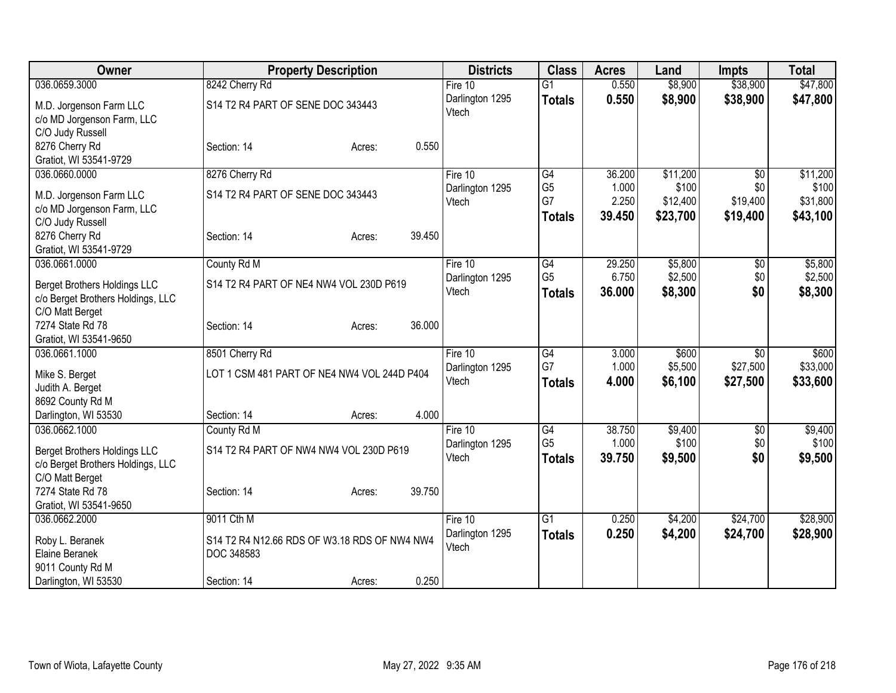| Owner | Property Description | Districts | Class | Acres | Land | Impts | Total |
|---|---|---|---|---|---|---|---|
| 036.0659.3000<br>M.D. Jorgenson Farm LLC<br>c/o MD Jorgenson Farm, LLC<br>C/O Judy Russell<br>8276 Cherry Rd<br>Gratiot, WI 53541-9729 | 8242 Cherry Rd<br>S14 T2 R4 PART OF SENE DOC 343443<br>Section: 14 Acres: 0.550 | Fire 10<br>Darlington 1295<br>Vtech | G1<br>**Totals** | 0.550<br>**0.550** | $8,900<br>**$8,900** | $38,900<br>**$38,900** | $47,800<br>**$47,800** |
| 036.0660.0000<br>M.D. Jorgenson Farm LLC<br>c/o MD Jorgenson Farm, LLC<br>C/O Judy Russell<br>8276 Cherry Rd<br>Gratiot, WI 53541-9729 | 8276 Cherry Rd<br>S14 T2 R4 PART OF SENE DOC 343443<br>Section: 14 Acres: 39.450 | Fire 10<br>Darlington 1295<br>Vtech | G4<br>G5<br>G7<br>**Totals** | 36.200<br>1.000<br>2.250<br>**39.450** | $11,200<br>$100<br>$12,400<br>**$23,700** | $0<br>$0<br>$19,400<br>**$19,400** | $11,200<br>$100<br>$31,800<br>**$43,100** |
| 036.0661.0000<br>Berget Brothers Holdings LLC<br>c/o Berget Brothers Holdings, LLC<br>C/O Matt Berget<br>7274 State Rd 78<br>Gratiot, WI 53541-9650 | County Rd M<br>S14 T2 R4 PART OF NE4 NW4 VOL 230D P619<br>Section: 14 Acres: 36.000 | Fire 10<br>Darlington 1295<br>Vtech | G4<br>G5<br>**Totals** | 29.250<br>6.750<br>**36.000** | $5,800<br>$2,500<br>**$8,300** | $0<br>$0<br>**$0** | $5,800<br>$2,500<br>**$8,300** |
| 036.0661.1000<br>Mike S. Berget<br>Judith A. Berget<br>8692 County Rd M<br>Darlington, WI 53530 | 8501 Cherry Rd<br>LOT 1 CSM 481 PART OF NE4 NW4 VOL 244D P404<br>Section: 14 Acres: 4.000 | Fire 10<br>Darlington 1295<br>Vtech | G4<br>G7<br>**Totals** | 3.000<br>1.000<br>**4.000** | $600<br>$5,500<br>**$6,100** | $0<br>$27,500<br>**$27,500** | $600<br>$33,000<br>**$33,600** |
| 036.0662.1000<br>Berget Brothers Holdings LLC<br>c/o Berget Brothers Holdings, LLC<br>C/O Matt Berget<br>7274 State Rd 78<br>Gratiot, WI 53541-9650 | County Rd M<br>S14 T2 R4 PART OF NW4 NW4 VOL 230D P619<br>Section: 14 Acres: 39.750 | Fire 10<br>Darlington 1295<br>Vtech | G4<br>G5<br>**Totals** | 38.750<br>1.000<br>**39.750** | $9,400<br>$100<br>**$9,500** | $0<br>$0<br>**$0** | $9,400<br>$100<br>**$9,500** |
| 036.0662.2000<br>Roby L. Beranek<br>Elaine Beranek<br>9011 County Rd M<br>Darlington, WI 53530 | 9011 Cth M<br>S14 T2 R4 N12.66 RDS OF W3.18 RDS OF NW4 NW4 DOC 348583<br>Section: 14 Acres: 0.250 | Fire 10<br>Darlington 1295<br>Vtech | G1<br>**Totals** | 0.250<br>**0.250** | $4,200<br>**$4,200** | $24,700<br>**$24,700** | $28,900<br>**$28,900** |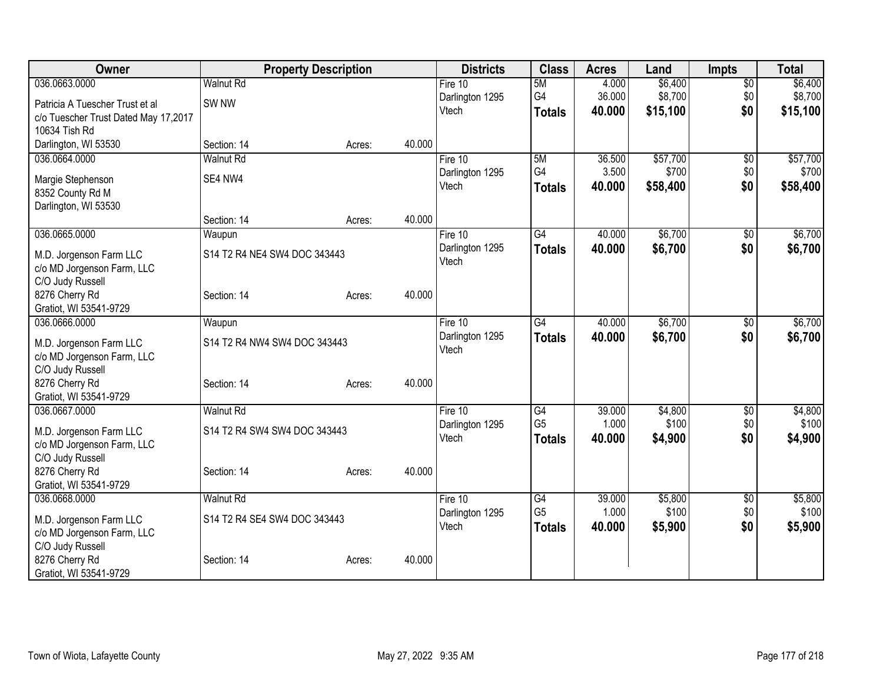| Owner | Property Description | | | Districts | Class | Acres | Land | Impts | Total |
|---|---|---|---|---|---|---|---|---|---|
| 036.0663.0000 | Walnut Rd | | | Fire 10 | 5M | 4.000 | $6,400 | $0 | $6,400 |
| Patricia A Tuescher Trust et al | SW NW | | | Darlington 1295 | G4 | 36.000 | $8,700 | $0 | $8,700 |
| c/o Tuescher Trust Dated May 17,2017 | | | | Vtech | **Totals** | **40.000** | **$15,100** | **$0** | **$15,100** |
| 10634 Tish Rd | | | | | | | | | |
| Darlington, WI 53530 | Section: 14 | Acres: | 40.000 | | | | | | |
| 036.0664.0000 | Walnut Rd | | | Fire 10 | 5M | 36.500 | $57,700 | $0 | $57,700 |
| Margie Stephenson | SE4 NW4 | | | Darlington 1295 | G4 | 3.500 | $700 | $0 | $700 |
| 8352 County Rd M | | | | Vtech | **Totals** | **40.000** | **$58,400** | **$0** | **$58,400** |
| Darlington, WI 53530 | | | | | | | | | |
| | Section: 14 | Acres: | 40.000 | | | | | | |
| 036.0665.0000 | Waupun | | | Fire 10 | G4 | 40.000 | $6,700 | $0 | $6,700 |
| M.D. Jorgenson Farm LLC | S14 T2 R4 NE4 SW4 DOC 343443 | | | Darlington 1295 | **Totals** | **40.000** | **$6,700** | **$0** | **$6,700** |
| c/o MD Jorgenson Farm, LLC | | | | Vtech | | | | | |
| C/O Judy Russell | | | | | | | | | |
| 8276 Cherry Rd | Section: 14 | Acres: | 40.000 | | | | | | |
| Gratiot, WI 53541-9729 | | | | | | | | | |
| 036.0666.0000 | Waupun | | | Fire 10 | G4 | 40.000 | $6,700 | $0 | $6,700 |
| M.D. Jorgenson Farm LLC | S14 T2 R4 NW4 SW4 DOC 343443 | | | Darlington 1295 | **Totals** | **40.000** | **$6,700** | **$0** | **$6,700** |
| c/o MD Jorgenson Farm, LLC | | | | Vtech | | | | | |
| C/O Judy Russell | | | | | | | | | |
| 8276 Cherry Rd | Section: 14 | Acres: | 40.000 | | | | | | |
| Gratiot, WI 53541-9729 | | | | | | | | | |
| 036.0667.0000 | Walnut Rd | | | Fire 10 | G4 | 39.000 | $4,800 | $0 | $4,800 |
| M.D. Jorgenson Farm LLC | S14 T2 R4 SW4 SW4 DOC 343443 | | | Darlington 1295 | G5 | 1.000 | $100 | $0 | $100 |
| c/o MD Jorgenson Farm, LLC | | | | Vtech | **Totals** | **40.000** | **$4,900** | **$0** | **$4,900** |
| C/O Judy Russell | | | | | | | | | |
| 8276 Cherry Rd | Section: 14 | Acres: | 40.000 | | | | | | |
| Gratiot, WI 53541-9729 | | | | | | | | | |
| 036.0668.0000 | Walnut Rd | | | Fire 10 | G4 | 39.000 | $5,800 | $0 | $5,800 |
| M.D. Jorgenson Farm LLC | S14 T2 R4 SE4 SW4 DOC 343443 | | | Darlington 1295 | G5 | 1.000 | $100 | $0 | $100 |
| c/o MD Jorgenson Farm, LLC | | | | Vtech | **Totals** | **40.000** | **$5,900** | **$0** | **$5,900** |
| C/O Judy Russell | | | | | | | | | |
| 8276 Cherry Rd | Section: 14 | Acres: | 40.000 | | | | | | |
| Gratiot, WI 53541-9729 | | | | | | | | | |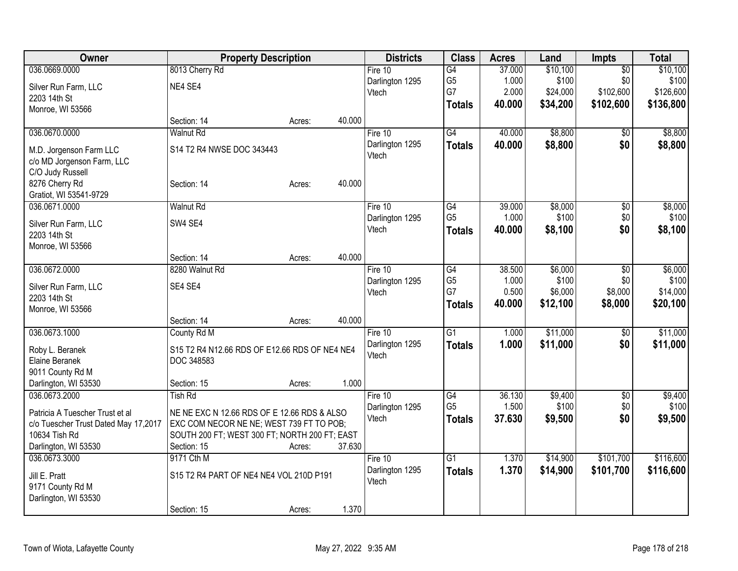| Owner | Property Description | Districts | Class | Acres | Land | Impts | Total |
|---|---|---|---|---|---|---|---|
| 036.0669.0000<br><br>Silver Run Farm, LLC<br>2203 14th St<br>Monroe, WI 53566 | 8013 Cherry Rd<br><br>NE4 SE4<br><br>Section: 14 Acres: 40.000 | Fire 10<br>Darlington 1295<br>Vtech | G4<br>G5<br>G7<br>**Totals** | 37.000<br>1.000<br>2.000<br>**40.000** | $10,100<br>$100<br>$24,000<br>**$34,200** | $0<br>$0<br>$102,600<br>**$102,600** | $10,100<br>$100<br>$126,600<br>**$136,800** |
| 036.0670.0000<br><br>M.D. Jorgenson Farm LLC<br>c/o MD Jorgenson Farm, LLC<br>C/O Judy Russell<br>8276 Cherry Rd<br>Gratiot, WI 53541-9729 | Walnut Rd<br><br>S14 T2 R4 NWSE DOC 343443<br><br>Section: 14 Acres: 40.000 | Fire 10<br>Darlington 1295<br>Vtech | G4<br>**Totals** | 40.000<br>**40.000** | $8,800<br>**$8,800** | $0<br>**$0** | $8,800<br>**$8,800** |
| 036.0671.0000<br><br>Silver Run Farm, LLC<br>2203 14th St<br>Monroe, WI 53566 | Walnut Rd<br><br>SW4 SE4<br><br>Section: 14 Acres: 40.000 | Fire 10<br>Darlington 1295<br>Vtech | G4<br>G5<br>**Totals** | 39.000<br>1.000<br>**40.000** | $8,000<br>$100<br>**$8,100** | $0<br>$0<br>**$0** | $8,000<br>$100<br>**$8,100** |
| 036.0672.0000<br><br>Silver Run Farm, LLC<br>2203 14th St<br>Monroe, WI 53566 | 8280 Walnut Rd<br><br>SE4 SE4<br><br>Section: 14 Acres: 40.000 | Fire 10<br>Darlington 1295<br>Vtech | G4<br>G5<br>G7<br>**Totals** | 38.500<br>1.000<br>0.500<br>**40.000** | $6,000<br>$100<br>$6,000<br>**$12,100** | $0<br>$0<br>$8,000<br>**$8,000** | $6,000<br>$100<br>$14,000<br>**$20,100** |
| 036.0673.1000<br><br>Roby L. Beranek<br>Elaine Beranek<br>9011 County Rd M<br>Darlington, WI 53530 | County Rd M<br><br>S15 T2 R4 N12.66 RDS OF E12.66 RDS OF NE4 NE4 DOC 348583<br><br>Section: 15 Acres: 1.000 | Fire 10<br>Darlington 1295<br>Vtech | G1<br>**Totals** | 1.000<br>**1.000** | $11,000<br>**$11,000** | $0<br>**$0** | $11,000<br>**$11,000** |
| 036.0673.2000<br><br>Patricia A Tuescher Trust et al<br>c/o Tuescher Trust Dated May 17,2017<br>10634 Tish Rd<br>Darlington, WI 53530 | Tish Rd<br><br>NE NE EXC N 12.66 RDS OF E 12.66 RDS & ALSO EXC COM NECOR NE NE; WEST 739 FT TO POB; SOUTH 200 FT; WEST 300 FT; NORTH 200 FT; EAST<br>Section: 15 Acres: 37.630 | Fire 10<br>Darlington 1295<br>Vtech | G4<br>G5<br>**Totals** | 36.130<br>1.500<br>**37.630** | $9,400<br>$100<br>**$9,500** | $0<br>$0<br>**$0** | $9,400<br>$100<br>**$9,500** |
| 036.0673.3000<br><br>Jill E. Pratt<br>9171 County Rd M<br>Darlington, WI 53530 | 9171 Cth M<br><br>S15 T2 R4 PART OF NE4 NE4 VOL 210D P191<br><br>Section: 15 Acres: 1.370 | Fire 10<br>Darlington 1295<br>Vtech | G1<br>**Totals** | 1.370<br>**1.370** | $14,900<br>**$14,900** | $101,700<br>**$101,700** | $116,600<br>**$116,600** |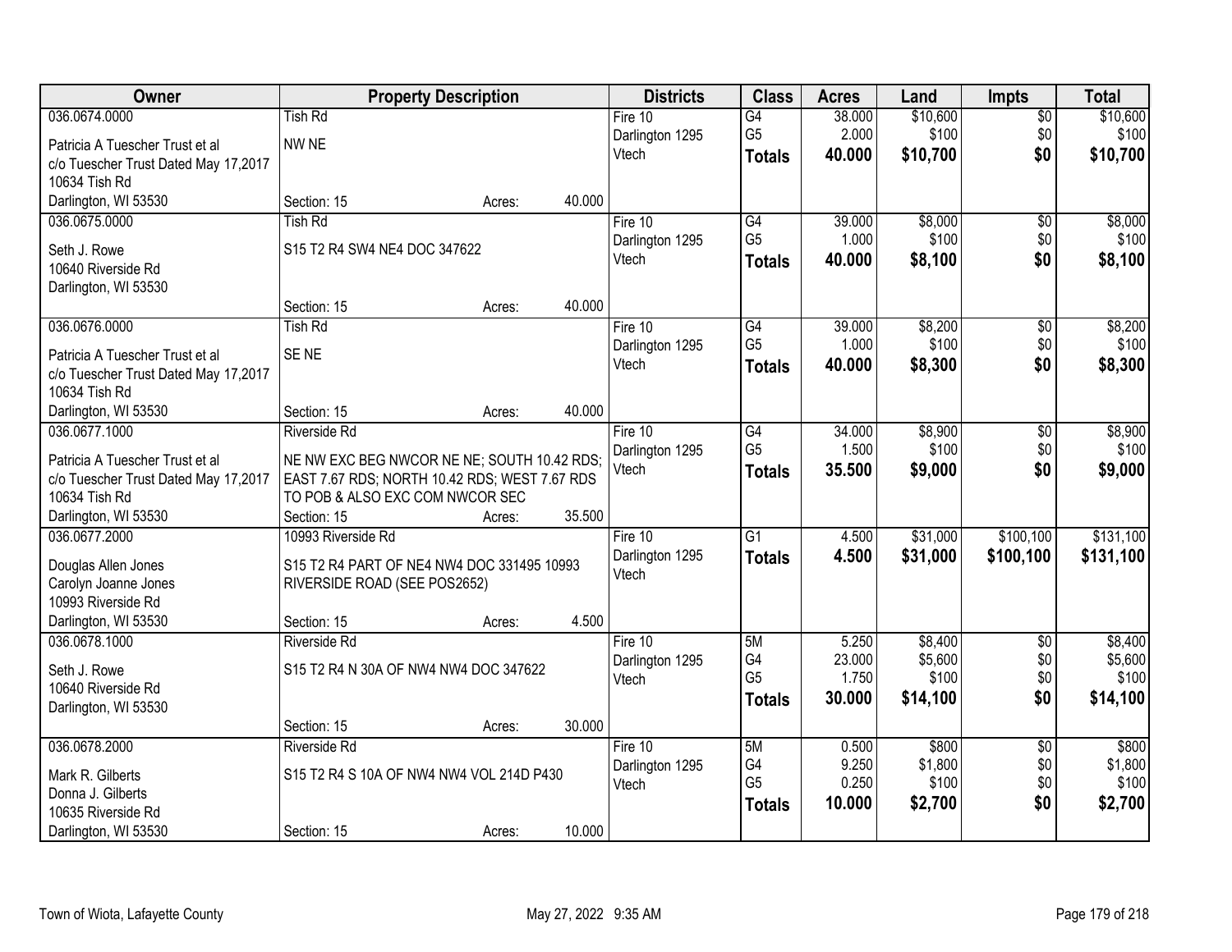| Owner | Property Description | Districts | Class | Acres | Land | Impts | Total |
|---|---|---|---|---|---|---|---|
| 036.0674.0000<br><br>Patricia A Tuescher Trust et al<br>c/o Tuescher Trust Dated May 17,2017<br>10634 Tish Rd<br>Darlington, WI 53530 | Tish Rd<br><br>NW NE<br><br>Section: 15 Acres: 40.000 | Fire 10<br>Darlington 1295<br>Vtech | G4<br>G5<br>**Totals** | 38.000<br>2.000<br>**40.000** | $10,600<br>$100<br>**$10,700** | $0<br>$0<br>**$0** | $10,600<br>$100<br>**$10,700** |
| 036.0675.0000<br><br>Seth J. Rowe<br>10640 Riverside Rd<br>Darlington, WI 53530 | Tish Rd<br><br>S15 T2 R4 SW4 NE4 DOC 347622<br><br>Section: 15 Acres: 40.000 | Fire 10<br>Darlington 1295<br>Vtech | G4<br>G5<br>**Totals** | 39.000<br>1.000<br>**40.000** | $8,000<br>$100<br>**$8,100** | $0<br>$0<br>**$0** | $8,000<br>$100<br>**$8,100** |
| 036.0676.0000<br><br>Patricia A Tuescher Trust et al<br>c/o Tuescher Trust Dated May 17,2017<br>10634 Tish Rd<br>Darlington, WI 53530 | Tish Rd<br><br>SE NE<br><br>Section: 15 Acres: 40.000 | Fire 10<br>Darlington 1295<br>Vtech | G4<br>G5<br>**Totals** | 39.000<br>1.000<br>**40.000** | $8,200<br>$100<br>**$8,300** | $0<br>$0<br>**$0** | $8,200<br>$100<br>**$8,300** |
| 036.0677.1000<br><br>Patricia A Tuescher Trust et al<br>c/o Tuescher Trust Dated May 17,2017<br>10634 Tish Rd<br>Darlington, WI 53530 | Riverside Rd<br><br>NE NW EXC BEG NWCOR NE NE; SOUTH 10.42 RDS; EAST 7.67 RDS; NORTH 10.42 RDS; WEST 7.67 RDS TO POB & ALSO EXC COM NWCOR SEC<br>Section: 15 Acres: 35.500 | Fire 10<br>Darlington 1295<br>Vtech | G4<br>G5<br>**Totals** | 34.000<br>1.500<br>**35.500** | $8,900<br>$100<br>**$9,000** | $0<br>$0<br>**$0** | $8,900<br>$100<br>**$9,000** |
| 036.0677.2000<br><br>Douglas Allen Jones<br>Carolyn Joanne Jones<br>10993 Riverside Rd<br>Darlington, WI 53530 | 10993 Riverside Rd<br><br>S15 T2 R4 PART OF NE4 NW4 DOC 331495 10993 RIVERSIDE ROAD (SEE POS2652)<br><br>Section: 15 Acres: 4.500 | Fire 10<br>Darlington 1295<br>Vtech | G1<br>**Totals** | 4.500<br>**4.500** | $31,000<br>**$31,000** | $100,100<br>**$100,100** | $131,100<br>**$131,100** |
| 036.0678.1000<br><br>Seth J. Rowe<br>10640 Riverside Rd<br>Darlington, WI 53530 | Riverside Rd<br><br>S15 T2 R4 N 30A OF NW4 NW4 DOC 347622<br><br>Section: 15 Acres: 30.000 | Fire 10<br>Darlington 1295<br>Vtech | 5M<br>G4<br>G5<br>**Totals** | 5.250<br>23.000<br>1.750<br>**30.000** | $8,400<br>$5,600<br>$100<br>**$14,100** | $0<br>$0<br>$0<br>**$0** | $8,400<br>$5,600<br>$100<br>**$14,100** |
| 036.0678.2000<br><br>Mark R. Gilberts<br>Donna J. Gilberts<br>10635 Riverside Rd<br>Darlington, WI 53530 | Riverside Rd<br><br>S15 T2 R4 S 10A OF NW4 NW4 VOL 214D P430<br><br>Section: 15 Acres: 10.000 | Fire 10<br>Darlington 1295<br>Vtech | 5M<br>G4<br>G5<br>**Totals** | 0.500<br>9.250<br>0.250<br>**10.000** | $800<br>$1,800<br>$100<br>**$2,700** | $0<br>$0<br>$0<br>**$0** | $800<br>$1,800<br>$100<br>**$2,700** |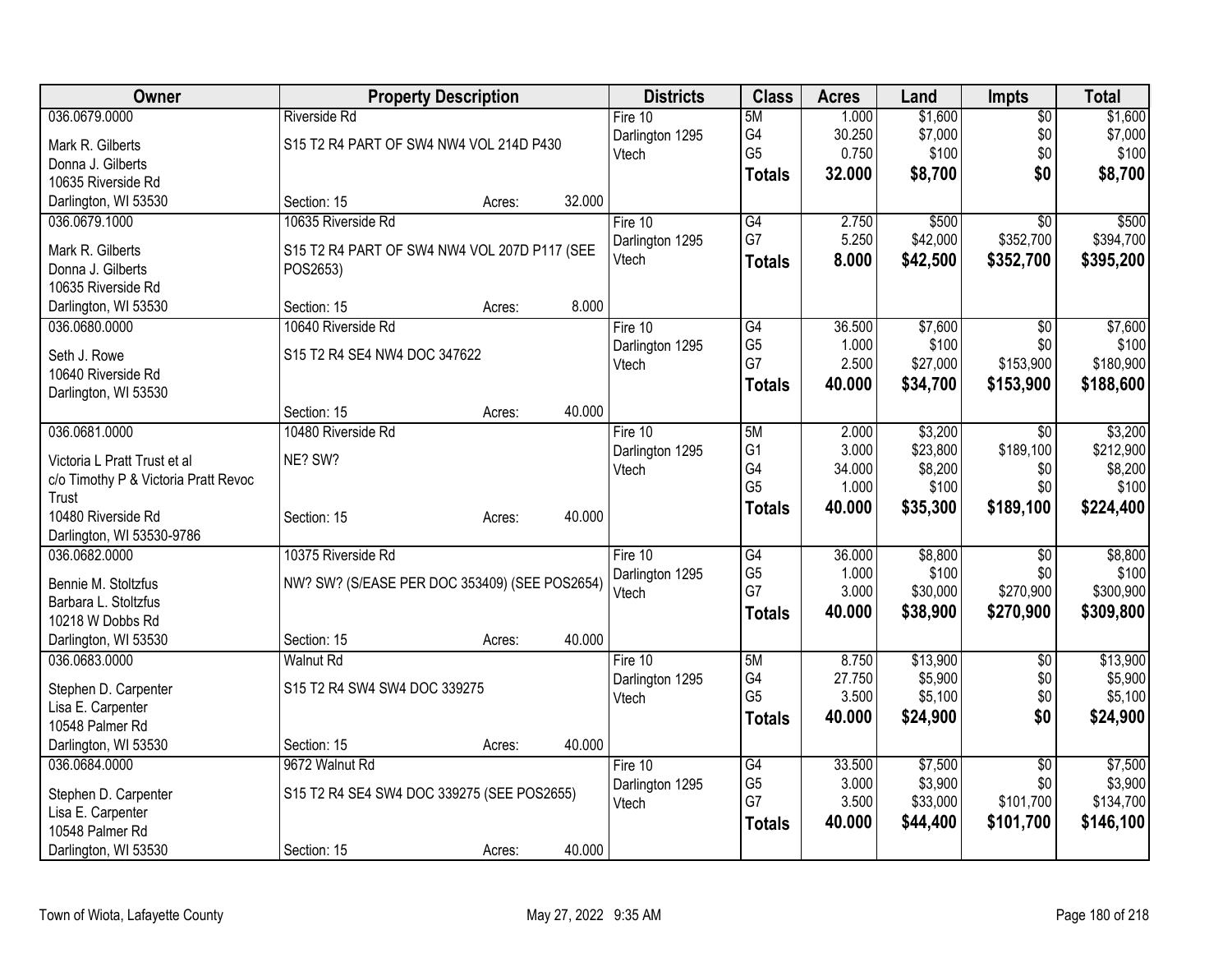| Owner | Property Description | Districts | Class | Acres | Land | Impts | Total |
|---|---|---|---|---|---|---|---|
| 036.0679.0000<br>Mark R. Gilberts<br>Donna J. Gilberts<br>10635 Riverside Rd<br>Darlington, WI 53530 | Riverside Rd<br>S15 T2 R4 PART OF SW4 NW4 VOL 214D P430<br>Section: 15 Acres: 32.000 | Fire 10<br>Darlington 1295<br>Vtech | 5M<br>G4<br>G5<br>**Totals** | 1.000<br>30.250<br>0.750<br>**32.000** | $1,600<br>$7,000<br>$100<br>**$8,700** | $0<br>$0<br>$0<br>**$0** | $1,600<br>$7,000<br>$100<br>**$8,700** |
| 036.0679.1000<br>Mark R. Gilberts<br>Donna J. Gilberts<br>10635 Riverside Rd<br>Darlington, WI 53530 | 10635 Riverside Rd<br>S15 T2 R4 PART OF SW4 NW4 VOL 207D P117 (SEE POS2653)<br>Section: 15 Acres: 8.000 | Fire 10<br>Darlington 1295<br>Vtech | G4<br>G7<br>**Totals** | 2.750<br>5.250<br>**8.000** | $500<br>$42,000<br>**$42,500** | $0<br>$352,700<br>**$352,700** | $500<br>$394,700<br>**$395,200** |
| 036.0680.0000<br>Seth J. Rowe<br>10640 Riverside Rd<br>Darlington, WI 53530 | 10640 Riverside Rd<br>S15 T2 R4 SE4 NW4 DOC 347622<br>Section: 15 Acres: 40.000 | Fire 10<br>Darlington 1295<br>Vtech | G4<br>G5<br>G7<br>**Totals** | 36.500<br>1.000<br>2.500<br>**40.000** | $7,600<br>$100<br>$27,000<br>**$34,700** | $0<br>$0<br>$153,900<br>**$153,900** | $7,600<br>$100<br>$180,900<br>**$188,600** |
| 036.0681.0000<br>Victoria L Pratt Trust et al<br>c/o Timothy P & Victoria Pratt Revoc Trust<br>10480 Riverside Rd<br>Darlington, WI 53530-9786 | 10480 Riverside Rd<br>NE? SW?<br>Section: 15 Acres: 40.000 | Fire 10<br>Darlington 1295<br>Vtech | 5M<br>G1<br>G4<br>G5<br>**Totals** | 2.000<br>3.000<br>34.000<br>1.000<br>**40.000** | $3,200<br>$23,800<br>$8,200<br>$100<br>**$35,300** | $0<br>$189,100<br>$0<br>$0<br>**$189,100** | $3,200<br>$212,900<br>$8,200<br>$100<br>**$224,400** |
| 036.0682.0000<br>Bennie M. Stoltzfus<br>Barbara L. Stoltzfus<br>10218 W Dobbs Rd<br>Darlington, WI 53530 | 10375 Riverside Rd<br>NW? SW? (S/EASE PER DOC 353409) (SEE POS2654)<br>Section: 15 Acres: 40.000 | Fire 10<br>Darlington 1295<br>Vtech | G4<br>G5<br>G7<br>**Totals** | 36.000<br>1.000<br>3.000<br>**40.000** | $8,800<br>$100<br>$30,000<br>**$38,900** | $0<br>$0<br>$270,900<br>**$270,900** | $8,800<br>$100<br>$300,900<br>**$309,800** |
| 036.0683.0000<br>Stephen D. Carpenter<br>Lisa E. Carpenter<br>10548 Palmer Rd<br>Darlington, WI 53530 | Walnut Rd<br>S15 T2 R4 SW4 SW4 DOC 339275<br>Section: 15 Acres: 40.000 | Fire 10<br>Darlington 1295<br>Vtech | 5M<br>G4<br>G5<br>**Totals** | 8.750<br>27.750<br>3.500<br>**40.000** | $13,900<br>$5,900<br>$5,100<br>**$24,900** | $0<br>$0<br>$0<br>**$0** | $13,900<br>$5,900<br>$5,100<br>**$24,900** |
| 036.0684.0000<br>Stephen D. Carpenter<br>Lisa E. Carpenter<br>10548 Palmer Rd<br>Darlington, WI 53530 | 9672 Walnut Rd<br>S15 T2 R4 SE4 SW4 DOC 339275 (SEE POS2655)<br>Section: 15 Acres: 40.000 | Fire 10<br>Darlington 1295<br>Vtech | G4<br>G5<br>G7<br>**Totals** | 33.500<br>3.000<br>3.500<br>**40.000** | $7,500<br>$3,900<br>$33,000<br>**$44,400** | $0<br>$0<br>$101,700<br>**$101,700** | $7,500<br>$3,900<br>$134,700<br>**$146,100** |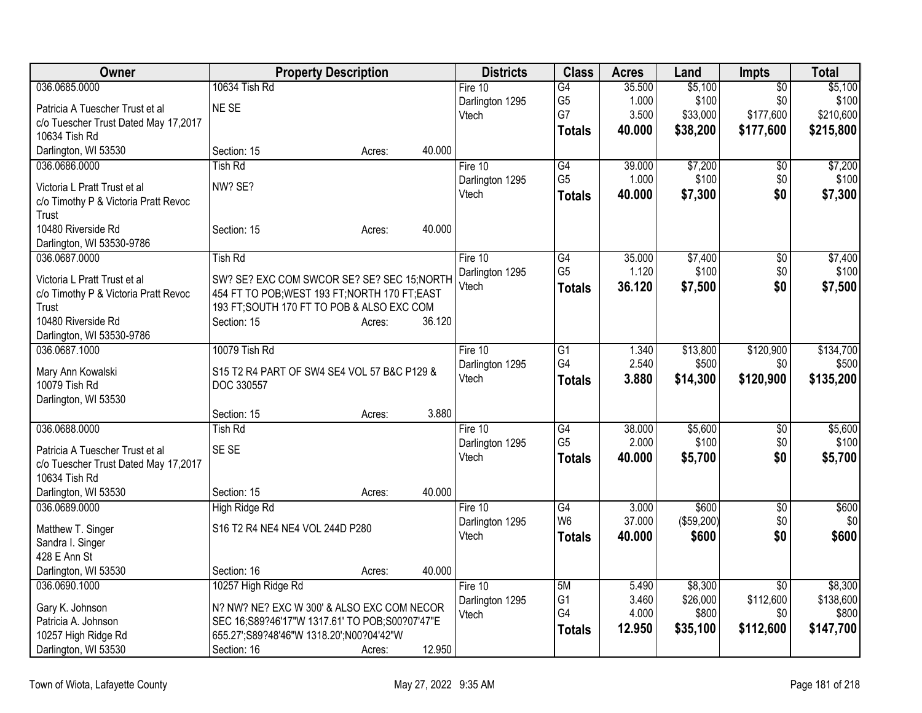| Owner | Property Description | Districts | Class | Acres | Land | Impts | Total |
|---|---|---|---|---|---|---|---|
| 036.0685.0000<br>Patricia A Tuescher Trust et al<br>c/o Tuescher Trust Dated May 17,2017<br>10634 Tish Rd<br>Darlington, WI 53530 | 10634 Tish Rd<br>NE SE<br>Section: 15 Acres: 40.000 | Fire 10<br>Darlington 1295<br>Vtech | G4<br>G5<br>G7<br>**Totals** | 35.500<br>1.000<br>3.500<br>**40.000** | $5,100<br>$100<br>$33,000<br>**$38,200** | $0<br>$0<br>$177,600<br>**$177,600** | $5,100<br>$100<br>$210,600<br>**$215,800** |
| 036.0686.0000<br>Victoria L Pratt Trust et al<br>c/o Timothy P & Victoria Pratt Revoc Trust<br>10480 Riverside Rd<br>Darlington, WI 53530-9786 | Tish Rd<br>NW? SE?<br>Section: 15 Acres: 40.000 | Fire 10<br>Darlington 1295<br>Vtech | G4<br>G5<br>**Totals** | 39.000<br>1.000<br>**40.000** | $7,200<br>$100<br>**$7,300** | $0<br>$0<br>**$0** | $7,200<br>$100<br>**$7,300** |
| 036.0687.0000<br>Victoria L Pratt Trust et al<br>c/o Timothy P & Victoria Pratt Revoc Trust<br>10480 Riverside Rd<br>Darlington, WI 53530-9786 | Tish Rd<br>SW? SE? EXC COM SWCOR SE? SE? SEC 15;NORTH 454 FT TO POB;WEST 193 FT;NORTH 170 FT;EAST 193 FT;SOUTH 170 FT TO POB & ALSO EXC COM<br>Section: 15 Acres: 36.120 | Fire 10<br>Darlington 1295<br>Vtech | G4<br>G5<br>**Totals** | 35.000<br>1.120<br>**36.120** | $7,400<br>$100<br>**$7,500** | $0<br>$0<br>**$0** | $7,400<br>$100<br>**$7,500** |
| 036.0687.1000<br>Mary Ann Kowalski<br>10079 Tish Rd<br>Darlington, WI 53530 | 10079 Tish Rd<br>S15 T2 R4 PART OF SW4 SE4 VOL 57 B&C P129 & DOC 330557<br>Section: 15 Acres: 3.880 | Fire 10<br>Darlington 1295<br>Vtech | G1<br>G4<br>**Totals** | 1.340<br>2.540<br>**3.880** | $13,800<br>$500<br>**$14,300** | $120,900<br>$0<br>**$120,900** | $134,700<br>$500<br>**$135,200** |
| 036.0688.0000<br>Patricia A Tuescher Trust et al<br>c/o Tuescher Trust Dated May 17,2017<br>10634 Tish Rd<br>Darlington, WI 53530 | Tish Rd<br>SE SE<br>Section: 15 Acres: 40.000 | Fire 10<br>Darlington 1295<br>Vtech | G4<br>G5<br>**Totals** | 38.000<br>2.000<br>**40.000** | $5,600<br>$100<br>**$5,700** | $0<br>$0<br>**$0** | $5,600<br>$100<br>**$5,700** |
| 036.0689.0000<br>Matthew T. Singer<br>Sandra I. Singer<br>428 E Ann St<br>Darlington, WI 53530 | High Ridge Rd<br>S16 T2 R4 NE4 NE4 VOL 244D P280<br>Section: 16 Acres: 40.000 | Fire 10<br>Darlington 1295<br>Vtech | G4<br>W6<br>**Totals** | 3.000<br>37.000<br>**40.000** | $600<br>($59,200)<br>**$600** | $0<br>$0<br>**$0** | $600<br>$0<br>**$600** |
| 036.0690.1000<br>Gary K. Johnson<br>Patricia A. Johnson<br>10257 High Ridge Rd<br>Darlington, WI 53530 | 10257 High Ridge Rd<br>N? NW? NE? EXC W 300' & ALSO EXC COM NECOR SEC 16;S89?46'17"W 1317.61' TO POB;S00?07'47"E 655.27';S89?48'46"W 1318.20';N00?04'42"W<br>Section: 16 Acres: 12.950 | Fire 10<br>Darlington 1295<br>Vtech | 5M<br>G1<br>G4<br>**Totals** | 5.490<br>3.460<br>4.000<br>**12.950** | $8,300<br>$26,000<br>$800<br>**$35,100** | $0<br>$112,600<br>$0<br>**$112,600** | $8,300<br>$138,600<br>$800<br>**$147,700** |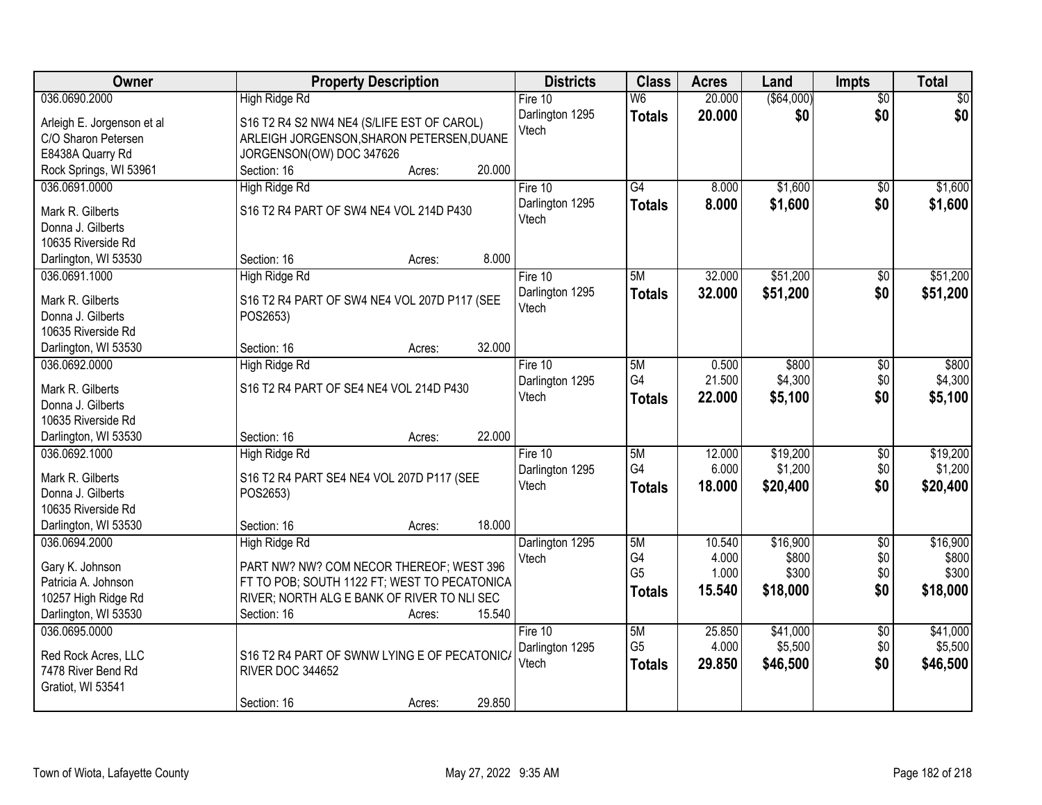| Owner | Property Description | Districts | Class | Acres | Land | Impts | Total |
|---|---|---|---|---|---|---|---|
| 036.0690.2000<br>Arleigh E. Jorgenson et al<br>C/O Sharon Petersen<br>E8438A Quarry Rd<br>Rock Springs, WI 53961 | High Ridge Rd<br>S16 T2 R4 S2 NW4 NE4 (S/LIFE EST OF CAROL) ARLEIGH JORGENSON,SHARON PETERSEN,DUANE JORGENSON(OW) DOC 347626<br>Section: 16 Acres: 20.000 | Fire 10<br>Darlington 1295<br>Vtech | W6<br>**Totals** | 20.000<br>**20.000** | ($64,000)<br>**$0** | $0<br>**$0** | $0<br>**$0** |
| 036.0691.0000<br>Mark R. Gilberts<br>Donna J. Gilberts<br>10635 Riverside Rd<br>Darlington, WI 53530 | High Ridge Rd<br>S16 T2 R4 PART OF SW4 NE4 VOL 214D P430<br>Section: 16 Acres: 8.000 | Fire 10<br>Darlington 1295<br>Vtech | G4<br>**Totals** | 8.000<br>**8.000** | $1,600<br>**$1,600** | $0<br>**$0** | $1,600<br>**$1,600** |
| 036.0691.1000<br>Mark R. Gilberts<br>Donna J. Gilberts<br>10635 Riverside Rd<br>Darlington, WI 53530 | High Ridge Rd<br>S16 T2 R4 PART OF SW4 NE4 VOL 207D P117 (SEE POS2653)<br>Section: 16 Acres: 32.000 | Fire 10<br>Darlington 1295<br>Vtech | 5M<br>**Totals** | 32.000<br>**32.000** | $51,200<br>**$51,200** | $0<br>**$0** | $51,200<br>**$51,200** |
| 036.0692.0000<br>Mark R. Gilberts<br>Donna J. Gilberts<br>10635 Riverside Rd<br>Darlington, WI 53530 | High Ridge Rd<br>S16 T2 R4 PART OF SE4 NE4 VOL 214D P430<br>Section: 16 Acres: 22.000 | Fire 10<br>Darlington 1295<br>Vtech | 5M<br>G4<br>**Totals** | 0.500<br>21.500<br>**22.000** | $800<br>$4,300<br>**$5,100** | $0<br>$0<br>**$0** | $800<br>$4,300<br>**$5,100** |
| 036.0692.1000<br>Mark R. Gilberts<br>Donna J. Gilberts<br>10635 Riverside Rd<br>Darlington, WI 53530 | High Ridge Rd<br>S16 T2 R4 PART SE4 NE4 VOL 207D P117 (SEE POS2653)<br>Section: 16 Acres: 18.000 | Fire 10<br>Darlington 1295<br>Vtech | 5M<br>G4<br>**Totals** | 12.000<br>6.000<br>**18.000** | $19,200<br>$1,200<br>**$20,400** | $0<br>$0<br>**$0** | $19,200<br>$1,200<br>**$20,400** |
| 036.0694.2000<br>Gary K. Johnson<br>Patricia A. Johnson<br>10257 High Ridge Rd<br>Darlington, WI 53530 | High Ridge Rd<br>PART NW? NW? COM NECOR THEREOF; WEST 396 FT TO POB; SOUTH 1122 FT; WEST TO PECATONICA RIVER; NORTH ALG E BANK OF RIVER TO NLI SEC<br>Section: 16 Acres: 15.540 | Darlington 1295<br>Vtech | 5M<br>G4<br>G5<br>**Totals** | 10.540<br>4.000<br>1.000<br>**15.540** | $16,900<br>$800<br>$300<br>**$18,000** | $0<br>$0<br>$0<br>**$0** | $16,900<br>$800<br>$300<br>**$18,000** |
| 036.0695.0000<br>Red Rock Acres, LLC<br>7478 River Bend Rd<br>Gratiot, WI 53541 | S16 T2 R4 PART OF SWNW LYING E OF PECATONICA RIVER DOC 344652<br>Section: 16 Acres: 29.850 | Fire 10<br>Darlington 1295<br>Vtech | 5M<br>G5<br>**Totals** | 25.850<br>4.000<br>**29.850** | $41,000<br>$5,500<br>**$46,500** | $0<br>$0<br>**$0** | $41,000<br>$5,500<br>**$46,500** |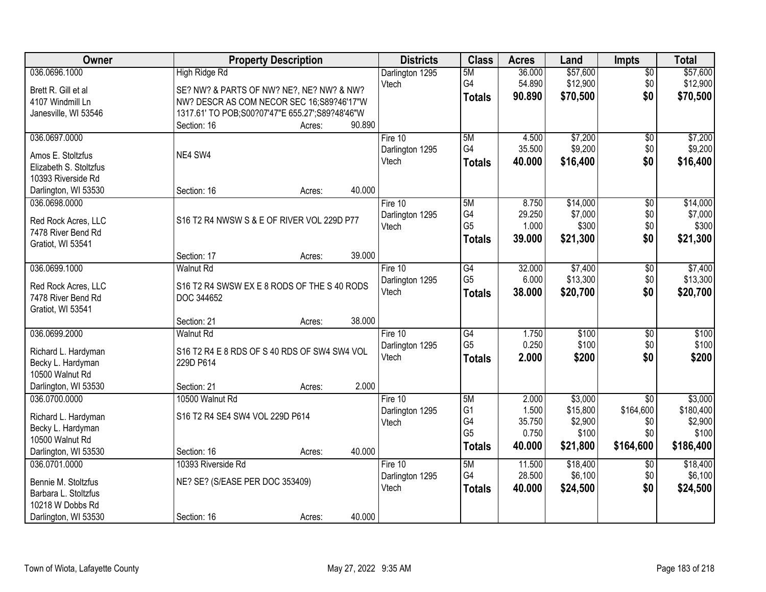| Owner | Property Description | Districts | Class | Acres | Land | Impts | Total |
|---|---|---|---|---|---|---|---|
| 036.0696.1000<br>Brett R. Gill et al<br>4107 Windmill Ln<br>Janesville, WI 53546 | High Ridge Rd<br>SE? NW? & PARTS OF NW? NE?, NE? NW? & NW? NW? DESCR AS COM NECOR SEC 16;S89?46'17"W 1317.61' TO POB;S00?07'47"E 655.27';S89?48'46"W<br>Section: 16 Acres: 90.890 | Darlington 1295<br>Vtech | 5M<br>G4<br>**Totals** | 36.000<br>54.890<br>**90.890** | $57,600<br>$12,900<br>**$70,500** | $0<br>$0<br>**$0** | $57,600<br>$12,900<br>**$70,500** |
| 036.0697.0000<br>Amos E. Stoltzfus<br>Elizabeth S. Stoltzfus<br>10393 Riverside Rd<br>Darlington, WI 53530 | NE4 SW4<br>Section: 16 Acres: 40.000 | Fire 10<br>Darlington 1295<br>Vtech | 5M<br>G4<br>**Totals** | 4.500<br>35.500<br>**40.000** | $7,200<br>$9,200<br>**$16,400** | $0<br>$0<br>**$0** | $7,200<br>$9,200<br>**$16,400** |
| 036.0698.0000<br>Red Rock Acres, LLC<br>7478 River Bend Rd<br>Gratiot, WI 53541 | S16 T2 R4 NWSW S & E OF RIVER VOL 229D P77<br>Section: 17 Acres: 39.000 | Fire 10<br>Darlington 1295<br>Vtech | 5M<br>G4<br>G5<br>**Totals** | 8.750<br>29.250<br>1.000<br>**39.000** | $14,000<br>$7,000<br>$300<br>**$21,300** | $0<br>$0<br>$0<br>**$0** | $14,000<br>$7,000<br>$300<br>**$21,300** |
| 036.0699.1000<br>Red Rock Acres, LLC<br>7478 River Bend Rd<br>Gratiot, WI 53541 | Walnut Rd<br>S16 T2 R4 SWSW EX E 8 RODS OF THE S 40 RODS DOC 344652<br>Section: 21 Acres: 38.000 | Fire 10<br>Darlington 1295<br>Vtech | G4<br>G5<br>**Totals** | 32.000<br>6.000<br>**38.000** | $7,400<br>$13,300<br>**$20,700** | $0<br>$0<br>**$0** | $7,400<br>$13,300<br>**$20,700** |
| 036.0699.2000<br>Richard L. Hardyman<br>Becky L. Hardyman<br>10500 Walnut Rd<br>Darlington, WI 53530 | Walnut Rd<br>S16 T2 R4 E 8 RDS OF S 40 RDS OF SW4 SW4 VOL 229D P614<br>Section: 21 Acres: 2.000 | Fire 10<br>Darlington 1295<br>Vtech | G4<br>G5<br>**Totals** | 1.750<br>0.250<br>**2.000** | $100<br>$100<br>**$200** | $0<br>$0<br>**$0** | $100<br>$100<br>**$200** |
| 036.0700.0000<br>Richard L. Hardyman<br>Becky L. Hardyman<br>10500 Walnut Rd<br>Darlington, WI 53530 | 10500 Walnut Rd<br>S16 T2 R4 SE4 SW4 VOL 229D P614<br>Section: 16 Acres: 40.000 | Fire 10<br>Darlington 1295<br>Vtech | 5M<br>G1<br>G4<br>G5<br>**Totals** | 2.000<br>1.500<br>35.750<br>0.750<br>**40.000** | $3,000<br>$15,800<br>$2,900<br>$100<br>**$21,800** | $0<br>$164,600<br>$0<br>$0<br>**$164,600** | $3,000<br>$180,400<br>$2,900<br>$100<br>**$186,400** |
| 036.0701.0000<br>Bennie M. Stoltzfus<br>Barbara L. Stoltzfus<br>10218 W Dobbs Rd<br>Darlington, WI 53530 | 10393 Riverside Rd<br>NE? SE? (S/EASE PER DOC 353409)<br>Section: 16 Acres: 40.000 | Fire 10<br>Darlington 1295<br>Vtech | 5M<br>G4<br>**Totals** | 11.500<br>28.500<br>**40.000** | $18,400<br>$6,100<br>**$24,500** | $0<br>$0<br>**$0** | $18,400<br>$6,100<br>**$24,500** |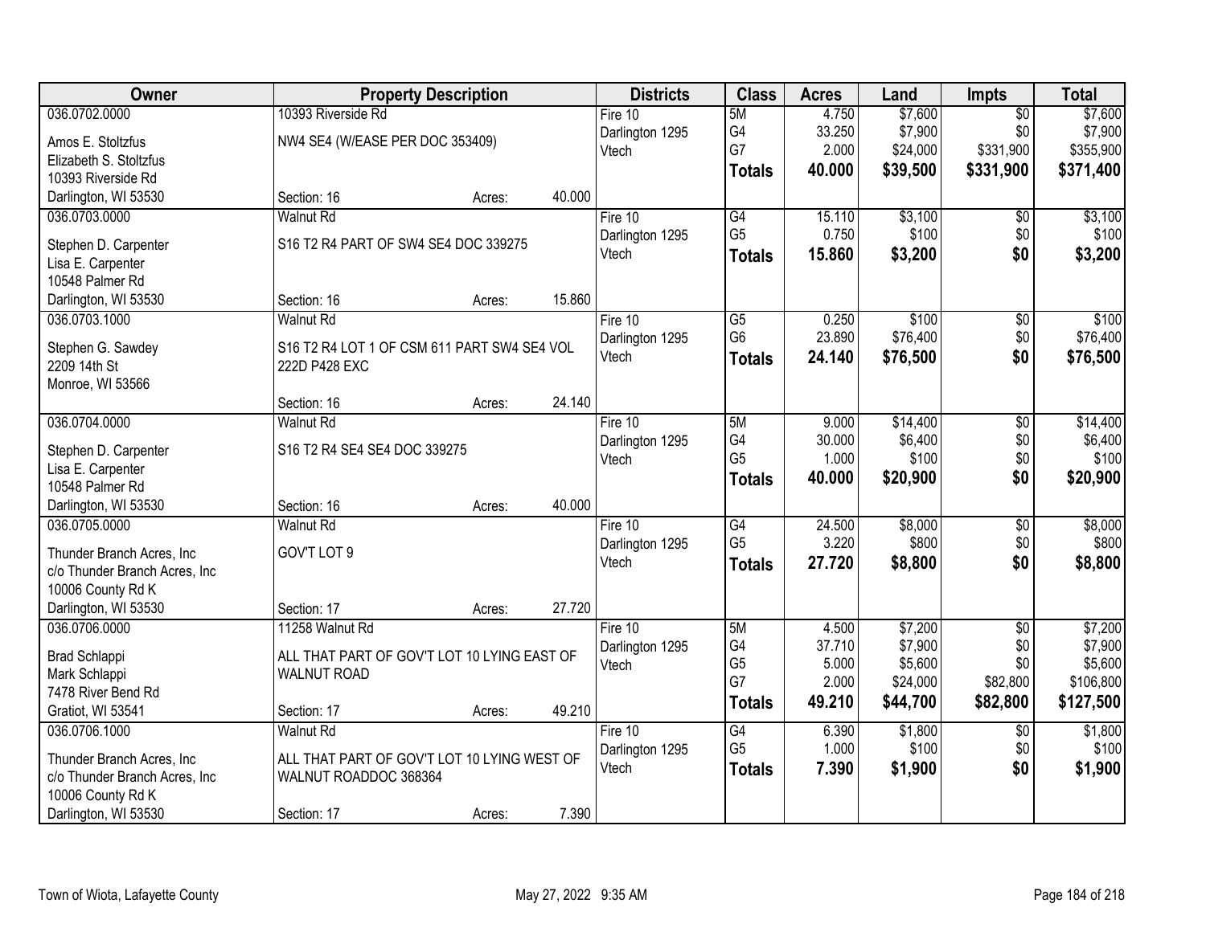| Owner | Property Description | Districts | Class | Acres | Land | Impts | Total |
|---|---|---|---|---|---|---|---|
| 036.0702.0000<br>Amos E. Stoltzfus<br>Elizabeth S. Stoltzfus<br>10393 Riverside Rd<br>Darlington, WI 53530 | 10393 Riverside Rd<br>NW4 SE4 (W/EASE PER DOC 353409)<br>Section: 16 Acres: 40.000 | Fire 10<br>Darlington 1295<br>Vtech | 5M<br>G4<br>G7<br>**Totals** | 4.750<br>33.250<br>2.000<br>**40.000** | $7,600<br>$7,900<br>$24,000<br>**$39,500** | $0<br>$0<br>$331,900<br>**$331,900** | $7,600<br>$7,900<br>$355,900<br>**$371,400** |
| 036.0703.0000<br>Stephen D. Carpenter<br>Lisa E. Carpenter<br>10548 Palmer Rd<br>Darlington, WI 53530 | Walnut Rd<br>S16 T2 R4 PART OF SW4 SE4 DOC 339275<br>Section: 16 Acres: 15.860 | Fire 10<br>Darlington 1295<br>Vtech | G4<br>G5<br>**Totals** | 15.110<br>0.750<br>**15.860** | $3,100<br>$100<br>**$3,200** | $0<br>$0<br>**$0** | $3,100<br>$100<br>**$3,200** |
| 036.0703.1000<br>Stephen G. Sawdey<br>2209 14th St<br>Monroe, WI 53566 | Walnut Rd<br>S16 T2 R4 LOT 1 OF CSM 611 PART SW4 SE4 VOL 222D P428 EXC<br>Section: 16 Acres: 24.140 | Fire 10<br>Darlington 1295<br>Vtech | G5<br>G6<br>**Totals** | 0.250<br>23.890<br>**24.140** | $100<br>$76,400<br>**$76,500** | $0<br>$0<br>**$0** | $100<br>$76,400<br>**$76,500** |
| 036.0704.0000<br>Stephen D. Carpenter<br>Lisa E. Carpenter<br>10548 Palmer Rd<br>Darlington, WI 53530 | Walnut Rd<br>S16 T2 R4 SE4 SE4 DOC 339275<br>Section: 16 Acres: 40.000 | Fire 10<br>Darlington 1295<br>Vtech | 5M<br>G4<br>G5<br>**Totals** | 9.000<br>30.000<br>1.000<br>**40.000** | $14,400<br>$6,400<br>$100<br>**$20,900** | $0<br>$0<br>$0<br>**$0** | $14,400<br>$6,400<br>$100<br>**$20,900** |
| 036.0705.0000<br>Thunder Branch Acres, Inc<br>c/o Thunder Branch Acres, Inc<br>10006 County Rd K<br>Darlington, WI 53530 | Walnut Rd<br>GOV'T LOT 9<br>Section: 17 Acres: 27.720 | Fire 10<br>Darlington 1295<br>Vtech | G4<br>G5<br>**Totals** | 24.500<br>3.220<br>**27.720** | $8,000<br>$800<br>**$8,800** | $0<br>$0<br>**$0** | $8,000<br>$800<br>**$8,800** |
| 036.0706.0000<br>Brad Schlappi<br>Mark Schlappi<br>7478 River Bend Rd<br>Gratiot, WI 53541 | 11258 Walnut Rd<br>ALL THAT PART OF GOV'T LOT 10 LYING EAST OF WALNUT ROAD<br>Section: 17 Acres: 49.210 | Fire 10<br>Darlington 1295<br>Vtech | 5M<br>G4<br>G5<br>G7<br>**Totals** | 4.500<br>37.710<br>5.000<br>2.000<br>**49.210** | $7,200<br>$7,900<br>$5,600<br>$24,000<br>**$44,700** | $0<br>$0<br>$0<br>$82,800<br>**$82,800** | $7,200<br>$7,900<br>$5,600<br>$106,800<br>**$127,500** |
| 036.0706.1000<br>Thunder Branch Acres, Inc<br>c/o Thunder Branch Acres, Inc<br>10006 County Rd K<br>Darlington, WI 53530 | Walnut Rd<br>ALL THAT PART OF GOV'T LOT 10 LYING WEST OF WALNUT ROADDOC 368364<br>Section: 17 Acres: 7.390 | Fire 10<br>Darlington 1295<br>Vtech | G4<br>G5<br>**Totals** | 6.390<br>1.000<br>**7.390** | $1,800<br>$100<br>**$1,900** | $0<br>$0<br>**$0** | $1,800<br>$100<br>**$1,900** |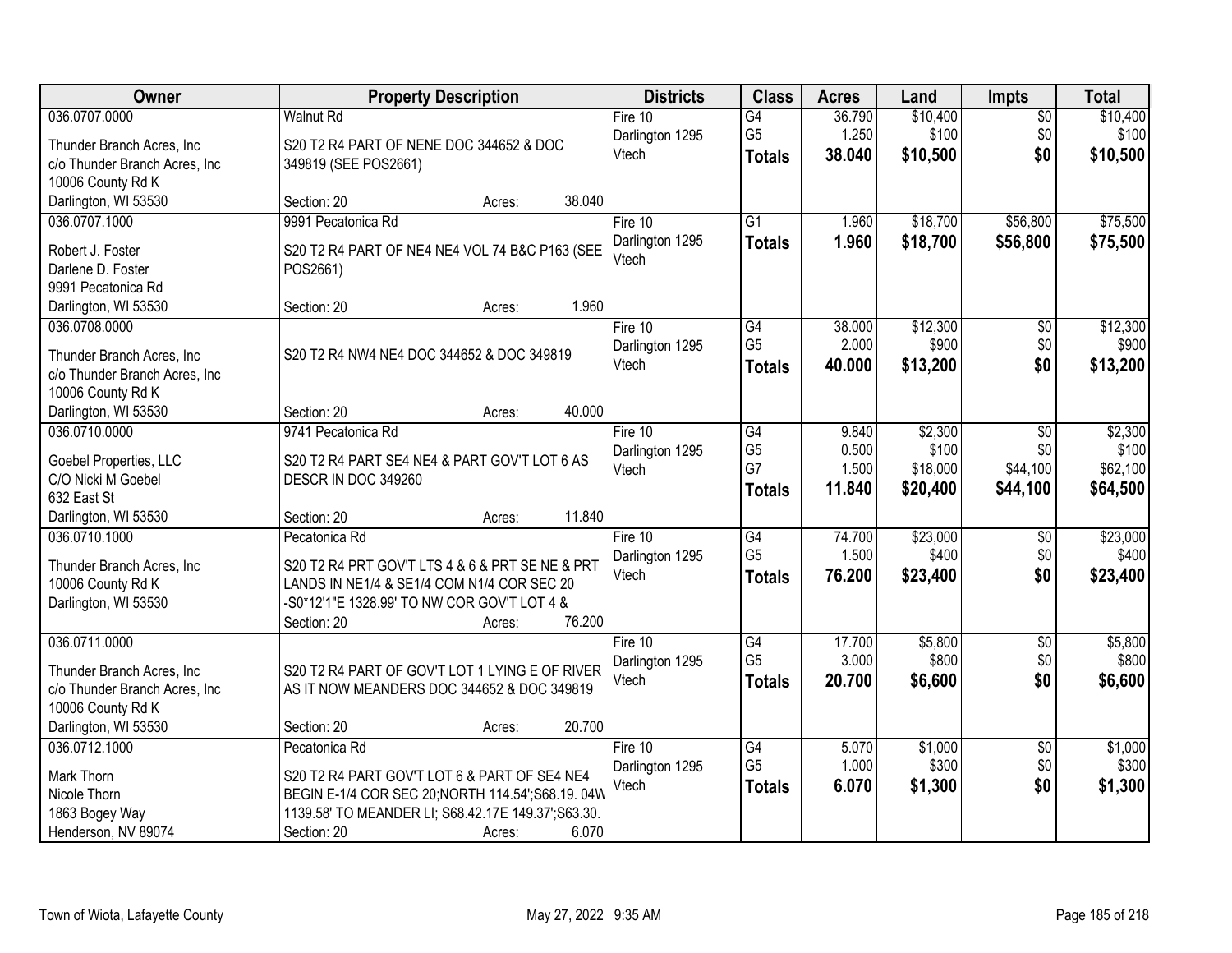| Owner | Property Description | Districts | Class | Acres | Land | Impts | Total |
|---|---|---|---|---|---|---|---|
| 036.0707.0000<br>Thunder Branch Acres, Inc<br>c/o Thunder Branch Acres, Inc<br>10006 County Rd K<br>Darlington, WI 53530 | Walnut Rd<br>S20 T2 R4 PART OF NENE DOC 344652 & DOC 349819 (SEE POS2661)<br>Section: 20 Acres: 38.040 | Fire 10<br>Darlington 1295<br>Vtech | G4<br>G5<br>**Totals** | 36.790<br>1.250<br>**38.040** | $10,400<br>$100<br>**$10,500** | $0<br>$0<br>**$0** | $10,400<br>$100<br>**$10,500** |
| 036.0707.1000<br>Robert J. Foster<br>Darlene D. Foster<br>9991 Pecatonica Rd<br>Darlington, WI 53530 | 9991 Pecatonica Rd<br>S20 T2 R4 PART OF NE4 NE4 VOL 74 B&C P163 (SEE POS2661)<br>Section: 20 Acres: 1.960 | Fire 10<br>Darlington 1295<br>Vtech | G1<br>**Totals** | 1.960<br>**1.960** | $18,700<br>**$18,700** | $56,800<br>**$56,800** | $75,500<br>**$75,500** |
| 036.0708.0000<br>Thunder Branch Acres, Inc<br>c/o Thunder Branch Acres, Inc<br>10006 County Rd K<br>Darlington, WI 53530 | S20 T2 R4 NW4 NE4 DOC 344652 & DOC 349819<br>Section: 20 Acres: 40.000 | Fire 10<br>Darlington 1295<br>Vtech | G4<br>G5<br>**Totals** | 38.000<br>2.000<br>**40.000** | $12,300<br>$900<br>**$13,200** | $0<br>$0<br>**$0** | $12,300<br>$900<br>**$13,200** |
| 036.0710.0000<br>Goebel Properties, LLC<br>C/O Nicki M Goebel<br>632 East St<br>Darlington, WI 53530 | 9741 Pecatonica Rd<br>S20 T2 R4 PART SE4 NE4 & PART GOV'T LOT 6 AS DESCR IN DOC 349260<br>Section: 20 Acres: 11.840 | Fire 10<br>Darlington 1295<br>Vtech | G4<br>G5<br>G7<br>**Totals** | 9.840<br>0.500<br>1.500<br>**11.840** | $2,300<br>$100<br>$18,000<br>**$20,400** | $0<br>$0<br>$44,100<br>**$44,100** | $2,300<br>$100<br>$62,100<br>**$64,500** |
| 036.0710.1000<br>Thunder Branch Acres, Inc<br>10006 County Rd K<br>Darlington, WI 53530 | Pecatonica Rd<br>S20 T2 R4 PRT GOV'T LTS 4 & 6 & PRT SE NE & PRT LANDS IN NE1/4 & SE1/4 COM N1/4 COR SEC 20 -S0*12'1"E 1328.99' TO NW COR GOV'T LOT 4 &<br>Section: 20 Acres: 76.200 | Fire 10<br>Darlington 1295<br>Vtech | G4<br>G5<br>**Totals** | 74.700<br>1.500<br>**76.200** | $23,000<br>$400<br>**$23,400** | $0<br>$0<br>**$0** | $23,000<br>$400<br>**$23,400** |
| 036.0711.0000<br>Thunder Branch Acres, Inc<br>c/o Thunder Branch Acres, Inc<br>10006 County Rd K<br>Darlington, WI 53530 | S20 T2 R4 PART OF GOV'T LOT 1 LYING E OF RIVER AS IT NOW MEANDERS DOC 344652 & DOC 349819<br>Section: 20 Acres: 20.700 | Fire 10<br>Darlington 1295<br>Vtech | G4<br>G5<br>**Totals** | 17.700<br>3.000<br>**20.700** | $5,800<br>$800<br>**$6,600** | $0<br>$0<br>**$0** | $5,800<br>$800<br>**$6,600** |
| 036.0712.1000<br>Mark Thorn<br>Nicole Thorn<br>1863 Bogey Way<br>Henderson, NV 89074 | Pecatonica Rd<br>S20 T2 R4 PART GOV'T LOT 6 & PART OF SE4 NE4 BEGIN E-1/4 COR SEC 20;NORTH 114.54';S68.19. 04W 1139.58' TO MEANDER LI; S68.42.17E 149.37';S63.30.<br>Section: 20 Acres: 6.070 | Fire 10<br>Darlington 1295<br>Vtech | G4<br>G5<br>**Totals** | 5.070<br>1.000<br>**6.070** | $1,000<br>$300<br>**$1,300** | $0<br>$0<br>**$0** | $1,000<br>$300<br>**$1,300** |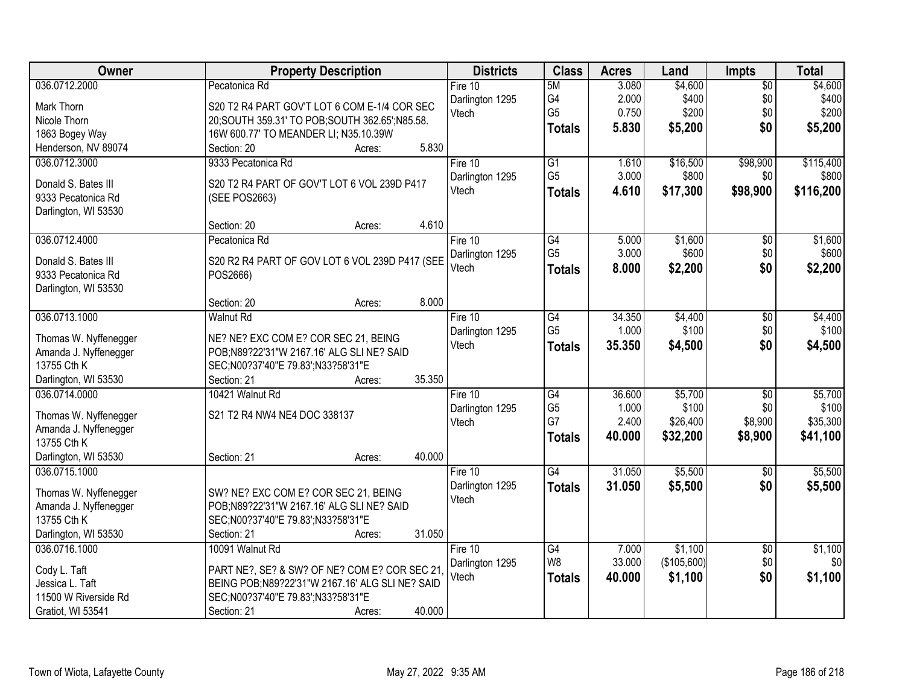| Owner | Property Description | Districts | Class | Acres | Land | Impts | Total |
|---|---|---|---|---|---|---|---|
| 036.0712.2000<br>Mark Thorn<br>Nicole Thorn<br>1863 Bogey Way<br>Henderson, NV 89074 | Pecatonica Rd<br>S20 T2 R4 PART GOV'T LOT 6 COM E-1/4 COR SEC 20;SOUTH 359.31' TO POB;SOUTH 362.65';N85.58.16W 600.77' TO MEANDER LI; N35.10.39W<br>Section: 20 Acres: 5.830 | Fire 10<br>Darlington 1295<br>Vtech | 5M<br>G4<br>G5<br>**Totals** | 3.080<br>2.000<br>0.750<br>**5.830** | $4,600<br>$400<br>$200<br>**$5,200** | $0<br>$0<br>$0<br>**$0** | $4,600<br>$400<br>$200<br>**$5,200** |
| 036.0712.3000<br>Donald S. Bates III<br>9333 Pecatonica Rd<br>Darlington, WI 53530 | 9333 Pecatonica Rd<br>S20 T2 R4 PART OF GOV'T LOT 6 VOL 239D P417 (SEE POS2663)<br>Section: 20 Acres: 4.610 | Fire 10<br>Darlington 1295<br>Vtech | G1<br>G5<br>**Totals** | 1.610<br>3.000<br>**4.610** | $16,500<br>$800<br>**$17,300** | $98,900<br>$0<br>**$98,900** | $115,400<br>$800<br>**$116,200** |
| 036.0712.4000<br>Donald S. Bates III<br>9333 Pecatonica Rd<br>Darlington, WI 53530 | Pecatonica Rd<br>S20 R2 R4 PART OF GOV LOT 6 VOL 239D P417 (SEE POS2666)<br>Section: 20 Acres: 8.000 | Fire 10<br>Darlington 1295<br>Vtech | G4<br>G5<br>**Totals** | 5.000<br>3.000<br>**8.000** | $1,600<br>$600<br>**$2,200** | $0<br>$0<br>**$0** | $1,600<br>$600<br>**$2,200** |
| 036.0713.1000<br>Thomas W. Nyffenegger<br>Amanda J. Nyffenegger<br>13755 Cth K<br>Darlington, WI 53530 | Walnut Rd<br>NE? NE? EXC COM E? COR SEC 21, BEING POB;N89?22'31"W 2167.16' ALG SLI NE? SAID SEC;N00?37'40"E 79.83';N33?58'31"E<br>Section: 21 Acres: 35.350 | Fire 10<br>Darlington 1295<br>Vtech | G4<br>G5<br>**Totals** | 34.350<br>1.000<br>**35.350** | $4,400<br>$100<br>**$4,500** | $0<br>$0<br>**$0** | $4,400<br>$100<br>**$4,500** |
| 036.0714.0000<br>Thomas W. Nyffenegger<br>Amanda J. Nyffenegger<br>13755 Cth K<br>Darlington, WI 53530 | 10421 Walnut Rd<br>S21 T2 R4 NW4 NE4 DOC 338137<br>Section: 21 Acres: 40.000 | Fire 10<br>Darlington 1295<br>Vtech | G4<br>G5<br>G7<br>**Totals** | 36.600<br>1.000<br>2.400<br>**40.000** | $5,700<br>$100<br>$26,400<br>**$32,200** | $0<br>$0<br>$8,900<br>**$8,900** | $5,700<br>$100<br>$35,300<br>**$41,100** |
| 036.0715.1000<br>Thomas W. Nyffenegger<br>Amanda J. Nyffenegger<br>13755 Cth K<br>Darlington, WI 53530 | SW? NE? EXC COM E? COR SEC 21, BEING POB;N89?22'31"W 2167.16' ALG SLI NE? SAID SEC;N00?37'40"E 79.83';N33?58'31"E<br>Section: 21 Acres: 31.050 | Fire 10<br>Darlington 1295<br>Vtech | G4<br>**Totals** | 31.050<br>**31.050** | $5,500<br>**$5,500** | $0<br>**$0** | $5,500<br>**$5,500** |
| 036.0716.1000<br>Cody L. Taft<br>Jessica L. Taft<br>11500 W Riverside Rd<br>Gratiot, WI 53541 | 10091 Walnut Rd<br>PART NE?, SE? & SW? OF NE? COM E? COR SEC 21, BEING POB;N89?22'31"W 2167.16' ALG SLI NE? SAID SEC;N00?37'40"E 79.83';N33?58'31"E<br>Section: 21 Acres: 40.000 | Fire 10<br>Darlington 1295<br>Vtech | G4<br>W8<br>**Totals** | 7.000<br>33.000<br>**40.000** | $1,100<br>($105,600)<br>**$1,100** | $0<br>$0<br>**$0** | $1,100<br>$0<br>**$1,100** |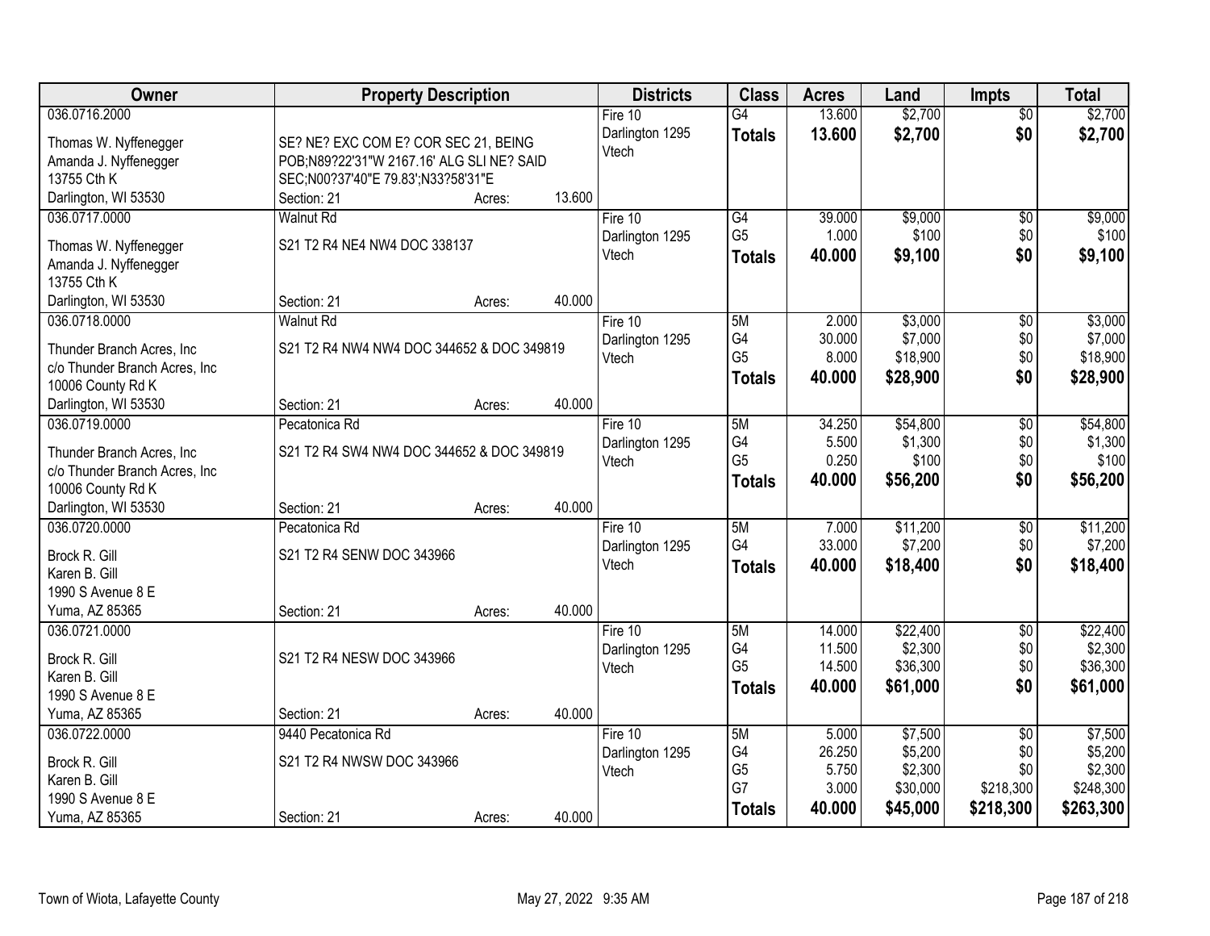| Owner | Property Description | Districts | Class | Acres | Land | Impts | Total |
|---|---|---|---|---|---|---|---|
| 036.0716.2000<br>Thomas W. Nyffenegger<br>Amanda J. Nyffenegger<br>13755 Cth K<br>Darlington, WI 53530 | SE? NE? EXC COM E? COR SEC 21, BEING POB;N89?22'31"W 2167.16' ALG SLI NE? SAID SEC;N00?37'40"E 79.83';N33?58'31"E<br>Section: 21 Acres: 13.600 | Fire 10<br>Darlington 1295<br>Vtech | G4<br>**Totals** | 13.600<br>**13.600** | $2,700<br>**$2,700** | $0<br>**$0** | $2,700<br>**$2,700** |
| 036.0717.0000<br>Thomas W. Nyffenegger<br>Amanda J. Nyffenegger<br>13755 Cth K<br>Darlington, WI 53530 | Walnut Rd<br>S21 T2 R4 NE4 NW4 DOC 338137<br>Section: 21 Acres: 40.000 | Fire 10<br>Darlington 1295<br>Vtech | G4<br>G5<br>**Totals** | 39.000<br>1.000<br>**40.000** | $9,000<br>$100<br>**$9,100** | $0<br>$0<br>**$0** | $9,000<br>$100<br>**$9,100** |
| 036.0718.0000<br>Thunder Branch Acres, Inc<br>c/o Thunder Branch Acres, Inc<br>10006 County Rd K<br>Darlington, WI 53530 | Walnut Rd<br>S21 T2 R4 NW4 NW4 DOC 344652 & DOC 349819<br>Section: 21 Acres: 40.000 | Fire 10<br>Darlington 1295<br>Vtech | 5M<br>G4<br>G5<br>**Totals** | 2.000<br>30.000<br>8.000<br>**40.000** | $3,000<br>$7,000<br>$18,900<br>**$28,900** | $0<br>$0<br>$0<br>**$0** | $3,000<br>$7,000<br>$18,900<br>**$28,900** |
| 036.0719.0000<br>Thunder Branch Acres, Inc<br>c/o Thunder Branch Acres, Inc<br>10006 County Rd K<br>Darlington, WI 53530 | Pecatonica Rd<br>S21 T2 R4 SW4 NW4 DOC 344652 & DOC 349819<br>Section: 21 Acres: 40.000 | Fire 10<br>Darlington 1295<br>Vtech | 5M<br>G4<br>G5<br>**Totals** | 34.250<br>5.500<br>0.250<br>**40.000** | $54,800<br>$1,300<br>$100<br>**$56,200** | $0<br>$0<br>$0<br>**$0** | $54,800<br>$1,300<br>$100<br>**$56,200** |
| 036.0720.0000<br>Brock R. Gill<br>Karen B. Gill<br>1990 S Avenue 8 E<br>Yuma, AZ 85365 | Pecatonica Rd<br>S21 T2 R4 SENW DOC 343966<br>Section: 21 Acres: 40.000 | Fire 10<br>Darlington 1295<br>Vtech | 5M<br>G4<br>**Totals** | 7.000<br>33.000<br>**40.000** | $11,200<br>$7,200<br>**$18,400** | $0<br>$0<br>**$0** | $11,200<br>$7,200<br>**$18,400** |
| 036.0721.0000<br>Brock R. Gill<br>Karen B. Gill<br>1990 S Avenue 8 E<br>Yuma, AZ 85365 | S21 T2 R4 NESW DOC 343966<br>Section: 21 Acres: 40.000 | Fire 10<br>Darlington 1295<br>Vtech | 5M<br>G4<br>G5<br>**Totals** | 14.000<br>11.500<br>14.500<br>**40.000** | $22,400<br>$2,300<br>$36,300<br>**$61,000** | $0<br>$0<br>$0<br>**$0** | $22,400<br>$2,300<br>$36,300<br>**$61,000** |
| 036.0722.0000<br>Brock R. Gill<br>Karen B. Gill<br>1990 S Avenue 8 E<br>Yuma, AZ 85365 | 9440 Pecatonica Rd<br>S21 T2 R4 NWSW DOC 343966<br>Section: 21 Acres: 40.000 | Fire 10<br>Darlington 1295<br>Vtech | 5M<br>G4<br>G5<br>G7<br>**Totals** | 5.000<br>26.250<br>5.750<br>3.000<br>**40.000** | $7,500<br>$5,200<br>$2,300<br>$30,000<br>**$45,000** | $0<br>$0<br>$0<br>$218,300<br>**$218,300** | $7,500<br>$5,200<br>$2,300<br>$248,300<br>**$263,300** |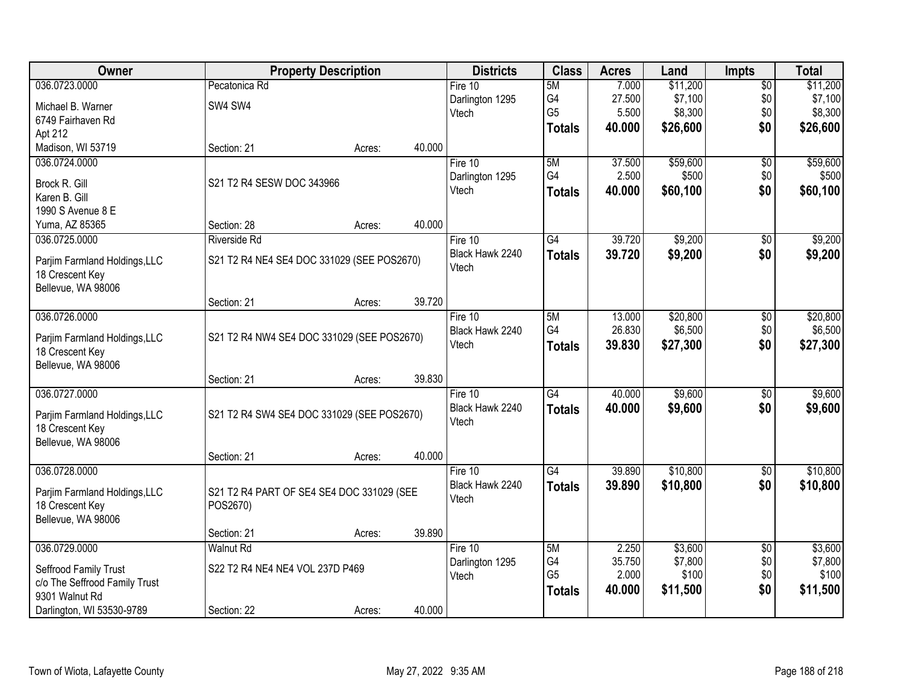| Owner | Property Description | Districts | Class | Acres | Land | Impts | Total |
|---|---|---|---|---|---|---|---|
| 036.0723.0000<br><br>Michael B. Warner<br>6749 Fairhaven Rd<br>Apt 212<br>Madison, WI 53719 | Pecatonica Rd<br>SW4 SW4<br><br>Section: 21 Acres: 40.000 | Fire 10<br>Darlington 1295<br>Vtech | 5M<br>G4<br>G5<br>**Totals** | 7.000<br>27.500<br>5.500<br>**40.000** | $11,200<br>$7,100<br>$8,300<br>**$26,600** | $0<br>$0<br>$0<br>**$0** | $11,200<br>$7,100<br>$8,300<br>**$26,600** |
| 036.0724.0000<br><br>Brock R. Gill<br>Karen B. Gill<br>1990 S Avenue 8 E<br>Yuma, AZ 85365 | S21 T2 R4 SESW DOC 343966<br><br>Section: 28 Acres: 40.000 | Fire 10<br>Darlington 1295<br>Vtech | 5M<br>G4<br>**Totals** | 37.500<br>2.500<br>**40.000** | $59,600<br>$500<br>**$60,100** | $0<br>$0<br>**$0** | $59,600<br>$500<br>**$60,100** |
| 036.0725.0000<br><br>Parjim Farmland Holdings,LLC<br>18 Crescent Key<br>Bellevue, WA 98006 | Riverside Rd<br>S21 T2 R4 NE4 SE4 DOC 331029 (SEE POS2670)<br><br>Section: 21 Acres: 39.720 | Fire 10<br>Black Hawk 2240<br>Vtech | G4<br>**Totals** | 39.720<br>**39.720** | $9,200<br>**$9,200** | $0<br>**$0** | $9,200<br>**$9,200** |
| 036.0726.0000<br><br>Parjim Farmland Holdings,LLC<br>18 Crescent Key<br>Bellevue, WA 98006 | S21 T2 R4 NW4 SE4 DOC 331029 (SEE POS2670)<br><br>Section: 21 Acres: 39.830 | Fire 10<br>Black Hawk 2240<br>Vtech | 5M<br>G4<br>**Totals** | 13.000<br>26.830<br>**39.830** | $20,800<br>$6,500<br>**$27,300** | $0<br>$0<br>**$0** | $20,800<br>$6,500<br>**$27,300** |
| 036.0727.0000<br><br>Parjim Farmland Holdings,LLC<br>18 Crescent Key<br>Bellevue, WA 98006 | S21 T2 R4 SW4 SE4 DOC 331029 (SEE POS2670)<br><br>Section: 21 Acres: 40.000 | Fire 10<br>Black Hawk 2240<br>Vtech | G4<br>**Totals** | 40.000<br>**40.000** | $9,600<br>**$9,600** | $0<br>**$0** | $9,600<br>**$9,600** |
| 036.0728.0000<br><br>Parjim Farmland Holdings,LLC<br>18 Crescent Key<br>Bellevue, WA 98006 | S21 T2 R4 PART OF SE4 SE4 DOC 331029 (SEE POS2670)<br><br>Section: 21 Acres: 39.890 | Fire 10<br>Black Hawk 2240<br>Vtech | G4<br>**Totals** | 39.890<br>**39.890** | $10,800<br>**$10,800** | $0<br>**$0** | $10,800<br>**$10,800** |
| 036.0729.0000<br><br>Seffrood Family Trust<br>c/o The Seffrood Family Trust<br>9301 Walnut Rd<br>Darlington, WI 53530-9789 | Walnut Rd<br>S22 T2 R4 NE4 NE4 VOL 237D P469<br><br>Section: 22 Acres: 40.000 | Fire 10<br>Darlington 1295<br>Vtech | 5M<br>G4<br>G5<br>**Totals** | 2.250<br>35.750<br>2.000<br>**40.000** | $3,600<br>$7,800<br>$100<br>**$11,500** | $0<br>$0<br>$0<br>**$0** | $3,600<br>$7,800<br>$100<br>**$11,500** |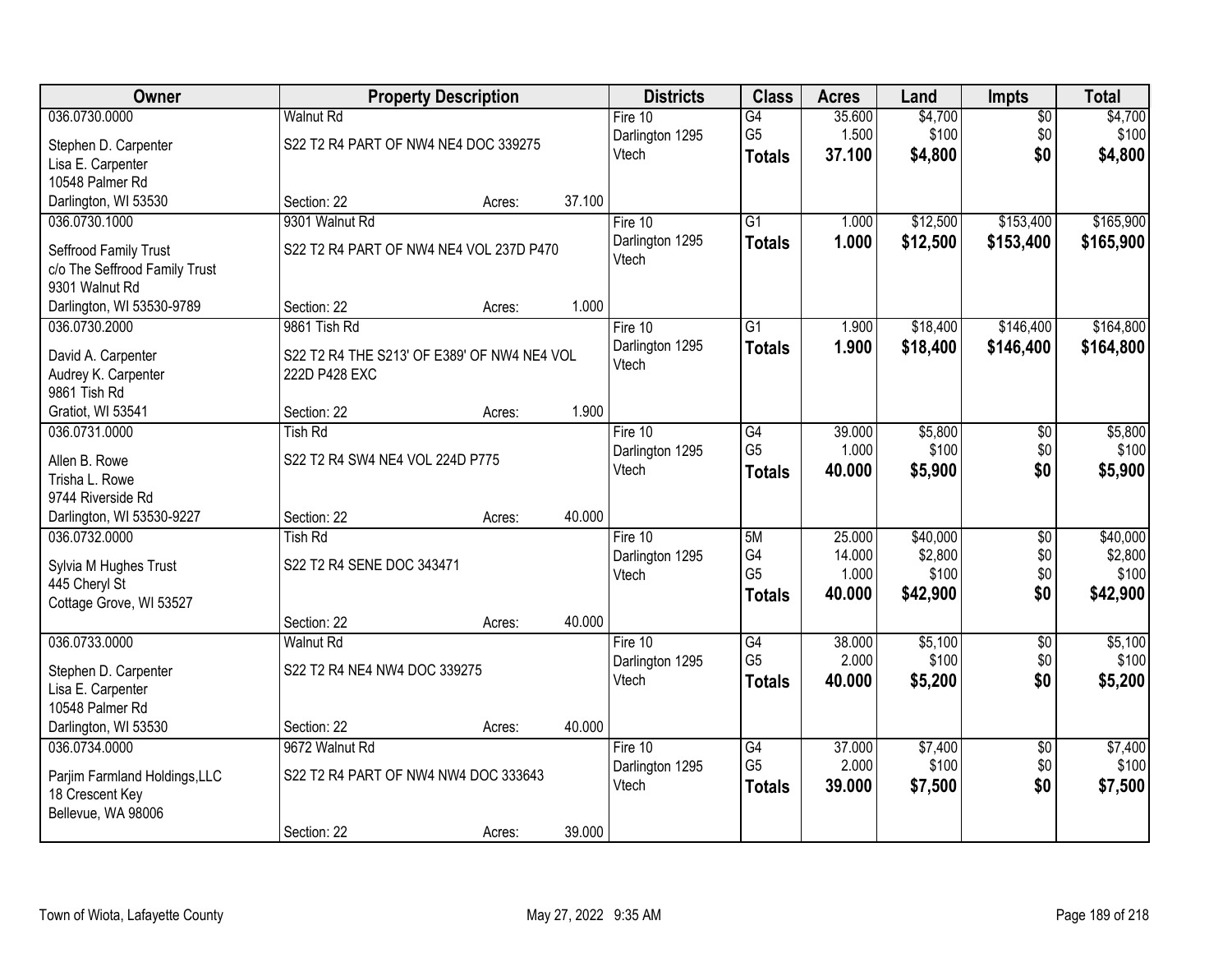| Owner | Property Description | Districts | Class | Acres | Land | Impts | Total |
|---|---|---|---|---|---|---|---|
| 036.0730.0000<br>Stephen D. Carpenter<br>Lisa E. Carpenter<br>10548 Palmer Rd<br>Darlington, WI 53530 | Walnut Rd<br>S22 T2 R4 PART OF NW4 NE4 DOC 339275<br>Section: 22 Acres: 37.100 | Fire 10<br>Darlington 1295<br>Vtech | G4<br>G5<br>**Totals** | 35.600<br>1.500<br>**37.100** | $4,700<br>$100<br>**$4,800** | $0<br>$0<br>**$0** | $4,700<br>$100<br>**$4,800** |
| 036.0730.1000<br>Seffrood Family Trust<br>c/o The Seffrood Family Trust<br>9301 Walnut Rd<br>Darlington, WI 53530-9789 | 9301 Walnut Rd<br>S22 T2 R4 PART OF NW4 NE4 VOL 237D P470<br>Section: 22 Acres: 1.000 | Fire 10<br>Darlington 1295<br>Vtech | G1<br>**Totals** | 1.000<br>**1.000** | $12,500<br>**$12,500** | $153,400<br>**$153,400** | $165,900<br>**$165,900** |
| 036.0730.2000<br>David A. Carpenter<br>Audrey K. Carpenter<br>9861 Tish Rd<br>Gratiot, WI 53541 | 9861 Tish Rd<br>S22 T2 R4 THE S213' OF E389' OF NW4 NE4 VOL 222D P428 EXC<br>Section: 22 Acres: 1.900 | Fire 10<br>Darlington 1295<br>Vtech | G1<br>**Totals** | 1.900<br>**1.900** | $18,400<br>**$18,400** | $146,400<br>**$146,400** | $164,800<br>**$164,800** |
| 036.0731.0000<br>Allen B. Rowe<br>Trisha L. Rowe<br>9744 Riverside Rd<br>Darlington, WI 53530-9227 | Tish Rd<br>S22 T2 R4 SW4 NE4 VOL 224D P775<br>Section: 22 Acres: 40.000 | Fire 10<br>Darlington 1295<br>Vtech | G4<br>G5<br>**Totals** | 39.000<br>1.000<br>**40.000** | $5,800<br>$100<br>**$5,900** | $0<br>$0<br>**$0** | $5,800<br>$100<br>**$5,900** |
| 036.0732.0000<br>Sylvia M Hughes Trust<br>445 Cheryl St<br>Cottage Grove, WI 53527 | Tish Rd<br>S22 T2 R4 SENE DOC 343471<br>Section: 22 Acres: 40.000 | Fire 10<br>Darlington 1295<br>Vtech | 5M<br>G4<br>G5<br>**Totals** | 25.000<br>14.000<br>1.000<br>**40.000** | $40,000<br>$2,800<br>$100<br>**$42,900** | $0<br>$0<br>$0<br>**$0** | $40,000<br>$2,800<br>$100<br>**$42,900** |
| 036.0733.0000<br>Stephen D. Carpenter<br>Lisa E. Carpenter<br>10548 Palmer Rd<br>Darlington, WI 53530 | Walnut Rd<br>S22 T2 R4 NE4 NW4 DOC 339275<br>Section: 22 Acres: 40.000 | Fire 10<br>Darlington 1295<br>Vtech | G4<br>G5<br>**Totals** | 38.000<br>2.000<br>**40.000** | $5,100<br>$100<br>**$5,200** | $0<br>$0<br>**$0** | $5,100<br>$100<br>**$5,200** |
| 036.0734.0000<br>Parjim Farmland Holdings,LLC<br>18 Crescent Key<br>Bellevue, WA 98006 | 9672 Walnut Rd<br>S22 T2 R4 PART OF NW4 NW4 DOC 333643<br>Section: 22 Acres: 39.000 | Fire 10<br>Darlington 1295<br>Vtech | G4<br>G5<br>**Totals** | 37.000<br>2.000<br>**39.000** | $7,400<br>$100<br>**$7,500** | $0<br>$0<br>**$0** | $7,400<br>$100<br>**$7,500** |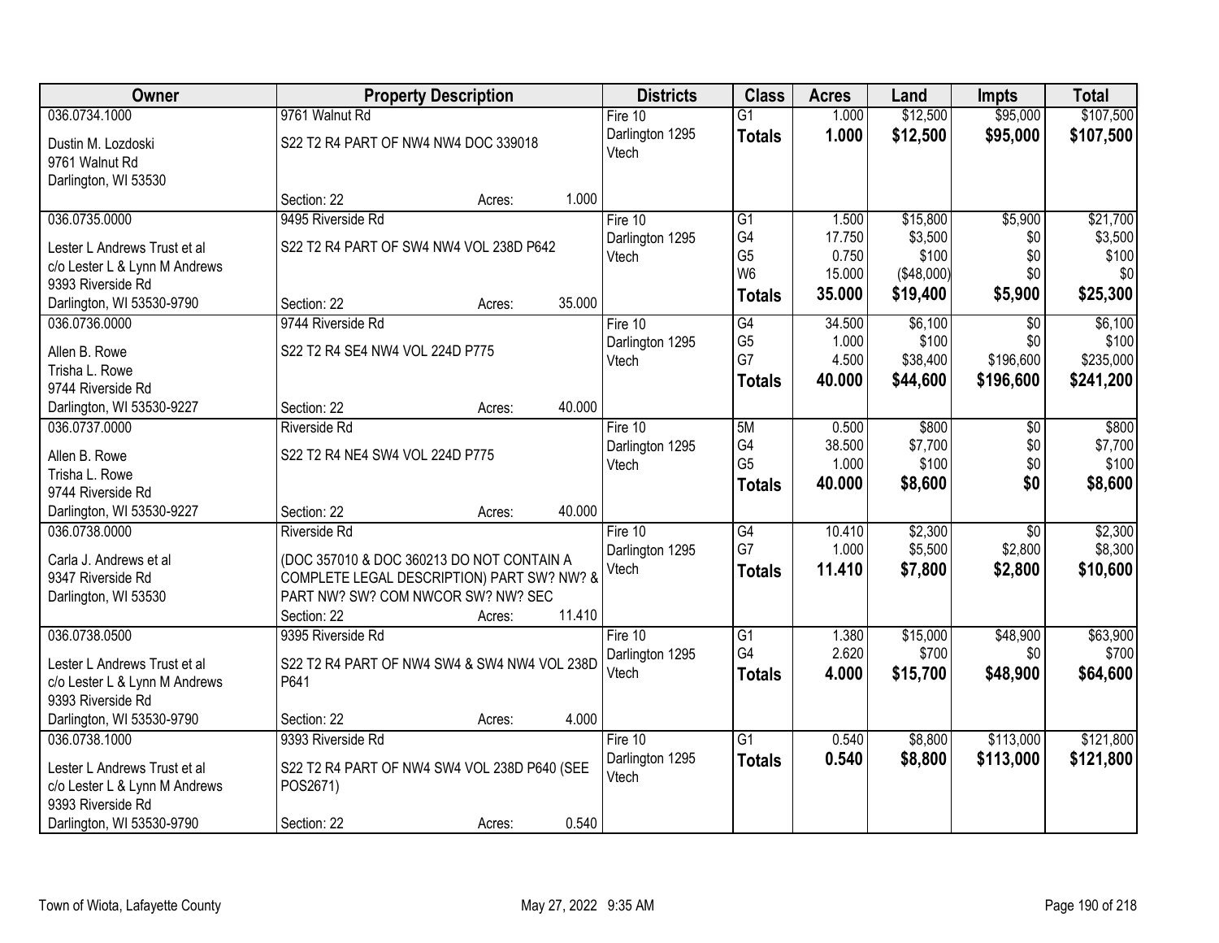| Owner | Property Description | Districts | Class | Acres | Land | Impts | Total |
|---|---|---|---|---|---|---|---|
| 036.0734.1000<br>Dustin M. Lozdoski<br>9761 Walnut Rd<br>Darlington, WI 53530 | 9761 Walnut Rd<br>S22 T2 R4 PART OF NW4 NW4 DOC 339018<br>Section: 22 Acres: 1.000 | Fire 10<br>Darlington 1295<br>Vtech | G1<br>**Totals** | 1.000<br>**1.000** | \$12,500<br>**\$12,500** | \$95,000<br>**\$95,000** | \$107,500<br>**\$107,500** |
| 036.0735.0000<br>Lester L Andrews Trust et al<br>c/o Lester L & Lynn M Andrews<br>9393 Riverside Rd<br>Darlington, WI 53530-9790 | 9495 Riverside Rd<br>S22 T2 R4 PART OF SW4 NW4 VOL 238D P642<br>Section: 22 Acres: 35.000 | Fire 10<br>Darlington 1295<br>Vtech | G1<br>G4<br>G5<br>W6<br>**Totals** | 1.500<br>17.750<br>0.750<br>15.000<br>**35.000** | \$15,800<br>\$3,500<br>\$100<br>(\$48,000)<br>**\$19,400** | \$5,900<br>\$0<br>\$0<br>\$0<br>**\$5,900** | \$21,700<br>\$3,500<br>\$100<br>\$0<br>**\$25,300** |
| 036.0736.0000<br>Allen B. Rowe<br>Trisha L. Rowe<br>9744 Riverside Rd<br>Darlington, WI 53530-9227 | 9744 Riverside Rd<br>S22 T2 R4 SE4 NW4 VOL 224D P775<br>Section: 22 Acres: 40.000 | Fire 10<br>Darlington 1295<br>Vtech | G4<br>G5<br>G7<br>**Totals** | 34.500<br>1.000<br>4.500<br>**40.000** | \$6,100<br>\$100<br>\$38,400<br>**\$44,600** | \$0<br>\$0<br>\$196,600<br>**\$196,600** | \$6,100<br>\$100<br>\$235,000<br>**\$241,200** |
| 036.0737.0000<br>Allen B. Rowe<br>Trisha L. Rowe<br>9744 Riverside Rd<br>Darlington, WI 53530-9227 | Riverside Rd<br>S22 T2 R4 NE4 SW4 VOL 224D P775<br>Section: 22 Acres: 40.000 | Fire 10<br>Darlington 1295<br>Vtech | 5M<br>G4<br>G5<br>**Totals** | 0.500<br>38.500<br>1.000<br>**40.000** | \$800<br>\$7,700<br>\$100<br>**\$8,600** | \$0<br>\$0<br>\$0<br>**\$0** | \$800<br>\$7,700<br>\$100<br>**\$8,600** |
| 036.0738.0000<br>Carla J. Andrews et al<br>9347 Riverside Rd<br>Darlington, WI 53530 | Riverside Rd<br>(DOC 357010 & DOC 360213 DO NOT CONTAIN A COMPLETE LEGAL DESCRIPTION) PART SW? NW? & PART NW? SW? COM NWCOR SW? NW? SEC<br>Section: 22 Acres: 11.410 | Fire 10<br>Darlington 1295<br>Vtech | G4<br>G7<br>**Totals** | 10.410<br>1.000<br>**11.410** | \$2,300<br>\$5,500<br>**\$7,800** | \$0<br>\$2,800<br>**\$2,800** | \$2,300<br>\$8,300<br>**\$10,600** |
| 036.0738.0500<br>Lester L Andrews Trust et al<br>c/o Lester L & Lynn M Andrews<br>9393 Riverside Rd<br>Darlington, WI 53530-9790 | 9395 Riverside Rd<br>S22 T2 R4 PART OF NW4 SW4 & SW4 NW4 VOL 238D P641<br>Section: 22 Acres: 4.000 | Fire 10<br>Darlington 1295<br>Vtech | G1<br>G4<br>**Totals** | 1.380<br>2.620<br>**4.000** | \$15,000<br>\$700<br>**\$15,700** | \$48,900<br>\$0<br>**\$48,900** | \$63,900<br>\$700<br>**\$64,600** |
| 036.0738.1000<br>Lester L Andrews Trust et al<br>c/o Lester L & Lynn M Andrews<br>9393 Riverside Rd<br>Darlington, WI 53530-9790 | 9393 Riverside Rd<br>S22 T2 R4 PART OF NW4 SW4 VOL 238D P640 (SEE POS2671)<br>Section: 22 Acres: 0.540 | Fire 10<br>Darlington 1295<br>Vtech | G1<br>**Totals** | 0.540<br>**0.540** | \$8,800<br>**\$8,800** | \$113,000<br>**\$113,000** | \$121,800<br>**\$121,800** |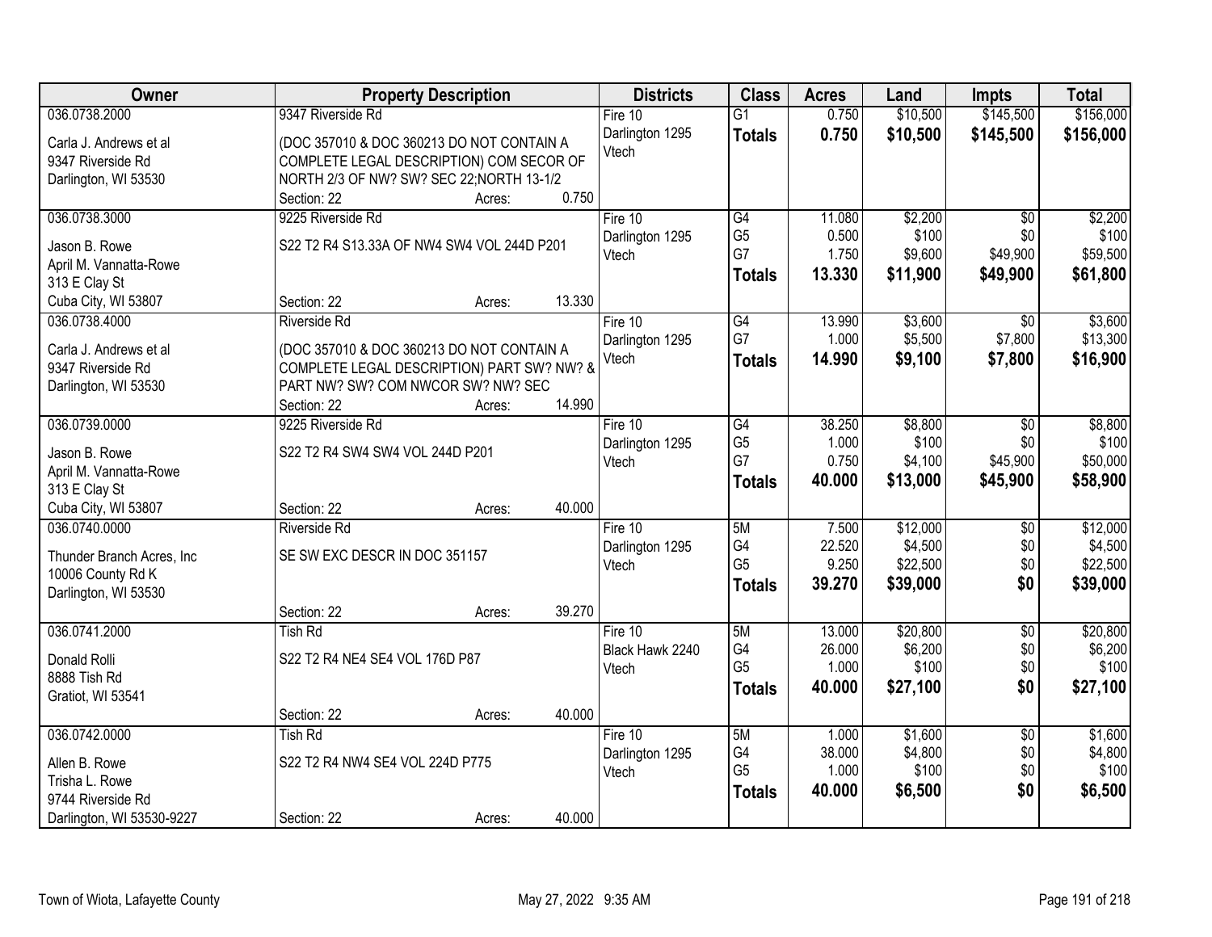| Owner | Property Description | Districts | Class | Acres | Land | Impts | Total |
|---|---|---|---|---|---|---|---|
| 036.0738.2000<br><br>Carla J. Andrews et al<br>9347 Riverside Rd<br>Darlington, WI 53530 | 9347 Riverside Rd<br><br>(DOC 357010 & DOC 360213 DO NOT CONTAIN A COMPLETE LEGAL DESCRIPTION) COM SECOR OF NORTH 2/3 OF NW? SW? SEC 22;NORTH 13-1/2<br>Section: 22 Acres: 0.750 | Fire 10<br>Darlington 1295<br>Vtech | G1<br>**Totals** | 0.750<br>**0.750** | $10,500<br>**$10,500** | $145,500<br>**$145,500** | $156,000<br>**$156,000** |
| 036.0738.3000<br><br>Jason B. Rowe<br>April M. Vannatta-Rowe<br>313 E Clay St<br>Cuba City, WI 53807 | 9225 Riverside Rd<br><br>S22 T2 R4 S13.33A OF NW4 SW4 VOL 244D P201<br><br>Section: 22 Acres: 13.330 | Fire 10<br>Darlington 1295<br>Vtech | G4<br>G5<br>G7<br>**Totals** | 11.080<br>0.500<br>1.750<br>**13.330** | $2,200<br>$100<br>$9,600<br>**$11,900** | $0<br>$0<br>$49,900<br>**$49,900** | $2,200<br>$100<br>$59,500<br>**$61,800** |
| 036.0738.4000<br><br>Carla J. Andrews et al<br>9347 Riverside Rd<br>Darlington, WI 53530 | Riverside Rd<br><br>(DOC 357010 & DOC 360213 DO NOT CONTAIN A COMPLETE LEGAL DESCRIPTION) PART SW? NW? & PART NW? SW? COM NWCOR SW? NW? SEC<br>Section: 22 Acres: 14.990 | Fire 10<br>Darlington 1295<br>Vtech | G4<br>G7<br>**Totals** | 13.990<br>1.000<br>**14.990** | $3,600<br>$5,500<br>**$9,100** | $0<br>$7,800<br>**$7,800** | $3,600<br>$13,300<br>**$16,900** |
| 036.0739.0000<br><br>Jason B. Rowe<br>April M. Vannatta-Rowe<br>313 E Clay St<br>Cuba City, WI 53807 | 9225 Riverside Rd<br><br>S22 T2 R4 SW4 SW4 VOL 244D P201<br><br>Section: 22 Acres: 40.000 | Fire 10<br>Darlington 1295<br>Vtech | G4<br>G5<br>G7<br>**Totals** | 38.250<br>1.000<br>0.750<br>**40.000** | $8,800<br>$100<br>$4,100<br>**$13,000** | $0<br>$0<br>$45,900<br>**$45,900** | $8,800<br>$100<br>$50,000<br>**$58,900** |
| 036.0740.0000<br><br>Thunder Branch Acres, Inc<br>10006 County Rd K<br>Darlington, WI 53530 | Riverside Rd<br><br>SE SW EXC DESCR IN DOC 351157<br><br>Section: 22 Acres: 39.270 | Fire 10<br>Darlington 1295<br>Vtech | 5M<br>G4<br>G5<br>**Totals** | 7.500<br>22.520<br>9.250<br>**39.270** | $12,000<br>$4,500<br>$22,500<br>**$39,000** | $0<br>$0<br>$0<br>**$0** | $12,000<br>$4,500<br>$22,500<br>**$39,000** |
| 036.0741.2000<br><br>Donald Rolli<br>8888 Tish Rd<br>Gratiot, WI 53541 | Tish Rd<br><br>S22 T2 R4 NE4 SE4 VOL 176D P87<br><br>Section: 22 Acres: 40.000 | Fire 10<br>Black Hawk 2240<br>Vtech | 5M<br>G4<br>G5<br>**Totals** | 13.000<br>26.000<br>1.000<br>**40.000** | $20,800<br>$6,200<br>$100<br>**$27,100** | $0<br>$0<br>$0<br>**$0** | $20,800<br>$6,200<br>$100<br>**$27,100** |
| 036.0742.0000<br><br>Allen B. Rowe<br>Trisha L. Rowe<br>9744 Riverside Rd<br>Darlington, WI 53530-9227 | Tish Rd<br><br>S22 T2 R4 NW4 SE4 VOL 224D P775<br><br>Section: 22 Acres: 40.000 | Fire 10<br>Darlington 1295<br>Vtech | 5M<br>G4<br>G5<br>**Totals** | 1.000<br>38.000<br>1.000<br>**40.000** | $1,600<br>$4,800<br>$100<br>**$6,500** | $0<br>$0<br>$0<br>**$0** | $1,600<br>$4,800<br>$100<br>**$6,500** |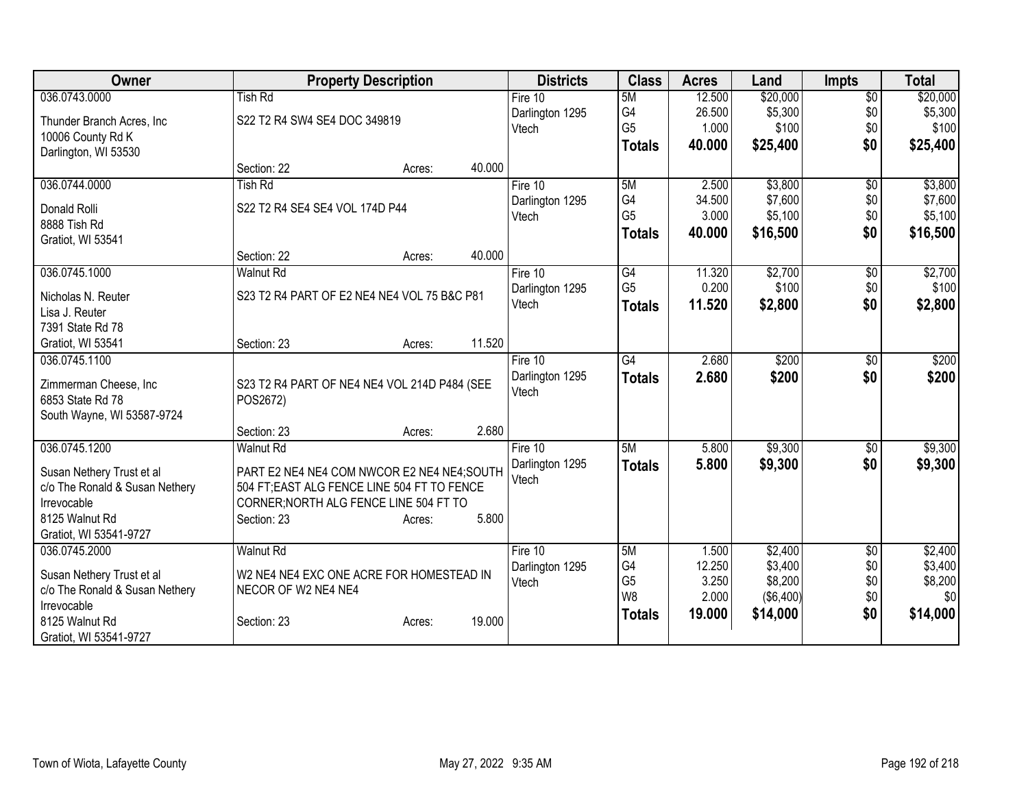| Owner | Property Description | Districts | Class | Acres | Land | Impts | Total |
|---|---|---|---|---|---|---|---|
| 036.0743.0000<br>Thunder Branch Acres, Inc<br>10006 County Rd K<br>Darlington, WI 53530 | Tish Rd<br>S22 T2 R4 SW4 SE4 DOC 349819<br>Section: 22 Acres: 40.000 | Fire 10<br>Darlington 1295<br>Vtech | 5M<br>G4<br>G5<br>**Totals** | 12.500<br>26.500<br>1.000<br>**40.000** | $20,000<br>$5,300<br>$100<br>**$25,400** | $0<br>$0<br>$0<br>**$0** | $20,000<br>$5,300<br>$100<br>**$25,400** |
| 036.0744.0000<br>Donald Rolli<br>8888 Tish Rd<br>Gratiot, WI 53541 | Tish Rd<br>S22 T2 R4 SE4 SE4 VOL 174D P44<br>Section: 22 Acres: 40.000 | Fire 10<br>Darlington 1295<br>Vtech | 5M<br>G4<br>G5<br>**Totals** | 2.500<br>34.500<br>3.000<br>**40.000** | $3,800<br>$7,600<br>$5,100<br>**$16,500** | $0<br>$0<br>$0<br>**$0** | $3,800<br>$7,600<br>$5,100<br>**$16,500** |
| 036.0745.1000<br>Nicholas N. Reuter<br>Lisa J. Reuter<br>7391 State Rd 78<br>Gratiot, WI 53541 | Walnut Rd<br>S23 T2 R4 PART OF E2 NE4 NE4 VOL 75 B&C P81<br>Section: 23 Acres: 11.520 | Fire 10<br>Darlington 1295<br>Vtech | G4<br>G5<br>**Totals** | 11.320<br>0.200<br>**11.520** | $2,700<br>$100<br>**$2,800** | $0<br>$0<br>**$0** | $2,700<br>$100<br>**$2,800** |
| 036.0745.1100<br>Zimmerman Cheese, Inc<br>6853 State Rd 78<br>South Wayne, WI 53587-9724 | S23 T2 R4 PART OF NE4 NE4 VOL 214D P484 (SEE POS2672)<br>Section: 23 Acres: 2.680 | Fire 10<br>Darlington 1295<br>Vtech | G4<br>**Totals** | 2.680<br>**2.680** | $200<br>**$200** | $0<br>**$0** | $200<br>**$200** |
| 036.0745.1200<br>Susan Nethery Trust et al<br>c/o The Ronald & Susan Nethery Irrevocable<br>8125 Walnut Rd<br>Gratiot, WI 53541-9727 | Walnut Rd<br>PART E2 NE4 NE4 COM NWCOR E2 NE4 NE4;SOUTH 504 FT;EAST ALG FENCE LINE 504 FT TO FENCE CORNER;NORTH ALG FENCE LINE 504 FT TO<br>Section: 23 Acres: 5.800 | Fire 10<br>Darlington 1295<br>Vtech | 5M<br>**Totals** | 5.800<br>**5.800** | $9,300<br>**$9,300** | $0<br>**$0** | $9,300<br>**$9,300** |
| 036.0745.2000<br>Susan Nethery Trust et al<br>c/o The Ronald & Susan Nethery Irrevocable<br>8125 Walnut Rd<br>Gratiot, WI 53541-9727 | Walnut Rd<br>W2 NE4 NE4 EXC ONE ACRE FOR HOMESTEAD IN NECOR OF W2 NE4 NE4<br>Section: 23 Acres: 19.000 | Fire 10<br>Darlington 1295<br>Vtech | 5M<br>G4<br>G5<br>W8<br>**Totals** | 1.500<br>12.250<br>3.250<br>2.000<br>**19.000** | $2,400<br>$3,400<br>$8,200<br>($6,400)<br>**$14,000** | $0<br>$0<br>$0<br>$0<br>**$0** | $2,400<br>$3,400<br>$8,200<br>$0<br>**$14,000** |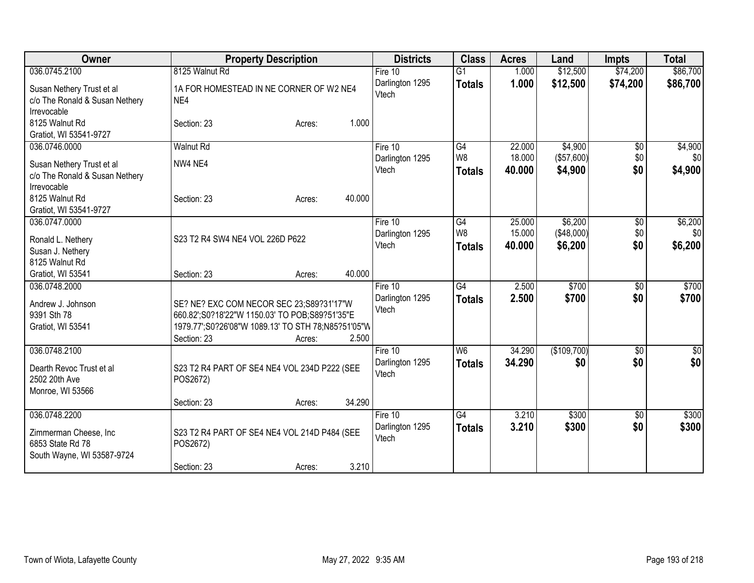| Owner | Property Description | Districts | Class | Acres | Land | Impts | Total |
|---|---|---|---|---|---|---|---|
| 036.0745.2100<br>Susan Nethery Trust et al<br>c/o The Ronald & Susan Nethery Irrevocable<br>8125 Walnut Rd<br>Gratiot, WI 53541-9727 | 8125 Walnut Rd<br>1A FOR HOMESTEAD IN NE CORNER OF W2 NE4 NE4<br>Section: 23 Acres: 1.000 | Fire 10<br>Darlington 1295<br>Vtech | G1<br>**Totals** | 1.000<br>**1.000** | $12,500<br>**$12,500** | $74,200<br>**$74,200** | $86,700<br>**$86,700** |
| 036.0746.0000<br>Susan Nethery Trust et al<br>c/o The Ronald & Susan Nethery Irrevocable<br>8125 Walnut Rd<br>Gratiot, WI 53541-9727 | Walnut Rd<br>NW4 NE4<br>Section: 23 Acres: 40.000 | Fire 10<br>Darlington 1295<br>Vtech | G4<br>W8<br>**Totals** | 22.000<br>18.000<br>**40.000** | $4,900<br>($57,600)<br>**$4,900** | $0<br>$0<br>**$0** | $4,900<br>$0<br>**$4,900** |
| 036.0747.0000<br>Ronald L. Nethery<br>Susan J. Nethery<br>8125 Walnut Rd<br>Gratiot, WI 53541 | S23 T2 R4 SW4 NE4 VOL 226D P622<br>Section: 23 Acres: 40.000 | Fire 10<br>Darlington 1295<br>Vtech | G4<br>W8<br>**Totals** | 25.000<br>15.000<br>**40.000** | $6,200<br>($48,000)<br>**$6,200** | $0<br>$0<br>**$0** | $6,200<br>$0<br>**$6,200** |
| 036.0748.2000<br>Andrew J. Johnson<br>9391 Sth 78<br>Gratiot, WI 53541 | SE? NE? EXC COM NECOR SEC 23;S89?31'17"W 660.82';S0?18'22"W 1150.03' TO POB;S89?51'35"E 1979.77';S0?26'08"W 1089.13' TO STH 78;N85?51'05"W<br>Section: 23 Acres: 2.500 | Fire 10<br>Darlington 1295<br>Vtech | G4<br>**Totals** | 2.500<br>**2.500** | $700<br>**$700** | $0<br>**$0** | $700<br>**$700** |
| 036.0748.2100<br>Dearth Revoc Trust et al<br>2502 20th Ave<br>Monroe, WI 53566 | S23 T2 R4 PART OF SE4 NE4 VOL 234D P222 (SEE POS2672)<br>Section: 23 Acres: 34.290 | Fire 10<br>Darlington 1295<br>Vtech | W6<br>**Totals** | 34.290<br>**34.290** | ($109,700)<br>**$0** | $0<br>**$0** | $0<br>**$0** |
| 036.0748.2200<br>Zimmerman Cheese, Inc<br>6853 State Rd 78<br>South Wayne, WI 53587-9724 | S23 T2 R4 PART OF SE4 NE4 VOL 214D P484 (SEE POS2672)<br>Section: 23 Acres: 3.210 | Fire 10<br>Darlington 1295<br>Vtech | G4<br>**Totals** | 3.210<br>**3.210** | $300<br>**$300** | $0<br>**$0** | $300<br>**$300** |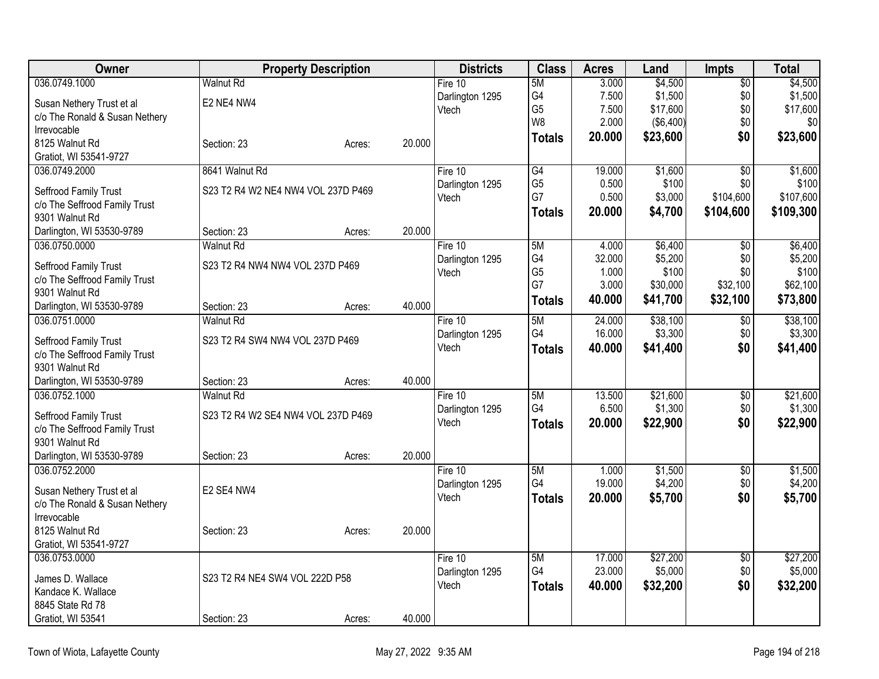| Owner | Property Description | | | Districts | Class | Acres | Land | Impts | Total |
|---|---|---|---|---|---|---|---|---|---|
| 036.0749.1000 | Walnut Rd | | | Fire 10 | 5M | 3.000 | $4,500 | $0 | $4,500 |
| Susan Nethery Trust et al | E2 NE4 NW4 | | | Darlington 1295 | G4 | 7.500 | $1,500 | $0 | $1,500 |
| c/o The Ronald & Susan Nethery | | | | Vtech | G5 | 7.500 | $17,600 | $0 | $17,600 |
| Irrevocable | | | | | W8 | 2.000 | ($6,400) | $0 | $0 |
| 8125 Walnut Rd | Section: 23 | Acres: | 20.000 | | **Totals** | **20.000** | **$23,600** | **$0** | **$23,600** |
| Gratiot, WI 53541-9727 | | | | | | | | | |
| 036.0749.2000 | 8641 Walnut Rd | | | Fire 10 | G4 | 19.000 | $1,600 | $0 | $1,600 |
| Seffrood Family Trust | S23 T2 R4 W2 NE4 NW4 VOL 237D P469 | | | Darlington 1295 | G5 | 0.500 | $100 | $0 | $100 |
| c/o The Seffrood Family Trust | | | | Vtech | G7 | 0.500 | $3,000 | $104,600 | $107,600 |
| 9301 Walnut Rd | | | | | **Totals** | **20.000** | **$4,700** | **$104,600** | **$109,300** |
| Darlington, WI 53530-9789 | Section: 23 | Acres: | 20.000 | | | | | | |
| 036.0750.0000 | Walnut Rd | | | Fire 10 | 5M | 4.000 | $6,400 | $0 | $6,400 |
| Seffrood Family Trust | S23 T2 R4 NW4 NW4 VOL 237D P469 | | | Darlington 1295 | G4 | 32.000 | $5,200 | $0 | $5,200 |
| c/o The Seffrood Family Trust | | | | Vtech | G5 | 1.000 | $100 | $0 | $100 |
| 9301 Walnut Rd | | | | | G7 | 3.000 | $30,000 | $32,100 | $62,100 |
| Darlington, WI 53530-9789 | Section: 23 | Acres: | 40.000 | | **Totals** | **40.000** | **$41,700** | **$32,100** | **$73,800** |
| 036.0751.0000 | Walnut Rd | | | Fire 10 | 5M | 24.000 | $38,100 | $0 | $38,100 |
| Seffrood Family Trust | S23 T2 R4 SW4 NW4 VOL 237D P469 | | | Darlington 1295 | G4 | 16.000 | $3,300 | $0 | $3,300 |
| c/o The Seffrood Family Trust | | | | Vtech | **Totals** | **40.000** | **$41,400** | **$0** | **$41,400** |
| 9301 Walnut Rd | | | | | | | | | |
| Darlington, WI 53530-9789 | Section: 23 | Acres: | 40.000 | | | | | | |
| 036.0752.1000 | Walnut Rd | | | Fire 10 | 5M | 13.500 | $21,600 | $0 | $21,600 |
| Seffrood Family Trust | S23 T2 R4 W2 SE4 NW4 VOL 237D P469 | | | Darlington 1295 | G4 | 6.500 | $1,300 | $0 | $1,300 |
| c/o The Seffrood Family Trust | | | | Vtech | **Totals** | **20.000** | **$22,900** | **$0** | **$22,900** |
| 9301 Walnut Rd | | | | | | | | | |
| Darlington, WI 53530-9789 | Section: 23 | Acres: | 20.000 | | | | | | |
| 036.0752.2000 | | | | Fire 10 | 5M | 1.000 | $1,500 | $0 | $1,500 |
| Susan Nethery Trust et al | E2 SE4 NW4 | | | Darlington 1295 | G4 | 19.000 | $4,200 | $0 | $4,200 |
| c/o The Ronald & Susan Nethery | | | | Vtech | **Totals** | **20.000** | **$5,700** | **$0** | **$5,700** |
| Irrevocable | | | | | | | | | |
| 8125 Walnut Rd | Section: 23 | Acres: | 20.000 | | | | | | |
| Gratiot, WI 53541-9727 | | | | | | | | | |
| 036.0753.0000 | | | | Fire 10 | 5M | 17.000 | $27,200 | $0 | $27,200 |
| James D. Wallace | S23 T2 R4 NE4 SW4 VOL 222D P58 | | | Darlington 1295 | G4 | 23.000 | $5,000 | $0 | $5,000 |
| Kandace K. Wallace | | | | Vtech | **Totals** | **40.000** | **$32,200** | **$0** | **$32,200** |
| 8845 State Rd 78 | | | | | | | | | |
| Gratiot, WI 53541 | Section: 23 | Acres: | 40.000 | | | | | | |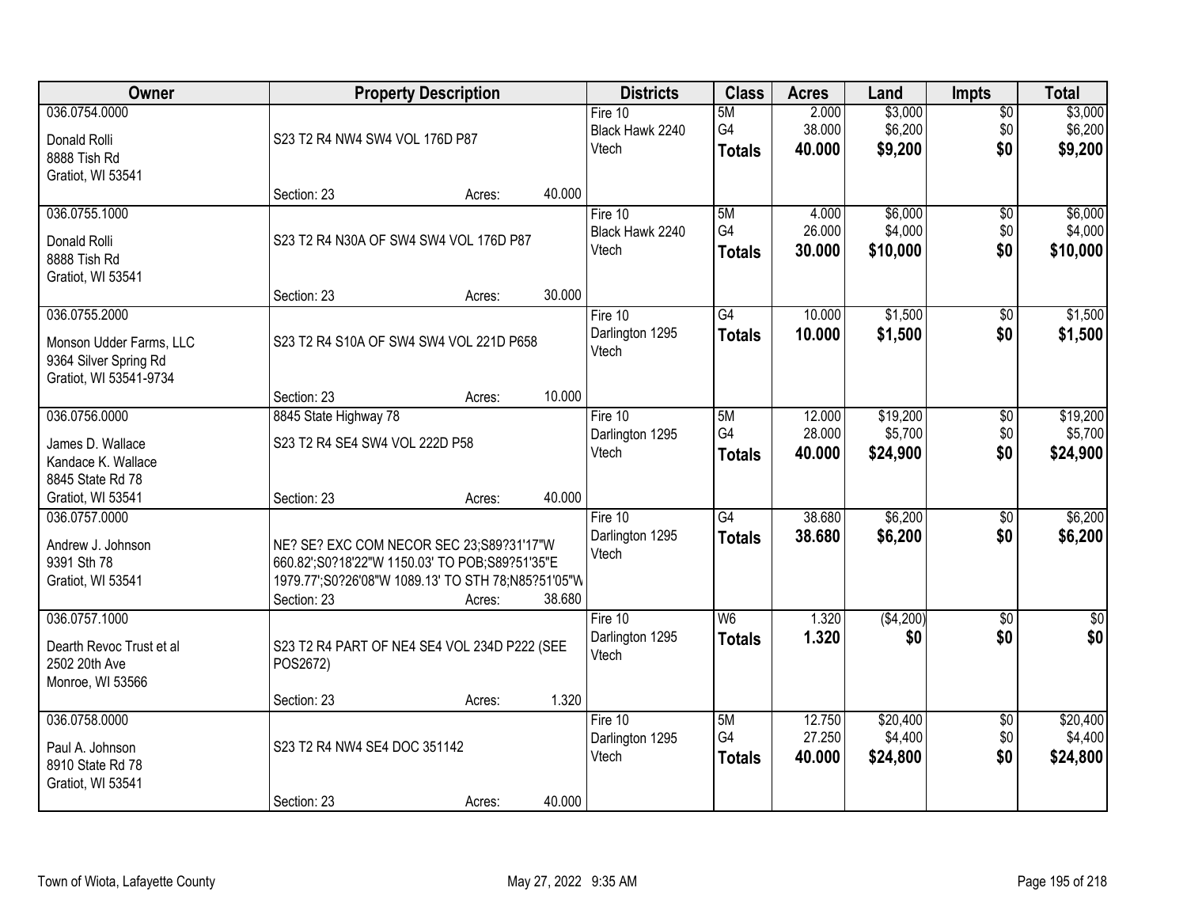| Owner | Property Description | Districts | Class | Acres | Land | Impts | Total |
|---|---|---|---|---|---|---|---|
| 036.0754.0000<br>Donald Rolli<br>8888 Tish Rd<br>Gratiot, WI 53541 | S23 T2 R4 NW4 SW4 VOL 176D P87<br>Section: 23 Acres: 40.000 | Fire 10<br>Black Hawk 2240<br>Vtech | 5M<br>G4<br>**Totals** | 2.000<br>38.000<br>**40.000** | $3,000<br>$6,200<br>**$9,200** | $0<br>$0<br>**$0** | $3,000<br>$6,200<br>**$9,200** |
| 036.0755.1000<br>Donald Rolli<br>8888 Tish Rd<br>Gratiot, WI 53541 | S23 T2 R4 N30A OF SW4 SW4 VOL 176D P87<br>Section: 23 Acres: 30.000 | Fire 10<br>Black Hawk 2240<br>Vtech | 5M<br>G4<br>**Totals** | 4.000<br>26.000<br>**30.000** | $6,000<br>$4,000<br>**$10,000** | $0<br>$0<br>**$0** | $6,000<br>$4,000<br>**$10,000** |
| 036.0755.2000<br>Monson Udder Farms, LLC<br>9364 Silver Spring Rd<br>Gratiot, WI 53541-9734 | S23 T2 R4 S10A OF SW4 SW4 VOL 221D P658<br>Section: 23 Acres: 10.000 | Fire 10<br>Darlington 1295<br>Vtech | G4<br>**Totals** | 10.000<br>**10.000** | $1,500<br>**$1,500** | $0<br>**$0** | $1,500<br>**$1,500** |
| 036.0756.0000<br>James D. Wallace<br>Kandace K. Wallace<br>8845 State Rd 78<br>Gratiot, WI 53541 | 8845 State Highway 78<br>S23 T2 R4 SE4 SW4 VOL 222D P58<br>Section: 23 Acres: 40.000 | Fire 10<br>Darlington 1295<br>Vtech | 5M<br>G4<br>**Totals** | 12.000<br>28.000<br>**40.000** | $19,200<br>$5,700<br>**$24,900** | $0<br>$0<br>**$0** | $19,200<br>$5,700<br>**$24,900** |
| 036.0757.0000<br>Andrew J. Johnson<br>9391 Sth 78<br>Gratiot, WI 53541 | NE? SE? EXC COM NECOR SEC 23;S89?31'17"W 660.82';S0?18'22"W 1150.03' TO POB;S89?51'35"E 1979.77';S0?26'08"W 1089.13' TO STH 78;N85?51'05"W<br>Section: 23 Acres: 38.680 | Fire 10<br>Darlington 1295<br>Vtech | G4<br>**Totals** | 38.680<br>**38.680** | $6,200<br>**$6,200** | $0<br>**$0** | $6,200<br>**$6,200** |
| 036.0757.1000<br>Dearth Revoc Trust et al<br>2502 20th Ave<br>Monroe, WI 53566 | S23 T2 R4 PART OF NE4 SE4 VOL 234D P222 (SEE POS2672)<br>Section: 23 Acres: 1.320 | Fire 10<br>Darlington 1295<br>Vtech | W6<br>**Totals** | 1.320<br>**1.320** | ($4,200)<br>**$0** | $0<br>**$0** | $0<br>**$0** |
| 036.0758.0000<br>Paul A. Johnson<br>8910 State Rd 78<br>Gratiot, WI 53541 | S23 T2 R4 NW4 SE4 DOC 351142<br>Section: 23 Acres: 40.000 | Fire 10<br>Darlington 1295<br>Vtech | 5M<br>G4<br>**Totals** | 12.750<br>27.250<br>**40.000** | $20,400<br>$4,400<br>**$24,800** | $0<br>$0<br>**$0** | $20,400<br>$4,400<br>**$24,800** |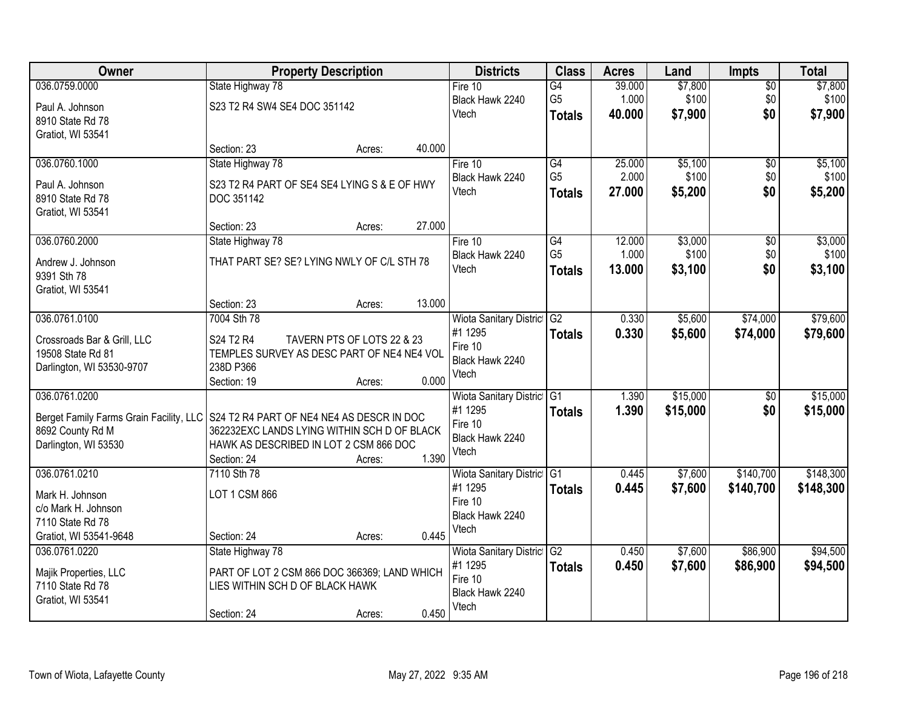| Owner | Property Description | Districts | Class | Acres | Land | Impts | Total |
|---|---|---|---|---|---|---|---|
| 036.0759.0000<br>Paul A. Johnson<br>8910 State Rd 78<br>Gratiot, WI 53541 | State Highway 78<br>S23 T2 R4 SW4 SE4 DOC 351142<br>Section: 23 Acres: 40.000 | Fire 10<br>Black Hawk 2240<br>Vtech | G4<br>G5<br>**Totals** | 39.000<br>1.000<br>**40.000** | $7,800<br>$100<br>**$7,900** | $0<br>$0<br>**$0** | $7,800<br>$100<br>**$7,900** |
| 036.0760.1000<br>Paul A. Johnson<br>8910 State Rd 78<br>Gratiot, WI 53541 | State Highway 78<br>S23 T2 R4 PART OF SE4 SE4 LYING S & E OF HWY DOC 351142<br>Section: 23 Acres: 27.000 | Fire 10<br>Black Hawk 2240<br>Vtech | G4<br>G5<br>**Totals** | 25.000<br>2.000<br>**27.000** | $5,100<br>$100<br>**$5,200** | $0<br>$0<br>**$0** | $5,100<br>$100<br>**$5,200** |
| 036.0760.2000<br>Andrew J. Johnson<br>9391 Sth 78<br>Gratiot, WI 53541 | State Highway 78<br>THAT PART SE? SE? LYING NWLY OF C/L STH 78<br>Section: 23 Acres: 13.000 | Fire 10<br>Black Hawk 2240<br>Vtech | G4<br>G5<br>**Totals** | 12.000<br>1.000<br>**13.000** | $3,000<br>$100<br>**$3,100** | $0<br>$0<br>**$0** | $3,000<br>$100<br>**$3,100** |
| 036.0761.0100<br>Crossroads Bar & Grill, LLC<br>19508 State Rd 81<br>Darlington, WI 53530-9707 | 7004 Sth 78<br>S24 T2 R4 TAVERN PTS OF LOTS 22 & 23 TEMPLES SURVEY AS DESC PART OF NE4 NE4 VOL 238D P366<br>Section: 19 Acres: 0.000 | Wiota Sanitary District #1 1295<br>Fire 10<br>Black Hawk 2240<br>Vtech | G2<br>**Totals** | 0.330<br>**0.330** | $5,600<br>**$5,600** | $74,000<br>**$74,000** | $79,600<br>**$79,600** |
| 036.0761.0200<br>Berget Family Farms Grain Facility, LLC<br>8692 County Rd M<br>Darlington, WI 53530 | S24 T2 R4 PART OF NE4 NE4 AS DESCR IN DOC 362232EXC LANDS LYING WITHIN SCH D OF BLACK HAWK AS DESCRIBED IN LOT 2 CSM 866 DOC<br>Section: 24 Acres: 1.390 | Wiota Sanitary District #1 1295<br>Fire 10<br>Black Hawk 2240<br>Vtech | G1<br>**Totals** | 1.390<br>**1.390** | $15,000<br>**$15,000** | $0<br>**$0** | $15,000<br>**$15,000** |
| 036.0761.0210<br>Mark H. Johnson<br>c/o Mark H. Johnson<br>7110 State Rd 78<br>Gratiot, WI 53541-9648 | 7110 Sth 78<br>LOT 1 CSM 866<br>Section: 24 Acres: 0.445 | Wiota Sanitary District #1 1295<br>Fire 10<br>Black Hawk 2240<br>Vtech | G1<br>**Totals** | 0.445<br>**0.445** | $7,600<br>**$7,600** | $140,700<br>**$140,700** | $148,300<br>**$148,300** |
| 036.0761.0220<br>Majik Properties, LLC<br>7110 State Rd 78<br>Gratiot, WI 53541 | State Highway 78<br>PART OF LOT 2 CSM 866 DOC 366369; LAND WHICH LIES WITHIN SCH D OF BLACK HAWK<br>Section: 24 Acres: 0.450 | Wiota Sanitary District #1 1295<br>Fire 10<br>Black Hawk 2240<br>Vtech | G2<br>**Totals** | 0.450<br>**0.450** | $7,600<br>**$7,600** | $86,900<br>**$86,900** | $94,500<br>**$94,500** |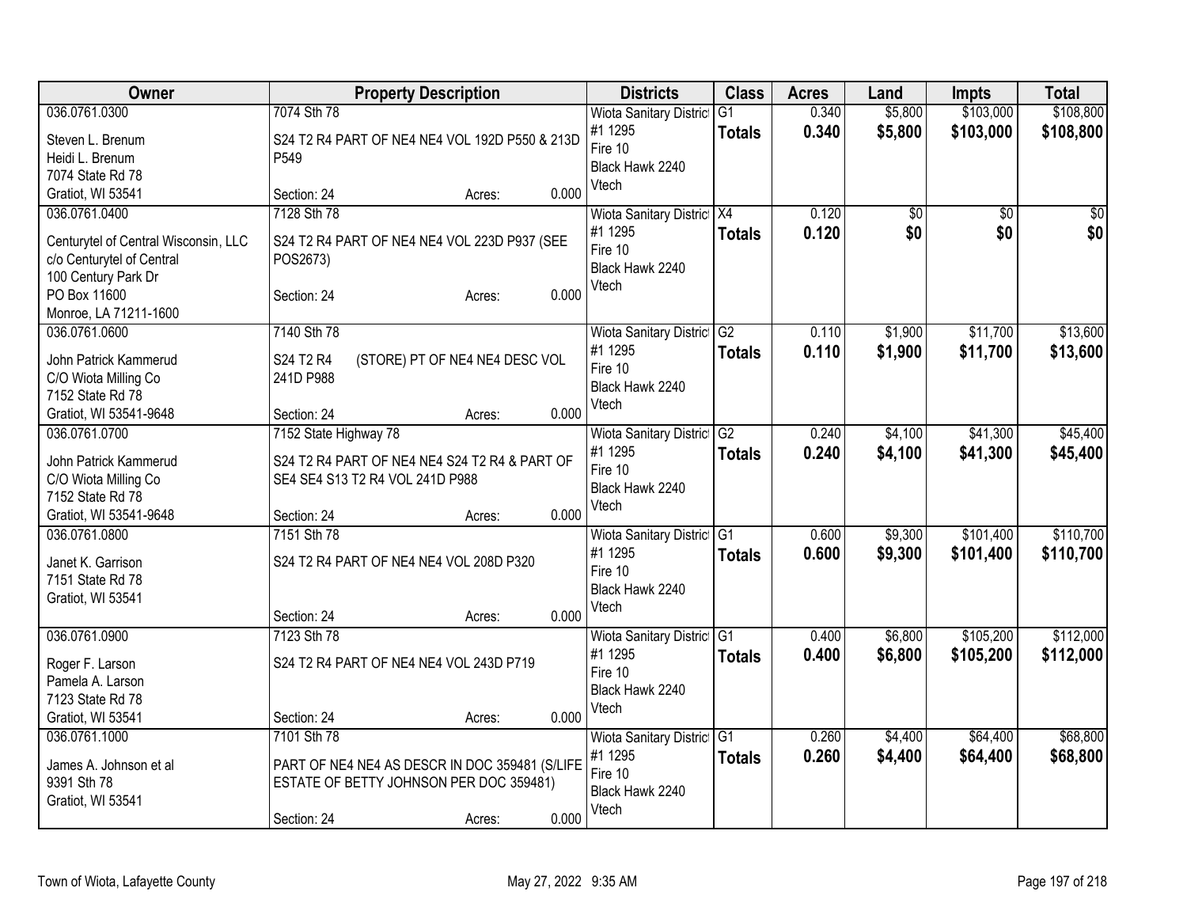| Owner | Property Description | Districts | Class | Acres | Land | Impts | Total |
|---|---|---|---|---|---|---|---|
| 036.0761.0300<br>Steven L. Brenum<br>Heidi L. Brenum<br>7074 State Rd 78<br>Gratiot, WI 53541 | 7074 Sth 78<br>S24 T2 R4 PART OF NE4 NE4 VOL 192D P550 & 213D P549<br>Section: 24 Acres: 0.000 | Wiota Sanitary District #1 1295<br>Fire 10<br>Black Hawk 2240<br>Vtech | G1<br>**Totals** | 0.340<br>**0.340** | $5,800<br>**$5,800** | $103,000<br>**$103,000** | $108,800<br>**$108,800** |
| 036.0761.0400<br>Centurytel of Central Wisconsin, LLC<br>c/o Centurytel of Central<br>100 Century Park Dr<br>PO Box 11600<br>Monroe, LA 71211-1600 | 7128 Sth 78<br>S24 T2 R4 PART OF NE4 NE4 VOL 223D P937 (SEE POS2673)<br>Section: 24 Acres: 0.000 | Wiota Sanitary District #1 1295<br>Fire 10<br>Black Hawk 2240<br>Vtech | X4<br>**Totals** | 0.120<br>**0.120** | $0<br>**$0** | $0<br>**$0** | $0<br>**$0** |
| 036.0761.0600<br>John Patrick Kammerud<br>C/O Wiota Milling Co<br>7152 State Rd 78<br>Gratiot, WI 53541-9648 | 7140 Sth 78<br>S24 T2 R4 (STORE) PT OF NE4 NE4 DESC VOL 241D P988<br>Section: 24 Acres: 0.000 | Wiota Sanitary District #1 1295<br>Fire 10<br>Black Hawk 2240<br>Vtech | G2<br>**Totals** | 0.110<br>**0.110** | $1,900<br>**$1,900** | $11,700<br>**$11,700** | $13,600<br>**$13,600** |
| 036.0761.0700<br>John Patrick Kammerud<br>C/O Wiota Milling Co<br>7152 State Rd 78<br>Gratiot, WI 53541-9648 | 7152 State Highway 78<br>S24 T2 R4 PART OF NE4 NE4 S24 T2 R4 & PART OF SE4 SE4 S13 T2 R4 VOL 241D P988<br>Section: 24 Acres: 0.000 | Wiota Sanitary District #1 1295<br>Fire 10<br>Black Hawk 2240<br>Vtech | G2<br>**Totals** | 0.240<br>**0.240** | $4,100<br>**$4,100** | $41,300<br>**$41,300** | $45,400<br>**$45,400** |
| 036.0761.0800<br>Janet K. Garrison<br>7151 State Rd 78<br>Gratiot, WI 53541 | 7151 Sth 78<br>S24 T2 R4 PART OF NE4 NE4 VOL 208D P320<br>Section: 24 Acres: 0.000 | Wiota Sanitary District #1 1295<br>Fire 10<br>Black Hawk 2240<br>Vtech | G1<br>**Totals** | 0.600<br>**0.600** | $9,300<br>**$9,300** | $101,400<br>**$101,400** | $110,700<br>**$110,700** |
| 036.0761.0900<br>Roger F. Larson<br>Pamela A. Larson<br>7123 State Rd 78<br>Gratiot, WI 53541 | 7123 Sth 78<br>S24 T2 R4 PART OF NE4 NE4 VOL 243D P719<br>Section: 24 Acres: 0.000 | Wiota Sanitary District #1 1295<br>Fire 10<br>Black Hawk 2240<br>Vtech | G1<br>**Totals** | 0.400<br>**0.400** | $6,800<br>**$6,800** | $105,200<br>**$105,200** | $112,000<br>**$112,000** |
| 036.0761.1000<br>James A. Johnson et al<br>9391 Sth 78<br>Gratiot, WI 53541 | 7101 Sth 78<br>PART OF NE4 NE4 AS DESCR IN DOC 359481 (S/LIFE ESTATE OF BETTY JOHNSON PER DOC 359481)<br>Section: 24 Acres: 0.000 | Wiota Sanitary District #1 1295<br>Fire 10<br>Black Hawk 2240<br>Vtech | G1<br>**Totals** | 0.260<br>**0.260** | $4,400<br>**$4,400** | $64,400<br>**$64,400** | $68,800<br>**$68,800** |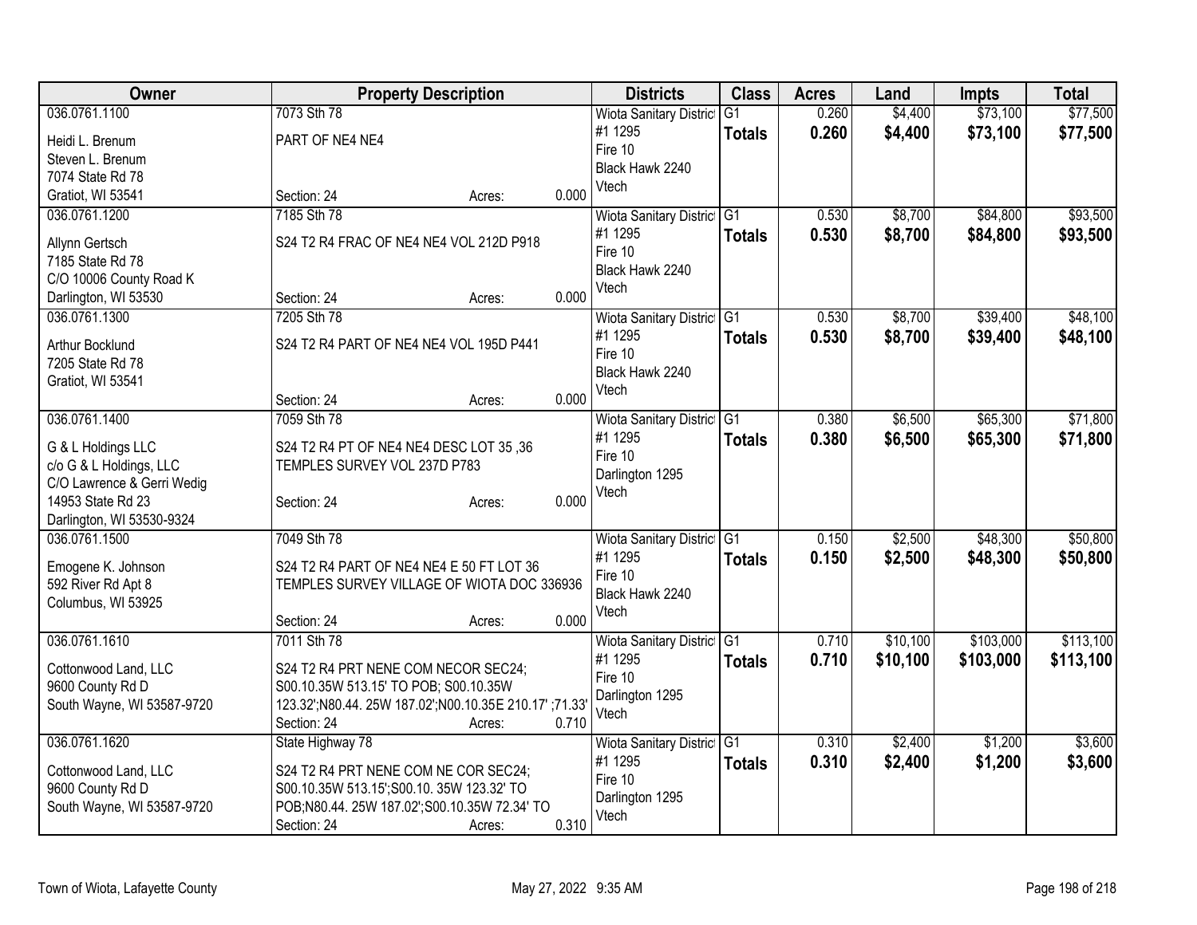| Owner | Property Description | Districts | Class | Acres | Land | Impts | Total |
|---|---|---|---|---|---|---|---|
| 036.0761.1100<br>Heidi L. Brenum<br>Steven L. Brenum<br>7074 State Rd 78<br>Gratiot, WI 53541 | 7073 Sth 78<br>PART OF NE4 NE4<br>Section: 24 Acres: 0.000 | Wiota Sanitary District #1 1295<br>Fire 10<br>Black Hawk 2240<br>Vtech | G1<br>**Totals** | 0.260<br>**0.260** | $4,400<br>**$4,400** | $73,100<br>**$73,100** | $77,500<br>**$77,500** |
| 036.0761.1200<br>Allynn Gertsch<br>7185 State Rd 78<br>C/O 10006 County Road K<br>Darlington, WI 53530 | 7185 Sth 78<br>S24 T2 R4 FRAC OF NE4 NE4 VOL 212D P918<br>Section: 24 Acres: 0.000 | Wiota Sanitary District #1 1295<br>Fire 10<br>Black Hawk 2240<br>Vtech | G1<br>**Totals** | 0.530<br>**0.530** | $8,700<br>**$8,700** | $84,800<br>**$84,800** | $93,500<br>**$93,500** |
| 036.0761.1300<br>Arthur Bocklund<br>7205 State Rd 78<br>Gratiot, WI 53541 | 7205 Sth 78<br>S24 T2 R4 PART OF NE4 NE4 VOL 195D P441<br>Section: 24 Acres: 0.000 | Wiota Sanitary District #1 1295<br>Fire 10<br>Black Hawk 2240<br>Vtech | G1<br>**Totals** | 0.530<br>**0.530** | $8,700<br>**$8,700** | $39,400<br>**$39,400** | $48,100<br>**$48,100** |
| 036.0761.1400<br>G & L Holdings LLC<br>c/o G & L Holdings, LLC<br>C/O Lawrence & Gerri Wedig<br>14953 State Rd 23<br>Darlington, WI 53530-9324 | 7059 Sth 78<br>S24 T2 R4 PT OF NE4 NE4 DESC LOT 35 ,36 TEMPLES SURVEY VOL 237D P783<br>Section: 24 Acres: 0.000 | Wiota Sanitary District #1 1295<br>Fire 10<br>Darlington 1295<br>Vtech | G1<br>**Totals** | 0.380<br>**0.380** | $6,500<br>**$6,500** | $65,300<br>**$65,300** | $71,800<br>**$71,800** |
| 036.0761.1500<br>Emogene K. Johnson<br>592 River Rd Apt 8<br>Columbus, WI 53925 | 7049 Sth 78<br>S24 T2 R4 PART OF NE4 NE4 E 50 FT LOT 36 TEMPLES SURVEY VILLAGE OF WIOTA DOC 336936<br>Section: 24 Acres: 0.000 | Wiota Sanitary District #1 1295<br>Fire 10<br>Black Hawk 2240<br>Vtech | G1<br>**Totals** | 0.150<br>**0.150** | $2,500<br>**$2,500** | $48,300<br>**$48,300** | $50,800<br>**$50,800** |
| 036.0761.1610<br>Cottonwood Land, LLC<br>9600 County Rd D<br>South Wayne, WI 53587-9720 | 7011 Sth 78<br>S24 T2 R4 PRT NENE COM NECOR SEC24; S00.10.35W 513.15' TO POB; S00.10.35W 123.32';N80.44. 25W 187.02';N00.10.35E 210.17' ;71.33'<br>Section: 24 Acres: 0.710 | Wiota Sanitary District #1 1295<br>Fire 10<br>Darlington 1295<br>Vtech | G1<br>**Totals** | 0.710<br>**0.710** | $10,100<br>**$10,100** | $103,000<br>**$103,000** | $113,100<br>**$113,100** |
| 036.0761.1620<br>Cottonwood Land, LLC<br>9600 County Rd D<br>South Wayne, WI 53587-9720 | State Highway 78<br>S24 T2 R4 PRT NENE COM NE COR SEC24; S00.10.35W 513.15';S00.10. 35W 123.32' TO POB;N80.44. 25W 187.02';S00.10.35W 72.34' TO<br>Section: 24 Acres: 0.310 | Wiota Sanitary District #1 1295<br>Fire 10<br>Darlington 1295<br>Vtech | G1<br>**Totals** | 0.310<br>**0.310** | $2,400<br>**$2,400** | $1,200<br>**$1,200** | $3,600<br>**$3,600** |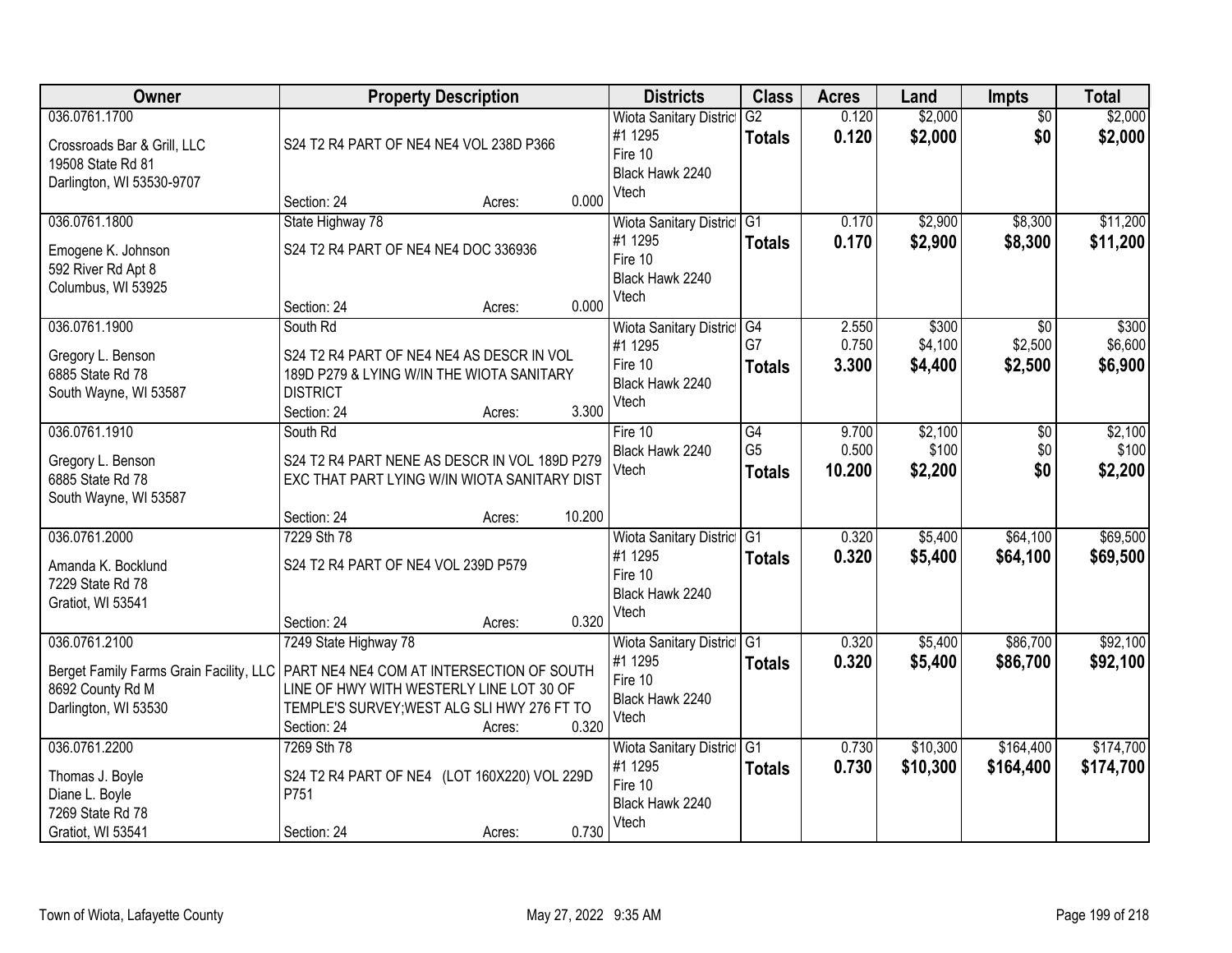| Owner | Property Description | Districts | Class | Acres | Land | Impts | Total |
|---|---|---|---|---|---|---|---|
| 036.0761.1700<br>Crossroads Bar & Grill, LLC<br>19508 State Rd 81<br>Darlington, WI 53530-9707 | S24 T2 R4 PART OF NE4 NE4 VOL 238D P366<br>Section: 24 Acres: 0.000 | Wiota Sanitary District #1 1295<br>Fire 10<br>Black Hawk 2240<br>Vtech | G2<br>**Totals** | 0.120<br>**0.120** | $2,000<br>**$2,000** | $0<br>**$0** | $2,000<br>**$2,000** |
| 036.0761.1800<br>Emogene K. Johnson<br>592 River Rd Apt 8<br>Columbus, WI 53925 | State Highway 78<br>S24 T2 R4 PART OF NE4 NE4 DOC 336936<br>Section: 24 Acres: 0.000 | Wiota Sanitary District #1 1295<br>Fire 10<br>Black Hawk 2240<br>Vtech | G1<br>**Totals** | 0.170<br>**0.170** | $2,900<br>**$2,900** | $8,300<br>**$8,300** | $11,200<br>**$11,200** |
| 036.0761.1900<br>Gregory L. Benson<br>6885 State Rd 78<br>South Wayne, WI 53587 | South Rd<br>S24 T2 R4 PART OF NE4 NE4 AS DESCR IN VOL 189D P279 & LYING W/IN THE WIOTA SANITARY DISTRICT<br>Section: 24 Acres: 3.300 | Wiota Sanitary District #1 1295<br>Fire 10<br>Black Hawk 2240<br>Vtech | G4<br>G7<br>**Totals** | 2.550<br>0.750<br>**3.300** | $300<br>$4,100<br>**$4,400** | $0<br>$2,500<br>**$2,500** | $300<br>$6,600<br>**$6,900** |
| 036.0761.1910<br>Gregory L. Benson<br>6885 State Rd 78<br>South Wayne, WI 53587 | South Rd<br>S24 T2 R4 PART NENE AS DESCR IN VOL 189D P279 EXC THAT PART LYING W/IN WIOTA SANITARY DIST<br>Section: 24 Acres: 10.200 | Fire 10<br>Black Hawk 2240<br>Vtech | G4<br>G5<br>**Totals** | 9.700<br>0.500<br>**10.200** | $2,100<br>$100<br>**$2,200** | $0<br>$0<br>**$0** | $2,100<br>$100<br>**$2,200** |
| 036.0761.2000<br>Amanda K. Bocklund<br>7229 State Rd 78<br>Gratiot, WI 53541 | 7229 Sth 78<br>S24 T2 R4 PART OF NE4 VOL 239D P579<br>Section: 24 Acres: 0.320 | Wiota Sanitary District #1 1295<br>Fire 10<br>Black Hawk 2240<br>Vtech | G1<br>**Totals** | 0.320<br>**0.320** | $5,400<br>**$5,400** | $64,100<br>**$64,100** | $69,500<br>**$69,500** |
| 036.0761.2100<br>Berget Family Farms Grain Facility, LLC<br>8692 County Rd M<br>Darlington, WI 53530 | 7249 State Highway 78<br>PART NE4 NE4 COM AT INTERSECTION OF SOUTH LINE OF HWY WITH WESTERLY LINE LOT 30 OF TEMPLE'S SURVEY;WEST ALG SLI HWY 276 FT TO<br>Section: 24 Acres: 0.320 | Wiota Sanitary District #1 1295<br>Fire 10<br>Black Hawk 2240<br>Vtech | G1<br>**Totals** | 0.320<br>**0.320** | $5,400<br>**$5,400** | $86,700<br>**$86,700** | $92,100<br>**$92,100** |
| 036.0761.2200<br>Thomas J. Boyle<br>Diane L. Boyle<br>7269 State Rd 78<br>Gratiot, WI 53541 | 7269 Sth 78<br>S24 T2 R4 PART OF NE4 (LOT 160X220) VOL 229D P751<br>Section: 24 Acres: 0.730 | Wiota Sanitary District #1 1295<br>Fire 10<br>Black Hawk 2240<br>Vtech | G1<br>**Totals** | 0.730<br>**0.730** | $10,300<br>**$10,300** | $164,400<br>**$164,400** | $174,700<br>**$174,700** |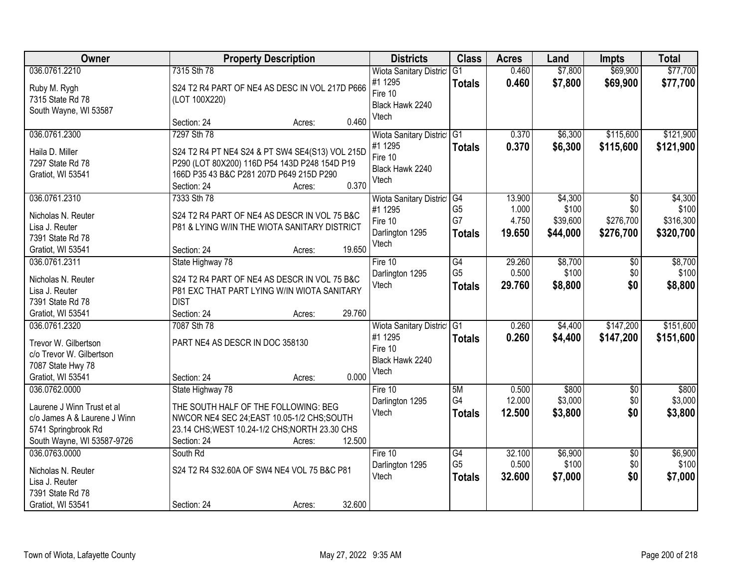| Owner | Property Description | Districts | Class | Acres | Land | Impts | Total |
|---|---|---|---|---|---|---|---|
| 036.0761.2210<br>Ruby M. Rygh<br>7315 State Rd 78<br>South Wayne, WI 53587 | 7315 Sth 78<br>S24 T2 R4 PART OF NE4 AS DESC IN VOL 217D P666 (LOT 100X220)<br>Section: 24 Acres: 0.460 | Wiota Sanitary District #1 1295<br>Fire 10<br>Black Hawk 2240<br>Vtech | G1<br>**Totals** | 0.460<br>**0.460** | $7,800<br>**$7,800** | $69,900<br>**$69,900** | $77,700<br>**$77,700** |
| 036.0761.2300<br>Haila D. Miller<br>7297 State Rd 78<br>Gratiot, WI 53541 | 7297 Sth 78<br>S24 T2 R4 PT NE4 S24 & PT SW4 SE4(S13) VOL 215D P290 (LOT 80X200) 116D P54 143D P248 154D P19 166D P35 43 B&C P281 207D P649 215D P290<br>Section: 24 Acres: 0.370 | Wiota Sanitary District #1 1295<br>Fire 10<br>Black Hawk 2240<br>Vtech | G1<br>**Totals** | 0.370<br>**0.370** | $6,300<br>**$6,300** | $115,600<br>**$115,600** | $121,900<br>**$121,900** |
| 036.0761.2310<br>Nicholas N. Reuter<br>Lisa J. Reuter<br>7391 State Rd 78<br>Gratiot, WI 53541 | 7333 Sth 78<br>S24 T2 R4 PART OF NE4 AS DESCR IN VOL 75 B&C P81 & LYING W/IN THE WIOTA SANITARY DISTRICT<br>Section: 24 Acres: 19.650 | Wiota Sanitary District #1 1295<br>Fire 10<br>Darlington 1295<br>Vtech | G4<br>G5<br>G7<br>**Totals** | 13.900<br>1.000<br>4.750<br>**19.650** | $4,300<br>$100<br>$39,600<br>**$44,000** | $0<br>$0<br>$276,700<br>**$276,700** | $4,300<br>$100<br>$316,300<br>**$320,700** |
| 036.0761.2311<br>Nicholas N. Reuter<br>Lisa J. Reuter<br>7391 State Rd 78<br>Gratiot, WI 53541 | State Highway 78<br>S24 T2 R4 PART OF NE4 AS DESCR IN VOL 75 B&C P81 EXC THAT PART LYING W/IN WIOTA SANITARY DIST<br>Section: 24 Acres: 29.760 | Fire 10<br>Darlington 1295<br>Vtech | G4<br>G5<br>**Totals** | 29.260<br>0.500<br>**29.760** | $8,700<br>$100<br>**$8,800** | $0<br>$0<br>**$0** | $8,700<br>$100<br>**$8,800** |
| 036.0761.2320<br>Trevor W. Gilbertson<br>c/o Trevor W. Gilbertson<br>7087 State Hwy 78<br>Gratiot, WI 53541 | 7087 Sth 78<br>PART NE4 AS DESCR IN DOC 358130<br>Section: 24 Acres: 0.000 | Wiota Sanitary District #1 1295<br>Fire 10<br>Black Hawk 2240<br>Vtech | G1<br>**Totals** | 0.260<br>**0.260** | $4,400<br>**$4,400** | $147,200<br>**$147,200** | $151,600<br>**$151,600** |
| 036.0762.0000<br>Laurene J Winn Trust et al<br>c/o James A & Laurene J Winn<br>5741 Springbrook Rd<br>South Wayne, WI 53587-9726 | State Highway 78<br>THE SOUTH HALF OF THE FOLLOWING: BEG NWCOR NE4 SEC 24;EAST 10.05-1/2 CHS;SOUTH 23.14 CHS;WEST 10.24-1/2 CHS;NORTH 23.30 CHS<br>Section: 24 Acres: 12.500 | Fire 10<br>Darlington 1295<br>Vtech | 5M<br>G4<br>**Totals** | 0.500<br>12.000<br>**12.500** | $800<br>$3,000<br>**$3,800** | $0<br>$0<br>**$0** | $800<br>$3,000<br>**$3,800** |
| 036.0763.0000<br>Nicholas N. Reuter<br>Lisa J. Reuter<br>7391 State Rd 78<br>Gratiot, WI 53541 | South Rd<br>S24 T2 R4 S32.60A OF SW4 NE4 VOL 75 B&C P81<br>Section: 24 Acres: 32.600 | Fire 10<br>Darlington 1295<br>Vtech | G4<br>G5<br>**Totals** | 32.100<br>0.500<br>**32.600** | $6,900<br>$100<br>**$7,000** | $0<br>$0<br>**$0** | $6,900<br>$100<br>**$7,000** |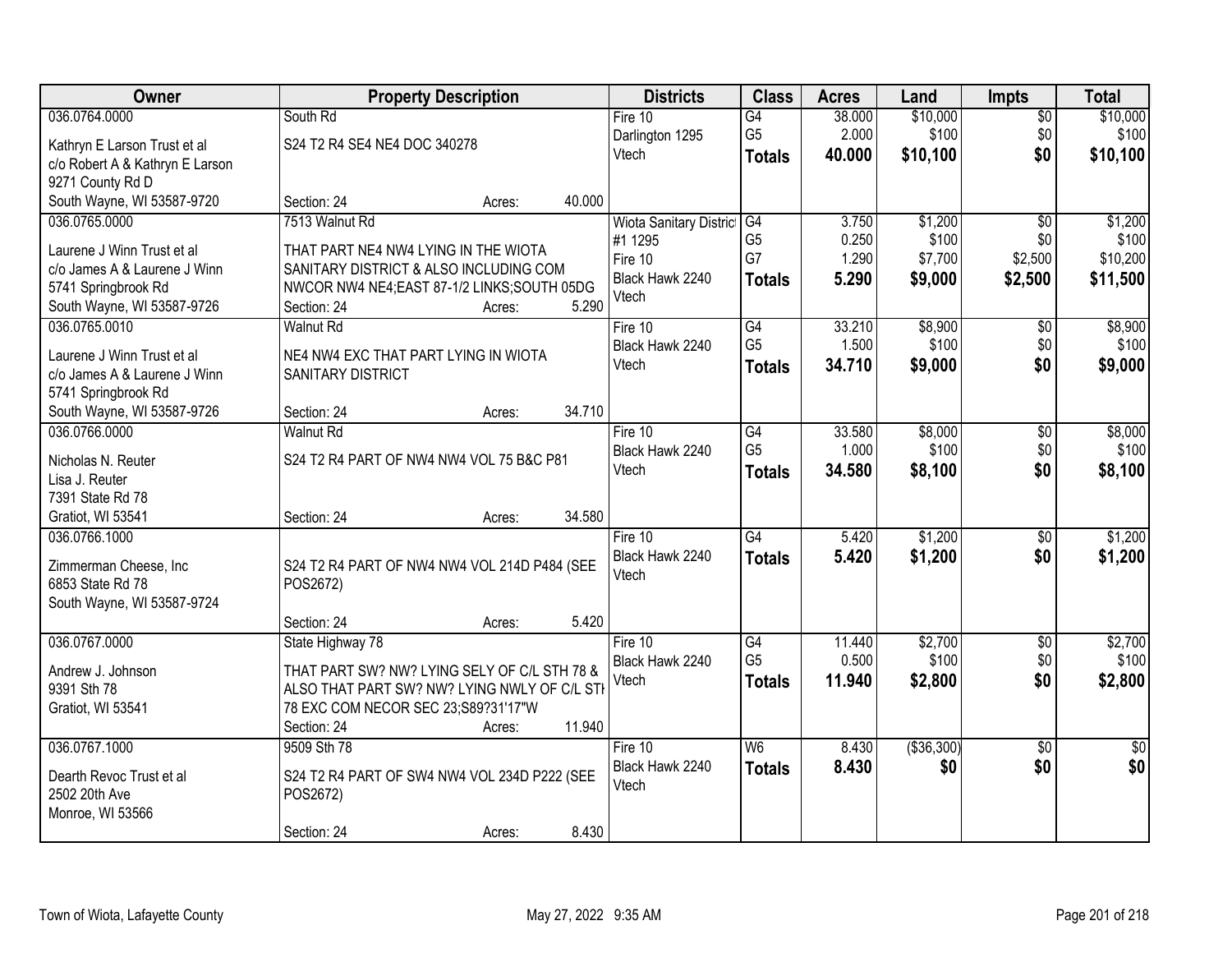| Owner | Property Description | Districts | Class | Acres | Land | Impts | Total |
|---|---|---|---|---|---|---|---|
| 036.0764.0000<br>Kathryn E Larson Trust et al<br>c/o Robert A & Kathryn E Larson<br>9271 County Rd D<br>South Wayne, WI 53587-9720 | South Rd<br>S24 T2 R4 SE4 NE4 DOC 340278<br>Section: 24 Acres: 40.000 | Fire 10<br>Darlington 1295<br>Vtech | G4<br>G5<br>**Totals** | 38.000<br>2.000<br>**40.000** | $10,000<br>$100<br>**$10,100** | $0<br>$0<br>**$0** | $10,000<br>$100<br>**$10,100** |
| 036.0765.0000<br>Laurene J Winn Trust et al<br>c/o James A & Laurene J Winn<br>5741 Springbrook Rd<br>South Wayne, WI 53587-9726 | 7513 Walnut Rd<br>THAT PART NE4 NW4 LYING IN THE WIOTA SANITARY DISTRICT & ALSO INCLUDING COM NWCOR NW4 NE4;EAST 87-1/2 LINKS;SOUTH 05DG<br>Section: 24 Acres: 5.290 | Wiota Sanitary District #1 1295<br>Fire 10<br>Black Hawk 2240<br>Vtech | G4<br>G5<br>G7<br>**Totals** | 3.750<br>0.250<br>1.290<br>**5.290** | $1,200<br>$100<br>$7,700<br>**$9,000** | $0<br>$0<br>$2,500<br>**$2,500** | $1,200<br>$100<br>$10,200<br>**$11,500** |
| 036.0765.0010<br>Laurene J Winn Trust et al<br>c/o James A & Laurene J Winn<br>5741 Springbrook Rd<br>South Wayne, WI 53587-9726 | Walnut Rd<br>NE4 NW4 EXC THAT PART LYING IN WIOTA SANITARY DISTRICT<br>Section: 24 Acres: 34.710 | Fire 10<br>Black Hawk 2240<br>Vtech | G4<br>G5<br>**Totals** | 33.210<br>1.500<br>**34.710** | $8,900<br>$100<br>**$9,000** | $0<br>$0<br>**$0** | $8,900<br>$100<br>**$9,000** |
| 036.0766.0000<br>Nicholas N. Reuter<br>Lisa J. Reuter<br>7391 State Rd 78<br>Gratiot, WI 53541 | Walnut Rd<br>S24 T2 R4 PART OF NW4 NW4 VOL 75 B&C P81<br>Section: 24 Acres: 34.580 | Fire 10<br>Black Hawk 2240<br>Vtech | G4<br>G5<br>**Totals** | 33.580<br>1.000<br>**34.580** | $8,000<br>$100<br>**$8,100** | $0<br>$0<br>**$0** | $8,000<br>$100<br>**$8,100** |
| 036.0766.1000<br>Zimmerman Cheese, Inc<br>6853 State Rd 78<br>South Wayne, WI 53587-9724 | S24 T2 R4 PART OF NW4 NW4 VOL 214D P484 (SEE POS2672)<br>Section: 24 Acres: 5.420 | Fire 10<br>Black Hawk 2240<br>Vtech | G4<br>**Totals** | 5.420<br>**5.420** | $1,200<br>**$1,200** | $0<br>**$0** | $1,200<br>**$1,200** |
| 036.0767.0000<br>Andrew J. Johnson<br>9391 Sth 78<br>Gratiot, WI 53541 | State Highway 78<br>THAT PART SW? NW? LYING SELY OF C/L STH 78 & ALSO THAT PART SW? NW? LYING NWLY OF C/L STH 78 EXC COM NECOR SEC 23;S89?31'17"W<br>Section: 24 Acres: 11.940 | Fire 10<br>Black Hawk 2240<br>Vtech | G4<br>G5<br>**Totals** | 11.440<br>0.500<br>**11.940** | $2,700<br>$100<br>**$2,800** | $0<br>$0<br>**$0** | $2,700<br>$100<br>**$2,800** |
| 036.0767.1000<br>Dearth Revoc Trust et al<br>2502 20th Ave<br>Monroe, WI 53566 | 9509 Sth 78<br>S24 T2 R4 PART OF SW4 NW4 VOL 234D P222 (SEE POS2672)<br>Section: 24 Acres: 8.430 | Fire 10<br>Black Hawk 2240<br>Vtech | W6<br>**Totals** | 8.430<br>**8.430** | ($36,300)<br>**$0** | $0<br>**$0** | $0<br>**$0** |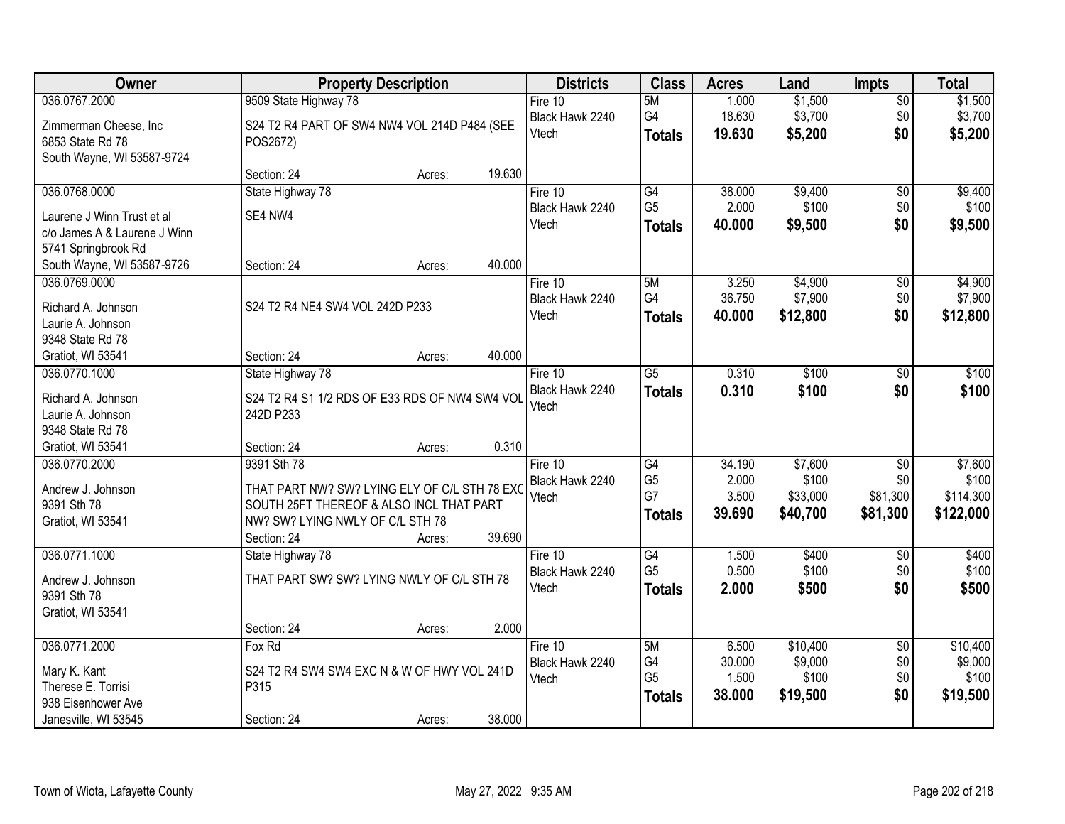| Owner | Property Description | Districts | Class | Acres | Land | Impts | Total |
|---|---|---|---|---|---|---|---|
| 036.0767.2000<br><br>Zimmerman Cheese, Inc<br>6853 State Rd 78<br>South Wayne, WI 53587-9724 | 9509 State Highway 78<br><br>S24 T2 R4 PART OF SW4 NW4 VOL 214D P484 (SEE POS2672)<br><br>Section: 24 Acres: 19.630 | Fire 10<br>Black Hawk 2240<br>Vtech | 5M<br>G4<br>**Totals** | 1.000<br>18.630<br>**19.630** | $1,500<br>$3,700<br>**$5,200** | $0<br>$0<br>**$0** | $1,500<br>$3,700<br>**$5,200** |
| 036.0768.0000<br><br>Laurene J Winn Trust et al<br>c/o James A & Laurene J Winn<br>5741 Springbrook Rd<br>South Wayne, WI 53587-9726 | State Highway 78<br><br>SE4 NW4<br><br>Section: 24 Acres: 40.000 | Fire 10<br>Black Hawk 2240<br>Vtech | G4<br>G5<br>**Totals** | 38.000<br>2.000<br>**40.000** | $9,400<br>$100<br>**$9,500** | $0<br>$0<br>**$0** | $9,400<br>$100<br>**$9,500** |
| 036.0769.0000<br><br>Richard A. Johnson<br>Laurie A. Johnson<br>9348 State Rd 78<br>Gratiot, WI 53541 | S24 T2 R4 NE4 SW4 VOL 242D P233<br><br>Section: 24 Acres: 40.000 | Fire 10<br>Black Hawk 2240<br>Vtech | 5M<br>G4<br>**Totals** | 3.250<br>36.750<br>**40.000** | $4,900<br>$7,900<br>**$12,800** | $0<br>$0<br>**$0** | $4,900<br>$7,900<br>**$12,800** |
| 036.0770.1000<br><br>Richard A. Johnson<br>Laurie A. Johnson<br>9348 State Rd 78<br>Gratiot, WI 53541 | State Highway 78<br><br>S24 T2 R4 S1 1/2 RDS OF E33 RDS OF NW4 SW4 VOL 242D P233<br><br>Section: 24 Acres: 0.310 | Fire 10<br>Black Hawk 2240<br>Vtech | G5<br>**Totals** | 0.310<br>**0.310** | $100<br>**$100** | $0<br>**$0** | $100<br>**$100** |
| 036.0770.2000<br><br>Andrew J. Johnson<br>9391 Sth 78<br>Gratiot, WI 53541 | 9391 Sth 78<br><br>THAT PART NW? SW? LYING ELY OF C/L STH 78 EXC SOUTH 25FT THEREOF & ALSO INCL THAT PART NW? SW? LYING NWLY OF C/L STH 78<br><br>Section: 24 Acres: 39.690 | Fire 10<br>Black Hawk 2240<br>Vtech | G4<br>G5<br>G7<br>**Totals** | 34.190<br>2.000<br>3.500<br>**39.690** | $7,600<br>$100<br>$33,000<br>**$40,700** | $0<br>$0<br>$81,300<br>**$81,300** | $7,600<br>$100<br>$114,300<br>**$122,000** |
| 036.0771.1000<br><br>Andrew J. Johnson<br>9391 Sth 78<br>Gratiot, WI 53541 | State Highway 78<br><br>THAT PART SW? SW? LYING NWLY OF C/L STH 78<br><br>Section: 24 Acres: 2.000 | Fire 10<br>Black Hawk 2240<br>Vtech | G4<br>G5<br>**Totals** | 1.500<br>0.500<br>**2.000** | $400<br>$100<br>**$500** | $0<br>$0<br>**$0** | $400<br>$100<br>**$500** |
| 036.0771.2000<br><br>Mary K. Kant<br>Therese E. Torrisi<br>938 Eisenhower Ave<br>Janesville, WI 53545 | Fox Rd<br><br>S24 T2 R4 SW4 SW4 EXC N & W OF HWY VOL 241D P315<br><br>Section: 24 Acres: 38.000 | Fire 10<br>Black Hawk 2240<br>Vtech | 5M<br>G4<br>G5<br>**Totals** | 6.500<br>30.000<br>1.500<br>**38.000** | $10,400<br>$9,000<br>$100<br>**$19,500** | $0<br>$0<br>$0<br>**$0** | $10,400<br>$9,000<br>$100<br>**$19,500** |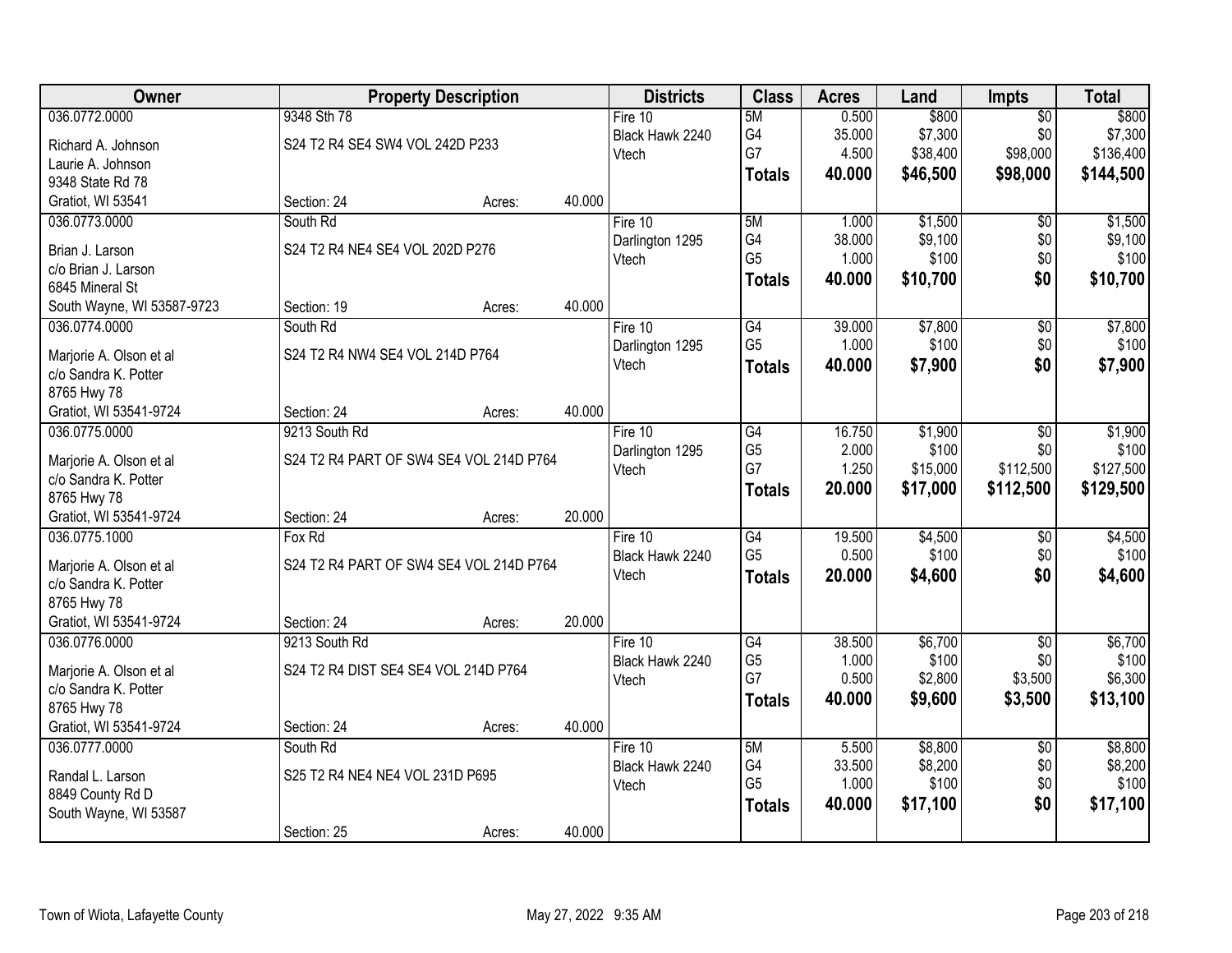| Owner | Property Description | | | Districts | Class | Acres | Land | Impts | Total |
|---|---|---|---|---|---|---|---|---|---|
| 036.0772.0000 | 9348 Sth 78 | | | Fire 10 | 5M | 0.500 | $800 | $0 | $800 |
| Richard A. Johnson | S24 T2 R4 SE4 SW4 VOL 242D P233 | | | Black Hawk 2240 | G4 | 35.000 | $7,300 | $0 | $7,300 |
| Laurie A. Johnson | | | | Vtech | G7 | 4.500 | $38,400 | $98,000 | $136,400 |
| 9348 State Rd 78 | | | | | **Totals** | **40.000** | **$46,500** | **$98,000** | **$144,500** |
| Gratiot, WI 53541 | Section: 24 | Acres: | 40.000 | | | | | | |
| 036.0773.0000 | South Rd | | | Fire 10 | 5M | 1.000 | $1,500 | $0 | $1,500 |
| Brian J. Larson | S24 T2 R4 NE4 SE4 VOL 202D P276 | | | Darlington 1295 | G4 | 38.000 | $9,100 | $0 | $9,100 |
| c/o Brian J. Larson | | | | Vtech | G5 | 1.000 | $100 | $0 | $100 |
| 6845 Mineral St | | | | | **Totals** | **40.000** | **$10,700** | **$0** | **$10,700** |
| South Wayne, WI 53587-9723 | Section: 19 | Acres: | 40.000 | | | | | | |
| 036.0774.0000 | South Rd | | | Fire 10 | G4 | 39.000 | $7,800 | $0 | $7,800 |
| Marjorie A. Olson et al | S24 T2 R4 NW4 SE4 VOL 214D P764 | | | Darlington 1295 | G5 | 1.000 | $100 | $0 | $100 |
| c/o Sandra K. Potter | | | | Vtech | **Totals** | **40.000** | **$7,900** | **$0** | **$7,900** |
| 8765 Hwy 78 | | | | | | | | | |
| Gratiot, WI 53541-9724 | Section: 24 | Acres: | 40.000 | | | | | | |
| 036.0775.0000 | 9213 South Rd | | | Fire 10 | G4 | 16.750 | $1,900 | $0 | $1,900 |
| Marjorie A. Olson et al | S24 T2 R4 PART OF SW4 SE4 VOL 214D P764 | | | Darlington 1295 | G5 | 2.000 | $100 | $0 | $100 |
| c/o Sandra K. Potter | | | | Vtech | G7 | 1.250 | $15,000 | $112,500 | $127,500 |
| 8765 Hwy 78 | | | | | **Totals** | **20.000** | **$17,000** | **$112,500** | **$129,500** |
| Gratiot, WI 53541-9724 | Section: 24 | Acres: | 20.000 | | | | | | |
| 036.0775.1000 | Fox Rd | | | Fire 10 | G4 | 19.500 | $4,500 | $0 | $4,500 |
| Marjorie A. Olson et al | S24 T2 R4 PART OF SW4 SE4 VOL 214D P764 | | | Black Hawk 2240 | G5 | 0.500 | $100 | $0 | $100 |
| c/o Sandra K. Potter | | | | Vtech | **Totals** | **20.000** | **$4,600** | **$0** | **$4,600** |
| 8765 Hwy 78 | | | | | | | | | |
| Gratiot, WI 53541-9724 | Section: 24 | Acres: | 20.000 | | | | | | |
| 036.0776.0000 | 9213 South Rd | | | Fire 10 | G4 | 38.500 | $6,700 | $0 | $6,700 |
| Marjorie A. Olson et al | S24 T2 R4 DIST SE4 SE4 VOL 214D P764 | | | Black Hawk 2240 | G5 | 1.000 | $100 | $0 | $100 |
| c/o Sandra K. Potter | | | | Vtech | G7 | 0.500 | $2,800 | $3,500 | $6,300 |
| 8765 Hwy 78 | | | | | **Totals** | **40.000** | **$9,600** | **$3,500** | **$13,100** |
| Gratiot, WI 53541-9724 | Section: 24 | Acres: | 40.000 | | | | | | |
| 036.0777.0000 | South Rd | | | Fire 10 | 5M | 5.500 | $8,800 | $0 | $8,800 |
| Randal L. Larson | S25 T2 R4 NE4 NE4 VOL 231D P695 | | | Black Hawk 2240 | G4 | 33.500 | $8,200 | $0 | $8,200 |
| 8849 County Rd D | | | | Vtech | G5 | 1.000 | $100 | $0 | $100 |
| South Wayne, WI 53587 | | | | | **Totals** | **40.000** | **$17,100** | **$0** | **$17,100** |
| | Section: 25 | Acres: | 40.000 | | | | | | |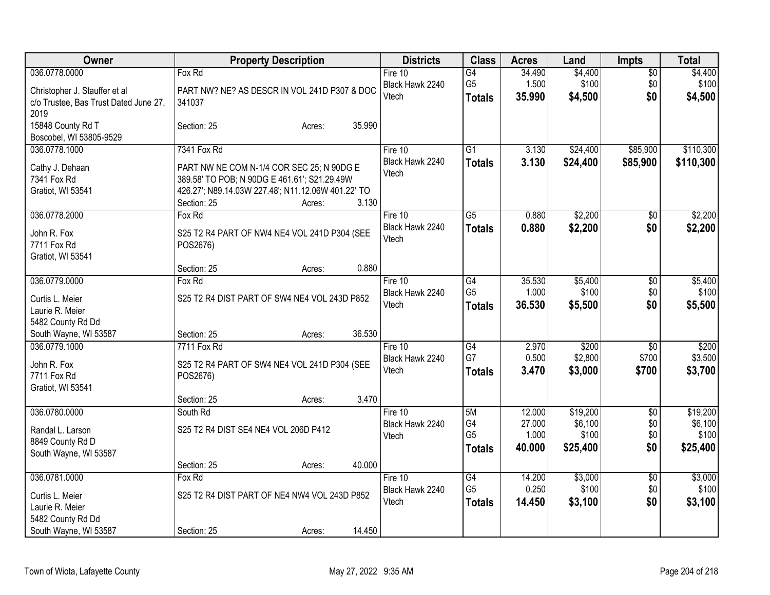| Owner | Property Description | Districts | Class | Acres | Land | Impts | Total |
|---|---|---|---|---|---|---|---|
| 036.0778.0000<br>Christopher J. Stauffer et al<br>c/o Trustee, Bas Trust Dated June 27, 2019<br>15848 County Rd T<br>Boscobel, WI 53805-9529 | Fox Rd<br>PART NW? NE? AS DESCR IN VOL 241D P307 & DOC 341037<br>Section: 25 Acres: 35.990 | Fire 10<br>Black Hawk 2240<br>Vtech | G4<br>G5<br>**Totals** | 34.490<br>1.500<br>**35.990** | $4,400<br>$100<br>**$4,500** | $0<br>$0<br>**$0** | $4,400<br>$100<br>**$4,500** |
| 036.0778.1000<br>Cathy J. Dehaan<br>7341 Fox Rd<br>Gratiot, WI 53541 | 7341 Fox Rd<br>PART NW NE COM N-1/4 COR SEC 25; N 90DG E 389.58' TO POB; N 90DG E 461.61'; S21.29.49W 426.27'; N89.14.03W 227.48'; N11.12.06W 401.22' TO<br>Section: 25 Acres: 3.130 | Fire 10<br>Black Hawk 2240<br>Vtech | G1<br>**Totals** | 3.130<br>**3.130** | $24,400<br>**$24,400** | $85,900<br>**$85,900** | $110,300<br>**$110,300** |
| 036.0778.2000<br>John R. Fox<br>7711 Fox Rd<br>Gratiot, WI 53541 | Fox Rd<br>S25 T2 R4 PART OF NW4 NE4 VOL 241D P304 (SEE POS2676)<br>Section: 25 Acres: 0.880 | Fire 10<br>Black Hawk 2240<br>Vtech | G5<br>**Totals** | 0.880<br>**0.880** | $2,200<br>**$2,200** | $0<br>**$0** | $2,200<br>**$2,200** |
| 036.0779.0000<br>Curtis L. Meier<br>Laurie R. Meier<br>5482 County Rd Dd<br>South Wayne, WI 53587 | Fox Rd<br>S25 T2 R4 DIST PART OF SW4 NE4 VOL 243D P852<br>Section: 25 Acres: 36.530 | Fire 10<br>Black Hawk 2240<br>Vtech | G4<br>G5<br>**Totals** | 35.530<br>1.000<br>**36.530** | $5,400<br>$100<br>**$5,500** | $0<br>$0<br>**$0** | $5,400<br>$100<br>**$5,500** |
| 036.0779.1000<br>John R. Fox<br>7711 Fox Rd<br>Gratiot, WI 53541 | 7711 Fox Rd<br>S25 T2 R4 PART OF SW4 NE4 VOL 241D P304 (SEE POS2676)<br>Section: 25 Acres: 3.470 | Fire 10<br>Black Hawk 2240<br>Vtech | G4<br>G7<br>**Totals** | 2.970<br>0.500<br>**3.470** | $200<br>$2,800<br>**$3,000** | $0<br>$700<br>**$700** | $200<br>$3,500<br>**$3,700** |
| 036.0780.0000<br>Randal L. Larson<br>8849 County Rd D<br>South Wayne, WI 53587 | South Rd<br>S25 T2 R4 DIST SE4 NE4 VOL 206D P412<br>Section: 25 Acres: 40.000 | Fire 10<br>Black Hawk 2240<br>Vtech | 5M<br>G4<br>G5<br>**Totals** | 12.000<br>27.000<br>1.000<br>**40.000** | $19,200<br>$6,100<br>$100<br>**$25,400** | $0<br>$0<br>$0<br>**$0** | $19,200<br>$6,100<br>$100<br>**$25,400** |
| 036.0781.0000<br>Curtis L. Meier<br>Laurie R. Meier<br>5482 County Rd Dd<br>South Wayne, WI 53587 | Fox Rd<br>S25 T2 R4 DIST PART OF NE4 NW4 VOL 243D P852<br>Section: 25 Acres: 14.450 | Fire 10<br>Black Hawk 2240<br>Vtech | G4<br>G5<br>**Totals** | 14.200<br>0.250<br>**14.450** | $3,000<br>$100<br>**$3,100** | $0<br>$0<br>**$0** | $3,000<br>$100<br>**$3,100** |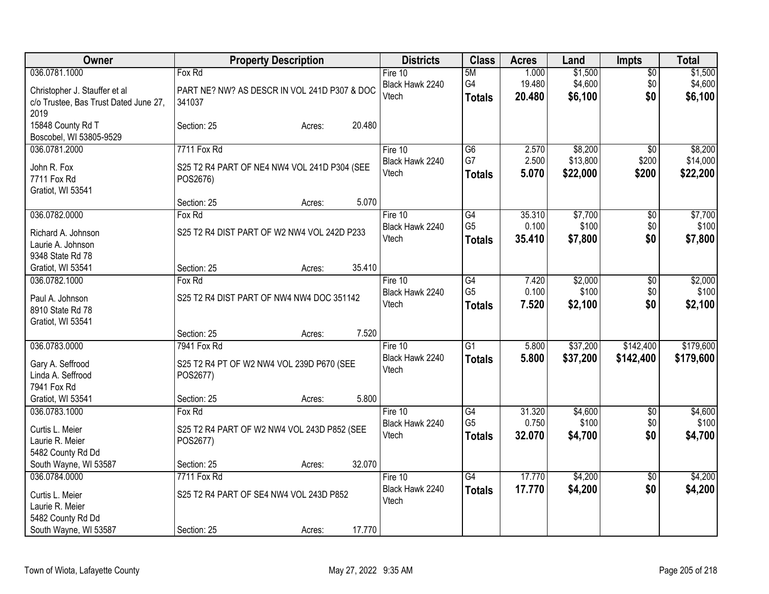| Owner | Property Description | Districts | Class | Acres | Land | Impts | Total |
|---|---|---|---|---|---|---|---|
| 036.0781.1000<br>Christopher J. Stauffer et al<br>c/o Trustee, Bas Trust Dated June 27, 2019<br>15848 County Rd T<br>Boscobel, WI 53805-9529 | Fox Rd<br>PART NE? NW? AS DESCR IN VOL 241D P307 & DOC 341037<br>Section: 25 Acres: 20.480 | Fire 10<br>Black Hawk 2240<br>Vtech | 5M<br>G4<br>**Totals** | 1.000<br>19.480<br>**20.480** | $1,500<br>$4,600<br>**$6,100** | $0<br>$0<br>**$0** | $1,500<br>$4,600<br>**$6,100** |
| 036.0781.2000<br>John R. Fox<br>7711 Fox Rd<br>Gratiot, WI 53541 | 7711 Fox Rd<br>S25 T2 R4 PART OF NE4 NW4 VOL 241D P304 (SEE POS2676)<br>Section: 25 Acres: 5.070 | Fire 10<br>Black Hawk 2240<br>Vtech | G6<br>G7<br>**Totals** | 2.570<br>2.500<br>**5.070** | $8,200<br>$13,800<br>**$22,000** | $0<br>$200<br>**$200** | $8,200<br>$14,000<br>**$22,200** |
| 036.0782.0000<br>Richard A. Johnson<br>Laurie A. Johnson<br>9348 State Rd 78<br>Gratiot, WI 53541 | Fox Rd<br>S25 T2 R4 DIST PART OF W2 NW4 VOL 242D P233<br>Section: 25 Acres: 35.410 | Fire 10<br>Black Hawk 2240<br>Vtech | G4<br>G5<br>**Totals** | 35.310<br>0.100<br>**35.410** | $7,700<br>$100<br>**$7,800** | $0<br>$0<br>**$0** | $7,700<br>$100<br>**$7,800** |
| 036.0782.1000<br>Paul A. Johnson<br>8910 State Rd 78<br>Gratiot, WI 53541 | Fox Rd<br>S25 T2 R4 DIST PART OF NW4 NW4 DOC 351142<br>Section: 25 Acres: 7.520 | Fire 10<br>Black Hawk 2240<br>Vtech | G4<br>G5<br>**Totals** | 7.420<br>0.100<br>**7.520** | $2,000<br>$100<br>**$2,100** | $0<br>$0<br>**$0** | $2,000<br>$100<br>**$2,100** |
| 036.0783.0000<br>Gary A. Seffrood<br>Linda A. Seffrood<br>7941 Fox Rd<br>Gratiot, WI 53541 | 7941 Fox Rd<br>S25 T2 R4 PT OF W2 NW4 VOL 239D P670 (SEE POS2677)<br>Section: 25 Acres: 5.800 | Fire 10<br>Black Hawk 2240<br>Vtech | G1<br>**Totals** | 5.800<br>**5.800** | $37,200<br>**$37,200** | $142,400<br>**$142,400** | $179,600<br>**$179,600** |
| 036.0783.1000<br>Curtis L. Meier<br>Laurie R. Meier<br>5482 County Rd Dd<br>South Wayne, WI 53587 | Fox Rd<br>S25 T2 R4 PART OF W2 NW4 VOL 243D P852 (SEE POS2677)<br>Section: 25 Acres: 32.070 | Fire 10<br>Black Hawk 2240<br>Vtech | G4<br>G5<br>**Totals** | 31.320<br>0.750<br>**32.070** | $4,600<br>$100<br>**$4,700** | $0<br>$0<br>**$0** | $4,600<br>$100<br>**$4,700** |
| 036.0784.0000<br>Curtis L. Meier<br>Laurie R. Meier<br>5482 County Rd Dd<br>South Wayne, WI 53587 | 7711 Fox Rd<br>S25 T2 R4 PART OF SE4 NW4 VOL 243D P852<br>Section: 25 Acres: 17.770 | Fire 10<br>Black Hawk 2240<br>Vtech | G4<br>**Totals** | 17.770<br>**17.770** | $4,200<br>**$4,200** | $0<br>**$0** | $4,200<br>**$4,200** |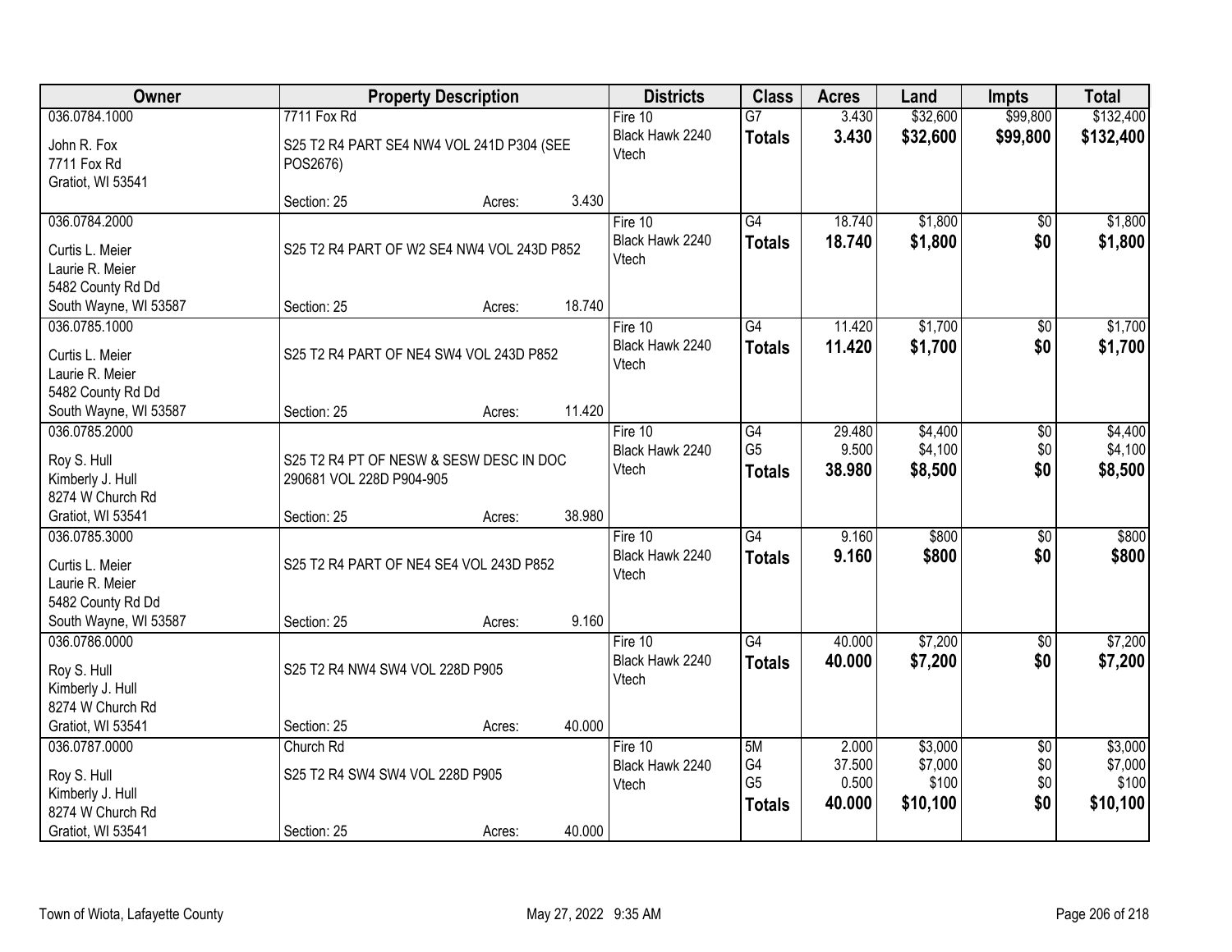| Owner | Property Description | Districts | Class | Acres | Land | Impts | Total |
|---|---|---|---|---|---|---|---|
| 036.0784.1000<br>John R. Fox<br>7711 Fox Rd<br>Gratiot, WI 53541 | 7711 Fox Rd<br>S25 T2 R4 PART SE4 NW4 VOL 241D P304 (SEE POS2676)<br>Section: 25 Acres: 3.430 | Fire 10<br>Black Hawk 2240<br>Vtech | G7<br>**Totals** | 3.430<br>**3.430** | \$32,600<br>**\$32,600** | \$99,800<br>**\$99,800** | \$132,400<br>**\$132,400** |
| 036.0784.2000<br>Curtis L. Meier<br>Laurie R. Meier<br>5482 County Rd Dd<br>South Wayne, WI 53587 | S25 T2 R4 PART OF W2 SE4 NW4 VOL 243D P852<br>Section: 25 Acres: 18.740 | Fire 10<br>Black Hawk 2240<br>Vtech | G4<br>**Totals** | 18.740<br>**18.740** | \$1,800<br>**\$1,800** | \$0<br>**\$0** | \$1,800<br>**\$1,800** |
| 036.0785.1000<br>Curtis L. Meier<br>Laurie R. Meier<br>5482 County Rd Dd<br>South Wayne, WI 53587 | S25 T2 R4 PART OF NE4 SW4 VOL 243D P852<br>Section: 25 Acres: 11.420 | Fire 10<br>Black Hawk 2240<br>Vtech | G4<br>**Totals** | 11.420<br>**11.420** | \$1,700<br>**\$1,700** | \$0<br>**\$0** | \$1,700<br>**\$1,700** |
| 036.0785.2000<br>Roy S. Hull<br>Kimberly J. Hull<br>8274 W Church Rd<br>Gratiot, WI 53541 | S25 T2 R4 PT OF NESW & SESW DESC IN DOC 290681 VOL 228D P904-905<br>Section: 25 Acres: 38.980 | Fire 10<br>Black Hawk 2240<br>Vtech | G4<br>G5<br>**Totals** | 29.480<br>9.500<br>**38.980** | \$4,400<br>\$4,100<br>**\$8,500** | \$0<br>\$0<br>**\$0** | \$4,400<br>\$4,100<br>**\$8,500** |
| 036.0785.3000<br>Curtis L. Meier<br>Laurie R. Meier<br>5482 County Rd Dd<br>South Wayne, WI 53587 | S25 T2 R4 PART OF NE4 SE4 VOL 243D P852<br>Section: 25 Acres: 9.160 | Fire 10<br>Black Hawk 2240<br>Vtech | G4<br>**Totals** | 9.160<br>**9.160** | \$800<br>**\$800** | \$0<br>**\$0** | \$800<br>**\$800** |
| 036.0786.0000<br>Roy S. Hull<br>Kimberly J. Hull<br>8274 W Church Rd<br>Gratiot, WI 53541 | S25 T2 R4 NW4 SW4 VOL 228D P905<br>Section: 25 Acres: 40.000 | Fire 10<br>Black Hawk 2240<br>Vtech | G4<br>**Totals** | 40.000<br>**40.000** | \$7,200<br>**\$7,200** | \$0<br>**\$0** | \$7,200<br>**\$7,200** |
| 036.0787.0000<br>Roy S. Hull<br>Kimberly J. Hull<br>8274 W Church Rd<br>Gratiot, WI 53541 | Church Rd<br>S25 T2 R4 SW4 SW4 VOL 228D P905<br>Section: 25 Acres: 40.000 | Fire 10<br>Black Hawk 2240<br>Vtech | 5M<br>G4<br>G5<br>**Totals** | 2.000<br>37.500<br>0.500<br>**40.000** | \$3,000<br>\$7,000<br>\$100<br>**\$10,100** | \$0<br>\$0<br>\$0<br>**\$0** | \$3,000<br>\$7,000<br>\$100<br>**\$10,100** |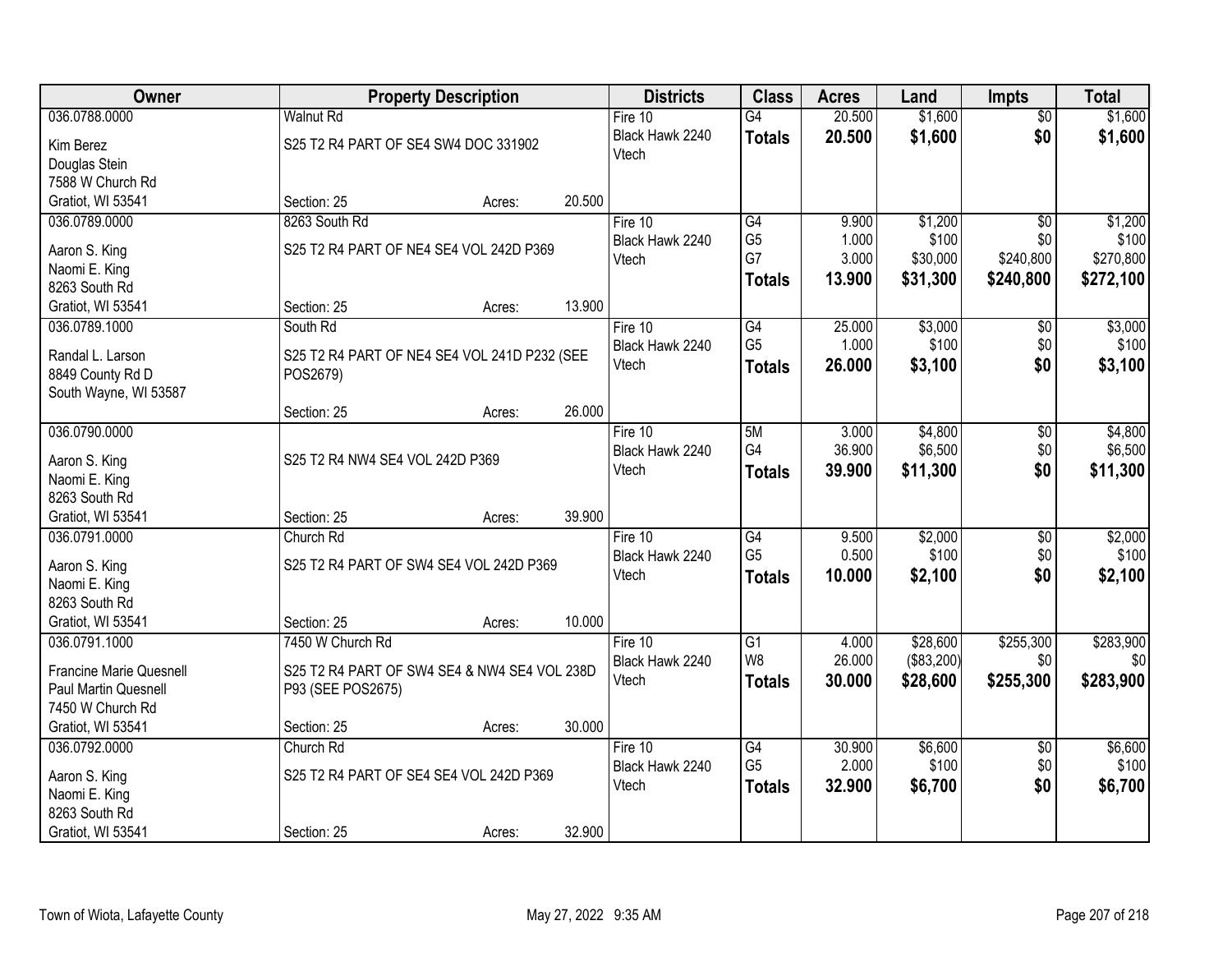| Owner | Property Description | | | Districts | Class | Acres | Land | Impts | Total |
|---|---|---|---|---|---|---|---|---|---|
| 036.0788.0000 | Walnut Rd | | | Fire 10 | G4 | 20.500 | $1,600 | $0 | $1,600 |
| Kim Berez<br>Douglas Stein<br>7588 W Church Rd<br>Gratiot, WI 53541 | S25 T2 R4 PART OF SE4 SW4 DOC 331902 | | | Black Hawk 2240<br>Vtech | **Totals** | **20.500** | **$1,600** | **$0** | **$1,600** |
| | Section: 25 | Acres: | 20.500 | | | | | | |
| 036.0789.0000 | 8263 South Rd | | | Fire 10 | G4 | 9.900 | $1,200 | $0 | $1,200 |
| Aaron S. King<br>Naomi E. King<br>8263 South Rd<br>Gratiot, WI 53541 | S25 T2 R4 PART OF NE4 SE4 VOL 242D P369 | | | Black Hawk 2240<br>Vtech | G5<br>G7 | 1.000<br>3.000 | $100<br>$30,000 | $0<br>$240,800 | $100<br>$270,800 |
| | | | | | **Totals** | **13.900** | **$31,300** | **$240,800** | **$272,100** |
| | Section: 25 | Acres: | 13.900 | | | | | | |
| 036.0789.1000 | South Rd | | | Fire 10 | G4 | 25.000 | $3,000 | $0 | $3,000 |
| Randal L. Larson<br>8849 County Rd D<br>South Wayne, WI 53587 | S25 T2 R4 PART OF NE4 SE4 VOL 241D P232 (SEE POS2679) | | | Black Hawk 2240<br>Vtech | G5 | 1.000 | $100 | $0 | $100 |
| | | | | | **Totals** | **26.000** | **$3,100** | **$0** | **$3,100** |
| | Section: 25 | Acres: | 26.000 | | | | | | |
| 036.0790.0000 | | | | Fire 10 | 5M | 3.000 | $4,800 | $0 | $4,800 |
| Aaron S. King<br>Naomi E. King<br>8263 South Rd<br>Gratiot, WI 53541 | S25 T2 R4 NW4 SE4 VOL 242D P369 | | | Black Hawk 2240<br>Vtech | G4 | 36.900 | $6,500 | $0 | $6,500 |
| | | | | | **Totals** | **39.900** | **$11,300** | **$0** | **$11,300** |
| | Section: 25 | Acres: | 39.900 | | | | | | |
| 036.0791.0000 | Church Rd | | | Fire 10 | G4 | 9.500 | $2,000 | $0 | $2,000 |
| Aaron S. King<br>Naomi E. King<br>8263 South Rd<br>Gratiot, WI 53541 | S25 T2 R4 PART OF SW4 SE4 VOL 242D P369 | | | Black Hawk 2240<br>Vtech | G5 | 0.500 | $100 | $0 | $100 |
| | | | | | **Totals** | **10.000** | **$2,100** | **$0** | **$2,100** |
| | Section: 25 | Acres: | 10.000 | | | | | | |
| 036.0791.1000 | 7450 W Church Rd | | | Fire 10 | G1 | 4.000 | $28,600 | $255,300 | $283,900 |
| Francine Marie Quesnell<br>Paul Martin Quesnell<br>7450 W Church Rd<br>Gratiot, WI 53541 | S25 T2 R4 PART OF SW4 SE4 & NW4 SE4 VOL 238D P93 (SEE POS2675) | | | Black Hawk 2240<br>Vtech | W8 | 26.000 | ($83,200) | $0 | $0 |
| | | | | | **Totals** | **30.000** | **$28,600** | **$255,300** | **$283,900** |
| | Section: 25 | Acres: | 30.000 | | | | | | |
| 036.0792.0000 | Church Rd | | | Fire 10 | G4 | 30.900 | $6,600 | $0 | $6,600 |
| Aaron S. King<br>Naomi E. King<br>8263 South Rd<br>Gratiot, WI 53541 | S25 T2 R4 PART OF SE4 SE4 VOL 242D P369 | | | Black Hawk 2240<br>Vtech | G5 | 2.000 | $100 | $0 | $100 |
| | | | | | **Totals** | **32.900** | **$6,700** | **$0** | **$6,700** |
| | Section: 25 | Acres: | 32.900 | | | | | | |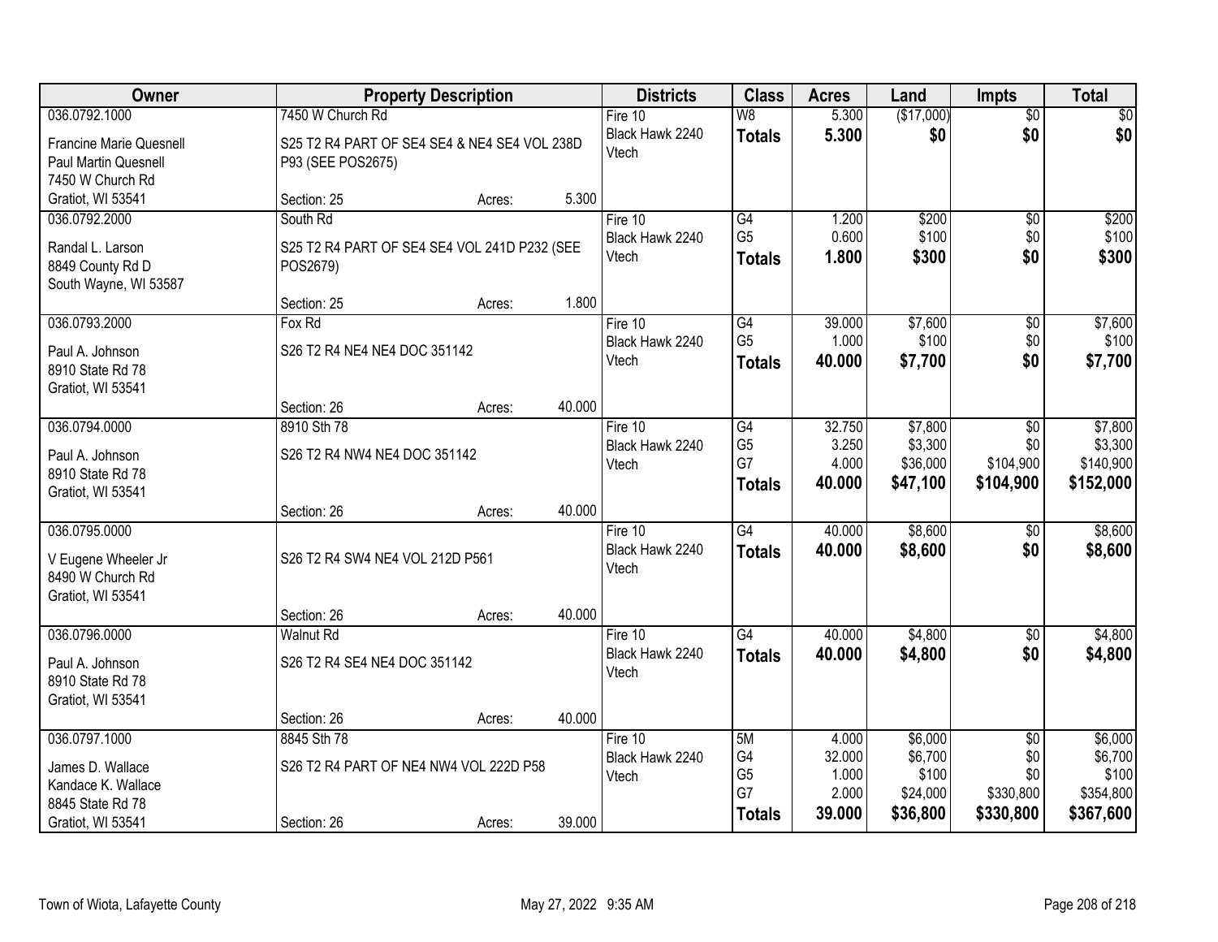| Owner | Property Description | Districts | Class | Acres | Land | Impts | Total |
|---|---|---|---|---|---|---|---|
| 036.0792.1000<br>Francine Marie Quesnell<br>Paul Martin Quesnell<br>7450 W Church Rd<br>Gratiot, WI 53541 | 7450 W Church Rd<br>S25 T2 R4 PART OF SE4 SE4 & NE4 SE4 VOL 238D P93 (SEE POS2675)<br>Section: 25 Acres: 5.300 | Fire 10<br>Black Hawk 2240<br>Vtech | W8<br>**Totals** | 5.300<br>**5.300** | ($17,000)<br>**$0** | $0<br>**$0** | $0<br>**$0** |
| 036.0792.2000<br>Randal L. Larson<br>8849 County Rd D<br>South Wayne, WI 53587 | South Rd<br>S25 T2 R4 PART OF SE4 SE4 VOL 241D P232 (SEE POS2679)<br>Section: 25 Acres: 1.800 | Fire 10<br>Black Hawk 2240<br>Vtech | G4<br>G5<br>**Totals** | 1.200<br>0.600<br>**1.800** | $200<br>$100<br>**$300** | $0<br>$0<br>**$0** | $200<br>$100<br>**$300** |
| 036.0793.2000<br>Paul A. Johnson<br>8910 State Rd 78<br>Gratiot, WI 53541 | Fox Rd<br>S26 T2 R4 NE4 NE4 DOC 351142<br>Section: 26 Acres: 40.000 | Fire 10<br>Black Hawk 2240<br>Vtech | G4<br>G5<br>**Totals** | 39.000<br>1.000<br>**40.000** | $7,600<br>$100<br>**$7,700** | $0<br>$0<br>**$0** | $7,600<br>$100<br>**$7,700** |
| 036.0794.0000<br>Paul A. Johnson<br>8910 State Rd 78<br>Gratiot, WI 53541 | 8910 Sth 78<br>S26 T2 R4 NW4 NE4 DOC 351142<br>Section: 26 Acres: 40.000 | Fire 10<br>Black Hawk 2240<br>Vtech | G4<br>G5<br>G7<br>**Totals** | 32.750<br>3.250<br>4.000<br>**40.000** | $7,800<br>$3,300<br>$36,000<br>**$47,100** | $0<br>$0<br>$104,900<br>**$104,900** | $7,800<br>$3,300<br>$140,900<br>**$152,000** |
| 036.0795.0000<br>V Eugene Wheeler Jr<br>8490 W Church Rd<br>Gratiot, WI 53541 | S26 T2 R4 SW4 NE4 VOL 212D P561<br>Section: 26 Acres: 40.000 | Fire 10<br>Black Hawk 2240<br>Vtech | G4<br>**Totals** | 40.000<br>**40.000** | $8,600<br>**$8,600** | $0<br>**$0** | $8,600<br>**$8,600** |
| 036.0796.0000<br>Paul A. Johnson<br>8910 State Rd 78<br>Gratiot, WI 53541 | Walnut Rd<br>S26 T2 R4 SE4 NE4 DOC 351142<br>Section: 26 Acres: 40.000 | Fire 10<br>Black Hawk 2240<br>Vtech | G4<br>**Totals** | 40.000<br>**40.000** | $4,800<br>**$4,800** | $0<br>**$0** | $4,800<br>**$4,800** |
| 036.0797.1000<br>James D. Wallace<br>Kandace K. Wallace<br>8845 State Rd 78<br>Gratiot, WI 53541 | 8845 Sth 78<br>S26 T2 R4 PART OF NE4 NW4 VOL 222D P58<br>Section: 26 Acres: 39.000 | Fire 10<br>Black Hawk 2240<br>Vtech | 5M<br>G4<br>G5<br>G7<br>**Totals** | 4.000<br>32.000<br>1.000<br>2.000<br>**39.000** | $6,000<br>$6,700<br>$100<br>$24,000<br>**$36,800** | $0<br>$0<br>$0<br>$330,800<br>**$330,800** | $6,000<br>$6,700<br>$100<br>$354,800<br>**$367,600** |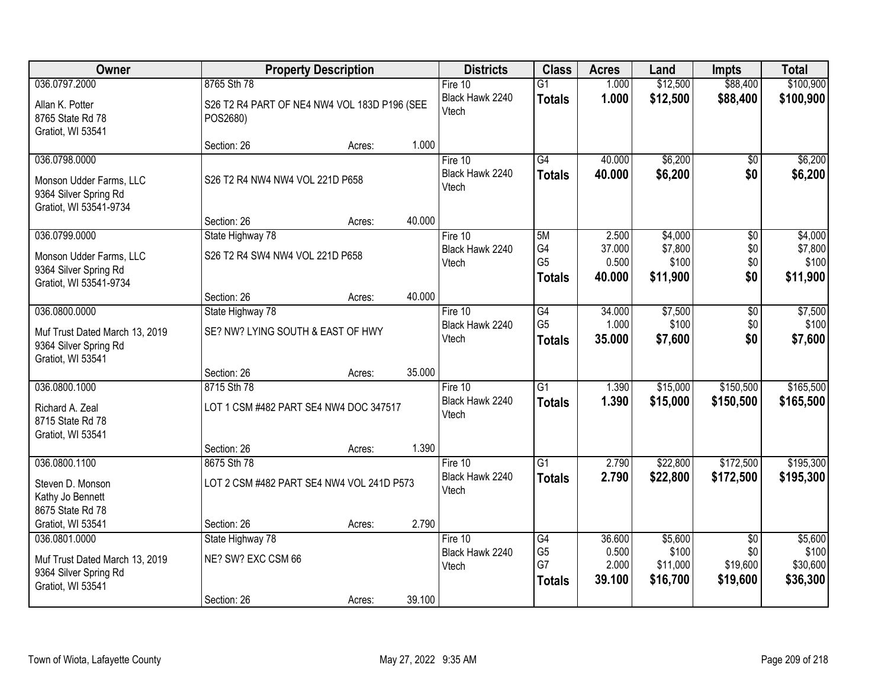| Owner | Property Description | | | Districts | Class | Acres | Land | Impts | Total |
|---|---|---|---|---|---|---|---|---|---|
| 036.0797.2000<br>Allan K. Potter<br>8765 State Rd 78<br>Gratiot, WI 53541 | 8765 Sth 78<br>S26 T2 R4 PART OF NE4 NW4 VOL 183D P196 (SEE POS2680)<br>Section: 26 | Acres: | 1.000 | Fire 10<br>Black Hawk 2240<br>Vtech | G1<br>**Totals** | 1.000<br>**1.000** | $12,500<br>**$12,500** | $88,400<br>**$88,400** | $100,900<br>**$100,900** |
| 036.0798.0000<br>Monson Udder Farms, LLC<br>9364 Silver Spring Rd<br>Gratiot, WI 53541-9734 | S26 T2 R4 NW4 NW4 VOL 221D P658<br>Section: 26 | Acres: | 40.000 | Fire 10<br>Black Hawk 2240<br>Vtech | G4<br>**Totals** | 40.000<br>**40.000** | $6,200<br>**$6,200** | $0<br>**$0** | $6,200<br>**$6,200** |
| 036.0799.0000<br>Monson Udder Farms, LLC<br>9364 Silver Spring Rd<br>Gratiot, WI 53541-9734 | State Highway 78<br>S26 T2 R4 SW4 NW4 VOL 221D P658<br>Section: 26 | Acres: | 40.000 | Fire 10<br>Black Hawk 2240<br>Vtech | 5M<br>G4<br>G5<br>**Totals** | 2.500<br>37.000<br>0.500<br>**40.000** | $4,000<br>$7,800<br>$100<br>**$11,900** | $0<br>$0<br>$0<br>**$0** | $4,000<br>$7,800<br>$100<br>**$11,900** |
| 036.0800.0000<br>Muf Trust Dated March 13, 2019<br>9364 Silver Spring Rd<br>Gratiot, WI 53541 | State Highway 78<br>SE? NW? LYING SOUTH & EAST OF HWY<br>Section: 26 | Acres: | 35.000 | Fire 10<br>Black Hawk 2240<br>Vtech | G4<br>G5<br>**Totals** | 34.000<br>1.000<br>**35.000** | $7,500<br>$100<br>**$7,600** | $0<br>$0<br>**$0** | $7,500<br>$100<br>**$7,600** |
| 036.0800.1000<br>Richard A. Zeal<br>8715 State Rd 78<br>Gratiot, WI 53541 | 8715 Sth 78<br>LOT 1 CSM #482 PART SE4 NW4 DOC 347517<br>Section: 26 | Acres: | 1.390 | Fire 10<br>Black Hawk 2240<br>Vtech | G1<br>**Totals** | 1.390<br>**1.390** | $15,000<br>**$15,000** | $150,500<br>**$150,500** | $165,500<br>**$165,500** |
| 036.0800.1100<br>Steven D. Monson<br>Kathy Jo Bennett<br>8675 State Rd 78<br>Gratiot, WI 53541 | 8675 Sth 78<br>LOT 2 CSM #482 PART SE4 NW4 VOL 241D P573<br>Section: 26 | Acres: | 2.790 | Fire 10<br>Black Hawk 2240<br>Vtech | G1<br>**Totals** | 2.790<br>**2.790** | $22,800<br>**$22,800** | $172,500<br>**$172,500** | $195,300<br>**$195,300** |
| 036.0801.0000<br>Muf Trust Dated March 13, 2019<br>9364 Silver Spring Rd<br>Gratiot, WI 53541 | State Highway 78<br>NE? SW? EXC CSM 66<br>Section: 26 | Acres: | 39.100 | Fire 10<br>Black Hawk 2240<br>Vtech | G4<br>G5<br>G7<br>**Totals** | 36.600<br>0.500<br>2.000<br>**39.100** | $5,600<br>$100<br>$11,000<br>**$16,700** | $0<br>$0<br>$19,600<br>**$19,600** | $5,600<br>$100<br>$30,600<br>**$36,300** |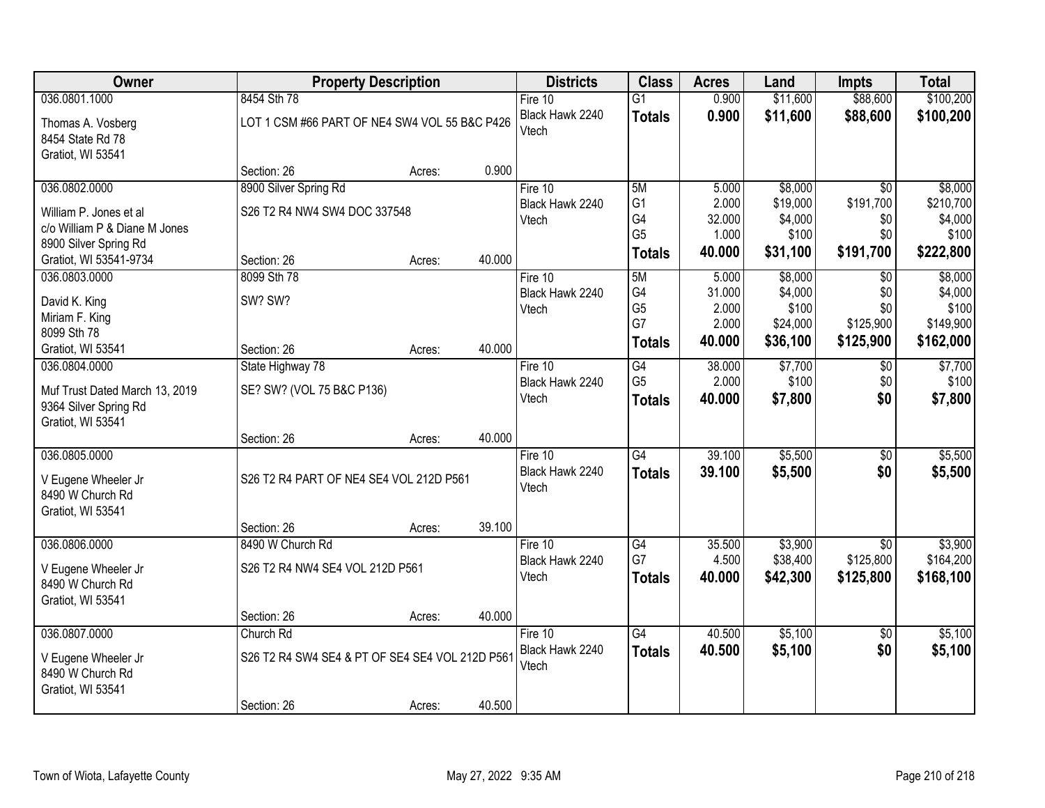| Owner | Property Description | | | Districts | Class | Acres | Land | Impts | Total |
|---|---|---|---|---|---|---|---|---|---|
| 036.0801.1000<br>Thomas A. Vosberg<br>8454 State Rd 78<br>Gratiot, WI 53541 | 8454 Sth 78<br>LOT 1 CSM #66 PART OF NE4 SW4 VOL 55 B&C P426<br>Section: 26 | Acres: | 0.900 | Fire 10<br>Black Hawk 2240<br>Vtech | G1<br>**Totals** | 0.900<br>**0.900** | \$11,600<br>**\$11,600** | \$88,600<br>**\$88,600** | \$100,200<br>**\$100,200** |
| 036.0802.0000<br>William P. Jones et al<br>c/o William P & Diane M Jones<br>8900 Silver Spring Rd<br>Gratiot, WI 53541-9734 | 8900 Silver Spring Rd<br>S26 T2 R4 NW4 SW4 DOC 337548<br>Section: 26 | Acres: | 40.000 | Fire 10<br>Black Hawk 2240<br>Vtech | 5M<br>G1<br>G4<br>G5<br>**Totals** | 5.000<br>2.000<br>32.000<br>1.000<br>**40.000** | \$8,000<br>\$19,000<br>\$4,000<br>\$100<br>**\$31,100** | \$0<br>\$191,700<br>\$0<br>\$0<br>**\$191,700** | \$8,000<br>\$210,700<br>\$4,000<br>\$100<br>**\$222,800** |
| 036.0803.0000<br>David K. King<br>Miriam F. King<br>8099 Sth 78<br>Gratiot, WI 53541 | 8099 Sth 78<br>SW? SW?<br>Section: 26 | Acres: | 40.000 | Fire 10<br>Black Hawk 2240<br>Vtech | 5M<br>G4<br>G5<br>G7<br>**Totals** | 5.000<br>31.000<br>2.000<br>2.000<br>**40.000** | \$8,000<br>\$4,000<br>\$100<br>\$24,000<br>**\$36,100** | \$0<br>\$0<br>\$0<br>\$125,900<br>**\$125,900** | \$8,000<br>\$4,000<br>\$100<br>\$149,900<br>**\$162,000** |
| 036.0804.0000<br>Muf Trust Dated March 13, 2019<br>9364 Silver Spring Rd<br>Gratiot, WI 53541 | State Highway 78<br>SE? SW? (VOL 75 B&C P136)<br>Section: 26 | Acres: | 40.000 | Fire 10<br>Black Hawk 2240<br>Vtech | G4<br>G5<br>**Totals** | 38.000<br>2.000<br>**40.000** | \$7,700<br>\$100<br>**\$7,800** | \$0<br>\$0<br>**\$0** | \$7,700<br>\$100<br>**\$7,800** |
| 036.0805.0000<br>V Eugene Wheeler Jr<br>8490 W Church Rd<br>Gratiot, WI 53541 | S26 T2 R4 PART OF NE4 SE4 VOL 212D P561<br>Section: 26 | Acres: | 39.100 | Fire 10<br>Black Hawk 2240<br>Vtech | G4<br>**Totals** | 39.100<br>**39.100** | \$5,500<br>**\$5,500** | \$0<br>**\$0** | \$5,500<br>**\$5,500** |
| 036.0806.0000<br>V Eugene Wheeler Jr<br>8490 W Church Rd<br>Gratiot, WI 53541 | 8490 W Church Rd<br>S26 T2 R4 NW4 SE4 VOL 212D P561<br>Section: 26 | Acres: | 40.000 | Fire 10<br>Black Hawk 2240<br>Vtech | G4<br>G7<br>**Totals** | 35.500<br>4.500<br>**40.000** | \$3,900<br>\$38,400<br>**\$42,300** | \$0<br>\$125,800<br>**\$125,800** | \$3,900<br>\$164,200<br>**\$168,100** |
| 036.0807.0000<br>V Eugene Wheeler Jr<br>8490 W Church Rd<br>Gratiot, WI 53541 | Church Rd<br>S26 T2 R4 SW4 SE4 & PT OF SE4 SE4 VOL 212D P561<br>Section: 26 | Acres: | 40.500 | Fire 10<br>Black Hawk 2240<br>Vtech | G4<br>**Totals** | 40.500<br>**40.500** | \$5,100<br>**\$5,100** | \$0<br>**\$0** | \$5,100<br>**\$5,100** |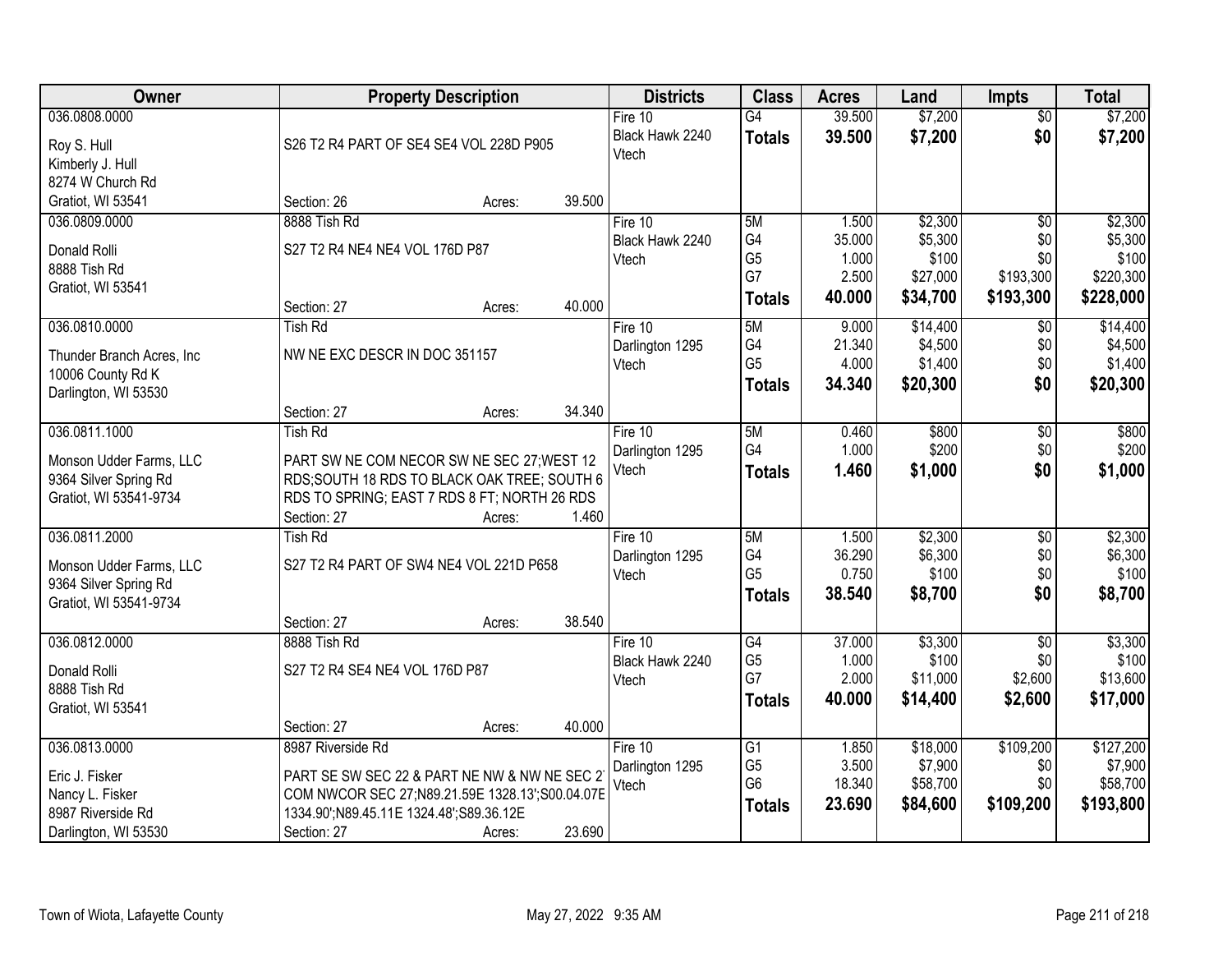| Owner | Property Description | Districts | Class | Acres | Land | Impts | Total |
|---|---|---|---|---|---|---|---|
| 036.0808.0000<br>Roy S. Hull<br>Kimberly J. Hull<br>8274 W Church Rd<br>Gratiot, WI 53541 | S26 T2 R4 PART OF SE4 SE4 VOL 228D P905<br>Section: 26 Acres: 39.500 | Fire 10<br>Black Hawk 2240<br>Vtech | G4<br>**Totals** | 39.500<br>**39.500** | $7,200<br>**$7,200** | $0<br>**$0** | $7,200<br>**$7,200** |
| 036.0809.0000<br>Donald Rolli<br>8888 Tish Rd<br>Gratiot, WI 53541 | 8888 Tish Rd<br>S27 T2 R4 NE4 NE4 VOL 176D P87<br>Section: 27 Acres: 40.000 | Fire 10<br>Black Hawk 2240<br>Vtech | 5M<br>G4<br>G5<br>G7<br>**Totals** | 1.500<br>35.000<br>1.000<br>2.500<br>**40.000** | $2,300<br>$5,300<br>$100<br>$27,000<br>**$34,700** | $0<br>$0<br>$0<br>$193,300<br>**$193,300** | $2,300<br>$5,300<br>$100<br>$220,300<br>**$228,000** |
| 036.0810.0000<br>Thunder Branch Acres, Inc<br>10006 County Rd K<br>Darlington, WI 53530 | Tish Rd<br>NW NE EXC DESCR IN DOC 351157<br>Section: 27 Acres: 34.340 | Fire 10<br>Darlington 1295<br>Vtech | 5M<br>G4<br>G5<br>**Totals** | 9.000<br>21.340<br>4.000<br>**34.340** | $14,400<br>$4,500<br>$1,400<br>**$20,300** | $0<br>$0<br>$0<br>**$0** | $14,400<br>$4,500<br>$1,400<br>**$20,300** |
| 036.0811.1000<br>Monson Udder Farms, LLC<br>9364 Silver Spring Rd<br>Gratiot, WI 53541-9734 | Tish Rd<br>PART SW NE COM NECOR SW NE SEC 27;WEST 12 RDS;SOUTH 18 RDS TO BLACK OAK TREE; SOUTH 6 RDS TO SPRING; EAST 7 RDS 8 FT; NORTH 26 RDS<br>Section: 27 Acres: 1.460 | Fire 10<br>Darlington 1295<br>Vtech | 5M<br>G4<br>**Totals** | 0.460<br>1.000<br>**1.460** | $800<br>$200<br>**$1,000** | $0<br>$0<br>**$0** | $800<br>$200<br>**$1,000** |
| 036.0811.2000<br>Monson Udder Farms, LLC<br>9364 Silver Spring Rd<br>Gratiot, WI 53541-9734 | Tish Rd<br>S27 T2 R4 PART OF SW4 NE4 VOL 221D P658<br>Section: 27 Acres: 38.540 | Fire 10<br>Darlington 1295<br>Vtech | 5M<br>G4<br>G5<br>**Totals** | 1.500<br>36.290<br>0.750<br>**38.540** | $2,300<br>$6,300<br>$100<br>**$8,700** | $0<br>$0<br>$0<br>**$0** | $2,300<br>$6,300<br>$100<br>**$8,700** |
| 036.0812.0000<br>Donald Rolli<br>8888 Tish Rd<br>Gratiot, WI 53541 | 8888 Tish Rd<br>S27 T2 R4 SE4 NE4 VOL 176D P87<br>Section: 27 Acres: 40.000 | Fire 10<br>Black Hawk 2240<br>Vtech | G4<br>G5<br>G7<br>**Totals** | 37.000<br>1.000<br>2.000<br>**40.000** | $3,300<br>$100<br>$11,000<br>**$14,400** | $0<br>$0<br>$2,600<br>**$2,600** | $3,300<br>$100<br>$13,600<br>**$17,000** |
| 036.0813.0000<br>Eric J. Fisker<br>Nancy L. Fisker<br>8987 Riverside Rd<br>Darlington, WI 53530 | 8987 Riverside Rd<br>PART SE SW SEC 22 & PART NE NW & NW NE SEC 27 COM NWCOR SEC 27;N89.21.59E 1328.13';S00.04.07E 1334.90';N89.45.11E 1324.48';S89.36.12E<br>Section: 27 Acres: 23.690 | Fire 10<br>Darlington 1295<br>Vtech | G1<br>G5<br>G6<br>**Totals** | 1.850<br>3.500<br>18.340<br>**23.690** | $18,000<br>$7,900<br>$58,700<br>**$84,600** | $109,200<br>$0<br>$0<br>**$109,200** | $127,200<br>$7,900<br>$58,700<br>**$193,800** |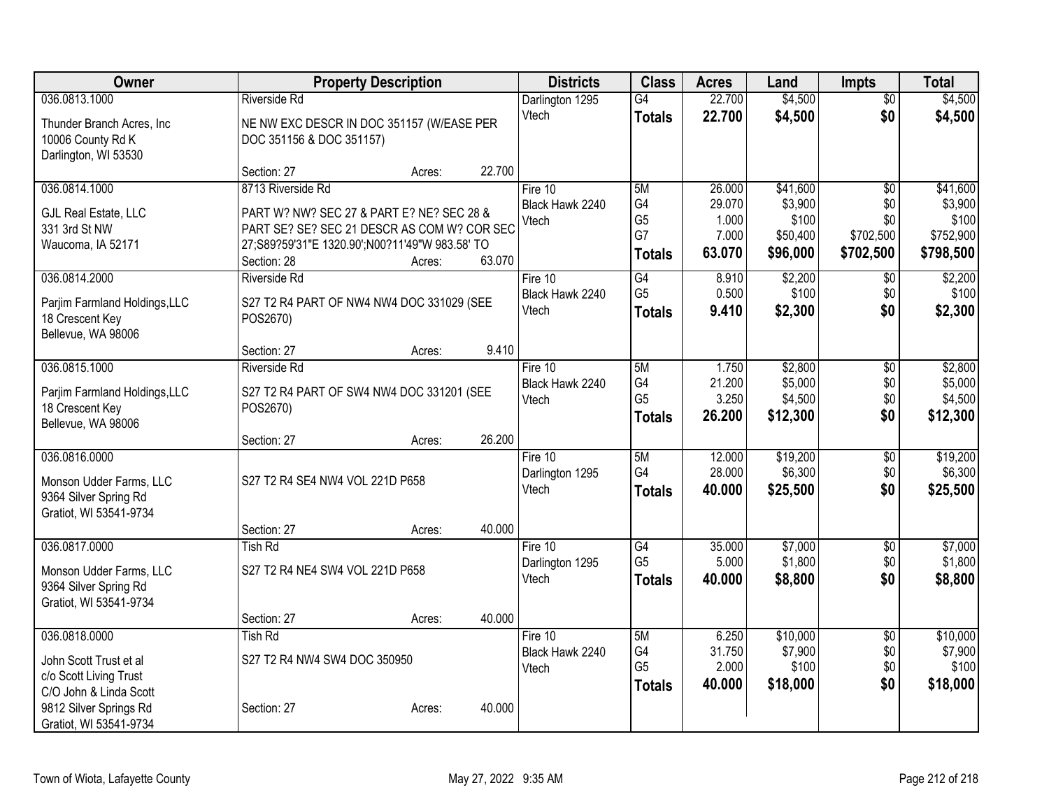| Owner | Property Description | Districts | Class | Acres | Land | Impts | Total |
|---|---|---|---|---|---|---|---|
| 036.0813.1000<br><br>Thunder Branch Acres, Inc<br>10006 County Rd K<br>Darlington, WI 53530 | Riverside Rd<br><br>NE NW EXC DESCR IN DOC 351157 (W/EASE PER DOC 351156 & DOC 351157)<br><br>Section: 27 Acres: 22.700 | Darlington 1295<br>Vtech | G4<br>**Totals** | 22.700<br>**22.700** | $4,500<br>**$4,500** | $0<br>**$0** | $4,500<br>**$4,500** |
| 036.0814.1000<br><br>GJL Real Estate, LLC<br>331 3rd St NW<br>Waucoma, IA 52171 | 8713 Riverside Rd<br><br>PART W? NW? SEC 27 & PART E? NE? SEC 28 & PART SE? SE? SEC 21 DESCR AS COM W? COR SEC 27;S89?59'31"E 1320.90';N00?11'49"W 983.58' TO<br>Section: 28 Acres: 63.070 | Fire 10<br>Black Hawk 2240<br>Vtech | 5M<br>G4<br>G5<br>G7<br>**Totals** | 26.000<br>29.070<br>1.000<br>7.000<br>**63.070** | $41,600<br>$3,900<br>$100<br>$50,400<br>**$96,000** | $0<br>$0<br>$0<br>$702,500<br>**$702,500** | $41,600<br>$3,900<br>$100<br>$752,900<br>**$798,500** |
| 036.0814.2000<br><br>Parjim Farmland Holdings,LLC<br>18 Crescent Key<br>Bellevue, WA 98006 | Riverside Rd<br><br>S27 T2 R4 PART OF NW4 NW4 DOC 331029 (SEE POS2670)<br><br>Section: 27 Acres: 9.410 | Fire 10<br>Black Hawk 2240<br>Vtech | G4<br>G5<br>**Totals** | 8.910<br>0.500<br>**9.410** | $2,200<br>$100<br>**$2,300** | $0<br>$0<br>**$0** | $2,200<br>$100<br>**$2,300** |
| 036.0815.1000<br><br>Parjim Farmland Holdings,LLC<br>18 Crescent Key<br>Bellevue, WA 98006 | Riverside Rd<br><br>S27 T2 R4 PART OF SW4 NW4 DOC 331201 (SEE POS2670)<br><br>Section: 27 Acres: 26.200 | Fire 10<br>Black Hawk 2240<br>Vtech | 5M<br>G4<br>G5<br>**Totals** | 1.750<br>21.200<br>3.250<br>**26.200** | $2,800<br>$5,000<br>$4,500<br>**$12,300** | $0<br>$0<br>$0<br>**$0** | $2,800<br>$5,000<br>$4,500<br>**$12,300** |
| 036.0816.0000<br><br>Monson Udder Farms, LLC<br>9364 Silver Spring Rd<br>Gratiot, WI 53541-9734 | S27 T2 R4 SE4 NW4 VOL 221D P658<br><br>Section: 27 Acres: 40.000 | Fire 10<br>Darlington 1295<br>Vtech | 5M<br>G4<br>**Totals** | 12.000<br>28.000<br>**40.000** | $19,200<br>$6,300<br>**$25,500** | $0<br>$0<br>**$0** | $19,200<br>$6,300<br>**$25,500** |
| 036.0817.0000<br><br>Monson Udder Farms, LLC<br>9364 Silver Spring Rd<br>Gratiot, WI 53541-9734 | Tish Rd<br><br>S27 T2 R4 NE4 SW4 VOL 221D P658<br><br>Section: 27 Acres: 40.000 | Fire 10<br>Darlington 1295<br>Vtech | G4<br>G5<br>**Totals** | 35.000<br>5.000<br>**40.000** | $7,000<br>$1,800<br>**$8,800** | $0<br>$0<br>**$0** | $7,000<br>$1,800<br>**$8,800** |
| 036.0818.0000<br><br>John Scott Trust et al<br>c/o Scott Living Trust<br>C/O John & Linda Scott<br>9812 Silver Springs Rd<br>Gratiot, WI 53541-9734 | Tish Rd<br><br>S27 T2 R4 NW4 SW4 DOC 350950<br><br>Section: 27 Acres: 40.000 | Fire 10<br>Black Hawk 2240<br>Vtech | 5M<br>G4<br>G5<br>**Totals** | 6.250<br>31.750<br>2.000<br>**40.000** | $10,000<br>$7,900<br>$100<br>**$18,000** | $0<br>$0<br>$0<br>**$0** | $10,000<br>$7,900<br>$100<br>**$18,000** |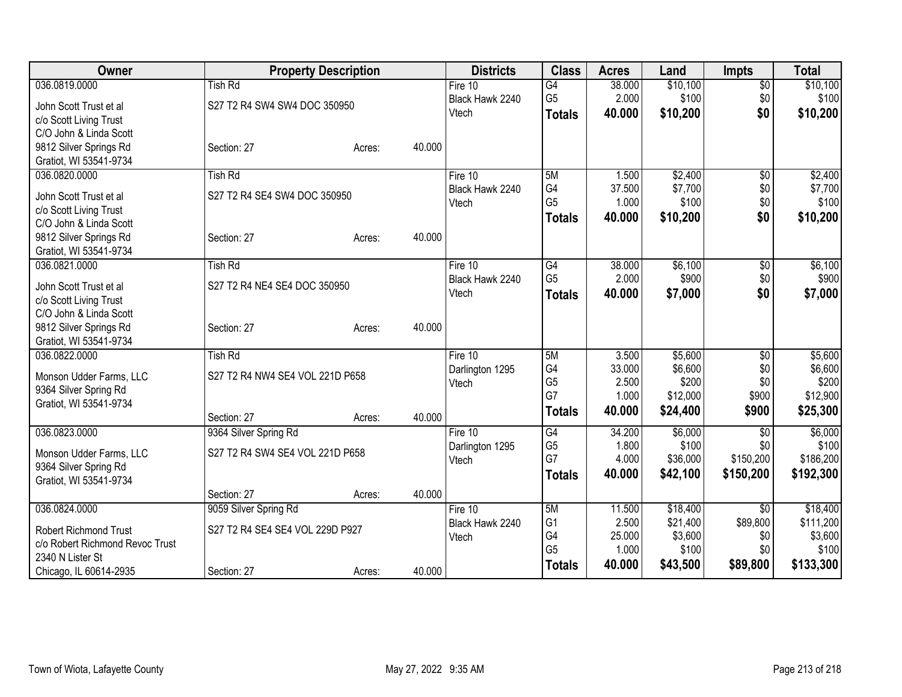| Owner | Property Description | | Districts | Class | Acres | Land | Impts | Total |
|---|---|---|---|---|---|---|---|---|
| 036.0819.0000 | Tish Rd | | Fire 10 | G4 | 38.000 | $10,100 | $0 | $10,100 |
| John Scott Trust et al | S27 T2 R4 SW4 SW4 DOC 350950 | | Black Hawk 2240 | G5 | 2.000 | $100 | $0 | $100 |
| c/o Scott Living Trust | | | Vtech | **Totals** | **40.000** | **$10,200** | **$0** | **$10,200** |
| C/O John & Linda Scott | | | | | | | | |
| 9812 Silver Springs Rd | Section: 27 | Acres: 40.000 | | | | | | |
| Gratiot, WI 53541-9734 | | | | | | | | |
| 036.0820.0000 | Tish Rd | | Fire 10 | 5M | 1.500 | $2,400 | $0 | $2,400 |
| John Scott Trust et al | S27 T2 R4 SE4 SW4 DOC 350950 | | Black Hawk 2240 | G4 | 37.500 | $7,700 | $0 | $7,700 |
| c/o Scott Living Trust | | | Vtech | G5 | 1.000 | $100 | $0 | $100 |
| C/O John & Linda Scott | | | | **Totals** | **40.000** | **$10,200** | **$0** | **$10,200** |
| 9812 Silver Springs Rd | Section: 27 | Acres: 40.000 | | | | | | |
| Gratiot, WI 53541-9734 | | | | | | | | |
| 036.0821.0000 | Tish Rd | | Fire 10 | G4 | 38.000 | $6,100 | $0 | $6,100 |
| John Scott Trust et al | S27 T2 R4 NE4 SE4 DOC 350950 | | Black Hawk 2240 | G5 | 2.000 | $900 | $0 | $900 |
| c/o Scott Living Trust | | | Vtech | **Totals** | **40.000** | **$7,000** | **$0** | **$7,000** |
| C/O John & Linda Scott | | | | | | | | |
| 9812 Silver Springs Rd | Section: 27 | Acres: 40.000 | | | | | | |
| Gratiot, WI 53541-9734 | | | | | | | | |
| 036.0822.0000 | Tish Rd | | Fire 10 | 5M | 3.500 | $5,600 | $0 | $5,600 |
| Monson Udder Farms, LLC | S27 T2 R4 NW4 SE4 VOL 221D P658 | | Darlington 1295 | G4 | 33.000 | $6,600 | $0 | $6,600 |
| 9364 Silver Spring Rd | | | Vtech | G5 | 2.500 | $200 | $0 | $200 |
| Gratiot, WI 53541-9734 | | | | G7 | 1.000 | $12,000 | $900 | $12,900 |
| | Section: 27 | Acres: 40.000 | | **Totals** | **40.000** | **$24,400** | **$900** | **$25,300** |
| 036.0823.0000 | 9364 Silver Spring Rd | | Fire 10 | G4 | 34.200 | $6,000 | $0 | $6,000 |
| Monson Udder Farms, LLC | S27 T2 R4 SW4 SE4 VOL 221D P658 | | Darlington 1295 | G5 | 1.800 | $100 | $0 | $100 |
| 9364 Silver Spring Rd | | | Vtech | G7 | 4.000 | $36,000 | $150,200 | $186,200 |
| Gratiot, WI 53541-9734 | | | | **Totals** | **40.000** | **$42,100** | **$150,200** | **$192,300** |
| | Section: 27 | Acres: 40.000 | | | | | | |
| 036.0824.0000 | 9059 Silver Spring Rd | | Fire 10 | 5M | 11.500 | $18,400 | $0 | $18,400 |
| Robert Richmond Trust | S27 T2 R4 SE4 SE4 VOL 229D P927 | | Black Hawk 2240 | G1 | 2.500 | $21,400 | $89,800 | $111,200 |
| c/o Robert Richmond Revoc Trust | | | Vtech | G4 | 25.000 | $3,600 | $0 | $3,600 |
| 2340 N Lister St | | | | G5 | 1.000 | $100 | $0 | $100 |
| Chicago, IL 60614-2935 | Section: 27 | Acres: 40.000 | | **Totals** | **40.000** | **$43,500** | **$89,800** | **$133,300** |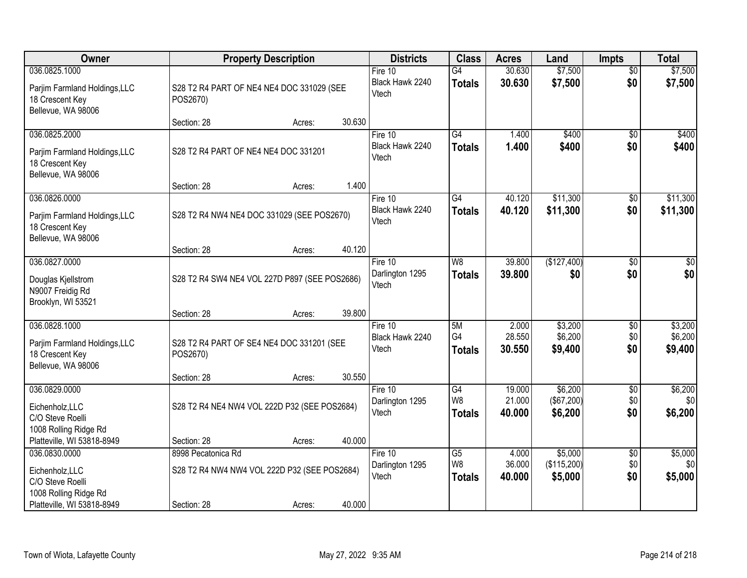| Owner | Property Description | Districts | Class | Acres | Land | Impts | Total |
|---|---|---|---|---|---|---|---|
| 036.0825.1000<br>Parjim Farmland Holdings,LLC<br>18 Crescent Key<br>Bellevue, WA 98006 | S28 T2 R4 PART OF NE4 NE4 DOC 331029 (SEE POS2670)<br>Section: 28 Acres: 30.630 | Fire 10<br>Black Hawk 2240<br>Vtech | G4<br>**Totals** | 30.630<br>**30.630** | $7,500<br>**$7,500** | $0<br>**$0** | $7,500<br>**$7,500** |
| 036.0825.2000<br>Parjim Farmland Holdings,LLC<br>18 Crescent Key<br>Bellevue, WA 98006 | S28 T2 R4 PART OF NE4 NE4 DOC 331201<br>Section: 28 Acres: 1.400 | Fire 10<br>Black Hawk 2240<br>Vtech | G4<br>**Totals** | 1.400<br>**1.400** | $400<br>**$400** | $0<br>**$0** | $400<br>**$400** |
| 036.0826.0000<br>Parjim Farmland Holdings,LLC<br>18 Crescent Key<br>Bellevue, WA 98006 | S28 T2 R4 NW4 NE4 DOC 331029 (SEE POS2670)<br>Section: 28 Acres: 40.120 | Fire 10<br>Black Hawk 2240<br>Vtech | G4<br>**Totals** | 40.120<br>**40.120** | $11,300<br>**$11,300** | $0<br>**$0** | $11,300<br>**$11,300** |
| 036.0827.0000<br>Douglas Kjellstrom<br>N9007 Freidig Rd<br>Brooklyn, WI 53521 | S28 T2 R4 SW4 NE4 VOL 227D P897 (SEE POS2686)<br>Section: 28 Acres: 39.800 | Fire 10<br>Darlington 1295<br>Vtech | W8<br>**Totals** | 39.800<br>**39.800** | ($127,400)<br>**$0** | $0<br>**$0** | $0<br>**$0** |
| 036.0828.1000<br>Parjim Farmland Holdings,LLC<br>18 Crescent Key<br>Bellevue, WA 98006 | S28 T2 R4 PART OF SE4 NE4 DOC 331201 (SEE POS2670)<br>Section: 28 Acres: 30.550 | Fire 10<br>Black Hawk 2240<br>Vtech | 5M<br>G4<br>**Totals** | 2.000<br>28.550<br>**30.550** | $3,200<br>$6,200<br>**$9,400** | $0<br>$0<br>**$0** | $3,200<br>$6,200<br>**$9,400** |
| 036.0829.0000<br>Eichenholz,LLC<br>C/O Steve Roelli<br>1008 Rolling Ridge Rd<br>Platteville, WI 53818-8949 | S28 T2 R4 NE4 NW4 VOL 222D P32 (SEE POS2684)<br>Section: 28 Acres: 40.000 | Fire 10<br>Darlington 1295<br>Vtech | G4<br>W8<br>**Totals** | 19.000<br>21.000<br>**40.000** | $6,200<br>($67,200)<br>**$6,200** | $0<br>$0<br>**$0** | $6,200<br>$0<br>**$6,200** |
| 036.0830.0000<br>Eichenholz,LLC<br>C/O Steve Roelli<br>1008 Rolling Ridge Rd<br>Platteville, WI 53818-8949 | 8998 Pecatonica Rd<br>S28 T2 R4 NW4 NW4 VOL 222D P32 (SEE POS2684)<br>Section: 28 Acres: 40.000 | Fire 10<br>Darlington 1295<br>Vtech | G5<br>W8<br>**Totals** | 4.000<br>36.000<br>**40.000** | $5,000<br>($115,200)<br>**$5,000** | $0<br>$0<br>**$0** | $5,000<br>$0<br>**$5,000** |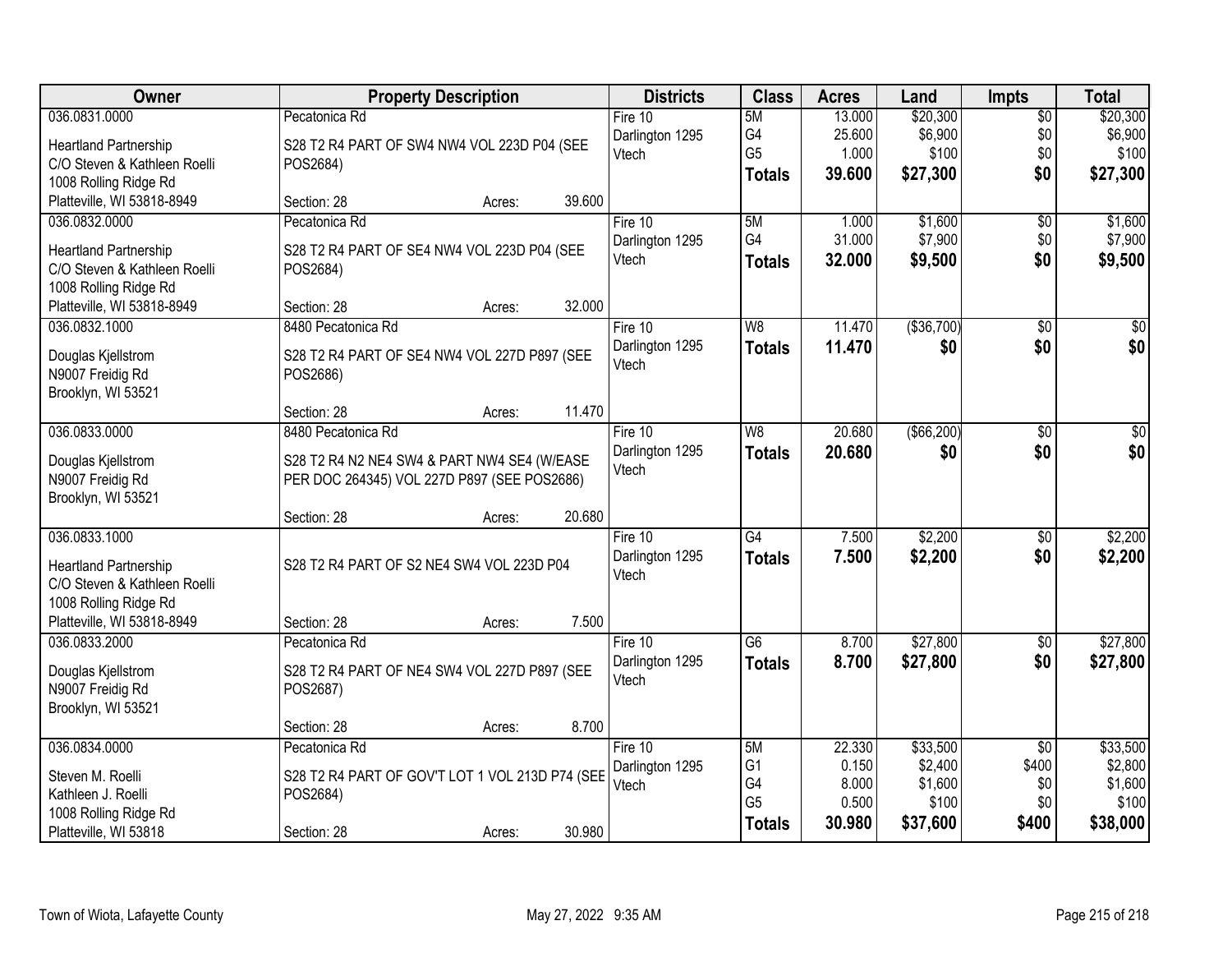| Owner | Property Description | Districts | Class | Acres | Land | Impts | Total |
|---|---|---|---|---|---|---|---|
| 036.0831.0000<br>Heartland Partnership<br>C/O Steven & Kathleen Roelli<br>1008 Rolling Ridge Rd<br>Platteville, WI 53818-8949 | Pecatonica Rd<br>S28 T2 R4 PART OF SW4 NW4 VOL 223D P04 (SEE POS2684)<br>Section: 28 Acres: 39.600 | Fire 10<br>Darlington 1295<br>Vtech | 5M<br>G4<br>G5<br>**Totals** | 13.000<br>25.600<br>1.000<br>**39.600** | $20,300<br>$6,900<br>$100<br>**$27,300** | $0<br>$0<br>$0<br>**$0** | $20,300<br>$6,900<br>$100<br>**$27,300** |
| 036.0832.0000<br>Heartland Partnership<br>C/O Steven & Kathleen Roelli<br>1008 Rolling Ridge Rd<br>Platteville, WI 53818-8949 | Pecatonica Rd<br>S28 T2 R4 PART OF SE4 NW4 VOL 223D P04 (SEE POS2684)<br>Section: 28 Acres: 32.000 | Fire 10<br>Darlington 1295<br>Vtech | 5M<br>G4<br>**Totals** | 1.000<br>31.000<br>**32.000** | $1,600<br>$7,900<br>**$9,500** | $0<br>$0<br>**$0** | $1,600<br>$7,900<br>**$9,500** |
| 036.0832.1000<br>Douglas Kjellstrom<br>N9007 Freidig Rd<br>Brooklyn, WI 53521 | 8480 Pecatonica Rd<br>S28 T2 R4 PART OF SE4 NW4 VOL 227D P897 (SEE POS2686)<br>Section: 28 Acres: 11.470 | Fire 10<br>Darlington 1295<br>Vtech | W8<br>**Totals** | 11.470<br>**11.470** | ($36,700)<br>**$0** | $0<br>**$0** | $0<br>**$0** |
| 036.0833.0000<br>Douglas Kjellstrom<br>N9007 Freidig Rd<br>Brooklyn, WI 53521 | 8480 Pecatonica Rd<br>S28 T2 R4 N2 NE4 SW4 & PART NW4 SE4 (W/EASE PER DOC 264345) VOL 227D P897 (SEE POS2686)<br>Section: 28 Acres: 20.680 | Fire 10<br>Darlington 1295<br>Vtech | W8<br>**Totals** | 20.680<br>**20.680** | ($66,200)<br>**$0** | $0<br>**$0** | $0<br>**$0** |
| 036.0833.1000<br>Heartland Partnership<br>C/O Steven & Kathleen Roelli<br>1008 Rolling Ridge Rd<br>Platteville, WI 53818-8949 | S28 T2 R4 PART OF S2 NE4 SW4 VOL 223D P04<br>Section: 28 Acres: 7.500 | Fire 10<br>Darlington 1295<br>Vtech | G4<br>**Totals** | 7.500<br>**7.500** | $2,200<br>**$2,200** | $0<br>**$0** | $2,200<br>**$2,200** |
| 036.0833.2000<br>Douglas Kjellstrom<br>N9007 Freidig Rd<br>Brooklyn, WI 53521 | Pecatonica Rd<br>S28 T2 R4 PART OF NE4 SW4 VOL 227D P897 (SEE POS2687)<br>Section: 28 Acres: 8.700 | Fire 10<br>Darlington 1295<br>Vtech | G6<br>**Totals** | 8.700<br>**8.700** | $27,800<br>**$27,800** | $0<br>**$0** | $27,800<br>**$27,800** |
| 036.0834.0000<br>Steven M. Roelli<br>Kathleen J. Roelli<br>1008 Rolling Ridge Rd<br>Platteville, WI 53818 | Pecatonica Rd<br>S28 T2 R4 PART OF GOV'T LOT 1 VOL 213D P74 (SEE POS2684)<br>Section: 28 Acres: 30.980 | Fire 10<br>Darlington 1295<br>Vtech | 5M<br>G1<br>G4<br>G5<br>**Totals** | 22.330<br>0.150<br>8.000<br>0.500<br>**30.980** | $33,500<br>$2,400<br>$1,600<br>$100<br>**$37,600** | $0<br>$400<br>$0<br>$0<br>**$400** | $33,500<br>$2,800<br>$1,600<br>$100<br>**$38,000** |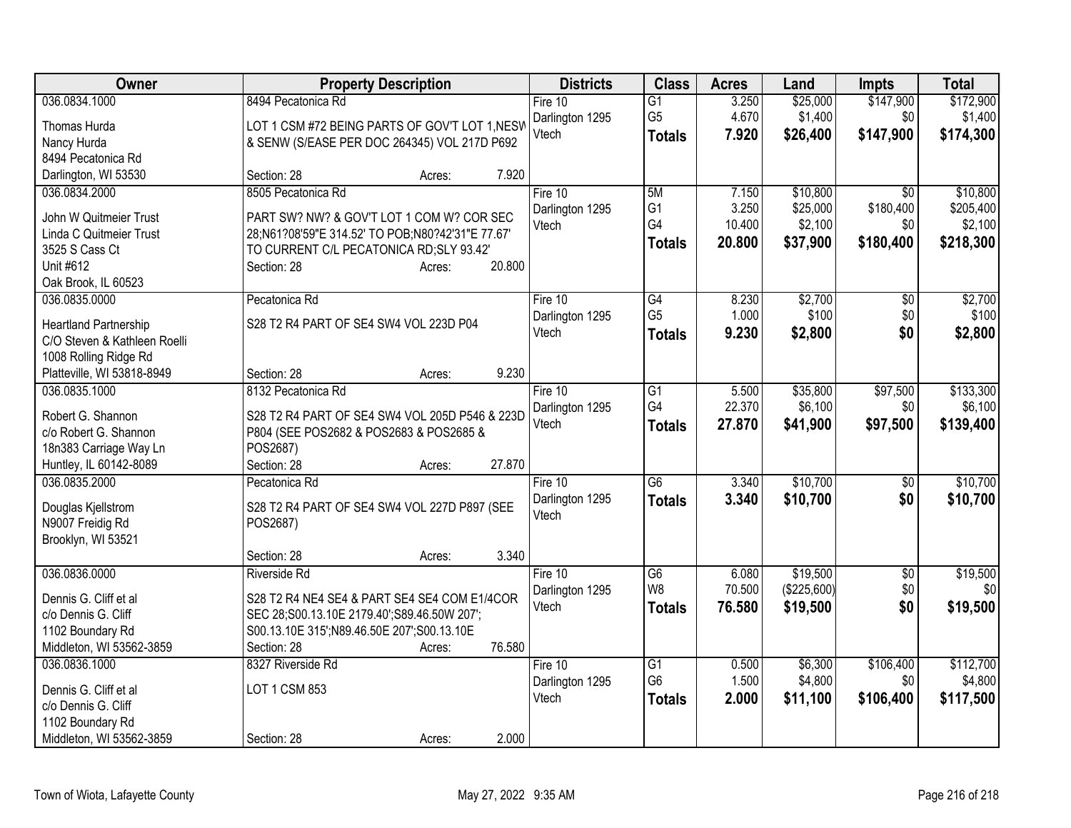| Owner | Property Description | Districts | Class | Acres | Land | Impts | Total |
|---|---|---|---|---|---|---|---|
| 036.0834.1000<br><br>Thomas Hurda<br>Nancy Hurda<br>8494 Pecatonica Rd<br>Darlington, WI 53530 | 8494 Pecatonica Rd<br><br>LOT 1 CSM #72 BEING PARTS OF GOV'T LOT 1,NESW & SENW (S/EASE PER DOC 264345) VOL 217D P692<br><br>Section: 28 Acres: 7.920 | Fire 10<br>Darlington 1295<br>Vtech | G1<br>G5<br>**Totals** | 3.250<br>4.670<br>**7.920** | $25,000<br>$1,400<br>**$26,400** | $147,900<br>$0<br>**$147,900** | $172,900<br>$1,400<br>**$174,300** |
| 036.0834.2000<br><br>John W Quitmeier Trust<br>Linda C Quitmeier Trust<br>3525 S Cass Ct<br>Unit #612<br>Oak Brook, IL 60523 | 8505 Pecatonica Rd<br><br>PART SW? NW? & GOV'T LOT 1 COM W? COR SEC 28;N61?08'59"E 314.52' TO POB;N80?42'31"E 77.67' TO CURRENT C/L PECATONICA RD;SLY 93.42'<br>Section: 28 Acres: 20.800 | Fire 10<br>Darlington 1295<br>Vtech | 5M<br>G1<br>G4<br>**Totals** | 7.150<br>3.250<br>10.400<br>**20.800** | $10,800<br>$25,000<br>$2,100<br>**$37,900** | $0<br>$180,400<br>$0<br>**$180,400** | $10,800<br>$205,400<br>$2,100<br>**$218,300** |
| 036.0835.0000<br><br>Heartland Partnership<br>C/O Steven & Kathleen Roelli<br>1008 Rolling Ridge Rd<br>Platteville, WI 53818-8949 | Pecatonica Rd<br><br>S28 T2 R4 PART OF SE4 SW4 VOL 223D P04<br><br>Section: 28 Acres: 9.230 | Fire 10<br>Darlington 1295<br>Vtech | G4<br>G5<br>**Totals** | 8.230<br>1.000<br>**9.230** | $2,700<br>$100<br>**$2,800** | $0<br>$0<br>**$0** | $2,700<br>$100<br>**$2,800** |
| 036.0835.1000<br><br>Robert G. Shannon<br>c/o Robert G. Shannon<br>18n383 Carriage Way Ln<br>Huntley, IL 60142-8089 | 8132 Pecatonica Rd<br><br>S28 T2 R4 PART OF SE4 SW4 VOL 205D P546 & 223D P804 (SEE POS2682 & POS2683 & POS2685 & POS2687)<br>Section: 28 Acres: 27.870 | Fire 10<br>Darlington 1295<br>Vtech | G1<br>G4<br>**Totals** | 5.500<br>22.370<br>**27.870** | $35,800<br>$6,100<br>**$41,900** | $97,500<br>$0<br>**$97,500** | $133,300<br>$6,100<br>**$139,400** |
| 036.0835.2000<br><br>Douglas Kjellstrom<br>N9007 Freidig Rd<br>Brooklyn, WI 53521 | Pecatonica Rd<br><br>S28 T2 R4 PART OF SE4 SW4 VOL 227D P897 (SEE POS2687)<br><br>Section: 28 Acres: 3.340 | Fire 10<br>Darlington 1295<br>Vtech | G6<br>**Totals** | 3.340<br>**3.340** | $10,700<br>**$10,700** | $0<br>**$0** | $10,700<br>**$10,700** |
| 036.0836.0000<br><br>Dennis G. Cliff et al<br>c/o Dennis G. Cliff<br>1102 Boundary Rd<br>Middleton, WI 53562-3859 | Riverside Rd<br><br>S28 T2 R4 NE4 SE4 & PART SE4 SE4 COM E1/4COR SEC 28;S00.13.10E 2179.40';S89.46.50W 207'; S00.13.10E 315';N89.46.50E 207';S00.13.10E<br>Section: 28 Acres: 76.580 | Fire 10<br>Darlington 1295<br>Vtech | G6<br>W8<br>**Totals** | 6.080<br>70.500<br>**76.580** | $19,500<br>($225,600)<br>**$19,500** | $0<br>$0<br>**$0** | $19,500<br>$0<br>**$19,500** |
| 036.0836.1000<br><br>Dennis G. Cliff et al<br>c/o Dennis G. Cliff<br>1102 Boundary Rd<br>Middleton, WI 53562-3859 | 8327 Riverside Rd<br><br>LOT 1 CSM 853<br><br>Section: 28 Acres: 2.000 | Fire 10<br>Darlington 1295<br>Vtech | G1<br>G6<br>**Totals** | 0.500<br>1.500<br>**2.000** | $6,300<br>$4,800<br>**$11,100** | $106,400<br>$0<br>**$106,400** | $112,700<br>$4,800<br>**$117,500** |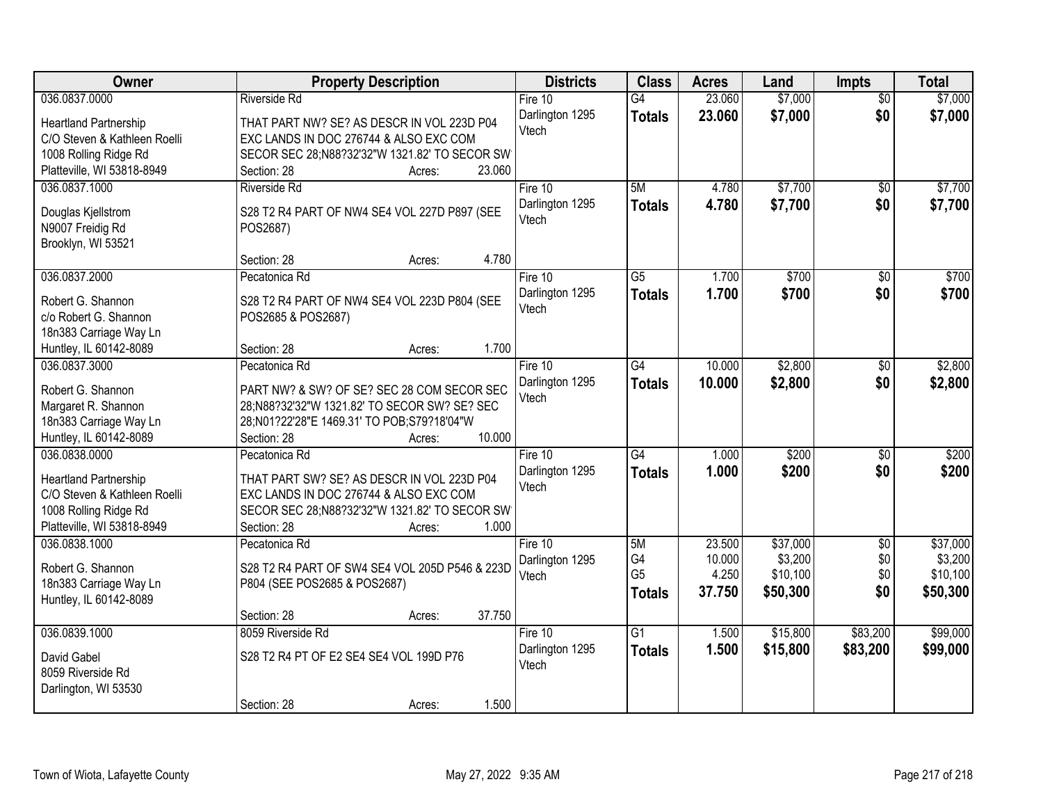| Owner | Property Description | Districts | Class | Acres | Land | Impts | Total |
|---|---|---|---|---|---|---|---|
| 036.0837.0000<br>Heartland Partnership<br>C/O Steven & Kathleen Roelli<br>1008 Rolling Ridge Rd<br>Platteville, WI 53818-8949 | Riverside Rd<br>THAT PART NW? SE? AS DESCR IN VOL 223D P04 EXC LANDS IN DOC 276744 & ALSO EXC COM SECOR SEC 28;N88?32'32"W 1321.82' TO SECOR SW<br>Section: 28 Acres: 23.060 | Fire 10<br>Darlington 1295<br>Vtech | G4<br>**Totals** | 23.060<br>**23.060** | $7,000<br>**$7,000** | $0<br>**$0** | $7,000<br>**$7,000** |
| 036.0837.1000<br>Douglas Kjellstrom<br>N9007 Freidig Rd<br>Brooklyn, WI 53521 | Riverside Rd<br>S28 T2 R4 PART OF NW4 SE4 VOL 227D P897 (SEE POS2687)<br>Section: 28 Acres: 4.780 | Fire 10<br>Darlington 1295<br>Vtech | 5M<br>**Totals** | 4.780<br>**4.780** | $7,700<br>**$7,700** | $0<br>**$0** | $7,700<br>**$7,700** |
| 036.0837.2000<br>Robert G. Shannon<br>c/o Robert G. Shannon<br>18n383 Carriage Way Ln<br>Huntley, IL 60142-8089 | Pecatonica Rd<br>S28 T2 R4 PART OF NW4 SE4 VOL 223D P804 (SEE POS2685 & POS2687)<br>Section: 28 Acres: 1.700 | Fire 10<br>Darlington 1295<br>Vtech | G5<br>**Totals** | 1.700<br>**1.700** | $700<br>**$700** | $0<br>**$0** | $700<br>**$700** |
| 036.0837.3000<br>Robert G. Shannon<br>Margaret R. Shannon<br>18n383 Carriage Way Ln<br>Huntley, IL 60142-8089 | Pecatonica Rd<br>PART NW? & SW? OF SE? SEC 28 COM SECOR SEC 28;N88?32'32"W 1321.82' TO SECOR SW? SE? SEC 28;N01?22'28"E 1469.31' TO POB;S79?18'04"W<br>Section: 28 Acres: 10.000 | Fire 10<br>Darlington 1295<br>Vtech | G4<br>**Totals** | 10.000<br>**10.000** | $2,800<br>**$2,800** | $0<br>**$0** | $2,800<br>**$2,800** |
| 036.0838.0000<br>Heartland Partnership<br>C/O Steven & Kathleen Roelli<br>1008 Rolling Ridge Rd<br>Platteville, WI 53818-8949 | Pecatonica Rd<br>THAT PART SW? SE? AS DESCR IN VOL 223D P04 EXC LANDS IN DOC 276744 & ALSO EXC COM SECOR SEC 28;N88?32'32"W 1321.82' TO SECOR SW<br>Section: 28 Acres: 1.000 | Fire 10<br>Darlington 1295<br>Vtech | G4<br>**Totals** | 1.000<br>**1.000** | $200<br>**$200** | $0<br>**$0** | $200<br>**$200** |
| 036.0838.1000<br>Robert G. Shannon<br>18n383 Carriage Way Ln<br>Huntley, IL 60142-8089 | Pecatonica Rd<br>S28 T2 R4 PART OF SW4 SE4 VOL 205D P546 & 223D P804 (SEE POS2685 & POS2687)<br>Section: 28 Acres: 37.750 | Fire 10<br>Darlington 1295<br>Vtech | 5M<br>G4<br>G5<br>**Totals** | 23.500<br>10.000<br>4.250<br>**37.750** | $37,000<br>$3,200<br>$10,100<br>**$50,300** | $0<br>$0<br>$0<br>**$0** | $37,000<br>$3,200<br>$10,100<br>**$50,300** |
| 036.0839.1000<br>David Gabel<br>8059 Riverside Rd<br>Darlington, WI 53530 | 8059 Riverside Rd<br>S28 T2 R4 PT OF E2 SE4 SE4 VOL 199D P76<br>Section: 28 Acres: 1.500 | Fire 10<br>Darlington 1295<br>Vtech | G1<br>**Totals** | 1.500<br>**1.500** | $15,800<br>**$15,800** | $83,200<br>**$83,200** | $99,000<br>**$99,000** |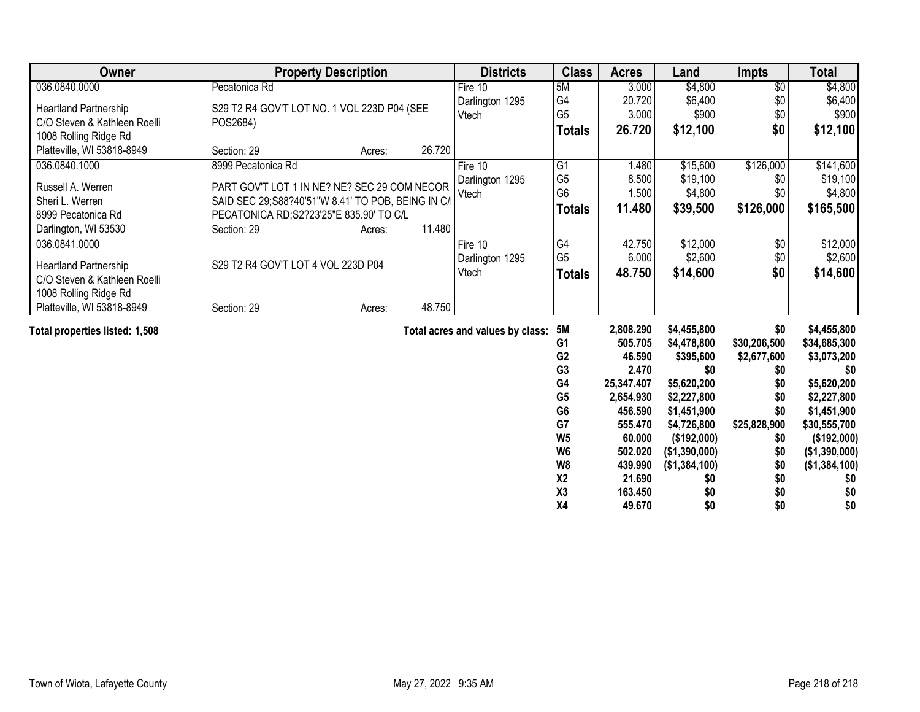| Owner | Property Description | Districts | Class | Acres | Land | Impts | Total |
|---|---|---|---|---|---|---|---|
| 036.0840.0000<br>Heartland Partnership<br>C/O Steven & Kathleen Roelli<br>1008 Rolling Ridge Rd<br>Platteville, WI 53818-8949 | Pecatonica Rd<br>S29 T2 R4 GOV'T LOT NO. 1 VOL 223D P04 (SEE POS2684)<br>Section: 29 Acres: 26.720 | Fire 10<br>Darlington 1295<br>Vtech | 5M<br>G4<br>G5<br>**Totals** | 3.000<br>20.720<br>3.000<br>**26.720** | $4,800<br>$6,400<br>$900<br>**$12,100** | $0<br>$0<br>$0<br>**$0** | $4,800<br>$6,400<br>$900<br>**$12,100** |
| 036.0840.1000<br>Russell A. Werren<br>Sheri L. Werren<br>8999 Pecatonica Rd<br>Darlington, WI 53530 | 8999 Pecatonica Rd<br>PART GOV'T LOT 1 IN NE? NE? SEC 29 COM NECOR SAID SEC 29;S88?40'51"W 8.41' TO POB, BEING IN C/l PECATONICA RD;S2?23'25"E 835.90' TO C/L<br>Section: 29 Acres: 11.480 | Fire 10<br>Darlington 1295<br>Vtech | G1<br>G5<br>G6<br>**Totals** | 1.480<br>8.500<br>1.500<br>**11.480** | $15,600<br>$19,100<br>$4,800<br>**$39,500** | $126,000<br>$0<br>$0<br>**$126,000** | $141,600<br>$19,100<br>$4,800<br>**$165,500** |
| 036.0841.0000<br>Heartland Partnership<br>C/O Steven & Kathleen Roelli<br>1008 Rolling Ridge Rd<br>Platteville, WI 53818-8949 | S29 T2 R4 GOV'T LOT 4 VOL 223D P04<br>Section: 29 Acres: 48.750 | Fire 10<br>Darlington 1295<br>Vtech | G4<br>G5<br>**Totals** | 42.750<br>6.000<br>**48.750** | $12,000<br>$2,600<br>**$14,600** | $0<br>$0<br>**$0** | $12,000<br>$2,600<br>**$14,600** |

**Total properties listed: 1,508**

**Total acres and values by class:**

| Class | Acres | Land | Impts | Total |
|---|---|---|---|---|
| 5M | 2,808.290 | $4,455,800 | $0 | $4,455,800 |
| G1 | 505.705 | $4,478,800 | $30,206,500 | $34,685,300 |
| G2 | 46.590 | $395,600 | $2,677,600 | $3,073,200 |
| G3 | 2.470 | $0 | $0 | $0 |
| G4 | 25,347.407 | $5,620,200 | $0 | $5,620,200 |
| G5 | 2,654.930 | $2,227,800 | $0 | $2,227,800 |
| G6 | 456.590 | $1,451,900 | $0 | $1,451,900 |
| G7 | 555.470 | $4,726,800 | $25,828,900 | $30,555,700 |
| W5 | 60.000 | ($192,000) | $0 | ($192,000) |
| W6 | 502.020 | ($1,390,000) | $0 | ($1,390,000) |
| W8 | 439.990 | ($1,384,100) | $0 | ($1,384,100) |
| X2 | 21.690 | $0 | $0 | $0 |
| X3 | 163.450 | $0 | $0 | $0 |
| X4 | 49.670 | $0 | $0 | $0 |